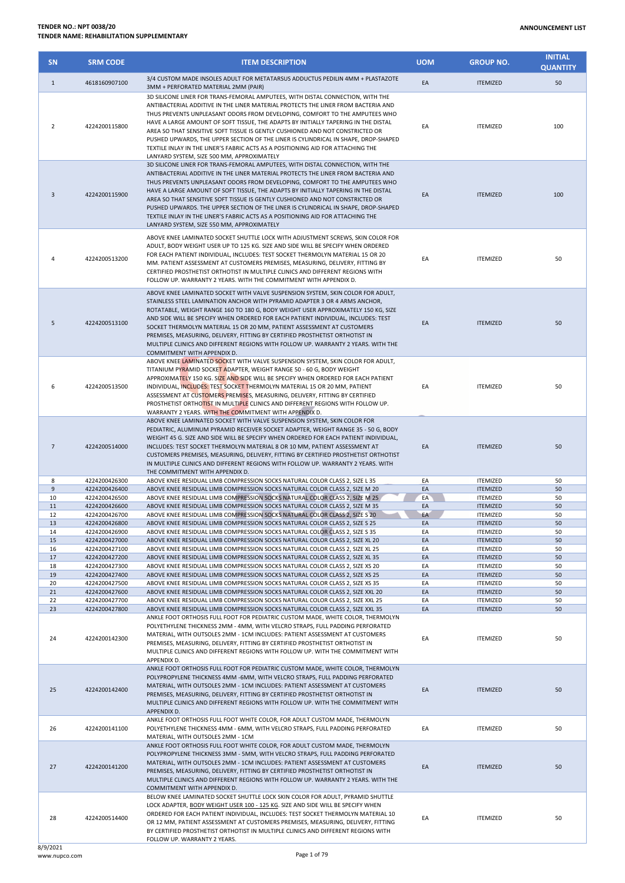**TENDER NO.: NPT 0038/20**
**TENDER NAME: REHABILITATION SUPPLEMENTARY**

**ANNOUNCEMENT LIST**

| SN | SRM CODE | ITEM DESCRIPTION | UOM | GROUP NO. | INITIAL QUANTITY |
|---|---|---|---|---|---|
| 1 | 4618160907100 | 3/4 CUSTOM MADE INSOLES ADULT FOR METATARSUS ADDUCTUS PEDILIN 4MM + PLASTAZOTE 3MM + PERFORATED MATERIAL 2MM (PAIR) | EA | ITEMIZED | 50 |
| 2 | 4224200115800 | 3D SILICONE LINER FOR TRANS-FEMORAL AMPUTEES, WITH DISTAL CONNECTION, WITH THE ANTIBACTERIAL ADDITIVE IN THE LINER MATERIAL PROTECTS THE LINER FROM BACTERIA AND THUS PREVENTS UNPLEASANT ODORS FROM DEVELOPING, COMFORT TO THE AMPUTEES WHO HAVE A LARGE AMOUNT OF SOFT TISSUE, THE ADAPTS BY INITIALLY TAPERING IN THE DISTAL AREA SO THAT SENSITIVE SOFT TISSUE IS GENTLY CUSHIONED AND NOT CONSTRICTED OR PUSHED UPWARDS, THE UPPER SECTION OF THE LINER IS CYLINDRICAL IN SHAPE, DROP-SHAPED TEXTILE INLAY IN THE LINER'S FABRIC ACTS AS A POSITIONING AID FOR ATTACHING THE LANYARD SYSTEM, SIZE 500 MM, APPROXIMATELY | EA | ITEMIZED | 100 |
| 3 | 4224200115900 | 3D SILICONE LINER FOR TRANS-FEMORAL AMPUTEES, WITH DISTAL CONNECTION, WITH THE ANTIBACTERIAL ADDITIVE IN THE LINER MATERIAL PROTECTS THE LINER FROM BACTERIA AND THUS PREVENTS UNPLEASANT ODORS FROM DEVELOPING, COMFORT TO THE AMPUTEES WHO HAVE A LARGE AMOUNT OF SOFT TISSUE, THE ADAPTS BY INITIALLY TAPERING IN THE DISTAL AREA SO THAT SENSITIVE SOFT TISSUE IS GENTLY CUSHIONED AND NOT CONSTRICTED OR PUSHED UPWARDS. THE UPPER SECTION OF THE LINER IS CYLINDRICAL IN SHAPE, DROP-SHAPED TEXTILE INLAY IN THE LINER'S FABRIC ACTS AS A POSITIONING AID FOR ATTACHING THE LANYARD SYSTEM, SIZE 550 MM, APPROXIMATELY | EA | ITEMIZED | 100 |
| 4 | 4224200513200 | ABOVE KNEE LAMINATED SOCKET SHUTTLE LOCK WITH ADJUSTMENT SCREWS, SKIN COLOR FOR ADULT, BODY WEIGHT USER UP TO 125 KG. SIZE AND SIDE WILL BE SPECIFY WHEN ORDERED FOR EACH PATIENT INDIVIDUAL, INCLUDES: TEST SOCKET THERMOLYN MATERIAL 15 OR 20 MM. PATIENT ASSESSMENT AT CUSTOMERS PREMISES, MEASURING, DELIVERY, FITTING BY CERTIFIED PROSTHETIST ORTHOTIST IN MULTIPLE CLINICS AND DIFFERENT REGIONS WITH FOLLOW UP. WARRANTY 2 YEARS. WITH THE COMMITMENT WITH APPENDIX D. | EA | ITEMIZED | 50 |
| 5 | 4224200513100 | ABOVE KNEE LAMINATED SOCKET WITH VALVE SUSPENSION SYSTEM, SKIN COLOR FOR ADULT, STAINLESS STEEL LAMINATION ANCHOR WITH PYRAMID ADAPTER 3 OR 4 ARMS ANCHOR, ROTATABLE, WEIGHT RANGE 160 TO 180 G, BODY WEIGHT USER APPROXIMATELY 150 KG, SIZE AND SIDE WILL BE SPECIFY WHEN ORDERED FOR EACH PATIENT INDIVIDUAL, INCLUDES: TEST SOCKET THERMOLYN MATERIAL 15 OR 20 MM, PATIENT ASSESSMENT AT CUSTOMERS PREMISES, MEASURING, DELIVERY, FITTING BY CERTIFIED PROSTHETIST ORTHOTIST IN MULTIPLE CLINICS AND DIFFERENT REGIONS WITH FOLLOW UP. WARRANTY 2 YEARS. WITH THE COMMITMENT WITH APPENDIX D. | EA | ITEMIZED | 50 |
| 6 | 4224200513500 | ABOVE KNEE LAMINATED SOCKET WITH VALVE SUSPENSION SYSTEM, SKIN COLOR FOR ADULT, TITANIUM PYRAMID SOCKET ADAPTER, WEIGHT RANGE 50 - 60 G, BODY WEIGHT APPROXIMATELY 150 KG. SIZE AND SIDE WILL BE SPECIFY WHEN ORDERED FOR EACH PATIENT INDIVIDUAL, INCLUDES: TEST SOCKET THERMOLYN MATERIAL 15 OR 20 MM, PATIENT ASSESSMENT AT CUSTOMERS PREMISES, MEASURING, DELIVERY, FITTING BY CERTIFIED PROSTHETIST ORTHOTIST IN MULTIPLE CLINICS AND DIFFERENT REGIONS WITH FOLLOW UP. WARRANTY 2 YEARS. WITH THE COMMITMENT WITH APPENDIX D. | EA | ITEMIZED | 50 |
| 7 | 4224200514000 | ABOVE KNEE LAMINATED SOCKET WITH VALVE SUSPENSION SYSTEM, SKIN COLOR FOR PEDIATRIC, ALUMINUM PYRAMID RECEIVER SOCKET ADAPTER, WEIGHT RANGE 35 - 50 G, BODY WEIGHT 45 G. SIZE AND SIDE WILL BE SPECIFY WHEN ORDERED FOR EACH PATIENT INDIVIDUAL, INCLUDES: TEST SOCKET THERMOLYN MATERIAL 8 OR 10 MM, PATIENT ASSESSMENT AT CUSTOMERS PREMISES, MEASURING, DELIVERY, FITTING BY CERTIFIED PROSTHETIST ORTHOTIST IN MULTIPLE CLINICS AND DIFFERENT REGIONS WITH FOLLOW UP. WARRANTY 2 YEARS. WITH THE COMMITMENT WITH APPENDIX D. | EA | ITEMIZED | 50 |
| 8 | 4224200426300 | ABOVE KNEE RESIDUAL LIMB COMPRESSION SOCKS NATURAL COLOR CLASS 2, SIZE L 35 | EA | ITEMIZED | 50 |
| 9 | 4224200426400 | ABOVE KNEE RESIDUAL LIMB COMPRESSION SOCKS NATURAL COLOR CLASS 2, SIZE M 20 | EA | ITEMIZED | 50 |
| 10 | 4224200426500 | ABOVE KNEE RESIDUAL LIMB COMPRESSION SOCKS NATURAL COLOR CLASS 2, SIZE M 25 | EA | ITEMIZED | 50 |
| 11 | 4224200426600 | ABOVE KNEE RESIDUAL LIMB COMPRESSION SOCKS NATURAL COLOR CLASS 2, SIZE M 35 | EA | ITEMIZED | 50 |
| 12 | 4224200426700 | ABOVE KNEE RESIDUAL LIMB COMPRESSION SOCKS NATURAL COLOR CLASS 2, SIZE S 20 | EA | ITEMIZED | 50 |
| 13 | 4224200426800 | ABOVE KNEE RESIDUAL LIMB COMPRESSION SOCKS NATURAL COLOR CLASS 2, SIZE S 25 | EA | ITEMIZED | 50 |
| 14 | 4224200426900 | ABOVE KNEE RESIDUAL LIMB COMPRESSION SOCKS NATURAL COLOR CLASS 2, SIZE S 35 | EA | ITEMIZED | 50 |
| 15 | 4224200427000 | ABOVE KNEE RESIDUAL LIMB COMPRESSION SOCKS NATURAL COLOR CLASS 2, SIZE XL 20 | EA | ITEMIZED | 50 |
| 16 | 4224200427100 | ABOVE KNEE RESIDUAL LIMB COMPRESSION SOCKS NATURAL COLOR CLASS 2, SIZE XL 25 | EA | ITEMIZED | 50 |
| 17 | 4224200427200 | ABOVE KNEE RESIDUAL LIMB COMPRESSION SOCKS NATURAL COLOR CLASS 2, SIZE XL 35 | EA | ITEMIZED | 50 |
| 18 | 4224200427300 | ABOVE KNEE RESIDUAL LIMB COMPRESSION SOCKS NATURAL COLOR CLASS 2, SIZE XS 20 | EA | ITEMIZED | 50 |
| 19 | 4224200427400 | ABOVE KNEE RESIDUAL LIMB COMPRESSION SOCKS NATURAL COLOR CLASS 2, SIZE XS 25 | EA | ITEMIZED | 50 |
| 20 | 4224200427500 | ABOVE KNEE RESIDUAL LIMB COMPRESSION SOCKS NATURAL COLOR CLASS 2, SIZE XS 35 | EA | ITEMIZED | 50 |
| 21 | 4224200427600 | ABOVE KNEE RESIDUAL LIMB COMPRESSION SOCKS NATURAL COLOR CLASS 2, SIZE XXL 20 | EA | ITEMIZED | 50 |
| 22 | 4224200427700 | ABOVE KNEE RESIDUAL LIMB COMPRESSION SOCKS NATURAL COLOR CLASS 2, SIZE XXL 25 | EA | ITEMIZED | 50 |
| 23 | 4224200427800 | ABOVE KNEE RESIDUAL LIMB COMPRESSION SOCKS NATURAL COLOR CLASS 2, SIZE XXL 35 | EA | ITEMIZED | 50 |
| 24 | 4224200142300 | ANKLE FOOT ORTHOSIS FULL FOOT FOR PEDIATRIC CUSTOM MADE, WHITE COLOR, THERMOLYN POLYETHYLENE THICKNESS 2MM - 4MM, WITH VELCRO STRAPS, FULL PADDING PERFORATED MATERIAL, WITH OUTSOLES 2MM - 1CM INCLUDES: PATIENT ASSESSMENT AT CUSTOMERS PREMISES, MEASURING, DELIVERY, FITTING BY CERTIFIED PROSTHETIST ORTHOTIST IN MULTIPLE CLINICS AND DIFFERENT REGIONS WITH FOLLOW UP. WITH THE COMMITMENT WITH APPENDIX D. | EA | ITEMIZED | 50 |
| 25 | 4224200142400 | ANKLE FOOT ORTHOSIS FULL FOOT FOR PEDIATRIC CUSTOM MADE, WHITE COLOR, THERMOLYN POLYPROPYLENE THICKNESS 4MM -6MM, WITH VELCRO STRAPS, FULL PADDING PERFORATED MATERIAL, WITH OUTSOLES 2MM - 1CM INCLUDES: PATIENT ASSESSMENT AT CUSTOMERS PREMISES, MEASURING, DELIVERY, FITTING BY CERTIFIED PROSTHETIST ORTHOTIST IN MULTIPLE CLINICS AND DIFFERENT REGIONS WITH FOLLOW UP. WITH THE COMMITMENT WITH APPENDIX D. | EA | ITEMIZED | 50 |
| 26 | 4224200141100 | ANKLE FOOT ORTHOSIS FULL FOOT WHITE COLOR, FOR ADULT CUSTOM MADE, THERMOLYN POLYETHYLENE THICKNESS 4MM - 6MM, WITH VELCRO STRAPS, FULL PADDING PERFORATED MATERIAL, WITH OUTSOLES 2MM - 1CM | EA | ITEMIZED | 50 |
| 27 | 4224200141200 | ANKLE FOOT ORTHOSIS FULL FOOT WHITE COLOR, FOR ADULT CUSTOM MADE, THERMOLYN POLYPROPYLENE THICKNESS 3MM - 5MM, WITH VELCRO STRAPS, FULL PADDING PERFORATED MATERIAL, WITH OUTSOLES 2MM - 1CM INCLUDES: PATIENT ASSESSMENT AT CUSTOMERS PREMISES, MEASURING, DELIVERY, FITTING BY CERTIFIED PROSTHETIST ORTHOTIST IN MULTIPLE CLINICS AND DIFFERENT REGIONS WITH FOLLOW UP. WARRANTY 2 YEARS. WITH THE COMMITMENT WITH APPENDIX D. | EA | ITEMIZED | 50 |
| 28 | 4224200514400 | BELOW KNEE LAMINATED SOCKET SHUTTLE LOCK SKIN COLOR FOR ADULT, PYRAMID SHUTTLE LOCK ADAPTER, BODY WEIGHT USER 100 - 125 KG. SIZE AND SIDE WILL BE SPECIFY WHEN ORDERED FOR EACH PATIENT INDIVIDUAL, INCLUDES: TEST SOCKET THERMOLYN MATERIAL 10 OR 12 MM, PATIENT ASSESSMENT AT CUSTOMERS PREMISES, MEASURING, DELIVERY, FITTING BY CERTIFIED PROSTHETIST ORTHOTIST IN MULTIPLE CLINICS AND DIFFERENT REGIONS WITH FOLLOW UP. WARRANTY 2 YEARS. | EA | ITEMIZED | 50 |

8/9/2021
www.nupco.com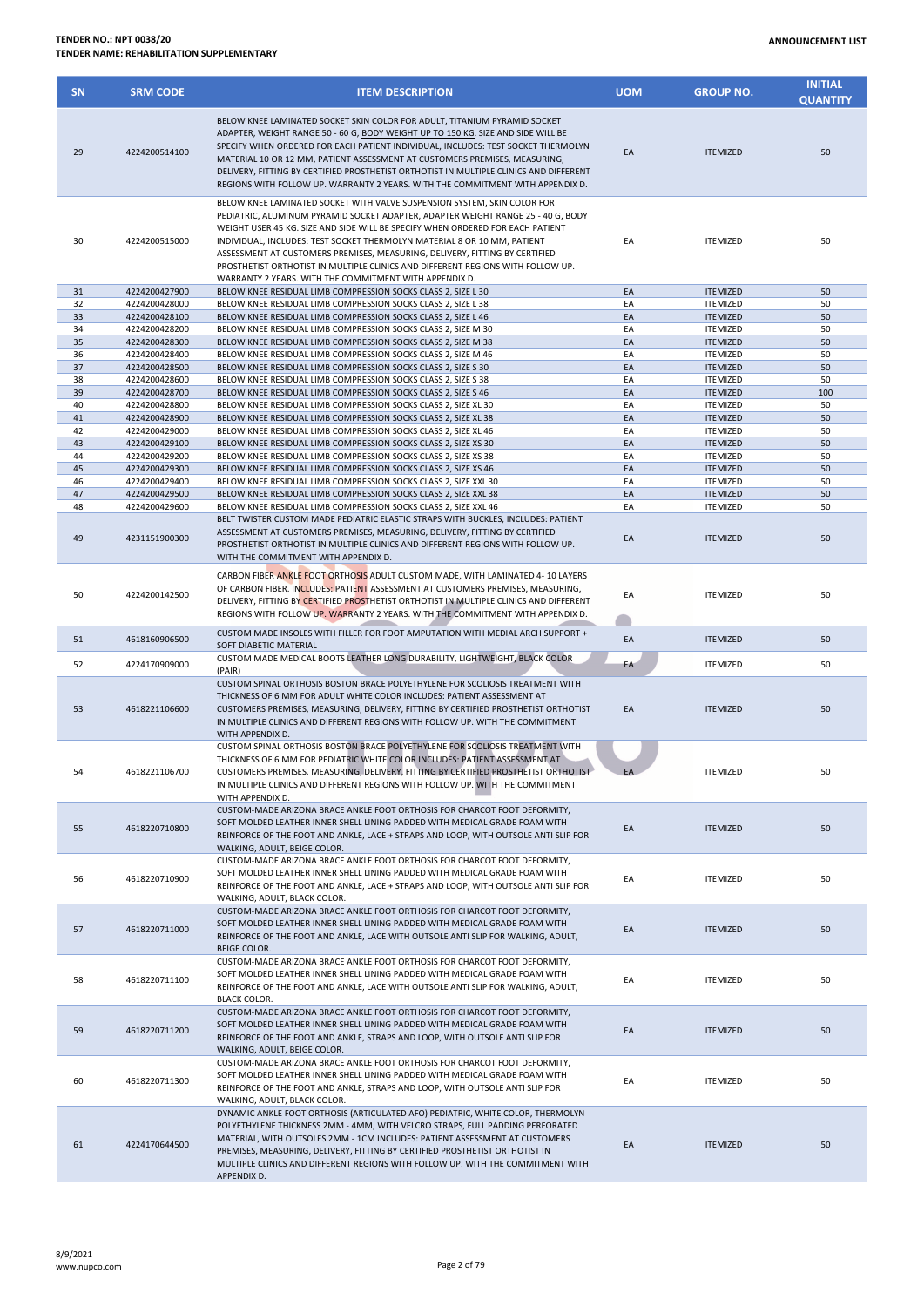**TENDER NO.: NPT 0038/20**
**TENDER NAME: REHABILITATION SUPPLEMENTARY**

**ANNOUNCEMENT LIST**

| SN | SRM CODE | ITEM DESCRIPTION | UOM | GROUP NO. | INITIAL QUANTITY |
|---|---|---|---|---|---|
| 29 | 4224200514100 | BELOW KNEE LAMINATED SOCKET SKIN COLOR FOR ADULT, TITANIUM PYRAMID SOCKET ADAPTER, WEIGHT RANGE 50 - 60 G, BODY WEIGHT UP TO 150 KG. SIZE AND SIDE WILL BE SPECIFY WHEN ORDERED FOR EACH PATIENT INDIVIDUAL, INCLUDES: TEST SOCKET THERMOLYN MATERIAL 10 OR 12 MM, PATIENT ASSESSMENT AT CUSTOMERS PREMISES, MEASURING, DELIVERY, FITTING BY CERTIFIED PROSTHETIST ORTHOTIST IN MULTIPLE CLINICS AND DIFFERENT REGIONS WITH FOLLOW UP. WARRANTY 2 YEARS. WITH THE COMMITMENT WITH APPENDIX D. | EA | ITEMIZED | 50 |
| 30 | 4224200515000 | BELOW KNEE LAMINATED SOCKET WITH VALVE SUSPENSION SYSTEM, SKIN COLOR FOR PEDIATRIC, ALUMINUM PYRAMID SOCKET ADAPTER, ADAPTER WEIGHT RANGE 25 - 40 G, BODY WEIGHT USER 45 KG. SIZE AND SIDE WILL BE SPECIFY WHEN ORDERED FOR EACH PATIENT INDIVIDUAL, INCLUDES: TEST SOCKET THERMOLYN MATERIAL 8 OR 10 MM, PATIENT ASSESSMENT AT CUSTOMERS PREMISES, MEASURING, DELIVERY, FITTING BY CERTIFIED PROSTHETIST ORTHOTIST IN MULTIPLE CLINICS AND DIFFERENT REGIONS WITH FOLLOW UP. WARRANTY 2 YEARS. WITH THE COMMITMENT WITH APPENDIX D. | EA | ITEMIZED | 50 |
| 31 | 4224200427900 | BELOW KNEE RESIDUAL LIMB COMPRESSION SOCKS CLASS 2, SIZE L 30 | EA | ITEMIZED | 50 |
| 32 | 4224200428000 | BELOW KNEE RESIDUAL LIMB COMPRESSION SOCKS CLASS 2, SIZE L 38 | EA | ITEMIZED | 50 |
| 33 | 4224200428100 | BELOW KNEE RESIDUAL LIMB COMPRESSION SOCKS CLASS 2, SIZE L 46 | EA | ITEMIZED | 50 |
| 34 | 4224200428200 | BELOW KNEE RESIDUAL LIMB COMPRESSION SOCKS CLASS 2, SIZE M 30 | EA | ITEMIZED | 50 |
| 35 | 4224200428300 | BELOW KNEE RESIDUAL LIMB COMPRESSION SOCKS CLASS 2, SIZE M 38 | EA | ITEMIZED | 50 |
| 36 | 4224200428400 | BELOW KNEE RESIDUAL LIMB COMPRESSION SOCKS CLASS 2, SIZE M 46 | EA | ITEMIZED | 50 |
| 37 | 4224200428500 | BELOW KNEE RESIDUAL LIMB COMPRESSION SOCKS CLASS 2, SIZE S 30 | EA | ITEMIZED | 50 |
| 38 | 4224200428600 | BELOW KNEE RESIDUAL LIMB COMPRESSION SOCKS CLASS 2, SIZE S 38 | EA | ITEMIZED | 50 |
| 39 | 4224200428700 | BELOW KNEE RESIDUAL LIMB COMPRESSION SOCKS CLASS 2, SIZE S 46 | EA | ITEMIZED | 100 |
| 40 | 4224200428800 | BELOW KNEE RESIDUAL LIMB COMPRESSION SOCKS CLASS 2, SIZE XL 30 | EA | ITEMIZED | 50 |
| 41 | 4224200428900 | BELOW KNEE RESIDUAL LIMB COMPRESSION SOCKS CLASS 2, SIZE XL 38 | EA | ITEMIZED | 50 |
| 42 | 4224200429000 | BELOW KNEE RESIDUAL LIMB COMPRESSION SOCKS CLASS 2, SIZE XL 46 | EA | ITEMIZED | 50 |
| 43 | 4224200429100 | BELOW KNEE RESIDUAL LIMB COMPRESSION SOCKS CLASS 2, SIZE XS 30 | EA | ITEMIZED | 50 |
| 44 | 4224200429200 | BELOW KNEE RESIDUAL LIMB COMPRESSION SOCKS CLASS 2, SIZE XS 38 | EA | ITEMIZED | 50 |
| 45 | 4224200429300 | BELOW KNEE RESIDUAL LIMB COMPRESSION SOCKS CLASS 2, SIZE XS 46 | EA | ITEMIZED | 50 |
| 46 | 4224200429400 | BELOW KNEE RESIDUAL LIMB COMPRESSION SOCKS CLASS 2, SIZE XXL 30 | EA | ITEMIZED | 50 |
| 47 | 4224200429500 | BELOW KNEE RESIDUAL LIMB COMPRESSION SOCKS CLASS 2, SIZE XXL 38 | EA | ITEMIZED | 50 |
| 48 | 4224200429600 | BELOW KNEE RESIDUAL LIMB COMPRESSION SOCKS CLASS 2, SIZE XXL 46 | EA | ITEMIZED | 50 |
| 49 | 4231151900300 | BELT TWISTER CUSTOM MADE PEDIATRIC ELASTIC STRAPS WITH BUCKLES, INCLUDES: PATIENT ASSESSMENT AT CUSTOMERS PREMISES, MEASURING, DELIVERY, FITTING BY CERTIFIED PROSTHETIST ORTHOTIST IN MULTIPLE CLINICS AND DIFFERENT REGIONS WITH FOLLOW UP. WITH THE COMMITMENT WITH APPENDIX D. | EA | ITEMIZED | 50 |
| 50 | 4224200142500 | CARBON FIBER ANKLE FOOT ORTHOSIS ADULT CUSTOM MADE, WITH LAMINATED 4- 10 LAYERS OF CARBON FIBER. INCLUDES: PATIENT ASSESSMENT AT CUSTOMERS PREMISES, MEASURING, DELIVERY, FITTING BY CERTIFIED PROSTHETIST ORTHOTIST IN MULTIPLE CLINICS AND DIFFERENT REGIONS WITH FOLLOW UP. WARRANTY 2 YEARS. WITH THE COMMITMENT WITH APPENDIX D. | EA | ITEMIZED | 50 |
| 51 | 4618160906500 | CUSTOM MADE INSOLES WITH FILLER FOR FOOT AMPUTATION WITH MEDIAL ARCH SUPPORT + SOFT DIABETIC MATERIAL | EA | ITEMIZED | 50 |
| 52 | 4224170909000 | CUSTOM MADE MEDICAL BOOTS LEATHER LONG DURABILITY, LIGHTWEIGHT, BLACK COLOR (PAIR) | EA | ITEMIZED | 50 |
| 53 | 4618221106600 | CUSTOM SPINAL ORTHOSIS BOSTON BRACE POLYETHYLENE FOR SCOLIOSIS TREATMENT WITH THICKNESS OF 6 MM FOR ADULT WHITE COLOR INCLUDES: PATIENT ASSESSMENT AT CUSTOMERS PREMISES, MEASURING, DELIVERY, FITTING BY CERTIFIED PROSTHETIST ORTHOTIST IN MULTIPLE CLINICS AND DIFFERENT REGIONS WITH FOLLOW UP. WITH THE COMMITMENT WITH APPENDIX D. | EA | ITEMIZED | 50 |
| 54 | 4618221106700 | CUSTOM SPINAL ORTHOSIS BOSTON BRACE POLYETHYLENE FOR SCOLIOSIS TREATMENT WITH THICKNESS OF 6 MM FOR PEDIATRIC WHITE COLOR INCLUDES: PATIENT ASSESSMENT AT CUSTOMERS PREMISES, MEASURING, DELIVERY, FITTING BY CERTIFIED PROSTHETIST ORTHOTIST IN MULTIPLE CLINICS AND DIFFERENT REGIONS WITH FOLLOW UP. WITH THE COMMITMENT WITH APPENDIX D. | EA | ITEMIZED | 50 |
| 55 | 4618220710800 | CUSTOM-MADE ARIZONA BRACE ANKLE FOOT ORTHOSIS FOR CHARCOT FOOT DEFORMITY, SOFT MOLDED LEATHER INNER SHELL LINING PADDED WITH MEDICAL GRADE FOAM WITH REINFORCE OF THE FOOT AND ANKLE, LACE + STRAPS AND LOOP, WITH OUTSOLE ANTI SLIP FOR WALKING, ADULT, BEIGE COLOR. | EA | ITEMIZED | 50 |
| 56 | 4618220710900 | CUSTOM-MADE ARIZONA BRACE ANKLE FOOT ORTHOSIS FOR CHARCOT FOOT DEFORMITY, SOFT MOLDED LEATHER INNER SHELL LINING PADDED WITH MEDICAL GRADE FOAM WITH REINFORCE OF THE FOOT AND ANKLE, LACE + STRAPS AND LOOP, WITH OUTSOLE ANTI SLIP FOR WALKING, ADULT, BLACK COLOR. | EA | ITEMIZED | 50 |
| 57 | 4618220711000 | CUSTOM-MADE ARIZONA BRACE ANKLE FOOT ORTHOSIS FOR CHARCOT FOOT DEFORMITY, SOFT MOLDED LEATHER INNER SHELL LINING PADDED WITH MEDICAL GRADE FOAM WITH REINFORCE OF THE FOOT AND ANKLE, LACE WITH OUTSOLE ANTI SLIP FOR WALKING, ADULT, BEIGE COLOR. | EA | ITEMIZED | 50 |
| 58 | 4618220711100 | CUSTOM-MADE ARIZONA BRACE ANKLE FOOT ORTHOSIS FOR CHARCOT FOOT DEFORMITY, SOFT MOLDED LEATHER INNER SHELL LINING PADDED WITH MEDICAL GRADE FOAM WITH REINFORCE OF THE FOOT AND ANKLE, LACE WITH OUTSOLE ANTI SLIP FOR WALKING, ADULT, BLACK COLOR. | EA | ITEMIZED | 50 |
| 59 | 4618220711200 | CUSTOM-MADE ARIZONA BRACE ANKLE FOOT ORTHOSIS FOR CHARCOT FOOT DEFORMITY, SOFT MOLDED LEATHER INNER SHELL LINING PADDED WITH MEDICAL GRADE FOAM WITH REINFORCE OF THE FOOT AND ANKLE, STRAPS AND LOOP, WITH OUTSOLE ANTI SLIP FOR WALKING, ADULT, BEIGE COLOR. | EA | ITEMIZED | 50 |
| 60 | 4618220711300 | CUSTOM-MADE ARIZONA BRACE ANKLE FOOT ORTHOSIS FOR CHARCOT FOOT DEFORMITY, SOFT MOLDED LEATHER INNER SHELL LINING PADDED WITH MEDICAL GRADE FOAM WITH REINFORCE OF THE FOOT AND ANKLE, STRAPS AND LOOP, WITH OUTSOLE ANTI SLIP FOR WALKING, ADULT, BLACK COLOR. | EA | ITEMIZED | 50 |
| 61 | 4224170644500 | DYNAMIC ANKLE FOOT ORTHOSIS (ARTICULATED AFO) PEDIATRIC, WHITE COLOR, THERMOLYN POLYETHYLENE THICKNESS 2MM - 4MM, WITH VELCRO STRAPS, FULL PADDING PERFORATED MATERIAL, WITH OUTSOLES 2MM - 1CM INCLUDES: PATIENT ASSESSMENT AT CUSTOMERS PREMISES, MEASURING, DELIVERY, FITTING BY CERTIFIED PROSTHETIST ORTHOTIST IN MULTIPLE CLINICS AND DIFFERENT REGIONS WITH FOLLOW UP. WITH THE COMMITMENT WITH APPENDIX D. | EA | ITEMIZED | 50 |

8/9/2021
www.nupco.com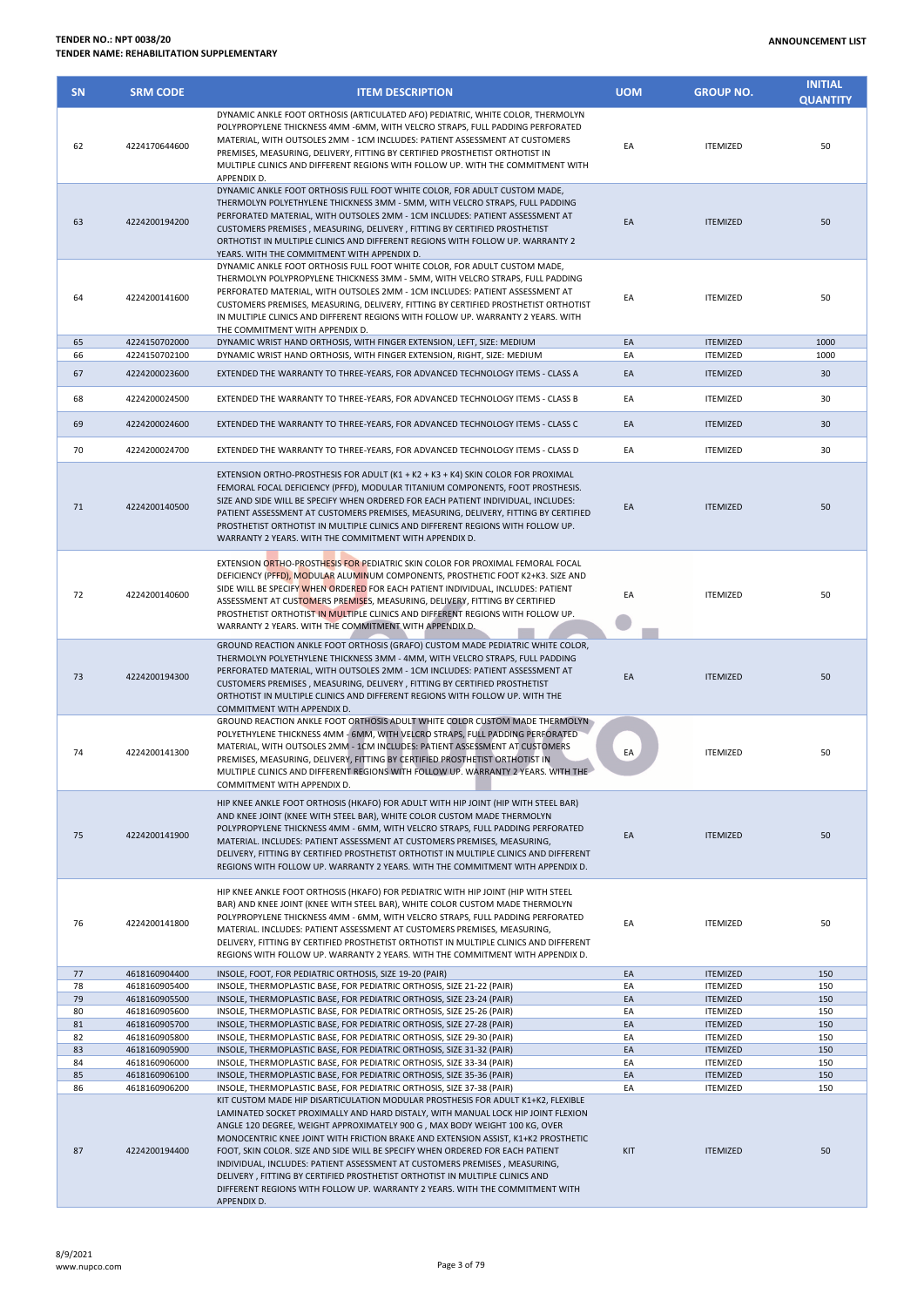TENDER NO.: NPT 0038/20
TENDER NAME: REHABILITATION SUPPLEMENTARY

ANNOUNCEMENT LIST

| SN | SRM CODE | ITEM DESCRIPTION | UOM | GROUP NO. | INITIAL QUANTITY |
|---|---|---|---|---|---|
| 62 | 4224170644600 | DYNAMIC ANKLE FOOT ORTHOSIS (ARTICULATED AFO) PEDIATRIC, WHITE COLOR, THERMOLYN POLYPROPYLENE THICKNESS 4MM -6MM, WITH VELCRO STRAPS, FULL PADDING PERFORATED MATERIAL, WITH OUTSOLES 2MM - 1CM INCLUDES: PATIENT ASSESSMENT AT CUSTOMERS PREMISES, MEASURING, DELIVERY, FITTING BY CERTIFIED PROSTHETIST ORTHOTIST IN MULTIPLE CLINICS AND DIFFERENT REGIONS WITH FOLLOW UP. WITH THE COMMITMENT WITH APPENDIX D. | EA | ITEMIZED | 50 |
| 63 | 4224200194200 | DYNAMIC ANKLE FOOT ORTHOSIS FULL FOOT WHITE COLOR, FOR ADULT CUSTOM MADE, THERMOLYN POLYETHYLENE THICKNESS 3MM - 5MM, WITH VELCRO STRAPS, FULL PADDING PERFORATED MATERIAL, WITH OUTSOLES 2MM - 1CM INCLUDES: PATIENT ASSESSMENT AT CUSTOMERS PREMISES , MEASURING, DELIVERY , FITTING BY CERTIFIED PROSTHETIST ORTHOTIST IN MULTIPLE CLINICS AND DIFFERENT REGIONS WITH FOLLOW UP. WARRANTY 2 YEARS. WITH THE COMMITMENT WITH APPENDIX D. | EA | ITEMIZED | 50 |
| 64 | 4224200141600 | DYNAMIC ANKLE FOOT ORTHOSIS FULL FOOT WHITE COLOR, FOR ADULT CUSTOM MADE, THERMOLYN POLYPROPYLENE THICKNESS 3MM - 5MM, WITH VELCRO STRAPS, FULL PADDING PERFORATED MATERIAL, WITH OUTSOLES 2MM - 1CM INCLUDES: PATIENT ASSESSMENT AT CUSTOMERS PREMISES, MEASURING, DELIVERY, FITTING BY CERTIFIED PROSTHETIST ORTHOTIST IN MULTIPLE CLINICS AND DIFFERENT REGIONS WITH FOLLOW UP. WARRANTY 2 YEARS. WITH THE COMMITMENT WITH APPENDIX D. | EA | ITEMIZED | 50 |
| 65 | 4224150702000 | DYNAMIC WRIST HAND ORTHOSIS, WITH FINGER EXTENSION, LEFT, SIZE: MEDIUM | EA | ITEMIZED | 1000 |
| 66 | 4224150702100 | DYNAMIC WRIST HAND ORTHOSIS, WITH FINGER EXTENSION, RIGHT, SIZE: MEDIUM | EA | ITEMIZED | 1000 |
| 67 | 4224200023600 | EXTENDED THE WARRANTY TO THREE-YEARS, FOR ADVANCED TECHNOLOGY ITEMS - CLASS A | EA | ITEMIZED | 30 |
| 68 | 4224200024500 | EXTENDED THE WARRANTY TO THREE-YEARS, FOR ADVANCED TECHNOLOGY ITEMS - CLASS B | EA | ITEMIZED | 30 |
| 69 | 4224200024600 | EXTENDED THE WARRANTY TO THREE-YEARS, FOR ADVANCED TECHNOLOGY ITEMS - CLASS C | EA | ITEMIZED | 30 |
| 70 | 4224200024700 | EXTENDED THE WARRANTY TO THREE-YEARS, FOR ADVANCED TECHNOLOGY ITEMS - CLASS D | EA | ITEMIZED | 30 |
| 71 | 4224200140500 | EXTENSION ORTHO-PROSTHESIS FOR ADULT (K1 + K2 + K3 + K4) SKIN COLOR FOR PROXIMAL FEMORAL FOCAL DEFICIENCY (PFFD), MODULAR TITANIUM COMPONENTS, FOOT PROSTHESIS. SIZE AND SIDE WILL BE SPECIFY WHEN ORDERED FOR EACH PATIENT INDIVIDUAL, INCLUDES: PATIENT ASSESSMENT AT CUSTOMERS PREMISES, MEASURING, DELIVERY, FITTING BY CERTIFIED PROSTHETIST ORTHOTIST IN MULTIPLE CLINICS AND DIFFERENT REGIONS WITH FOLLOW UP. WARRANTY 2 YEARS. WITH THE COMMITMENT WITH APPENDIX D. | EA | ITEMIZED | 50 |
| 72 | 4224200140600 | EXTENSION ORTHO-PROSTHESIS FOR PEDIATRIC SKIN COLOR FOR PROXIMAL FEMORAL FOCAL DEFICIENCY (PFFD), MODULAR ALUMINUM COMPONENTS, PROSTHETIC FOOT K2+K3. SIZE AND SIDE WILL BE SPECIFY WHEN ORDERED FOR EACH PATIENT INDIVIDUAL, INCLUDES: PATIENT ASSESSMENT AT CUSTOMERS PREMISES, MEASURING, DELIVERY, FITTING BY CERTIFIED PROSTHETIST ORTHOTIST IN MULTIPLE CLINICS AND DIFFERENT REGIONS WITH FOLLOW UP. WARRANTY 2 YEARS. WITH THE COMMITMENT WITH APPENDIX D. | EA | ITEMIZED | 50 |
| 73 | 4224200194300 | GROUND REACTION ANKLE FOOT ORTHOSIS (GRAFO) CUSTOM MADE PEDIATRIC WHITE COLOR, THERMOLYN POLYETHYLENE THICKNESS 3MM - 4MM, WITH VELCRO STRAPS, FULL PADDING PERFORATED MATERIAL, WITH OUTSOLES 2MM - 1CM INCLUDES: PATIENT ASSESSMENT AT CUSTOMERS PREMISES , MEASURING, DELIVERY , FITTING BY CERTIFIED PROSTHETIST ORTHOTIST IN MULTIPLE CLINICS AND DIFFERENT REGIONS WITH FOLLOW UP. WITH THE COMMITMENT WITH APPENDIX D. | EA | ITEMIZED | 50 |
| 74 | 4224200141300 | GROUND REACTION ANKLE FOOT ORTHOSIS ADULT WHITE COLOR CUSTOM MADE THERMOLYN POLYETHYLENE THICKNESS 4MM - 6MM, WITH VELCRO STRAPS, FULL PADDING PERFORATED MATERIAL, WITH OUTSOLES 2MM - 1CM INCLUDES: PATIENT ASSESSMENT AT CUSTOMERS PREMISES, MEASURING, DELIVERY, FITTING BY CERTIFIED PROSTHETIST ORTHOTIST IN MULTIPLE CLINICS AND DIFFERENT REGIONS WITH FOLLOW UP. WARRANTY 2 YEARS. WITH THE COMMITMENT WITH APPENDIX D. | EA | ITEMIZED | 50 |
| 75 | 4224200141900 | HIP KNEE ANKLE FOOT ORTHOSIS (HKAFO) FOR ADULT WITH HIP JOINT (HIP WITH STEEL BAR) AND KNEE JOINT (KNEE WITH STEEL BAR), WHITE COLOR CUSTOM MADE THERMOLYN POLYPROPYLENE THICKNESS 4MM - 6MM, WITH VELCRO STRAPS, FULL PADDING PERFORATED MATERIAL. INCLUDES: PATIENT ASSESSMENT AT CUSTOMERS PREMISES, MEASURING, DELIVERY, FITTING BY CERTIFIED PROSTHETIST ORTHOTIST IN MULTIPLE CLINICS AND DIFFERENT REGIONS WITH FOLLOW UP. WARRANTY 2 YEARS. WITH THE COMMITMENT WITH APPENDIX D. | EA | ITEMIZED | 50 |
| 76 | 4224200141800 | HIP KNEE ANKLE FOOT ORTHOSIS (HKAFO) FOR PEDIATRIC WITH HIP JOINT (HIP WITH STEEL BAR) AND KNEE JOINT (KNEE WITH STEEL BAR), WHITE COLOR CUSTOM MADE THERMOLYN POLYPROPYLENE THICKNESS 4MM - 6MM, WITH VELCRO STRAPS, FULL PADDING PERFORATED MATERIAL. INCLUDES: PATIENT ASSESSMENT AT CUSTOMERS PREMISES, MEASURING, DELIVERY, FITTING BY CERTIFIED PROSTHETIST ORTHOTIST IN MULTIPLE CLINICS AND DIFFERENT REGIONS WITH FOLLOW UP. WARRANTY 2 YEARS. WITH THE COMMITMENT WITH APPENDIX D. | EA | ITEMIZED | 50 |
| 77 | 4618160904400 | INSOLE, FOOT, FOR PEDIATRIC ORTHOSIS, SIZE 19-20 (PAIR) | EA | ITEMIZED | 150 |
| 78 | 4618160905400 | INSOLE, THERMOPLASTIC BASE, FOR PEDIATRIC ORTHOSIS, SIZE 21-22 (PAIR) | EA | ITEMIZED | 150 |
| 79 | 4618160905500 | INSOLE, THERMOPLASTIC BASE, FOR PEDIATRIC ORTHOSIS, SIZE 23-24 (PAIR) | EA | ITEMIZED | 150 |
| 80 | 4618160905600 | INSOLE, THERMOPLASTIC BASE, FOR PEDIATRIC ORTHOSIS, SIZE 25-26 (PAIR) | EA | ITEMIZED | 150 |
| 81 | 4618160905700 | INSOLE, THERMOPLASTIC BASE, FOR PEDIATRIC ORTHOSIS, SIZE 27-28 (PAIR) | EA | ITEMIZED | 150 |
| 82 | 4618160905800 | INSOLE, THERMOPLASTIC BASE, FOR PEDIATRIC ORTHOSIS, SIZE 29-30 (PAIR) | EA | ITEMIZED | 150 |
| 83 | 4618160905900 | INSOLE, THERMOPLASTIC BASE, FOR PEDIATRIC ORTHOSIS, SIZE 31-32 (PAIR) | EA | ITEMIZED | 150 |
| 84 | 4618160906000 | INSOLE, THERMOPLASTIC BASE, FOR PEDIATRIC ORTHOSIS, SIZE 33-34 (PAIR) | EA | ITEMIZED | 150 |
| 85 | 4618160906100 | INSOLE, THERMOPLASTIC BASE, FOR PEDIATRIC ORTHOSIS, SIZE 35-36 (PAIR) | EA | ITEMIZED | 150 |
| 86 | 4618160906200 | INSOLE, THERMOPLASTIC BASE, FOR PEDIATRIC ORTHOSIS, SIZE 37-38 (PAIR) | EA | ITEMIZED | 150 |
| 87 | 4224200194400 | KIT CUSTOM MADE HIP DISARTICULATION MODULAR PROSTHESIS FOR ADULT K1+K2, FLEXIBLE LAMINATED SOCKET PROXIMALLY AND HARD DISTALY, WITH MANUAL LOCK HIP JOINT FLEXION ANGLE 120 DEGREE, WEIGHT APPROXIMATELY 900 G , MAX BODY WEIGHT 100 KG, OVER MONOCENTRIC KNEE JOINT WITH FRICTION BRAKE AND EXTENSION ASSIST, K1+K2 PROSTHETIC FOOT, SKIN COLOR. SIZE AND SIDE WILL BE SPECIFY WHEN ORDERED FOR EACH PATIENT INDIVIDUAL, INCLUDES: PATIENT ASSESSMENT AT CUSTOMERS PREMISES , MEASURING, DELIVERY , FITTING BY CERTIFIED PROSTHETIST ORTHOTIST IN MULTIPLE CLINICS AND DIFFERENT REGIONS WITH FOLLOW UP. WARRANTY 2 YEARS. WITH THE COMMITMENT WITH APPENDIX D. | KIT | ITEMIZED | 50 |

8/9/2021
www.nupco.com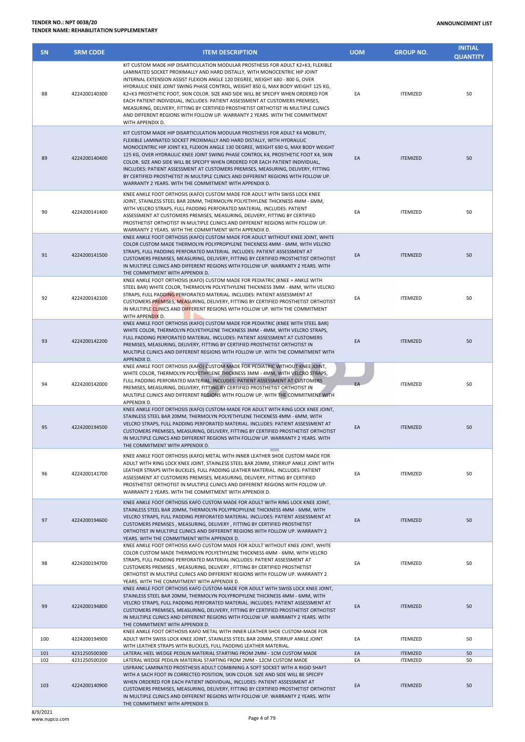| SN | SRM CODE | ITEM DESCRIPTION | UOM | GROUP NO. | INITIAL QUANTITY |
|---|---|---|---|---|---|
| 88 | 4224200140300 | KIT CUSTOM MADE HIP DISARTICULATION MODULAR PROSTHESIS FOR ADULT K2+K3, FLEXIBLE LAMINATED SOCKET PROXIMALLY AND HARD DISTALLY, WITH MONOCENTRIC HIP JOINT INTERNAL EXTENSION ASSIST FLEXION ANGLE 120 DEGREE, WEIGHT 680 - 800 G, OVER HYDRAULIC KNEE JOINT SWING PHASE CONTROL, WEIGHT 850 G, MAX BODY WEIGHT 125 KG, K2+K3 PROSTHETIC FOOT, SKIN COLOR. SIZE AND SIDE WILL BE SPECIFY WHEN ORDERED FOR EACH PATIENT INDIVIDUAL, INCLUDES: PATIENT ASSESSMENT AT CUSTOMERS PREMISES, MEASURING, DELIVERY, FITTING BY CERTIFIED PROSTHETIST ORTHOTIST IN MULTIPLE CLINICS AND DIFFERENT REGIONS WITH FOLLOW UP. WARRANTY 2 YEARS. WITH THE COMMITMENT WITH APPENDIX D. | EA | ITEMIZED | 50 |
| 89 | 4224200140400 | KIT CUSTOM MADE HIP DISARTICULATION MODULAR PROSTHESIS FOR ADULT K4 MOBILITY, FLEXIBLE LAMINATED SOCKET PROXIMALLY AND HARD DISTALLY, WITH HYDRAULIC MONOCENTRIC HIP JOINT K3, FLEXION ANGLE 130 DEGREE, WEIGHT 690 G, MAX BODY WEIGHT 125 KG, OVER HYDRAULIC KNEE JOINT SWING PHASE CONTROL K4, PROSTHETIC FOOT K4, SKIN COLOR. SIZE AND SIDE WILL BE SPECIFY WHEN ORDERED FOR EACH PATIENT INDIVIDUAL, INCLUDES: PATIENT ASSESSMENT AT CUSTOMERS PREMISES, MEASURING, DELIVERY, FITTING BY CERTIFIED PROSTHETIST IN MULTIPLE CLINICS AND DIFFERENT REGIONS WITH FOLLOW UP. WARRANTY 2 YEARS. WITH THE COMMITMENT WITH APPENDIX D. | EA | ITEMIZED | 50 |
| 90 | 4224200141400 | KNEE ANKLE FOOT ORTHOSIS (KAFO) CUSTOM MADE FOR ADULT WITH SWISS LOCK KNEE JOINT, STAINLESS STEEL BAR 20MM, THERMOLYN POLYETHYLENE THICKNESS 4MM - 6MM, WITH VELCRO STRAPS, FULL PADDING PERFORATED MATERIAL. INCLUDES: PATIENT ASSESSMENT AT CUSTOMERS PREMISES, MEASURING, DELIVERY, FITTING BY CERTIFIED PROSTHETIST ORTHOTIST IN MULTIPLE CLINICS AND DIFFERENT REGIONS WITH FOLLOW UP. WARRANTY 2 YEARS. WITH THE COMMITMENT WITH APPENDIX D. | EA | ITEMIZED | 50 |
| 91 | 4224200141500 | KNEE ANKLE FOOT ORTHOSIS (KAFO) CUSTOM MADE FOR ADULT WITHOUT KNEE JOINT, WHITE COLOR CUSTOM MADE THERMOLYN POLYPROPYLENE THICKNESS 4MM - 6MM, WITH VELCRO STRAPS, FULL PADDING PERFORATED MATERIAL. INCLUDES: PATIENT ASSESSMENT AT CUSTOMERS PREMISES, MEASURING, DELIVERY, FITTING BY CERTIFIED PROSTHETIST ORTHOTIST IN MULTIPLE CLINICS AND DIFFERENT REGIONS WITH FOLLOW UP. WARRANTY 2 YEARS. WITH THE COMMITMENT WITH APPENDIX D. | EA | ITEMIZED | 50 |
| 92 | 4224200142100 | KNEE ANKLE FOOT ORTHOSIS (KAFO) CUSTOM MADE FOR PEDIATRIC (KNEE + ANKLE WITH STEEL BAR) WHITE COLOR, THERMOLYN POLYETHYLENE THICKNESS 3MM - 4MM, WITH VELCRO STRAPS, FULL PADDING PERFORATED MATERIAL. INCLUDES: PATIENT ASSESSMENT AT CUSTOMERS PREMISES, MEASURING, DELIVERY, FITTING BY CERTIFIED PROSTHETIST ORTHOTIST IN MULTIPLE CLINICS AND DIFFERENT REGIONS WITH FOLLOW UP. WITH THE COMMITMENT WITH APPENDIX D. | EA | ITEMIZED | 50 |
| 93 | 4224200142200 | KNEE ANKLE FOOT ORTHOSIS (KAFO) CUSTOM MADE FOR PEDIATRIC (KNEE WITH STEEL BAR) WHITE COLOR, THERMOLYN POLYETHYLENE THICKNESS 3MM - 4MM, WITH VELCRO STRAPS, FULL PADDING PERFORATED MATERIAL. INCLUDES: PATIENT ASSESSMENT AT CUSTOMERS PREMISES, MEASURING, DELIVERY, FITTING BY CERTIFIED PROSTHETIST ORTHOTIST IN MULTIPLE CLINICS AND DIFFERENT REGIONS WITH FOLLOW UP. WITH THE COMMITMENT WITH APPENDIX D. | EA | ITEMIZED | 50 |
| 94 | 4224200142000 | KNEE ANKLE FOOT ORTHOSIS (KAFO) CUSTOM MADE FOR PEDIATRIC WITHOUT KNEE JOINT, WHITE COLOR, THERMOLYN POLYETHYLENE THICKNESS 3MM - 4MM, WITH VELCRO STRAPS, FULL PADDING PERFORATED MATERIAL. INCLUDES: PATIENT ASSESSMENT AT CUSTOMERS PREMISES, MEASURING, DELIVERY, FITTING BY CERTIFIED PROSTHETIST ORTHOTIST IN MULTIPLE CLINICS AND DIFFERENT REGIONS WITH FOLLOW UP. WITH THE COMMITMENT WITH APPENDIX D. | EA | ITEMIZED | 50 |
| 95 | 4224200194500 | KNEE ANKLE FOOT ORTHOSIS (KAFO) CUSTOM-MADE FOR ADULT WITH RING LOCK KNEE JOINT, STAINLESS STEEL BAR 20MM, THERMOLYN POLYETHYLENE THICKNESS 4MM - 6MM, WITH VELCRO STRAPS, FULL PADDING PERFORATED MATERIAL. INCLUDES: PATIENT ASSESSMENT AT CUSTOMERS PREMISES, MEASURING, DELIVERY, FITTING BY CERTIFIED PROSTHETIST ORTHOTIST IN MULTIPLE CLINICS AND DIFFERENT REGIONS WITH FOLLOW UP. WARRANTY 2 YEARS. WITH THE COMMITMENT WITH APPENDIX D. | EA | ITEMIZED | 50 |
| 96 | 4224200141700 | KNEE ANKLE FOOT ORTHOSIS (KAFO) METAL WITH INNER LEATHER SHOE CUSTOM MADE FOR ADULT WITH RING LOCK KNEE JOINT, STAINLESS STEEL BAR 20MM, STIRRUP ANKLE JOINT WITH LEATHER STRAPS WITH BUCKLES, FULL PADDING LEATHER MATERIAL. INCLUDES: PATIENT ASSESSMENT AT CUSTOMERS PREMISES, MEASURING, DELIVERY, FITTING BY CERTIFIED PROSTHETIST ORTHOTIST IN MULTIPLE CLINICS AND DIFFERENT REGIONS WITH FOLLOW UP. WARRANTY 2 YEARS. WITH THE COMMITMENT WITH APPENDIX D. | EA | ITEMIZED | 50 |
| 97 | 4224200194600 | KNEE ANKLE FOOT ORTHOSIS KAFO CUSTOM MADE FOR ADULT WITH RING LOCK KNEE JOINT, STAINLESS STEEL BAR 20MM, THERMOLYN POLYPROPYLENE THICKNESS 4MM - 6MM, WITH VELCRO STRAPS, FULL PADDING PERFORATED MATERIAL INCLUDES: PATIENT ASSESSMENT AT CUSTOMERS PREMISES , MEASURING, DELIVERY , FITTING BY CERTIFIED PROSTHETIST ORTHOTIST IN MULTIPLE CLINICS AND DIFFERENT REGIONS WITH FOLLOW UP. WARRANTY 2 YEARS. WITH THE COMMITMENT WITH APPENDIX D. | EA | ITEMIZED | 50 |
| 98 | 4224200194700 | KNEE ANKLE FOOT ORTHOSIS KAFO CUSTOM MADE FOR ADULT WITHOUT KNEE JOINT, WHITE COLOR CUSTOM MADE THERMOLYN POLYETHYLENE THICKNESS 4MM - 6MM, WITH VELCRO STRAPS, FULL PADDING PERFORATED MATERIAL INCLUDES: PATIENT ASSESSMENT AT CUSTOMERS PREMISES , MEASURING, DELIVERY , FITTING BY CERTIFIED PROSTHETIST ORTHOTIST IN MULTIPLE CLINICS AND DIFFERENT REGIONS WITH FOLLOW UP. WARRANTY 2 YEARS. WITH THE COMMITMENT WITH APPENDIX D. | EA | ITEMIZED | 50 |
| 99 | 4224200194800 | KNEE ANKLE FOOT ORTHOSIS KAFO CUSTOM-MADE FOR ADULT WITH SWISS LOCK KNEE JOINT, STAINLESS STEEL BAR 20MM, THERMOLYN POLYPROPYLENE THICKNESS 4MM - 6MM, WITH VELCRO STRAPS, FULL PADDING PERFORATED MATERIAL. INCLUDES: PATIENT ASSESSMENT AT CUSTOMERS PREMISES, MEASURING, DELIVERY, FITTING BY CERTIFIED PROSTHETIST ORTHOTIST IN MULTIPLE CLINICS AND DIFFERENT REGIONS WITH FOLLOW UP. WARRANTY 2 YEARS. WITH THE COMMITMENT WITH APPENDIX D. | EA | ITEMIZED | 50 |
| 100 | 4224200194900 | KNEE ANKLE FOOT ORTHOSIS KAFO METAL WITH INNER LEATHER SHOE CUSTOM-MADE FOR ADULT WITH SWISS LOCK KNEE JOINT, STAINLESS STEEL BAR 20MM, STIRRUP ANKLE JOINT WITH LEATHER STRAPS WITH BUCKLES, FULL PADDING LEATHER MATERIAL. | EA | ITEMIZED | 50 |
| 101 | 4231250500300 | LATERAL HEEL WEDGE PEDILIN MATERIAL STARTING FROM 2MM - 1CM CUSTOM MADE | EA | ITEMIZED | 50 |
| 102 | 4231250500200 | LATERAL WEDGE PEDILIN MATERIAL STARTING FROM 2MM - 12CM CUSTOM MADE | EA | ITEMIZED | 50 |
| 103 | 4224200140900 | LISFRANC LAMINATED PROSTHESIS ADULT COMBINING A SOFT SOCKET WITH A RIGID SHAFT WITH A SACH FOOT IN CORRECTED POSITION, SKIN COLOR. SIZE AND SIDE WILL BE SPECIFY WHEN ORDERED FOR EACH PATIENT INDIVIDUAL, INCLUDES: PATIENT ASSESSMENT AT CUSTOMERS PREMISES, MEASURING, DELIVERY, FITTING BY CERTIFIED PROSTHETIST ORTHOTIST IN MULTIPLE CLINICS AND DIFFERENT REGIONS WITH FOLLOW UP. WARRANTY 2 YEARS. WITH THE COMMITMENT WITH APPENDIX D. | EA | ITEMIZED | 50 |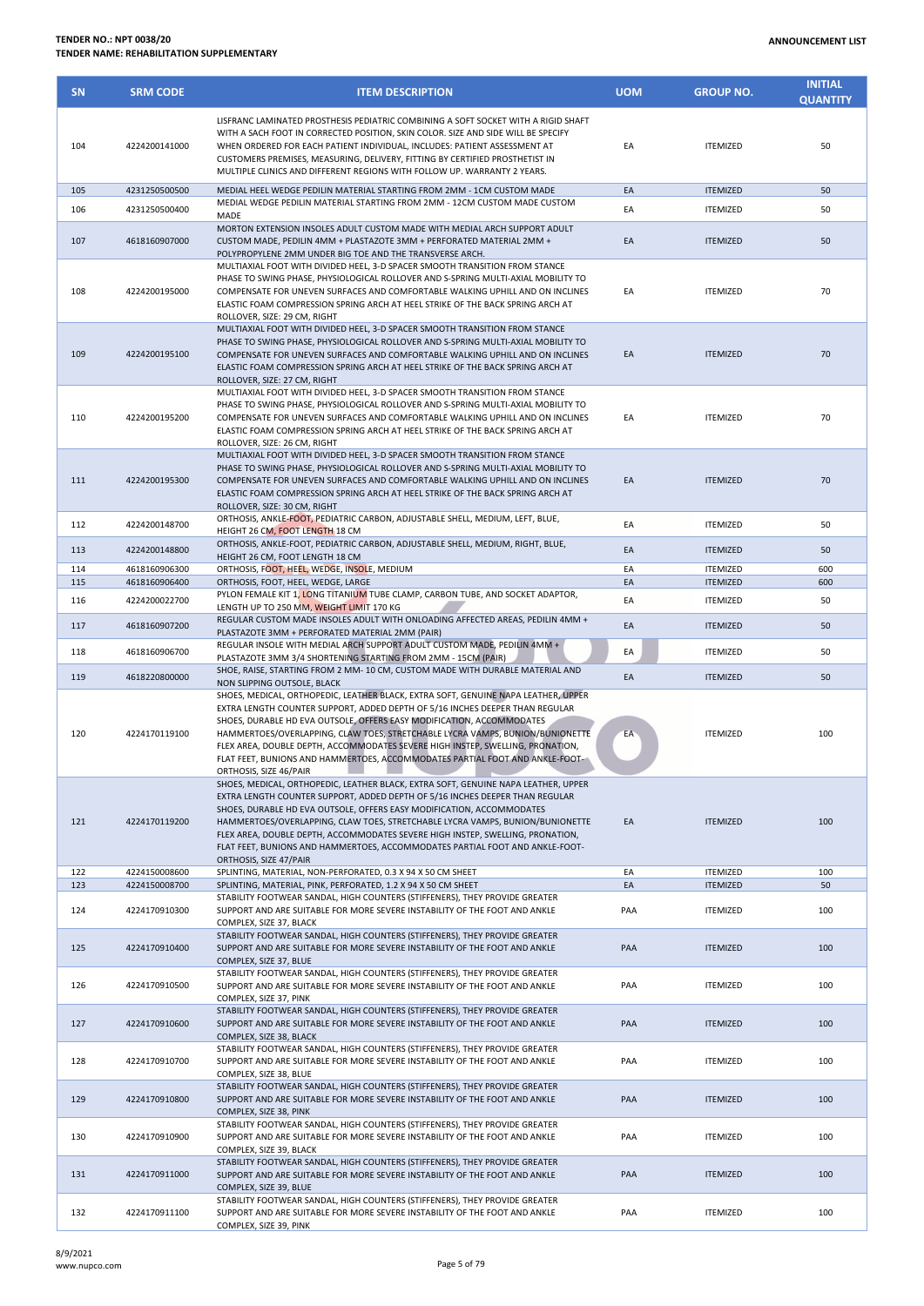**TENDER NO.: NPT 0038/20**
**TENDER NAME: REHABILITATION SUPPLEMENTARY**

**ANNOUNCEMENT LIST**

| SN | SRM CODE | ITEM DESCRIPTION | UOM | GROUP NO. | INITIAL QUANTITY |
|---|---|---|---|---|---|
| 104 | 4224200141000 | LISFRANC LAMINATED PROSTHESIS PEDIATRIC COMBINING A SOFT SOCKET WITH A RIGID SHAFT WITH A SACH FOOT IN CORRECTED POSITION, SKIN COLOR. SIZE AND SIDE WILL BE SPECIFY WHEN ORDERED FOR EACH PATIENT INDIVIDUAL, INCLUDES: PATIENT ASSESSMENT AT CUSTOMERS PREMISES, MEASURING, DELIVERY, FITTING BY CERTIFIED PROSTHETIST IN MULTIPLE CLINICS AND DIFFERENT REGIONS WITH FOLLOW UP. WARRANTY 2 YEARS. | EA | ITEMIZED | 50 |
| 105 | 4231250500500 | MEDIAL HEEL WEDGE PEDILIN MATERIAL STARTING FROM 2MM - 1CM CUSTOM MADE | EA | ITEMIZED | 50 |
| 106 | 4231250500400 | MEDIAL WEDGE PEDILIN MATERIAL STARTING FROM 2MM - 12CM CUSTOM MADE CUSTOM MADE | EA | ITEMIZED | 50 |
| 107 | 4618160907000 | MORTON EXTENSION INSOLES ADULT CUSTOM MADE WITH MEDIAL ARCH SUPPORT ADULT CUSTOM MADE, PEDILIN 4MM + PLASTAZOTE 3MM + PERFORATED MATERIAL 2MM + POLYPROPYLENE 2MM UNDER BIG TOE AND THE TRANSVERSE ARCH. | EA | ITEMIZED | 50 |
| 108 | 4224200195000 | MULTIAXIAL FOOT WITH DIVIDED HEEL, 3-D SPACER SMOOTH TRANSITION FROM STANCE PHASE TO SWING PHASE, PHYSIOLOGICAL ROLLOVER AND S-SPRING MULTI-AXIAL MOBILITY TO COMPENSATE FOR UNEVEN SURFACES AND COMFORTABLE WALKING UPHILL AND ON INCLINES ELASTIC FOAM COMPRESSION SPRING ARCH AT HEEL STRIKE OF THE BACK SPRING ARCH AT ROLLOVER, SIZE: 29 CM, RIGHT | EA | ITEMIZED | 70 |
| 109 | 4224200195100 | MULTIAXIAL FOOT WITH DIVIDED HEEL, 3-D SPACER SMOOTH TRANSITION FROM STANCE PHASE TO SWING PHASE, PHYSIOLOGICAL ROLLOVER AND S-SPRING MULTI-AXIAL MOBILITY TO COMPENSATE FOR UNEVEN SURFACES AND COMFORTABLE WALKING UPHILL AND ON INCLINES ELASTIC FOAM COMPRESSION SPRING ARCH AT HEEL STRIKE OF THE BACK SPRING ARCH AT ROLLOVER, SIZE: 27 CM, RIGHT | EA | ITEMIZED | 70 |
| 110 | 4224200195200 | MULTIAXIAL FOOT WITH DIVIDED HEEL, 3-D SPACER SMOOTH TRANSITION FROM STANCE PHASE TO SWING PHASE, PHYSIOLOGICAL ROLLOVER AND S-SPRING MULTI-AXIAL MOBILITY TO COMPENSATE FOR UNEVEN SURFACES AND COMFORTABLE WALKING UPHILL AND ON INCLINES ELASTIC FOAM COMPRESSION SPRING ARCH AT HEEL STRIKE OF THE BACK SPRING ARCH AT ROLLOVER, SIZE: 26 CM, RIGHT | EA | ITEMIZED | 70 |
| 111 | 4224200195300 | MULTIAXIAL FOOT WITH DIVIDED HEEL, 3-D SPACER SMOOTH TRANSITION FROM STANCE PHASE TO SWING PHASE, PHYSIOLOGICAL ROLLOVER AND S-SPRING MULTI-AXIAL MOBILITY TO COMPENSATE FOR UNEVEN SURFACES AND COMFORTABLE WALKING UPHILL AND ON INCLINES ELASTIC FOAM COMPRESSION SPRING ARCH AT HEEL STRIKE OF THE BACK SPRING ARCH AT ROLLOVER, SIZE: 30 CM, RIGHT | EA | ITEMIZED | 70 |
| 112 | 4224200148700 | ORTHOSIS, ANKLE-FOOT, PEDIATRIC CARBON, ADJUSTABLE SHELL, MEDIUM, LEFT, BLUE, HEIGHT 26 CM, FOOT LENGTH 18 CM | EA | ITEMIZED | 50 |
| 113 | 4224200148800 | ORTHOSIS, ANKLE-FOOT, PEDIATRIC CARBON, ADJUSTABLE SHELL, MEDIUM, RIGHT, BLUE, HEIGHT 26 CM, FOOT LENGTH 18 CM | EA | ITEMIZED | 50 |
| 114 | 4618160906300 | ORTHOSIS, FOOT, HEEL, WEDGE, INSOLE, MEDIUM | EA | ITEMIZED | 600 |
| 115 | 4618160906400 | ORTHOSIS, FOOT, HEEL, WEDGE, LARGE | EA | ITEMIZED | 600 |
| 116 | 4224200022700 | PYLON FEMALE KIT 1, LONG TITANIUM TUBE CLAMP, CARBON TUBE, AND SOCKET ADAPTOR, LENGTH UP TO 250 MM, WEIGHT LIMIT 170 KG | EA | ITEMIZED | 50 |
| 117 | 4618160907200 | REGULAR CUSTOM MADE INSOLES ADULT WITH ONLOADING AFFECTED AREAS, PEDILIN 4MM + PLASTAZOTE 3MM + PERFORATED MATERIAL 2MM (PAIR) | EA | ITEMIZED | 50 |
| 118 | 4618160906700 | REGULAR INSOLE WITH MEDIAL ARCH SUPPORT ADULT CUSTOM MADE, PEDILIN 4MM + PLASTAZOTE 3MM 3/4 SHORTENING STARTING FROM 2MM - 15CM (PAIR) | EA | ITEMIZED | 50 |
| 119 | 4618220800000 | SHOE, RAISE, STARTING FROM 2 MM- 10 CM, CUSTOM MADE WITH DURABLE MATERIAL AND NON SLIPPING OUTSOLE, BLACK | EA | ITEMIZED | 50 |
| 120 | 4224170119100 | SHOES, MEDICAL, ORTHOPEDIC, LEATHER BLACK, EXTRA SOFT, GENUINE NAPA LEATHER, UPPER EXTRA LENGTH COUNTER SUPPORT, ADDED DEPTH OF 5/16 INCHES DEEPER THAN REGULAR SHOES, DURABLE HD EVA OUTSOLE, OFFERS EASY MODIFICATION, ACCOMMODATES HAMMERTOES/OVERLAPPING, CLAW TOES, STRETCHABLE LYCRA VAMPS, BUNION/BUNIONETTE FLEX AREA, DOUBLE DEPTH, ACCOMMODATES SEVERE HIGH INSTEP, SWELLING, PRONATION, FLAT FEET, BUNIONS AND HAMMERTOES, ACCOMMODATES PARTIAL FOOT AND ANKLE-FOOT-ORTHOSIS, SIZE 46/PAIR | EA | ITEMIZED | 100 |
| 121 | 4224170119200 | SHOES, MEDICAL, ORTHOPEDIC, LEATHER BLACK, EXTRA SOFT, GENUINE NAPA LEATHER, UPPER EXTRA LENGTH COUNTER SUPPORT, ADDED DEPTH OF 5/16 INCHES DEEPER THAN REGULAR SHOES, DURABLE HD EVA OUTSOLE, OFFERS EASY MODIFICATION, ACCOMMODATES HAMMERTOES/OVERLAPPING, CLAW TOES, STRETCHABLE LYCRA VAMPS, BUNION/BUNIONETTE FLEX AREA, DOUBLE DEPTH, ACCOMMODATES SEVERE HIGH INSTEP, SWELLING, PRONATION, FLAT FEET, BUNIONS AND HAMMERTOES, ACCOMMODATES PARTIAL FOOT AND ANKLE-FOOT-ORTHOSIS, SIZE 47/PAIR | EA | ITEMIZED | 100 |
| 122 | 4224150008600 | SPLINTING, MATERIAL, NON-PERFORATED, 0.3 X 94 X 50 CM SHEET | EA | ITEMIZED | 100 |
| 123 | 4224150008700 | SPLINTING, MATERIAL, PINK, PERFORATED, 1.2 X 94 X 50 CM SHEET | EA | ITEMIZED | 50 |
| 124 | 4224170910300 | STABILITY FOOTWEAR SANDAL, HIGH COUNTERS (STIFFENERS), THEY PROVIDE GREATER SUPPORT AND ARE SUITABLE FOR MORE SEVERE INSTABILITY OF THE FOOT AND ANKLE COMPLEX, SIZE 37, BLACK | PAA | ITEMIZED | 100 |
| 125 | 4224170910400 | STABILITY FOOTWEAR SANDAL, HIGH COUNTERS (STIFFENERS), THEY PROVIDE GREATER SUPPORT AND ARE SUITABLE FOR MORE SEVERE INSTABILITY OF THE FOOT AND ANKLE COMPLEX, SIZE 37, BLUE | PAA | ITEMIZED | 100 |
| 126 | 4224170910500 | STABILITY FOOTWEAR SANDAL, HIGH COUNTERS (STIFFENERS), THEY PROVIDE GREATER SUPPORT AND ARE SUITABLE FOR MORE SEVERE INSTABILITY OF THE FOOT AND ANKLE COMPLEX, SIZE 37, PINK | PAA | ITEMIZED | 100 |
| 127 | 4224170910600 | STABILITY FOOTWEAR SANDAL, HIGH COUNTERS (STIFFENERS), THEY PROVIDE GREATER SUPPORT AND ARE SUITABLE FOR MORE SEVERE INSTABILITY OF THE FOOT AND ANKLE COMPLEX, SIZE 38, BLACK | PAA | ITEMIZED | 100 |
| 128 | 4224170910700 | STABILITY FOOTWEAR SANDAL, HIGH COUNTERS (STIFFENERS), THEY PROVIDE GREATER SUPPORT AND ARE SUITABLE FOR MORE SEVERE INSTABILITY OF THE FOOT AND ANKLE COMPLEX, SIZE 38, BLUE | PAA | ITEMIZED | 100 |
| 129 | 4224170910800 | STABILITY FOOTWEAR SANDAL, HIGH COUNTERS (STIFFENERS), THEY PROVIDE GREATER SUPPORT AND ARE SUITABLE FOR MORE SEVERE INSTABILITY OF THE FOOT AND ANKLE COMPLEX, SIZE 38, PINK | PAA | ITEMIZED | 100 |
| 130 | 4224170910900 | STABILITY FOOTWEAR SANDAL, HIGH COUNTERS (STIFFENERS), THEY PROVIDE GREATER SUPPORT AND ARE SUITABLE FOR MORE SEVERE INSTABILITY OF THE FOOT AND ANKLE COMPLEX, SIZE 39, BLACK | PAA | ITEMIZED | 100 |
| 131 | 4224170911000 | STABILITY FOOTWEAR SANDAL, HIGH COUNTERS (STIFFENERS), THEY PROVIDE GREATER SUPPORT AND ARE SUITABLE FOR MORE SEVERE INSTABILITY OF THE FOOT AND ANKLE COMPLEX, SIZE 39, BLUE | PAA | ITEMIZED | 100 |
| 132 | 4224170911100 | STABILITY FOOTWEAR SANDAL, HIGH COUNTERS (STIFFENERS), THEY PROVIDE GREATER SUPPORT AND ARE SUITABLE FOR MORE SEVERE INSTABILITY OF THE FOOT AND ANKLE COMPLEX, SIZE 39, PINK | PAA | ITEMIZED | 100 |

8/9/2021
www.nupco.com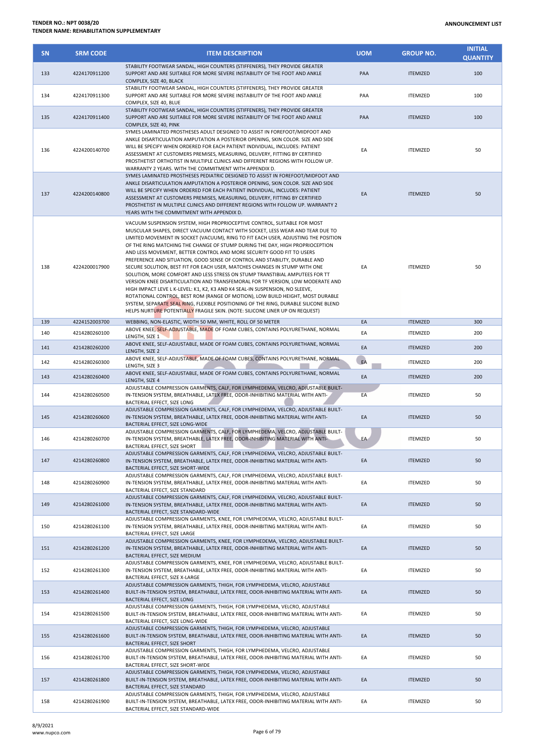**TENDER NO.: NPT 0038/20**
**TENDER NAME: REHABILITATION SUPPLEMENTARY**

**ANNOUNCEMENT LIST**

| SN | SRM CODE | ITEM DESCRIPTION | UOM | GROUP NO. | INITIAL QUANTITY |
|---|---|---|---|---|---|
| 133 | 4224170911200 | STABILITY FOOTWEAR SANDAL, HIGH COUNTERS (STIFFENERS), THEY PROVIDE GREATER SUPPORT AND ARE SUITABLE FOR MORE SEVERE INSTABILITY OF THE FOOT AND ANKLE COMPLEX, SIZE 40, BLACK | PAA | ITEMIZED | 100 |
| 134 | 4224170911300 | STABILITY FOOTWEAR SANDAL, HIGH COUNTERS (STIFFENERS), THEY PROVIDE GREATER SUPPORT AND ARE SUITABLE FOR MORE SEVERE INSTABILITY OF THE FOOT AND ANKLE COMPLEX, SIZE 40, BLUE | PAA | ITEMIZED | 100 |
| 135 | 4224170911400 | STABILITY FOOTWEAR SANDAL, HIGH COUNTERS (STIFFENERS), THEY PROVIDE GREATER SUPPORT AND ARE SUITABLE FOR MORE SEVERE INSTABILITY OF THE FOOT AND ANKLE COMPLEX, SIZE 40, PINK | PAA | ITEMIZED | 100 |
| 136 | 4224200140700 | SYMES LAMINATED PROSTHESES ADULT DESIGNED TO ASSIST IN FOREFOOT/MIDFOOT AND ANKLE DISARTICULATION AMPUTATION A POSTERIOR OPENING, SKIN COLOR. SIZE AND SIDE WILL BE SPECIFY WHEN ORDERED FOR EACH PATIENT INDIVIDUAL, INCLUDES: PATIENT ASSESSMENT AT CUSTOMERS PREMISES, MEASURING, DELIVERY, FITTING BY CERTIFIED PROSTHETIST ORTHOTIST IN MULTIPLE CLINICS AND DIFFERENT REGIONS WITH FOLLOW UP. WARRANTY 2 YEARS. WITH THE COMMITMENT WITH APPENDIX D. | EA | ITEMIZED | 50 |
| 137 | 4224200140800 | SYMES LAMINATED PROSTHESES PEDIATRIC DESIGNED TO ASSIST IN FOREFOOT/MIDFOOT AND ANKLE DISARTICULATION AMPUTATION A POSTERIOR OPENING, SKIN COLOR. SIZE AND SIDE WILL BE SPECIFY WHEN ORDERED FOR EACH PATIENT INDIVIDUAL, INCLUDES: PATIENT ASSESSMENT AT CUSTOMERS PREMISES, MEASURING, DELIVERY, FITTING BY CERTIFIED PROSTHETIST IN MULTIPLE CLINICS AND DIFFERENT REGIONS WITH FOLLOW UP. WARRANTY 2 YEARS WITH THE COMMITMENT WITH APPENDIX D. | EA | ITEMIZED | 50 |
| 138 | 4224200017900 | VACUUM SUSPENSION SYSTEM, HIGH PROPRIOCEPTIVE CONTROL, SUITABLE FOR MOST MUSCULAR SHAPES, DIRECT VACUUM CONTACT WITH SOCKET, LESS WEAR AND TEAR DUE TO LIMITED MOVEMENT IN SOCKET (VACUUM), RING TO FIT EACH USER, ADJUSTING THE POSITION OF THE RING MATCHING THE CHANGE OF STUMP DURING THE DAY, HIGH PROPRIOCEPTION AND LESS MOVEMENT, BETTER CONTROL AND MORE SECURITY GOOD FIT TO USERS PREFERENCE AND SITUATION, GOOD SENSE OF CONTROL AND STABILITY, DURABLE AND SECURE SOLUTION, BEST FIT FOR EACH USER, MATCHES CHANGES IN STUMP WITH ONE SOLUTION, MORE COMFORT AND LESS STRESS ON STUMP TRANSTIBIAL AMPUTEES FOR TT VERSION, KNEE DISARTICULATION AND TRANSFEMORAL FOR TF VERSION, LOW MODERATE AND HIGH IMPACT LEVE L K-LEVEL: K1, K2, K3 AND K4 SEAL-IN SUSPENSION, NO SLEEVE, ROTATIONAL CONTROL, BEST ROM (RANGE OF MOTION), LOW BUILD HEIGHT, MOST DURABLE SYSTEM, SEPARATE SEAL RING, FLEXIBLE POSITIONING OF THE RING, DURABLE SILICONE BLEND HELPS NURTURE POTENTIALLY FRAGILE SKIN. (NOTE: SILICONE LINER UP ON REQUEST) | EA | ITEMIZED | 50 |
| 139 | 4224152003700 | WEBBING, NON-ELASTIC, WIDTH 50 MM, WHITE, ROLL OF 50 METER | EA | ITEMIZED | 300 |
| 140 | 4214280260100 | ABOVE KNEE, SELF-ADJUSTABLE, MADE OF FOAM CUBES, CONTAINS POLYURETHANE, NORMAL LENGTH, SIZE 1 | EA | ITEMIZED | 200 |
| 141 | 4214280260200 | ABOVE KNEE, SELF-ADJUSTABLE, MADE OF FOAM CUBES, CONTAINS POLYURETHANE, NORMAL LENGTH, SIZE 2 | EA | ITEMIZED | 200 |
| 142 | 4214280260300 | ABOVE KNEE, SELF-ADJUSTABLE, MADE OF FOAM CUBES, CONTAINS POLYURETHANE, NORMAL LENGTH, SIZE 3 | EA | ITEMIZED | 200 |
| 143 | 4214280260400 | ABOVE KNEE, SELF-ADJUSTABLE, MADE OF FOAM CUBES, CONTAINS POLYURETHANE, NORMAL LENGTH, SIZE 4 | EA | ITEMIZED | 200 |
| 144 | 4214280260500 | ADJUSTABLE COMPRESSION GARMENTS, CALF, FOR LYMPHEDEMA, VELCRO, ADJUSTABLE BUILT-IN-TENSION SYSTEM, BREATHABLE, LATEX FREE, ODOR-INHIBITING MATERIAL WITH ANTI-BACTERIAL EFFECT, SIZE LONG | EA | ITEMIZED | 50 |
| 145 | 4214280260600 | ADJUSTABLE COMPRESSION GARMENTS, CALF, FOR LYMPHEDEMA, VELCRO, ADJUSTABLE BUILT-IN-TENSION SYSTEM, BREATHABLE, LATEX FREE, ODOR-INHIBITING MATERIAL WITH ANTI-BACTERIAL EFFECT, SIZE LONG-WIDE | EA | ITEMIZED | 50 |
| 146 | 4214280260700 | ADJUSTABLE COMPRESSION GARMENTS, CALF, FOR LYMPHEDEMA, VELCRO, ADJUSTABLE BUILT-IN-TENSION SYSTEM, BREATHABLE, LATEX FREE, ODOR-INHIBITING MATERIAL WITH ANTI-BACTERIAL EFFECT, SIZE SHORT | EA | ITEMIZED | 50 |
| 147 | 4214280260800 | ADJUSTABLE COMPRESSION GARMENTS, CALF, FOR LYMPHEDEMA, VELCRO, ADJUSTABLE BUILT-IN-TENSION SYSTEM, BREATHABLE, LATEX FREE, ODOR-INHIBITING MATERIAL WITH ANTI-BACTERIAL EFFECT, SIZE SHORT-WIDE | EA | ITEMIZED | 50 |
| 148 | 4214280260900 | ADJUSTABLE COMPRESSION GARMENTS, CALF, FOR LYMPHEDEMA, VELCRO, ADJUSTABLE BUILT-IN-TENSION SYSTEM, BREATHABLE, LATEX FREE, ODOR-INHIBITING MATERIAL WITH ANTI-BACTERIAL EFFECT, SIZE STANDARD | EA | ITEMIZED | 50 |
| 149 | 4214280261000 | ADJUSTABLE COMPRESSION GARMENTS, CALF, FOR LYMPHEDEMA, VELCRO, ADJUSTABLE BUILT-IN-TENSION SYSTEM, BREATHABLE, LATEX FREE, ODOR-INHIBITING MATERIAL WITH ANTI-BACTERIAL EFFECT, SIZE STANDARD-WIDE | EA | ITEMIZED | 50 |
| 150 | 4214280261100 | ADJUSTABLE COMPRESSION GARMENTS, KNEE, FOR LYMPHEDEMA, VELCRO, ADJUSTABLE BUILT-IN-TENSION SYSTEM, BREATHABLE, LATEX FREE, ODOR-INHIBITING MATERIAL WITH ANTI-BACTERIAL EFFECT, SIZE LARGE | EA | ITEMIZED | 50 |
| 151 | 4214280261200 | ADJUSTABLE COMPRESSION GARMENTS, KNEE, FOR LYMPHEDEMA, VELCRO, ADJUSTABLE BUILT-IN-TENSION SYSTEM, BREATHABLE, LATEX FREE, ODOR-INHIBITING MATERIAL WITH ANTI-BACTERIAL EFFECT, SIZE MEDIUM | EA | ITEMIZED | 50 |
| 152 | 4214280261300 | ADJUSTABLE COMPRESSION GARMENTS, KNEE, FOR LYMPHEDEMA, VELCRO, ADJUSTABLE BUILT-IN-TENSION SYSTEM, BREATHABLE, LATEX FREE, ODOR-INHIBITING MATERIAL WITH ANTI-BACTERIAL EFFECT, SIZE X-LARGE | EA | ITEMIZED | 50 |
| 153 | 4214280261400 | ADJUSTABLE COMPRESSION GARMENTS, THIGH, FOR LYMPHEDEMA, VELCRO, ADJUSTABLE BUILT-IN-TENSION SYSTEM, BREATHABLE, LATEX FREE, ODOR-INHIBITING MATERIAL WITH ANTI-BACTERIAL EFFECT, SIZE LONG | EA | ITEMIZED | 50 |
| 154 | 4214280261500 | ADJUSTABLE COMPRESSION GARMENTS, THIGH, FOR LYMPHEDEMA, VELCRO, ADJUSTABLE BUILT-IN-TENSION SYSTEM, BREATHABLE, LATEX FREE, ODOR-INHIBITING MATERIAL WITH ANTI-BACTERIAL EFFECT, SIZE LONG-WIDE | EA | ITEMIZED | 50 |
| 155 | 4214280261600 | ADJUSTABLE COMPRESSION GARMENTS, THIGH, FOR LYMPHEDEMA, VELCRO, ADJUSTABLE BUILT-IN-TENSION SYSTEM, BREATHABLE, LATEX FREE, ODOR-INHIBITING MATERIAL WITH ANTI-BACTERIAL EFFECT, SIZE SHORT | EA | ITEMIZED | 50 |
| 156 | 4214280261700 | ADJUSTABLE COMPRESSION GARMENTS, THIGH, FOR LYMPHEDEMA, VELCRO, ADJUSTABLE BUILT-IN-TENSION SYSTEM, BREATHABLE, LATEX FREE, ODOR-INHIBITING MATERIAL WITH ANTI-BACTERIAL EFFECT, SIZE SHORT-WIDE | EA | ITEMIZED | 50 |
| 157 | 4214280261800 | ADJUSTABLE COMPRESSION GARMENTS, THIGH, FOR LYMPHEDEMA, VELCRO, ADJUSTABLE BUILT-IN-TENSION SYSTEM, BREATHABLE, LATEX FREE, ODOR-INHIBITING MATERIAL WITH ANTI-BACTERIAL EFFECT, SIZE STANDARD | EA | ITEMIZED | 50 |
| 158 | 4214280261900 | ADJUSTABLE COMPRESSION GARMENTS, THIGH, FOR LYMPHEDEMA, VELCRO, ADJUSTABLE BUILT-IN-TENSION SYSTEM, BREATHABLE, LATEX FREE, ODOR-INHIBITING MATERIAL WITH ANTI-BACTERIAL EFFECT, SIZE STANDARD-WIDE | EA | ITEMIZED | 50 |

8/9/2021
www.nupco.com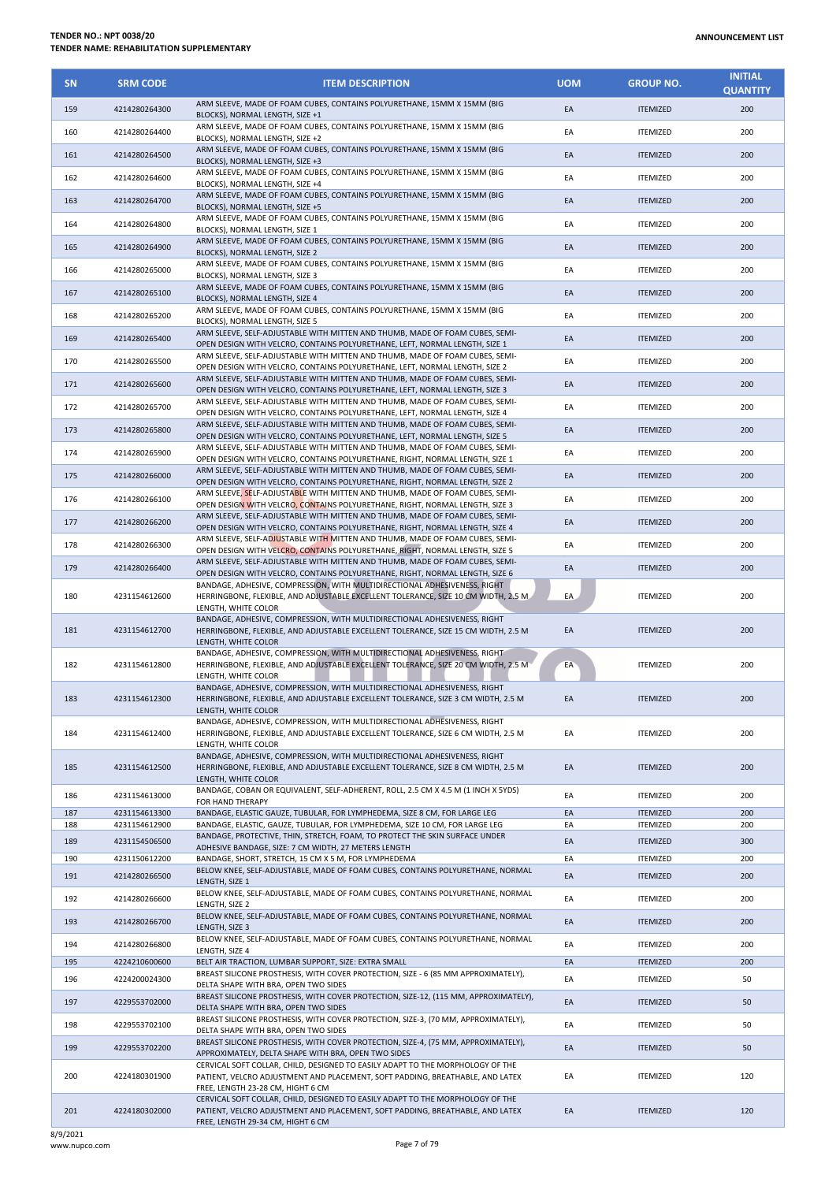| SN | SRM CODE | ITEM DESCRIPTION | UOM | GROUP NO. | INITIAL QUANTITY |
|---|---|---|---|---|---|
| 159 | 4214280264300 | ARM SLEEVE, MADE OF FOAM CUBES, CONTAINS POLYURETHANE, 15MM X 15MM (BIG BLOCKS), NORMAL LENGTH, SIZE +1 | EA | ITEMIZED | 200 |
| 160 | 4214280264400 | ARM SLEEVE, MADE OF FOAM CUBES, CONTAINS POLYURETHANE, 15MM X 15MM (BIG BLOCKS), NORMAL LENGTH, SIZE +2 | EA | ITEMIZED | 200 |
| 161 | 4214280264500 | ARM SLEEVE, MADE OF FOAM CUBES, CONTAINS POLYURETHANE, 15MM X 15MM (BIG BLOCKS), NORMAL LENGTH, SIZE +3 | EA | ITEMIZED | 200 |
| 162 | 4214280264600 | ARM SLEEVE, MADE OF FOAM CUBES, CONTAINS POLYURETHANE, 15MM X 15MM (BIG BLOCKS), NORMAL LENGTH, SIZE +4 | EA | ITEMIZED | 200 |
| 163 | 4214280264700 | ARM SLEEVE, MADE OF FOAM CUBES, CONTAINS POLYURETHANE, 15MM X 15MM (BIG BLOCKS), NORMAL LENGTH, SIZE +5 | EA | ITEMIZED | 200 |
| 164 | 4214280264800 | ARM SLEEVE, MADE OF FOAM CUBES, CONTAINS POLYURETHANE, 15MM X 15MM (BIG BLOCKS), NORMAL LENGTH, SIZE 1 | EA | ITEMIZED | 200 |
| 165 | 4214280264900 | ARM SLEEVE, MADE OF FOAM CUBES, CONTAINS POLYURETHANE, 15MM X 15MM (BIG BLOCKS), NORMAL LENGTH, SIZE 2 | EA | ITEMIZED | 200 |
| 166 | 4214280265000 | ARM SLEEVE, MADE OF FOAM CUBES, CONTAINS POLYURETHANE, 15MM X 15MM (BIG BLOCKS), NORMAL LENGTH, SIZE 3 | EA | ITEMIZED | 200 |
| 167 | 4214280265100 | ARM SLEEVE, MADE OF FOAM CUBES, CONTAINS POLYURETHANE, 15MM X 15MM (BIG BLOCKS), NORMAL LENGTH, SIZE 4 | EA | ITEMIZED | 200 |
| 168 | 4214280265200 | ARM SLEEVE, MADE OF FOAM CUBES, CONTAINS POLYURETHANE, 15MM X 15MM (BIG BLOCKS), NORMAL LENGTH, SIZE 5 | EA | ITEMIZED | 200 |
| 169 | 4214280265400 | ARM SLEEVE, SELF-ADJUSTABLE WITH MITTEN AND THUMB, MADE OF FOAM CUBES, SEMI-OPEN DESIGN WITH VELCRO, CONTAINS POLYURETHANE, LEFT, NORMAL LENGTH, SIZE 1 | EA | ITEMIZED | 200 |
| 170 | 4214280265500 | ARM SLEEVE, SELF-ADJUSTABLE WITH MITTEN AND THUMB, MADE OF FOAM CUBES, SEMI-OPEN DESIGN WITH VELCRO, CONTAINS POLYURETHANE, LEFT, NORMAL LENGTH, SIZE 2 | EA | ITEMIZED | 200 |
| 171 | 4214280265600 | ARM SLEEVE, SELF-ADJUSTABLE WITH MITTEN AND THUMB, MADE OF FOAM CUBES, SEMI-OPEN DESIGN WITH VELCRO, CONTAINS POLYURETHANE, LEFT, NORMAL LENGTH, SIZE 3 | EA | ITEMIZED | 200 |
| 172 | 4214280265700 | ARM SLEEVE, SELF-ADJUSTABLE WITH MITTEN AND THUMB, MADE OF FOAM CUBES, SEMI-OPEN DESIGN WITH VELCRO, CONTAINS POLYURETHANE, LEFT, NORMAL LENGTH, SIZE 4 | EA | ITEMIZED | 200 |
| 173 | 4214280265800 | ARM SLEEVE, SELF-ADJUSTABLE WITH MITTEN AND THUMB, MADE OF FOAM CUBES, SEMI-OPEN DESIGN WITH VELCRO, CONTAINS POLYURETHANE, LEFT, NORMAL LENGTH, SIZE 5 | EA | ITEMIZED | 200 |
| 174 | 4214280265900 | ARM SLEEVE, SELF-ADJUSTABLE WITH MITTEN AND THUMB, MADE OF FOAM CUBES, SEMI-OPEN DESIGN WITH VELCRO, CONTAINS POLYURETHANE, RIGHT, NORMAL LENGTH, SIZE 1 | EA | ITEMIZED | 200 |
| 175 | 4214280266000 | ARM SLEEVE, SELF-ADJUSTABLE WITH MITTEN AND THUMB, MADE OF FOAM CUBES, SEMI-OPEN DESIGN WITH VELCRO, CONTAINS POLYURETHANE, RIGHT, NORMAL LENGTH, SIZE 2 | EA | ITEMIZED | 200 |
| 176 | 4214280266100 | ARM SLEEVE, SELF-ADJUSTABLE WITH MITTEN AND THUMB, MADE OF FOAM CUBES, SEMI-OPEN DESIGN WITH VELCRO, CONTAINS POLYURETHANE, RIGHT, NORMAL LENGTH, SIZE 3 | EA | ITEMIZED | 200 |
| 177 | 4214280266200 | ARM SLEEVE, SELF-ADJUSTABLE WITH MITTEN AND THUMB, MADE OF FOAM CUBES, SEMI-OPEN DESIGN WITH VELCRO, CONTAINS POLYURETHANE, RIGHT, NORMAL LENGTH, SIZE 4 | EA | ITEMIZED | 200 |
| 178 | 4214280266300 | ARM SLEEVE, SELF-ADJUSTABLE WITH MITTEN AND THUMB, MADE OF FOAM CUBES, SEMI-OPEN DESIGN WITH VELCRO, CONTAINS POLYURETHANE, RIGHT, NORMAL LENGTH, SIZE 5 | EA | ITEMIZED | 200 |
| 179 | 4214280266400 | ARM SLEEVE, SELF-ADJUSTABLE WITH MITTEN AND THUMB, MADE OF FOAM CUBES, SEMI-OPEN DESIGN WITH VELCRO, CONTAINS POLYURETHANE, RIGHT, NORMAL LENGTH, SIZE 6 | EA | ITEMIZED | 200 |
| 180 | 4231154612600 | BANDAGE, ADHESIVE, COMPRESSION, WITH MULTIDIRECTIONAL ADHESIVENESS, RIGHT HERRINGBONE, FLEXIBLE, AND ADJUSTABLE EXCELLENT TOLERANCE, SIZE 10 CM WIDTH, 2.5 M LENGTH, WHITE COLOR | EA | ITEMIZED | 200 |
| 181 | 4231154612700 | BANDAGE, ADHESIVE, COMPRESSION, WITH MULTIDIRECTIONAL ADHESIVENESS, RIGHT HERRINGBONE, FLEXIBLE, AND ADJUSTABLE EXCELLENT TOLERANCE, SIZE 15 CM WIDTH, 2.5 M LENGTH, WHITE COLOR | EA | ITEMIZED | 200 |
| 182 | 4231154612800 | BANDAGE, ADHESIVE, COMPRESSION, WITH MULTIDIRECTIONAL ADHESIVENESS, RIGHT HERRINGBONE, FLEXIBLE, AND ADJUSTABLE EXCELLENT TOLERANCE, SIZE 20 CM WIDTH, 2.5 M LENGTH, WHITE COLOR | EA | ITEMIZED | 200 |
| 183 | 4231154612300 | BANDAGE, ADHESIVE, COMPRESSION, WITH MULTIDIRECTIONAL ADHESIVENESS, RIGHT HERRINGBONE, FLEXIBLE, AND ADJUSTABLE EXCELLENT TOLERANCE, SIZE 3 CM WIDTH, 2.5 M LENGTH, WHITE COLOR | EA | ITEMIZED | 200 |
| 184 | 4231154612400 | BANDAGE, ADHESIVE, COMPRESSION, WITH MULTIDIRECTIONAL ADHESIVENESS, RIGHT HERRINGBONE, FLEXIBLE, AND ADJUSTABLE EXCELLENT TOLERANCE, SIZE 6 CM WIDTH, 2.5 M LENGTH, WHITE COLOR | EA | ITEMIZED | 200 |
| 185 | 4231154612500 | BANDAGE, ADHESIVE, COMPRESSION, WITH MULTIDIRECTIONAL ADHESIVENESS, RIGHT HERRINGBONE, FLEXIBLE, AND ADJUSTABLE EXCELLENT TOLERANCE, SIZE 8 CM WIDTH, 2.5 M LENGTH, WHITE COLOR | EA | ITEMIZED | 200 |
| 186 | 4231154613000 | BANDAGE, COBAN OR EQUIVALENT, SELF-ADHERENT, ROLL, 2.5 CM X 4.5 M (1 INCH X 5YDS) FOR HAND THERAPY | EA | ITEMIZED | 200 |
| 187 | 4231154613300 | BANDAGE, ELASTIC GAUZE, TUBULAR, FOR LYMPHEDEMA, SIZE 8 CM, FOR LARGE LEG | EA | ITEMIZED | 200 |
| 188 | 4231154612900 | BANDAGE, ELASTIC, GAUZE, TUBULAR, FOR LYMPHEDEMA, SIZE 10 CM, FOR LARGE LEG | EA | ITEMIZED | 200 |
| 189 | 4231154506500 | BANDAGE, PROTECTIVE, THIN, STRETCH, FOAM, TO PROTECT THE SKIN SURFACE UNDER ADHESIVE BANDAGE, SIZE: 7 CM WIDTH, 27 METERS LENGTH | EA | ITEMIZED | 300 |
| 190 | 4231150612200 | BANDAGE, SHORT, STRETCH, 15 CM X 5 M, FOR LYMPHEDEMA | EA | ITEMIZED | 200 |
| 191 | 4214280266500 | BELOW KNEE, SELF-ADJUSTABLE, MADE OF FOAM CUBES, CONTAINS POLYURETHANE, NORMAL LENGTH, SIZE 1 | EA | ITEMIZED | 200 |
| 192 | 4214280266600 | BELOW KNEE, SELF-ADJUSTABLE, MADE OF FOAM CUBES, CONTAINS POLYURETHANE, NORMAL LENGTH, SIZE 2 | EA | ITEMIZED | 200 |
| 193 | 4214280266700 | BELOW KNEE, SELF-ADJUSTABLE, MADE OF FOAM CUBES, CONTAINS POLYURETHANE, NORMAL LENGTH, SIZE 3 | EA | ITEMIZED | 200 |
| 194 | 4214280266800 | BELOW KNEE, SELF-ADJUSTABLE, MADE OF FOAM CUBES, CONTAINS POLYURETHANE, NORMAL LENGTH, SIZE 4 | EA | ITEMIZED | 200 |
| 195 | 4224210600600 | BELT AIR TRACTION, LUMBAR SUPPORT, SIZE: EXTRA SMALL | EA | ITEMIZED | 200 |
| 196 | 4224200024300 | BREAST SILICONE PROSTHESIS, WITH COVER PROTECTION, SIZE - 6 (85 MM APPROXIMATELY), DELTA SHAPE WITH BRA, OPEN TWO SIDES | EA | ITEMIZED | 50 |
| 197 | 4229553702000 | BREAST SILICONE PROSTHESIS, WITH COVER PROTECTION, SIZE-12, (115 MM, APPROXIMATELY), DELTA SHAPE WITH BRA, OPEN TWO SIDES | EA | ITEMIZED | 50 |
| 198 | 4229553702100 | BREAST SILICONE PROSTHESIS, WITH COVER PROTECTION, SIZE-3, (70 MM, APPROXIMATELY), DELTA SHAPE WITH BRA, OPEN TWO SIDES | EA | ITEMIZED | 50 |
| 199 | 4229553702200 | BREAST SILICONE PROSTHESIS, WITH COVER PROTECTION, SIZE-4, (75 MM, APPROXIMATELY), APPROXIMATELY, DELTA SHAPE WITH BRA, OPEN TWO SIDES | EA | ITEMIZED | 50 |
| 200 | 4224180301900 | CERVICAL SOFT COLLAR, CHILD, DESIGNED TO EASILY ADAPT TO THE MORPHOLOGY OF THE PATIENT, VELCRO ADJUSTMENT AND PLACEMENT, SOFT PADDING, BREATHABLE, AND LATEX FREE, LENGTH 23-28 CM, HIGHT 6 CM | EA | ITEMIZED | 120 |
| 201 | 4224180302000 | CERVICAL SOFT COLLAR, CHILD, DESIGNED TO EASILY ADAPT TO THE MORPHOLOGY OF THE PATIENT, VELCRO ADJUSTMENT AND PLACEMENT, SOFT PADDING, BREATHABLE, AND LATEX FREE, LENGTH 29-34 CM, HIGHT 6 CM | EA | ITEMIZED | 120 |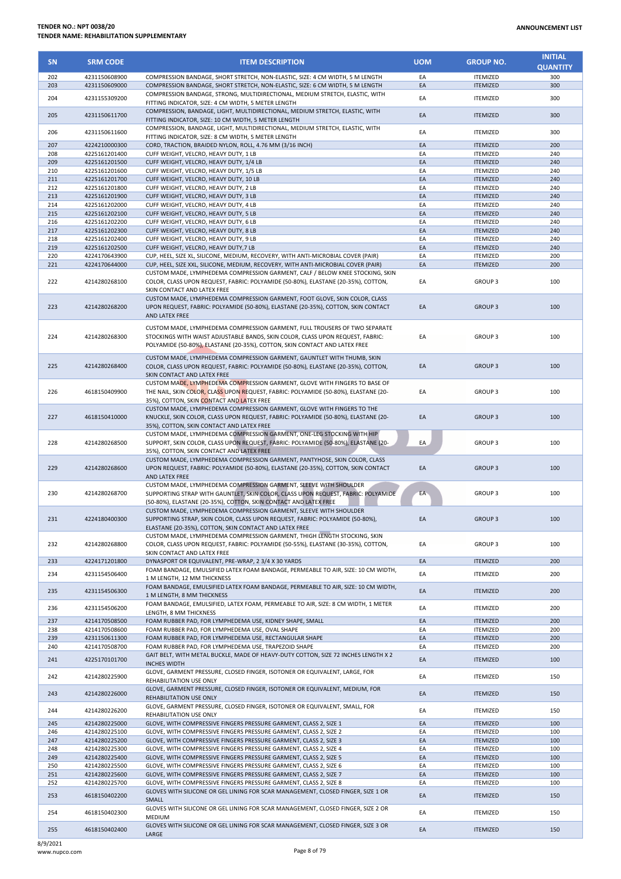**TENDER NO.: NPT 0038/20**
**TENDER NAME: REHABILITATION SUPPLEMENTARY**

**ANNOUNCEMENT LIST**

| SN | SRM CODE | ITEM DESCRIPTION | UOM | GROUP NO. | INITIAL QUANTITY |
|---|---|---|---|---|---|
| 202 | 4231150608900 | COMPRESSION BANDAGE, SHORT STRETCH, NON-ELASTIC, SIZE: 4 CM WIDTH, 5 M LENGTH | EA | ITEMIZED | 300 |
| 203 | 4231150609000 | COMPRESSION BANDAGE, SHORT STRETCH, NON-ELASTIC, SIZE: 6 CM WIDTH, 5 M LENGTH | EA | ITEMIZED | 300 |
| 204 | 4231155309200 | COMPRESSION BANDAGE, STRONG, MULTIDIRECTIONAL, MEDIUM STRETCH, ELASTIC, WITH FITTING INDICATOR, SIZE: 4 CM WIDTH, 5 METER LENGTH | EA | ITEMIZED | 300 |
| 205 | 4231150611700 | COMPRESSION, BANDAGE, LIGHT, MULTIDIRECTIONAL, MEDIUM STRETCH, ELASTIC, WITH FITTING INDICATOR, SIZE: 10 CM WIDTH, 5 METER LENGTH | EA | ITEMIZED | 300 |
| 206 | 4231150611600 | COMPRESSION, BANDAGE, LIGHT, MULTIDIRECTIONAL, MEDIUM STRETCH, ELASTIC, WITH FITTING INDICATOR, SIZE: 8 CM WIDTH, 5 METER LENGTH | EA | ITEMIZED | 300 |
| 207 | 4224210000300 | CORD, TRACTION, BRAIDED NYLON, ROLL, 4.76 MM (3/16 INCH) | EA | ITEMIZED | 200 |
| 208 | 4225161201400 | CUFF WEIGHT, VELCRO, HEAVY DUTY, 1 LB | EA | ITEMIZED | 240 |
| 209 | 4225161201500 | CUFF WEIGHT, VELCRO, HEAVY DUTY, 1/4 LB | EA | ITEMIZED | 240 |
| 210 | 4225161201600 | CUFF WEIGHT, VELCRO, HEAVY DUTY, 1/5 LB | EA | ITEMIZED | 240 |
| 211 | 4225161201700 | CUFF WEIGHT, VELCRO, HEAVY DUTY, 10 LB | EA | ITEMIZED | 240 |
| 212 | 4225161201800 | CUFF WEIGHT, VELCRO, HEAVY DUTY, 2 LB | EA | ITEMIZED | 240 |
| 213 | 4225161201900 | CUFF WEIGHT, VELCRO, HEAVY DUTY, 3 LB | EA | ITEMIZED | 240 |
| 214 | 4225161202000 | CUFF WEIGHT, VELCRO, HEAVY DUTY, 4 LB | EA | ITEMIZED | 240 |
| 215 | 4225161202100 | CUFF WEIGHT, VELCRO, HEAVY DUTY, 5 LB | EA | ITEMIZED | 240 |
| 216 | 4225161202200 | CUFF WEIGHT, VELCRO, HEAVY DUTY, 6 LB | EA | ITEMIZED | 240 |
| 217 | 4225161202300 | CUFF WEIGHT, VELCRO, HEAVY DUTY, 8 LB | EA | ITEMIZED | 240 |
| 218 | 4225161202400 | CUFF WEIGHT, VELCRO, HEAVY DUTY, 9 LB | EA | ITEMIZED | 240 |
| 219 | 4225161202500 | CUFF WEIGHT, VELCRO, HEAVY DUTY,7 LB | EA | ITEMIZED | 240 |
| 220 | 4224170643900 | CUP, HEEL, SIZE XL, SILICONE, MEDIUM, RECOVERY, WITH ANTI-MICROBIAL COVER (PAIR) | EA | ITEMIZED | 200 |
| 221 | 4224170644000 | CUP, HEEL, SIZE XXL, SILICONE, MEDIUM, RECOVERY, WITH ANTI-MICROBIAL COVER (PAIR) | EA | ITEMIZED | 200 |
| 222 | 4214280268100 | CUSTOM MADE, LYMPHEDEMA COMPRESSION GARMENT, CALF / BELOW KNEE STOCKING, SKIN COLOR, CLASS UPON REQUEST, FABRIC: POLYAMIDE (50-80%), ELASTANE (20-35%), COTTON, SKIN CONTACT AND LATEX FREE | EA | GROUP 3 | 100 |
| 223 | 4214280268200 | CUSTOM MADE, LYMPHEDEMA COMPRESSION GARMENT, FOOT GLOVE, SKIN COLOR, CLASS UPON REQUEST, FABRIC: POLYAMIDE (50-80%), ELASTANE (20-35%), COTTON, SKIN CONTACT AND LATEX FREE | EA | GROUP 3 | 100 |
| 224 | 4214280268300 | CUSTOM MADE, LYMPHEDEMA COMPRESSION GARMENT, FULL TROUSERS OF TWO SEPARATE STOCKINGS WITH WAIST ADJUSTABLE BANDS, SKIN COLOR, CLASS UPON REQUEST, FABRIC: POLYAMIDE (50-80%), ELASTANE (20-35%), COTTON, SKIN CONTACT AND LATEX FREE | EA | GROUP 3 | 100 |
| 225 | 4214280268400 | CUSTOM MADE, LYMPHEDEMA COMPRESSION GARMENT, GAUNTLET WITH THUMB, SKIN COLOR, CLASS UPON REQUEST, FABRIC: POLYAMIDE (50-80%), ELASTANE (20-35%), COTTON, SKIN CONTACT AND LATEX FREE | EA | GROUP 3 | 100 |
| 226 | 4618150409900 | CUSTOM MADE, LYMPHEDEMA COMPRESSION GARMENT, GLOVE WITH FINGERS TO BASE OF THE NAIL, SKIN COLOR, CLASS UPON REQUEST, FABRIC: POLYAMIDE (50-80%), ELASTANE (20-35%), COTTON, SKIN CONTACT AND LATEX FREE | EA | GROUP 3 | 100 |
| 227 | 4618150410000 | CUSTOM MADE, LYMPHEDEMA COMPRESSION GARMENT, GLOVE WITH FINGERS TO THE KNUCKLE, SKIN COLOR, CLASS UPON REQUEST, FABRIC: POLYAMIDE (50-80%), ELASTANE (20-35%), COTTON, SKIN CONTACT AND LATEX FREE | EA | GROUP 3 | 100 |
| 228 | 4214280268500 | CUSTOM MADE, LYMPHEDEMA COMPRESSION GARMENT, ONE-LEG STOCKING WITH HIP SUPPORT, SKIN COLOR, CLASS UPON REQUEST, FABRIC: POLYAMIDE (50-80%), ELASTANE (20-35%), COTTON, SKIN CONTACT AND LATEX FREE | EA | GROUP 3 | 100 |
| 229 | 4214280268600 | CUSTOM MADE, LYMPHEDEMA COMPRESSION GARMENT, PANTYHOSE, SKIN COLOR, CLASS UPON REQUEST, FABRIC: POLYAMIDE (50-80%), ELASTANE (20-35%), COTTON, SKIN CONTACT AND LATEX FREE | EA | GROUP 3 | 100 |
| 230 | 4214280268700 | CUSTOM MADE, LYMPHEDEMA COMPRESSION GARMENT, SLEEVE WITH SHOULDER SUPPORTING STRAP WITH GAUNTLET, SKIN COLOR, CLASS UPON REQUEST, FABRIC: POLYAMIDE (50-80%), ELASTANE (20-35%), COTTON, SKIN CONTACT AND LATEX FREE | EA | GROUP 3 | 100 |
| 231 | 4224180400300 | CUSTOM MADE, LYMPHEDEMA COMPRESSION GARMENT, SLEEVE WITH SHOULDER SUPPORTING STRAP, SKIN COLOR, CLASS UPON REQUEST, FABRIC: POLYAMIDE (50-80%), ELASTANE (20-35%), COTTON, SKIN CONTACT AND LATEX FREE | EA | GROUP 3 | 100 |
| 232 | 4214280268800 | CUSTOM MADE, LYMPHEDEMA COMPRESSION GARMENT, THIGH LENGTH STOCKING, SKIN COLOR, CLASS UPON REQUEST, FABRIC: POLYAMIDE (50-55%), ELASTANE (30-35%), COTTON, SKIN CONTACT AND LATEX FREE | EA | GROUP 3 | 100 |
| 233 | 4224171201800 | DYNASPORT OR EQUIVALENT, PRE-WRAP, 2 3/4 X 30 YARDS | EA | ITEMIZED | 200 |
| 234 | 4231154506400 | FOAM BANDAGE, EMULSIFIED LATEX FOAM BANDAGE, PERMEABLE TO AIR, SIZE: 10 CM WIDTH, 1 M LENGTH, 12 MM THICKNESS | EA | ITEMIZED | 200 |
| 235 | 4231154506300 | FOAM BANDAGE, EMULSIFIED LATEX FOAM BANDAGE, PERMEABLE TO AIR, SIZE: 10 CM WIDTH, 1 M LENGTH, 8 MM THICKNESS | EA | ITEMIZED | 200 |
| 236 | 4231154506200 | FOAM BANDAGE, EMULSIFIED, LATEX FOAM, PERMEABLE TO AIR, SIZE: 8 CM WIDTH, 1 METER LENGTH, 8 MM THICKNESS | EA | ITEMIZED | 200 |
| 237 | 4214170508500 | FOAM RUBBER PAD, FOR LYMPHEDEMA USE, KIDNEY SHAPE, SMALL | EA | ITEMIZED | 200 |
| 238 | 4214170508600 | FOAM RUBBER PAD, FOR LYMPHEDEMA USE, OVAL SHAPE | EA | ITEMIZED | 200 |
| 239 | 4231150611300 | FOAM RUBBER PAD, FOR LYMPHEDEMA USE, RECTANGULAR SHAPE | EA | ITEMIZED | 200 |
| 240 | 4214170508700 | FOAM RUBBER PAD, FOR LYMPHEDEMA USE, TRAPEZOID SHAPE | EA | ITEMIZED | 200 |
| 241 | 4225170101700 | GAIT BELT, WITH METAL BUCKLE, MADE OF HEAVY-DUTY COTTON, SIZE 72 INCHES LENGTH X 2 INCHES WIDTH | EA | ITEMIZED | 100 |
| 242 | 4214280225900 | GLOVE, GARMENT PRESSURE, CLOSED FINGER, ISOTONER OR EQUIVALENT, LARGE, FOR REHABILITATION USE ONLY | EA | ITEMIZED | 150 |
| 243 | 4214280226000 | GLOVE, GARMENT PRESSURE, CLOSED FINGER, ISOTONER OR EQUIVALENT, MEDIUM, FOR REHABILITATION USE ONLY | EA | ITEMIZED | 150 |
| 244 | 4214280226200 | GLOVE, GARMENT PRESSURE, CLOSED FINGER, ISOTONER OR EQUIVALENT, SMALL, FOR REHABILITATION USE ONLY | EA | ITEMIZED | 150 |
| 245 | 4214280225000 | GLOVE, WITH COMPRESSIVE FINGERS PRESSURE GARMENT, CLASS 2, SIZE 1 | EA | ITEMIZED | 100 |
| 246 | 4214280225100 | GLOVE, WITH COMPRESSIVE FINGERS PRESSURE GARMENT, CLASS 2, SIZE 2 | EA | ITEMIZED | 100 |
| 247 | 4214280225200 | GLOVE, WITH COMPRESSIVE FINGERS PRESSURE GARMENT, CLASS 2, SIZE 3 | EA | ITEMIZED | 100 |
| 248 | 4214280225300 | GLOVE, WITH COMPRESSIVE FINGERS PRESSURE GARMENT, CLASS 2, SIZE 4 | EA | ITEMIZED | 100 |
| 249 | 4214280225400 | GLOVE, WITH COMPRESSIVE FINGERS PRESSURE GARMENT, CLASS 2, SIZE 5 | EA | ITEMIZED | 100 |
| 250 | 4214280225500 | GLOVE, WITH COMPRESSIVE FINGERS PRESSURE GARMENT, CLASS 2, SIZE 6 | EA | ITEMIZED | 100 |
| 251 | 4214280225600 | GLOVE, WITH COMPRESSIVE FINGERS PRESSURE GARMENT, CLASS 2, SIZE 7 | EA | ITEMIZED | 100 |
| 252 | 4214280225700 | GLOVE, WITH COMPRESSIVE FINGERS PRESSURE GARMENT, CLASS 2, SIZE 8 | EA | ITEMIZED | 100 |
| 253 | 4618150402200 | GLOVES WITH SILICONE OR GEL LINING FOR SCAR MANAGEMENT, CLOSED FINGER, SIZE 1 OR SMALL | EA | ITEMIZED | 150 |
| 254 | 4618150402300 | GLOVES WITH SILICONE OR GEL LINING FOR SCAR MANAGEMENT, CLOSED FINGER, SIZE 2 OR MEDIUM | EA | ITEMIZED | 150 |
| 255 | 4618150402400 | GLOVES WITH SILICONE OR GEL LINING FOR SCAR MANAGEMENT, CLOSED FINGER, SIZE 3 OR LARGE | EA | ITEMIZED | 150 |

8/9/2021
www.nupco.com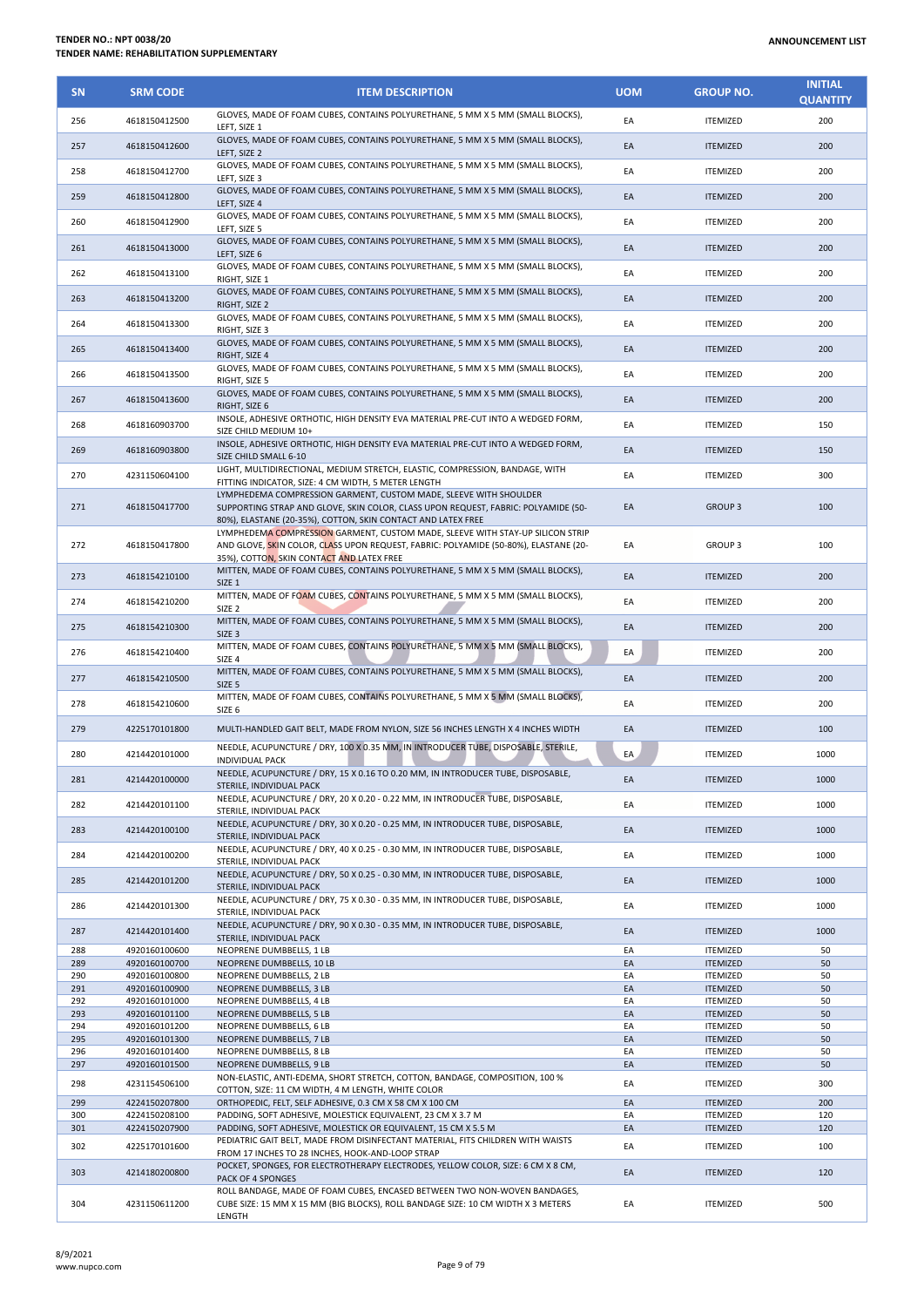**TENDER NO.: NPT 0038/20**
**TENDER NAME: REHABILITATION SUPPLEMENTARY**

**ANNOUNCEMENT LIST**

| SN | SRM CODE | ITEM DESCRIPTION | UOM | GROUP NO. | INITIAL QUANTITY |
|---|---|---|---|---|---|
| 256 | 4618150412500 | GLOVES, MADE OF FOAM CUBES, CONTAINS POLYURETHANE, 5 MM X 5 MM (SMALL BLOCKS), LEFT, SIZE 1 | EA | ITEMIZED | 200 |
| 257 | 4618150412600 | GLOVES, MADE OF FOAM CUBES, CONTAINS POLYURETHANE, 5 MM X 5 MM (SMALL BLOCKS), LEFT, SIZE 2 | EA | ITEMIZED | 200 |
| 258 | 4618150412700 | GLOVES, MADE OF FOAM CUBES, CONTAINS POLYURETHANE, 5 MM X 5 MM (SMALL BLOCKS), LEFT, SIZE 3 | EA | ITEMIZED | 200 |
| 259 | 4618150412800 | GLOVES, MADE OF FOAM CUBES, CONTAINS POLYURETHANE, 5 MM X 5 MM (SMALL BLOCKS), LEFT, SIZE 4 | EA | ITEMIZED | 200 |
| 260 | 4618150412900 | GLOVES, MADE OF FOAM CUBES, CONTAINS POLYURETHANE, 5 MM X 5 MM (SMALL BLOCKS), LEFT, SIZE 5 | EA | ITEMIZED | 200 |
| 261 | 4618150413000 | GLOVES, MADE OF FOAM CUBES, CONTAINS POLYURETHANE, 5 MM X 5 MM (SMALL BLOCKS), LEFT, SIZE 6 | EA | ITEMIZED | 200 |
| 262 | 4618150413100 | GLOVES, MADE OF FOAM CUBES, CONTAINS POLYURETHANE, 5 MM X 5 MM (SMALL BLOCKS), RIGHT, SIZE 1 | EA | ITEMIZED | 200 |
| 263 | 4618150413200 | GLOVES, MADE OF FOAM CUBES, CONTAINS POLYURETHANE, 5 MM X 5 MM (SMALL BLOCKS), RIGHT, SIZE 2 | EA | ITEMIZED | 200 |
| 264 | 4618150413300 | GLOVES, MADE OF FOAM CUBES, CONTAINS POLYURETHANE, 5 MM X 5 MM (SMALL BLOCKS), RIGHT, SIZE 3 | EA | ITEMIZED | 200 |
| 265 | 4618150413400 | GLOVES, MADE OF FOAM CUBES, CONTAINS POLYURETHANE, 5 MM X 5 MM (SMALL BLOCKS), RIGHT, SIZE 4 | EA | ITEMIZED | 200 |
| 266 | 4618150413500 | GLOVES, MADE OF FOAM CUBES, CONTAINS POLYURETHANE, 5 MM X 5 MM (SMALL BLOCKS), RIGHT, SIZE 5 | EA | ITEMIZED | 200 |
| 267 | 4618150413600 | GLOVES, MADE OF FOAM CUBES, CONTAINS POLYURETHANE, 5 MM X 5 MM (SMALL BLOCKS), RIGHT, SIZE 6 | EA | ITEMIZED | 200 |
| 268 | 4618160903700 | INSOLE, ADHESIVE ORTHOTIC, HIGH DENSITY EVA MATERIAL PRE-CUT INTO A WEDGED FORM, SIZE CHILD MEDIUM 10+ | EA | ITEMIZED | 150 |
| 269 | 4618160903800 | INSOLE, ADHESIVE ORTHOTIC, HIGH DENSITY EVA MATERIAL PRE-CUT INTO A WEDGED FORM, SIZE CHILD SMALL 6-10 | EA | ITEMIZED | 150 |
| 270 | 4231150604100 | LIGHT, MULTIDIRECTIONAL, MEDIUM STRETCH, ELASTIC, COMPRESSION, BANDAGE, WITH FITTING INDICATOR, SIZE: 4 CM WIDTH, 5 METER LENGTH | EA | ITEMIZED | 300 |
| 271 | 4618150417700 | LYMPHEDEMA COMPRESSION GARMENT, CUSTOM MADE, SLEEVE WITH SHOULDER SUPPORTING STRAP AND GLOVE, SKIN COLOR, CLASS UPON REQUEST, FABRIC: POLYAMIDE (50-80%), ELASTANE (20-35%), COTTON, SKIN CONTACT AND LATEX FREE | EA | GROUP 3 | 100 |
| 272 | 4618150417800 | LYMPHEDEMA COMPRESSION GARMENT, CUSTOM MADE, SLEEVE WITH STAY-UP SILICON STRIP AND GLOVE, SKIN COLOR, CLASS UPON REQUEST, FABRIC: POLYAMIDE (50-80%), ELASTANE (20-35%), COTTON, SKIN CONTACT AND LATEX FREE | EA | GROUP 3 | 100 |
| 273 | 4618154210100 | MITTEN, MADE OF FOAM CUBES, CONTAINS POLYURETHANE, 5 MM X 5 MM (SMALL BLOCKS), SIZE 1 | EA | ITEMIZED | 200 |
| 274 | 4618154210200 | MITTEN, MADE OF FOAM CUBES, CONTAINS POLYURETHANE, 5 MM X 5 MM (SMALL BLOCKS), SIZE 2 | EA | ITEMIZED | 200 |
| 275 | 4618154210300 | MITTEN, MADE OF FOAM CUBES, CONTAINS POLYURETHANE, 5 MM X 5 MM (SMALL BLOCKS), SIZE 3 | EA | ITEMIZED | 200 |
| 276 | 4618154210400 | MITTEN, MADE OF FOAM CUBES, CONTAINS POLYURETHANE, 5 MM X 5 MM (SMALL BLOCKS), SIZE 4 | EA | ITEMIZED | 200 |
| 277 | 4618154210500 | MITTEN, MADE OF FOAM CUBES, CONTAINS POLYURETHANE, 5 MM X 5 MM (SMALL BLOCKS), SIZE 5 | EA | ITEMIZED | 200 |
| 278 | 4618154210600 | MITTEN, MADE OF FOAM CUBES, CONTAINS POLYURETHANE, 5 MM X 5 MM (SMALL BLOCKS), SIZE 6 | EA | ITEMIZED | 200 |
| 279 | 4225170101800 | MULTI-HANDLED GAIT BELT, MADE FROM NYLON, SIZE 56 INCHES LENGTH X 4 INCHES WIDTH | EA | ITEMIZED | 100 |
| 280 | 4214420101000 | NEEDLE, ACUPUNCTURE / DRY, 100 X 0.35 MM, IN INTRODUCER TUBE, DISPOSABLE, STERILE, INDIVIDUAL PACK | EA | ITEMIZED | 1000 |
| 281 | 4214420100000 | NEEDLE, ACUPUNCTURE / DRY, 15 X 0.16 TO 0.20 MM, IN INTRODUCER TUBE, DISPOSABLE, STERILE, INDIVIDUAL PACK | EA | ITEMIZED | 1000 |
| 282 | 4214420101100 | NEEDLE, ACUPUNCTURE / DRY, 20 X 0.20 - 0.22 MM, IN INTRODUCER TUBE, DISPOSABLE, STERILE, INDIVIDUAL PACK | EA | ITEMIZED | 1000 |
| 283 | 4214420100100 | NEEDLE, ACUPUNCTURE / DRY, 30 X 0.20 - 0.25 MM, IN INTRODUCER TUBE, DISPOSABLE, STERILE, INDIVIDUAL PACK | EA | ITEMIZED | 1000 |
| 284 | 4214420100200 | NEEDLE, ACUPUNCTURE / DRY, 40 X 0.25 - 0.30 MM, IN INTRODUCER TUBE, DISPOSABLE, STERILE, INDIVIDUAL PACK | EA | ITEMIZED | 1000 |
| 285 | 4214420101200 | NEEDLE, ACUPUNCTURE / DRY, 50 X 0.25 - 0.30 MM, IN INTRODUCER TUBE, DISPOSABLE, STERILE, INDIVIDUAL PACK | EA | ITEMIZED | 1000 |
| 286 | 4214420101300 | NEEDLE, ACUPUNCTURE / DRY, 75 X 0.30 - 0.35 MM, IN INTRODUCER TUBE, DISPOSABLE, STERILE, INDIVIDUAL PACK | EA | ITEMIZED | 1000 |
| 287 | 4214420101400 | NEEDLE, ACUPUNCTURE / DRY, 90 X 0.30 - 0.35 MM, IN INTRODUCER TUBE, DISPOSABLE, STERILE, INDIVIDUAL PACK | EA | ITEMIZED | 1000 |
| 288 | 4920160100600 | NEOPRENE DUMBBELLS, 1 LB | EA | ITEMIZED | 50 |
| 289 | 4920160100700 | NEOPRENE DUMBBELLS, 10 LB | EA | ITEMIZED | 50 |
| 290 | 4920160100800 | NEOPRENE DUMBBELLS, 2 LB | EA | ITEMIZED | 50 |
| 291 | 4920160100900 | NEOPRENE DUMBBELLS, 3 LB | EA | ITEMIZED | 50 |
| 292 | 4920160101000 | NEOPRENE DUMBBELLS, 4 LB | EA | ITEMIZED | 50 |
| 293 | 4920160101100 | NEOPRENE DUMBBELLS, 5 LB | EA | ITEMIZED | 50 |
| 294 | 4920160101200 | NEOPRENE DUMBBELLS, 6 LB | EA | ITEMIZED | 50 |
| 295 | 4920160101300 | NEOPRENE DUMBBELLS, 7 LB | EA | ITEMIZED | 50 |
| 296 | 4920160101400 | NEOPRENE DUMBBELLS, 8 LB | EA | ITEMIZED | 50 |
| 297 | 4920160101500 | NEOPRENE DUMBBELLS, 9 LB | EA | ITEMIZED | 50 |
| 298 | 4231154506100 | NON-ELASTIC, ANTI-EDEMA, SHORT STRETCH, COTTON, BANDAGE, COMPOSITION, 100 % COTTON, SIZE: 11 CM WIDTH, 4 M LENGTH, WHITE COLOR | EA | ITEMIZED | 300 |
| 299 | 4224150207800 | ORTHOPEDIC, FELT, SELF ADHESIVE, 0.3 CM X 58 CM X 100 CM | EA | ITEMIZED | 200 |
| 300 | 4224150208100 | PADDING, SOFT ADHESIVE, MOLESTICK EQUIVALENT, 23 CM X 3.7 M | EA | ITEMIZED | 120 |
| 301 | 4224150207900 | PADDING, SOFT ADHESIVE, MOLESTICK OR EQUIVALENT, 15 CM X 5.5 M | EA | ITEMIZED | 120 |
| 302 | 4225170101600 | PEDIATRIC GAIT BELT, MADE FROM DISINFECTANT MATERIAL, FITS CHILDREN WITH WAISTS FROM 17 INCHES TO 28 INCHES, HOOK-AND-LOOP STRAP | EA | ITEMIZED | 100 |
| 303 | 4214180200800 | POCKET, SPONGES, FOR ELECTROTHERAPY ELECTRODES, YELLOW COLOR, SIZE: 6 CM X 8 CM, PACK OF 4 SPONGES | EA | ITEMIZED | 120 |
| 304 | 4231150611200 | ROLL BANDAGE, MADE OF FOAM CUBES, ENCASED BETWEEN TWO NON-WOVEN BANDAGES, CUBE SIZE: 15 MM X 15 MM (BIG BLOCKS), ROLL BANDAGE SIZE: 10 CM WIDTH X 3 METERS LENGTH | EA | ITEMIZED | 500 |

8/9/2021
www.nupco.com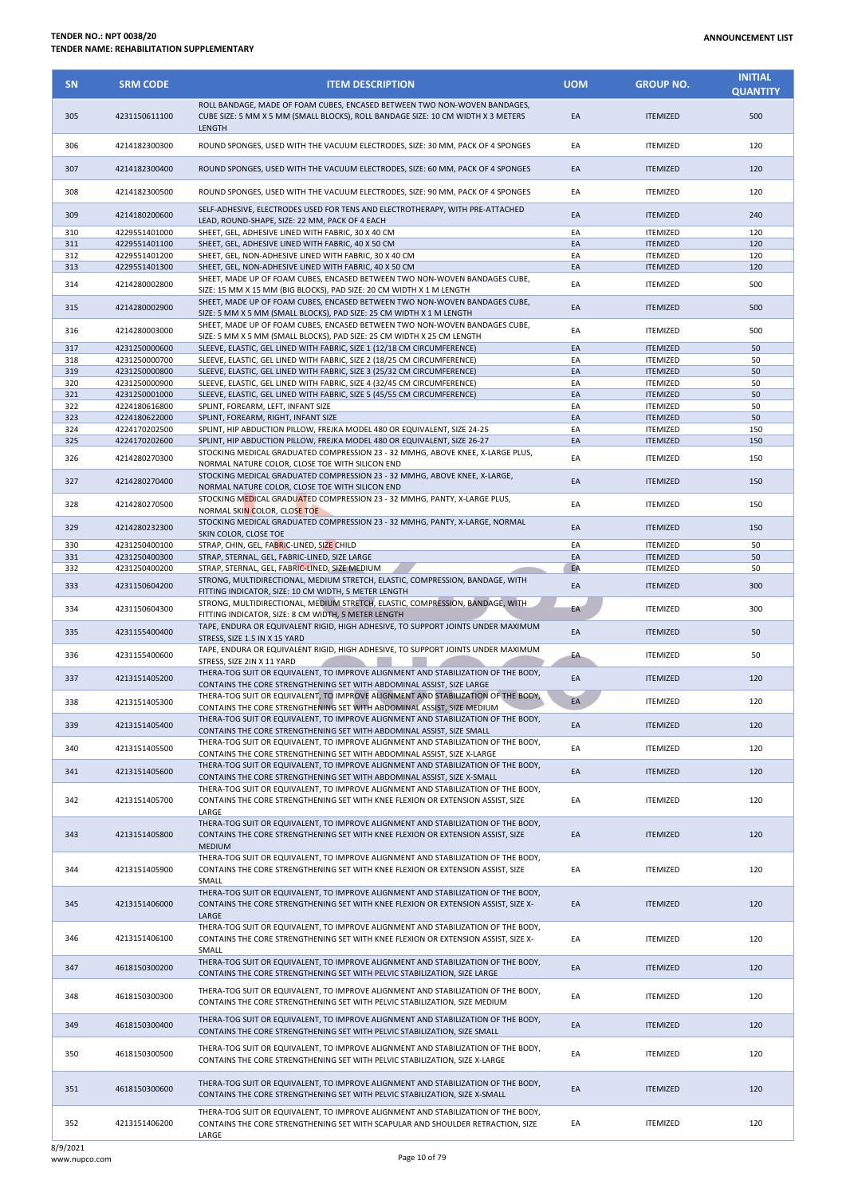**TENDER NO.: NPT 0038/20**
**TENDER NAME: REHABILITATION SUPPLEMENTARY**

**ANNOUNCEMENT LIST**

| SN | SRM CODE | ITEM DESCRIPTION | UOM | GROUP NO. | INITIAL QUANTITY |
|---|---|---|---|---|---|
| 305 | 4231150611100 | ROLL BANDAGE, MADE OF FOAM CUBES, ENCASED BETWEEN TWO NON-WOVEN BANDAGES, CUBE SIZE: 5 MM X 5 MM (SMALL BLOCKS), ROLL BANDAGE SIZE: 10 CM WIDTH X 3 METERS LENGTH | EA | ITEMIZED | 500 |
| 306 | 4214182300300 | ROUND SPONGES, USED WITH THE VACUUM ELECTRODES, SIZE: 30 MM, PACK OF 4 SPONGES | EA | ITEMIZED | 120 |
| 307 | 4214182300400 | ROUND SPONGES, USED WITH THE VACUUM ELECTRODES, SIZE: 60 MM, PACK OF 4 SPONGES | EA | ITEMIZED | 120 |
| 308 | 4214182300500 | ROUND SPONGES, USED WITH THE VACUUM ELECTRODES, SIZE: 90 MM, PACK OF 4 SPONGES | EA | ITEMIZED | 120 |
| 309 | 4214180200600 | SELF-ADHESIVE, ELECTRODES USED FOR TENS AND ELECTROTHERAPY, WITH PRE-ATTACHED LEAD, ROUND-SHAPE, SIZE: 22 MM, PACK OF 4 EACH | EA | ITEMIZED | 240 |
| 310 | 4229551401000 | SHEET, GEL, ADHESIVE LINED WITH FABRIC, 30 X 40 CM | EA | ITEMIZED | 120 |
| 311 | 4229551401100 | SHEET, GEL, ADHESIVE LINED WITH FABRIC, 40 X 50 CM | EA | ITEMIZED | 120 |
| 312 | 4229551401200 | SHEET, GEL, NON-ADHESIVE LINED WITH FABRIC, 30 X 40 CM | EA | ITEMIZED | 120 |
| 313 | 4229551401300 | SHEET, GEL, NON-ADHESIVE LINED WITH FABRIC, 40 X 50 CM | EA | ITEMIZED | 120 |
| 314 | 4214280002800 | SHEET, MADE UP OF FOAM CUBES, ENCASED BETWEEN TWO NON-WOVEN BANDAGES CUBE, SIZE: 15 MM X 15 MM (BIG BLOCKS), PAD SIZE: 20 CM WIDTH X 1 M LENGTH | EA | ITEMIZED | 500 |
| 315 | 4214280002900 | SHEET, MADE UP OF FOAM CUBES, ENCASED BETWEEN TWO NON-WOVEN BANDAGES CUBE, SIZE: 5 MM X 5 MM (SMALL BLOCKS), PAD SIZE: 25 CM WIDTH X 1 M LENGTH | EA | ITEMIZED | 500 |
| 316 | 4214280003000 | SHEET, MADE UP OF FOAM CUBES, ENCASED BETWEEN TWO NON-WOVEN BANDAGES CUBE, SIZE: 5 MM X 5 MM (SMALL BLOCKS), PAD SIZE: 25 CM WIDTH X 25 CM LENGTH | EA | ITEMIZED | 500 |
| 317 | 4231250000600 | SLEEVE, ELASTIC, GEL LINED WITH FABRIC, SIZE 1 (12/18 CM CIRCUMFERENCE) | EA | ITEMIZED | 50 |
| 318 | 4231250000700 | SLEEVE, ELASTIC, GEL LINED WITH FABRIC, SIZE 2 (18/25 CM CIRCUMFERENCE) | EA | ITEMIZED | 50 |
| 319 | 4231250000800 | SLEEVE, ELASTIC, GEL LINED WITH FABRIC, SIZE 3 (25/32 CM CIRCUMFERENCE) | EA | ITEMIZED | 50 |
| 320 | 4231250000900 | SLEEVE, ELASTIC, GEL LINED WITH FABRIC, SIZE 4 (32/45 CM CIRCUMFERENCE) | EA | ITEMIZED | 50 |
| 321 | 4231250001000 | SLEEVE, ELASTIC, GEL LINED WITH FABRIC, SIZE 5 (45/55 CM CIRCUMFERENCE) | EA | ITEMIZED | 50 |
| 322 | 4224180616800 | SPLINT, FOREARM, LEFT, INFANT SIZE | EA | ITEMIZED | 50 |
| 323 | 4224180622000 | SPLINT, FOREARM, RIGHT, INFANT SIZE | EA | ITEMIZED | 50 |
| 324 | 4224170202500 | SPLINT, HIP ABDUCTION PILLOW, FREJKA MODEL 480 OR EQUIVALENT, SIZE 24-25 | EA | ITEMIZED | 150 |
| 325 | 4224170202600 | SPLINT, HIP ABDUCTION PILLOW, FREJKA MODEL 480 OR EQUIVALENT, SIZE 26-27 | EA | ITEMIZED | 150 |
| 326 | 4214280270300 | STOCKING MEDICAL GRADUATED COMPRESSION 23 - 32 MMHG, ABOVE KNEE, X-LARGE PLUS, NORMAL NATURE COLOR, CLOSE TOE WITH SILICON END | EA | ITEMIZED | 150 |
| 327 | 4214280270400 | STOCKING MEDICAL GRADUATED COMPRESSION 23 - 32 MMHG, ABOVE KNEE, X-LARGE, NORMAL NATURE COLOR, CLOSE TOE WITH SILICON END | EA | ITEMIZED | 150 |
| 328 | 4214280270500 | STOCKING MEDICAL GRADUATED COMPRESSION 23 - 32 MMHG, PANTY, X-LARGE PLUS, NORMAL SKIN COLOR, CLOSE TOE | EA | ITEMIZED | 150 |
| 329 | 4214280232300 | STOCKING MEDICAL GRADUATED COMPRESSION 23 - 32 MMHG, PANTY, X-LARGE, NORMAL SKIN COLOR, CLOSE TOE | EA | ITEMIZED | 150 |
| 330 | 4231250400100 | STRAP, CHIN, GEL, FABRIC-LINED, SIZE CHILD | EA | ITEMIZED | 50 |
| 331 | 4231250400300 | STRAP, STERNAL, GEL, FABRIC-LINED, SIZE LARGE | EA | ITEMIZED | 50 |
| 332 | 4231250400200 | STRAP, STERNAL, GEL, FABRIC-LINED, SIZE MEDIUM | EA | ITEMIZED | 50 |
| 333 | 4231150604200 | STRONG, MULTIDIRECTIONAL, MEDIUM STRETCH, ELASTIC, COMPRESSION, BANDAGE, WITH FITTING INDICATOR, SIZE: 10 CM WIDTH, 5 METER LENGTH | EA | ITEMIZED | 300 |
| 334 | 4231150604300 | STRONG, MULTIDIRECTIONAL, MEDIUM STRETCH, ELASTIC, COMPRESSION, BANDAGE, WITH FITTING INDICATOR, SIZE: 8 CM WIDTH, 5 METER LENGTH | EA | ITEMIZED | 300 |
| 335 | 4231155400400 | TAPE, ENDURA OR EQUIVALENT RIGID, HIGH ADHESIVE, TO SUPPORT JOINTS UNDER MAXIMUM STRESS, SIZE 1.5 IN X 15 YARD | EA | ITEMIZED | 50 |
| 336 | 4231155400600 | TAPE, ENDURA OR EQUIVALENT RIGID, HIGH ADHESIVE, TO SUPPORT JOINTS UNDER MAXIMUM STRESS, SIZE 2IN X 11 YARD | EA | ITEMIZED | 50 |
| 337 | 4213151405200 | THERA-TOG SUIT OR EQUIVALENT, TO IMPROVE ALIGNMENT AND STABILIZATION OF THE BODY, CONTAINS THE CORE STRENGTHENING SET WITH ABDOMINAL ASSIST, SIZE LARGE | EA | ITEMIZED | 120 |
| 338 | 4213151405300 | THERA-TOG SUIT OR EQUIVALENT, TO IMPROVE ALIGNMENT AND STABILIZATION OF THE BODY, CONTAINS THE CORE STRENGTHENING SET WITH ABDOMINAL ASSIST, SIZE MEDIUM | EA | ITEMIZED | 120 |
| 339 | 4213151405400 | THERA-TOG SUIT OR EQUIVALENT, TO IMPROVE ALIGNMENT AND STABILIZATION OF THE BODY, CONTAINS THE CORE STRENGTHENING SET WITH ABDOMINAL ASSIST, SIZE SMALL | EA | ITEMIZED | 120 |
| 340 | 4213151405500 | THERA-TOG SUIT OR EQUIVALENT, TO IMPROVE ALIGNMENT AND STABILIZATION OF THE BODY, CONTAINS THE CORE STRENGTHENING SET WITH ABDOMINAL ASSIST, SIZE X-LARGE | EA | ITEMIZED | 120 |
| 341 | 4213151405600 | THERA-TOG SUIT OR EQUIVALENT, TO IMPROVE ALIGNMENT AND STABILIZATION OF THE BODY, CONTAINS THE CORE STRENGTHENING SET WITH ABDOMINAL ASSIST, SIZE X-SMALL | EA | ITEMIZED | 120 |
| 342 | 4213151405700 | THERA-TOG SUIT OR EQUIVALENT, TO IMPROVE ALIGNMENT AND STABILIZATION OF THE BODY, CONTAINS THE CORE STRENGTHENING SET WITH KNEE FLEXION OR EXTENSION ASSIST, SIZE LARGE | EA | ITEMIZED | 120 |
| 343 | 4213151405800 | THERA-TOG SUIT OR EQUIVALENT, TO IMPROVE ALIGNMENT AND STABILIZATION OF THE BODY, CONTAINS THE CORE STRENGTHENING SET WITH KNEE FLEXION OR EXTENSION ASSIST, SIZE MEDIUM | EA | ITEMIZED | 120 |
| 344 | 4213151405900 | THERA-TOG SUIT OR EQUIVALENT, TO IMPROVE ALIGNMENT AND STABILIZATION OF THE BODY, CONTAINS THE CORE STRENGTHENING SET WITH KNEE FLEXION OR EXTENSION ASSIST, SIZE SMALL | EA | ITEMIZED | 120 |
| 345 | 4213151406000 | THERA-TOG SUIT OR EQUIVALENT, TO IMPROVE ALIGNMENT AND STABILIZATION OF THE BODY, CONTAINS THE CORE STRENGTHENING SET WITH KNEE FLEXION OR EXTENSION ASSIST, SIZE X-LARGE | EA | ITEMIZED | 120 |
| 346 | 4213151406100 | THERA-TOG SUIT OR EQUIVALENT, TO IMPROVE ALIGNMENT AND STABILIZATION OF THE BODY, CONTAINS THE CORE STRENGTHENING SET WITH KNEE FLEXION OR EXTENSION ASSIST, SIZE X-SMALL | EA | ITEMIZED | 120 |
| 347 | 4618150300200 | THERA-TOG SUIT OR EQUIVALENT, TO IMPROVE ALIGNMENT AND STABILIZATION OF THE BODY, CONTAINS THE CORE STRENGTHENING SET WITH PELVIC STABILIZATION, SIZE LARGE | EA | ITEMIZED | 120 |
| 348 | 4618150300300 | THERA-TOG SUIT OR EQUIVALENT, TO IMPROVE ALIGNMENT AND STABILIZATION OF THE BODY, CONTAINS THE CORE STRENGTHENING SET WITH PELVIC STABILIZATION, SIZE MEDIUM | EA | ITEMIZED | 120 |
| 349 | 4618150300400 | THERA-TOG SUIT OR EQUIVALENT, TO IMPROVE ALIGNMENT AND STABILIZATION OF THE BODY, CONTAINS THE CORE STRENGTHENING SET WITH PELVIC STABILIZATION, SIZE SMALL | EA | ITEMIZED | 120 |
| 350 | 4618150300500 | THERA-TOG SUIT OR EQUIVALENT, TO IMPROVE ALIGNMENT AND STABILIZATION OF THE BODY, CONTAINS THE CORE STRENGTHENING SET WITH PELVIC STABILIZATION, SIZE X-LARGE | EA | ITEMIZED | 120 |
| 351 | 4618150300600 | THERA-TOG SUIT OR EQUIVALENT, TO IMPROVE ALIGNMENT AND STABILIZATION OF THE BODY, CONTAINS THE CORE STRENGTHENING SET WITH PELVIC STABILIZATION, SIZE X-SMALL | EA | ITEMIZED | 120 |
| 352 | 4213151406200 | THERA-TOG SUIT OR EQUIVALENT, TO IMPROVE ALIGNMENT AND STABILIZATION OF THE BODY, CONTAINS THE CORE STRENGTHENING SET WITH SCAPULAR AND SHOULDER RETRACTION, SIZE LARGE | EA | ITEMIZED | 120 |

8/9/2021
www.nupco.com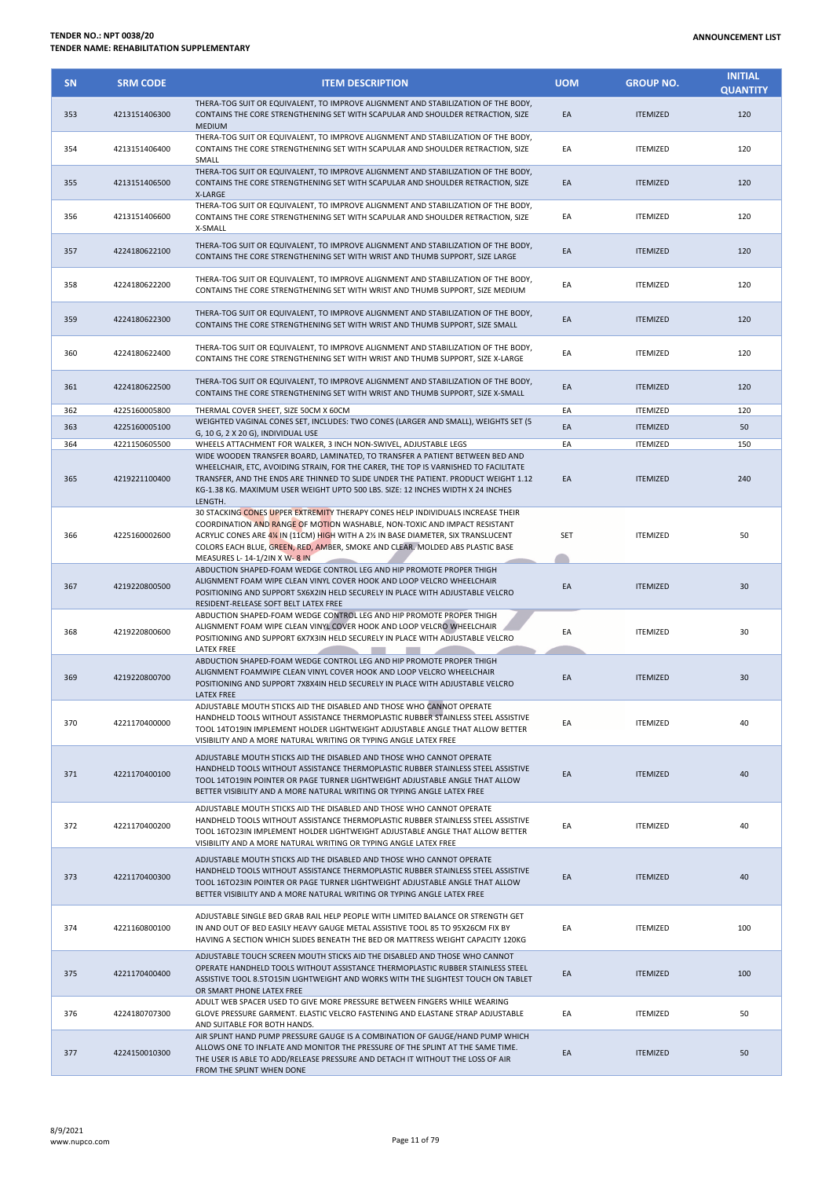**TENDER NO.: NPT 0038/20**
**TENDER NAME: REHABILITATION SUPPLEMENTARY**

**ANNOUNCEMENT LIST**

| SN | SRM CODE | ITEM DESCRIPTION | UOM | GROUP NO. | INITIAL QUANTITY |
|---|---|---|---|---|---|
| 353 | 4213151406300 | THERA-TOG SUIT OR EQUIVALENT, TO IMPROVE ALIGNMENT AND STABILIZATION OF THE BODY, CONTAINS THE CORE STRENGTHENING SET WITH SCAPULAR AND SHOULDER RETRACTION, SIZE MEDIUM | EA | ITEMIZED | 120 |
| 354 | 4213151406400 | THERA-TOG SUIT OR EQUIVALENT, TO IMPROVE ALIGNMENT AND STABILIZATION OF THE BODY, CONTAINS THE CORE STRENGTHENING SET WITH SCAPULAR AND SHOULDER RETRACTION, SIZE SMALL | EA | ITEMIZED | 120 |
| 355 | 4213151406500 | THERA-TOG SUIT OR EQUIVALENT, TO IMPROVE ALIGNMENT AND STABILIZATION OF THE BODY, CONTAINS THE CORE STRENGTHENING SET WITH SCAPULAR AND SHOULDER RETRACTION, SIZE X-LARGE | EA | ITEMIZED | 120 |
| 356 | 4213151406600 | THERA-TOG SUIT OR EQUIVALENT, TO IMPROVE ALIGNMENT AND STABILIZATION OF THE BODY, CONTAINS THE CORE STRENGTHENING SET WITH SCAPULAR AND SHOULDER RETRACTION, SIZE X-SMALL | EA | ITEMIZED | 120 |
| 357 | 4224180622100 | THERA-TOG SUIT OR EQUIVALENT, TO IMPROVE ALIGNMENT AND STABILIZATION OF THE BODY, CONTAINS THE CORE STRENGTHENING SET WITH WRIST AND THUMB SUPPORT, SIZE LARGE | EA | ITEMIZED | 120 |
| 358 | 4224180622200 | THERA-TOG SUIT OR EQUIVALENT, TO IMPROVE ALIGNMENT AND STABILIZATION OF THE BODY, CONTAINS THE CORE STRENGTHENING SET WITH WRIST AND THUMB SUPPORT, SIZE MEDIUM | EA | ITEMIZED | 120 |
| 359 | 4224180622300 | THERA-TOG SUIT OR EQUIVALENT, TO IMPROVE ALIGNMENT AND STABILIZATION OF THE BODY, CONTAINS THE CORE STRENGTHENING SET WITH WRIST AND THUMB SUPPORT, SIZE SMALL | EA | ITEMIZED | 120 |
| 360 | 4224180622400 | THERA-TOG SUIT OR EQUIVALENT, TO IMPROVE ALIGNMENT AND STABILIZATION OF THE BODY, CONTAINS THE CORE STRENGTHENING SET WITH WRIST AND THUMB SUPPORT, SIZE X-LARGE | EA | ITEMIZED | 120 |
| 361 | 4224180622500 | THERA-TOG SUIT OR EQUIVALENT, TO IMPROVE ALIGNMENT AND STABILIZATION OF THE BODY, CONTAINS THE CORE STRENGTHENING SET WITH WRIST AND THUMB SUPPORT, SIZE X-SMALL | EA | ITEMIZED | 120 |
| 362 | 4225160005800 | THERMAL COVER SHEET, SIZE 50CM X 60CM | EA | ITEMIZED | 120 |
| 363 | 4225160005100 | WEIGHTED VAGINAL CONES SET, INCLUDES: TWO CONES (LARGER AND SMALL), WEIGHTS SET (5 G, 10 G, 2 X 20 G), INDIVIDUAL USE | EA | ITEMIZED | 50 |
| 364 | 4221150605500 | WHEELS ATTACHMENT FOR WALKER, 3 INCH NON-SWIVEL, ADJUSTABLE LEGS | EA | ITEMIZED | 150 |
| 365 | 4219221100400 | WIDE WOODEN TRANSFER BOARD, LAMINATED, TO TRANSFER A PATIENT BETWEEN BED AND WHEELCHAIR, ETC, AVOIDING STRAIN, FOR THE CARER, THE TOP IS VARNISHED TO FACILITATE TRANSFER, AND THE ENDS ARE THINNED TO SLIDE UNDER THE PATIENT. PRODUCT WEIGHT 1.12 KG-1.38 KG. MAXIMUM USER WEIGHT UPTO 500 LBS. SIZE: 12 INCHES WIDTH X 24 INCHES LENGTH. | EA | ITEMIZED | 240 |
| 366 | 4225160002600 | 30 STACKING CONES UPPER EXTREMITY THERAPY CONES HELP INDIVIDUALS INCREASE THEIR COORDINATION AND RANGE OF MOTION WASHABLE, NON-TOXIC AND IMPACT RESISTANT ACRYLIC CONES ARE 4¼ IN (11CM) HIGH WITH A 2½ IN BASE DIAMETER, SIX TRANSLUCENT COLORS EACH BLUE, GREEN, RED, AMBER, SMOKE AND CLEAR. MOLDED ABS PLASTIC BASE MEASURES L- 14-1/2IN X W- 8 IN | SET | ITEMIZED | 50 |
| 367 | 4219220800500 | ABDUCTION SHAPED-FOAM WEDGE CONTROL LEG AND HIP PROMOTE PROPER THIGH ALIGNMENT FOAM WIPE CLEAN VINYL COVER HOOK AND LOOP VELCRO WHEELCHAIR POSITIONING AND SUPPORT 5X6X2IN HELD SECURELY IN PLACE WITH ADJUSTABLE VELCRO RESIDENT-RELEASE SOFT BELT LATEX FREE | EA | ITEMIZED | 30 |
| 368 | 4219220800600 | ABDUCTION SHAPED-FOAM WEDGE CONTROL LEG AND HIP PROMOTE PROPER THIGH ALIGNMENT FOAM WIPE CLEAN VINYL COVER HOOK AND LOOP VELCRO WHEELCHAIR POSITIONING AND SUPPORT 6X7X3IN HELD SECURELY IN PLACE WITH ADJUSTABLE VELCRO LATEX FREE | EA | ITEMIZED | 30 |
| 369 | 4219220800700 | ABDUCTION SHAPED-FOAM WEDGE CONTROL LEG AND HIP PROMOTE PROPER THIGH ALIGNMENT FOAMWIPE CLEAN VINYL COVER HOOK AND LOOP VELCRO WHEELCHAIR POSITIONING AND SUPPORT 7X8X4IN HELD SECURELY IN PLACE WITH ADJUSTABLE VELCRO LATEX FREE | EA | ITEMIZED | 30 |
| 370 | 4221170400000 | ADJUSTABLE MOUTH STICKS AID THE DISABLED AND THOSE WHO CANNOT OPERATE HANDHELD TOOLS WITHOUT ASSISTANCE THERMOPLASTIC RUBBER STAINLESS STEEL ASSISTIVE TOOL 14TO19IN IMPLEMENT HOLDER LIGHTWEIGHT ADJUSTABLE ANGLE THAT ALLOW BETTER VISIBILITY AND A MORE NATURAL WRITING OR TYPING ANGLE LATEX FREE | EA | ITEMIZED | 40 |
| 371 | 4221170400100 | ADJUSTABLE MOUTH STICKS AID THE DISABLED AND THOSE WHO CANNOT OPERATE HANDHELD TOOLS WITHOUT ASSISTANCE THERMOPLASTIC RUBBER STAINLESS STEEL ASSISTIVE TOOL 14TO19IN POINTER OR PAGE TURNER LIGHTWEIGHT ADJUSTABLE ANGLE THAT ALLOW BETTER VISIBILITY AND A MORE NATURAL WRITING OR TYPING ANGLE LATEX FREE | EA | ITEMIZED | 40 |
| 372 | 4221170400200 | ADJUSTABLE MOUTH STICKS AID THE DISABLED AND THOSE WHO CANNOT OPERATE HANDHELD TOOLS WITHOUT ASSISTANCE THERMOPLASTIC RUBBER STAINLESS STEEL ASSISTIVE TOOL 16TO23IN IMPLEMENT HOLDER LIGHTWEIGHT ADJUSTABLE ANGLE THAT ALLOW BETTER VISIBILITY AND A MORE NATURAL WRITING OR TYPING ANGLE LATEX FREE | EA | ITEMIZED | 40 |
| 373 | 4221170400300 | ADJUSTABLE MOUTH STICKS AID THE DISABLED AND THOSE WHO CANNOT OPERATE HANDHELD TOOLS WITHOUT ASSISTANCE THERMOPLASTIC RUBBER STAINLESS STEEL ASSISTIVE TOOL 16TO23IN POINTER OR PAGE TURNER LIGHTWEIGHT ADJUSTABLE ANGLE THAT ALLOW BETTER VISIBILITY AND A MORE NATURAL WRITING OR TYPING ANGLE LATEX FREE | EA | ITEMIZED | 40 |
| 374 | 4221160800100 | ADJUSTABLE SINGLE BED GRAB RAIL HELP PEOPLE WITH LIMITED BALANCE OR STRENGTH GET IN AND OUT OF BED EASILY HEAVY GAUGE METAL ASSISTIVE TOOL 85 TO 95X26CM FIX BY HAVING A SECTION WHICH SLIDES BENEATH THE BED OR MATTRESS WEIGHT CAPACITY 120KG | EA | ITEMIZED | 100 |
| 375 | 4221170400400 | ADJUSTABLE TOUCH SCREEN MOUTH STICKS AID THE DISABLED AND THOSE WHO CANNOT OPERATE HANDHELD TOOLS WITHOUT ASSISTANCE THERMOPLASTIC RUBBER STAINLESS STEEL ASSISTIVE TOOL 8.5TO15IN LIGHTWEIGHT AND WORKS WITH THE SLIGHTEST TOUCH ON TABLET OR SMART PHONE LATEX FREE | EA | ITEMIZED | 100 |
| 376 | 4224180707300 | ADULT WEB SPACER USED TO GIVE MORE PRESSURE BETWEEN FINGERS WHILE WEARING GLOVE PRESSURE GARMENT. ELASTIC VELCRO FASTENING AND ELASTANE STRAP ADJUSTABLE AND SUITABLE FOR BOTH HANDS. | EA | ITEMIZED | 50 |
| 377 | 4224150010300 | AIR SPLINT HAND PUMP PRESSURE GAUGE IS A COMBINATION OF GAUGE/HAND PUMP WHICH ALLOWS ONE TO INFLATE AND MONITOR THE PRESSURE OF THE SPLINT AT THE SAME TIME. THE USER IS ABLE TO ADD/RELEASE PRESSURE AND DETACH IT WITHOUT THE LOSS OF AIR FROM THE SPLINT WHEN DONE | EA | ITEMIZED | 50 |

8/9/2021
www.nupco.com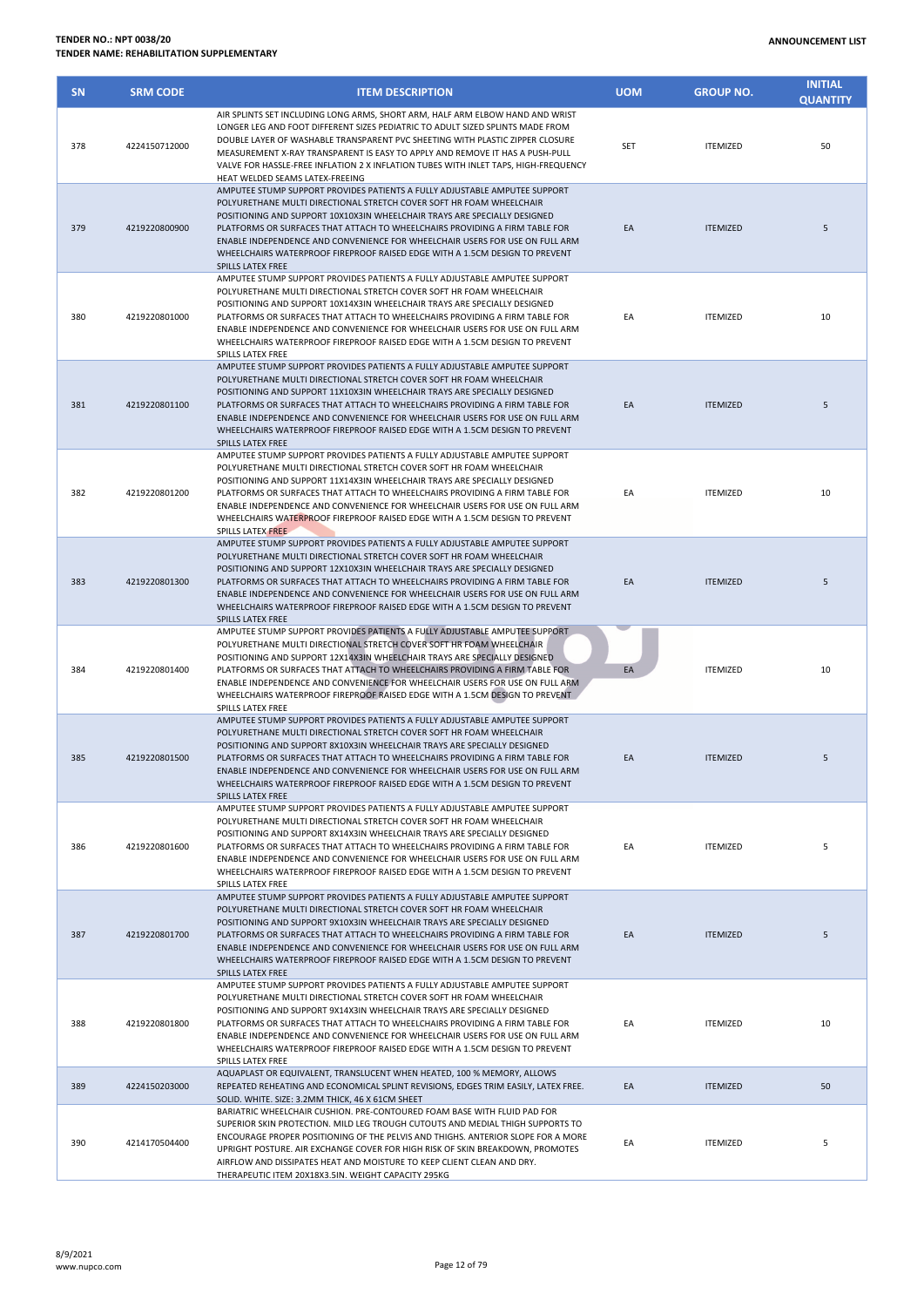**TENDER NO.: NPT 0038/20**
**TENDER NAME: REHABILITATION SUPPLEMENTARY**

**ANNOUNCEMENT LIST**

| SN | SRM CODE | ITEM DESCRIPTION | UOM | GROUP NO. | INITIAL QUANTITY |
|---|---|---|---|---|---|
| 378 | 4224150712000 | AIR SPLINTS SET INCLUDING LONG ARMS, SHORT ARM, HALF ARM ELBOW HAND AND WRIST LONGER LEG AND FOOT DIFFERENT SIZES PEDIATRIC TO ADULT SIZED SPLINTS MADE FROM DOUBLE LAYER OF WASHABLE TRANSPARENT PVC SHEETING WITH PLASTIC ZIPPER CLOSURE MEASUREMENT X-RAY TRANSPARENT IS EASY TO APPLY AND REMOVE IT HAS A PUSH-PULL VALVE FOR HASSLE-FREE INFLATION 2 X INFLATION TUBES WITH INLET TAPS, HIGH-FREQUENCY HEAT WELDED SEAMS LATEX-FREEING | SET | ITEMIZED | 50 |
| 379 | 4219220800900 | AMPUTEE STUMP SUPPORT PROVIDES PATIENTS A FULLY ADJUSTABLE AMPUTEE SUPPORT POLYURETHANE MULTI DIRECTIONAL STRETCH COVER SOFT HR FOAM WHEELCHAIR POSITIONING AND SUPPORT 10X10X3IN WHEELCHAIR TRAYS ARE SPECIALLY DESIGNED PLATFORMS OR SURFACES THAT ATTACH TO WHEELCHAIRS PROVIDING A FIRM TABLE FOR ENABLE INDEPENDENCE AND CONVENIENCE FOR WHEELCHAIR USERS FOR USE ON FULL ARM WHEELCHAIRS WATERPROOF FIREPROOF RAISED EDGE WITH A 1.5CM DESIGN TO PREVENT SPILLS LATEX FREE | EA | ITEMIZED | 5 |
| 380 | 4219220801000 | AMPUTEE STUMP SUPPORT PROVIDES PATIENTS A FULLY ADJUSTABLE AMPUTEE SUPPORT POLYURETHANE MULTI DIRECTIONAL STRETCH COVER SOFT HR FOAM WHEELCHAIR POSITIONING AND SUPPORT 10X14X3IN WHEELCHAIR TRAYS ARE SPECIALLY DESIGNED PLATFORMS OR SURFACES THAT ATTACH TO WHEELCHAIRS PROVIDING A FIRM TABLE FOR ENABLE INDEPENDENCE AND CONVENIENCE FOR WHEELCHAIR USERS FOR USE ON FULL ARM WHEELCHAIRS WATERPROOF FIREPROOF RAISED EDGE WITH A 1.5CM DESIGN TO PREVENT SPILLS LATEX FREE | EA | ITEMIZED | 10 |
| 381 | 4219220801100 | AMPUTEE STUMP SUPPORT PROVIDES PATIENTS A FULLY ADJUSTABLE AMPUTEE SUPPORT POLYURETHANE MULTI DIRECTIONAL STRETCH COVER SOFT HR FOAM WHEELCHAIR POSITIONING AND SUPPORT 11X10X3IN WHEELCHAIR TRAYS ARE SPECIALLY DESIGNED PLATFORMS OR SURFACES THAT ATTACH TO WHEELCHAIRS PROVIDING A FIRM TABLE FOR ENABLE INDEPENDENCE AND CONVENIENCE FOR WHEELCHAIR USERS FOR USE ON FULL ARM WHEELCHAIRS WATERPROOF FIREPROOF RAISED EDGE WITH A 1.5CM DESIGN TO PREVENT SPILLS LATEX FREE | EA | ITEMIZED | 5 |
| 382 | 4219220801200 | AMPUTEE STUMP SUPPORT PROVIDES PATIENTS A FULLY ADJUSTABLE AMPUTEE SUPPORT POLYURETHANE MULTI DIRECTIONAL STRETCH COVER SOFT HR FOAM WHEELCHAIR POSITIONING AND SUPPORT 11X14X3IN WHEELCHAIR TRAYS ARE SPECIALLY DESIGNED PLATFORMS OR SURFACES THAT ATTACH TO WHEELCHAIRS PROVIDING A FIRM TABLE FOR ENABLE INDEPENDENCE AND CONVENIENCE FOR WHEELCHAIR USERS FOR USE ON FULL ARM WHEELCHAIRS WATERPROOF FIREPROOF RAISED EDGE WITH A 1.5CM DESIGN TO PREVENT SPILLS LATEX FREE | EA | ITEMIZED | 10 |
| 383 | 4219220801300 | AMPUTEE STUMP SUPPORT PROVIDES PATIENTS A FULLY ADJUSTABLE AMPUTEE SUPPORT POLYURETHANE MULTI DIRECTIONAL STRETCH COVER SOFT HR FOAM WHEELCHAIR POSITIONING AND SUPPORT 12X10X3IN WHEELCHAIR TRAYS ARE SPECIALLY DESIGNED PLATFORMS OR SURFACES THAT ATTACH TO WHEELCHAIRS PROVIDING A FIRM TABLE FOR ENABLE INDEPENDENCE AND CONVENIENCE FOR WHEELCHAIR USERS FOR USE ON FULL ARM WHEELCHAIRS WATERPROOF FIREPROOF RAISED EDGE WITH A 1.5CM DESIGN TO PREVENT SPILLS LATEX FREE | EA | ITEMIZED | 5 |
| 384 | 4219220801400 | AMPUTEE STUMP SUPPORT PROVIDES PATIENTS A FULLY ADJUSTABLE AMPUTEE SUPPORT POLYURETHANE MULTI DIRECTIONAL STRETCH COVER SOFT HR FOAM WHEELCHAIR POSITIONING AND SUPPORT 12X14X3IN WHEELCHAIR TRAYS ARE SPECIALLY DESIGNED PLATFORMS OR SURFACES THAT ATTACH TO WHEELCHAIRS PROVIDING A FIRM TABLE FOR ENABLE INDEPENDENCE AND CONVENIENCE FOR WHEELCHAIR USERS FOR USE ON FULL ARM WHEELCHAIRS WATERPROOF FIREPROOF RAISED EDGE WITH A 1.5CM DESIGN TO PREVENT SPILLS LATEX FREE | EA | ITEMIZED | 10 |
| 385 | 4219220801500 | AMPUTEE STUMP SUPPORT PROVIDES PATIENTS A FULLY ADJUSTABLE AMPUTEE SUPPORT POLYURETHANE MULTI DIRECTIONAL STRETCH COVER SOFT HR FOAM WHEELCHAIR POSITIONING AND SUPPORT 8X10X3IN WHEELCHAIR TRAYS ARE SPECIALLY DESIGNED PLATFORMS OR SURFACES THAT ATTACH TO WHEELCHAIRS PROVIDING A FIRM TABLE FOR ENABLE INDEPENDENCE AND CONVENIENCE FOR WHEELCHAIR USERS FOR USE ON FULL ARM WHEELCHAIRS WATERPROOF FIREPROOF RAISED EDGE WITH A 1.5CM DESIGN TO PREVENT SPILLS LATEX FREE | EA | ITEMIZED | 5 |
| 386 | 4219220801600 | AMPUTEE STUMP SUPPORT PROVIDES PATIENTS A FULLY ADJUSTABLE AMPUTEE SUPPORT POLYURETHANE MULTI DIRECTIONAL STRETCH COVER SOFT HR FOAM WHEELCHAIR POSITIONING AND SUPPORT 8X14X3IN WHEELCHAIR TRAYS ARE SPECIALLY DESIGNED PLATFORMS OR SURFACES THAT ATTACH TO WHEELCHAIRS PROVIDING A FIRM TABLE FOR ENABLE INDEPENDENCE AND CONVENIENCE FOR WHEELCHAIR USERS FOR USE ON FULL ARM WHEELCHAIRS WATERPROOF FIREPROOF RAISED EDGE WITH A 1.5CM DESIGN TO PREVENT SPILLS LATEX FREE | EA | ITEMIZED | 5 |
| 387 | 4219220801700 | AMPUTEE STUMP SUPPORT PROVIDES PATIENTS A FULLY ADJUSTABLE AMPUTEE SUPPORT POLYURETHANE MULTI DIRECTIONAL STRETCH COVER SOFT HR FOAM WHEELCHAIR POSITIONING AND SUPPORT 9X10X3IN WHEELCHAIR TRAYS ARE SPECIALLY DESIGNED PLATFORMS OR SURFACES THAT ATTACH TO WHEELCHAIRS PROVIDING A FIRM TABLE FOR ENABLE INDEPENDENCE AND CONVENIENCE FOR WHEELCHAIR USERS FOR USE ON FULL ARM WHEELCHAIRS WATERPROOF FIREPROOF RAISED EDGE WITH A 1.5CM DESIGN TO PREVENT SPILLS LATEX FREE | EA | ITEMIZED | 5 |
| 388 | 4219220801800 | AMPUTEE STUMP SUPPORT PROVIDES PATIENTS A FULLY ADJUSTABLE AMPUTEE SUPPORT POLYURETHANE MULTI DIRECTIONAL STRETCH COVER SOFT HR FOAM WHEELCHAIR POSITIONING AND SUPPORT 9X14X3IN WHEELCHAIR TRAYS ARE SPECIALLY DESIGNED PLATFORMS OR SURFACES THAT ATTACH TO WHEELCHAIRS PROVIDING A FIRM TABLE FOR ENABLE INDEPENDENCE AND CONVENIENCE FOR WHEELCHAIR USERS FOR USE ON FULL ARM WHEELCHAIRS WATERPROOF FIREPROOF RAISED EDGE WITH A 1.5CM DESIGN TO PREVENT SPILLS LATEX FREE | EA | ITEMIZED | 10 |
| 389 | 4224150203000 | AQUAPLAST OR EQUIVALENT, TRANSLUCENT WHEN HEATED, 100 % MEMORY, ALLOWS REPEATED REHEATING AND ECONOMICAL SPLINT REVISIONS, EDGES TRIM EASILY, LATEX FREE. SOLID. WHITE. SIZE: 3.2MM THICK, 46 X 61CM SHEET | EA | ITEMIZED | 50 |
| 390 | 4214170504400 | BARIATRIC WHEELCHAIR CUSHION. PRE-CONTOURED FOAM BASE WITH FLUID PAD FOR SUPERIOR SKIN PROTECTION. MILD LEG TROUGH CUTOUTS AND MEDIAL THIGH SUPPORTS TO ENCOURAGE PROPER POSITIONING OF THE PELVIS AND THIGHS. ANTERIOR SLOPE FOR A MORE UPRIGHT POSTURE. AIR EXCHANGE COVER FOR HIGH RISK OF SKIN BREAKDOWN, PROMOTES AIRFLOW AND DISSIPATES HEAT AND MOISTURE TO KEEP CLIENT CLEAN AND DRY. THERAPEUTIC ITEM 20X18X3.5IN. WEIGHT CAPACITY 295KG | EA | ITEMIZED | 5 |

8/9/2021
www.nupco.com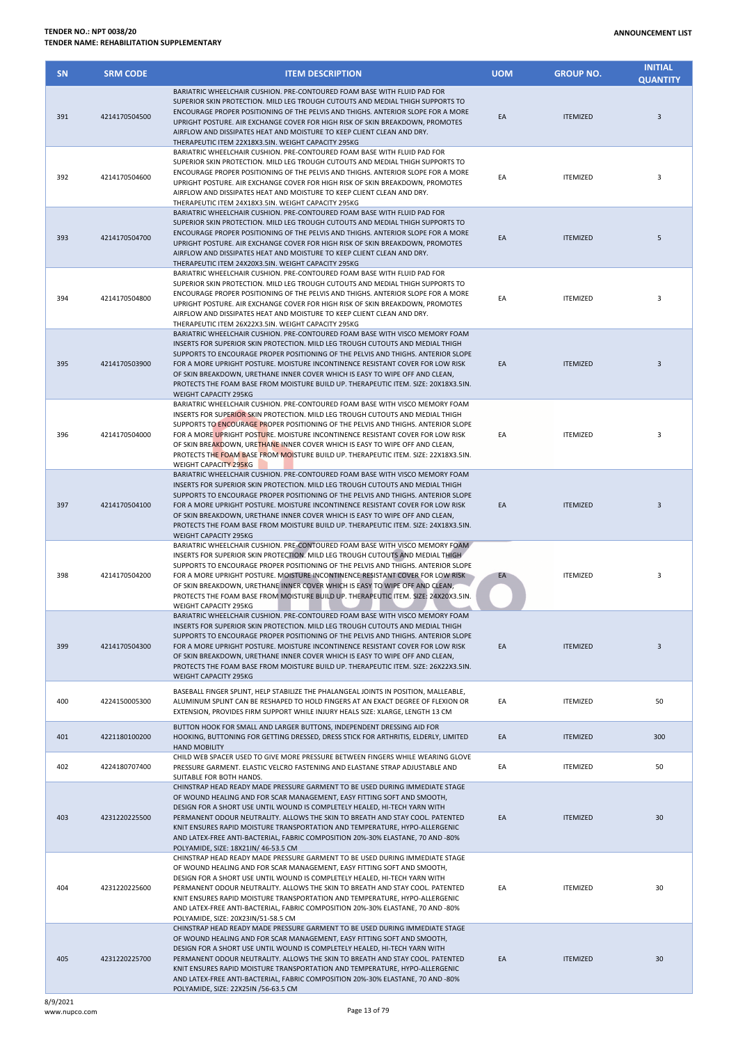**TENDER NO.: NPT 0038/20**
**TENDER NAME: REHABILITATION SUPPLEMENTARY**

**ANNOUNCEMENT LIST**

| SN | SRM CODE | ITEM DESCRIPTION | UOM | GROUP NO. | INITIAL QUANTITY |
|---|---|---|---|---|---|
| 391 | 4214170504500 | BARIATRIC WHEELCHAIR CUSHION. PRE-CONTOURED FOAM BASE WITH FLUID PAD FOR SUPERIOR SKIN PROTECTION. MILD LEG TROUGH CUTOUTS AND MEDIAL THIGH SUPPORTS TO ENCOURAGE PROPER POSITIONING OF THE PELVIS AND THIGHS. ANTERIOR SLOPE FOR A MORE UPRIGHT POSTURE. AIR EXCHANGE COVER FOR HIGH RISK OF SKIN BREAKDOWN, PROMOTES AIRFLOW AND DISSIPATES HEAT AND MOISTURE TO KEEP CLIENT CLEAN AND DRY. THERAPEUTIC ITEM 22X18X3.5IN. WEIGHT CAPACITY 295KG | EA | ITEMIZED | 3 |
| 392 | 4214170504600 | BARIATRIC WHEELCHAIR CUSHION. PRE-CONTOURED FOAM BASE WITH FLUID PAD FOR SUPERIOR SKIN PROTECTION. MILD LEG TROUGH CUTOUTS AND MEDIAL THIGH SUPPORTS TO ENCOURAGE PROPER POSITIONING OF THE PELVIS AND THIGHS. ANTERIOR SLOPE FOR A MORE UPRIGHT POSTURE. AIR EXCHANGE COVER FOR HIGH RISK OF SKIN BREAKDOWN, PROMOTES AIRFLOW AND DISSIPATES HEAT AND MOISTURE TO KEEP CLIENT CLEAN AND DRY. THERAPEUTIC ITEM 24X18X3.5IN. WEIGHT CAPACITY 295KG | EA | ITEMIZED | 3 |
| 393 | 4214170504700 | BARIATRIC WHEELCHAIR CUSHION. PRE-CONTOURED FOAM BASE WITH FLUID PAD FOR SUPERIOR SKIN PROTECTION. MILD LEG TROUGH CUTOUTS AND MEDIAL THIGH SUPPORTS TO ENCOURAGE PROPER POSITIONING OF THE PELVIS AND THIGHS. ANTERIOR SLOPE FOR A MORE UPRIGHT POSTURE. AIR EXCHANGE COVER FOR HIGH RISK OF SKIN BREAKDOWN, PROMOTES AIRFLOW AND DISSIPATES HEAT AND MOISTURE TO KEEP CLIENT CLEAN AND DRY. THERAPEUTIC ITEM 24X20X3.5IN. WEIGHT CAPACITY 295KG | EA | ITEMIZED | 5 |
| 394 | 4214170504800 | BARIATRIC WHEELCHAIR CUSHION. PRE-CONTOURED FOAM BASE WITH FLUID PAD FOR SUPERIOR SKIN PROTECTION. MILD LEG TROUGH CUTOUTS AND MEDIAL THIGH SUPPORTS TO ENCOURAGE PROPER POSITIONING OF THE PELVIS AND THIGHS. ANTERIOR SLOPE FOR A MORE UPRIGHT POSTURE. AIR EXCHANGE COVER FOR HIGH RISK OF SKIN BREAKDOWN, PROMOTES AIRFLOW AND DISSIPATES HEAT AND MOISTURE TO KEEP CLIENT CLEAN AND DRY. THERAPEUTIC ITEM 26X22X3.5IN. WEIGHT CAPACITY 295KG | EA | ITEMIZED | 3 |
| 395 | 4214170503900 | BARIATRIC WHEELCHAIR CUSHION. PRE-CONTOURED FOAM BASE WITH VISCO MEMORY FOAM INSERTS FOR SUPERIOR SKIN PROTECTION. MILD LEG TROUGH CUTOUTS AND MEDIAL THIGH SUPPORTS TO ENCOURAGE PROPER POSITIONING OF THE PELVIS AND THIGHS. ANTERIOR SLOPE FOR A MORE UPRIGHT POSTURE. MOISTURE INCONTINENCE RESISTANT COVER FOR LOW RISK OF SKIN BREAKDOWN, URETHANE INNER COVER WHICH IS EASY TO WIPE OFF AND CLEAN, PROTECTS THE FOAM BASE FROM MOISTURE BUILD UP. THERAPEUTIC ITEM. SIZE: 20X18X3.5IN. WEIGHT CAPACITY 295KG | EA | ITEMIZED | 3 |
| 396 | 4214170504000 | BARIATRIC WHEELCHAIR CUSHION. PRE-CONTOURED FOAM BASE WITH VISCO MEMORY FOAM INSERTS FOR SUPERIOR SKIN PROTECTION. MILD LEG TROUGH CUTOUTS AND MEDIAL THIGH SUPPORTS TO ENCOURAGE PROPER POSITIONING OF THE PELVIS AND THIGHS. ANTERIOR SLOPE FOR A MORE UPRIGHT POSTURE. MOISTURE INCONTINENCE RESISTANT COVER FOR LOW RISK OF SKIN BREAKDOWN, URETHANE INNER COVER WHICH IS EASY TO WIPE OFF AND CLEAN, PROTECTS THE FOAM BASE FROM MOISTURE BUILD UP. THERAPEUTIC ITEM. SIZE: 22X18X3.5IN. WEIGHT CAPACITY 295KG | EA | ITEMIZED | 3 |
| 397 | 4214170504100 | BARIATRIC WHEELCHAIR CUSHION. PRE-CONTOURED FOAM BASE WITH VISCO MEMORY FOAM INSERTS FOR SUPERIOR SKIN PROTECTION. MILD LEG TROUGH CUTOUTS AND MEDIAL THIGH SUPPORTS TO ENCOURAGE PROPER POSITIONING OF THE PELVIS AND THIGHS. ANTERIOR SLOPE FOR A MORE UPRIGHT POSTURE. MOISTURE INCONTINENCE RESISTANT COVER FOR LOW RISK OF SKIN BREAKDOWN, URETHANE INNER COVER WHICH IS EASY TO WIPE OFF AND CLEAN, PROTECTS THE FOAM BASE FROM MOISTURE BUILD UP. THERAPEUTIC ITEM. SIZE: 24X18X3.5IN. WEIGHT CAPACITY 295KG | EA | ITEMIZED | 3 |
| 398 | 4214170504200 | BARIATRIC WHEELCHAIR CUSHION. PRE-CONTOURED FOAM BASE WITH VISCO MEMORY FOAM INSERTS FOR SUPERIOR SKIN PROTECTION. MILD LEG TROUGH CUTOUTS AND MEDIAL THIGH SUPPORTS TO ENCOURAGE PROPER POSITIONING OF THE PELVIS AND THIGHS. ANTERIOR SLOPE FOR A MORE UPRIGHT POSTURE. MOISTURE INCONTINENCE RESISTANT COVER FOR LOW RISK OF SKIN BREAKDOWN, URETHANE INNER COVER WHICH IS EASY TO WIPE OFF AND CLEAN, PROTECTS THE FOAM BASE FROM MOISTURE BUILD UP. THERAPEUTIC ITEM. SIZE: 24X20X3.5IN. WEIGHT CAPACITY 295KG | EA | ITEMIZED | 3 |
| 399 | 4214170504300 | BARIATRIC WHEELCHAIR CUSHION. PRE-CONTOURED FOAM BASE WITH VISCO MEMORY FOAM INSERTS FOR SUPERIOR SKIN PROTECTION. MILD LEG TROUGH CUTOUTS AND MEDIAL THIGH SUPPORTS TO ENCOURAGE PROPER POSITIONING OF THE PELVIS AND THIGHS. ANTERIOR SLOPE FOR A MORE UPRIGHT POSTURE. MOISTURE INCONTINENCE RESISTANT COVER FOR LOW RISK OF SKIN BREAKDOWN, URETHANE INNER COVER WHICH IS EASY TO WIPE OFF AND CLEAN, PROTECTS THE FOAM BASE FROM MOISTURE BUILD UP. THERAPEUTIC ITEM. SIZE: 26X22X3.5IN. WEIGHT CAPACITY 295KG | EA | ITEMIZED | 3 |
| 400 | 4224150005300 | BASEBALL FINGER SPLINT, HELP STABILIZE THE PHALANGEAL JOINTS IN POSITION, MALLEABLE, ALUMINUM SPLINT CAN BE RESHAPED TO HOLD FINGERS AT AN EXACT DEGREE OF FLEXION OR EXTENSION, PROVIDES FIRM SUPPORT WHILE INJURY HEALS SIZE: XLARGE, LENGTH 13 CM | EA | ITEMIZED | 50 |
| 401 | 4221180100200 | BUTTON HOOK FOR SMALL AND LARGER BUTTONS, INDEPENDENT DRESSING AID FOR HOOKING, BUTTONING FOR GETTING DRESSED, DRESS STICK FOR ARTHRITIS, ELDERLY, LIMITED HAND MOBILITY | EA | ITEMIZED | 300 |
| 402 | 4224180707400 | CHILD WEB SPACER USED TO GIVE MORE PRESSURE BETWEEN FINGERS WHILE WEARING GLOVE PRESSURE GARMENT. ELASTIC VELCRO FASTENING AND ELASTANE STRAP ADJUSTABLE AND SUITABLE FOR BOTH HANDS. | EA | ITEMIZED | 50 |
| 403 | 4231220225500 | CHINSTRAP HEAD READY MADE PRESSURE GARMENT TO BE USED DURING IMMEDIATE STAGE OF WOUND HEALING AND FOR SCAR MANAGEMENT, EASY FITTING SOFT AND SMOOTH, DESIGN FOR A SHORT USE UNTIL WOUND IS COMPLETELY HEALED, HI-TECH YARN WITH PERMANENT ODOUR NEUTRALITY. ALLOWS THE SKIN TO BREATH AND STAY COOL. PATENTED KNIT ENSURES RAPID MOISTURE TRANSPORTATION AND TEMPERATURE, HYPO-ALLERGENIC AND LATEX-FREE ANTI-BACTERIAL, FABRIC COMPOSITION 20%-30% ELASTANE, 70 AND -80% POLYAMIDE, SIZE: 18X21IN/ 46-53.5 CM | EA | ITEMIZED | 30 |
| 404 | 4231220225600 | CHINSTRAP HEAD READY MADE PRESSURE GARMENT TO BE USED DURING IMMEDIATE STAGE OF WOUND HEALING AND FOR SCAR MANAGEMENT, EASY FITTING SOFT AND SMOOTH, DESIGN FOR A SHORT USE UNTIL WOUND IS COMPLETELY HEALED, HI-TECH YARN WITH PERMANENT ODOUR NEUTRALITY. ALLOWS THE SKIN TO BREATH AND STAY COOL. PATENTED KNIT ENSURES RAPID MOISTURE TRANSPORTATION AND TEMPERATURE, HYPO-ALLERGENIC AND LATEX-FREE ANTI-BACTERIAL, FABRIC COMPOSITION 20%-30% ELASTANE, 70 AND -80% POLYAMIDE, SIZE: 20X23IN/51-58.5 CM | EA | ITEMIZED | 30 |
| 405 | 4231220225700 | CHINSTRAP HEAD READY MADE PRESSURE GARMENT TO BE USED DURING IMMEDIATE STAGE OF WOUND HEALING AND FOR SCAR MANAGEMENT, EASY FITTING SOFT AND SMOOTH, DESIGN FOR A SHORT USE UNTIL WOUND IS COMPLETELY HEALED, HI-TECH YARN WITH PERMANENT ODOUR NEUTRALITY. ALLOWS THE SKIN TO BREATH AND STAY COOL. PATENTED KNIT ENSURES RAPID MOISTURE TRANSPORTATION AND TEMPERATURE, HYPO-ALLERGENIC AND LATEX-FREE ANTI-BACTERIAL, FABRIC COMPOSITION 20%-30% ELASTANE, 70 AND -80% POLYAMIDE, SIZE: 22X25IN /56-63.5 CM | EA | ITEMIZED | 30 |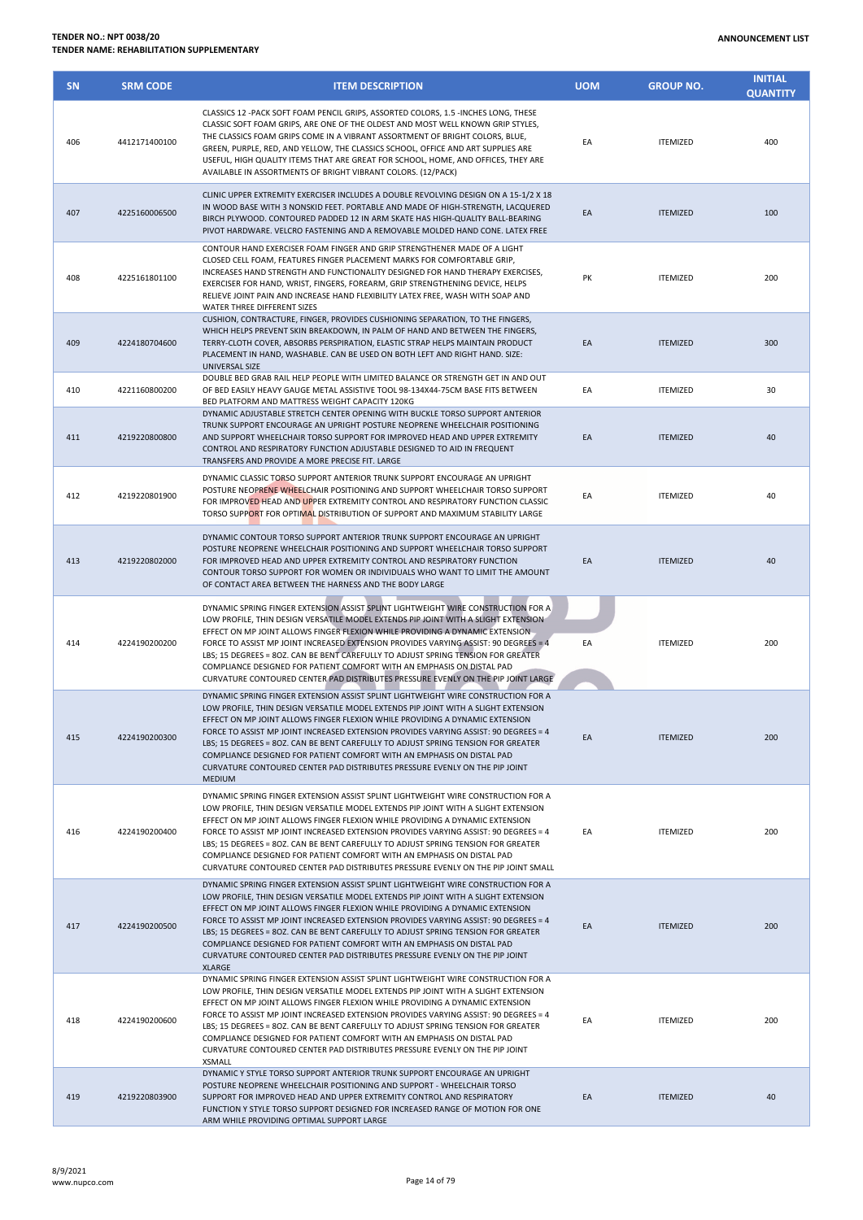**TENDER NO.: NPT 0038/20**
**TENDER NAME: REHABILITATION SUPPLEMENTARY**

**ANNOUNCEMENT LIST**

| SN | SRM CODE | ITEM DESCRIPTION | UOM | GROUP NO. | INITIAL QUANTITY |
|---|---|---|---|---|---|
| 406 | 4412171400100 | CLASSICS 12 -PACK SOFT FOAM PENCIL GRIPS, ASSORTED COLORS, 1.5 -INCHES LONG, THESE CLASSIC SOFT FOAM GRIPS, ARE ONE OF THE OLDEST AND MOST WELL KNOWN GRIP STYLES, THE CLASSICS FOAM GRIPS COME IN A VIBRANT ASSORTMENT OF BRIGHT COLORS, BLUE, GREEN, PURPLE, RED, AND YELLOW, THE CLASSICS SCHOOL, OFFICE AND ART SUPPLIES ARE USEFUL, HIGH QUALITY ITEMS THAT ARE GREAT FOR SCHOOL, HOME, AND OFFICES, THEY ARE AVAILABLE IN ASSORTMENTS OF BRIGHT VIBRANT COLORS. (12/PACK) | EA | ITEMIZED | 400 |
| 407 | 4225160006500 | CLINIC UPPER EXTREMITY EXERCISER INCLUDES A DOUBLE REVOLVING DESIGN ON A 15-1/2 X 18 IN WOOD BASE WITH 3 NONSKID FEET. PORTABLE AND MADE OF HIGH-STRENGTH, LACQUERED BIRCH PLYWOOD. CONTOURED PADDED 12 IN ARM SKATE HAS HIGH-QUALITY BALL-BEARING PIVOT HARDWARE. VELCRO FASTENING AND A REMOVABLE MOLDED HAND CONE. LATEX FREE | EA | ITEMIZED | 100 |
| 408 | 4225161801100 | CONTOUR HAND EXERCISER FOAM FINGER AND GRIP STRENGTHENER MADE OF A LIGHT CLOSED CELL FOAM, FEATURES FINGER PLACEMENT MARKS FOR COMFORTABLE GRIP, INCREASES HAND STRENGTH AND FUNCTIONALITY DESIGNED FOR HAND THERAPY EXERCISES, EXERCISER FOR HAND, WRIST, FINGERS, FOREARM, GRIP STRENGTHENING DEVICE, HELPS RELIEVE JOINT PAIN AND INCREASE HAND FLEXIBILITY LATEX FREE, WASH WITH SOAP AND WATER THREE DIFFERENT SIZES | PK | ITEMIZED | 200 |
| 409 | 4224180704600 | CUSHION, CONTRACTURE, FINGER, PROVIDES CUSHIONING SEPARATION, TO THE FINGERS, WHICH HELPS PREVENT SKIN BREAKDOWN, IN PALM OF HAND AND BETWEEN THE FINGERS, TERRY-CLOTH COVER, ABSORBS PERSPIRATION, ELASTIC STRAP HELPS MAINTAIN PRODUCT PLACEMENT IN HAND, WASHABLE. CAN BE USED ON BOTH LEFT AND RIGHT HAND. SIZE: UNIVERSAL SIZE | EA | ITEMIZED | 300 |
| 410 | 4221160800200 | DOUBLE BED GRAB RAIL HELP PEOPLE WITH LIMITED BALANCE OR STRENGTH GET IN AND OUT OF BED EASILY HEAVY GAUGE METAL ASSISTIVE TOOL 98-134X44-75CM BASE FITS BETWEEN BED PLATFORM AND MATTRESS WEIGHT CAPACITY 120KG | EA | ITEMIZED | 30 |
| 411 | 4219220800800 | DYNAMIC ADJUSTABLE STRETCH CENTER OPENING WITH BUCKLE TORSO SUPPORT ANTERIOR TRUNK SUPPORT ENCOURAGE AN UPRIGHT POSTURE NEOPRENE WHEELCHAIR POSITIONING AND SUPPORT WHEELCHAIR TORSO SUPPORT FOR IMPROVED HEAD AND UPPER EXTREMITY CONTROL AND RESPIRATORY FUNCTION ADJUSTABLE DESIGNED TO AID IN FREQUENT TRANSFERS AND PROVIDE A MORE PRECISE FIT. LARGE | EA | ITEMIZED | 40 |
| 412 | 4219220801900 | DYNAMIC CLASSIC TORSO SUPPORT ANTERIOR TRUNK SUPPORT ENCOURAGE AN UPRIGHT POSTURE NEOPRENE WHEELCHAIR POSITIONING AND SUPPORT WHEELCHAIR TORSO SUPPORT FOR IMPROVED HEAD AND UPPER EXTREMITY CONTROL AND RESPIRATORY FUNCTION CLASSIC TORSO SUPPORT FOR OPTIMAL DISTRIBUTION OF SUPPORT AND MAXIMUM STABILITY LARGE | EA | ITEMIZED | 40 |
| 413 | 4219220802000 | DYNAMIC CONTOUR TORSO SUPPORT ANTERIOR TRUNK SUPPORT ENCOURAGE AN UPRIGHT POSTURE NEOPRENE WHEELCHAIR POSITIONING AND SUPPORT WHEELCHAIR TORSO SUPPORT FOR IMPROVED HEAD AND UPPER EXTREMITY CONTROL AND RESPIRATORY FUNCTION CONTOUR TORSO SUPPORT FOR WOMEN OR INDIVIDUALS WHO WANT TO LIMIT THE AMOUNT OF CONTACT AREA BETWEEN THE HARNESS AND THE BODY LARGE | EA | ITEMIZED | 40 |
| 414 | 4224190200200 | DYNAMIC SPRING FINGER EXTENSION ASSIST SPLINT LIGHTWEIGHT WIRE CONSTRUCTION FOR A LOW PROFILE, THIN DESIGN VERSATILE MODEL EXTENDS PIP JOINT WITH A SLIGHT EXTENSION EFFECT ON MP JOINT ALLOWS FINGER FLEXION WHILE PROVIDING A DYNAMIC EXTENSION FORCE TO ASSIST MP JOINT INCREASED EXTENSION PROVIDES VARYING ASSIST: 90 DEGREES = 4 LBS; 15 DEGREES = 8OZ. CAN BE BENT CAREFULLY TO ADJUST SPRING TENSION FOR GREATER COMPLIANCE DESIGNED FOR PATIENT COMFORT WITH AN EMPHASIS ON DISTAL PAD CURVATURE CONTOURED CENTER PAD DISTRIBUTES PRESSURE EVENLY ON THE PIP JOINT LARGE | EA | ITEMIZED | 200 |
| 415 | 4224190200300 | DYNAMIC SPRING FINGER EXTENSION ASSIST SPLINT LIGHTWEIGHT WIRE CONSTRUCTION FOR A LOW PROFILE, THIN DESIGN VERSATILE MODEL EXTENDS PIP JOINT WITH A SLIGHT EXTENSION EFFECT ON MP JOINT ALLOWS FINGER FLEXION WHILE PROVIDING A DYNAMIC EXTENSION FORCE TO ASSIST MP JOINT INCREASED EXTENSION PROVIDES VARYING ASSIST: 90 DEGREES = 4 LBS; 15 DEGREES = 8OZ. CAN BE BENT CAREFULLY TO ADJUST SPRING TENSION FOR GREATER COMPLIANCE DESIGNED FOR PATIENT COMFORT WITH AN EMPHASIS ON DISTAL PAD CURVATURE CONTOURED CENTER PAD DISTRIBUTES PRESSURE EVENLY ON THE PIP JOINT MEDIUM | EA | ITEMIZED | 200 |
| 416 | 4224190200400 | DYNAMIC SPRING FINGER EXTENSION ASSIST SPLINT LIGHTWEIGHT WIRE CONSTRUCTION FOR A LOW PROFILE, THIN DESIGN VERSATILE MODEL EXTENDS PIP JOINT WITH A SLIGHT EXTENSION EFFECT ON MP JOINT ALLOWS FINGER FLEXION WHILE PROVIDING A DYNAMIC EXTENSION FORCE TO ASSIST MP JOINT INCREASED EXTENSION PROVIDES VARYING ASSIST: 90 DEGREES = 4 LBS; 15 DEGREES = 8OZ. CAN BE BENT CAREFULLY TO ADJUST SPRING TENSION FOR GREATER COMPLIANCE DESIGNED FOR PATIENT COMFORT WITH AN EMPHASIS ON DISTAL PAD CURVATURE CONTOURED CENTER PAD DISTRIBUTES PRESSURE EVENLY ON THE PIP JOINT SMALL | EA | ITEMIZED | 200 |
| 417 | 4224190200500 | DYNAMIC SPRING FINGER EXTENSION ASSIST SPLINT LIGHTWEIGHT WIRE CONSTRUCTION FOR A LOW PROFILE, THIN DESIGN VERSATILE MODEL EXTENDS PIP JOINT WITH A SLIGHT EXTENSION EFFECT ON MP JOINT ALLOWS FINGER FLEXION WHILE PROVIDING A DYNAMIC EXTENSION FORCE TO ASSIST MP JOINT INCREASED EXTENSION PROVIDES VARYING ASSIST: 90 DEGREES = 4 LBS; 15 DEGREES = 8OZ. CAN BE BENT CAREFULLY TO ADJUST SPRING TENSION FOR GREATER COMPLIANCE DESIGNED FOR PATIENT COMFORT WITH AN EMPHASIS ON DISTAL PAD CURVATURE CONTOURED CENTER PAD DISTRIBUTES PRESSURE EVENLY ON THE PIP JOINT XLARGE | EA | ITEMIZED | 200 |
| 418 | 4224190200600 | DYNAMIC SPRING FINGER EXTENSION ASSIST SPLINT LIGHTWEIGHT WIRE CONSTRUCTION FOR A LOW PROFILE, THIN DESIGN VERSATILE MODEL EXTENDS PIP JOINT WITH A SLIGHT EXTENSION EFFECT ON MP JOINT ALLOWS FINGER FLEXION WHILE PROVIDING A DYNAMIC EXTENSION FORCE TO ASSIST MP JOINT INCREASED EXTENSION PROVIDES VARYING ASSIST: 90 DEGREES = 4 LBS; 15 DEGREES = 8OZ. CAN BE BENT CAREFULLY TO ADJUST SPRING TENSION FOR GREATER COMPLIANCE DESIGNED FOR PATIENT COMFORT WITH AN EMPHASIS ON DISTAL PAD CURVATURE CONTOURED CENTER PAD DISTRIBUTES PRESSURE EVENLY ON THE PIP JOINT XSMALL | EA | ITEMIZED | 200 |
| 419 | 4219220803900 | DYNAMIC Y STYLE TORSO SUPPORT ANTERIOR TRUNK SUPPORT ENCOURAGE AN UPRIGHT POSTURE NEOPRENE WHEELCHAIR POSITIONING AND SUPPORT - WHEELCHAIR TORSO SUPPORT FOR IMPROVED HEAD AND UPPER EXTREMITY CONTROL AND RESPIRATORY FUNCTION Y STYLE TORSO SUPPORT DESIGNED FOR INCREASED RANGE OF MOTION FOR ONE ARM WHILE PROVIDING OPTIMAL SUPPORT LARGE | EA | ITEMIZED | 40 |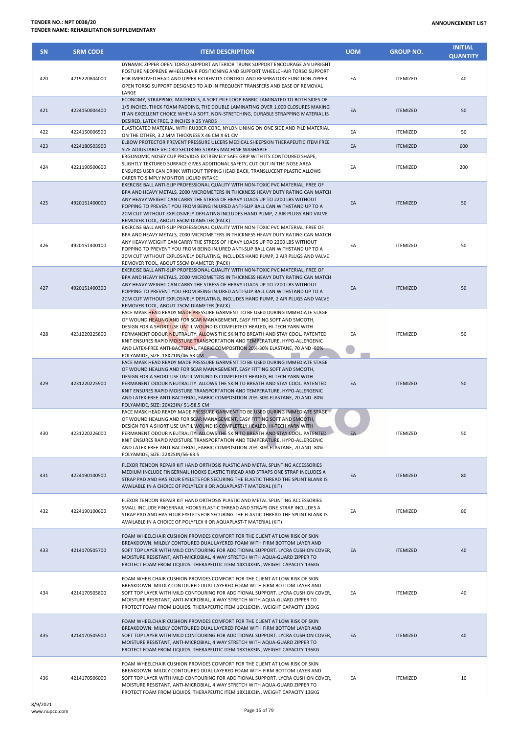| SN | SRM CODE | ITEM DESCRIPTION | UOM | GROUP NO. | INITIAL QUANTITY |
|---|---|---|---|---|---|
| 420 | 4219220804000 | DYNAMIC ZIPPER OPEN TORSO SUPPORT ANTERIOR TRUNK SUPPORT ENCOURAGE AN UPRIGHT POSTURE NEOPRENE WHEELCHAIR POSITIONING AND SUPPORT WHEELCHAIR TORSO SUPPORT FOR IMPROVED HEAD AND UPPER EXTREMITY CONTROL AND RESPIRATORY FUNCTION ZIPPER OPEN TORSO SUPPORT DESIGNED TO AID IN FREQUENT TRANSFERS AND EASE OF REMOVAL LARGE | EA | ITEMIZED | 40 |
| 421 | 4224150004400 | ECONOMY, STRAPPING, MATERIALS, A SOFT PILE LOOP FABRIC LAMINATED TO BOTH SIDES OF 1/5 INCHES, THICK FOAM PADDING, THE DOUBLE LAMINATING OVER 1,000 CLOSURES MAKING IT AN EXCELLENT CHOICE WHEN A SOFT, NON-STRETCHING, DURABLE STRAPPING MATERIAL IS DESIRED, LATEX FREE, 2 INCHES X 25 YARDS | EA | ITEMIZED | 50 |
| 422 | 4224150006500 | ELASTICATED MATERIAL WITH RUBBER CORE, NYLON LINING ON ONE SIDE AND PILE MATERIAL ON THE OTHER, 3.2 MM THICKNESS X 46 CM X 61 CM | EA | ITEMIZED | 50 |
| 423 | 4224180503900 | ELBOW PROTECTOR PREVENT PRESSURE ULCERS MEDICAL SHEEPSKIN THERAPEUTIC ITEM FREE SIZE ADJUSTABLE VELCRO SECURING STRAPS MACHINE WASHABLE | EA | ITEMIZED | 600 |
| 424 | 4221190500600 | ERGONOMIC NOSEY CUP PROVIDES EXTREMELY SAFE GRIP WITH ITS CONTOURED SHAPE, SLIGHTLY TEXTURED SURFACE GIVES ADDITIONAL SAFETY, CUT OUT IN THE NOSE AREA ENSURES USER CAN DRINK WITHOUT TIPPING HEAD BACK, TRANSLUCENT PLASTIC ALLOWS CARER TO SIMPLY MONITOR LIQUID INTAKE | EA | ITEMIZED | 200 |
| 425 | 4920151400000 | EXERCISE BALL ANTI-SLIP PROFESSIONAL QUALITY WITH NON-TOXIC PVC MATERIAL, FREE OF BPA AND HEAVY METALS, 2000 MICROMETERS IN THICKNESS HEAVY DUTY RATING CAN MATCH ANY HEAVY WEIGHT CAN CARRY THE STRESS OF HEAVY LOADS UP TO 2200 LBS WITHOUT POPPING TO PREVENT YOU FROM BEING INJURED ANTI-SLIP BALL CAN WITHSTAND UP TO A 2CM CUT WITHOUT EXPLOSIVELY DEFLATING INCLUDES HAND PUMP, 2 AIR PLUGS AND VALVE REMOVER TOOL, ABOUT 65CM DIAMETER (PACK) | EA | ITEMIZED | 50 |
| 426 | 4920151400100 | EXERCISE BALL ANTI-SLIP PROFESSIONAL QUALITY WITH NON-TOXIC PVC MATERIAL, FREE OF BPA AND HEAVY METALS, 2000 MICROMETERS IN THICKNESS HEAVY DUTY RATING CAN MATCH ANY HEAVY WEIGHT CAN CARRY THE STRESS OF HEAVY LOADS UP TO 2200 LBS WITHOUT POPPING TO PREVENT YOU FROM BEING INJURED ANTI-SLIP BALL CAN WITHSTAND UP TO A 2CM CUT WITHOUT EXPLOSIVELY DEFLATING, INCLUDES HAND PUMP, 2 AIR PLUGS AND VALVE REMOVER TOOL, ABOUT 55CM DIAMETER (PACK) | EA | ITEMIZED | 50 |
| 427 | 4920151400300 | EXERCISE BALL ANTI-SLIP PROFESSIONAL QUALITY WITH NON-TOXIC PVC MATERIAL, FREE OF BPA AND HEAVY METALS, 2000 MICROMETERS IN THICKNESS HEAVY DUTY RATING CAN MATCH ANY HEAVY WEIGHT CAN CARRY THE STRESS OF HEAVY LOADS UP TO 2200 LBS WITHOUT POPPING TO PREVENT YOU FROM BEING INJURED ANTI-SLIP BALL CAN WITHSTAND UP TO A 2CM CUT WITHOUT EXPLOSIVELY DEFLATING, INCLUDES HAND PUMP, 2 AIR PLUGS AND VALVE REMOVER TOOL, ABOUT 75CM DIAMETER (PACK) | EA | ITEMIZED | 50 |
| 428 | 4231220225800 | FACE MASK HEAD READY MADE PRESSURE GARMENT TO BE USED DURING IMMEDIATE STAGE OF WOUND HEALING AND FOR SCAR MANAGEMENT, EASY FITTING SOFT AND SMOOTH, DESIGN FOR A SHORT USE UNTIL WOUND IS COMPLETELY HEALED, HI-TECH YARN WITH PERMANENT ODOUR NEUTRALITY. ALLOWS THE SKIN TO BREATH AND STAY COOL. PATENTED KNIT ENSURES RAPID MOISTURE TRANSPORTATION AND TEMPERATURE, HYPO-ALLERGENIC AND LATEX-FREE ANTI-BACTERIAL, FABRIC COMPOSITION 20%-30% ELASTANE, 70 AND -80% POLYAMIDE, SIZE: 18X21IN/46-53 CM | EA | ITEMIZED | 50 |
| 429 | 4231220225900 | FACE MASK HEAD READY MADE PRESSURE GARMENT TO BE USED DURING IMMEDIATE STAGE OF WOUND HEALING AND FOR SCAR MANAGEMENT, EASY FITTING SOFT AND SMOOTH, DESIGN FOR A SHORT USE UNTIL WOUND IS COMPLETELY HEALED, HI-TECH YARN WITH PERMANENT ODOUR NEUTRALITY. ALLOWS THE SKIN TO BREATH AND STAY COOL. PATENTED KNIT ENSURES RAPID MOISTURE TRANSPORTATION AND TEMPERATURE, HYPO-ALLERGENIC AND LATEX-FREE ANTI-BACTERIAL, FABRIC COMPOSITION 20%-30% ELASTANE, 70 AND -80% POLYAMIDE, SIZE: 20X23IN/ 51-58.5 CM | EA | ITEMIZED | 50 |
| 430 | 4231220226000 | FACE MASK HEAD READY MADE PRESSURE GARMENT TO BE USED DURING IMMEDIATE STAGE OF WOUND HEALING AND FOR SCAR MANAGEMENT, EASY FITTING SOFT AND SMOOTH, DESIGN FOR A SHORT USE UNTIL WOUND IS COMPLETELY HEALED, HI-TECH YARN WITH PERMANENT ODOUR NEUTRALITY. ALLOWS THE SKIN TO BREATH AND STAY COOL. PATENTED KNIT ENSURES RAPID MOISTURE TRANSPORTATION AND TEMPERATURE, HYPO-ALLERGENIC AND LATEX-FREE ANTI-BACTERIAL, FABRIC COMPOSITION 20%-30% ELASTANE, 70 AND -80% POLYAMIDE, SIZE: 22X25IN/56-63.5 | EA | ITEMIZED | 50 |
| 431 | 4224190100500 | FLEXOR TENDON REPAIR KIT HAND ORTHOSIS PLASTIC AND METAL SPLINTING ACCESSORIES MEDIUM INCLUDE FINGERNAIL HOOKS ELASTIC THREAD AND STRAPS ONE STRAP INCLUDES A STRAP PAD AND HAS FOUR EYELETS FOR SECURING THE ELASTIC THREAD THE SPLINT BLANK IS AVAILABLE IN A CHOICE OF POLYFLEX II OR AQUAPLAST-T MATERIAL (KIT) | EA | ITEMIZED | 80 |
| 432 | 4224190100600 | FLEXOR TENDON REPAIR KIT HAND ORTHOSIS PLASTIC AND METAL SPLINTING ACCESSORIES SMALL INCLUDE FINGERNAIL HOOKS ELASTIC THREAD AND STRAPS ONE STRAP INCLUDES A STRAP PAD AND HAS FOUR EYELETS FOR SECURING THE ELASTIC THREAD THE SPLINT BLANK IS AVAILABLE IN A CHOICE OF POLYFLEX II OR AQUAPLAST-T MATERIAL (KIT) | EA | ITEMIZED | 80 |
| 433 | 4214170505700 | FOAM WHEELCHAIR CUSHION PROVIDES COMFORT FOR THE CLIENT AT LOW RISK OF SKIN BREAKDOWN. MILDLY CONTOURED DUAL LAYERED FOAM WITH FIRM BOTTOM LAYER AND SOFT TOP LAYER WITH MILD CONTOURING FOR ADDITIONAL SUPPORT. LYCRA CUSHION COVER, MOISTURE RESISTANT, ANTI-MICROBIAL, 4 WAY STRETCH WITH AQUA-GUARD ZIPPER TO PROTECT FOAM FROM LIQUIDS. THERAPEUTIC ITEM 14X14X3IN, WEIGHT CAPACITY 136KG | EA | ITEMIZED | 40 |
| 434 | 4214170505800 | FOAM WHEELCHAIR CUSHION PROVIDES COMFORT FOR THE CLIENT AT LOW RISK OF SKIN BREAKDOWN. MILDLY CONTOURED DUAL LAYERED FOAM WITH FIRM BOTTOM LAYER AND SOFT TOP LAYER WITH MILD CONTOURING FOR ADDITIONAL SUPPORT. LYCRA CUSHION COVER, MOISTURE RESISTANT, ANTI-MICROBIAL, 4 WAY STRETCH WITH AQUA-GUARD ZIPPER TO PROTECT FOAM FROM LIQUIDS. THERAPEUTIC ITEM 16X16X3IN, WEIGHT CAPACITY 136KG | EA | ITEMIZED | 40 |
| 435 | 4214170505900 | FOAM WHEELCHAIR CUSHION PROVIDES COMFORT FOR THE CLIENT AT LOW RISK OF SKIN BREAKDOWN. MILDLY CONTOURED DUAL LAYERED FOAM WITH FIRM BOTTOM LAYER AND SOFT TOP LAYER WITH MILD CONTOURING FOR ADDITIONAL SUPPORT. LYCRA CUSHION COVER, MOISTURE RESISTANT, ANTI-MICROBIAL, 4 WAY STRETCH WITH AQUA-GUARD ZIPPER TO PROTECT FOAM FROM LIQUIDS. THERAPEUTIC ITEM 18X16X3IN, WEIGHT CAPACITY 136KG | EA | ITEMIZED | 40 |
| 436 | 4214170506000 | FOAM WHEELCHAIR CUSHION PROVIDES COMFORT FOR THE CLIENT AT LOW RISK OF SKIN BREAKDOWN. MILDLY CONTOURED DUAL LAYERED FOAM WITH FIRM BOTTOM LAYER AND SOFT TOP LAYER WITH MILD CONTOURING FOR ADDITIONAL SUPPORT. LYCRA CUSHION COVER, MOISTURE RESISTANT, ANTI-MICROBIAL, 4 WAY STRETCH WITH AQUA-GUARD ZIPPER TO PROTECT FOAM FROM LIQUIDS. THERAPEUTIC ITEM 18X18X3IN, WEIGHT CAPACITY 136KG | EA | ITEMIZED | 10 |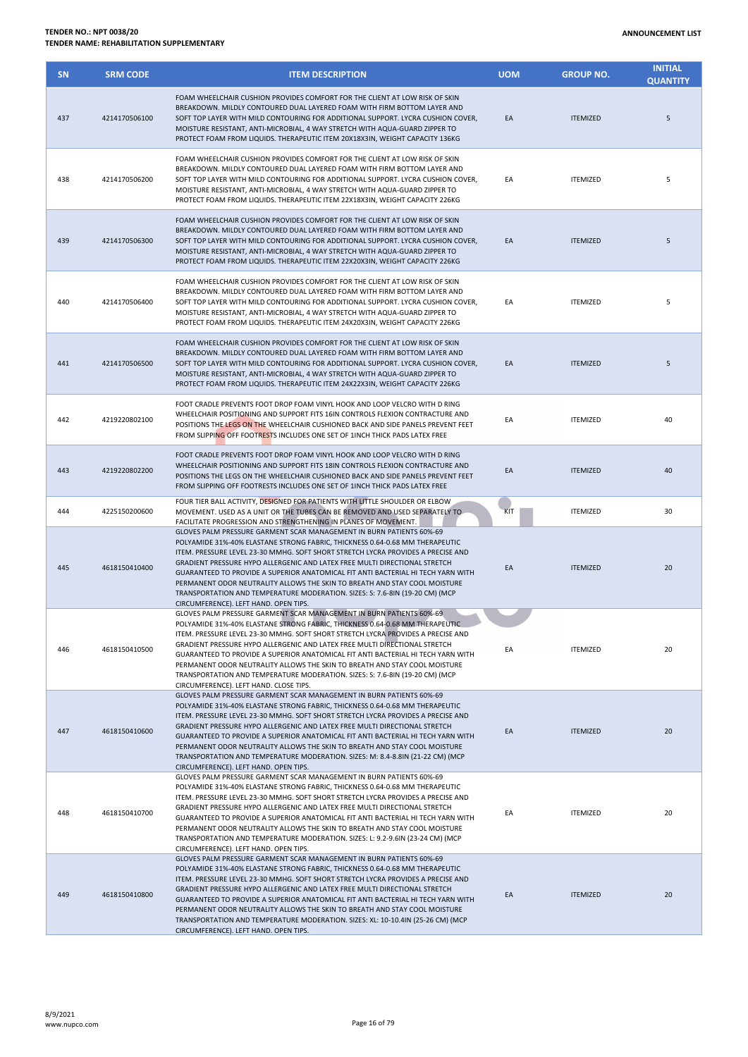| SN | SRM CODE | ITEM DESCRIPTION | UOM | GROUP NO. | INITIAL QUANTITY |
|---|---|---|---|---|---|
| 437 | 4214170506100 | FOAM WHEELCHAIR CUSHION PROVIDES COMFORT FOR THE CLIENT AT LOW RISK OF SKIN BREAKDOWN. MILDLY CONTOURED DUAL LAYERED FOAM WITH FIRM BOTTOM LAYER AND SOFT TOP LAYER WITH MILD CONTOURING FOR ADDITIONAL SUPPORT. LYCRA CUSHION COVER, MOISTURE RESISTANT, ANTI-MICROBIAL, 4 WAY STRETCH WITH AQUA-GUARD ZIPPER TO PROTECT FOAM FROM LIQUIDS. THERAPEUTIC ITEM 20X18X3IN, WEIGHT CAPACITY 136KG | EA | ITEMIZED | 5 |
| 438 | 4214170506200 | FOAM WHEELCHAIR CUSHION PROVIDES COMFORT FOR THE CLIENT AT LOW RISK OF SKIN BREAKDOWN. MILDLY CONTOURED DUAL LAYERED FOAM WITH FIRM BOTTOM LAYER AND SOFT TOP LAYER WITH MILD CONTOURING FOR ADDITIONAL SUPPORT. LYCRA CUSHION COVER, MOISTURE RESISTANT, ANTI-MICROBIAL, 4 WAY STRETCH WITH AQUA-GUARD ZIPPER TO PROTECT FOAM FROM LIQUIDS. THERAPEUTIC ITEM 22X18X3IN, WEIGHT CAPACITY 226KG | EA | ITEMIZED | 5 |
| 439 | 4214170506300 | FOAM WHEELCHAIR CUSHION PROVIDES COMFORT FOR THE CLIENT AT LOW RISK OF SKIN BREAKDOWN. MILDLY CONTOURED DUAL LAYERED FOAM WITH FIRM BOTTOM LAYER AND SOFT TOP LAYER WITH MILD CONTOURING FOR ADDITIONAL SUPPORT. LYCRA CUSHION COVER, MOISTURE RESISTANT, ANTI-MICROBIAL, 4 WAY STRETCH WITH AQUA-GUARD ZIPPER TO PROTECT FOAM FROM LIQUIDS. THERAPEUTIC ITEM 22X20X3IN, WEIGHT CAPACITY 226KG | EA | ITEMIZED | 5 |
| 440 | 4214170506400 | FOAM WHEELCHAIR CUSHION PROVIDES COMFORT FOR THE CLIENT AT LOW RISK OF SKIN BREAKDOWN. MILDLY CONTOURED DUAL LAYERED FOAM WITH FIRM BOTTOM LAYER AND SOFT TOP LAYER WITH MILD CONTOURING FOR ADDITIONAL SUPPORT. LYCRA CUSHION COVER, MOISTURE RESISTANT, ANTI-MICROBIAL, 4 WAY STRETCH WITH AQUA-GUARD ZIPPER TO PROTECT FOAM FROM LIQUIDS. THERAPEUTIC ITEM 24X20X3IN, WEIGHT CAPACITY 226KG | EA | ITEMIZED | 5 |
| 441 | 4214170506500 | FOAM WHEELCHAIR CUSHION PROVIDES COMFORT FOR THE CLIENT AT LOW RISK OF SKIN BREAKDOWN. MILDLY CONTOURED DUAL LAYERED FOAM WITH FIRM BOTTOM LAYER AND SOFT TOP LAYER WITH MILD CONTOURING FOR ADDITIONAL SUPPORT. LYCRA CUSHION COVER, MOISTURE RESISTANT, ANTI-MICROBIAL, 4 WAY STRETCH WITH AQUA-GUARD ZIPPER TO PROTECT FOAM FROM LIQUIDS. THERAPEUTIC ITEM 24X22X3IN, WEIGHT CAPACITY 226KG | EA | ITEMIZED | 5 |
| 442 | 4219220802100 | FOOT CRADLE PREVENTS FOOT DROP FOAM VINYL HOOK AND LOOP VELCRO WITH D RING WHEELCHAIR POSITIONING AND SUPPORT FITS 16IN CONTROLS FLEXION CONTRACTURE AND POSITIONS THE LEGS ON THE WHEELCHAIR CUSHIONED BACK AND SIDE PANELS PREVENT FEET FROM SLIPPING OFF FOOTRESTS INCLUDES ONE SET OF 1INCH THICK PADS LATEX FREE | EA | ITEMIZED | 40 |
| 443 | 4219220802200 | FOOT CRADLE PREVENTS FOOT DROP FOAM VINYL HOOK AND LOOP VELCRO WITH D RING WHEELCHAIR POSITIONING AND SUPPORT FITS 18IN CONTROLS FLEXION CONTRACTURE AND POSITIONS THE LEGS ON THE WHEELCHAIR CUSHIONED BACK AND SIDE PANELS PREVENT FEET FROM SLIPPING OFF FOOTRESTS INCLUDES ONE SET OF 1INCH THICK PADS LATEX FREE | EA | ITEMIZED | 40 |
| 444 | 4225150200600 | FOUR TIER BALL ACTIVITY, DESIGNED FOR PATIENTS WITH LITTLE SHOULDER OR ELBOW MOVEMENT. USED AS A UNIT OR THE TUBES CAN BE REMOVED AND USED SEPARATELY TO FACILITATE PROGRESSION AND STRENGTHENING IN PLANES OF MOVEMENT. | KIT | ITEMIZED | 30 |
| 445 | 4618150410400 | GLOVES PALM PRESSURE GARMENT SCAR MANAGEMENT IN BURN PATIENTS 60%-69 POLYAMIDE 31%-40% ELASTANE STRONG FABRIC, THICKNESS 0.64-0.68 MM THERAPEUTIC ITEM. PRESSURE LEVEL 23-30 MMHG. SOFT SHORT STRETCH LYCRA PROVIDES A PRECISE AND GRADIENT PRESSURE HYPO ALLERGENIC AND LATEX FREE MULTI DIRECTIONAL STRETCH GUARANTEED TO PROVIDE A SUPERIOR ANATOMICAL FIT ANTI BACTERIAL HI TECH YARN WITH PERMANENT ODOR NEUTRALITY ALLOWS THE SKIN TO BREATH AND STAY COOL MOISTURE TRANSPORTATION AND TEMPERATURE MODERATION. SIZES: S: 7.6-8IN (19-20 CM) (MCP CIRCUMFERENCE). LEFT HAND. OPEN TIPS. | EA | ITEMIZED | 20 |
| 446 | 4618150410500 | GLOVES PALM PRESSURE GARMENT SCAR MANAGEMENT IN BURN PATIENTS 60%-69 POLYAMIDE 31%-40% ELASTANE STRONG FABRIC, THICKNESS 0.64-0.68 MM THERAPEUTIC ITEM. PRESSURE LEVEL 23-30 MMHG. SOFT SHORT STRETCH LYCRA PROVIDES A PRECISE AND GRADIENT PRESSURE HYPO ALLERGENIC AND LATEX FREE MULTI DIRECTIONAL STRETCH GUARANTEED TO PROVIDE A SUPERIOR ANATOMICAL FIT ANTI BACTERIAL HI TECH YARN WITH PERMANENT ODOR NEUTRALITY ALLOWS THE SKIN TO BREATH AND STAY COOL MOISTURE TRANSPORTATION AND TEMPERATURE MODERATION. SIZES: S: 7.6-8IN (19-20 CM) (MCP CIRCUMFERENCE). LEFT HAND. CLOSE TIPS. | EA | ITEMIZED | 20 |
| 447 | 4618150410600 | GLOVES PALM PRESSURE GARMENT SCAR MANAGEMENT IN BURN PATIENTS 60%-69 POLYAMIDE 31%-40% ELASTANE STRONG FABRIC, THICKNESS 0.64-0.68 MM THERAPEUTIC ITEM. PRESSURE LEVEL 23-30 MMHG. SOFT SHORT STRETCH LYCRA PROVIDES A PRECISE AND GRADIENT PRESSURE HYPO ALLERGENIC AND LATEX FREE MULTI DIRECTIONAL STRETCH GUARANTEED TO PROVIDE A SUPERIOR ANATOMICAL FIT ANTI BACTERIAL HI TECH YARN WITH PERMANENT ODOR NEUTRALITY ALLOWS THE SKIN TO BREATH AND STAY COOL MOISTURE TRANSPORTATION AND TEMPERATURE MODERATION. SIZES: M: 8.4-8.8IN (21-22 CM) (MCP CIRCUMFERENCE). LEFT HAND. OPEN TIPS. | EA | ITEMIZED | 20 |
| 448 | 4618150410700 | GLOVES PALM PRESSURE GARMENT SCAR MANAGEMENT IN BURN PATIENTS 60%-69 POLYAMIDE 31%-40% ELASTANE STRONG FABRIC, THICKNESS 0.64-0.68 MM THERAPEUTIC ITEM. PRESSURE LEVEL 23-30 MMHG. SOFT SHORT STRETCH LYCRA PROVIDES A PRECISE AND GRADIENT PRESSURE HYPO ALLERGENIC AND LATEX FREE MULTI DIRECTIONAL STRETCH GUARANTEED TO PROVIDE A SUPERIOR ANATOMICAL FIT ANTI BACTERIAL HI TECH YARN WITH PERMANENT ODOR NEUTRALITY ALLOWS THE SKIN TO BREATH AND STAY COOL MOISTURE TRANSPORTATION AND TEMPERATURE MODERATION. SIZES: L: 9.2-9.6IN (23-24 CM) (MCP CIRCUMFERENCE). LEFT HAND. OPEN TIPS. | EA | ITEMIZED | 20 |
| 449 | 4618150410800 | GLOVES PALM PRESSURE GARMENT SCAR MANAGEMENT IN BURN PATIENTS 60%-69 POLYAMIDE 31%-40% ELASTANE STRONG FABRIC, THICKNESS 0.64-0.68 MM THERAPEUTIC ITEM. PRESSURE LEVEL 23-30 MMHG. SOFT SHORT STRETCH LYCRA PROVIDES A PRECISE AND GRADIENT PRESSURE HYPO ALLERGENIC AND LATEX FREE MULTI DIRECTIONAL STRETCH GUARANTEED TO PROVIDE A SUPERIOR ANATOMICAL FIT ANTI BACTERIAL HI TECH YARN WITH PERMANENT ODOR NEUTRALITY ALLOWS THE SKIN TO BREATH AND STAY COOL MOISTURE TRANSPORTATION AND TEMPERATURE MODERATION. SIZES: XL: 10-10.4IN (25-26 CM) (MCP CIRCUMFERENCE). LEFT HAND. OPEN TIPS. | EA | ITEMIZED | 20 |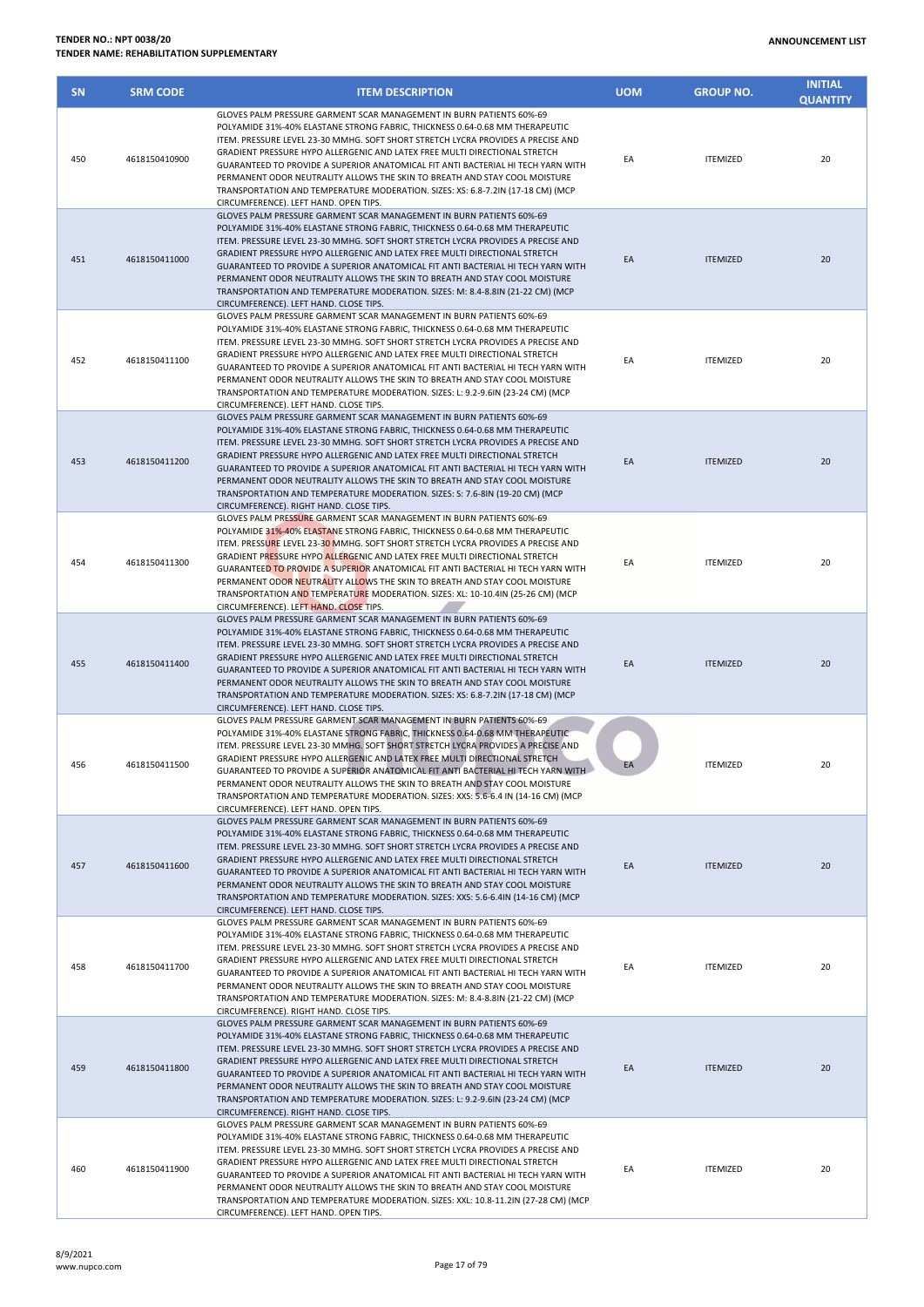**TENDER NO.: NPT 0038/20**
**TENDER NAME: REHABILITATION SUPPLEMENTARY**

**ANNOUNCEMENT LIST**

| SN | SRM CODE | ITEM DESCRIPTION | UOM | GROUP NO. | INITIAL QUANTITY |
|---|---|---|---|---|---|
| 450 | 4618150410900 | GLOVES PALM PRESSURE GARMENT SCAR MANAGEMENT IN BURN PATIENTS 60%-69 POLYAMIDE 31%-40% ELASTANE STRONG FABRIC, THICKNESS 0.64-0.68 MM THERAPEUTIC ITEM. PRESSURE LEVEL 23-30 MMHG. SOFT SHORT STRETCH LYCRA PROVIDES A PRECISE AND GRADIENT PRESSURE HYPO ALLERGENIC AND LATEX FREE MULTI DIRECTIONAL STRETCH GUARANTEED TO PROVIDE A SUPERIOR ANATOMICAL FIT ANTI BACTERIAL HI TECH YARN WITH PERMANENT ODOR NEUTRALITY ALLOWS THE SKIN TO BREATH AND STAY COOL MOISTURE TRANSPORTATION AND TEMPERATURE MODERATION. SIZES: XS: 6.8-7.2IN (17-18 CM) (MCP CIRCUMFERENCE). LEFT HAND. OPEN TIPS. | EA | ITEMIZED | 20 |
| 451 | 4618150411000 | GLOVES PALM PRESSURE GARMENT SCAR MANAGEMENT IN BURN PATIENTS 60%-69 POLYAMIDE 31%-40% ELASTANE STRONG FABRIC, THICKNESS 0.64-0.68 MM THERAPEUTIC ITEM. PRESSURE LEVEL 23-30 MMHG. SOFT SHORT STRETCH LYCRA PROVIDES A PRECISE AND GRADIENT PRESSURE HYPO ALLERGENIC AND LATEX FREE MULTI DIRECTIONAL STRETCH GUARANTEED TO PROVIDE A SUPERIOR ANATOMICAL FIT ANTI BACTERIAL HI TECH YARN WITH PERMANENT ODOR NEUTRALITY ALLOWS THE SKIN TO BREATH AND STAY COOL MOISTURE TRANSPORTATION AND TEMPERATURE MODERATION. SIZES: M: 8.4-8.8IN (21-22 CM) (MCP CIRCUMFERENCE). LEFT HAND. CLOSE TIPS. | EA | ITEMIZED | 20 |
| 452 | 4618150411100 | GLOVES PALM PRESSURE GARMENT SCAR MANAGEMENT IN BURN PATIENTS 60%-69 POLYAMIDE 31%-40% ELASTANE STRONG FABRIC, THICKNESS 0.64-0.68 MM THERAPEUTIC ITEM. PRESSURE LEVEL 23-30 MMHG. SOFT SHORT STRETCH LYCRA PROVIDES A PRECISE AND GRADIENT PRESSURE HYPO ALLERGENIC AND LATEX FREE MULTI DIRECTIONAL STRETCH GUARANTEED TO PROVIDE A SUPERIOR ANATOMICAL FIT ANTI BACTERIAL HI TECH YARN WITH PERMANENT ODOR NEUTRALITY ALLOWS THE SKIN TO BREATH AND STAY COOL MOISTURE TRANSPORTATION AND TEMPERATURE MODERATION. SIZES: L: 9.2-9.6IN (23-24 CM) (MCP CIRCUMFERENCE). LEFT HAND. CLOSE TIPS. | EA | ITEMIZED | 20 |
| 453 | 4618150411200 | GLOVES PALM PRESSURE GARMENT SCAR MANAGEMENT IN BURN PATIENTS 60%-69 POLYAMIDE 31%-40% ELASTANE STRONG FABRIC, THICKNESS 0.64-0.68 MM THERAPEUTIC ITEM. PRESSURE LEVEL 23-30 MMHG. SOFT SHORT STRETCH LYCRA PROVIDES A PRECISE AND GRADIENT PRESSURE HYPO ALLERGENIC AND LATEX FREE MULTI DIRECTIONAL STRETCH GUARANTEED TO PROVIDE A SUPERIOR ANATOMICAL FIT ANTI BACTERIAL HI TECH YARN WITH PERMANENT ODOR NEUTRALITY ALLOWS THE SKIN TO BREATH AND STAY COOL MOISTURE TRANSPORTATION AND TEMPERATURE MODERATION. SIZES: S: 7.6-8IN (19-20 CM) (MCP CIRCUMFERENCE). RIGHT HAND. CLOSE TIPS. | EA | ITEMIZED | 20 |
| 454 | 4618150411300 | GLOVES PALM PRESSURE GARMENT SCAR MANAGEMENT IN BURN PATIENTS 60%-69 POLYAMIDE 31%-40% ELASTANE STRONG FABRIC, THICKNESS 0.64-0.68 MM THERAPEUTIC ITEM. PRESSURE LEVEL 23-30 MMHG. SOFT SHORT STRETCH LYCRA PROVIDES A PRECISE AND GRADIENT PRESSURE HYPO ALLERGENIC AND LATEX FREE MULTI DIRECTIONAL STRETCH GUARANTEED TO PROVIDE A SUPERIOR ANATOMICAL FIT ANTI BACTERIAL HI TECH YARN WITH PERMANENT ODOR NEUTRALITY ALLOWS THE SKIN TO BREATH AND STAY COOL MOISTURE TRANSPORTATION AND TEMPERATURE MODERATION. SIZES: XL: 10-10.4IN (25-26 CM) (MCP CIRCUMFERENCE). LEFT HAND. CLOSE TIPS. | EA | ITEMIZED | 20 |
| 455 | 4618150411400 | GLOVES PALM PRESSURE GARMENT SCAR MANAGEMENT IN BURN PATIENTS 60%-69 POLYAMIDE 31%-40% ELASTANE STRONG FABRIC, THICKNESS 0.64-0.68 MM THERAPEUTIC ITEM. PRESSURE LEVEL 23-30 MMHG. SOFT SHORT STRETCH LYCRA PROVIDES A PRECISE AND GRADIENT PRESSURE HYPO ALLERGENIC AND LATEX FREE MULTI DIRECTIONAL STRETCH GUARANTEED TO PROVIDE A SUPERIOR ANATOMICAL FIT ANTI BACTERIAL HI TECH YARN WITH PERMANENT ODOR NEUTRALITY ALLOWS THE SKIN TO BREATH AND STAY COOL MOISTURE TRANSPORTATION AND TEMPERATURE MODERATION. SIZES: XS: 6.8-7.2IN (17-18 CM) (MCP CIRCUMFERENCE). LEFT HAND. CLOSE TIPS. | EA | ITEMIZED | 20 |
| 456 | 4618150411500 | GLOVES PALM PRESSURE GARMENT SCAR MANAGEMENT IN BURN PATIENTS 60%-69 POLYAMIDE 31%-40% ELASTANE STRONG FABRIC, THICKNESS 0.64-0.68 MM THERAPEUTIC ITEM. PRESSURE LEVEL 23-30 MMHG. SOFT SHORT STRETCH LYCRA PROVIDES A PRECISE AND GRADIENT PRESSURE HYPO ALLERGENIC AND LATEX FREE MULTI DIRECTIONAL STRETCH GUARANTEED TO PROVIDE A SUPERIOR ANATOMICAL FIT ANTI BACTERIAL HI TECH YARN WITH PERMANENT ODOR NEUTRALITY ALLOWS THE SKIN TO BREATH AND STAY COOL MOISTURE TRANSPORTATION AND TEMPERATURE MODERATION. SIZES: XXS: 5.6-6.4 IN (14-16 CM) (MCP CIRCUMFERENCE). LEFT HAND. OPEN TIPS. | EA | ITEMIZED | 20 |
| 457 | 4618150411600 | GLOVES PALM PRESSURE GARMENT SCAR MANAGEMENT IN BURN PATIENTS 60%-69 POLYAMIDE 31%-40% ELASTANE STRONG FABRIC, THICKNESS 0.64-0.68 MM THERAPEUTIC ITEM. PRESSURE LEVEL 23-30 MMHG. SOFT SHORT STRETCH LYCRA PROVIDES A PRECISE AND GRADIENT PRESSURE HYPO ALLERGENIC AND LATEX FREE MULTI DIRECTIONAL STRETCH GUARANTEED TO PROVIDE A SUPERIOR ANATOMICAL FIT ANTI BACTERIAL HI TECH YARN WITH PERMANENT ODOR NEUTRALITY ALLOWS THE SKIN TO BREATH AND STAY COOL MOISTURE TRANSPORTATION AND TEMPERATURE MODERATION. SIZES: XXS: 5.6-6.4IN (14-16 CM) (MCP CIRCUMFERENCE). LEFT HAND. CLOSE TIPS. | EA | ITEMIZED | 20 |
| 458 | 4618150411700 | GLOVES PALM PRESSURE GARMENT SCAR MANAGEMENT IN BURN PATIENTS 60%-69 POLYAMIDE 31%-40% ELASTANE STRONG FABRIC, THICKNESS 0.64-0.68 MM THERAPEUTIC ITEM. PRESSURE LEVEL 23-30 MMHG. SOFT SHORT STRETCH LYCRA PROVIDES A PRECISE AND GRADIENT PRESSURE HYPO ALLERGENIC AND LATEX FREE MULTI DIRECTIONAL STRETCH GUARANTEED TO PROVIDE A SUPERIOR ANATOMICAL FIT ANTI BACTERIAL HI TECH YARN WITH PERMANENT ODOR NEUTRALITY ALLOWS THE SKIN TO BREATH AND STAY COOL MOISTURE TRANSPORTATION AND TEMPERATURE MODERATION. SIZES: M: 8.4-8.8IN (21-22 CM) (MCP CIRCUMFERENCE). RIGHT HAND. CLOSE TIPS. | EA | ITEMIZED | 20 |
| 459 | 4618150411800 | GLOVES PALM PRESSURE GARMENT SCAR MANAGEMENT IN BURN PATIENTS 60%-69 POLYAMIDE 31%-40% ELASTANE STRONG FABRIC, THICKNESS 0.64-0.68 MM THERAPEUTIC ITEM. PRESSURE LEVEL 23-30 MMHG. SOFT SHORT STRETCH LYCRA PROVIDES A PRECISE AND GRADIENT PRESSURE HYPO ALLERGENIC AND LATEX FREE MULTI DIRECTIONAL STRETCH GUARANTEED TO PROVIDE A SUPERIOR ANATOMICAL FIT ANTI BACTERIAL HI TECH YARN WITH PERMANENT ODOR NEUTRALITY ALLOWS THE SKIN TO BREATH AND STAY COOL MOISTURE TRANSPORTATION AND TEMPERATURE MODERATION. SIZES: L: 9.2-9.6IN (23-24 CM) (MCP CIRCUMFERENCE). RIGHT HAND. CLOSE TIPS. | EA | ITEMIZED | 20 |
| 460 | 4618150411900 | GLOVES PALM PRESSURE GARMENT SCAR MANAGEMENT IN BURN PATIENTS 60%-69 POLYAMIDE 31%-40% ELASTANE STRONG FABRIC, THICKNESS 0.64-0.68 MM THERAPEUTIC ITEM. PRESSURE LEVEL 23-30 MMHG. SOFT SHORT STRETCH LYCRA PROVIDES A PRECISE AND GRADIENT PRESSURE HYPO ALLERGENIC AND LATEX FREE MULTI DIRECTIONAL STRETCH GUARANTEED TO PROVIDE A SUPERIOR ANATOMICAL FIT ANTI BACTERIAL HI TECH YARN WITH PERMANENT ODOR NEUTRALITY ALLOWS THE SKIN TO BREATH AND STAY COOL MOISTURE TRANSPORTATION AND TEMPERATURE MODERATION. SIZES: XXL: 10.8-11.2IN (27-28 CM) (MCP CIRCUMFERENCE). LEFT HAND. OPEN TIPS. | EA | ITEMIZED | 20 |

8/9/2021
www.nupco.com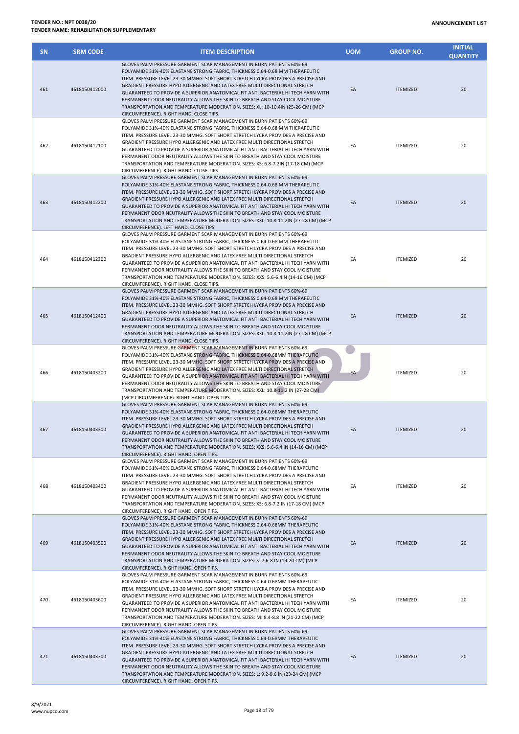| SN | SRM CODE | ITEM DESCRIPTION | UOM | GROUP NO. | INITIAL QUANTITY |
|---|---|---|---|---|---|
| 461 | 4618150412000 | GLOVES PALM PRESSURE GARMENT SCAR MANAGEMENT IN BURN PATIENTS 60%-69 POLYAMIDE 31%-40% ELASTANE STRONG FABRIC, THICKNESS 0.64-0.68 MM THERAPEUTIC ITEM. PRESSURE LEVEL 23-30 MMHG. SOFT SHORT STRETCH LYCRA PROVIDES A PRECISE AND GRADIENT PRESSURE HYPO ALLERGENIC AND LATEX FREE MULTI DIRECTIONAL STRETCH GUARANTEED TO PROVIDE A SUPERIOR ANATOMICAL FIT ANTI BACTERIAL HI TECH YARN WITH PERMANENT ODOR NEUTRALITY ALLOWS THE SKIN TO BREATH AND STAY COOL MOISTURE TRANSPORTATION AND TEMPERATURE MODERATION. SIZES: XL: 10-10.4IN (25-26 CM) (MCP CIRCUMFERENCE). RIGHT HAND. CLOSE TIPS. | EA | ITEMIZED | 20 |
| 462 | 4618150412100 | GLOVES PALM PRESSURE GARMENT SCAR MANAGEMENT IN BURN PATIENTS 60%-69 POLYAMIDE 31%-40% ELASTANE STRONG FABRIC, THICKNESS 0.64-0.68 MM THERAPEUTIC ITEM. PRESSURE LEVEL 23-30 MMHG. SOFT SHORT STRETCH LYCRA PROVIDES A PRECISE AND GRADIENT PRESSURE HYPO ALLERGENIC AND LATEX FREE MULTI DIRECTIONAL STRETCH GUARANTEED TO PROVIDE A SUPERIOR ANATOMICAL FIT ANTI BACTERIAL HI TECH YARN WITH PERMANENT ODOR NEUTRALITY ALLOWS THE SKIN TO BREATH AND STAY COOL MOISTURE TRANSPORTATION AND TEMPERATURE MODERATION. SIZES: XS: 6.8-7.2IN (17-18 CM) (MCP CIRCUMFERENCE). RIGHT HAND. CLOSE TIPS. | EA | ITEMIZED | 20 |
| 463 | 4618150412200 | GLOVES PALM PRESSURE GARMENT SCAR MANAGEMENT IN BURN PATIENTS 60%-69 POLYAMIDE 31%-40% ELASTANE STRONG FABRIC, THICKNESS 0.64-0.68 MM THERAPEUTIC ITEM. PRESSURE LEVEL 23-30 MMHG. SOFT SHORT STRETCH LYCRA PROVIDES A PRECISE AND GRADIENT PRESSURE HYPO ALLERGENIC AND LATEX FREE MULTI DIRECTIONAL STRETCH GUARANTEED TO PROVIDE A SUPERIOR ANATOMICAL FIT ANTI BACTERIAL HI TECH YARN WITH PERMANENT ODOR NEUTRALITY ALLOWS THE SKIN TO BREATH AND STAY COOL MOISTURE TRANSPORTATION AND TEMPERATURE MODERATION. SIZES: XXL: 10.8-11.2IN (27-28 CM) (MCP CIRCUMFERENCE). LEFT HAND. CLOSE TIPS. | EA | ITEMIZED | 20 |
| 464 | 4618150412300 | GLOVES PALM PRESSURE GARMENT SCAR MANAGEMENT IN BURN PATIENTS 60%-69 POLYAMIDE 31%-40% ELASTANE STRONG FABRIC, THICKNESS 0.64-0.68 MM THERAPEUTIC ITEM. PRESSURE LEVEL 23-30 MMHG. SOFT SHORT STRETCH LYCRA PROVIDES A PRECISE AND GRADIENT PRESSURE HYPO ALLERGENIC AND LATEX FREE MULTI DIRECTIONAL STRETCH GUARANTEED TO PROVIDE A SUPERIOR ANATOMICAL FIT ANTI BACTERIAL HI TECH YARN WITH PERMANENT ODOR NEUTRALITY ALLOWS THE SKIN TO BREATH AND STAY COOL MOISTURE TRANSPORTATION AND TEMPERATURE MODERATION. SIZES: XXS: 5.6-6.4IN (14-16 CM) (MCP CIRCUMFERENCE). RIGHT HAND. CLOSE TIPS. | EA | ITEMIZED | 20 |
| 465 | 4618150412400 | GLOVES PALM PRESSURE GARMENT SCAR MANAGEMENT IN BURN PATIENTS 60%-69 POLYAMIDE 31%-40% ELASTANE STRONG FABRIC, THICKNESS 0.64-0.68 MM THERAPEUTIC ITEM. PRESSURE LEVEL 23-30 MMHG. SOFT SHORT STRETCH LYCRA PROVIDES A PRECISE AND GRADIENT PRESSURE HYPO ALLERGENIC AND LATEX FREE MULTI DIRECTIONAL STRETCH GUARANTEED TO PROVIDE A SUPERIOR ANATOMICAL FIT ANTI BACTERIAL HI TECH YARN WITH PERMANENT ODOR NEUTRALITY ALLOWS THE SKIN TO BREATH AND STAY COOL MOISTURE TRANSPORTATION AND TEMPERATURE MODERATION. SIZES: XXL: 10.8-11.2IN (27-28 CM) (MCP CIRCUMFERENCE). RIGHT HAND. CLOSE TIPS. | EA | ITEMIZED | 20 |
| 466 | 4618150403200 | GLOVES PALM PRESSURE GARMENT SCAR MANAGEMENT IN BURN PATIENTS 60%-69 POLYAMIDE 31%-40% ELASTANE STRONG FABRIC, THICKNESS 0.64-0.68MM THERAPEUTIC ITEM. PRESSURE LEVEL 23-30 MMHG. SOFT SHORT STRETCH LYCRA PROVIDES A PRECISE AND GRADIENT PRESSURE HYPO ALLERGENIC AND LATEX FREE MULTI DIRECTIONAL STRETCH GUARANTEED TO PROVIDE A SUPERIOR ANATOMICAL FIT ANTI BACTERIAL HI TECH YARN WITH PERMANENT ODOR NEUTRALITY ALLOWS THE SKIN TO BREATH AND STAY COOL MOISTURE TRANSPORTATION AND TEMPERATURE MODERATION. SIZES: XXL: 10.8-11.2 IN (27-28 CM) (MCP CIRCUMFERENCE). RIGHT HAND. OPEN TIPS. | EA | ITEMIZED | 20 |
| 467 | 4618150403300 | GLOVES PALM PRESSURE GARMENT SCAR MANAGEMENT IN BURN PATIENTS 60%-69 POLYAMIDE 31%-40% ELASTANE STRONG FABRIC, THICKNESS 0.64-0.68MM THERAPEUTIC ITEM. PRESSURE LEVEL 23-30 MMHG. SOFT SHORT STRETCH LYCRA PROVIDES A PRECISE AND GRADIENT PRESSURE HYPO ALLERGENIC AND LATEX FREE MULTI DIRECTIONAL STRETCH GUARANTEED TO PROVIDE A SUPERIOR ANATOMICAL FIT ANTI BACTERIAL HI TECH YARN WITH PERMANENT ODOR NEUTRALITY ALLOWS THE SKIN TO BREATH AND STAY COOL MOISTURE TRANSPORTATION AND TEMPERATURE MODERATION. SIZES: XXS: 5.6-6.4 IN (14-16 CM) (MCP CIRCUMFERENCE). RIGHT HAND. OPEN TIPS. | EA | ITEMIZED | 20 |
| 468 | 4618150403400 | GLOVES PALM PRESSURE GARMENT SCAR MANAGEMENT IN BURN PATIENTS 60%-69 POLYAMIDE 31%-40% ELASTANE STRONG FABRIC, THICKNESS 0.64-0.68MM THERAPEUTIC ITEM. PRESSURE LEVEL 23-30 MMHG. SOFT SHORT STRETCH LYCRA PROVIDES A PRECISE AND GRADIENT PRESSURE HYPO ALLERGENIC AND LATEX FREE MULTI DIRECTIONAL STRETCH GUARANTEED TO PROVIDE A SUPERIOR ANATOMICAL FIT ANTI BACTERIAL HI TECH YARN WITH PERMANENT ODOR NEUTRALITY ALLOWS THE SKIN TO BREATH AND STAY COOL MOISTURE TRANSPORTATION AND TEMPERATURE MODERATION. SIZES: XS: 6.8-7.2 IN (17-18 CM) (MCP CIRCUMFERENCE). RIGHT HAND. OPEN TIPS. | EA | ITEMIZED | 20 |
| 469 | 4618150403500 | GLOVES PALM PRESSURE GARMENT SCAR MANAGEMENT IN BURN PATIENTS 60%-69 POLYAMIDE 31%-40% ELASTANE STRONG FABRIC, THICKNESS 0.64-0.68MM THERAPEUTIC ITEM. PRESSURE LEVEL 23-30 MMHG. SOFT SHORT STRETCH LYCRA PROVIDES A PRECISE AND GRADIENT PRESSURE HYPO ALLERGENIC AND LATEX FREE MULTI DIRECTIONAL STRETCH GUARANTEED TO PROVIDE A SUPERIOR ANATOMICAL FIT ANTI BACTERIAL HI TECH YARN WITH PERMANENT ODOR NEUTRALITY ALLOWS THE SKIN TO BREATH AND STAY COOL MOISTURE TRANSPORTATION AND TEMPERATURE MODERATION. SIZES: S: 7.6-8 IN (19-20 CM) (MCP CIRCUMFERENCE). RIGHT HAND. OPEN TIPS. | EA | ITEMIZED | 20 |
| 470 | 4618150403600 | GLOVES PALM PRESSURE GARMENT SCAR MANAGEMENT IN BURN PATIENTS 60%-69 POLYAMIDE 31%-40% ELASTANE STRONG FABRIC, THICKNESS 0.64-0.68MM THERAPEUTIC ITEM. PRESSURE LEVEL 23-30 MMHG. SOFT SHORT STRETCH LYCRA PROVIDES A PRECISE AND GRADIENT PRESSURE HYPO ALLERGENIC AND LATEX FREE MULTI DIRECTIONAL STRETCH GUARANTEED TO PROVIDE A SUPERIOR ANATOMICAL FIT ANTI BACTERIAL HI TECH YARN WITH PERMANENT ODOR NEUTRALITY ALLOWS THE SKIN TO BREATH AND STAY COOL MOISTURE TRANSPORTATION AND TEMPERATURE MODERATION. SIZES: M: 8.4-8.8 IN (21-22 CM) (MCP CIRCUMFERENCE). RIGHT HAND. OPEN TIPS. | EA | ITEMIZED | 20 |
| 471 | 4618150403700 | GLOVES PALM PRESSURE GARMENT SCAR MANAGEMENT IN BURN PATIENTS 60%-69 POLYAMIDE 31%-40% ELASTANE STRONG FABRIC, THICKNESS 0.64-0.68MM THERAPEUTIC ITEM. PRESSURE LEVEL 23-30 MMHG. SOFT SHORT STRETCH LYCRA PROVIDES A PRECISE AND GRADIENT PRESSURE HYPO ALLERGENIC AND LATEX FREE MULTI DIRECTIONAL STRETCH GUARANTEED TO PROVIDE A SUPERIOR ANATOMICAL FIT ANTI BACTERIAL HI TECH YARN WITH PERMANENT ODOR NEUTRALITY ALLOWS THE SKIN TO BREATH AND STAY COOL MOISTURE TRANSPORTATION AND TEMPERATURE MODERATION. SIZES: L: 9.2-9.6 IN (23-24 CM) (MCP CIRCUMFERENCE). RIGHT HAND. OPEN TIPS. | EA | ITEMIZED | 20 |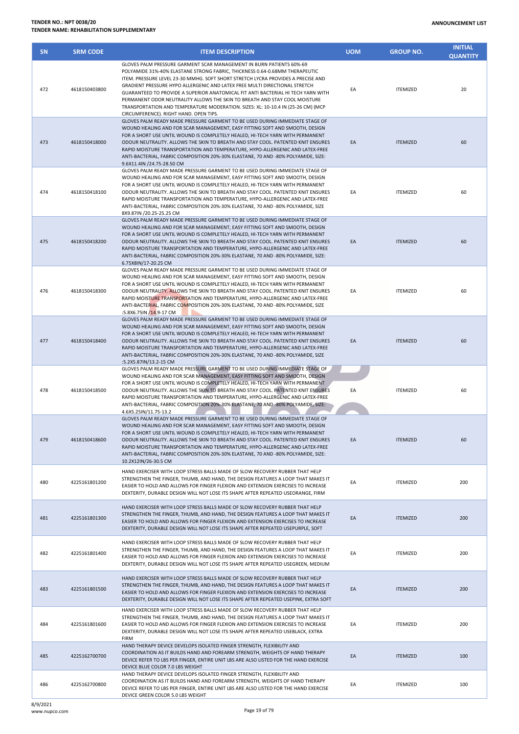| SN | SRM CODE | ITEM DESCRIPTION | UOM | GROUP NO. | INITIAL QUANTITY |
|---|---|---|---|---|---|
| 472 | 4618150403800 | GLOVES PALM PRESSURE GARMENT SCAR MANAGEMENT IN BURN PATIENTS 60%-69 POLYAMIDE 31%-40% ELASTANE STRONG FABRIC, THICKNESS 0.64-0.68MM THERAPEUTIC ITEM. PRESSURE LEVEL 23-30 MMHG. SOFT SHORT STRETCH LYCRA PROVIDES A PRECISE AND GRADIENT PRESSURE HYPO ALLERGENIC AND LATEX FREE MULTI DIRECTIONAL STRETCH GUARANTEED TO PROVIDE A SUPERIOR ANATOMICAL FIT ANTI BACTERIAL HI TECH YARN WITH PERMANENT ODOR NEUTRALITY ALLOWS THE SKIN TO BREATH AND STAY COOL MOISTURE TRANSPORTATION AND TEMPERATURE MODERATION. SIZES: XL: 10-10.4 IN (25-26 CM) (MCP CIRCUMFERENCE). RIGHT HAND. OPEN TIPS. | EA | ITEMIZED | 20 |
| 473 | 4618150418000 | GLOVES PALM READY MADE PRESSURE GARMENT TO BE USED DURING IMMEDIATE STAGE OF WOUND HEALING AND FOR SCAR MANAGEMENT, EASY FITTING SOFT AND SMOOTH, DESIGN FOR A SHORT USE UNTIL WOUND IS COMPLETELY HEALED, HI-TECH YARN WITH PERMANENT ODOUR NEUTRALITY. ALLOWS THE SKIN TO BREATH AND STAY COOL. PATENTED KNIT ENSURES RAPID MOISTURE TRANSPORTATION AND TEMPERATURE, HYPO-ALLERGENIC AND LATEX-FREE ANTI-BACTERIAL, FABRIC COMPOSITION 20%-30% ELASTANE, 70 AND -80% POLYAMIDE, SIZE: 9.6X11.4IN /24.75-28.50 CM | EA | ITEMIZED | 60 |
| 474 | 4618150418100 | GLOVES PALM READY MADE PRESSURE GARMENT TO BE USED DURING IMMEDIATE STAGE OF WOUND HEALING AND FOR SCAR MANAGEMENT, EASY FITTING SOFT AND SMOOTH, DESIGN FOR A SHORT USE UNTIL WOUND IS COMPLETELY HEALED, HI-TECH YARN WITH PERMANENT ODOUR NEUTRALITY. ALLOWS THE SKIN TO BREATH AND STAY COOL. PATENTED KNIT ENSURES RAPID MOISTURE TRANSPORTATION AND TEMPERATURE, HYPO-ALLERGENIC AND LATEX-FREE ANTI-BACTERIAL, FABRIC COMPOSITION 20%-30% ELASTANE, 70 AND -80% POLYAMIDE, SIZE 8X9.87IN /20.25-25.25 CM | EA | ITEMIZED | 60 |
| 475 | 4618150418200 | GLOVES PALM READY MADE PRESSURE GARMENT TO BE USED DURING IMMEDIATE STAGE OF WOUND HEALING AND FOR SCAR MANAGEMENT, EASY FITTING SOFT AND SMOOTH, DESIGN FOR A SHORT USE UNTIL WOUND IS COMPLETELY HEALED, HI-TECH YARN WITH PERMANENT ODOUR NEUTRALITY. ALLOWS THE SKIN TO BREATH AND STAY COOL. PATENTED KNIT ENSURES RAPID MOISTURE TRANSPORTATION AND TEMPERATURE, HYPO-ALLERGENIC AND LATEX-FREE ANTI-BACTERIAL, FABRIC COMPOSITION 20%-30% ELASTANE, 70 AND -80% POLYAMIDE, SIZE: 6.75X8IN/17-20.25 CM | EA | ITEMIZED | 60 |
| 476 | 4618150418300 | GLOVES PALM READY MADE PRESSURE GARMENT TO BE USED DURING IMMEDIATE STAGE OF WOUND HEALING AND FOR SCAR MANAGEMENT, EASY FITTING SOFT AND SMOOTH, DESIGN FOR A SHORT USE UNTIL WOUND IS COMPLETELY HEALED, HI-TECH YARN WITH PERMANENT ODOUR NEUTRALITY. ALLOWS THE SKIN TO BREATH AND STAY COOL. PATENTED KNIT ENSURES RAPID MOISTURE TRANSPORTATION AND TEMPERATURE, HYPO-ALLERGENIC AND LATEX-FREE ANTI-BACTERIAL, FABRIC COMPOSITION 20%-30% ELASTANE, 70 AND -80% POLYAMIDE, SIZE :5.8X6.75IN /14.9-17 CM | EA | ITEMIZED | 60 |
| 477 | 4618150418400 | GLOVES PALM READY MADE PRESSURE GARMENT TO BE USED DURING IMMEDIATE STAGE OF WOUND HEALING AND FOR SCAR MANAGEMENT, EASY FITTING SOFT AND SMOOTH, DESIGN FOR A SHORT USE UNTIL WOUND IS COMPLETELY HEALED, HI-TECH YARN WITH PERMANENT ODOUR NEUTRALITY. ALLOWS THE SKIN TO BREATH AND STAY COOL. PATENTED KNIT ENSURES RAPID MOISTURE TRANSPORTATION AND TEMPERATURE, HYPO-ALLERGENIC AND LATEX-FREE ANTI-BACTERIAL, FABRIC COMPOSITION 20%-30% ELASTANE, 70 AND -80% POLYAMIDE, SIZE :5.2X5.87IN/13.2-15 CM | EA | ITEMIZED | 60 |
| 478 | 4618150418500 | GLOVES PALM READY MADE PRESSURE GARMENT TO BE USED DURING IMMEDIATE STAGE OF WOUND HEALING AND FOR SCAR MANAGEMENT, EASY FITTING SOFT AND SMOOTH, DESIGN FOR A SHORT USE UNTIL WOUND IS COMPLETELY HEALED, HI-TECH YARN WITH PERMANENT ODOUR NEUTRALITY. ALLOWS THE SKIN TO BREATH AND STAY COOL. PATENTED KNIT ENSURES RAPID MOISTURE TRANSPORTATION AND TEMPERATURE, HYPO-ALLERGENIC AND LATEX-FREE ANTI-BACTERIAL, FABRIC COMPOSITION 20%-30% ELASTANE, 70 AND -80% POLYAMIDE, SIZE: 4.6X5.25IN/11.75-13.2 | EA | ITEMIZED | 60 |
| 479 | 4618150418600 | GLOVES PALM READY MADE PRESSURE GARMENT TO BE USED DURING IMMEDIATE STAGE OF WOUND HEALING AND FOR SCAR MANAGEMENT, EASY FITTING SOFT AND SMOOTH, DESIGN FOR A SHORT USE UNTIL WOUND IS COMPLETELY HEALED, HI-TECH YARN WITH PERMANENT ODOUR NEUTRALITY. ALLOWS THE SKIN TO BREATH AND STAY COOL. PATENTED KNIT ENSURES RAPID MOISTURE TRANSPORTATION AND TEMPERATURE, HYPO-ALLERGENIC AND LATEX-FREE ANTI-BACTERIAL, FABRIC COMPOSITION 20%-30% ELASTANE, 70 AND -80% POLYAMIDE, SIZE: 10.2X12IN/26-30.5 CM | EA | ITEMIZED | 60 |
| 480 | 4225161801200 | HAND EXERCISER WITH LOOP STRESS BALLS MADE OF SLOW RECOVERY RUBBER THAT HELP STRENGTHEN THE FINGER, THUMB, AND HAND, THE DESIGN FEATURES A LOOP THAT MAKES IT EASIER TO HOLD AND ALLOWS FOR FINGER FLEXION AND EXTENSION EXERCISES TO INCREASE DEXTERITY, DURABLE DESIGN WILL NOT LOSE ITS SHAPE AFTER REPEATED USEORANGE, FIRM | EA | ITEMIZED | 200 |
| 481 | 4225161801300 | HAND EXERCISER WITH LOOP STRESS BALLS MADE OF SLOW RECOVERY RUBBER THAT HELP STRENGTHEN THE FINGER, THUMB, AND HAND, THE DESIGN FEATURES A LOOP THAT MAKES IT EASIER TO HOLD AND ALLOWS FOR FINGER FLEXION AND EXTENSION EXERCISES TO INCREASE DEXTERITY, DURABLE DESIGN WILL NOT LOSE ITS SHAPE AFTER REPEATED USEPURPLE, SOFT | EA | ITEMIZED | 200 |
| 482 | 4225161801400 | HAND EXERCISER WITH LOOP STRESS BALLS MADE OF SLOW RECOVERY RUBBER THAT HELP STRENGTHEN THE FINGER, THUMB, AND HAND, THE DESIGN FEATURES A LOOP THAT MAKES IT EASIER TO HOLD AND ALLOWS FOR FINGER FLEXION AND EXTENSION EXERCISES TO INCREASE DEXTERITY, DURABLE DESIGN WILL NOT LOSE ITS SHAPE AFTER REPEATED USEGREEN, MEDIUM | EA | ITEMIZED | 200 |
| 483 | 4225161801500 | HAND EXERCISER WITH LOOP STRESS BALLS MADE OF SLOW RECOVERY RUBBER THAT HELP STRENGTHEN THE FINGER, THUMB, AND HAND, THE DESIGN FEATURES A LOOP THAT MAKES IT EASIER TO HOLD AND ALLOWS FOR FINGER FLEXION AND EXTENSION EXERCISES TO INCREASE DEXTERITY, DURABLE DESIGN WILL NOT LOSE ITS SHAPE AFTER REPEATED USEPINK, EXTRA SOFT | EA | ITEMIZED | 200 |
| 484 | 4225161801600 | HAND EXERCISER WITH LOOP STRESS BALLS MADE OF SLOW RECOVERY RUBBER THAT HELP STRENGTHEN THE FINGER, THUMB, AND HAND, THE DESIGN FEATURES A LOOP THAT MAKES IT EASIER TO HOLD AND ALLOWS FOR FINGER FLEXION AND EXTENSION EXERCISES TO INCREASE DEXTERITY, DURABLE DESIGN WILL NOT LOSE ITS SHAPE AFTER REPEATED USEBLACK, EXTRA FIRM | EA | ITEMIZED | 200 |
| 485 | 4225162700700 | HAND THERAPY DEVICE DEVELOPS ISOLATED FINGER STRENGTH, FLEXIBILITY AND COORDINATION AS IT BUILDS HAND AND FOREARM STRENGTH, WEIGHTS OF HAND THERAPY DEVICE REFER TO LBS PER FINGER, ENTIRE UNIT LBS ARE ALSO LISTED FOR THE HAND EXERCISE DEVICE BLUE COLOR 7.0 LBS WEIGHT | EA | ITEMIZED | 100 |
| 486 | 4225162700800 | HAND THERAPY DEVICE DEVELOPS ISOLATED FINGER STRENGTH, FLEXIBILITY AND COORDINATION AS IT BUILDS HAND AND FOREARM STRENGTH, WEIGHTS OF HAND THERAPY DEVICE REFER TO LBS PER FINGER, ENTIRE UNIT LBS ARE ALSO LISTED FOR THE HAND EXERCISE DEVICE GREEN COLOR 5.0 LBS WEIGHT | EA | ITEMIZED | 100 |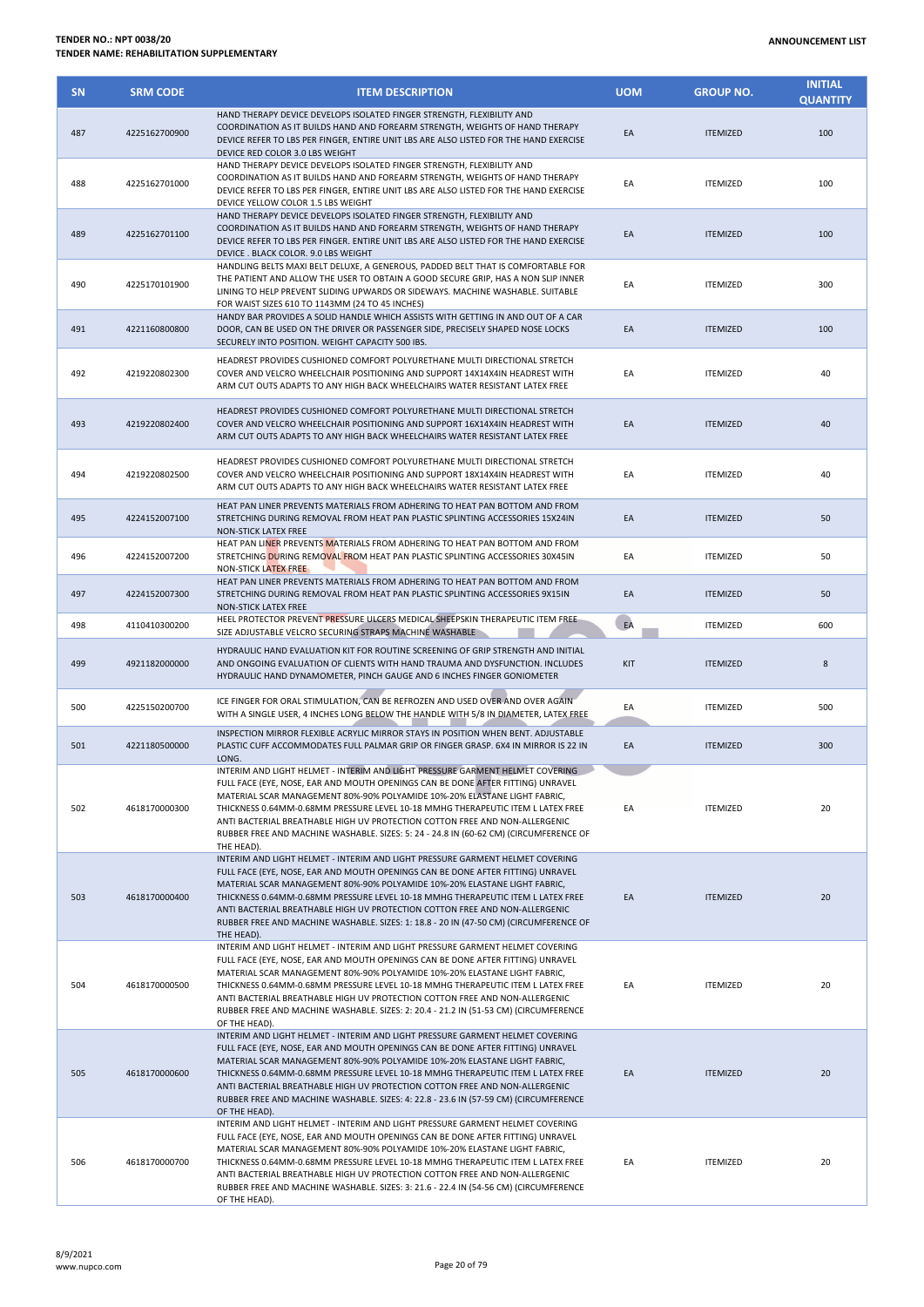**TENDER NO.: NPT 0038/20**
**TENDER NAME: REHABILITATION SUPPLEMENTARY**

**ANNOUNCEMENT LIST**

| SN | SRM CODE | ITEM DESCRIPTION | UOM | GROUP NO. | INITIAL QUANTITY |
|---|---|---|---|---|---|
| 487 | 4225162700900 | HAND THERAPY DEVICE DEVELOPS ISOLATED FINGER STRENGTH, FLEXIBILITY AND COORDINATION AS IT BUILDS HAND AND FOREARM STRENGTH, WEIGHTS OF HAND THERAPY DEVICE REFER TO LBS PER FINGER, ENTIRE UNIT LBS ARE ALSO LISTED FOR THE HAND EXERCISE DEVICE RED COLOR 3.0 LBS WEIGHT | EA | ITEMIZED | 100 |
| 488 | 4225162701000 | HAND THERAPY DEVICE DEVELOPS ISOLATED FINGER STRENGTH, FLEXIBILITY AND COORDINATION AS IT BUILDS HAND AND FOREARM STRENGTH, WEIGHTS OF HAND THERAPY DEVICE REFER TO LBS PER FINGER, ENTIRE UNIT LBS ARE ALSO LISTED FOR THE HAND EXERCISE DEVICE YELLOW COLOR 1.5 LBS WEIGHT | EA | ITEMIZED | 100 |
| 489 | 4225162701100 | HAND THERAPY DEVICE DEVELOPS ISOLATED FINGER STRENGTH, FLEXIBILITY AND COORDINATION AS IT BUILDS HAND AND FOREARM STRENGTH, WEIGHTS OF HAND THERAPY DEVICE REFER TO LBS PER FINGER. ENTIRE UNIT LBS ARE ALSO LISTED FOR THE HAND EXERCISE DEVICE . BLACK COLOR. 9.0 LBS WEIGHT | EA | ITEMIZED | 100 |
| 490 | 4225170101900 | HANDLING BELTS MAXI BELT DELUXE, A GENEROUS, PADDED BELT THAT IS COMFORTABLE FOR THE PATIENT AND ALLOW THE USER TO OBTAIN A GOOD SECURE GRIP, HAS A NON SLIP INNER LINING TO HELP PREVENT SLIDING UPWARDS OR SIDEWAYS. MACHINE WASHABLE. SUITABLE FOR WAIST SIZES 610 TO 1143MM (24 TO 45 INCHES) | EA | ITEMIZED | 300 |
| 491 | 4221160800800 | HANDY BAR PROVIDES A SOLID HANDLE WHICH ASSISTS WITH GETTING IN AND OUT OF A CAR DOOR, CAN BE USED ON THE DRIVER OR PASSENGER SIDE, PRECISELY SHAPED NOSE LOCKS SECURELY INTO POSITION. WEIGHT CAPACITY 500 IBS. | EA | ITEMIZED | 100 |
| 492 | 4219220802300 | HEADREST PROVIDES CUSHIONED COMFORT POLYURETHANE MULTI DIRECTIONAL STRETCH COVER AND VELCRO WHEELCHAIR POSITIONING AND SUPPORT 14X14X4IN HEADREST WITH ARM CUT OUTS ADAPTS TO ANY HIGH BACK WHEELCHAIRS WATER RESISTANT LATEX FREE | EA | ITEMIZED | 40 |
| 493 | 4219220802400 | HEADREST PROVIDES CUSHIONED COMFORT POLYURETHANE MULTI DIRECTIONAL STRETCH COVER AND VELCRO WHEELCHAIR POSITIONING AND SUPPORT 16X14X4IN HEADREST WITH ARM CUT OUTS ADAPTS TO ANY HIGH BACK WHEELCHAIRS WATER RESISTANT LATEX FREE | EA | ITEMIZED | 40 |
| 494 | 4219220802500 | HEADREST PROVIDES CUSHIONED COMFORT POLYURETHANE MULTI DIRECTIONAL STRETCH COVER AND VELCRO WHEELCHAIR POSITIONING AND SUPPORT 18X14X4IN HEADREST WITH ARM CUT OUTS ADAPTS TO ANY HIGH BACK WHEELCHAIRS WATER RESISTANT LATEX FREE | EA | ITEMIZED | 40 |
| 495 | 4224152007100 | HEAT PAN LINER PREVENTS MATERIALS FROM ADHERING TO HEAT PAN BOTTOM AND FROM STRETCHING DURING REMOVAL FROM HEAT PAN PLASTIC SPLINTING ACCESSORIES 15X24IN NON-STICK LATEX FREE | EA | ITEMIZED | 50 |
| 496 | 4224152007200 | HEAT PAN LINER PREVENTS MATERIALS FROM ADHERING TO HEAT PAN BOTTOM AND FROM STRETCHING DURING REMOVAL FROM HEAT PAN PLASTIC SPLINTING ACCESSORIES 30X45IN NON-STICK LATEX FREE | EA | ITEMIZED | 50 |
| 497 | 4224152007300 | HEAT PAN LINER PREVENTS MATERIALS FROM ADHERING TO HEAT PAN BOTTOM AND FROM STRETCHING DURING REMOVAL FROM HEAT PAN PLASTIC SPLINTING ACCESSORIES 9X15IN NON-STICK LATEX FREE | EA | ITEMIZED | 50 |
| 498 | 4110410300200 | HEEL PROTECTOR PREVENT PRESSURE ULCERS MEDICAL SHEEPSKIN THERAPEUTIC ITEM FREE SIZE ADJUSTABLE VELCRO SECURING STRAPS MACHINE WASHABLE | EA | ITEMIZED | 600 |
| 499 | 4921182000000 | HYDRAULIC HAND EVALUATION KIT FOR ROUTINE SCREENING OF GRIP STRENGTH AND INITIAL AND ONGOING EVALUATION OF CLIENTS WITH HAND TRAUMA AND DYSFUNCTION. INCLUDES HYDRAULIC HAND DYNAMOMETER, PINCH GAUGE AND 6 INCHES FINGER GONIOMETER | KIT | ITEMIZED | 8 |
| 500 | 4225150200700 | ICE FINGER FOR ORAL STIMULATION, CAN BE REFROZEN AND USED OVER AND OVER AGAIN WITH A SINGLE USER, 4 INCHES LONG BELOW THE HANDLE WITH 5/8 IN DIAMETER, LATEX FREE | EA | ITEMIZED | 500 |
| 501 | 4221180500000 | INSPECTION MIRROR FLEXIBLE ACRYLIC MIRROR STAYS IN POSITION WHEN BENT. ADJUSTABLE PLASTIC CUFF ACCOMMODATES FULL PALMAR GRIP OR FINGER GRASP. 6X4 IN MIRROR IS 22 IN LONG. | EA | ITEMIZED | 300 |
| 502 | 4618170000300 | INTERIM AND LIGHT HELMET - INTERIM AND LIGHT PRESSURE GARMENT HELMET COVERING FULL FACE (EYE, NOSE, EAR AND MOUTH OPENINGS CAN BE DONE AFTER FITTING) UNRAVEL MATERIAL SCAR MANAGEMENT 80%-90% POLYAMIDE 10%-20% ELASTANE LIGHT FABRIC, THICKNESS 0.64MM-0.68MM PRESSURE LEVEL 10-18 MMHG THERAPEUTIC ITEM L LATEX FREE ANTI BACTERIAL BREATHABLE HIGH UV PROTECTION COTTON FREE AND NON-ALLERGENIC RUBBER FREE AND MACHINE WASHABLE. SIZES: 5: 24 - 24.8 IN (60-62 CM) (CIRCUMFERENCE OF THE HEAD). | EA | ITEMIZED | 20 |
| 503 | 4618170000400 | INTERIM AND LIGHT HELMET - INTERIM AND LIGHT PRESSURE GARMENT HELMET COVERING FULL FACE (EYE, NOSE, EAR AND MOUTH OPENINGS CAN BE DONE AFTER FITTING) UNRAVEL MATERIAL SCAR MANAGEMENT 80%-90% POLYAMIDE 10%-20% ELASTANE LIGHT FABRIC, THICKNESS 0.64MM-0.68MM PRESSURE LEVEL 10-18 MMHG THERAPEUTIC ITEM L LATEX FREE ANTI BACTERIAL BREATHABLE HIGH UV PROTECTION COTTON FREE AND NON-ALLERGENIC RUBBER FREE AND MACHINE WASHABLE. SIZES: 1: 18.8 - 20 IN (47-50 CM) (CIRCUMFERENCE OF THE HEAD). | EA | ITEMIZED | 20 |
| 504 | 4618170000500 | INTERIM AND LIGHT HELMET - INTERIM AND LIGHT PRESSURE GARMENT HELMET COVERING FULL FACE (EYE, NOSE, EAR AND MOUTH OPENINGS CAN BE DONE AFTER FITTING) UNRAVEL MATERIAL SCAR MANAGEMENT 80%-90% POLYAMIDE 10%-20% ELASTANE LIGHT FABRIC, THICKNESS 0.64MM-0.68MM PRESSURE LEVEL 10-18 MMHG THERAPEUTIC ITEM L LATEX FREE ANTI BACTERIAL BREATHABLE HIGH UV PROTECTION COTTON FREE AND NON-ALLERGENIC RUBBER FREE AND MACHINE WASHABLE. SIZES: 2: 20.4 - 21.2 IN (51-53 CM) (CIRCUMFERENCE OF THE HEAD). | EA | ITEMIZED | 20 |
| 505 | 4618170000600 | INTERIM AND LIGHT HELMET - INTERIM AND LIGHT PRESSURE GARMENT HELMET COVERING FULL FACE (EYE, NOSE, EAR AND MOUTH OPENINGS CAN BE DONE AFTER FITTING) UNRAVEL MATERIAL SCAR MANAGEMENT 80%-90% POLYAMIDE 10%-20% ELASTANE LIGHT FABRIC, THICKNESS 0.64MM-0.68MM PRESSURE LEVEL 10-18 MMHG THERAPEUTIC ITEM L LATEX FREE ANTI BACTERIAL BREATHABLE HIGH UV PROTECTION COTTON FREE AND NON-ALLERGENIC RUBBER FREE AND MACHINE WASHABLE. SIZES: 4: 22.8 - 23.6 IN (57-59 CM) (CIRCUMFERENCE OF THE HEAD). | EA | ITEMIZED | 20 |
| 506 | 4618170000700 | INTERIM AND LIGHT HELMET - INTERIM AND LIGHT PRESSURE GARMENT HELMET COVERING FULL FACE (EYE, NOSE, EAR AND MOUTH OPENINGS CAN BE DONE AFTER FITTING) UNRAVEL MATERIAL SCAR MANAGEMENT 80%-90% POLYAMIDE 10%-20% ELASTANE LIGHT FABRIC, THICKNESS 0.64MM-0.68MM PRESSURE LEVEL 10-18 MMHG THERAPEUTIC ITEM L LATEX FREE ANTI BACTERIAL BREATHABLE HIGH UV PROTECTION COTTON FREE AND NON-ALLERGENIC RUBBER FREE AND MACHINE WASHABLE. SIZES: 3: 21.6 - 22.4 IN (54-56 CM) (CIRCUMFERENCE OF THE HEAD). | EA | ITEMIZED | 20 |

8/9/2021
www.nupco.com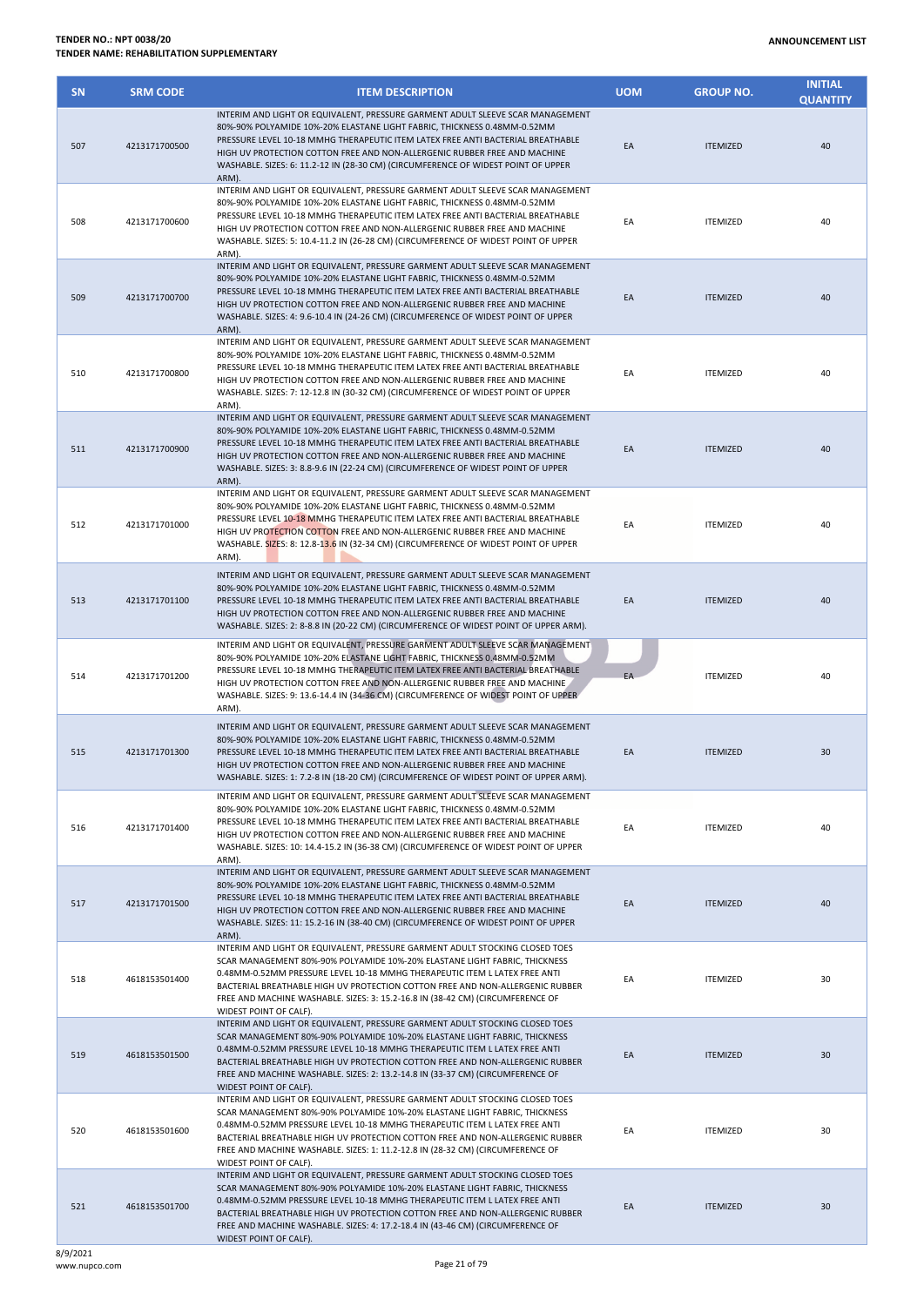**TENDER NO.: NPT 0038/20**
**TENDER NAME: REHABILITATION SUPPLEMENTARY**

**ANNOUNCEMENT LIST**

| SN | SRM CODE | ITEM DESCRIPTION | UOM | GROUP NO. | INITIAL QUANTITY |
|---|---|---|---|---|---|
| 507 | 4213171700500 | INTERIM AND LIGHT OR EQUIVALENT, PRESSURE GARMENT ADULT SLEEVE SCAR MANAGEMENT 80%-90% POLYAMIDE 10%-20% ELASTANE LIGHT FABRIC, THICKNESS 0.48MM-0.52MM PRESSURE LEVEL 10-18 MMHG THERAPEUTIC ITEM LATEX FREE ANTI BACTERIAL BREATHABLE HIGH UV PROTECTION COTTON FREE AND NON-ALLERGENIC RUBBER FREE AND MACHINE WASHABLE. SIZES: 6: 11.2-12 IN (28-30 CM) (CIRCUMFERENCE OF WIDEST POINT OF UPPER ARM). | EA | ITEMIZED | 40 |
| 508 | 4213171700600 | INTERIM AND LIGHT OR EQUIVALENT, PRESSURE GARMENT ADULT SLEEVE SCAR MANAGEMENT 80%-90% POLYAMIDE 10%-20% ELASTANE LIGHT FABRIC, THICKNESS 0.48MM-0.52MM PRESSURE LEVEL 10-18 MMHG THERAPEUTIC ITEM LATEX FREE ANTI BACTERIAL BREATHABLE HIGH UV PROTECTION COTTON FREE AND NON-ALLERGENIC RUBBER FREE AND MACHINE WASHABLE. SIZES: 5: 10.4-11.2 IN (26-28 CM) (CIRCUMFERENCE OF WIDEST POINT OF UPPER ARM). | EA | ITEMIZED | 40 |
| 509 | 4213171700700 | INTERIM AND LIGHT OR EQUIVALENT, PRESSURE GARMENT ADULT SLEEVE SCAR MANAGEMENT 80%-90% POLYAMIDE 10%-20% ELASTANE LIGHT FABRIC, THICKNESS 0.48MM-0.52MM PRESSURE LEVEL 10-18 MMHG THERAPEUTIC ITEM LATEX FREE ANTI BACTERIAL BREATHABLE HIGH UV PROTECTION COTTON FREE AND NON-ALLERGENIC RUBBER FREE AND MACHINE WASHABLE. SIZES: 4: 9.6-10.4 IN (24-26 CM) (CIRCUMFERENCE OF WIDEST POINT OF UPPER ARM). | EA | ITEMIZED | 40 |
| 510 | 4213171700800 | INTERIM AND LIGHT OR EQUIVALENT, PRESSURE GARMENT ADULT SLEEVE SCAR MANAGEMENT 80%-90% POLYAMIDE 10%-20% ELASTANE LIGHT FABRIC, THICKNESS 0.48MM-0.52MM PRESSURE LEVEL 10-18 MMHG THERAPEUTIC ITEM LATEX FREE ANTI BACTERIAL BREATHABLE HIGH UV PROTECTION COTTON FREE AND NON-ALLERGENIC RUBBER FREE AND MACHINE WASHABLE. SIZES: 7: 12-12.8 IN (30-32 CM) (CIRCUMFERENCE OF WIDEST POINT OF UPPER ARM). | EA | ITEMIZED | 40 |
| 511 | 4213171700900 | INTERIM AND LIGHT OR EQUIVALENT, PRESSURE GARMENT ADULT SLEEVE SCAR MANAGEMENT 80%-90% POLYAMIDE 10%-20% ELASTANE LIGHT FABRIC, THICKNESS 0.48MM-0.52MM PRESSURE LEVEL 10-18 MMHG THERAPEUTIC ITEM LATEX FREE ANTI BACTERIAL BREATHABLE HIGH UV PROTECTION COTTON FREE AND NON-ALLERGENIC RUBBER FREE AND MACHINE WASHABLE. SIZES: 3: 8.8-9.6 IN (22-24 CM) (CIRCUMFERENCE OF WIDEST POINT OF UPPER ARM). | EA | ITEMIZED | 40 |
| 512 | 4213171701000 | INTERIM AND LIGHT OR EQUIVALENT, PRESSURE GARMENT ADULT SLEEVE SCAR MANAGEMENT 80%-90% POLYAMIDE 10%-20% ELASTANE LIGHT FABRIC, THICKNESS 0.48MM-0.52MM PRESSURE LEVEL 10-18 MMHG THERAPEUTIC ITEM LATEX FREE ANTI BACTERIAL BREATHABLE HIGH UV PROTECTION COTTON FREE AND NON-ALLERGENIC RUBBER FREE AND MACHINE WASHABLE. SIZES: 8: 12.8-13.6 IN (32-34 CM) (CIRCUMFERENCE OF WIDEST POINT OF UPPER ARM). | EA | ITEMIZED | 40 |
| 513 | 4213171701100 | INTERIM AND LIGHT OR EQUIVALENT, PRESSURE GARMENT ADULT SLEEVE SCAR MANAGEMENT 80%-90% POLYAMIDE 10%-20% ELASTANE LIGHT FABRIC, THICKNESS 0.48MM-0.52MM PRESSURE LEVEL 10-18 MMHG THERAPEUTIC ITEM LATEX FREE ANTI BACTERIAL BREATHABLE HIGH UV PROTECTION COTTON FREE AND NON-ALLERGENIC RUBBER FREE AND MACHINE WASHABLE. SIZES: 2: 8-8.8 IN (20-22 CM) (CIRCUMFERENCE OF WIDEST POINT OF UPPER ARM). | EA | ITEMIZED | 40 |
| 514 | 4213171701200 | INTERIM AND LIGHT OR EQUIVALENT, PRESSURE GARMENT ADULT SLEEVE SCAR MANAGEMENT 80%-90% POLYAMIDE 10%-20% ELASTANE LIGHT FABRIC, THICKNESS 0.48MM-0.52MM PRESSURE LEVEL 10-18 MMHG THERAPEUTIC ITEM LATEX FREE ANTI BACTERIAL BREATHABLE HIGH UV PROTECTION COTTON FREE AND NON-ALLERGENIC RUBBER FREE AND MACHINE WASHABLE. SIZES: 9: 13.6-14.4 IN (34-36 CM) (CIRCUMFERENCE OF WIDEST POINT OF UPPER ARM). | EA | ITEMIZED | 40 |
| 515 | 4213171701300 | INTERIM AND LIGHT OR EQUIVALENT, PRESSURE GARMENT ADULT SLEEVE SCAR MANAGEMENT 80%-90% POLYAMIDE 10%-20% ELASTANE LIGHT FABRIC, THICKNESS 0.48MM-0.52MM PRESSURE LEVEL 10-18 MMHG THERAPEUTIC ITEM LATEX FREE ANTI BACTERIAL BREATHABLE HIGH UV PROTECTION COTTON FREE AND NON-ALLERGENIC RUBBER FREE AND MACHINE WASHABLE. SIZES: 1: 7.2-8 IN (18-20 CM) (CIRCUMFERENCE OF WIDEST POINT OF UPPER ARM). | EA | ITEMIZED | 30 |
| 516 | 4213171701400 | INTERIM AND LIGHT OR EQUIVALENT, PRESSURE GARMENT ADULT SLEEVE SCAR MANAGEMENT 80%-90% POLYAMIDE 10%-20% ELASTANE LIGHT FABRIC, THICKNESS 0.48MM-0.52MM PRESSURE LEVEL 10-18 MMHG THERAPEUTIC ITEM LATEX FREE ANTI BACTERIAL BREATHABLE HIGH UV PROTECTION COTTON FREE AND NON-ALLERGENIC RUBBER FREE AND MACHINE WASHABLE. SIZES: 10: 14.4-15.2 IN (36-38 CM) (CIRCUMFERENCE OF WIDEST POINT OF UPPER ARM). | EA | ITEMIZED | 40 |
| 517 | 4213171701500 | INTERIM AND LIGHT OR EQUIVALENT, PRESSURE GARMENT ADULT SLEEVE SCAR MANAGEMENT 80%-90% POLYAMIDE 10%-20% ELASTANE LIGHT FABRIC, THICKNESS 0.48MM-0.52MM PRESSURE LEVEL 10-18 MMHG THERAPEUTIC ITEM LATEX FREE ANTI BACTERIAL BREATHABLE HIGH UV PROTECTION COTTON FREE AND NON-ALLERGENIC RUBBER FREE AND MACHINE WASHABLE. SIZES: 11: 15.2-16 IN (38-40 CM) (CIRCUMFERENCE OF WIDEST POINT OF UPPER ARM). | EA | ITEMIZED | 40 |
| 518 | 4618153501400 | INTERIM AND LIGHT OR EQUIVALENT, PRESSURE GARMENT ADULT STOCKING CLOSED TOES SCAR MANAGEMENT 80%-90% POLYAMIDE 10%-20% ELASTANE LIGHT FABRIC, THICKNESS 0.48MM-0.52MM PRESSURE LEVEL 10-18 MMHG THERAPEUTIC ITEM L LATEX FREE ANTI BACTERIAL BREATHABLE HIGH UV PROTECTION COTTON FREE AND NON-ALLERGENIC RUBBER FREE AND MACHINE WASHABLE. SIZES: 3: 15.2-16.8 IN (38-42 CM) (CIRCUMFERENCE OF WIDEST POINT OF CALF). | EA | ITEMIZED | 30 |
| 519 | 4618153501500 | INTERIM AND LIGHT OR EQUIVALENT, PRESSURE GARMENT ADULT STOCKING CLOSED TOES SCAR MANAGEMENT 80%-90% POLYAMIDE 10%-20% ELASTANE LIGHT FABRIC, THICKNESS 0.48MM-0.52MM PRESSURE LEVEL 10-18 MMHG THERAPEUTIC ITEM L LATEX FREE ANTI BACTERIAL BREATHABLE HIGH UV PROTECTION COTTON FREE AND NON-ALLERGENIC RUBBER FREE AND MACHINE WASHABLE. SIZES: 2: 13.2-14.8 IN (33-37 CM) (CIRCUMFERENCE OF WIDEST POINT OF CALF). | EA | ITEMIZED | 30 |
| 520 | 4618153501600 | INTERIM AND LIGHT OR EQUIVALENT, PRESSURE GARMENT ADULT STOCKING CLOSED TOES SCAR MANAGEMENT 80%-90% POLYAMIDE 10%-20% ELASTANE LIGHT FABRIC, THICKNESS 0.48MM-0.52MM PRESSURE LEVEL 10-18 MMHG THERAPEUTIC ITEM L LATEX FREE ANTI BACTERIAL BREATHABLE HIGH UV PROTECTION COTTON FREE AND NON-ALLERGENIC RUBBER FREE AND MACHINE WASHABLE. SIZES: 1: 11.2-12.8 IN (28-32 CM) (CIRCUMFERENCE OF WIDEST POINT OF CALF). | EA | ITEMIZED | 30 |
| 521 | 4618153501700 | INTERIM AND LIGHT OR EQUIVALENT, PRESSURE GARMENT ADULT STOCKING CLOSED TOES SCAR MANAGEMENT 80%-90% POLYAMIDE 10%-20% ELASTANE LIGHT FABRIC, THICKNESS 0.48MM-0.52MM PRESSURE LEVEL 10-18 MMHG THERAPEUTIC ITEM L LATEX FREE ANTI BACTERIAL BREATHABLE HIGH UV PROTECTION COTTON FREE AND NON-ALLERGENIC RUBBER FREE AND MACHINE WASHABLE. SIZES: 4: 17.2-18.4 IN (43-46 CM) (CIRCUMFERENCE OF WIDEST POINT OF CALF). | EA | ITEMIZED | 30 |

8/9/2021
www.nupco.com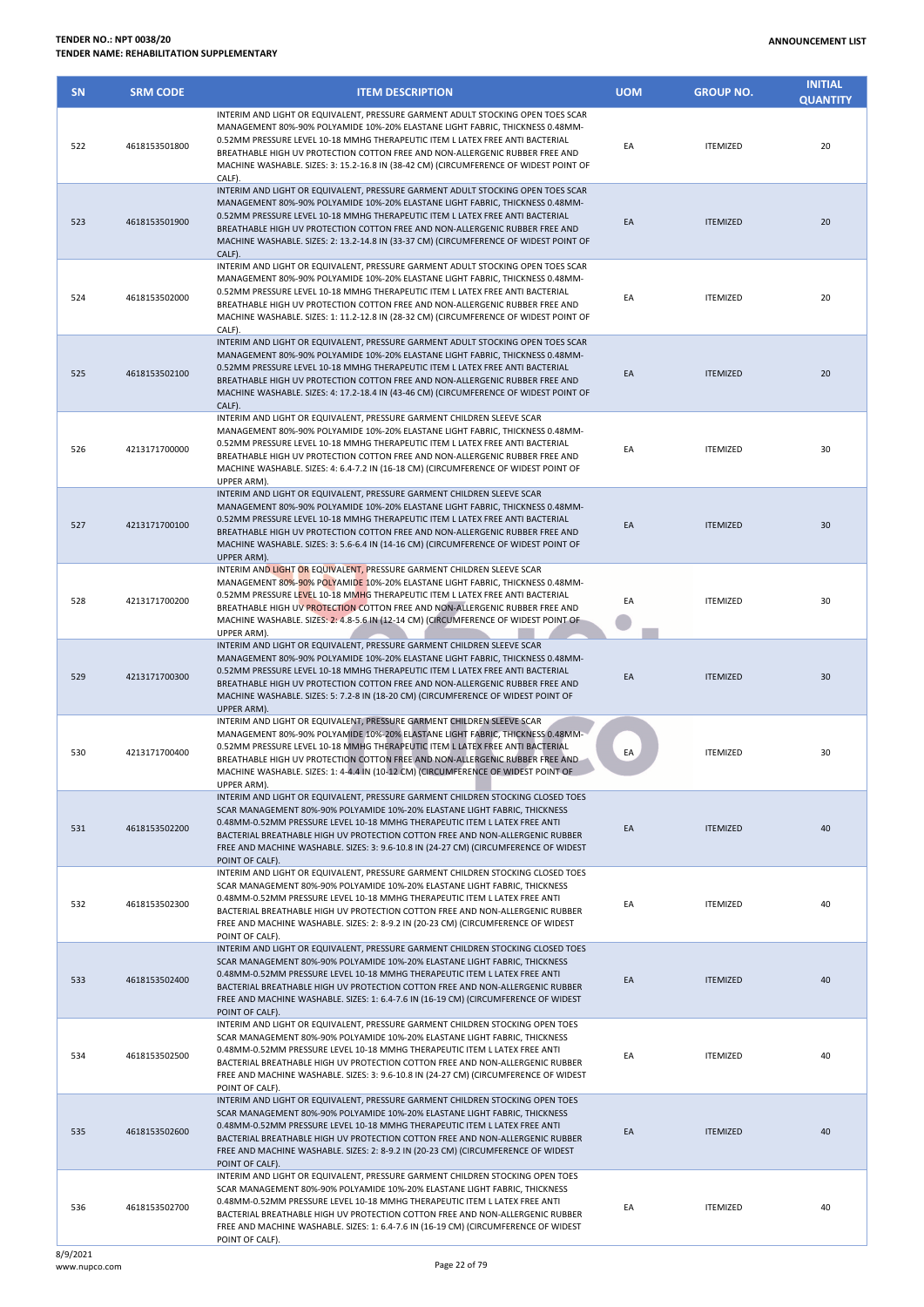| SN | SRM CODE | ITEM DESCRIPTION | UOM | GROUP NO. | INITIAL QUANTITY |
|---|---|---|---|---|---|
| 522 | 4618153501800 | INTERIM AND LIGHT OR EQUIVALENT, PRESSURE GARMENT ADULT STOCKING OPEN TOES SCAR MANAGEMENT 80%-90% POLYAMIDE 10%-20% ELASTANE LIGHT FABRIC, THICKNESS 0.48MM-0.52MM PRESSURE LEVEL 10-18 MMHG THERAPEUTIC ITEM L LATEX FREE ANTI BACTERIAL BREATHABLE HIGH UV PROTECTION COTTON FREE AND NON-ALLERGENIC RUBBER FREE AND MACHINE WASHABLE. SIZES: 3: 15.2-16.8 IN (38-42 CM) (CIRCUMFERENCE OF WIDEST POINT OF CALF). | EA | ITEMIZED | 20 |
| 523 | 4618153501900 | INTERIM AND LIGHT OR EQUIVALENT, PRESSURE GARMENT ADULT STOCKING OPEN TOES SCAR MANAGEMENT 80%-90% POLYAMIDE 10%-20% ELASTANE LIGHT FABRIC, THICKNESS 0.48MM-0.52MM PRESSURE LEVEL 10-18 MMHG THERAPEUTIC ITEM L LATEX FREE ANTI BACTERIAL BREATHABLE HIGH UV PROTECTION COTTON FREE AND NON-ALLERGENIC RUBBER FREE AND MACHINE WASHABLE. SIZES: 2: 13.2-14.8 IN (33-37 CM) (CIRCUMFERENCE OF WIDEST POINT OF CALF). | EA | ITEMIZED | 20 |
| 524 | 4618153502000 | INTERIM AND LIGHT OR EQUIVALENT, PRESSURE GARMENT ADULT STOCKING OPEN TOES SCAR MANAGEMENT 80%-90% POLYAMIDE 10%-20% ELASTANE LIGHT FABRIC, THICKNESS 0.48MM-0.52MM PRESSURE LEVEL 10-18 MMHG THERAPEUTIC ITEM L LATEX FREE ANTI BACTERIAL BREATHABLE HIGH UV PROTECTION COTTON FREE AND NON-ALLERGENIC RUBBER FREE AND MACHINE WASHABLE. SIZES: 1: 11.2-12.8 IN (28-32 CM) (CIRCUMFERENCE OF WIDEST POINT OF CALF). | EA | ITEMIZED | 20 |
| 525 | 4618153502100 | INTERIM AND LIGHT OR EQUIVALENT, PRESSURE GARMENT ADULT STOCKING OPEN TOES SCAR MANAGEMENT 80%-90% POLYAMIDE 10%-20% ELASTANE LIGHT FABRIC, THICKNESS 0.48MM-0.52MM PRESSURE LEVEL 10-18 MMHG THERAPEUTIC ITEM L LATEX FREE ANTI BACTERIAL BREATHABLE HIGH UV PROTECTION COTTON FREE AND NON-ALLERGENIC RUBBER FREE AND MACHINE WASHABLE. SIZES: 4: 17.2-18.4 IN (43-46 CM) (CIRCUMFERENCE OF WIDEST POINT OF CALF). | EA | ITEMIZED | 20 |
| 526 | 4213171700000 | INTERIM AND LIGHT OR EQUIVALENT, PRESSURE GARMENT CHILDREN SLEEVE SCAR MANAGEMENT 80%-90% POLYAMIDE 10%-20% ELASTANE LIGHT FABRIC, THICKNESS 0.48MM-0.52MM PRESSURE LEVEL 10-18 MMHG THERAPEUTIC ITEM L LATEX FREE ANTI BACTERIAL BREATHABLE HIGH UV PROTECTION COTTON FREE AND NON-ALLERGENIC RUBBER FREE AND MACHINE WASHABLE. SIZES: 4: 6.4-7.2 IN (16-18 CM) (CIRCUMFERENCE OF WIDEST POINT OF UPPER ARM). | EA | ITEMIZED | 30 |
| 527 | 4213171700100 | INTERIM AND LIGHT OR EQUIVALENT, PRESSURE GARMENT CHILDREN SLEEVE SCAR MANAGEMENT 80%-90% POLYAMIDE 10%-20% ELASTANE LIGHT FABRIC, THICKNESS 0.48MM-0.52MM PRESSURE LEVEL 10-18 MMHG THERAPEUTIC ITEM L LATEX FREE ANTI BACTERIAL BREATHABLE HIGH UV PROTECTION COTTON FREE AND NON-ALLERGENIC RUBBER FREE AND MACHINE WASHABLE. SIZES: 3: 5.6-6.4 IN (14-16 CM) (CIRCUMFERENCE OF WIDEST POINT OF UPPER ARM). | EA | ITEMIZED | 30 |
| 528 | 4213171700200 | INTERIM AND LIGHT OR EQUIVALENT, PRESSURE GARMENT CHILDREN SLEEVE SCAR MANAGEMENT 80%-90% POLYAMIDE 10%-20% ELASTANE LIGHT FABRIC, THICKNESS 0.48MM-0.52MM PRESSURE LEVEL 10-18 MMHG THERAPEUTIC ITEM L LATEX FREE ANTI BACTERIAL BREATHABLE HIGH UV PROTECTION COTTON FREE AND NON-ALLERGENIC RUBBER FREE AND MACHINE WASHABLE. SIZES: 2: 4.8-5.6 IN (12-14 CM) (CIRCUMFERENCE OF WIDEST POINT OF UPPER ARM). | EA | ITEMIZED | 30 |
| 529 | 4213171700300 | INTERIM AND LIGHT OR EQUIVALENT, PRESSURE GARMENT CHILDREN SLEEVE SCAR MANAGEMENT 80%-90% POLYAMIDE 10%-20% ELASTANE LIGHT FABRIC, THICKNESS 0.48MM-0.52MM PRESSURE LEVEL 10-18 MMHG THERAPEUTIC ITEM L LATEX FREE ANTI BACTERIAL BREATHABLE HIGH UV PROTECTION COTTON FREE AND NON-ALLERGENIC RUBBER FREE AND MACHINE WASHABLE. SIZES: 5: 7.2-8 IN (18-20 CM) (CIRCUMFERENCE OF WIDEST POINT OF UPPER ARM). | EA | ITEMIZED | 30 |
| 530 | 4213171700400 | INTERIM AND LIGHT OR EQUIVALENT, PRESSURE GARMENT CHILDREN SLEEVE SCAR MANAGEMENT 80%-90% POLYAMIDE 10%-20% ELASTANE LIGHT FABRIC, THICKNESS 0.48MM-0.52MM PRESSURE LEVEL 10-18 MMHG THERAPEUTIC ITEM L LATEX FREE ANTI BACTERIAL BREATHABLE HIGH UV PROTECTION COTTON FREE AND NON-ALLERGENIC RUBBER FREE AND MACHINE WASHABLE. SIZES: 1: 4-4.4 IN (10-12 CM) (CIRCUMFERENCE OF WIDEST POINT OF UPPER ARM). | EA | ITEMIZED | 30 |
| 531 | 4618153502200 | INTERIM AND LIGHT OR EQUIVALENT, PRESSURE GARMENT CHILDREN STOCKING CLOSED TOES SCAR MANAGEMENT 80%-90% POLYAMIDE 10%-20% ELASTANE LIGHT FABRIC, THICKNESS 0.48MM-0.52MM PRESSURE LEVEL 10-18 MMHG THERAPEUTIC ITEM L LATEX FREE ANTI BACTERIAL BREATHABLE HIGH UV PROTECTION COTTON FREE AND NON-ALLERGENIC RUBBER FREE AND MACHINE WASHABLE. SIZES: 3: 9.6-10.8 IN (24-27 CM) (CIRCUMFERENCE OF WIDEST POINT OF CALF). | EA | ITEMIZED | 40 |
| 532 | 4618153502300 | INTERIM AND LIGHT OR EQUIVALENT, PRESSURE GARMENT CHILDREN STOCKING CLOSED TOES SCAR MANAGEMENT 80%-90% POLYAMIDE 10%-20% ELASTANE LIGHT FABRIC, THICKNESS 0.48MM-0.52MM PRESSURE LEVEL 10-18 MMHG THERAPEUTIC ITEM L LATEX FREE ANTI BACTERIAL BREATHABLE HIGH UV PROTECTION COTTON FREE AND NON-ALLERGENIC RUBBER FREE AND MACHINE WASHABLE. SIZES: 2: 8-9.2 IN (20-23 CM) (CIRCUMFERENCE OF WIDEST POINT OF CALF). | EA | ITEMIZED | 40 |
| 533 | 4618153502400 | INTERIM AND LIGHT OR EQUIVALENT, PRESSURE GARMENT CHILDREN STOCKING CLOSED TOES SCAR MANAGEMENT 80%-90% POLYAMIDE 10%-20% ELASTANE LIGHT FABRIC, THICKNESS 0.48MM-0.52MM PRESSURE LEVEL 10-18 MMHG THERAPEUTIC ITEM L LATEX FREE ANTI BACTERIAL BREATHABLE HIGH UV PROTECTION COTTON FREE AND NON-ALLERGENIC RUBBER FREE AND MACHINE WASHABLE. SIZES: 1: 6.4-7.6 IN (16-19 CM) (CIRCUMFERENCE OF WIDEST POINT OF CALF). | EA | ITEMIZED | 40 |
| 534 | 4618153502500 | INTERIM AND LIGHT OR EQUIVALENT, PRESSURE GARMENT CHILDREN STOCKING OPEN TOES SCAR MANAGEMENT 80%-90% POLYAMIDE 10%-20% ELASTANE LIGHT FABRIC, THICKNESS 0.48MM-0.52MM PRESSURE LEVEL 10-18 MMHG THERAPEUTIC ITEM L LATEX FREE ANTI BACTERIAL BREATHABLE HIGH UV PROTECTION COTTON FREE AND NON-ALLERGENIC RUBBER FREE AND MACHINE WASHABLE. SIZES: 3: 9.6-10.8 IN (24-27 CM) (CIRCUMFERENCE OF WIDEST POINT OF CALF). | EA | ITEMIZED | 40 |
| 535 | 4618153502600 | INTERIM AND LIGHT OR EQUIVALENT, PRESSURE GARMENT CHILDREN STOCKING OPEN TOES SCAR MANAGEMENT 80%-90% POLYAMIDE 10%-20% ELASTANE LIGHT FABRIC, THICKNESS 0.48MM-0.52MM PRESSURE LEVEL 10-18 MMHG THERAPEUTIC ITEM L LATEX FREE ANTI BACTERIAL BREATHABLE HIGH UV PROTECTION COTTON FREE AND NON-ALLERGENIC RUBBER FREE AND MACHINE WASHABLE. SIZES: 2: 8-9.2 IN (20-23 CM) (CIRCUMFERENCE OF WIDEST POINT OF CALF). | EA | ITEMIZED | 40 |
| 536 | 4618153502700 | INTERIM AND LIGHT OR EQUIVALENT, PRESSURE GARMENT CHILDREN STOCKING OPEN TOES SCAR MANAGEMENT 80%-90% POLYAMIDE 10%-20% ELASTANE LIGHT FABRIC, THICKNESS 0.48MM-0.52MM PRESSURE LEVEL 10-18 MMHG THERAPEUTIC ITEM L LATEX FREE ANTI BACTERIAL BREATHABLE HIGH UV PROTECTION COTTON FREE AND NON-ALLERGENIC RUBBER FREE AND MACHINE WASHABLE. SIZES: 1: 6.4-7.6 IN (16-19 CM) (CIRCUMFERENCE OF WIDEST POINT OF CALF). | EA | ITEMIZED | 40 |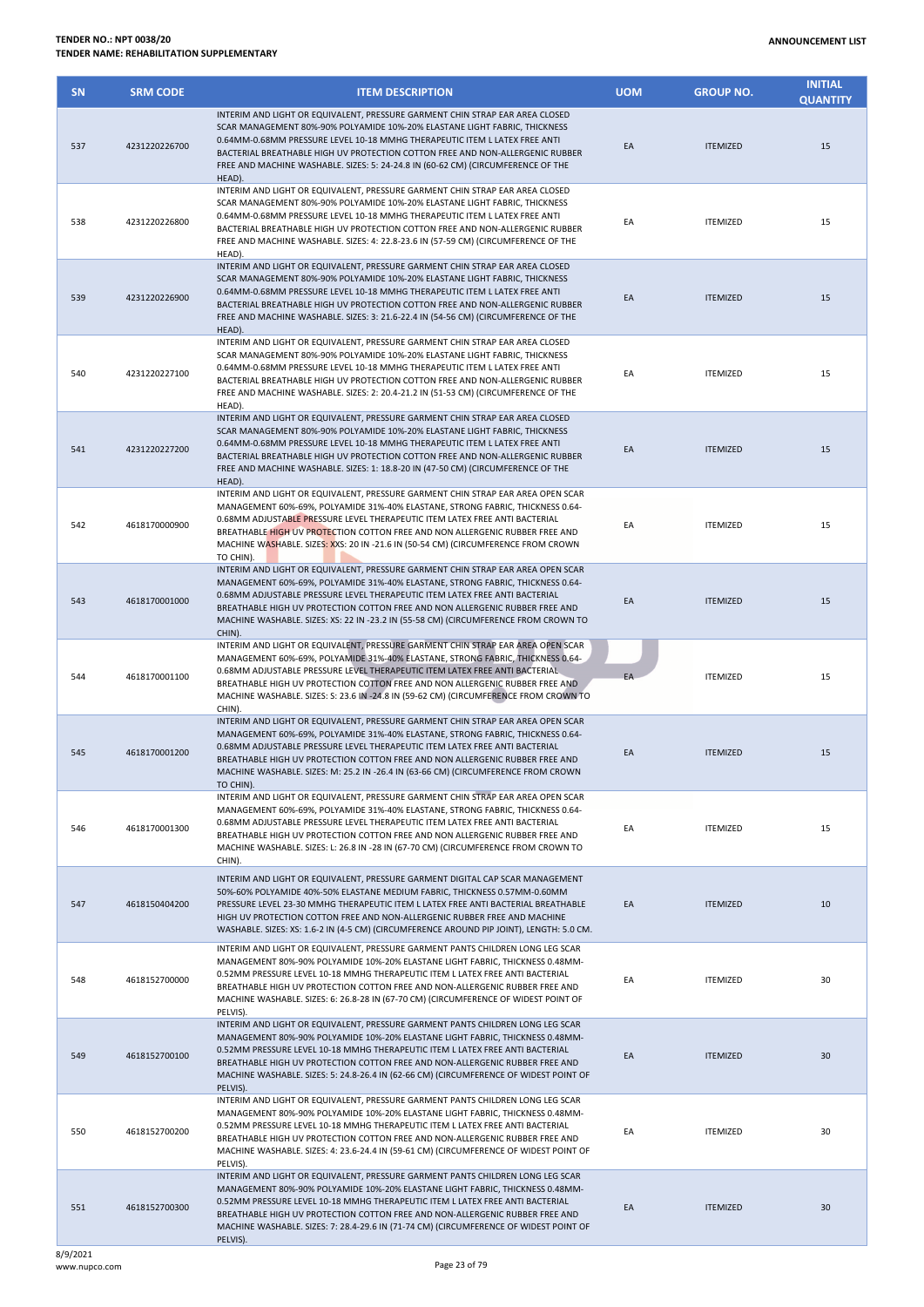| SN | SRM CODE | ITEM DESCRIPTION | UOM | GROUP NO. | INITIAL QUANTITY |
|---|---|---|---|---|---|
| 537 | 4231220226700 | INTERIM AND LIGHT OR EQUIVALENT, PRESSURE GARMENT CHIN STRAP EAR AREA CLOSED SCAR MANAGEMENT 80%-90% POLYAMIDE 10%-20% ELASTANE LIGHT FABRIC, THICKNESS 0.64MM-0.68MM PRESSURE LEVEL 10-18 MMHG THERAPEUTIC ITEM L LATEX FREE ANTI BACTERIAL BREATHABLE HIGH UV PROTECTION COTTON FREE AND NON-ALLERGENIC RUBBER FREE AND MACHINE WASHABLE. SIZES: 5: 24-24.8 IN (60-62 CM) (CIRCUMFERENCE OF THE HEAD). | EA | ITEMIZED | 15 |
| 538 | 4231220226800 | INTERIM AND LIGHT OR EQUIVALENT, PRESSURE GARMENT CHIN STRAP EAR AREA CLOSED SCAR MANAGEMENT 80%-90% POLYAMIDE 10%-20% ELASTANE LIGHT FABRIC, THICKNESS 0.64MM-0.68MM PRESSURE LEVEL 10-18 MMHG THERAPEUTIC ITEM L LATEX FREE ANTI BACTERIAL BREATHABLE HIGH UV PROTECTION COTTON FREE AND NON-ALLERGENIC RUBBER FREE AND MACHINE WASHABLE. SIZES: 4: 22.8-23.6 IN (57-59 CM) (CIRCUMFERENCE OF THE HEAD). | EA | ITEMIZED | 15 |
| 539 | 4231220226900 | INTERIM AND LIGHT OR EQUIVALENT, PRESSURE GARMENT CHIN STRAP EAR AREA CLOSED SCAR MANAGEMENT 80%-90% POLYAMIDE 10%-20% ELASTANE LIGHT FABRIC, THICKNESS 0.64MM-0.68MM PRESSURE LEVEL 10-18 MMHG THERAPEUTIC ITEM L LATEX FREE ANTI BACTERIAL BREATHABLE HIGH UV PROTECTION COTTON FREE AND NON-ALLERGENIC RUBBER FREE AND MACHINE WASHABLE. SIZES: 3: 21.6-22.4 IN (54-56 CM) (CIRCUMFERENCE OF THE HEAD). | EA | ITEMIZED | 15 |
| 540 | 4231220227100 | INTERIM AND LIGHT OR EQUIVALENT, PRESSURE GARMENT CHIN STRAP EAR AREA CLOSED SCAR MANAGEMENT 80%-90% POLYAMIDE 10%-20% ELASTANE LIGHT FABRIC, THICKNESS 0.64MM-0.68MM PRESSURE LEVEL 10-18 MMHG THERAPEUTIC ITEM L LATEX FREE ANTI BACTERIAL BREATHABLE HIGH UV PROTECTION COTTON FREE AND NON-ALLERGENIC RUBBER FREE AND MACHINE WASHABLE. SIZES: 2: 20.4-21.2 IN (51-53 CM) (CIRCUMFERENCE OF THE HEAD). | EA | ITEMIZED | 15 |
| 541 | 4231220227200 | INTERIM AND LIGHT OR EQUIVALENT, PRESSURE GARMENT CHIN STRAP EAR AREA CLOSED SCAR MANAGEMENT 80%-90% POLYAMIDE 10%-20% ELASTANE LIGHT FABRIC, THICKNESS 0.64MM-0.68MM PRESSURE LEVEL 10-18 MMHG THERAPEUTIC ITEM L LATEX FREE ANTI BACTERIAL BREATHABLE HIGH UV PROTECTION COTTON FREE AND NON-ALLERGENIC RUBBER FREE AND MACHINE WASHABLE. SIZES: 1: 18.8-20 IN (47-50 CM) (CIRCUMFERENCE OF THE HEAD). | EA | ITEMIZED | 15 |
| 542 | 4618170000900 | INTERIM AND LIGHT OR EQUIVALENT, PRESSURE GARMENT CHIN STRAP EAR AREA OPEN SCAR MANAGEMENT 60%-69%, POLYAMIDE 31%-40% ELASTANE, STRONG FABRIC, THICKNESS 0.64-0.68MM ADJUSTABLE PRESSURE LEVEL THERAPEUTIC ITEM LATEX FREE ANTI BACTERIAL BREATHABLE HIGH UV PROTECTION COTTON FREE AND NON ALLERGENIC RUBBER FREE AND MACHINE WASHABLE. SIZES: XXS: 20 IN -21.6 IN (50-54 CM) (CIRCUMFERENCE FROM CROWN TO CHIN). | EA | ITEMIZED | 15 |
| 543 | 4618170001000 | INTERIM AND LIGHT OR EQUIVALENT, PRESSURE GARMENT CHIN STRAP EAR AREA OPEN SCAR MANAGEMENT 60%-69%, POLYAMIDE 31%-40% ELASTANE, STRONG FABRIC, THICKNESS 0.64-0.68MM ADJUSTABLE PRESSURE LEVEL THERAPEUTIC ITEM LATEX FREE ANTI BACTERIAL BREATHABLE HIGH UV PROTECTION COTTON FREE AND NON ALLERGENIC RUBBER FREE AND MACHINE WASHABLE. SIZES: XS: 22 IN -23.2 IN (55-58 CM) (CIRCUMFERENCE FROM CROWN TO CHIN). | EA | ITEMIZED | 15 |
| 544 | 4618170001100 | INTERIM AND LIGHT OR EQUIVALENT, PRESSURE GARMENT CHIN STRAP EAR AREA OPEN SCAR MANAGEMENT 60%-69%, POLYAMIDE 31%-40% ELASTANE, STRONG FABRIC, THICKNESS 0.64-0.68MM ADJUSTABLE PRESSURE LEVEL THERAPEUTIC ITEM LATEX FREE ANTI BACTERIAL BREATHABLE HIGH UV PROTECTION COTTON FREE AND NON ALLERGENIC RUBBER FREE AND MACHINE WASHABLE. SIZES: S: 23.6 IN -24.8 IN (59-62 CM) (CIRCUMFERENCE FROM CROWN TO CHIN). | EA | ITEMIZED | 15 |
| 545 | 4618170001200 | INTERIM AND LIGHT OR EQUIVALENT, PRESSURE GARMENT CHIN STRAP EAR AREA OPEN SCAR MANAGEMENT 60%-69%, POLYAMIDE 31%-40% ELASTANE, STRONG FABRIC, THICKNESS 0.64-0.68MM ADJUSTABLE PRESSURE LEVEL THERAPEUTIC ITEM LATEX FREE ANTI BACTERIAL BREATHABLE HIGH UV PROTECTION COTTON FREE AND NON ALLERGENIC RUBBER FREE AND MACHINE WASHABLE. SIZES: M: 25.2 IN -26.4 IN (63-66 CM) (CIRCUMFERENCE FROM CROWN TO CHIN). | EA | ITEMIZED | 15 |
| 546 | 4618170001300 | INTERIM AND LIGHT OR EQUIVALENT, PRESSURE GARMENT CHIN STRAP EAR AREA OPEN SCAR MANAGEMENT 60%-69%, POLYAMIDE 31%-40% ELASTANE, STRONG FABRIC, THICKNESS 0.64-0.68MM ADJUSTABLE PRESSURE LEVEL THERAPEUTIC ITEM LATEX FREE ANTI BACTERIAL BREATHABLE HIGH UV PROTECTION COTTON FREE AND NON ALLERGENIC RUBBER FREE AND MACHINE WASHABLE. SIZES: L: 26.8 IN -28 IN (67-70 CM) (CIRCUMFERENCE FROM CROWN TO CHIN). | EA | ITEMIZED | 15 |
| 547 | 4618150404200 | INTERIM AND LIGHT OR EQUIVALENT, PRESSURE GARMENT DIGITAL CAP SCAR MANAGEMENT 50%-60% POLYAMIDE 40%-50% ELASTANE MEDIUM FABRIC, THICKNESS 0.57MM-0.60MM PRESSURE LEVEL 23-30 MMHG THERAPEUTIC ITEM L LATEX FREE ANTI BACTERIAL BREATHABLE HIGH UV PROTECTION COTTON FREE AND NON-ALLERGENIC RUBBER FREE AND MACHINE WASHABLE. SIZES: XS: 1.6-2 IN (4-5 CM) (CIRCUMFERENCE AROUND PIP JOINT), LENGTH: 5.0 CM. | EA | ITEMIZED | 10 |
| 548 | 4618152700000 | INTERIM AND LIGHT OR EQUIVALENT, PRESSURE GARMENT PANTS CHILDREN LONG LEG SCAR MANAGEMENT 80%-90% POLYAMIDE 10%-20% ELASTANE LIGHT FABRIC, THICKNESS 0.48MM-0.52MM PRESSURE LEVEL 10-18 MMHG THERAPEUTIC ITEM L LATEX FREE ANTI BACTERIAL BREATHABLE HIGH UV PROTECTION COTTON FREE AND NON-ALLERGENIC RUBBER FREE AND MACHINE WASHABLE. SIZES: 6: 26.8-28 IN (67-70 CM) (CIRCUMFERENCE OF WIDEST POINT OF PELVIS). | EA | ITEMIZED | 30 |
| 549 | 4618152700100 | INTERIM AND LIGHT OR EQUIVALENT, PRESSURE GARMENT PANTS CHILDREN LONG LEG SCAR MANAGEMENT 80%-90% POLYAMIDE 10%-20% ELASTANE LIGHT FABRIC, THICKNESS 0.48MM-0.52MM PRESSURE LEVEL 10-18 MMHG THERAPEUTIC ITEM L LATEX FREE ANTI BACTERIAL BREATHABLE HIGH UV PROTECTION COTTON FREE AND NON-ALLERGENIC RUBBER FREE AND MACHINE WASHABLE. SIZES: 5: 24.8-26.4 IN (62-66 CM) (CIRCUMFERENCE OF WIDEST POINT OF PELVIS). | EA | ITEMIZED | 30 |
| 550 | 4618152700200 | INTERIM AND LIGHT OR EQUIVALENT, PRESSURE GARMENT PANTS CHILDREN LONG LEG SCAR MANAGEMENT 80%-90% POLYAMIDE 10%-20% ELASTANE LIGHT FABRIC, THICKNESS 0.48MM-0.52MM PRESSURE LEVEL 10-18 MMHG THERAPEUTIC ITEM L LATEX FREE ANTI BACTERIAL BREATHABLE HIGH UV PROTECTION COTTON FREE AND NON-ALLERGENIC RUBBER FREE AND MACHINE WASHABLE. SIZES: 4: 23.6-24.4 IN (59-61 CM) (CIRCUMFERENCE OF WIDEST POINT OF PELVIS). | EA | ITEMIZED | 30 |
| 551 | 4618152700300 | INTERIM AND LIGHT OR EQUIVALENT, PRESSURE GARMENT PANTS CHILDREN LONG LEG SCAR MANAGEMENT 80%-90% POLYAMIDE 10%-20% ELASTANE LIGHT FABRIC, THICKNESS 0.48MM-0.52MM PRESSURE LEVEL 10-18 MMHG THERAPEUTIC ITEM L LATEX FREE ANTI BACTERIAL BREATHABLE HIGH UV PROTECTION COTTON FREE AND NON-ALLERGENIC RUBBER FREE AND MACHINE WASHABLE. SIZES: 7: 28.4-29.6 IN (71-74 CM) (CIRCUMFERENCE OF WIDEST POINT OF PELVIS). | EA | ITEMIZED | 30 |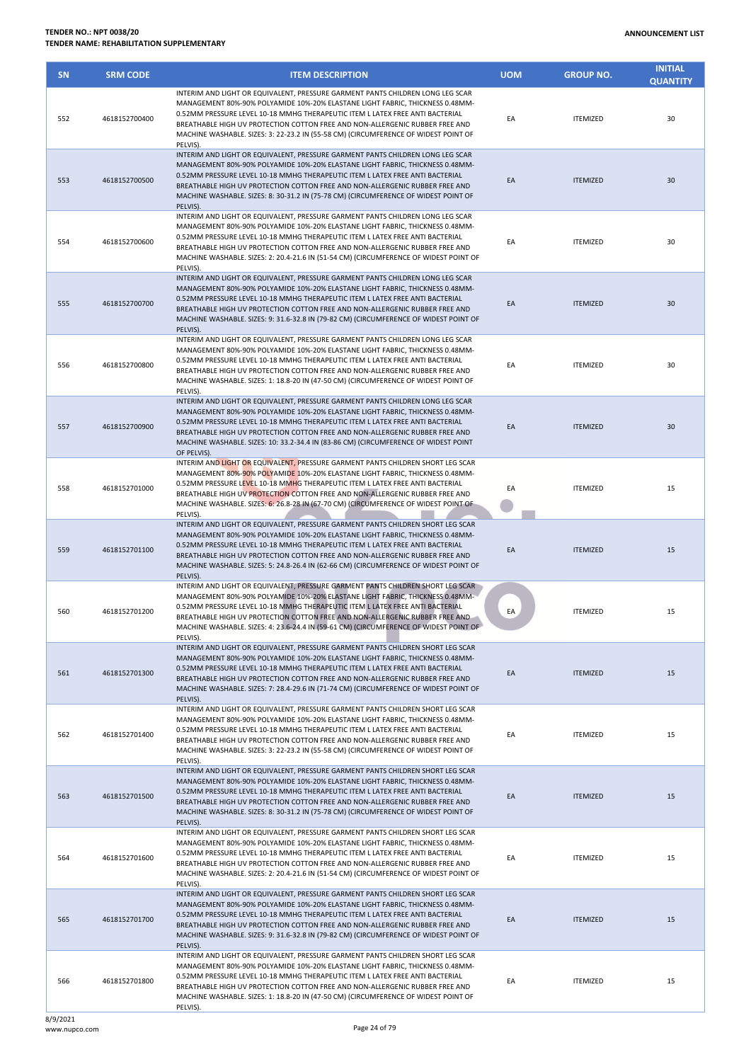| SN | SRM CODE | ITEM DESCRIPTION | UOM | GROUP NO. | INITIAL QUANTITY |
|---|---|---|---|---|---|
| 552 | 4618152700400 | INTERIM AND LIGHT OR EQUIVALENT, PRESSURE GARMENT PANTS CHILDREN LONG LEG SCAR MANAGEMENT 80%-90% POLYAMIDE 10%-20% ELASTANE LIGHT FABRIC, THICKNESS 0.48MM-0.52MM PRESSURE LEVEL 10-18 MMHG THERAPEUTIC ITEM L LATEX FREE ANTI BACTERIAL BREATHABLE HIGH UV PROTECTION COTTON FREE AND NON-ALLERGENIC RUBBER FREE AND MACHINE WASHABLE. SIZES: 3: 22-23.2 IN (55-58 CM) (CIRCUMFERENCE OF WIDEST POINT OF PELVIS). | EA | ITEMIZED | 30 |
| 553 | 4618152700500 | INTERIM AND LIGHT OR EQUIVALENT, PRESSURE GARMENT PANTS CHILDREN LONG LEG SCAR MANAGEMENT 80%-90% POLYAMIDE 10%-20% ELASTANE LIGHT FABRIC, THICKNESS 0.48MM-0.52MM PRESSURE LEVEL 10-18 MMHG THERAPEUTIC ITEM L LATEX FREE ANTI BACTERIAL BREATHABLE HIGH UV PROTECTION COTTON FREE AND NON-ALLERGENIC RUBBER FREE AND MACHINE WASHABLE. SIZES: 8: 30-31.2 IN (75-78 CM) (CIRCUMFERENCE OF WIDEST POINT OF PELVIS). | EA | ITEMIZED | 30 |
| 554 | 4618152700600 | INTERIM AND LIGHT OR EQUIVALENT, PRESSURE GARMENT PANTS CHILDREN LONG LEG SCAR MANAGEMENT 80%-90% POLYAMIDE 10%-20% ELASTANE LIGHT FABRIC, THICKNESS 0.48MM-0.52MM PRESSURE LEVEL 10-18 MMHG THERAPEUTIC ITEM L LATEX FREE ANTI BACTERIAL BREATHABLE HIGH UV PROTECTION COTTON FREE AND NON-ALLERGENIC RUBBER FREE AND MACHINE WASHABLE. SIZES: 2: 20.4-21.6 IN (51-54 CM) (CIRCUMFERENCE OF WIDEST POINT OF PELVIS). | EA | ITEMIZED | 30 |
| 555 | 4618152700700 | INTERIM AND LIGHT OR EQUIVALENT, PRESSURE GARMENT PANTS CHILDREN LONG LEG SCAR MANAGEMENT 80%-90% POLYAMIDE 10%-20% ELASTANE LIGHT FABRIC, THICKNESS 0.48MM-0.52MM PRESSURE LEVEL 10-18 MMHG THERAPEUTIC ITEM L LATEX FREE ANTI BACTERIAL BREATHABLE HIGH UV PROTECTION COTTON FREE AND NON-ALLERGENIC RUBBER FREE AND MACHINE WASHABLE. SIZES: 9: 31.6-32.8 IN (79-82 CM) (CIRCUMFERENCE OF WIDEST POINT OF PELVIS). | EA | ITEMIZED | 30 |
| 556 | 4618152700800 | INTERIM AND LIGHT OR EQUIVALENT, PRESSURE GARMENT PANTS CHILDREN LONG LEG SCAR MANAGEMENT 80%-90% POLYAMIDE 10%-20% ELASTANE LIGHT FABRIC, THICKNESS 0.48MM-0.52MM PRESSURE LEVEL 10-18 MMHG THERAPEUTIC ITEM L LATEX FREE ANTI BACTERIAL BREATHABLE HIGH UV PROTECTION COTTON FREE AND NON-ALLERGENIC RUBBER FREE AND MACHINE WASHABLE. SIZES: 1: 18.8-20 IN (47-50 CM) (CIRCUMFERENCE OF WIDEST POINT OF PELVIS). | EA | ITEMIZED | 30 |
| 557 | 4618152700900 | INTERIM AND LIGHT OR EQUIVALENT, PRESSURE GARMENT PANTS CHILDREN LONG LEG SCAR MANAGEMENT 80%-90% POLYAMIDE 10%-20% ELASTANE LIGHT FABRIC, THICKNESS 0.48MM-0.52MM PRESSURE LEVEL 10-18 MMHG THERAPEUTIC ITEM L LATEX FREE ANTI BACTERIAL BREATHABLE HIGH UV PROTECTION COTTON FREE AND NON-ALLERGENIC RUBBER FREE AND MACHINE WASHABLE. SIZES: 10: 33.2-34.4 IN (83-86 CM) (CIRCUMFERENCE OF WIDEST POINT OF PELVIS). | EA | ITEMIZED | 30 |
| 558 | 4618152701000 | INTERIM AND LIGHT OR EQUIVALENT, PRESSURE GARMENT PANTS CHILDREN SHORT LEG SCAR MANAGEMENT 80%-90% POLYAMIDE 10%-20% ELASTANE LIGHT FABRIC, THICKNESS 0.48MM-0.52MM PRESSURE LEVEL 10-18 MMHG THERAPEUTIC ITEM L LATEX FREE ANTI BACTERIAL BREATHABLE HIGH UV PROTECTION COTTON FREE AND NON-ALLERGENIC RUBBER FREE AND MACHINE WASHABLE. SIZES: 6: 26.8-28 IN (67-70 CM) (CIRCUMFERENCE OF WIDEST POINT OF PELVIS). | EA | ITEMIZED | 15 |
| 559 | 4618152701100 | INTERIM AND LIGHT OR EQUIVALENT, PRESSURE GARMENT PANTS CHILDREN SHORT LEG SCAR MANAGEMENT 80%-90% POLYAMIDE 10%-20% ELASTANE LIGHT FABRIC, THICKNESS 0.48MM-0.52MM PRESSURE LEVEL 10-18 MMHG THERAPEUTIC ITEM L LATEX FREE ANTI BACTERIAL BREATHABLE HIGH UV PROTECTION COTTON FREE AND NON-ALLERGENIC RUBBER FREE AND MACHINE WASHABLE. SIZES: 5: 24.8-26.4 IN (62-66 CM) (CIRCUMFERENCE OF WIDEST POINT OF PELVIS). | EA | ITEMIZED | 15 |
| 560 | 4618152701200 | INTERIM AND LIGHT OR EQUIVALENT, PRESSURE GARMENT PANTS CHILDREN SHORT LEG SCAR MANAGEMENT 80%-90% POLYAMIDE 10%-20% ELASTANE LIGHT FABRIC, THICKNESS 0.48MM-0.52MM PRESSURE LEVEL 10-18 MMHG THERAPEUTIC ITEM L LATEX FREE ANTI BACTERIAL BREATHABLE HIGH UV PROTECTION COTTON FREE AND NON-ALLERGENIC RUBBER FREE AND MACHINE WASHABLE. SIZES: 4: 23.6-24.4 IN (59-61 CM) (CIRCUMFERENCE OF WIDEST POINT OF PELVIS). | EA | ITEMIZED | 15 |
| 561 | 4618152701300 | INTERIM AND LIGHT OR EQUIVALENT, PRESSURE GARMENT PANTS CHILDREN SHORT LEG SCAR MANAGEMENT 80%-90% POLYAMIDE 10%-20% ELASTANE LIGHT FABRIC, THICKNESS 0.48MM-0.52MM PRESSURE LEVEL 10-18 MMHG THERAPEUTIC ITEM L LATEX FREE ANTI BACTERIAL BREATHABLE HIGH UV PROTECTION COTTON FREE AND NON-ALLERGENIC RUBBER FREE AND MACHINE WASHABLE. SIZES: 7: 28.4-29.6 IN (71-74 CM) (CIRCUMFERENCE OF WIDEST POINT OF PELVIS). | EA | ITEMIZED | 15 |
| 562 | 4618152701400 | INTERIM AND LIGHT OR EQUIVALENT, PRESSURE GARMENT PANTS CHILDREN SHORT LEG SCAR MANAGEMENT 80%-90% POLYAMIDE 10%-20% ELASTANE LIGHT FABRIC, THICKNESS 0.48MM-0.52MM PRESSURE LEVEL 10-18 MMHG THERAPEUTIC ITEM L LATEX FREE ANTI BACTERIAL BREATHABLE HIGH UV PROTECTION COTTON FREE AND NON-ALLERGENIC RUBBER FREE AND MACHINE WASHABLE. SIZES: 3: 22-23.2 IN (55-58 CM) (CIRCUMFERENCE OF WIDEST POINT OF PELVIS). | EA | ITEMIZED | 15 |
| 563 | 4618152701500 | INTERIM AND LIGHT OR EQUIVALENT, PRESSURE GARMENT PANTS CHILDREN SHORT LEG SCAR MANAGEMENT 80%-90% POLYAMIDE 10%-20% ELASTANE LIGHT FABRIC, THICKNESS 0.48MM-0.52MM PRESSURE LEVEL 10-18 MMHG THERAPEUTIC ITEM L LATEX FREE ANTI BACTERIAL BREATHABLE HIGH UV PROTECTION COTTON FREE AND NON-ALLERGENIC RUBBER FREE AND MACHINE WASHABLE. SIZES: 8: 30-31.2 IN (75-78 CM) (CIRCUMFERENCE OF WIDEST POINT OF PELVIS). | EA | ITEMIZED | 15 |
| 564 | 4618152701600 | INTERIM AND LIGHT OR EQUIVALENT, PRESSURE GARMENT PANTS CHILDREN SHORT LEG SCAR MANAGEMENT 80%-90% POLYAMIDE 10%-20% ELASTANE LIGHT FABRIC, THICKNESS 0.48MM-0.52MM PRESSURE LEVEL 10-18 MMHG THERAPEUTIC ITEM L LATEX FREE ANTI BACTERIAL BREATHABLE HIGH UV PROTECTION COTTON FREE AND NON-ALLERGENIC RUBBER FREE AND MACHINE WASHABLE. SIZES: 2: 20.4-21.6 IN (51-54 CM) (CIRCUMFERENCE OF WIDEST POINT OF PELVIS). | EA | ITEMIZED | 15 |
| 565 | 4618152701700 | INTERIM AND LIGHT OR EQUIVALENT, PRESSURE GARMENT PANTS CHILDREN SHORT LEG SCAR MANAGEMENT 80%-90% POLYAMIDE 10%-20% ELASTANE LIGHT FABRIC, THICKNESS 0.48MM-0.52MM PRESSURE LEVEL 10-18 MMHG THERAPEUTIC ITEM L LATEX FREE ANTI BACTERIAL BREATHABLE HIGH UV PROTECTION COTTON FREE AND NON-ALLERGENIC RUBBER FREE AND MACHINE WASHABLE. SIZES: 9: 31.6-32.8 IN (79-82 CM) (CIRCUMFERENCE OF WIDEST POINT OF PELVIS). | EA | ITEMIZED | 15 |
| 566 | 4618152701800 | INTERIM AND LIGHT OR EQUIVALENT, PRESSURE GARMENT PANTS CHILDREN SHORT LEG SCAR MANAGEMENT 80%-90% POLYAMIDE 10%-20% ELASTANE LIGHT FABRIC, THICKNESS 0.48MM-0.52MM PRESSURE LEVEL 10-18 MMHG THERAPEUTIC ITEM L LATEX FREE ANTI BACTERIAL BREATHABLE HIGH UV PROTECTION COTTON FREE AND NON-ALLERGENIC RUBBER FREE AND MACHINE WASHABLE. SIZES: 1: 18.8-20 IN (47-50 CM) (CIRCUMFERENCE OF WIDEST POINT OF PELVIS). | EA | ITEMIZED | 15 |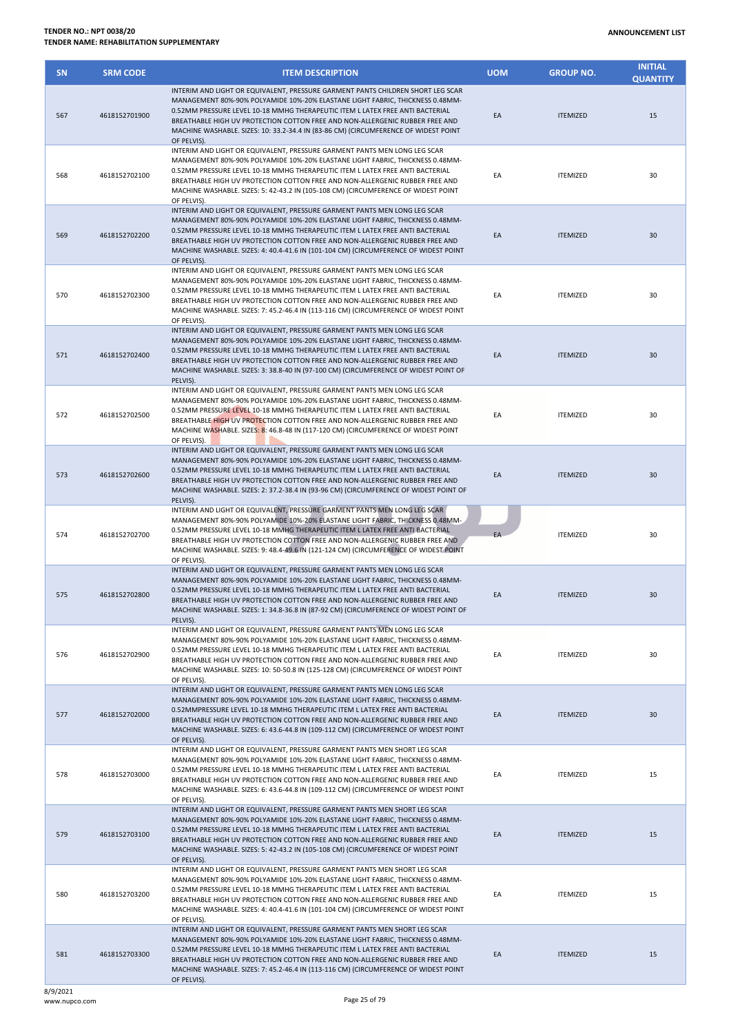**TENDER NO.: NPT 0038/20**
**TENDER NAME: REHABILITATION SUPPLEMENTARY**

**ANNOUNCEMENT LIST**

| SN | SRM CODE | ITEM DESCRIPTION | UOM | GROUP NO. | INITIAL QUANTITY |
|---|---|---|---|---|---|
| 567 | 4618152701900 | INTERIM AND LIGHT OR EQUIVALENT, PRESSURE GARMENT PANTS CHILDREN SHORT LEG SCAR MANAGEMENT 80%-90% POLYAMIDE 10%-20% ELASTANE LIGHT FABRIC, THICKNESS 0.48MM-0.52MM PRESSURE LEVEL 10-18 MMHG THERAPEUTIC ITEM L LATEX FREE ANTI BACTERIAL BREATHABLE HIGH UV PROTECTION COTTON FREE AND NON-ALLERGENIC RUBBER FREE AND MACHINE WASHABLE. SIZES: 10: 33.2-34.4 IN (83-86 CM) (CIRCUMFERENCE OF WIDEST POINT OF PELVIS). | EA | ITEMIZED | 15 |
| 568 | 4618152702100 | INTERIM AND LIGHT OR EQUIVALENT, PRESSURE GARMENT PANTS MEN LONG LEG SCAR MANAGEMENT 80%-90% POLYAMIDE 10%-20% ELASTANE LIGHT FABRIC, THICKNESS 0.48MM-0.52MM PRESSURE LEVEL 10-18 MMHG THERAPEUTIC ITEM L LATEX FREE ANTI BACTERIAL BREATHABLE HIGH UV PROTECTION COTTON FREE AND NON-ALLERGENIC RUBBER FREE AND MACHINE WASHABLE. SIZES: 5: 42-43.2 IN (105-108 CM) (CIRCUMFERENCE OF WIDEST POINT OF PELVIS). | EA | ITEMIZED | 30 |
| 569 | 4618152702200 | INTERIM AND LIGHT OR EQUIVALENT, PRESSURE GARMENT PANTS MEN LONG LEG SCAR MANAGEMENT 80%-90% POLYAMIDE 10%-20% ELASTANE LIGHT FABRIC, THICKNESS 0.48MM-0.52MM PRESSURE LEVEL 10-18 MMHG THERAPEUTIC ITEM L LATEX FREE ANTI BACTERIAL BREATHABLE HIGH UV PROTECTION COTTON FREE AND NON-ALLERGENIC RUBBER FREE AND MACHINE WASHABLE. SIZES: 4: 40.4-41.6 IN (101-104 CM) (CIRCUMFERENCE OF WIDEST POINT OF PELVIS). | EA | ITEMIZED | 30 |
| 570 | 4618152702300 | INTERIM AND LIGHT OR EQUIVALENT, PRESSURE GARMENT PANTS MEN LONG LEG SCAR MANAGEMENT 80%-90% POLYAMIDE 10%-20% ELASTANE LIGHT FABRIC, THICKNESS 0.48MM-0.52MM PRESSURE LEVEL 10-18 MMHG THERAPEUTIC ITEM L LATEX FREE ANTI BACTERIAL BREATHABLE HIGH UV PROTECTION COTTON FREE AND NON-ALLERGENIC RUBBER FREE AND MACHINE WASHABLE. SIZES: 7: 45.2-46.4 IN (113-116 CM) (CIRCUMFERENCE OF WIDEST POINT OF PELVIS). | EA | ITEMIZED | 30 |
| 571 | 4618152702400 | INTERIM AND LIGHT OR EQUIVALENT, PRESSURE GARMENT PANTS MEN LONG LEG SCAR MANAGEMENT 80%-90% POLYAMIDE 10%-20% ELASTANE LIGHT FABRIC, THICKNESS 0.48MM-0.52MM PRESSURE LEVEL 10-18 MMHG THERAPEUTIC ITEM L LATEX FREE ANTI BACTERIAL BREATHABLE HIGH UV PROTECTION COTTON FREE AND NON-ALLERGENIC RUBBER FREE AND MACHINE WASHABLE. SIZES: 3: 38.8-40 IN (97-100 CM) (CIRCUMFERENCE OF WIDEST POINT OF PELVIS). | EA | ITEMIZED | 30 |
| 572 | 4618152702500 | INTERIM AND LIGHT OR EQUIVALENT, PRESSURE GARMENT PANTS MEN LONG LEG SCAR MANAGEMENT 80%-90% POLYAMIDE 10%-20% ELASTANE LIGHT FABRIC, THICKNESS 0.48MM-0.52MM PRESSURE LEVEL 10-18 MMHG THERAPEUTIC ITEM L LATEX FREE ANTI BACTERIAL BREATHABLE HIGH UV PROTECTION COTTON FREE AND NON-ALLERGENIC RUBBER FREE AND MACHINE WASHABLE. SIZES: 8: 46.8-48 IN (117-120 CM) (CIRCUMFERENCE OF WIDEST POINT OF PELVIS). | EA | ITEMIZED | 30 |
| 573 | 4618152702600 | INTERIM AND LIGHT OR EQUIVALENT, PRESSURE GARMENT PANTS MEN LONG LEG SCAR MANAGEMENT 80%-90% POLYAMIDE 10%-20% ELASTANE LIGHT FABRIC, THICKNESS 0.48MM-0.52MM PRESSURE LEVEL 10-18 MMHG THERAPEUTIC ITEM L LATEX FREE ANTI BACTERIAL BREATHABLE HIGH UV PROTECTION COTTON FREE AND NON-ALLERGENIC RUBBER FREE AND MACHINE WASHABLE. SIZES: 2: 37.2-38.4 IN (93-96 CM) (CIRCUMFERENCE OF WIDEST POINT OF PELVIS). | EA | ITEMIZED | 30 |
| 574 | 4618152702700 | INTERIM AND LIGHT OR EQUIVALENT, PRESSURE GARMENT PANTS MEN LONG LEG SCAR MANAGEMENT 80%-90% POLYAMIDE 10%-20% ELASTANE LIGHT FABRIC, THICKNESS 0.48MM-0.52MM PRESSURE LEVEL 10-18 MMHG THERAPEUTIC ITEM L LATEX FREE ANTI BACTERIAL BREATHABLE HIGH UV PROTECTION COTTON FREE AND NON-ALLERGENIC RUBBER FREE AND MACHINE WASHABLE. SIZES: 9: 48.4-49.6 IN (121-124 CM) (CIRCUMFERENCE OF WIDEST POINT OF PELVIS). | EA | ITEMIZED | 30 |
| 575 | 4618152702800 | INTERIM AND LIGHT OR EQUIVALENT, PRESSURE GARMENT PANTS MEN LONG LEG SCAR MANAGEMENT 80%-90% POLYAMIDE 10%-20% ELASTANE LIGHT FABRIC, THICKNESS 0.48MM-0.52MM PRESSURE LEVEL 10-18 MMHG THERAPEUTIC ITEM L LATEX FREE ANTI BACTERIAL BREATHABLE HIGH UV PROTECTION COTTON FREE AND NON-ALLERGENIC RUBBER FREE AND MACHINE WASHABLE. SIZES: 1: 34.8-36.8 IN (87-92 CM) (CIRCUMFERENCE OF WIDEST POINT OF PELVIS). | EA | ITEMIZED | 30 |
| 576 | 4618152702900 | INTERIM AND LIGHT OR EQUIVALENT, PRESSURE GARMENT PANTS MEN LONG LEG SCAR MANAGEMENT 80%-90% POLYAMIDE 10%-20% ELASTANE LIGHT FABRIC, THICKNESS 0.48MM-0.52MM PRESSURE LEVEL 10-18 MMHG THERAPEUTIC ITEM L LATEX FREE ANTI BACTERIAL BREATHABLE HIGH UV PROTECTION COTTON FREE AND NON-ALLERGENIC RUBBER FREE AND MACHINE WASHABLE. SIZES: 10: 50-50.8 IN (125-128 CM) (CIRCUMFERENCE OF WIDEST POINT OF PELVIS). | EA | ITEMIZED | 30 |
| 577 | 4618152702000 | INTERIM AND LIGHT OR EQUIVALENT, PRESSURE GARMENT PANTS MEN LONG LEG SCAR MANAGEMENT 80%-90% POLYAMIDE 10%-20% ELASTANE LIGHT FABRIC, THICKNESS 0.48MM-0.52MMPRESSURE LEVEL 10-18 MMHG THERAPEUTIC ITEM L LATEX FREE ANTI BACTERIAL BREATHABLE HIGH UV PROTECTION COTTON FREE AND NON-ALLERGENIC RUBBER FREE AND MACHINE WASHABLE. SIZES: 6: 43.6-44.8 IN (109-112 CM) (CIRCUMFERENCE OF WIDEST POINT OF PELVIS). | EA | ITEMIZED | 30 |
| 578 | 4618152703000 | INTERIM AND LIGHT OR EQUIVALENT, PRESSURE GARMENT PANTS MEN SHORT LEG SCAR MANAGEMENT 80%-90% POLYAMIDE 10%-20% ELASTANE LIGHT FABRIC, THICKNESS 0.48MM-0.52MM PRESSURE LEVEL 10-18 MMHG THERAPEUTIC ITEM L LATEX FREE ANTI BACTERIAL BREATHABLE HIGH UV PROTECTION COTTON FREE AND NON-ALLERGENIC RUBBER FREE AND MACHINE WASHABLE. SIZES: 6: 43.6-44.8 IN (109-112 CM) (CIRCUMFERENCE OF WIDEST POINT OF PELVIS). | EA | ITEMIZED | 15 |
| 579 | 4618152703100 | INTERIM AND LIGHT OR EQUIVALENT, PRESSURE GARMENT PANTS MEN SHORT LEG SCAR MANAGEMENT 80%-90% POLYAMIDE 10%-20% ELASTANE LIGHT FABRIC, THICKNESS 0.48MM-0.52MM PRESSURE LEVEL 10-18 MMHG THERAPEUTIC ITEM L LATEX FREE ANTI BACTERIAL BREATHABLE HIGH UV PROTECTION COTTON FREE AND NON-ALLERGENIC RUBBER FREE AND MACHINE WASHABLE. SIZES: 5: 42-43.2 IN (105-108 CM) (CIRCUMFERENCE OF WIDEST POINT OF PELVIS). | EA | ITEMIZED | 15 |
| 580 | 4618152703200 | INTERIM AND LIGHT OR EQUIVALENT, PRESSURE GARMENT PANTS MEN SHORT LEG SCAR MANAGEMENT 80%-90% POLYAMIDE 10%-20% ELASTANE LIGHT FABRIC, THICKNESS 0.48MM-0.52MM PRESSURE LEVEL 10-18 MMHG THERAPEUTIC ITEM L LATEX FREE ANTI BACTERIAL BREATHABLE HIGH UV PROTECTION COTTON FREE AND NON-ALLERGENIC RUBBER FREE AND MACHINE WASHABLE. SIZES: 4: 40.4-41.6 IN (101-104 CM) (CIRCUMFERENCE OF WIDEST POINT OF PELVIS). | EA | ITEMIZED | 15 |
| 581 | 4618152703300 | INTERIM AND LIGHT OR EQUIVALENT, PRESSURE GARMENT PANTS MEN SHORT LEG SCAR MANAGEMENT 80%-90% POLYAMIDE 10%-20% ELASTANE LIGHT FABRIC, THICKNESS 0.48MM-0.52MM PRESSURE LEVEL 10-18 MMHG THERAPEUTIC ITEM L LATEX FREE ANTI BACTERIAL BREATHABLE HIGH UV PROTECTION COTTON FREE AND NON-ALLERGENIC RUBBER FREE AND MACHINE WASHABLE. SIZES: 7: 45.2-46.4 IN (113-116 CM) (CIRCUMFERENCE OF WIDEST POINT OF PELVIS). | EA | ITEMIZED | 15 |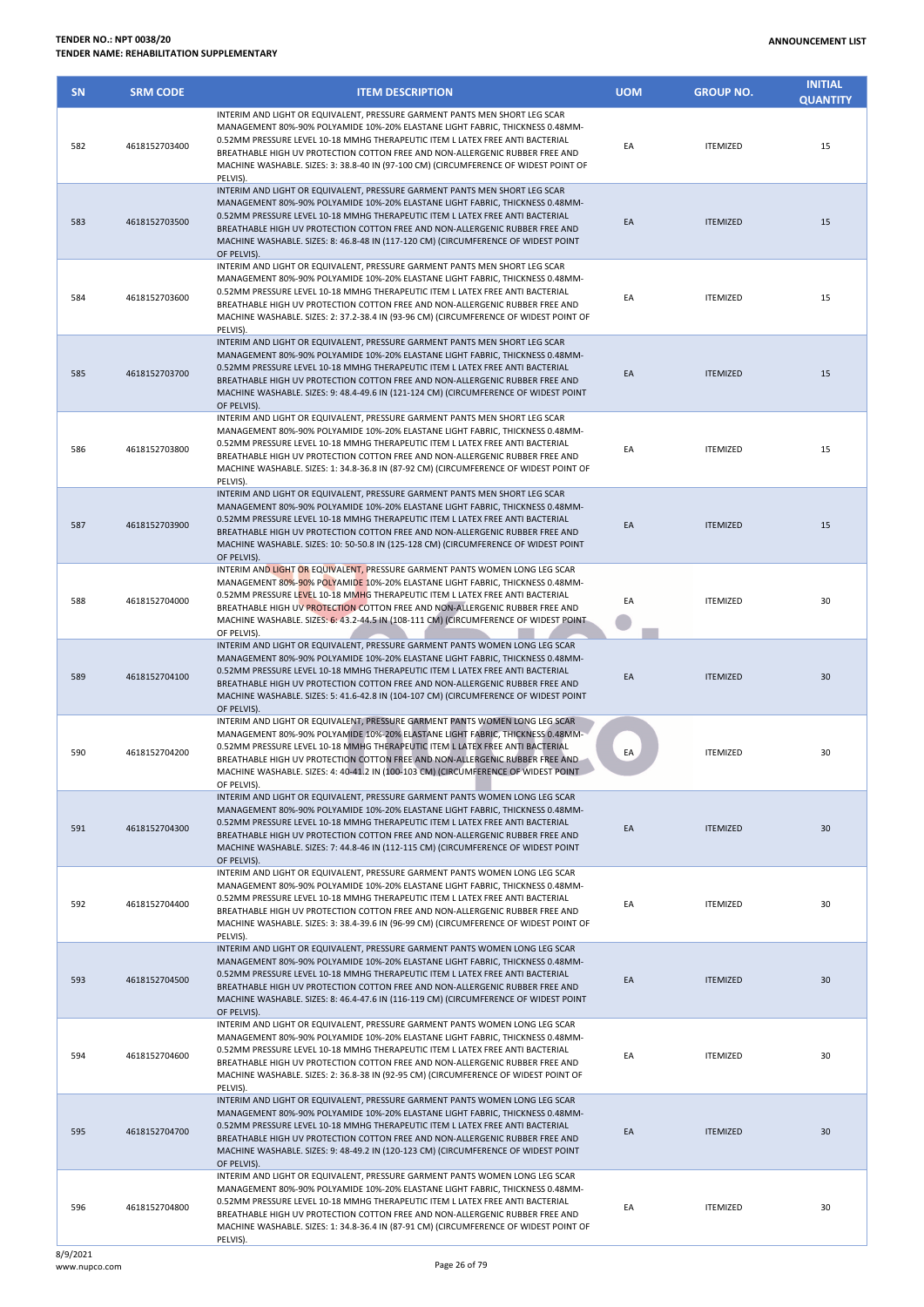**TENDER NO.: NPT 0038/20**
**TENDER NAME: REHABILITATION SUPPLEMENTARY**

**ANNOUNCEMENT LIST**

| SN | SRM CODE | ITEM DESCRIPTION | UOM | GROUP NO. | INITIAL QUANTITY |
|---|---|---|---|---|---|
| 582 | 4618152703400 | INTERIM AND LIGHT OR EQUIVALENT, PRESSURE GARMENT PANTS MEN SHORT LEG SCAR MANAGEMENT 80%-90% POLYAMIDE 10%-20% ELASTANE LIGHT FABRIC, THICKNESS 0.48MM-0.52MM PRESSURE LEVEL 10-18 MMHG THERAPEUTIC ITEM L LATEX FREE ANTI BACTERIAL BREATHABLE HIGH UV PROTECTION COTTON FREE AND NON-ALLERGENIC RUBBER FREE AND MACHINE WASHABLE. SIZES: 3: 38.8-40 IN (97-100 CM) (CIRCUMFERENCE OF WIDEST POINT OF PELVIS). | EA | ITEMIZED | 15 |
| 583 | 4618152703500 | INTERIM AND LIGHT OR EQUIVALENT, PRESSURE GARMENT PANTS MEN SHORT LEG SCAR MANAGEMENT 80%-90% POLYAMIDE 10%-20% ELASTANE LIGHT FABRIC, THICKNESS 0.48MM-0.52MM PRESSURE LEVEL 10-18 MMHG THERAPEUTIC ITEM L LATEX FREE ANTI BACTERIAL BREATHABLE HIGH UV PROTECTION COTTON FREE AND NON-ALLERGENIC RUBBER FREE AND MACHINE WASHABLE. SIZES: 8: 46.8-48 IN (117-120 CM) (CIRCUMFERENCE OF WIDEST POINT OF PELVIS). | EA | ITEMIZED | 15 |
| 584 | 4618152703600 | INTERIM AND LIGHT OR EQUIVALENT, PRESSURE GARMENT PANTS MEN SHORT LEG SCAR MANAGEMENT 80%-90% POLYAMIDE 10%-20% ELASTANE LIGHT FABRIC, THICKNESS 0.48MM-0.52MM PRESSURE LEVEL 10-18 MMHG THERAPEUTIC ITEM L LATEX FREE ANTI BACTERIAL BREATHABLE HIGH UV PROTECTION COTTON FREE AND NON-ALLERGENIC RUBBER FREE AND MACHINE WASHABLE. SIZES: 2: 37.2-38.4 IN (93-96 CM) (CIRCUMFERENCE OF WIDEST POINT OF PELVIS). | EA | ITEMIZED | 15 |
| 585 | 4618152703700 | INTERIM AND LIGHT OR EQUIVALENT, PRESSURE GARMENT PANTS MEN SHORT LEG SCAR MANAGEMENT 80%-90% POLYAMIDE 10%-20% ELASTANE LIGHT FABRIC, THICKNESS 0.48MM-0.52MM PRESSURE LEVEL 10-18 MMHG THERAPEUTIC ITEM L LATEX FREE ANTI BACTERIAL BREATHABLE HIGH UV PROTECTION COTTON FREE AND NON-ALLERGENIC RUBBER FREE AND MACHINE WASHABLE. SIZES: 9: 48.4-49.6 IN (121-124 CM) (CIRCUMFERENCE OF WIDEST POINT OF PELVIS). | EA | ITEMIZED | 15 |
| 586 | 4618152703800 | INTERIM AND LIGHT OR EQUIVALENT, PRESSURE GARMENT PANTS MEN SHORT LEG SCAR MANAGEMENT 80%-90% POLYAMIDE 10%-20% ELASTANE LIGHT FABRIC, THICKNESS 0.48MM-0.52MM PRESSURE LEVEL 10-18 MMHG THERAPEUTIC ITEM L LATEX FREE ANTI BACTERIAL BREATHABLE HIGH UV PROTECTION COTTON FREE AND NON-ALLERGENIC RUBBER FREE AND MACHINE WASHABLE. SIZES: 1: 34.8-36.8 IN (87-92 CM) (CIRCUMFERENCE OF WIDEST POINT OF PELVIS). | EA | ITEMIZED | 15 |
| 587 | 4618152703900 | INTERIM AND LIGHT OR EQUIVALENT, PRESSURE GARMENT PANTS MEN SHORT LEG SCAR MANAGEMENT 80%-90% POLYAMIDE 10%-20% ELASTANE LIGHT FABRIC, THICKNESS 0.48MM-0.52MM PRESSURE LEVEL 10-18 MMHG THERAPEUTIC ITEM L LATEX FREE ANTI BACTERIAL BREATHABLE HIGH UV PROTECTION COTTON FREE AND NON-ALLERGENIC RUBBER FREE AND MACHINE WASHABLE. SIZES: 10: 50-50.8 IN (125-128 CM) (CIRCUMFERENCE OF WIDEST POINT OF PELVIS). | EA | ITEMIZED | 15 |
| 588 | 4618152704000 | INTERIM AND LIGHT OR EQUIVALENT, PRESSURE GARMENT PANTS WOMEN LONG LEG SCAR MANAGEMENT 80%-90% POLYAMIDE 10%-20% ELASTANE LIGHT FABRIC, THICKNESS 0.48MM-0.52MM PRESSURE LEVEL 10-18 MMHG THERAPEUTIC ITEM L LATEX FREE ANTI BACTERIAL BREATHABLE HIGH UV PROTECTION COTTON FREE AND NON-ALLERGENIC RUBBER FREE AND MACHINE WASHABLE. SIZES: 6: 43.2-44.5 IN (108-111 CM) (CIRCUMFERENCE OF WIDEST POINT OF PELVIS). | EA | ITEMIZED | 30 |
| 589 | 4618152704100 | INTERIM AND LIGHT OR EQUIVALENT, PRESSURE GARMENT PANTS WOMEN LONG LEG SCAR MANAGEMENT 80%-90% POLYAMIDE 10%-20% ELASTANE LIGHT FABRIC, THICKNESS 0.48MM-0.52MM PRESSURE LEVEL 10-18 MMHG THERAPEUTIC ITEM L LATEX FREE ANTI BACTERIAL BREATHABLE HIGH UV PROTECTION COTTON FREE AND NON-ALLERGENIC RUBBER FREE AND MACHINE WASHABLE. SIZES: 5: 41.6-42.8 IN (104-107 CM) (CIRCUMFERENCE OF WIDEST POINT OF PELVIS). | EA | ITEMIZED | 30 |
| 590 | 4618152704200 | INTERIM AND LIGHT OR EQUIVALENT, PRESSURE GARMENT PANTS WOMEN LONG LEG SCAR MANAGEMENT 80%-90% POLYAMIDE 10%-20% ELASTANE LIGHT FABRIC, THICKNESS 0.48MM-0.52MM PRESSURE LEVEL 10-18 MMHG THERAPEUTIC ITEM L LATEX FREE ANTI BACTERIAL BREATHABLE HIGH UV PROTECTION COTTON FREE AND NON-ALLERGENIC RUBBER FREE AND MACHINE WASHABLE. SIZES: 4: 40-41.2 IN (100-103 CM) (CIRCUMFERENCE OF WIDEST POINT OF PELVIS). | EA | ITEMIZED | 30 |
| 591 | 4618152704300 | INTERIM AND LIGHT OR EQUIVALENT, PRESSURE GARMENT PANTS WOMEN LONG LEG SCAR MANAGEMENT 80%-90% POLYAMIDE 10%-20% ELASTANE LIGHT FABRIC, THICKNESS 0.48MM-0.52MM PRESSURE LEVEL 10-18 MMHG THERAPEUTIC ITEM L LATEX FREE ANTI BACTERIAL BREATHABLE HIGH UV PROTECTION COTTON FREE AND NON-ALLERGENIC RUBBER FREE AND MACHINE WASHABLE. SIZES: 7: 44.8-46 IN (112-115 CM) (CIRCUMFERENCE OF WIDEST POINT OF PELVIS). | EA | ITEMIZED | 30 |
| 592 | 4618152704400 | INTERIM AND LIGHT OR EQUIVALENT, PRESSURE GARMENT PANTS WOMEN LONG LEG SCAR MANAGEMENT 80%-90% POLYAMIDE 10%-20% ELASTANE LIGHT FABRIC, THICKNESS 0.48MM-0.52MM PRESSURE LEVEL 10-18 MMHG THERAPEUTIC ITEM L LATEX FREE ANTI BACTERIAL BREATHABLE HIGH UV PROTECTION COTTON FREE AND NON-ALLERGENIC RUBBER FREE AND MACHINE WASHABLE. SIZES: 3: 38.4-39.6 IN (96-99 CM) (CIRCUMFERENCE OF WIDEST POINT OF PELVIS). | EA | ITEMIZED | 30 |
| 593 | 4618152704500 | INTERIM AND LIGHT OR EQUIVALENT, PRESSURE GARMENT PANTS WOMEN LONG LEG SCAR MANAGEMENT 80%-90% POLYAMIDE 10%-20% ELASTANE LIGHT FABRIC, THICKNESS 0.48MM-0.52MM PRESSURE LEVEL 10-18 MMHG THERAPEUTIC ITEM L LATEX FREE ANTI BACTERIAL BREATHABLE HIGH UV PROTECTION COTTON FREE AND NON-ALLERGENIC RUBBER FREE AND MACHINE WASHABLE. SIZES: 8: 46.4-47.6 IN (116-119 CM) (CIRCUMFERENCE OF WIDEST POINT OF PELVIS). | EA | ITEMIZED | 30 |
| 594 | 4618152704600 | INTERIM AND LIGHT OR EQUIVALENT, PRESSURE GARMENT PANTS WOMEN LONG LEG SCAR MANAGEMENT 80%-90% POLYAMIDE 10%-20% ELASTANE LIGHT FABRIC, THICKNESS 0.48MM-0.52MM PRESSURE LEVEL 10-18 MMHG THERAPEUTIC ITEM L LATEX FREE ANTI BACTERIAL BREATHABLE HIGH UV PROTECTION COTTON FREE AND NON-ALLERGENIC RUBBER FREE AND MACHINE WASHABLE. SIZES: 2: 36.8-38 IN (92-95 CM) (CIRCUMFERENCE OF WIDEST POINT OF PELVIS). | EA | ITEMIZED | 30 |
| 595 | 4618152704700 | INTERIM AND LIGHT OR EQUIVALENT, PRESSURE GARMENT PANTS WOMEN LONG LEG SCAR MANAGEMENT 80%-90% POLYAMIDE 10%-20% ELASTANE LIGHT FABRIC, THICKNESS 0.48MM-0.52MM PRESSURE LEVEL 10-18 MMHG THERAPEUTIC ITEM L LATEX FREE ANTI BACTERIAL BREATHABLE HIGH UV PROTECTION COTTON FREE AND NON-ALLERGENIC RUBBER FREE AND MACHINE WASHABLE. SIZES: 9: 48-49.2 IN (120-123 CM) (CIRCUMFERENCE OF WIDEST POINT OF PELVIS). | EA | ITEMIZED | 30 |
| 596 | 4618152704800 | INTERIM AND LIGHT OR EQUIVALENT, PRESSURE GARMENT PANTS WOMEN LONG LEG SCAR MANAGEMENT 80%-90% POLYAMIDE 10%-20% ELASTANE LIGHT FABRIC, THICKNESS 0.48MM-0.52MM PRESSURE LEVEL 10-18 MMHG THERAPEUTIC ITEM L LATEX FREE ANTI BACTERIAL BREATHABLE HIGH UV PROTECTION COTTON FREE AND NON-ALLERGENIC RUBBER FREE AND MACHINE WASHABLE. SIZES: 1: 34.8-36.4 IN (87-91 CM) (CIRCUMFERENCE OF WIDEST POINT OF PELVIS). | EA | ITEMIZED | 30 |

8/9/2021
www.nupco.com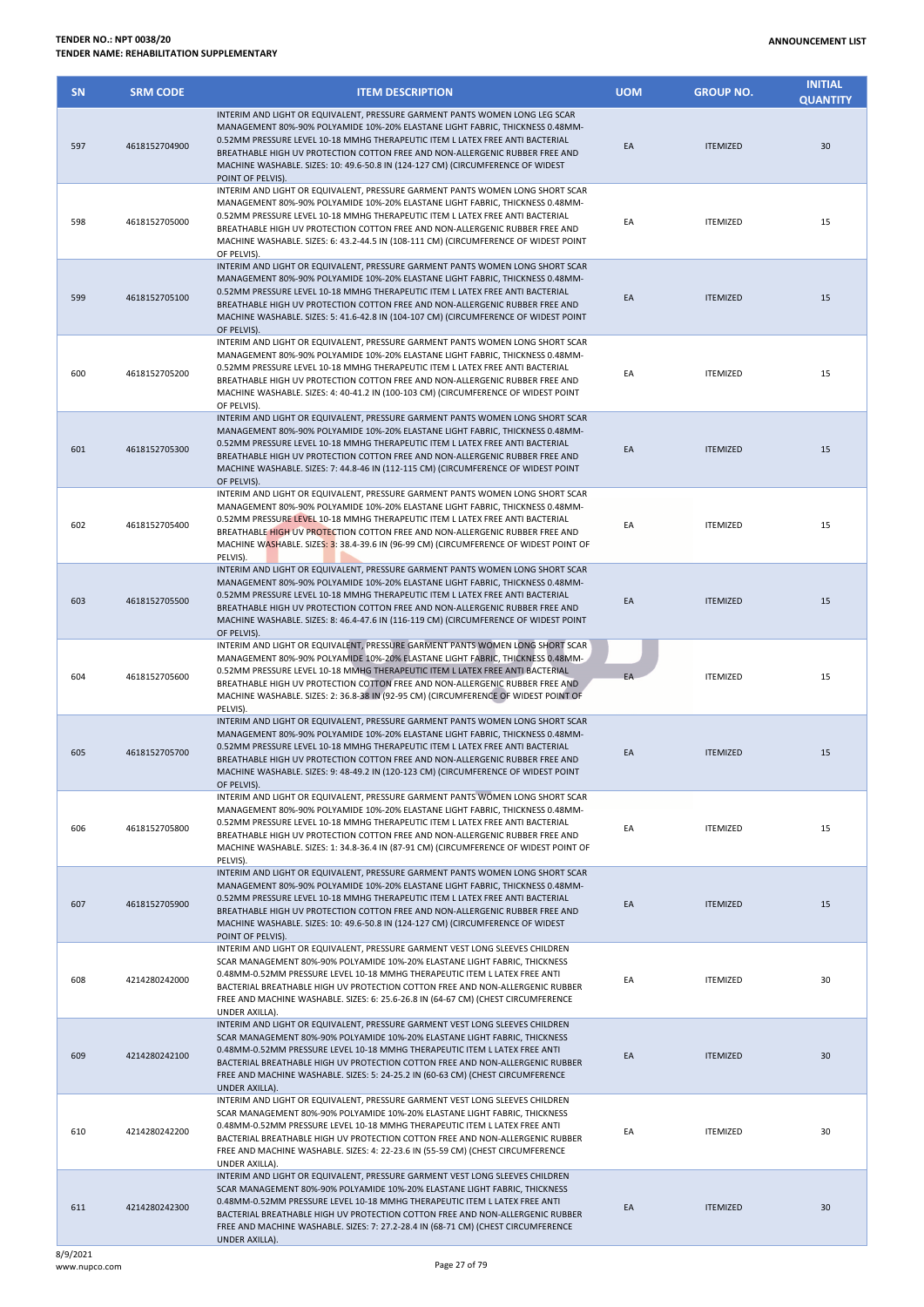**TENDER NO.: NPT 0038/20**
**TENDER NAME: REHABILITATION SUPPLEMENTARY**

**ANNOUNCEMENT LIST**

| SN | SRM CODE | ITEM DESCRIPTION | UOM | GROUP NO. | INITIAL QUANTITY |
|---|---|---|---|---|---|
| 597 | 4618152704900 | INTERIM AND LIGHT OR EQUIVALENT, PRESSURE GARMENT PANTS WOMEN LONG LEG SCAR MANAGEMENT 80%-90% POLYAMIDE 10%-20% ELASTANE LIGHT FABRIC, THICKNESS 0.48MM-0.52MM PRESSURE LEVEL 10-18 MMHG THERAPEUTIC ITEM L LATEX FREE ANTI BACTERIAL BREATHABLE HIGH UV PROTECTION COTTON FREE AND NON-ALLERGENIC RUBBER FREE AND MACHINE WASHABLE. SIZES: 10: 49.6-50.8 IN (124-127 CM) (CIRCUMFERENCE OF WIDEST POINT OF PELVIS). | EA | ITEMIZED | 30 |
| 598 | 4618152705000 | INTERIM AND LIGHT OR EQUIVALENT, PRESSURE GARMENT PANTS WOMEN LONG SHORT SCAR MANAGEMENT 80%-90% POLYAMIDE 10%-20% ELASTANE LIGHT FABRIC, THICKNESS 0.48MM-0.52MM PRESSURE LEVEL 10-18 MMHG THERAPEUTIC ITEM L LATEX FREE ANTI BACTERIAL BREATHABLE HIGH UV PROTECTION COTTON FREE AND NON-ALLERGENIC RUBBER FREE AND MACHINE WASHABLE. SIZES: 6: 43.2-44.5 IN (108-111 CM) (CIRCUMFERENCE OF WIDEST POINT OF PELVIS). | EA | ITEMIZED | 15 |
| 599 | 4618152705100 | INTERIM AND LIGHT OR EQUIVALENT, PRESSURE GARMENT PANTS WOMEN LONG SHORT SCAR MANAGEMENT 80%-90% POLYAMIDE 10%-20% ELASTANE LIGHT FABRIC, THICKNESS 0.48MM-0.52MM PRESSURE LEVEL 10-18 MMHG THERAPEUTIC ITEM L LATEX FREE ANTI BACTERIAL BREATHABLE HIGH UV PROTECTION COTTON FREE AND NON-ALLERGENIC RUBBER FREE AND MACHINE WASHABLE. SIZES: 5: 41.6-42.8 IN (104-107 CM) (CIRCUMFERENCE OF WIDEST POINT OF PELVIS). | EA | ITEMIZED | 15 |
| 600 | 4618152705200 | INTERIM AND LIGHT OR EQUIVALENT, PRESSURE GARMENT PANTS WOMEN LONG SHORT SCAR MANAGEMENT 80%-90% POLYAMIDE 10%-20% ELASTANE LIGHT FABRIC, THICKNESS 0.48MM-0.52MM PRESSURE LEVEL 10-18 MMHG THERAPEUTIC ITEM L LATEX FREE ANTI BACTERIAL BREATHABLE HIGH UV PROTECTION COTTON FREE AND NON-ALLERGENIC RUBBER FREE AND MACHINE WASHABLE. SIZES: 4: 40-41.2 IN (100-103 CM) (CIRCUMFERENCE OF WIDEST POINT OF PELVIS). | EA | ITEMIZED | 15 |
| 601 | 4618152705300 | INTERIM AND LIGHT OR EQUIVALENT, PRESSURE GARMENT PANTS WOMEN LONG SHORT SCAR MANAGEMENT 80%-90% POLYAMIDE 10%-20% ELASTANE LIGHT FABRIC, THICKNESS 0.48MM-0.52MM PRESSURE LEVEL 10-18 MMHG THERAPEUTIC ITEM L LATEX FREE ANTI BACTERIAL BREATHABLE HIGH UV PROTECTION COTTON FREE AND NON-ALLERGENIC RUBBER FREE AND MACHINE WASHABLE. SIZES: 7: 44.8-46 IN (112-115 CM) (CIRCUMFERENCE OF WIDEST POINT OF PELVIS). | EA | ITEMIZED | 15 |
| 602 | 4618152705400 | INTERIM AND LIGHT OR EQUIVALENT, PRESSURE GARMENT PANTS WOMEN LONG SHORT SCAR MANAGEMENT 80%-90% POLYAMIDE 10%-20% ELASTANE LIGHT FABRIC, THICKNESS 0.48MM-0.52MM PRESSURE LEVEL 10-18 MMHG THERAPEUTIC ITEM L LATEX FREE ANTI BACTERIAL BREATHABLE HIGH UV PROTECTION COTTON FREE AND NON-ALLERGENIC RUBBER FREE AND MACHINE WASHABLE. SIZES: 3: 38.4-39.6 IN (96-99 CM) (CIRCUMFERENCE OF WIDEST POINT OF PELVIS). | EA | ITEMIZED | 15 |
| 603 | 4618152705500 | INTERIM AND LIGHT OR EQUIVALENT, PRESSURE GARMENT PANTS WOMEN LONG SHORT SCAR MANAGEMENT 80%-90% POLYAMIDE 10%-20% ELASTANE LIGHT FABRIC, THICKNESS 0.48MM-0.52MM PRESSURE LEVEL 10-18 MMHG THERAPEUTIC ITEM L LATEX FREE ANTI BACTERIAL BREATHABLE HIGH UV PROTECTION COTTON FREE AND NON-ALLERGENIC RUBBER FREE AND MACHINE WASHABLE. SIZES: 8: 46.4-47.6 IN (116-119 CM) (CIRCUMFERENCE OF WIDEST POINT OF PELVIS). | EA | ITEMIZED | 15 |
| 604 | 4618152705600 | INTERIM AND LIGHT OR EQUIVALENT, PRESSURE GARMENT PANTS WOMEN LONG SHORT SCAR MANAGEMENT 80%-90% POLYAMIDE 10%-20% ELASTANE LIGHT FABRIC, THICKNESS 0.48MM-0.52MM PRESSURE LEVEL 10-18 MMHG THERAPEUTIC ITEM L LATEX FREE ANTI BACTERIAL BREATHABLE HIGH UV PROTECTION COTTON FREE AND NON-ALLERGENIC RUBBER FREE AND MACHINE WASHABLE. SIZES: 2: 36.8-38 IN (92-95 CM) (CIRCUMFERENCE OF WIDEST POINT OF PELVIS). | EA | ITEMIZED | 15 |
| 605 | 4618152705700 | INTERIM AND LIGHT OR EQUIVALENT, PRESSURE GARMENT PANTS WOMEN LONG SHORT SCAR MANAGEMENT 80%-90% POLYAMIDE 10%-20% ELASTANE LIGHT FABRIC, THICKNESS 0.48MM-0.52MM PRESSURE LEVEL 10-18 MMHG THERAPEUTIC ITEM L LATEX FREE ANTI BACTERIAL BREATHABLE HIGH UV PROTECTION COTTON FREE AND NON-ALLERGENIC RUBBER FREE AND MACHINE WASHABLE. SIZES: 9: 48-49.2 IN (120-123 CM) (CIRCUMFERENCE OF WIDEST POINT OF PELVIS). | EA | ITEMIZED | 15 |
| 606 | 4618152705800 | INTERIM AND LIGHT OR EQUIVALENT, PRESSURE GARMENT PANTS WOMEN LONG SHORT SCAR MANAGEMENT 80%-90% POLYAMIDE 10%-20% ELASTANE LIGHT FABRIC, THICKNESS 0.48MM-0.52MM PRESSURE LEVEL 10-18 MMHG THERAPEUTIC ITEM L LATEX FREE ANTI BACTERIAL BREATHABLE HIGH UV PROTECTION COTTON FREE AND NON-ALLERGENIC RUBBER FREE AND MACHINE WASHABLE. SIZES: 1: 34.8-36.4 IN (87-91 CM) (CIRCUMFERENCE OF WIDEST POINT OF PELVIS). | EA | ITEMIZED | 15 |
| 607 | 4618152705900 | INTERIM AND LIGHT OR EQUIVALENT, PRESSURE GARMENT PANTS WOMEN LONG SHORT SCAR MANAGEMENT 80%-90% POLYAMIDE 10%-20% ELASTANE LIGHT FABRIC, THICKNESS 0.48MM-0.52MM PRESSURE LEVEL 10-18 MMHG THERAPEUTIC ITEM L LATEX FREE ANTI BACTERIAL BREATHABLE HIGH UV PROTECTION COTTON FREE AND NON-ALLERGENIC RUBBER FREE AND MACHINE WASHABLE. SIZES: 10: 49.6-50.8 IN (124-127 CM) (CIRCUMFERENCE OF WIDEST POINT OF PELVIS). | EA | ITEMIZED | 15 |
| 608 | 4214280242000 | INTERIM AND LIGHT OR EQUIVALENT, PRESSURE GARMENT VEST LONG SLEEVES CHILDREN SCAR MANAGEMENT 80%-90% POLYAMIDE 10%-20% ELASTANE LIGHT FABRIC, THICKNESS 0.48MM-0.52MM PRESSURE LEVEL 10-18 MMHG THERAPEUTIC ITEM L LATEX FREE ANTI BACTERIAL BREATHABLE HIGH UV PROTECTION COTTON FREE AND NON-ALLERGENIC RUBBER FREE AND MACHINE WASHABLE. SIZES: 6: 25.6-26.8 IN (64-67 CM) (CHEST CIRCUMFERENCE UNDER AXILLA). | EA | ITEMIZED | 30 |
| 609 | 4214280242100 | INTERIM AND LIGHT OR EQUIVALENT, PRESSURE GARMENT VEST LONG SLEEVES CHILDREN SCAR MANAGEMENT 80%-90% POLYAMIDE 10%-20% ELASTANE LIGHT FABRIC, THICKNESS 0.48MM-0.52MM PRESSURE LEVEL 10-18 MMHG THERAPEUTIC ITEM L LATEX FREE ANTI BACTERIAL BREATHABLE HIGH UV PROTECTION COTTON FREE AND NON-ALLERGENIC RUBBER FREE AND MACHINE WASHABLE. SIZES: 5: 24-25.2 IN (60-63 CM) (CHEST CIRCUMFERENCE UNDER AXILLA). | EA | ITEMIZED | 30 |
| 610 | 4214280242200 | INTERIM AND LIGHT OR EQUIVALENT, PRESSURE GARMENT VEST LONG SLEEVES CHILDREN SCAR MANAGEMENT 80%-90% POLYAMIDE 10%-20% ELASTANE LIGHT FABRIC, THICKNESS 0.48MM-0.52MM PRESSURE LEVEL 10-18 MMHG THERAPEUTIC ITEM L LATEX FREE ANTI BACTERIAL BREATHABLE HIGH UV PROTECTION COTTON FREE AND NON-ALLERGENIC RUBBER FREE AND MACHINE WASHABLE. SIZES: 4: 22-23.6 IN (55-59 CM) (CHEST CIRCUMFERENCE UNDER AXILLA). | EA | ITEMIZED | 30 |
| 611 | 4214280242300 | INTERIM AND LIGHT OR EQUIVALENT, PRESSURE GARMENT VEST LONG SLEEVES CHILDREN SCAR MANAGEMENT 80%-90% POLYAMIDE 10%-20% ELASTANE LIGHT FABRIC, THICKNESS 0.48MM-0.52MM PRESSURE LEVEL 10-18 MMHG THERAPEUTIC ITEM L LATEX FREE ANTI BACTERIAL BREATHABLE HIGH UV PROTECTION COTTON FREE AND NON-ALLERGENIC RUBBER FREE AND MACHINE WASHABLE. SIZES: 7: 27.2-28.4 IN (68-71 CM) (CHEST CIRCUMFERENCE UNDER AXILLA). | EA | ITEMIZED | 30 |

8/9/2021
www.nupco.com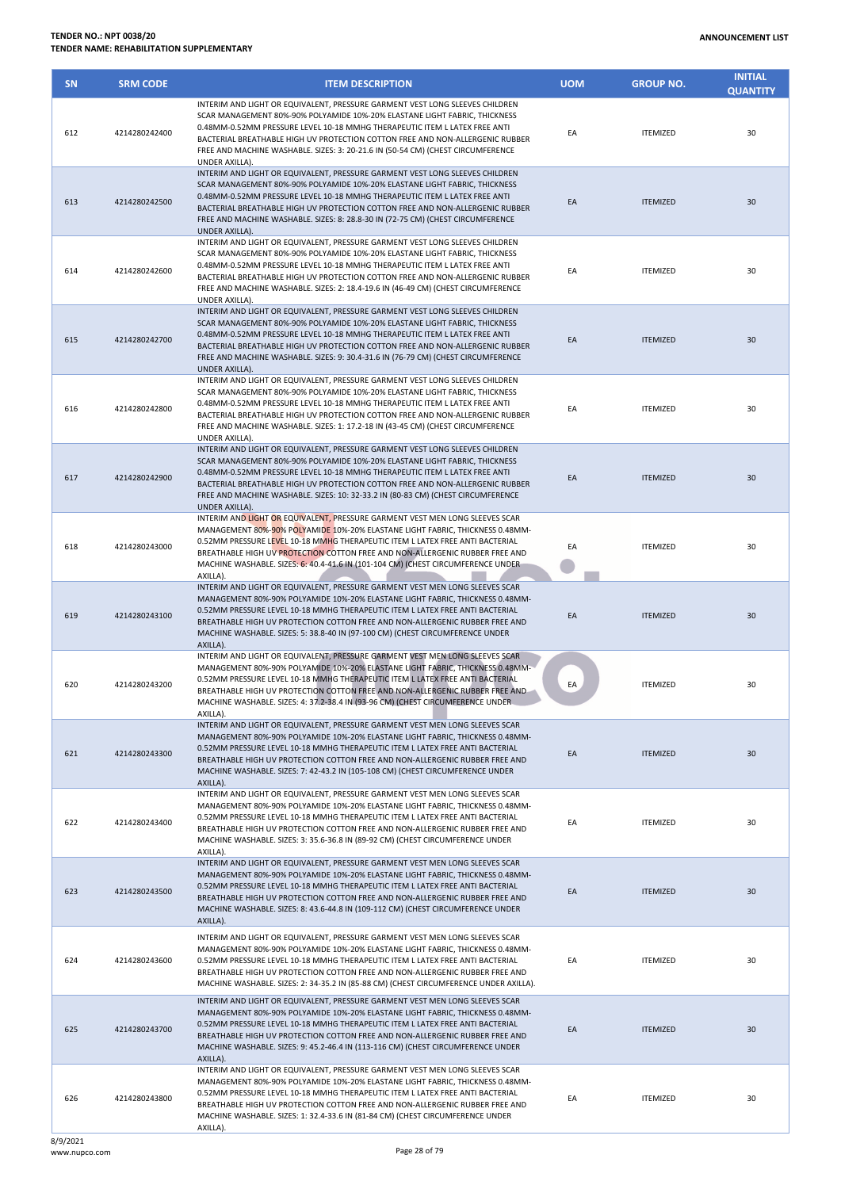| SN | SRM CODE | ITEM DESCRIPTION | UOM | GROUP NO. | INITIAL QUANTITY |
|---|---|---|---|---|---|
| 612 | 4214280242400 | INTERIM AND LIGHT OR EQUIVALENT, PRESSURE GARMENT VEST LONG SLEEVES CHILDREN SCAR MANAGEMENT 80%-90% POLYAMIDE 10%-20% ELASTANE LIGHT FABRIC, THICKNESS 0.48MM-0.52MM PRESSURE LEVEL 10-18 MMHG THERAPEUTIC ITEM L LATEX FREE ANTI BACTERIAL BREATHABLE HIGH UV PROTECTION COTTON FREE AND NON-ALLERGENIC RUBBER FREE AND MACHINE WASHABLE. SIZES: 3: 20-21.6 IN (50-54 CM) (CHEST CIRCUMFERENCE UNDER AXILLA). | EA | ITEMIZED | 30 |
| 613 | 4214280242500 | INTERIM AND LIGHT OR EQUIVALENT, PRESSURE GARMENT VEST LONG SLEEVES CHILDREN SCAR MANAGEMENT 80%-90% POLYAMIDE 10%-20% ELASTANE LIGHT FABRIC, THICKNESS 0.48MM-0.52MM PRESSURE LEVEL 10-18 MMHG THERAPEUTIC ITEM L LATEX FREE ANTI BACTERIAL BREATHABLE HIGH UV PROTECTION COTTON FREE AND NON-ALLERGENIC RUBBER FREE AND MACHINE WASHABLE. SIZES: 8: 28.8-30 IN (72-75 CM) (CHEST CIRCUMFERENCE UNDER AXILLA). | EA | ITEMIZED | 30 |
| 614 | 4214280242600 | INTERIM AND LIGHT OR EQUIVALENT, PRESSURE GARMENT VEST LONG SLEEVES CHILDREN SCAR MANAGEMENT 80%-90% POLYAMIDE 10%-20% ELASTANE LIGHT FABRIC, THICKNESS 0.48MM-0.52MM PRESSURE LEVEL 10-18 MMHG THERAPEUTIC ITEM L LATEX FREE ANTI BACTERIAL BREATHABLE HIGH UV PROTECTION COTTON FREE AND NON-ALLERGENIC RUBBER FREE AND MACHINE WASHABLE. SIZES: 2: 18.4-19.6 IN (46-49 CM) (CHEST CIRCUMFERENCE UNDER AXILLA). | EA | ITEMIZED | 30 |
| 615 | 4214280242700 | INTERIM AND LIGHT OR EQUIVALENT, PRESSURE GARMENT VEST LONG SLEEVES CHILDREN SCAR MANAGEMENT 80%-90% POLYAMIDE 10%-20% ELASTANE LIGHT FABRIC, THICKNESS 0.48MM-0.52MM PRESSURE LEVEL 10-18 MMHG THERAPEUTIC ITEM L LATEX FREE ANTI BACTERIAL BREATHABLE HIGH UV PROTECTION COTTON FREE AND NON-ALLERGENIC RUBBER FREE AND MACHINE WASHABLE. SIZES: 9: 30.4-31.6 IN (76-79 CM) (CHEST CIRCUMFERENCE UNDER AXILLA). | EA | ITEMIZED | 30 |
| 616 | 4214280242800 | INTERIM AND LIGHT OR EQUIVALENT, PRESSURE GARMENT VEST LONG SLEEVES CHILDREN SCAR MANAGEMENT 80%-90% POLYAMIDE 10%-20% ELASTANE LIGHT FABRIC, THICKNESS 0.48MM-0.52MM PRESSURE LEVEL 10-18 MMHG THERAPEUTIC ITEM L LATEX FREE ANTI BACTERIAL BREATHABLE HIGH UV PROTECTION COTTON FREE AND NON-ALLERGENIC RUBBER FREE AND MACHINE WASHABLE. SIZES: 1: 17.2-18 IN (43-45 CM) (CHEST CIRCUMFERENCE UNDER AXILLA). | EA | ITEMIZED | 30 |
| 617 | 4214280242900 | INTERIM AND LIGHT OR EQUIVALENT, PRESSURE GARMENT VEST LONG SLEEVES CHILDREN SCAR MANAGEMENT 80%-90% POLYAMIDE 10%-20% ELASTANE LIGHT FABRIC, THICKNESS 0.48MM-0.52MM PRESSURE LEVEL 10-18 MMHG THERAPEUTIC ITEM L LATEX FREE ANTI BACTERIAL BREATHABLE HIGH UV PROTECTION COTTON FREE AND NON-ALLERGENIC RUBBER FREE AND MACHINE WASHABLE. SIZES: 10: 32-33.2 IN (80-83 CM) (CHEST CIRCUMFERENCE UNDER AXILLA). | EA | ITEMIZED | 30 |
| 618 | 4214280243000 | INTERIM AND LIGHT OR EQUIVALENT, PRESSURE GARMENT VEST MEN LONG SLEEVES SCAR MANAGEMENT 80%-90% POLYAMIDE 10%-20% ELASTANE LIGHT FABRIC, THICKNESS 0.48MM-0.52MM PRESSURE LEVEL 10-18 MMHG THERAPEUTIC ITEM L LATEX FREE ANTI BACTERIAL BREATHABLE HIGH UV PROTECTION COTTON FREE AND NON-ALLERGENIC RUBBER FREE AND MACHINE WASHABLE. SIZES: 6: 40.4-41.6 IN (101-104 CM) (CHEST CIRCUMFERENCE UNDER AXILLA). | EA | ITEMIZED | 30 |
| 619 | 4214280243100 | INTERIM AND LIGHT OR EQUIVALENT, PRESSURE GARMENT VEST MEN LONG SLEEVES SCAR MANAGEMENT 80%-90% POLYAMIDE 10%-20% ELASTANE LIGHT FABRIC, THICKNESS 0.48MM-0.52MM PRESSURE LEVEL 10-18 MMHG THERAPEUTIC ITEM L LATEX FREE ANTI BACTERIAL BREATHABLE HIGH UV PROTECTION COTTON FREE AND NON-ALLERGENIC RUBBER FREE AND MACHINE WASHABLE. SIZES: 5: 38.8-40 IN (97-100 CM) (CHEST CIRCUMFERENCE UNDER AXILLA). | EA | ITEMIZED | 30 |
| 620 | 4214280243200 | INTERIM AND LIGHT OR EQUIVALENT, PRESSURE GARMENT VEST MEN LONG SLEEVES SCAR MANAGEMENT 80%-90% POLYAMIDE 10%-20% ELASTANE LIGHT FABRIC, THICKNESS 0.48MM-0.52MM PRESSURE LEVEL 10-18 MMHG THERAPEUTIC ITEM L LATEX FREE ANTI BACTERIAL BREATHABLE HIGH UV PROTECTION COTTON FREE AND NON-ALLERGENIC RUBBER FREE AND MACHINE WASHABLE. SIZES: 4: 37.2-38.4 IN (93-96 CM) (CHEST CIRCUMFERENCE UNDER AXILLA). | EA | ITEMIZED | 30 |
| 621 | 4214280243300 | INTERIM AND LIGHT OR EQUIVALENT, PRESSURE GARMENT VEST MEN LONG SLEEVES SCAR MANAGEMENT 80%-90% POLYAMIDE 10%-20% ELASTANE LIGHT FABRIC, THICKNESS 0.48MM-0.52MM PRESSURE LEVEL 10-18 MMHG THERAPEUTIC ITEM L LATEX FREE ANTI BACTERIAL BREATHABLE HIGH UV PROTECTION COTTON FREE AND NON-ALLERGENIC RUBBER FREE AND MACHINE WASHABLE. SIZES: 7: 42-43.2 IN (105-108 CM) (CHEST CIRCUMFERENCE UNDER AXILLA). | EA | ITEMIZED | 30 |
| 622 | 4214280243400 | INTERIM AND LIGHT OR EQUIVALENT, PRESSURE GARMENT VEST MEN LONG SLEEVES SCAR MANAGEMENT 80%-90% POLYAMIDE 10%-20% ELASTANE LIGHT FABRIC, THICKNESS 0.48MM-0.52MM PRESSURE LEVEL 10-18 MMHG THERAPEUTIC ITEM L LATEX FREE ANTI BACTERIAL BREATHABLE HIGH UV PROTECTION COTTON FREE AND NON-ALLERGENIC RUBBER FREE AND MACHINE WASHABLE. SIZES: 3: 35.6-36.8 IN (89-92 CM) (CHEST CIRCUMFERENCE UNDER AXILLA). | EA | ITEMIZED | 30 |
| 623 | 4214280243500 | INTERIM AND LIGHT OR EQUIVALENT, PRESSURE GARMENT VEST MEN LONG SLEEVES SCAR MANAGEMENT 80%-90% POLYAMIDE 10%-20% ELASTANE LIGHT FABRIC, THICKNESS 0.48MM-0.52MM PRESSURE LEVEL 10-18 MMHG THERAPEUTIC ITEM L LATEX FREE ANTI BACTERIAL BREATHABLE HIGH UV PROTECTION COTTON FREE AND NON-ALLERGENIC RUBBER FREE AND MACHINE WASHABLE. SIZES: 8: 43.6-44.8 IN (109-112 CM) (CHEST CIRCUMFERENCE UNDER AXILLA). | EA | ITEMIZED | 30 |
| 624 | 4214280243600 | INTERIM AND LIGHT OR EQUIVALENT, PRESSURE GARMENT VEST MEN LONG SLEEVES SCAR MANAGEMENT 80%-90% POLYAMIDE 10%-20% ELASTANE LIGHT FABRIC, THICKNESS 0.48MM-0.52MM PRESSURE LEVEL 10-18 MMHG THERAPEUTIC ITEM L LATEX FREE ANTI BACTERIAL BREATHABLE HIGH UV PROTECTION COTTON FREE AND NON-ALLERGENIC RUBBER FREE AND MACHINE WASHABLE. SIZES: 2: 34-35.2 IN (85-88 CM) (CHEST CIRCUMFERENCE UNDER AXILLA). | EA | ITEMIZED | 30 |
| 625 | 4214280243700 | INTERIM AND LIGHT OR EQUIVALENT, PRESSURE GARMENT VEST MEN LONG SLEEVES SCAR MANAGEMENT 80%-90% POLYAMIDE 10%-20% ELASTANE LIGHT FABRIC, THICKNESS 0.48MM-0.52MM PRESSURE LEVEL 10-18 MMHG THERAPEUTIC ITEM L LATEX FREE ANTI BACTERIAL BREATHABLE HIGH UV PROTECTION COTTON FREE AND NON-ALLERGENIC RUBBER FREE AND MACHINE WASHABLE. SIZES: 9: 45.2-46.4 IN (113-116 CM) (CHEST CIRCUMFERENCE UNDER AXILLA). | EA | ITEMIZED | 30 |
| 626 | 4214280243800 | INTERIM AND LIGHT OR EQUIVALENT, PRESSURE GARMENT VEST MEN LONG SLEEVES SCAR MANAGEMENT 80%-90% POLYAMIDE 10%-20% ELASTANE LIGHT FABRIC, THICKNESS 0.48MM-0.52MM PRESSURE LEVEL 10-18 MMHG THERAPEUTIC ITEM L LATEX FREE ANTI BACTERIAL BREATHABLE HIGH UV PROTECTION COTTON FREE AND NON-ALLERGENIC RUBBER FREE AND MACHINE WASHABLE. SIZES: 1: 32.4-33.6 IN (81-84 CM) (CHEST CIRCUMFERENCE UNDER AXILLA). | EA | ITEMIZED | 30 |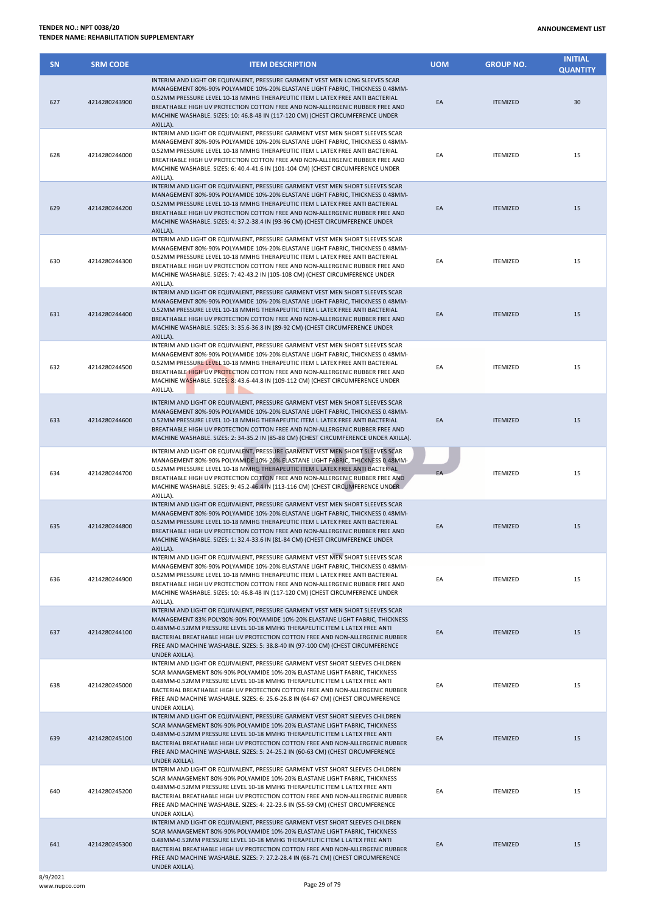| SN | SRM CODE | ITEM DESCRIPTION | UOM | GROUP NO. | INITIAL QUANTITY |
|---|---|---|---|---|---|
| 627 | 4214280243900 | INTERIM AND LIGHT OR EQUIVALENT, PRESSURE GARMENT VEST MEN LONG SLEEVES SCAR MANAGEMENT 80%-90% POLYAMIDE 10%-20% ELASTANE LIGHT FABRIC, THICKNESS 0.48MM-0.52MM PRESSURE LEVEL 10-18 MMHG THERAPEUTIC ITEM L LATEX FREE ANTI BACTERIAL BREATHABLE HIGH UV PROTECTION COTTON FREE AND NON-ALLERGENIC RUBBER FREE AND MACHINE WASHABLE. SIZES: 10: 46.8-48 IN (117-120 CM) (CHEST CIRCUMFERENCE UNDER AXILLA). | EA | ITEMIZED | 30 |
| 628 | 4214280244000 | INTERIM AND LIGHT OR EQUIVALENT, PRESSURE GARMENT VEST MEN SHORT SLEEVES SCAR MANAGEMENT 80%-90% POLYAMIDE 10%-20% ELASTANE LIGHT FABRIC, THICKNESS 0.48MM-0.52MM PRESSURE LEVEL 10-18 MMHG THERAPEUTIC ITEM L LATEX FREE ANTI BACTERIAL BREATHABLE HIGH UV PROTECTION COTTON FREE AND NON-ALLERGENIC RUBBER FREE AND MACHINE WASHABLE. SIZES: 6: 40.4-41.6 IN (101-104 CM) (CHEST CIRCUMFERENCE UNDER AXILLA). | EA | ITEMIZED | 15 |
| 629 | 4214280244200 | INTERIM AND LIGHT OR EQUIVALENT, PRESSURE GARMENT VEST MEN SHORT SLEEVES SCAR MANAGEMENT 80%-90% POLYAMIDE 10%-20% ELASTANE LIGHT FABRIC, THICKNESS 0.48MM-0.52MM PRESSURE LEVEL 10-18 MMHG THERAPEUTIC ITEM L LATEX FREE ANTI BACTERIAL BREATHABLE HIGH UV PROTECTION COTTON FREE AND NON-ALLERGENIC RUBBER FREE AND MACHINE WASHABLE. SIZES: 4: 37.2-38.4 IN (93-96 CM) (CHEST CIRCUMFERENCE UNDER AXILLA). | EA | ITEMIZED | 15 |
| 630 | 4214280244300 | INTERIM AND LIGHT OR EQUIVALENT, PRESSURE GARMENT VEST MEN SHORT SLEEVES SCAR MANAGEMENT 80%-90% POLYAMIDE 10%-20% ELASTANE LIGHT FABRIC, THICKNESS 0.48MM-0.52MM PRESSURE LEVEL 10-18 MMHG THERAPEUTIC ITEM L LATEX FREE ANTI BACTERIAL BREATHABLE HIGH UV PROTECTION COTTON FREE AND NON-ALLERGENIC RUBBER FREE AND MACHINE WASHABLE. SIZES: 7: 42-43.2 IN (105-108 CM) (CHEST CIRCUMFERENCE UNDER AXILLA). | EA | ITEMIZED | 15 |
| 631 | 4214280244400 | INTERIM AND LIGHT OR EQUIVALENT, PRESSURE GARMENT VEST MEN SHORT SLEEVES SCAR MANAGEMENT 80%-90% POLYAMIDE 10%-20% ELASTANE LIGHT FABRIC, THICKNESS 0.48MM-0.52MM PRESSURE LEVEL 10-18 MMHG THERAPEUTIC ITEM L LATEX FREE ANTI BACTERIAL BREATHABLE HIGH UV PROTECTION COTTON FREE AND NON-ALLERGENIC RUBBER FREE AND MACHINE WASHABLE. SIZES: 3: 35.6-36.8 IN (89-92 CM) (CHEST CIRCUMFERENCE UNDER AXILLA). | EA | ITEMIZED | 15 |
| 632 | 4214280244500 | INTERIM AND LIGHT OR EQUIVALENT, PRESSURE GARMENT VEST MEN SHORT SLEEVES SCAR MANAGEMENT 80%-90% POLYAMIDE 10%-20% ELASTANE LIGHT FABRIC, THICKNESS 0.48MM-0.52MM PRESSURE LEVEL 10-18 MMHG THERAPEUTIC ITEM L LATEX FREE ANTI BACTERIAL BREATHABLE HIGH UV PROTECTION COTTON FREE AND NON-ALLERGENIC RUBBER FREE AND MACHINE WASHABLE. SIZES: 8: 43.6-44.8 IN (109-112 CM) (CHEST CIRCUMFERENCE UNDER AXILLA). | EA | ITEMIZED | 15 |
| 633 | 4214280244600 | INTERIM AND LIGHT OR EQUIVALENT, PRESSURE GARMENT VEST MEN SHORT SLEEVES SCAR MANAGEMENT 80%-90% POLYAMIDE 10%-20% ELASTANE LIGHT FABRIC, THICKNESS 0.48MM-0.52MM PRESSURE LEVEL 10-18 MMHG THERAPEUTIC ITEM L LATEX FREE ANTI BACTERIAL BREATHABLE HIGH UV PROTECTION COTTON FREE AND NON-ALLERGENIC RUBBER FREE AND MACHINE WASHABLE. SIZES: 2: 34-35.2 IN (85-88 CM) (CHEST CIRCUMFERENCE UNDER AXILLA). | EA | ITEMIZED | 15 |
| 634 | 4214280244700 | INTERIM AND LIGHT OR EQUIVALENT, PRESSURE GARMENT VEST MEN SHORT SLEEVES SCAR MANAGEMENT 80%-90% POLYAMIDE 10%-20% ELASTANE LIGHT FABRIC, THICKNESS 0.48MM-0.52MM PRESSURE LEVEL 10-18 MMHG THERAPEUTIC ITEM L LATEX FREE ANTI BACTERIAL BREATHABLE HIGH UV PROTECTION COTTON FREE AND NON-ALLERGENIC RUBBER FREE AND MACHINE WASHABLE. SIZES: 9: 45.2-46.4 IN (113-116 CM) (CHEST CIRCUMFERENCE UNDER AXILLA). | EA | ITEMIZED | 15 |
| 635 | 4214280244800 | INTERIM AND LIGHT OR EQUIVALENT, PRESSURE GARMENT VEST MEN SHORT SLEEVES SCAR MANAGEMENT 80%-90% POLYAMIDE 10%-20% ELASTANE LIGHT FABRIC, THICKNESS 0.48MM-0.52MM PRESSURE LEVEL 10-18 MMHG THERAPEUTIC ITEM L LATEX FREE ANTI BACTERIAL BREATHABLE HIGH UV PROTECTION COTTON FREE AND NON-ALLERGENIC RUBBER FREE AND MACHINE WASHABLE. SIZES: 1: 32.4-33.6 IN (81-84 CM) (CHEST CIRCUMFERENCE UNDER AXILLA). | EA | ITEMIZED | 15 |
| 636 | 4214280244900 | INTERIM AND LIGHT OR EQUIVALENT, PRESSURE GARMENT VEST MEN SHORT SLEEVES SCAR MANAGEMENT 80%-90% POLYAMIDE 10%-20% ELASTANE LIGHT FABRIC, THICKNESS 0.48MM-0.52MM PRESSURE LEVEL 10-18 MMHG THERAPEUTIC ITEM L LATEX FREE ANTI BACTERIAL BREATHABLE HIGH UV PROTECTION COTTON FREE AND NON-ALLERGENIC RUBBER FREE AND MACHINE WASHABLE. SIZES: 10: 46.8-48 IN (117-120 CM) (CHEST CIRCUMFERENCE UNDER AXILLA). | EA | ITEMIZED | 15 |
| 637 | 4214280244100 | INTERIM AND LIGHT OR EQUIVALENT, PRESSURE GARMENT VEST MEN SHORT SLEEVES SCAR MANAGEMENT 83% POLY80%-90% POLYAMIDE 10%-20% ELASTANE LIGHT FABRIC, THICKNESS 0.48MM-0.52MM PRESSURE LEVEL 10-18 MMHG THERAPEUTIC ITEM L LATEX FREE ANTI BACTERIAL BREATHABLE HIGH UV PROTECTION COTTON FREE AND NON-ALLERGENIC RUBBER FREE AND MACHINE WASHABLE. SIZES: 5: 38.8-40 IN (97-100 CM) (CHEST CIRCUMFERENCE UNDER AXILLA). | EA | ITEMIZED | 15 |
| 638 | 4214280245000 | INTERIM AND LIGHT OR EQUIVALENT, PRESSURE GARMENT VEST SHORT SLEEVES CHILDREN SCAR MANAGEMENT 80%-90% POLYAMIDE 10%-20% ELASTANE LIGHT FABRIC, THICKNESS 0.48MM-0.52MM PRESSURE LEVEL 10-18 MMHG THERAPEUTIC ITEM L LATEX FREE ANTI BACTERIAL BREATHABLE HIGH UV PROTECTION COTTON FREE AND NON-ALLERGENIC RUBBER FREE AND MACHINE WASHABLE. SIZES: 6: 25.6-26.8 IN (64-67 CM) (CHEST CIRCUMFERENCE UNDER AXILLA). | EA | ITEMIZED | 15 |
| 639 | 4214280245100 | INTERIM AND LIGHT OR EQUIVALENT, PRESSURE GARMENT VEST SHORT SLEEVES CHILDREN SCAR MANAGEMENT 80%-90% POLYAMIDE 10%-20% ELASTANE LIGHT FABRIC, THICKNESS 0.48MM-0.52MM PRESSURE LEVEL 10-18 MMHG THERAPEUTIC ITEM L LATEX FREE ANTI BACTERIAL BREATHABLE HIGH UV PROTECTION COTTON FREE AND NON-ALLERGENIC RUBBER FREE AND MACHINE WASHABLE. SIZES: 5: 24-25.2 IN (60-63 CM) (CHEST CIRCUMFERENCE UNDER AXILLA). | EA | ITEMIZED | 15 |
| 640 | 4214280245200 | INTERIM AND LIGHT OR EQUIVALENT, PRESSURE GARMENT VEST SHORT SLEEVES CHILDREN SCAR MANAGEMENT 80%-90% POLYAMIDE 10%-20% ELASTANE LIGHT FABRIC, THICKNESS 0.48MM-0.52MM PRESSURE LEVEL 10-18 MMHG THERAPEUTIC ITEM L LATEX FREE ANTI BACTERIAL BREATHABLE HIGH UV PROTECTION COTTON FREE AND NON-ALLERGENIC RUBBER FREE AND MACHINE WASHABLE. SIZES: 4: 22-23.6 IN (55-59 CM) (CHEST CIRCUMFERENCE UNDER AXILLA). | EA | ITEMIZED | 15 |
| 641 | 4214280245300 | INTERIM AND LIGHT OR EQUIVALENT, PRESSURE GARMENT VEST SHORT SLEEVES CHILDREN SCAR MANAGEMENT 80%-90% POLYAMIDE 10%-20% ELASTANE LIGHT FABRIC, THICKNESS 0.48MM-0.52MM PRESSURE LEVEL 10-18 MMHG THERAPEUTIC ITEM L LATEX FREE ANTI BACTERIAL BREATHABLE HIGH UV PROTECTION COTTON FREE AND NON-ALLERGENIC RUBBER FREE AND MACHINE WASHABLE. SIZES: 7: 27.2-28.4 IN (68-71 CM) (CHEST CIRCUMFERENCE UNDER AXILLA). | EA | ITEMIZED | 15 |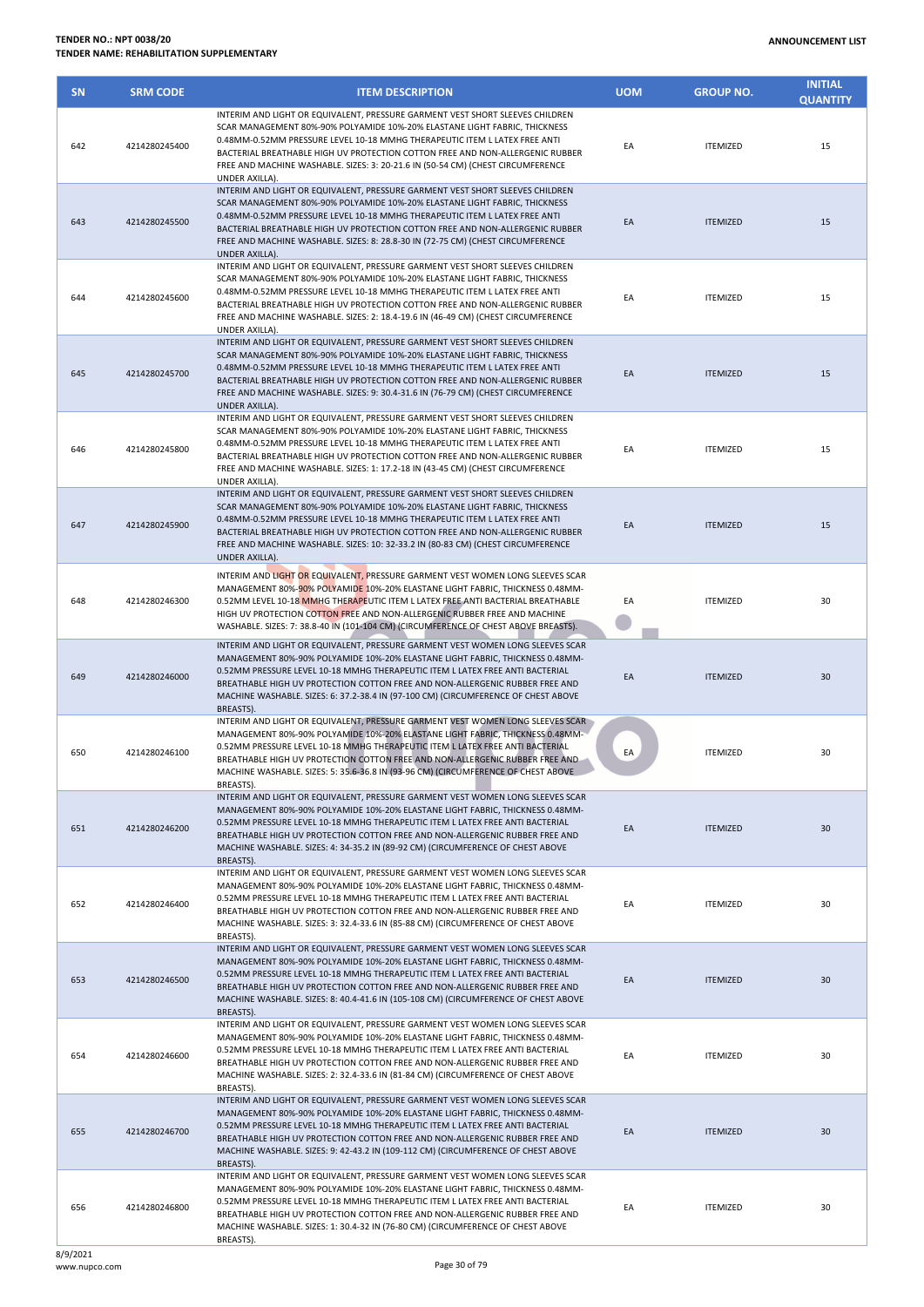| SN | SRM CODE | ITEM DESCRIPTION | UOM | GROUP NO. | INITIAL QUANTITY |
|---|---|---|---|---|---|
| 642 | 4214280245400 | INTERIM AND LIGHT OR EQUIVALENT, PRESSURE GARMENT VEST SHORT SLEEVES CHILDREN SCAR MANAGEMENT 80%-90% POLYAMIDE 10%-20% ELASTANE LIGHT FABRIC, THICKNESS 0.48MM-0.52MM PRESSURE LEVEL 10-18 MMHG THERAPEUTIC ITEM L LATEX FREE ANTI BACTERIAL BREATHABLE HIGH UV PROTECTION COTTON FREE AND NON-ALLERGENIC RUBBER FREE AND MACHINE WASHABLE. SIZES: 3: 20-21.6 IN (50-54 CM) (CHEST CIRCUMFERENCE UNDER AXILLA). | EA | ITEMIZED | 15 |
| 643 | 4214280245500 | INTERIM AND LIGHT OR EQUIVALENT, PRESSURE GARMENT VEST SHORT SLEEVES CHILDREN SCAR MANAGEMENT 80%-90% POLYAMIDE 10%-20% ELASTANE LIGHT FABRIC, THICKNESS 0.48MM-0.52MM PRESSURE LEVEL 10-18 MMHG THERAPEUTIC ITEM L LATEX FREE ANTI BACTERIAL BREATHABLE HIGH UV PROTECTION COTTON FREE AND NON-ALLERGENIC RUBBER FREE AND MACHINE WASHABLE. SIZES: 8: 28.8-30 IN (72-75 CM) (CHEST CIRCUMFERENCE UNDER AXILLA). | EA | ITEMIZED | 15 |
| 644 | 4214280245600 | INTERIM AND LIGHT OR EQUIVALENT, PRESSURE GARMENT VEST SHORT SLEEVES CHILDREN SCAR MANAGEMENT 80%-90% POLYAMIDE 10%-20% ELASTANE LIGHT FABRIC, THICKNESS 0.48MM-0.52MM PRESSURE LEVEL 10-18 MMHG THERAPEUTIC ITEM L LATEX FREE ANTI BACTERIAL BREATHABLE HIGH UV PROTECTION COTTON FREE AND NON-ALLERGENIC RUBBER FREE AND MACHINE WASHABLE. SIZES: 2: 18.4-19.6 IN (46-49 CM) (CHEST CIRCUMFERENCE UNDER AXILLA). | EA | ITEMIZED | 15 |
| 645 | 4214280245700 | INTERIM AND LIGHT OR EQUIVALENT, PRESSURE GARMENT VEST SHORT SLEEVES CHILDREN SCAR MANAGEMENT 80%-90% POLYAMIDE 10%-20% ELASTANE LIGHT FABRIC, THICKNESS 0.48MM-0.52MM PRESSURE LEVEL 10-18 MMHG THERAPEUTIC ITEM L LATEX FREE ANTI BACTERIAL BREATHABLE HIGH UV PROTECTION COTTON FREE AND NON-ALLERGENIC RUBBER FREE AND MACHINE WASHABLE. SIZES: 9: 30.4-31.6 IN (76-79 CM) (CHEST CIRCUMFERENCE UNDER AXILLA). | EA | ITEMIZED | 15 |
| 646 | 4214280245800 | INTERIM AND LIGHT OR EQUIVALENT, PRESSURE GARMENT VEST SHORT SLEEVES CHILDREN SCAR MANAGEMENT 80%-90% POLYAMIDE 10%-20% ELASTANE LIGHT FABRIC, THICKNESS 0.48MM-0.52MM PRESSURE LEVEL 10-18 MMHG THERAPEUTIC ITEM L LATEX FREE ANTI BACTERIAL BREATHABLE HIGH UV PROTECTION COTTON FREE AND NON-ALLERGENIC RUBBER FREE AND MACHINE WASHABLE. SIZES: 1: 17.2-18 IN (43-45 CM) (CHEST CIRCUMFERENCE UNDER AXILLA). | EA | ITEMIZED | 15 |
| 647 | 4214280245900 | INTERIM AND LIGHT OR EQUIVALENT, PRESSURE GARMENT VEST SHORT SLEEVES CHILDREN SCAR MANAGEMENT 80%-90% POLYAMIDE 10%-20% ELASTANE LIGHT FABRIC, THICKNESS 0.48MM-0.52MM PRESSURE LEVEL 10-18 MMHG THERAPEUTIC ITEM L LATEX FREE ANTI BACTERIAL BREATHABLE HIGH UV PROTECTION COTTON FREE AND NON-ALLERGENIC RUBBER FREE AND MACHINE WASHABLE. SIZES: 10: 32-33.2 IN (80-83 CM) (CHEST CIRCUMFERENCE UNDER AXILLA). | EA | ITEMIZED | 15 |
| 648 | 4214280246300 | INTERIM AND LIGHT OR EQUIVALENT, PRESSURE GARMENT VEST WOMEN LONG SLEEVES SCAR MANAGEMENT 80%-90% POLYAMIDE 10%-20% ELASTANE LIGHT FABRIC, THICKNESS 0.48MM-0.52MM LEVEL 10-18 MMHG THERAPEUTIC ITEM L LATEX FREE ANTI BACTERIAL BREATHABLE HIGH UV PROTECTION COTTON FREE AND NON-ALLERGENIC RUBBER FREE AND MACHINE WASHABLE. SIZES: 7: 38.8-40 IN (101-104 CM) (CIRCUMFERENCE OF CHEST ABOVE BREASTS). | EA | ITEMIZED | 30 |
| 649 | 4214280246000 | INTERIM AND LIGHT OR EQUIVALENT, PRESSURE GARMENT VEST WOMEN LONG SLEEVES SCAR MANAGEMENT 80%-90% POLYAMIDE 10%-20% ELASTANE LIGHT FABRIC, THICKNESS 0.48MM-0.52MM PRESSURE LEVEL 10-18 MMHG THERAPEUTIC ITEM L LATEX FREE ANTI BACTERIAL BREATHABLE HIGH UV PROTECTION COTTON FREE AND NON-ALLERGENIC RUBBER FREE AND MACHINE WASHABLE. SIZES: 6: 37.2-38.4 IN (97-100 CM) (CIRCUMFERENCE OF CHEST ABOVE BREASTS). | EA | ITEMIZED | 30 |
| 650 | 4214280246100 | INTERIM AND LIGHT OR EQUIVALENT, PRESSURE GARMENT VEST WOMEN LONG SLEEVES SCAR MANAGEMENT 80%-90% POLYAMIDE 10%-20% ELASTANE LIGHT FABRIC, THICKNESS 0.48MM-0.52MM PRESSURE LEVEL 10-18 MMHG THERAPEUTIC ITEM L LATEX FREE ANTI BACTERIAL BREATHABLE HIGH UV PROTECTION COTTON FREE AND NON-ALLERGENIC RUBBER FREE AND MACHINE WASHABLE. SIZES: 5: 35.6-36.8 IN (93-96 CM) (CIRCUMFERENCE OF CHEST ABOVE BREASTS). | EA | ITEMIZED | 30 |
| 651 | 4214280246200 | INTERIM AND LIGHT OR EQUIVALENT, PRESSURE GARMENT VEST WOMEN LONG SLEEVES SCAR MANAGEMENT 80%-90% POLYAMIDE 10%-20% ELASTANE LIGHT FABRIC, THICKNESS 0.48MM-0.52MM PRESSURE LEVEL 10-18 MMHG THERAPEUTIC ITEM L LATEX FREE ANTI BACTERIAL BREATHABLE HIGH UV PROTECTION COTTON FREE AND NON-ALLERGENIC RUBBER FREE AND MACHINE WASHABLE. SIZES: 4: 34-35.2 IN (89-92 CM) (CIRCUMFERENCE OF CHEST ABOVE BREASTS). | EA | ITEMIZED | 30 |
| 652 | 4214280246400 | INTERIM AND LIGHT OR EQUIVALENT, PRESSURE GARMENT VEST WOMEN LONG SLEEVES SCAR MANAGEMENT 80%-90% POLYAMIDE 10%-20% ELASTANE LIGHT FABRIC, THICKNESS 0.48MM-0.52MM PRESSURE LEVEL 10-18 MMHG THERAPEUTIC ITEM L LATEX FREE ANTI BACTERIAL BREATHABLE HIGH UV PROTECTION COTTON FREE AND NON-ALLERGENIC RUBBER FREE AND MACHINE WASHABLE. SIZES: 3: 32.4-33.6 IN (85-88 CM) (CIRCUMFERENCE OF CHEST ABOVE BREASTS). | EA | ITEMIZED | 30 |
| 653 | 4214280246500 | INTERIM AND LIGHT OR EQUIVALENT, PRESSURE GARMENT VEST WOMEN LONG SLEEVES SCAR MANAGEMENT 80%-90% POLYAMIDE 10%-20% ELASTANE LIGHT FABRIC, THICKNESS 0.48MM-0.52MM PRESSURE LEVEL 10-18 MMHG THERAPEUTIC ITEM L LATEX FREE ANTI BACTERIAL BREATHABLE HIGH UV PROTECTION COTTON FREE AND NON-ALLERGENIC RUBBER FREE AND MACHINE WASHABLE. SIZES: 8: 40.4-41.6 IN (105-108 CM) (CIRCUMFERENCE OF CHEST ABOVE BREASTS). | EA | ITEMIZED | 30 |
| 654 | 4214280246600 | INTERIM AND LIGHT OR EQUIVALENT, PRESSURE GARMENT VEST WOMEN LONG SLEEVES SCAR MANAGEMENT 80%-90% POLYAMIDE 10%-20% ELASTANE LIGHT FABRIC, THICKNESS 0.48MM-0.52MM PRESSURE LEVEL 10-18 MMHG THERAPEUTIC ITEM L LATEX FREE ANTI BACTERIAL BREATHABLE HIGH UV PROTECTION COTTON FREE AND NON-ALLERGENIC RUBBER FREE AND MACHINE WASHABLE. SIZES: 2: 32.4-33.6 IN (81-84 CM) (CIRCUMFERENCE OF CHEST ABOVE BREASTS). | EA | ITEMIZED | 30 |
| 655 | 4214280246700 | INTERIM AND LIGHT OR EQUIVALENT, PRESSURE GARMENT VEST WOMEN LONG SLEEVES SCAR MANAGEMENT 80%-90% POLYAMIDE 10%-20% ELASTANE LIGHT FABRIC, THICKNESS 0.48MM-0.52MM PRESSURE LEVEL 10-18 MMHG THERAPEUTIC ITEM L LATEX FREE ANTI BACTERIAL BREATHABLE HIGH UV PROTECTION COTTON FREE AND NON-ALLERGENIC RUBBER FREE AND MACHINE WASHABLE. SIZES: 9: 42-43.2 IN (109-112 CM) (CIRCUMFERENCE OF CHEST ABOVE BREASTS). | EA | ITEMIZED | 30 |
| 656 | 4214280246800 | INTERIM AND LIGHT OR EQUIVALENT, PRESSURE GARMENT VEST WOMEN LONG SLEEVES SCAR MANAGEMENT 80%-90% POLYAMIDE 10%-20% ELASTANE LIGHT FABRIC, THICKNESS 0.48MM-0.52MM PRESSURE LEVEL 10-18 MMHG THERAPEUTIC ITEM L LATEX FREE ANTI BACTERIAL BREATHABLE HIGH UV PROTECTION COTTON FREE AND NON-ALLERGENIC RUBBER FREE AND MACHINE WASHABLE. SIZES: 1: 30.4-32 IN (76-80 CM) (CIRCUMFERENCE OF CHEST ABOVE BREASTS). | EA | ITEMIZED | 30 |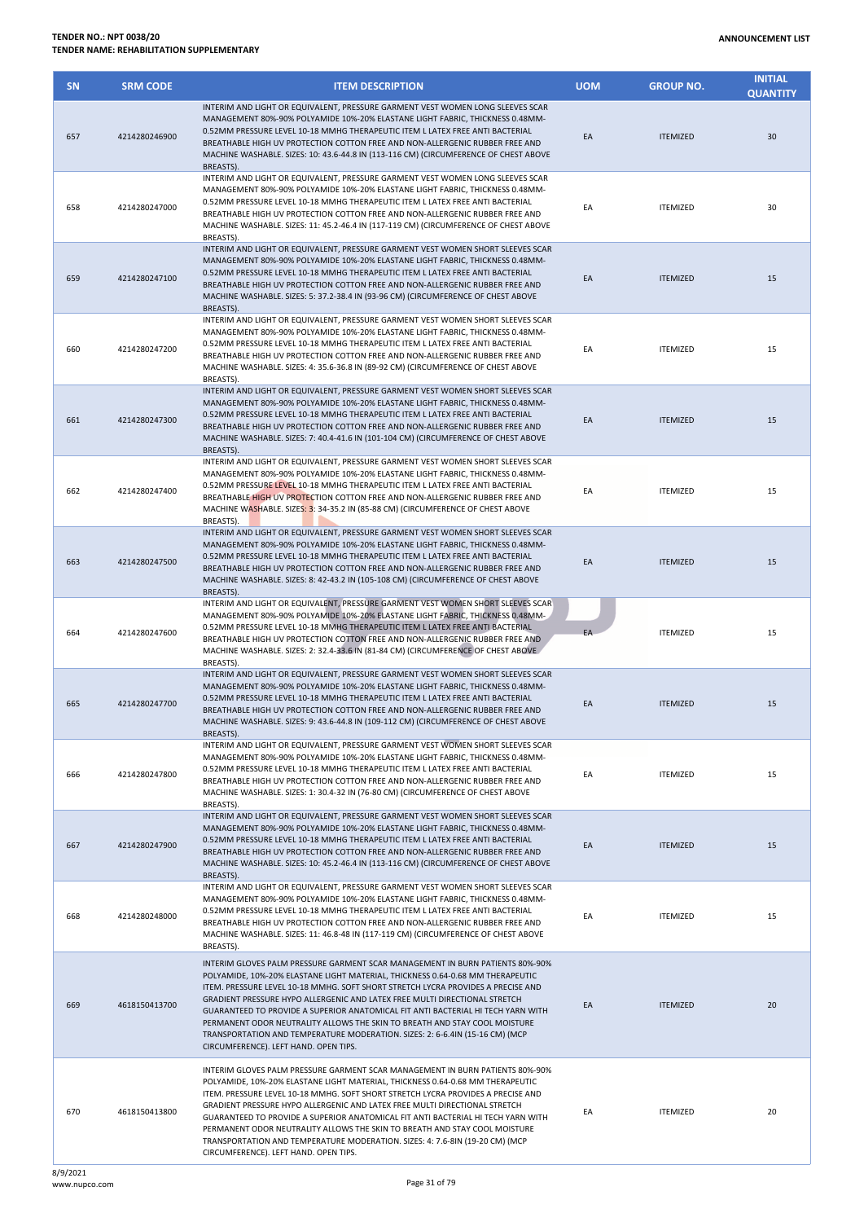| SN | SRM CODE | ITEM DESCRIPTION | UOM | GROUP NO. | INITIAL QUANTITY |
|---|---|---|---|---|---|
| 657 | 4214280246900 | INTERIM AND LIGHT OR EQUIVALENT, PRESSURE GARMENT VEST WOMEN LONG SLEEVES SCAR MANAGEMENT 80%-90% POLYAMIDE 10%-20% ELASTANE LIGHT FABRIC, THICKNESS 0.48MM-0.52MM PRESSURE LEVEL 10-18 MMHG THERAPEUTIC ITEM L LATEX FREE ANTI BACTERIAL BREATHABLE HIGH UV PROTECTION COTTON FREE AND NON-ALLERGENIC RUBBER FREE AND MACHINE WASHABLE. SIZES: 10: 43.6-44.8 IN (113-116 CM) (CIRCUMFERENCE OF CHEST ABOVE BREASTS). | EA | ITEMIZED | 30 |
| 658 | 4214280247000 | INTERIM AND LIGHT OR EQUIVALENT, PRESSURE GARMENT VEST WOMEN LONG SLEEVES SCAR MANAGEMENT 80%-90% POLYAMIDE 10%-20% ELASTANE LIGHT FABRIC, THICKNESS 0.48MM-0.52MM PRESSURE LEVEL 10-18 MMHG THERAPEUTIC ITEM L LATEX FREE ANTI BACTERIAL BREATHABLE HIGH UV PROTECTION COTTON FREE AND NON-ALLERGENIC RUBBER FREE AND MACHINE WASHABLE. SIZES: 11: 45.2-46.4 IN (117-119 CM) (CIRCUMFERENCE OF CHEST ABOVE BREASTS). | EA | ITEMIZED | 30 |
| 659 | 4214280247100 | INTERIM AND LIGHT OR EQUIVALENT, PRESSURE GARMENT VEST WOMEN SHORT SLEEVES SCAR MANAGEMENT 80%-90% POLYAMIDE 10%-20% ELASTANE LIGHT FABRIC, THICKNESS 0.48MM-0.52MM PRESSURE LEVEL 10-18 MMHG THERAPEUTIC ITEM L LATEX FREE ANTI BACTERIAL BREATHABLE HIGH UV PROTECTION COTTON FREE AND NON-ALLERGENIC RUBBER FREE AND MACHINE WASHABLE. SIZES: 5: 37.2-38.4 IN (93-96 CM) (CIRCUMFERENCE OF CHEST ABOVE BREASTS). | EA | ITEMIZED | 15 |
| 660 | 4214280247200 | INTERIM AND LIGHT OR EQUIVALENT, PRESSURE GARMENT VEST WOMEN SHORT SLEEVES SCAR MANAGEMENT 80%-90% POLYAMIDE 10%-20% ELASTANE LIGHT FABRIC, THICKNESS 0.48MM-0.52MM PRESSURE LEVEL 10-18 MMHG THERAPEUTIC ITEM L LATEX FREE ANTI BACTERIAL BREATHABLE HIGH UV PROTECTION COTTON FREE AND NON-ALLERGENIC RUBBER FREE AND MACHINE WASHABLE. SIZES: 4: 35.6-36.8 IN (89-92 CM) (CIRCUMFERENCE OF CHEST ABOVE BREASTS). | EA | ITEMIZED | 15 |
| 661 | 4214280247300 | INTERIM AND LIGHT OR EQUIVALENT, PRESSURE GARMENT VEST WOMEN SHORT SLEEVES SCAR MANAGEMENT 80%-90% POLYAMIDE 10%-20% ELASTANE LIGHT FABRIC, THICKNESS 0.48MM-0.52MM PRESSURE LEVEL 10-18 MMHG THERAPEUTIC ITEM L LATEX FREE ANTI BACTERIAL BREATHABLE HIGH UV PROTECTION COTTON FREE AND NON-ALLERGENIC RUBBER FREE AND MACHINE WASHABLE. SIZES: 7: 40.4-41.6 IN (101-104 CM) (CIRCUMFERENCE OF CHEST ABOVE BREASTS). | EA | ITEMIZED | 15 |
| 662 | 4214280247400 | INTERIM AND LIGHT OR EQUIVALENT, PRESSURE GARMENT VEST WOMEN SHORT SLEEVES SCAR MANAGEMENT 80%-90% POLYAMIDE 10%-20% ELASTANE LIGHT FABRIC, THICKNESS 0.48MM-0.52MM PRESSURE LEVEL 10-18 MMHG THERAPEUTIC ITEM L LATEX FREE ANTI BACTERIAL BREATHABLE HIGH UV PROTECTION COTTON FREE AND NON-ALLERGENIC RUBBER FREE AND MACHINE WASHABLE. SIZES: 3: 34-35.2 IN (85-88 CM) (CIRCUMFERENCE OF CHEST ABOVE BREASTS). | EA | ITEMIZED | 15 |
| 663 | 4214280247500 | INTERIM AND LIGHT OR EQUIVALENT, PRESSURE GARMENT VEST WOMEN SHORT SLEEVES SCAR MANAGEMENT 80%-90% POLYAMIDE 10%-20% ELASTANE LIGHT FABRIC, THICKNESS 0.48MM-0.52MM PRESSURE LEVEL 10-18 MMHG THERAPEUTIC ITEM L LATEX FREE ANTI BACTERIAL BREATHABLE HIGH UV PROTECTION COTTON FREE AND NON-ALLERGENIC RUBBER FREE AND MACHINE WASHABLE. SIZES: 8: 42-43.2 IN (105-108 CM) (CIRCUMFERENCE OF CHEST ABOVE BREASTS). | EA | ITEMIZED | 15 |
| 664 | 4214280247600 | INTERIM AND LIGHT OR EQUIVALENT, PRESSURE GARMENT VEST WOMEN SHORT SLEEVES SCAR MANAGEMENT 80%-90% POLYAMIDE 10%-20% ELASTANE LIGHT FABRIC, THICKNESS 0.48MM-0.52MM PRESSURE LEVEL 10-18 MMHG THERAPEUTIC ITEM L LATEX FREE ANTI BACTERIAL BREATHABLE HIGH UV PROTECTION COTTON FREE AND NON-ALLERGENIC RUBBER FREE AND MACHINE WASHABLE. SIZES: 2: 32.4-33.6 IN (81-84 CM) (CIRCUMFERENCE OF CHEST ABOVE BREASTS). | EA | ITEMIZED | 15 |
| 665 | 4214280247700 | INTERIM AND LIGHT OR EQUIVALENT, PRESSURE GARMENT VEST WOMEN SHORT SLEEVES SCAR MANAGEMENT 80%-90% POLYAMIDE 10%-20% ELASTANE LIGHT FABRIC, THICKNESS 0.48MM-0.52MM PRESSURE LEVEL 10-18 MMHG THERAPEUTIC ITEM L LATEX FREE ANTI BACTERIAL BREATHABLE HIGH UV PROTECTION COTTON FREE AND NON-ALLERGENIC RUBBER FREE AND MACHINE WASHABLE. SIZES: 9: 43.6-44.8 IN (109-112 CM) (CIRCUMFERENCE OF CHEST ABOVE BREASTS). | EA | ITEMIZED | 15 |
| 666 | 4214280247800 | INTERIM AND LIGHT OR EQUIVALENT, PRESSURE GARMENT VEST WOMEN SHORT SLEEVES SCAR MANAGEMENT 80%-90% POLYAMIDE 10%-20% ELASTANE LIGHT FABRIC, THICKNESS 0.48MM-0.52MM PRESSURE LEVEL 10-18 MMHG THERAPEUTIC ITEM L LATEX FREE ANTI BACTERIAL BREATHABLE HIGH UV PROTECTION COTTON FREE AND NON-ALLERGENIC RUBBER FREE AND MACHINE WASHABLE. SIZES: 1: 30.4-32 IN (76-80 CM) (CIRCUMFERENCE OF CHEST ABOVE BREASTS). | EA | ITEMIZED | 15 |
| 667 | 4214280247900 | INTERIM AND LIGHT OR EQUIVALENT, PRESSURE GARMENT VEST WOMEN SHORT SLEEVES SCAR MANAGEMENT 80%-90% POLYAMIDE 10%-20% ELASTANE LIGHT FABRIC, THICKNESS 0.48MM-0.52MM PRESSURE LEVEL 10-18 MMHG THERAPEUTIC ITEM L LATEX FREE ANTI BACTERIAL BREATHABLE HIGH UV PROTECTION COTTON FREE AND NON-ALLERGENIC RUBBER FREE AND MACHINE WASHABLE. SIZES: 10: 45.2-46.4 IN (113-116 CM) (CIRCUMFERENCE OF CHEST ABOVE BREASTS). | EA | ITEMIZED | 15 |
| 668 | 4214280248000 | INTERIM AND LIGHT OR EQUIVALENT, PRESSURE GARMENT VEST WOMEN SHORT SLEEVES SCAR MANAGEMENT 80%-90% POLYAMIDE 10%-20% ELASTANE LIGHT FABRIC, THICKNESS 0.48MM-0.52MM PRESSURE LEVEL 10-18 MMHG THERAPEUTIC ITEM L LATEX FREE ANTI BACTERIAL BREATHABLE HIGH UV PROTECTION COTTON FREE AND NON-ALLERGENIC RUBBER FREE AND MACHINE WASHABLE. SIZES: 11: 46.8-48 IN (117-119 CM) (CIRCUMFERENCE OF CHEST ABOVE BREASTS). | EA | ITEMIZED | 15 |
| 669 | 4618150413700 | INTERIM GLOVES PALM PRESSURE GARMENT SCAR MANAGEMENT IN BURN PATIENTS 80%-90% POLYAMIDE, 10%-20% ELASTANE LIGHT MATERIAL, THICKNESS 0.64-0.68 MM THERAPEUTIC ITEM. PRESSURE LEVEL 10-18 MMHG. SOFT SHORT STRETCH LYCRA PROVIDES A PRECISE AND GRADIENT PRESSURE HYPO ALLERGENIC AND LATEX FREE MULTI DIRECTIONAL STRETCH GUARANTEED TO PROVIDE A SUPERIOR ANATOMICAL FIT ANTI BACTERIAL HI TECH YARN WITH PERMANENT ODOR NEUTRALITY ALLOWS THE SKIN TO BREATH AND STAY COOL MOISTURE TRANSPORTATION AND TEMPERATURE MODERATION. SIZES: 2: 6-6.4IN (15-16 CM) (MCP CIRCUMFERENCE). LEFT HAND. OPEN TIPS. | EA | ITEMIZED | 20 |
| 670 | 4618150413800 | INTERIM GLOVES PALM PRESSURE GARMENT SCAR MANAGEMENT IN BURN PATIENTS 80%-90% POLYAMIDE, 10%-20% ELASTANE LIGHT MATERIAL, THICKNESS 0.64-0.68 MM THERAPEUTIC ITEM. PRESSURE LEVEL 10-18 MMHG. SOFT SHORT STRETCH LYCRA PROVIDES A PRECISE AND GRADIENT PRESSURE HYPO ALLERGENIC AND LATEX FREE MULTI DIRECTIONAL STRETCH GUARANTEED TO PROVIDE A SUPERIOR ANATOMICAL FIT ANTI BACTERIAL HI TECH YARN WITH PERMANENT ODOR NEUTRALITY ALLOWS THE SKIN TO BREATH AND STAY COOL MOISTURE TRANSPORTATION AND TEMPERATURE MODERATION. SIZES: 4: 7.6-8IN (19-20 CM) (MCP CIRCUMFERENCE). LEFT HAND. OPEN TIPS. | EA | ITEMIZED | 20 |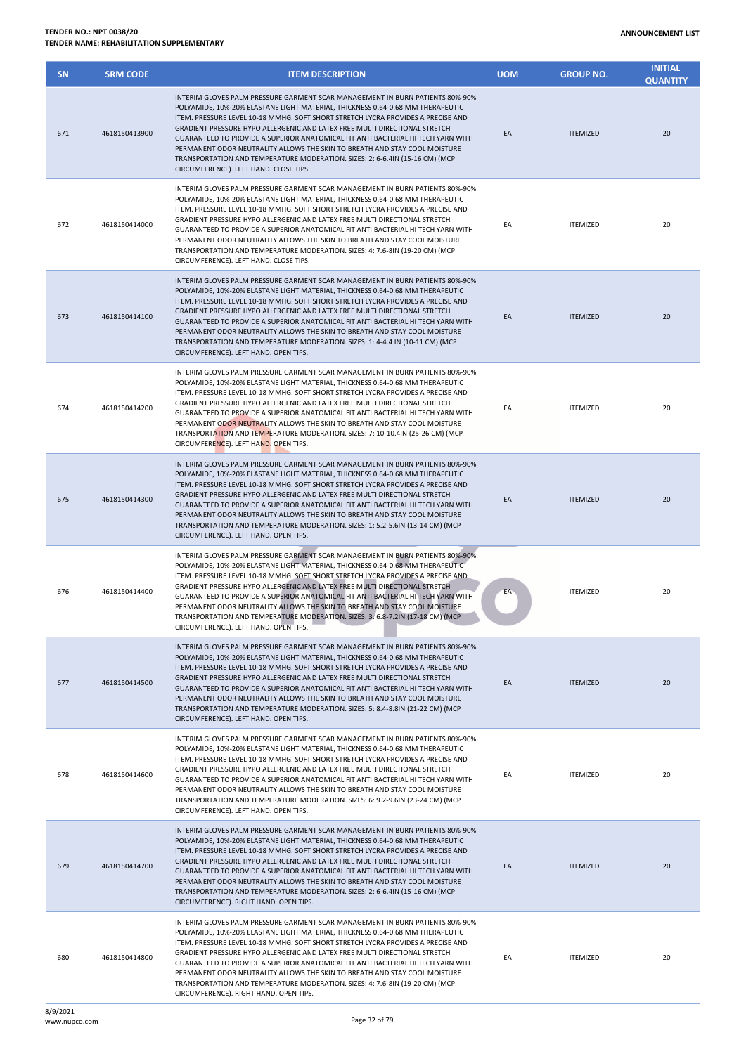| SN | SRM CODE | ITEM DESCRIPTION | UOM | GROUP NO. | INITIAL QUANTITY |
|---|---|---|---|---|---|
| 671 | 4618150413900 | INTERIM GLOVES PALM PRESSURE GARMENT SCAR MANAGEMENT IN BURN PATIENTS 80%-90% POLYAMIDE, 10%-20% ELASTANE LIGHT MATERIAL, THICKNESS 0.64-0.68 MM THERAPEUTIC ITEM. PRESSURE LEVEL 10-18 MMHG. SOFT SHORT STRETCH LYCRA PROVIDES A PRECISE AND GRADIENT PRESSURE HYPO ALLERGENIC AND LATEX FREE MULTI DIRECTIONAL STRETCH GUARANTEED TO PROVIDE A SUPERIOR ANATOMICAL FIT ANTI BACTERIAL HI TECH YARN WITH PERMANENT ODOR NEUTRALITY ALLOWS THE SKIN TO BREATH AND STAY COOL MOISTURE TRANSPORTATION AND TEMPERATURE MODERATION. SIZES: 2: 6-6.4IN (15-16 CM) (MCP CIRCUMFERENCE). LEFT HAND. CLOSE TIPS. | EA | ITEMIZED | 20 |
| 672 | 4618150414000 | INTERIM GLOVES PALM PRESSURE GARMENT SCAR MANAGEMENT IN BURN PATIENTS 80%-90% POLYAMIDE, 10%-20% ELASTANE LIGHT MATERIAL, THICKNESS 0.64-0.68 MM THERAPEUTIC ITEM. PRESSURE LEVEL 10-18 MMHG. SOFT SHORT STRETCH LYCRA PROVIDES A PRECISE AND GRADIENT PRESSURE HYPO ALLERGENIC AND LATEX FREE MULTI DIRECTIONAL STRETCH GUARANTEED TO PROVIDE A SUPERIOR ANATOMICAL FIT ANTI BACTERIAL HI TECH YARN WITH PERMANENT ODOR NEUTRALITY ALLOWS THE SKIN TO BREATH AND STAY COOL MOISTURE TRANSPORTATION AND TEMPERATURE MODERATION. SIZES: 4: 7.6-8IN (19-20 CM) (MCP CIRCUMFERENCE). LEFT HAND. CLOSE TIPS. | EA | ITEMIZED | 20 |
| 673 | 4618150414100 | INTERIM GLOVES PALM PRESSURE GARMENT SCAR MANAGEMENT IN BURN PATIENTS 80%-90% POLYAMIDE, 10%-20% ELASTANE LIGHT MATERIAL, THICKNESS 0.64-0.68 MM THERAPEUTIC ITEM. PRESSURE LEVEL 10-18 MMHG. SOFT SHORT STRETCH LYCRA PROVIDES A PRECISE AND GRADIENT PRESSURE HYPO ALLERGENIC AND LATEX FREE MULTI DIRECTIONAL STRETCH GUARANTEED TO PROVIDE A SUPERIOR ANATOMICAL FIT ANTI BACTERIAL HI TECH YARN WITH PERMANENT ODOR NEUTRALITY ALLOWS THE SKIN TO BREATH AND STAY COOL MOISTURE TRANSPORTATION AND TEMPERATURE MODERATION. SIZES: 1: 4-4.4 IN (10-11 CM) (MCP CIRCUMFERENCE). LEFT HAND. OPEN TIPS. | EA | ITEMIZED | 20 |
| 674 | 4618150414200 | INTERIM GLOVES PALM PRESSURE GARMENT SCAR MANAGEMENT IN BURN PATIENTS 80%-90% POLYAMIDE, 10%-20% ELASTANE LIGHT MATERIAL, THICKNESS 0.64-0.68 MM THERAPEUTIC ITEM. PRESSURE LEVEL 10-18 MMHG. SOFT SHORT STRETCH LYCRA PROVIDES A PRECISE AND GRADIENT PRESSURE HYPO ALLERGENIC AND LATEX FREE MULTI DIRECTIONAL STRETCH GUARANTEED TO PROVIDE A SUPERIOR ANATOMICAL FIT ANTI BACTERIAL HI TECH YARN WITH PERMANENT ODOR NEUTRALITY ALLOWS THE SKIN TO BREATH AND STAY COOL MOISTURE TRANSPORTATION AND TEMPERATURE MODERATION. SIZES: 7: 10-10.4IN (25-26 CM) (MCP CIRCUMFERENCE). LEFT HAND. OPEN TIPS. | EA | ITEMIZED | 20 |
| 675 | 4618150414300 | INTERIM GLOVES PALM PRESSURE GARMENT SCAR MANAGEMENT IN BURN PATIENTS 80%-90% POLYAMIDE, 10%-20% ELASTANE LIGHT MATERIAL, THICKNESS 0.64-0.68 MM THERAPEUTIC ITEM. PRESSURE LEVEL 10-18 MMHG. SOFT SHORT STRETCH LYCRA PROVIDES A PRECISE AND GRADIENT PRESSURE HYPO ALLERGENIC AND LATEX FREE MULTI DIRECTIONAL STRETCH GUARANTEED TO PROVIDE A SUPERIOR ANATOMICAL FIT ANTI BACTERIAL HI TECH YARN WITH PERMANENT ODOR NEUTRALITY ALLOWS THE SKIN TO BREATH AND STAY COOL MOISTURE TRANSPORTATION AND TEMPERATURE MODERATION. SIZES: 1: 5.2-5.6IN (13-14 CM) (MCP CIRCUMFERENCE). LEFT HAND. OPEN TIPS. | EA | ITEMIZED | 20 |
| 676 | 4618150414400 | INTERIM GLOVES PALM PRESSURE GARMENT SCAR MANAGEMENT IN BURN PATIENTS 80%-90% POLYAMIDE, 10%-20% ELASTANE LIGHT MATERIAL, THICKNESS 0.64-0.68 MM THERAPEUTIC ITEM. PRESSURE LEVEL 10-18 MMHG. SOFT SHORT STRETCH LYCRA PROVIDES A PRECISE AND GRADIENT PRESSURE HYPO ALLERGENIC AND LATEX FREE MULTI DIRECTIONAL STRETCH GUARANTEED TO PROVIDE A SUPERIOR ANATOMICAL FIT ANTI BACTERIAL HI TECH YARN WITH PERMANENT ODOR NEUTRALITY ALLOWS THE SKIN TO BREATH AND STAY COOL MOISTURE TRANSPORTATION AND TEMPERATURE MODERATION. SIZES: 3: 6.8-7.2IN (17-18 CM) (MCP CIRCUMFERENCE). LEFT HAND. OPEN TIPS. | EA | ITEMIZED | 20 |
| 677 | 4618150414500 | INTERIM GLOVES PALM PRESSURE GARMENT SCAR MANAGEMENT IN BURN PATIENTS 80%-90% POLYAMIDE, 10%-20% ELASTANE LIGHT MATERIAL, THICKNESS 0.64-0.68 MM THERAPEUTIC ITEM. PRESSURE LEVEL 10-18 MMHG. SOFT SHORT STRETCH LYCRA PROVIDES A PRECISE AND GRADIENT PRESSURE HYPO ALLERGENIC AND LATEX FREE MULTI DIRECTIONAL STRETCH GUARANTEED TO PROVIDE A SUPERIOR ANATOMICAL FIT ANTI BACTERIAL HI TECH YARN WITH PERMANENT ODOR NEUTRALITY ALLOWS THE SKIN TO BREATH AND STAY COOL MOISTURE TRANSPORTATION AND TEMPERATURE MODERATION. SIZES: 5: 8.4-8.8IN (21-22 CM) (MCP CIRCUMFERENCE). LEFT HAND. OPEN TIPS. | EA | ITEMIZED | 20 |
| 678 | 4618150414600 | INTERIM GLOVES PALM PRESSURE GARMENT SCAR MANAGEMENT IN BURN PATIENTS 80%-90% POLYAMIDE, 10%-20% ELASTANE LIGHT MATERIAL, THICKNESS 0.64-0.68 MM THERAPEUTIC ITEM. PRESSURE LEVEL 10-18 MMHG. SOFT SHORT STRETCH LYCRA PROVIDES A PRECISE AND GRADIENT PRESSURE HYPO ALLERGENIC AND LATEX FREE MULTI DIRECTIONAL STRETCH GUARANTEED TO PROVIDE A SUPERIOR ANATOMICAL FIT ANTI BACTERIAL HI TECH YARN WITH PERMANENT ODOR NEUTRALITY ALLOWS THE SKIN TO BREATH AND STAY COOL MOISTURE TRANSPORTATION AND TEMPERATURE MODERATION. SIZES: 6: 9.2-9.6IN (23-24 CM) (MCP CIRCUMFERENCE). LEFT HAND. OPEN TIPS. | EA | ITEMIZED | 20 |
| 679 | 4618150414700 | INTERIM GLOVES PALM PRESSURE GARMENT SCAR MANAGEMENT IN BURN PATIENTS 80%-90% POLYAMIDE, 10%-20% ELASTANE LIGHT MATERIAL, THICKNESS 0.64-0.68 MM THERAPEUTIC ITEM. PRESSURE LEVEL 10-18 MMHG. SOFT SHORT STRETCH LYCRA PROVIDES A PRECISE AND GRADIENT PRESSURE HYPO ALLERGENIC AND LATEX FREE MULTI DIRECTIONAL STRETCH GUARANTEED TO PROVIDE A SUPERIOR ANATOMICAL FIT ANTI BACTERIAL HI TECH YARN WITH PERMANENT ODOR NEUTRALITY ALLOWS THE SKIN TO BREATH AND STAY COOL MOISTURE TRANSPORTATION AND TEMPERATURE MODERATION. SIZES: 2: 6-6.4IN (15-16 CM) (MCP CIRCUMFERENCE). RIGHT HAND. OPEN TIPS. | EA | ITEMIZED | 20 |
| 680 | 4618150414800 | INTERIM GLOVES PALM PRESSURE GARMENT SCAR MANAGEMENT IN BURN PATIENTS 80%-90% POLYAMIDE, 10%-20% ELASTANE LIGHT MATERIAL, THICKNESS 0.64-0.68 MM THERAPEUTIC ITEM. PRESSURE LEVEL 10-18 MMHG. SOFT SHORT STRETCH LYCRA PROVIDES A PRECISE AND GRADIENT PRESSURE HYPO ALLERGENIC AND LATEX FREE MULTI DIRECTIONAL STRETCH GUARANTEED TO PROVIDE A SUPERIOR ANATOMICAL FIT ANTI BACTERIAL HI TECH YARN WITH PERMANENT ODOR NEUTRALITY ALLOWS THE SKIN TO BREATH AND STAY COOL MOISTURE TRANSPORTATION AND TEMPERATURE MODERATION. SIZES: 4: 7.6-8IN (19-20 CM) (MCP CIRCUMFERENCE). RIGHT HAND. OPEN TIPS. | EA | ITEMIZED | 20 |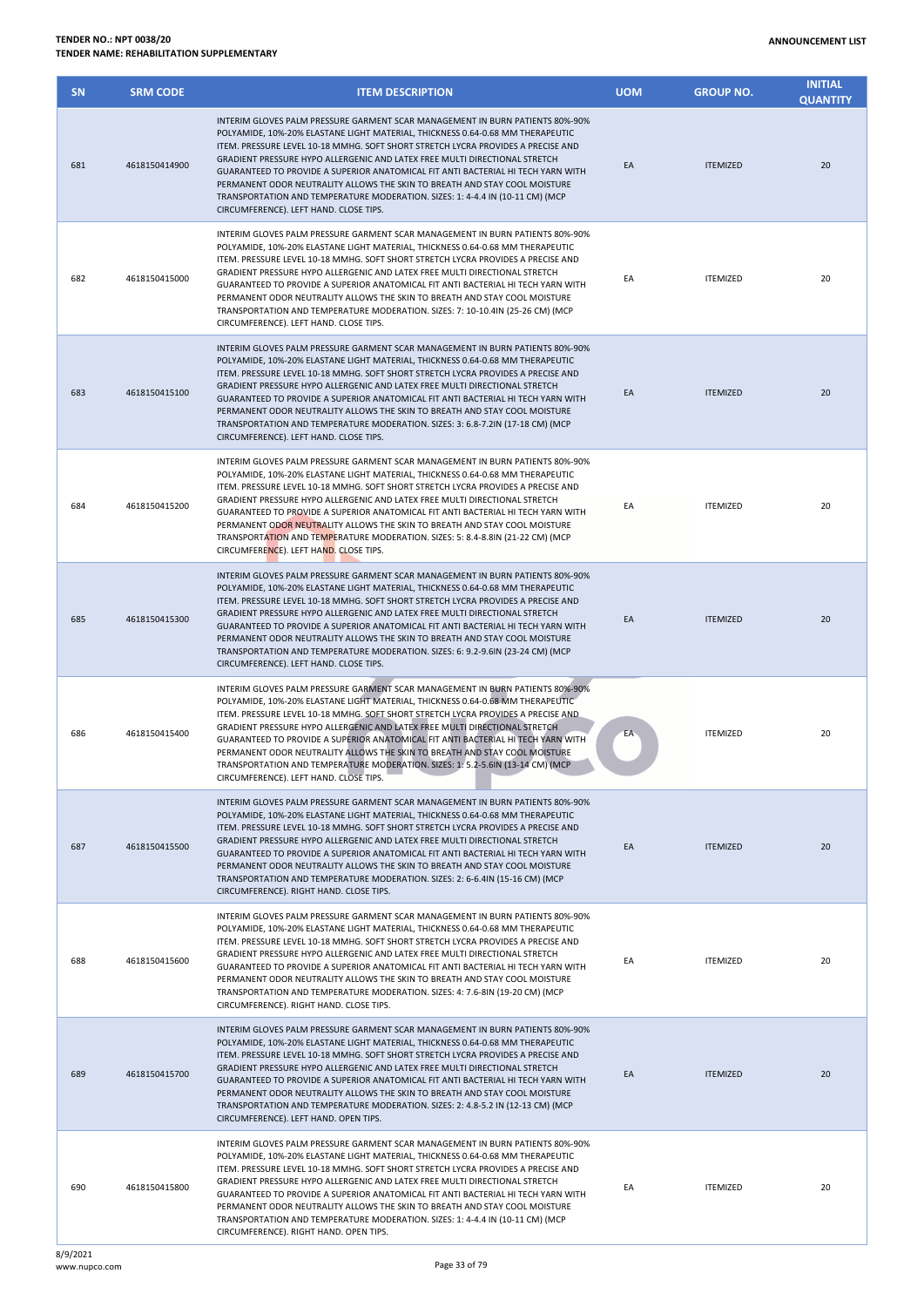**TENDER NO.: NPT 0038/20**
**TENDER NAME: REHABILITATION SUPPLEMENTARY**

**ANNOUNCEMENT LIST**

| SN | SRM CODE | ITEM DESCRIPTION | UOM | GROUP NO. | INITIAL QUANTITY |
|---|---|---|---|---|---|
| 681 | 4618150414900 | INTERIM GLOVES PALM PRESSURE GARMENT SCAR MANAGEMENT IN BURN PATIENTS 80%-90% POLYAMIDE, 10%-20% ELASTANE LIGHT MATERIAL, THICKNESS 0.64-0.68 MM THERAPEUTIC ITEM. PRESSURE LEVEL 10-18 MMHG. SOFT SHORT STRETCH LYCRA PROVIDES A PRECISE AND GRADIENT PRESSURE HYPO ALLERGENIC AND LATEX FREE MULTI DIRECTIONAL STRETCH GUARANTEED TO PROVIDE A SUPERIOR ANATOMICAL FIT ANTI BACTERIAL HI TECH YARN WITH PERMANENT ODOR NEUTRALITY ALLOWS THE SKIN TO BREATH AND STAY COOL MOISTURE TRANSPORTATION AND TEMPERATURE MODERATION. SIZES: 1: 4-4.4 IN (10-11 CM) (MCP CIRCUMFERENCE). LEFT HAND. CLOSE TIPS. | EA | ITEMIZED | 20 |
| 682 | 4618150415000 | INTERIM GLOVES PALM PRESSURE GARMENT SCAR MANAGEMENT IN BURN PATIENTS 80%-90% POLYAMIDE, 10%-20% ELASTANE LIGHT MATERIAL, THICKNESS 0.64-0.68 MM THERAPEUTIC ITEM. PRESSURE LEVEL 10-18 MMHG. SOFT SHORT STRETCH LYCRA PROVIDES A PRECISE AND GRADIENT PRESSURE HYPO ALLERGENIC AND LATEX FREE MULTI DIRECTIONAL STRETCH GUARANTEED TO PROVIDE A SUPERIOR ANATOMICAL FIT ANTI BACTERIAL HI TECH YARN WITH PERMANENT ODOR NEUTRALITY ALLOWS THE SKIN TO BREATH AND STAY COOL MOISTURE TRANSPORTATION AND TEMPERATURE MODERATION. SIZES: 7: 10-10.4IN (25-26 CM) (MCP CIRCUMFERENCE). LEFT HAND. CLOSE TIPS. | EA | ITEMIZED | 20 |
| 683 | 4618150415100 | INTERIM GLOVES PALM PRESSURE GARMENT SCAR MANAGEMENT IN BURN PATIENTS 80%-90% POLYAMIDE, 10%-20% ELASTANE LIGHT MATERIAL, THICKNESS 0.64-0.68 MM THERAPEUTIC ITEM. PRESSURE LEVEL 10-18 MMHG. SOFT SHORT STRETCH LYCRA PROVIDES A PRECISE AND GRADIENT PRESSURE HYPO ALLERGENIC AND LATEX FREE MULTI DIRECTIONAL STRETCH GUARANTEED TO PROVIDE A SUPERIOR ANATOMICAL FIT ANTI BACTERIAL HI TECH YARN WITH PERMANENT ODOR NEUTRALITY ALLOWS THE SKIN TO BREATH AND STAY COOL MOISTURE TRANSPORTATION AND TEMPERATURE MODERATION. SIZES: 3: 6.8-7.2IN (17-18 CM) (MCP CIRCUMFERENCE). LEFT HAND. CLOSE TIPS. | EA | ITEMIZED | 20 |
| 684 | 4618150415200 | INTERIM GLOVES PALM PRESSURE GARMENT SCAR MANAGEMENT IN BURN PATIENTS 80%-90% POLYAMIDE, 10%-20% ELASTANE LIGHT MATERIAL, THICKNESS 0.64-0.68 MM THERAPEUTIC ITEM. PRESSURE LEVEL 10-18 MMHG. SOFT SHORT STRETCH LYCRA PROVIDES A PRECISE AND GRADIENT PRESSURE HYPO ALLERGENIC AND LATEX FREE MULTI DIRECTIONAL STRETCH GUARANTEED TO PROVIDE A SUPERIOR ANATOMICAL FIT ANTI BACTERIAL HI TECH YARN WITH PERMANENT ODOR NEUTRALITY ALLOWS THE SKIN TO BREATH AND STAY COOL MOISTURE TRANSPORTATION AND TEMPERATURE MODERATION. SIZES: 5: 8.4-8.8IN (21-22 CM) (MCP CIRCUMFERENCE). LEFT HAND. CLOSE TIPS. | EA | ITEMIZED | 20 |
| 685 | 4618150415300 | INTERIM GLOVES PALM PRESSURE GARMENT SCAR MANAGEMENT IN BURN PATIENTS 80%-90% POLYAMIDE, 10%-20% ELASTANE LIGHT MATERIAL, THICKNESS 0.64-0.68 MM THERAPEUTIC ITEM. PRESSURE LEVEL 10-18 MMHG. SOFT SHORT STRETCH LYCRA PROVIDES A PRECISE AND GRADIENT PRESSURE HYPO ALLERGENIC AND LATEX FREE MULTI DIRECTIONAL STRETCH GUARANTEED TO PROVIDE A SUPERIOR ANATOMICAL FIT ANTI BACTERIAL HI TECH YARN WITH PERMANENT ODOR NEUTRALITY ALLOWS THE SKIN TO BREATH AND STAY COOL MOISTURE TRANSPORTATION AND TEMPERATURE MODERATION. SIZES: 6: 9.2-9.6IN (23-24 CM) (MCP CIRCUMFERENCE). LEFT HAND. CLOSE TIPS. | EA | ITEMIZED | 20 |
| 686 | 4618150415400 | INTERIM GLOVES PALM PRESSURE GARMENT SCAR MANAGEMENT IN BURN PATIENTS 80%-90% POLYAMIDE, 10%-20% ELASTANE LIGHT MATERIAL, THICKNESS 0.64-0.68 MM THERAPEUTIC ITEM. PRESSURE LEVEL 10-18 MMHG. SOFT SHORT STRETCH LYCRA PROVIDES A PRECISE AND GRADIENT PRESSURE HYPO ALLERGENIC AND LATEX FREE MULTI DIRECTIONAL STRETCH GUARANTEED TO PROVIDE A SUPERIOR ANATOMICAL FIT ANTI BACTERIAL HI TECH YARN WITH PERMANENT ODOR NEUTRALITY ALLOWS THE SKIN TO BREATH AND STAY COOL MOISTURE TRANSPORTATION AND TEMPERATURE MODERATION. SIZES: 1: 5.2-5.6IN (13-14 CM) (MCP CIRCUMFERENCE). LEFT HAND. CLOSE TIPS. | EA | ITEMIZED | 20 |
| 687 | 4618150415500 | INTERIM GLOVES PALM PRESSURE GARMENT SCAR MANAGEMENT IN BURN PATIENTS 80%-90% POLYAMIDE, 10%-20% ELASTANE LIGHT MATERIAL, THICKNESS 0.64-0.68 MM THERAPEUTIC ITEM. PRESSURE LEVEL 10-18 MMHG. SOFT SHORT STRETCH LYCRA PROVIDES A PRECISE AND GRADIENT PRESSURE HYPO ALLERGENIC AND LATEX FREE MULTI DIRECTIONAL STRETCH GUARANTEED TO PROVIDE A SUPERIOR ANATOMICAL FIT ANTI BACTERIAL HI TECH YARN WITH PERMANENT ODOR NEUTRALITY ALLOWS THE SKIN TO BREATH AND STAY COOL MOISTURE TRANSPORTATION AND TEMPERATURE MODERATION. SIZES: 2: 6-6.4IN (15-16 CM) (MCP CIRCUMFERENCE). RIGHT HAND. CLOSE TIPS. | EA | ITEMIZED | 20 |
| 688 | 4618150415600 | INTERIM GLOVES PALM PRESSURE GARMENT SCAR MANAGEMENT IN BURN PATIENTS 80%-90% POLYAMIDE, 10%-20% ELASTANE LIGHT MATERIAL, THICKNESS 0.64-0.68 MM THERAPEUTIC ITEM. PRESSURE LEVEL 10-18 MMHG. SOFT SHORT STRETCH LYCRA PROVIDES A PRECISE AND GRADIENT PRESSURE HYPO ALLERGENIC AND LATEX FREE MULTI DIRECTIONAL STRETCH GUARANTEED TO PROVIDE A SUPERIOR ANATOMICAL FIT ANTI BACTERIAL HI TECH YARN WITH PERMANENT ODOR NEUTRALITY ALLOWS THE SKIN TO BREATH AND STAY COOL MOISTURE TRANSPORTATION AND TEMPERATURE MODERATION. SIZES: 4: 7.6-8IN (19-20 CM) (MCP CIRCUMFERENCE). RIGHT HAND. CLOSE TIPS. | EA | ITEMIZED | 20 |
| 689 | 4618150415700 | INTERIM GLOVES PALM PRESSURE GARMENT SCAR MANAGEMENT IN BURN PATIENTS 80%-90% POLYAMIDE, 10%-20% ELASTANE LIGHT MATERIAL, THICKNESS 0.64-0.68 MM THERAPEUTIC ITEM. PRESSURE LEVEL 10-18 MMHG. SOFT SHORT STRETCH LYCRA PROVIDES A PRECISE AND GRADIENT PRESSURE HYPO ALLERGENIC AND LATEX FREE MULTI DIRECTIONAL STRETCH GUARANTEED TO PROVIDE A SUPERIOR ANATOMICAL FIT ANTI BACTERIAL HI TECH YARN WITH PERMANENT ODOR NEUTRALITY ALLOWS THE SKIN TO BREATH AND STAY COOL MOISTURE TRANSPORTATION AND TEMPERATURE MODERATION. SIZES: 2: 4.8-5.2 IN (12-13 CM) (MCP CIRCUMFERENCE). LEFT HAND. OPEN TIPS. | EA | ITEMIZED | 20 |
| 690 | 4618150415800 | INTERIM GLOVES PALM PRESSURE GARMENT SCAR MANAGEMENT IN BURN PATIENTS 80%-90% POLYAMIDE, 10%-20% ELASTANE LIGHT MATERIAL, THICKNESS 0.64-0.68 MM THERAPEUTIC ITEM. PRESSURE LEVEL 10-18 MMHG. SOFT SHORT STRETCH LYCRA PROVIDES A PRECISE AND GRADIENT PRESSURE HYPO ALLERGENIC AND LATEX FREE MULTI DIRECTIONAL STRETCH GUARANTEED TO PROVIDE A SUPERIOR ANATOMICAL FIT ANTI BACTERIAL HI TECH YARN WITH PERMANENT ODOR NEUTRALITY ALLOWS THE SKIN TO BREATH AND STAY COOL MOISTURE TRANSPORTATION AND TEMPERATURE MODERATION. SIZES: 1: 4-4.4 IN (10-11 CM) (MCP CIRCUMFERENCE). RIGHT HAND. OPEN TIPS. | EA | ITEMIZED | 20 |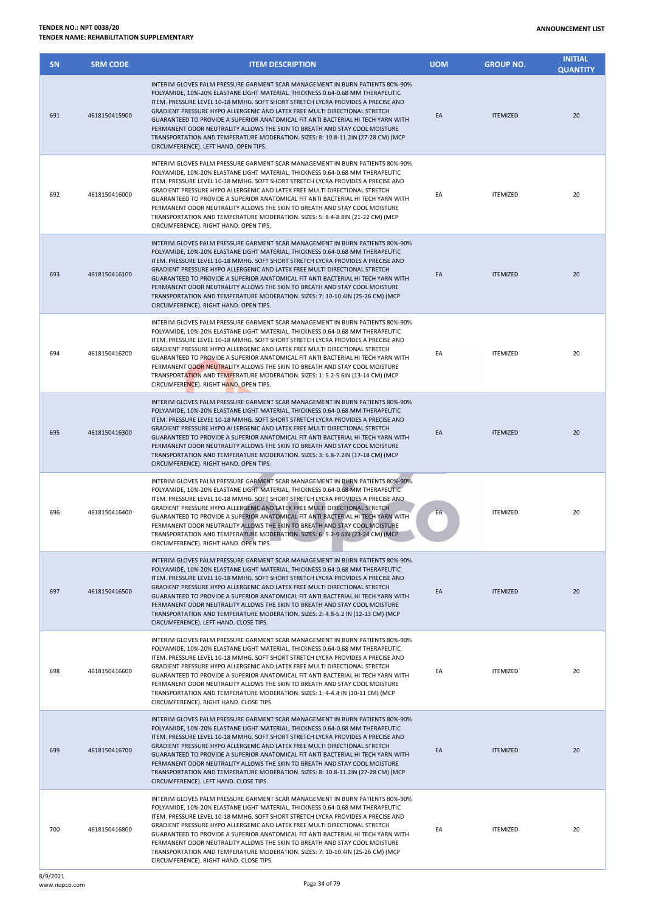| SN | SRM CODE | ITEM DESCRIPTION | UOM | GROUP NO. | INITIAL QUANTITY |
|---|---|---|---|---|---|
| 691 | 4618150415900 | INTERIM GLOVES PALM PRESSURE GARMENT SCAR MANAGEMENT IN BURN PATIENTS 80%-90% POLYAMIDE, 10%-20% ELASTANE LIGHT MATERIAL, THICKNESS 0.64-0.68 MM THERAPEUTIC ITEM. PRESSURE LEVEL 10-18 MMHG. SOFT SHORT STRETCH LYCRA PROVIDES A PRECISE AND GRADIENT PRESSURE HYPO ALLERGENIC AND LATEX FREE MULTI DIRECTIONAL STRETCH GUARANTEED TO PROVIDE A SUPERIOR ANATOMICAL FIT ANTI BACTERIAL HI TECH YARN WITH PERMANENT ODOR NEUTRALITY ALLOWS THE SKIN TO BREATH AND STAY COOL MOISTURE TRANSPORTATION AND TEMPERATURE MODERATION. SIZES: 8: 10.8-11.2IN (27-28 CM) (MCP CIRCUMFERENCE). LEFT HAND. OPEN TIPS. | EA | ITEMIZED | 20 |
| 692 | 4618150416000 | INTERIM GLOVES PALM PRESSURE GARMENT SCAR MANAGEMENT IN BURN PATIENTS 80%-90% POLYAMIDE, 10%-20% ELASTANE LIGHT MATERIAL, THICKNESS 0.64-0.68 MM THERAPEUTIC ITEM. PRESSURE LEVEL 10-18 MMHG. SOFT SHORT STRETCH LYCRA PROVIDES A PRECISE AND GRADIENT PRESSURE HYPO ALLERGENIC AND LATEX FREE MULTI DIRECTIONAL STRETCH GUARANTEED TO PROVIDE A SUPERIOR ANATOMICAL FIT ANTI BACTERIAL HI TECH YARN WITH PERMANENT ODOR NEUTRALITY ALLOWS THE SKIN TO BREATH AND STAY COOL MOISTURE TRANSPORTATION AND TEMPERATURE MODERATION. SIZES: 5: 8.4-8.8IN (21-22 CM) (MCP CIRCUMFERENCE). RIGHT HAND. OPEN TIPS. | EA | ITEMIZED | 20 |
| 693 | 4618150416100 | INTERIM GLOVES PALM PRESSURE GARMENT SCAR MANAGEMENT IN BURN PATIENTS 80%-90% POLYAMIDE, 10%-20% ELASTANE LIGHT MATERIAL, THICKNESS 0.64-0.68 MM THERAPEUTIC ITEM. PRESSURE LEVEL 10-18 MMHG. SOFT SHORT STRETCH LYCRA PROVIDES A PRECISE AND GRADIENT PRESSURE HYPO ALLERGENIC AND LATEX FREE MULTI DIRECTIONAL STRETCH GUARANTEED TO PROVIDE A SUPERIOR ANATOMICAL FIT ANTI BACTERIAL HI TECH YARN WITH PERMANENT ODOR NEUTRALITY ALLOWS THE SKIN TO BREATH AND STAY COOL MOISTURE TRANSPORTATION AND TEMPERATURE MODERATION. SIZES: 7: 10-10.4IN (25-26 CM) (MCP CIRCUMFERENCE). RIGHT HAND. OPEN TIPS. | EA | ITEMIZED | 20 |
| 694 | 4618150416200 | INTERIM GLOVES PALM PRESSURE GARMENT SCAR MANAGEMENT IN BURN PATIENTS 80%-90% POLYAMIDE, 10%-20% ELASTANE LIGHT MATERIAL, THICKNESS 0.64-0.68 MM THERAPEUTIC ITEM. PRESSURE LEVEL 10-18 MMHG. SOFT SHORT STRETCH LYCRA PROVIDES A PRECISE AND GRADIENT PRESSURE HYPO ALLERGENIC AND LATEX FREE MULTI DIRECTIONAL STRETCH GUARANTEED TO PROVIDE A SUPERIOR ANATOMICAL FIT ANTI BACTERIAL HI TECH YARN WITH PERMANENT ODOR NEUTRALITY ALLOWS THE SKIN TO BREATH AND STAY COOL MOISTURE TRANSPORTATION AND TEMPERATURE MODERATION. SIZES: 1: 5.2-5.6IN (13-14 CM) (MCP CIRCUMFERENCE). RIGHT HAND. OPEN TIPS. | EA | ITEMIZED | 20 |
| 695 | 4618150416300 | INTERIM GLOVES PALM PRESSURE GARMENT SCAR MANAGEMENT IN BURN PATIENTS 80%-90% POLYAMIDE, 10%-20% ELASTANE LIGHT MATERIAL, THICKNESS 0.64-0.68 MM THERAPEUTIC ITEM. PRESSURE LEVEL 10-18 MMHG. SOFT SHORT STRETCH LYCRA PROVIDES A PRECISE AND GRADIENT PRESSURE HYPO ALLERGENIC AND LATEX FREE MULTI DIRECTIONAL STRETCH GUARANTEED TO PROVIDE A SUPERIOR ANATOMICAL FIT ANTI BACTERIAL HI TECH YARN WITH PERMANENT ODOR NEUTRALITY ALLOWS THE SKIN TO BREATH AND STAY COOL MOISTURE TRANSPORTATION AND TEMPERATURE MODERATION. SIZES: 3: 6.8-7.2IN (17-18 CM) (MCP CIRCUMFERENCE). RIGHT HAND. OPEN TIPS. | EA | ITEMIZED | 20 |
| 696 | 4618150416400 | INTERIM GLOVES PALM PRESSURE GARMENT SCAR MANAGEMENT IN BURN PATIENTS 80%-90% POLYAMIDE, 10%-20% ELASTANE LIGHT MATERIAL, THICKNESS 0.64-0.68 MM THERAPEUTIC ITEM. PRESSURE LEVEL 10-18 MMHG. SOFT SHORT STRETCH LYCRA PROVIDES A PRECISE AND GRADIENT PRESSURE HYPO ALLERGENIC AND LATEX FREE MULTI DIRECTIONAL STRETCH GUARANTEED TO PROVIDE A SUPERIOR ANATOMICAL FIT ANTI BACTERIAL HI TECH YARN WITH PERMANENT ODOR NEUTRALITY ALLOWS THE SKIN TO BREATH AND STAY COOL MOISTURE TRANSPORTATION AND TEMPERATURE MODERATION. SIZES: 6: 9.2-9.6IN (23-24 CM) (MCP CIRCUMFERENCE). RIGHT HAND. OPEN TIPS. | EA | ITEMIZED | 20 |
| 697 | 4618150416500 | INTERIM GLOVES PALM PRESSURE GARMENT SCAR MANAGEMENT IN BURN PATIENTS 80%-90% POLYAMIDE, 10%-20% ELASTANE LIGHT MATERIAL, THICKNESS 0.64-0.68 MM THERAPEUTIC ITEM. PRESSURE LEVEL 10-18 MMHG. SOFT SHORT STRETCH LYCRA PROVIDES A PRECISE AND GRADIENT PRESSURE HYPO ALLERGENIC AND LATEX FREE MULTI DIRECTIONAL STRETCH GUARANTEED TO PROVIDE A SUPERIOR ANATOMICAL FIT ANTI BACTERIAL HI TECH YARN WITH PERMANENT ODOR NEUTRALITY ALLOWS THE SKIN TO BREATH AND STAY COOL MOISTURE TRANSPORTATION AND TEMPERATURE MODERATION. SIZES: 2: 4.8-5.2 IN (12-13 CM) (MCP CIRCUMFERENCE). LEFT HAND. CLOSE TIPS. | EA | ITEMIZED | 20 |
| 698 | 4618150416600 | INTERIM GLOVES PALM PRESSURE GARMENT SCAR MANAGEMENT IN BURN PATIENTS 80%-90% POLYAMIDE, 10%-20% ELASTANE LIGHT MATERIAL, THICKNESS 0.64-0.68 MM THERAPEUTIC ITEM. PRESSURE LEVEL 10-18 MMHG. SOFT SHORT STRETCH LYCRA PROVIDES A PRECISE AND GRADIENT PRESSURE HYPO ALLERGENIC AND LATEX FREE MULTI DIRECTIONAL STRETCH GUARANTEED TO PROVIDE A SUPERIOR ANATOMICAL FIT ANTI BACTERIAL HI TECH YARN WITH PERMANENT ODOR NEUTRALITY ALLOWS THE SKIN TO BREATH AND STAY COOL MOISTURE TRANSPORTATION AND TEMPERATURE MODERATION. SIZES: 1: 4-4.4 IN (10-11 CM) (MCP CIRCUMFERENCE). RIGHT HAND. CLOSE TIPS. | EA | ITEMIZED | 20 |
| 699 | 4618150416700 | INTERIM GLOVES PALM PRESSURE GARMENT SCAR MANAGEMENT IN BURN PATIENTS 80%-90% POLYAMIDE, 10%-20% ELASTANE LIGHT MATERIAL, THICKNESS 0.64-0.68 MM THERAPEUTIC ITEM. PRESSURE LEVEL 10-18 MMHG. SOFT SHORT STRETCH LYCRA PROVIDES A PRECISE AND GRADIENT PRESSURE HYPO ALLERGENIC AND LATEX FREE MULTI DIRECTIONAL STRETCH GUARANTEED TO PROVIDE A SUPERIOR ANATOMICAL FIT ANTI BACTERIAL HI TECH YARN WITH PERMANENT ODOR NEUTRALITY ALLOWS THE SKIN TO BREATH AND STAY COOL MOISTURE TRANSPORTATION AND TEMPERATURE MODERATION. SIZES: 8: 10.8-11.2IN (27-28 CM) (MCP CIRCUMFERENCE). LEFT HAND. CLOSE TIPS. | EA | ITEMIZED | 20 |
| 700 | 4618150416800 | INTERIM GLOVES PALM PRESSURE GARMENT SCAR MANAGEMENT IN BURN PATIENTS 80%-90% POLYAMIDE, 10%-20% ELASTANE LIGHT MATERIAL, THICKNESS 0.64-0.68 MM THERAPEUTIC ITEM. PRESSURE LEVEL 10-18 MMHG. SOFT SHORT STRETCH LYCRA PROVIDES A PRECISE AND GRADIENT PRESSURE HYPO ALLERGENIC AND LATEX FREE MULTI DIRECTIONAL STRETCH GUARANTEED TO PROVIDE A SUPERIOR ANATOMICAL FIT ANTI BACTERIAL HI TECH YARN WITH PERMANENT ODOR NEUTRALITY ALLOWS THE SKIN TO BREATH AND STAY COOL MOISTURE TRANSPORTATION AND TEMPERATURE MODERATION. SIZES: 7: 10-10.4IN (25-26 CM) (MCP CIRCUMFERENCE). RIGHT HAND. CLOSE TIPS. | EA | ITEMIZED | 20 |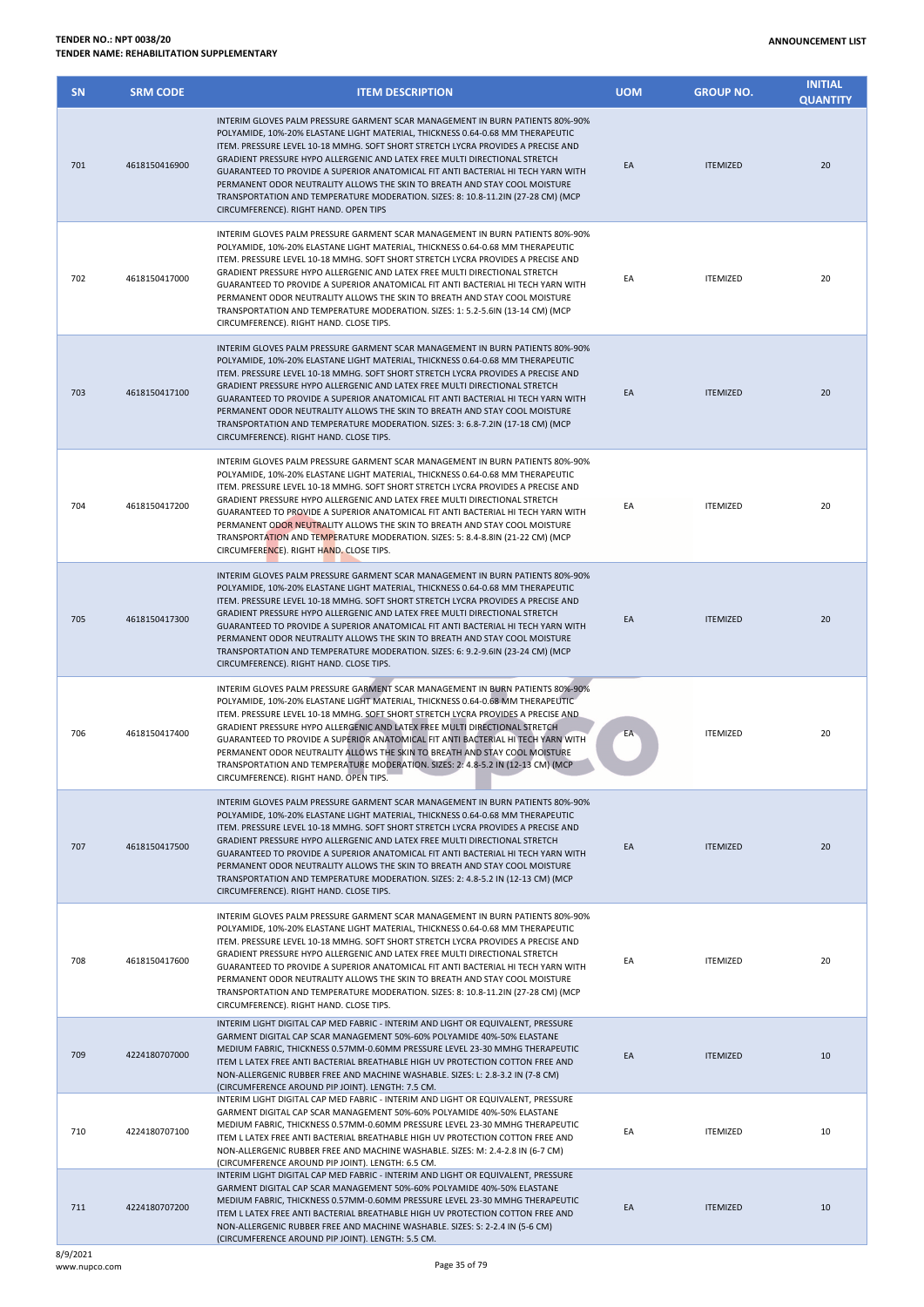**TENDER NO.: NPT 0038/20**
**TENDER NAME: REHABILITATION SUPPLEMENTARY**

**ANNOUNCEMENT LIST**

| SN | SRM CODE | ITEM DESCRIPTION | UOM | GROUP NO. | INITIAL QUANTITY |
|---|---|---|---|---|---|
| 701 | 4618150416900 | INTERIM GLOVES PALM PRESSURE GARMENT SCAR MANAGEMENT IN BURN PATIENTS 80%-90% POLYAMIDE, 10%-20% ELASTANE LIGHT MATERIAL, THICKNESS 0.64-0.68 MM THERAPEUTIC ITEM. PRESSURE LEVEL 10-18 MMHG. SOFT SHORT STRETCH LYCRA PROVIDES A PRECISE AND GRADIENT PRESSURE HYPO ALLERGENIC AND LATEX FREE MULTI DIRECTIONAL STRETCH GUARANTEED TO PROVIDE A SUPERIOR ANATOMICAL FIT ANTI BACTERIAL HI TECH YARN WITH PERMANENT ODOR NEUTRALITY ALLOWS THE SKIN TO BREATH AND STAY COOL MOISTURE TRANSPORTATION AND TEMPERATURE MODERATION. SIZES: 8: 10.8-11.2IN (27-28 CM) (MCP CIRCUMFERENCE). RIGHT HAND. OPEN TIPS | EA | ITEMIZED | 20 |
| 702 | 4618150417000 | INTERIM GLOVES PALM PRESSURE GARMENT SCAR MANAGEMENT IN BURN PATIENTS 80%-90% POLYAMIDE, 10%-20% ELASTANE LIGHT MATERIAL, THICKNESS 0.64-0.68 MM THERAPEUTIC ITEM. PRESSURE LEVEL 10-18 MMHG. SOFT SHORT STRETCH LYCRA PROVIDES A PRECISE AND GRADIENT PRESSURE HYPO ALLERGENIC AND LATEX FREE MULTI DIRECTIONAL STRETCH GUARANTEED TO PROVIDE A SUPERIOR ANATOMICAL FIT ANTI BACTERIAL HI TECH YARN WITH PERMANENT ODOR NEUTRALITY ALLOWS THE SKIN TO BREATH AND STAY COOL MOISTURE TRANSPORTATION AND TEMPERATURE MODERATION. SIZES: 1: 5.2-5.6IN (13-14 CM) (MCP CIRCUMFERENCE). RIGHT HAND. CLOSE TIPS. | EA | ITEMIZED | 20 |
| 703 | 4618150417100 | INTERIM GLOVES PALM PRESSURE GARMENT SCAR MANAGEMENT IN BURN PATIENTS 80%-90% POLYAMIDE, 10%-20% ELASTANE LIGHT MATERIAL, THICKNESS 0.64-0.68 MM THERAPEUTIC ITEM. PRESSURE LEVEL 10-18 MMHG. SOFT SHORT STRETCH LYCRA PROVIDES A PRECISE AND GRADIENT PRESSURE HYPO ALLERGENIC AND LATEX FREE MULTI DIRECTIONAL STRETCH GUARANTEED TO PROVIDE A SUPERIOR ANATOMICAL FIT ANTI BACTERIAL HI TECH YARN WITH PERMANENT ODOR NEUTRALITY ALLOWS THE SKIN TO BREATH AND STAY COOL MOISTURE TRANSPORTATION AND TEMPERATURE MODERATION. SIZES: 3: 6.8-7.2IN (17-18 CM) (MCP CIRCUMFERENCE). RIGHT HAND. CLOSE TIPS. | EA | ITEMIZED | 20 |
| 704 | 4618150417200 | INTERIM GLOVES PALM PRESSURE GARMENT SCAR MANAGEMENT IN BURN PATIENTS 80%-90% POLYAMIDE, 10%-20% ELASTANE LIGHT MATERIAL, THICKNESS 0.64-0.68 MM THERAPEUTIC ITEM. PRESSURE LEVEL 10-18 MMHG. SOFT SHORT STRETCH LYCRA PROVIDES A PRECISE AND GRADIENT PRESSURE HYPO ALLERGENIC AND LATEX FREE MULTI DIRECTIONAL STRETCH GUARANTEED TO PROVIDE A SUPERIOR ANATOMICAL FIT ANTI BACTERIAL HI TECH YARN WITH PERMANENT ODOR NEUTRALITY ALLOWS THE SKIN TO BREATH AND STAY COOL MOISTURE TRANSPORTATION AND TEMPERATURE MODERATION. SIZES: 5: 8.4-8.8IN (21-22 CM) (MCP CIRCUMFERENCE). RIGHT HAND. CLOSE TIPS. | EA | ITEMIZED | 20 |
| 705 | 4618150417300 | INTERIM GLOVES PALM PRESSURE GARMENT SCAR MANAGEMENT IN BURN PATIENTS 80%-90% POLYAMIDE, 10%-20% ELASTANE LIGHT MATERIAL, THICKNESS 0.64-0.68 MM THERAPEUTIC ITEM. PRESSURE LEVEL 10-18 MMHG. SOFT SHORT STRETCH LYCRA PROVIDES A PRECISE AND GRADIENT PRESSURE HYPO ALLERGENIC AND LATEX FREE MULTI DIRECTIONAL STRETCH GUARANTEED TO PROVIDE A SUPERIOR ANATOMICAL FIT ANTI BACTERIAL HI TECH YARN WITH PERMANENT ODOR NEUTRALITY ALLOWS THE SKIN TO BREATH AND STAY COOL MOISTURE TRANSPORTATION AND TEMPERATURE MODERATION. SIZES: 6: 9.2-9.6IN (23-24 CM) (MCP CIRCUMFERENCE). RIGHT HAND. CLOSE TIPS. | EA | ITEMIZED | 20 |
| 706 | 4618150417400 | INTERIM GLOVES PALM PRESSURE GARMENT SCAR MANAGEMENT IN BURN PATIENTS 80%-90% POLYAMIDE, 10%-20% ELASTANE LIGHT MATERIAL, THICKNESS 0.64-0.68 MM THERAPEUTIC ITEM. PRESSURE LEVEL 10-18 MMHG. SOFT SHORT STRETCH LYCRA PROVIDES A PRECISE AND GRADIENT PRESSURE HYPO ALLERGENIC AND LATEX FREE MULTI DIRECTIONAL STRETCH GUARANTEED TO PROVIDE A SUPERIOR ANATOMICAL FIT ANTI BACTERIAL HI TECH YARN WITH PERMANENT ODOR NEUTRALITY ALLOWS THE SKIN TO BREATH AND STAY COOL MOISTURE TRANSPORTATION AND TEMPERATURE MODERATION. SIZES: 2: 4.8-5.2 IN (12-13 CM) (MCP CIRCUMFERENCE). RIGHT HAND. OPEN TIPS. | EA | ITEMIZED | 20 |
| 707 | 4618150417500 | INTERIM GLOVES PALM PRESSURE GARMENT SCAR MANAGEMENT IN BURN PATIENTS 80%-90% POLYAMIDE, 10%-20% ELASTANE LIGHT MATERIAL, THICKNESS 0.64-0.68 MM THERAPEUTIC ITEM. PRESSURE LEVEL 10-18 MMHG. SOFT SHORT STRETCH LYCRA PROVIDES A PRECISE AND GRADIENT PRESSURE HYPO ALLERGENIC AND LATEX FREE MULTI DIRECTIONAL STRETCH GUARANTEED TO PROVIDE A SUPERIOR ANATOMICAL FIT ANTI BACTERIAL HI TECH YARN WITH PERMANENT ODOR NEUTRALITY ALLOWS THE SKIN TO BREATH AND STAY COOL MOISTURE TRANSPORTATION AND TEMPERATURE MODERATION. SIZES: 2: 4.8-5.2 IN (12-13 CM) (MCP CIRCUMFERENCE). RIGHT HAND. CLOSE TIPS. | EA | ITEMIZED | 20 |
| 708 | 4618150417600 | INTERIM GLOVES PALM PRESSURE GARMENT SCAR MANAGEMENT IN BURN PATIENTS 80%-90% POLYAMIDE, 10%-20% ELASTANE LIGHT MATERIAL, THICKNESS 0.64-0.68 MM THERAPEUTIC ITEM. PRESSURE LEVEL 10-18 MMHG. SOFT SHORT STRETCH LYCRA PROVIDES A PRECISE AND GRADIENT PRESSURE HYPO ALLERGENIC AND LATEX FREE MULTI DIRECTIONAL STRETCH GUARANTEED TO PROVIDE A SUPERIOR ANATOMICAL FIT ANTI BACTERIAL HI TECH YARN WITH PERMANENT ODOR NEUTRALITY ALLOWS THE SKIN TO BREATH AND STAY COOL MOISTURE TRANSPORTATION AND TEMPERATURE MODERATION. SIZES: 8: 10.8-11.2IN (27-28 CM) (MCP CIRCUMFERENCE). RIGHT HAND. CLOSE TIPS. | EA | ITEMIZED | 20 |
| 709 | 4224180707000 | INTERIM LIGHT DIGITAL CAP MED FABRIC - INTERIM AND LIGHT OR EQUIVALENT, PRESSURE GARMENT DIGITAL CAP SCAR MANAGEMENT 50%-60% POLYAMIDE 40%-50% ELASTANE MEDIUM FABRIC, THICKNESS 0.57MM-0.60MM PRESSURE LEVEL 23-30 MMHG THERAPEUTIC ITEM L LATEX FREE ANTI BACTERIAL BREATHABLE HIGH UV PROTECTION COTTON FREE AND NON-ALLERGENIC RUBBER FREE AND MACHINE WASHABLE. SIZES: L: 2.8-3.2 IN (7-8 CM) (CIRCUMFERENCE AROUND PIP JOINT). LENGTH: 7.5 CM. | EA | ITEMIZED | 10 |
| 710 | 4224180707100 | INTERIM LIGHT DIGITAL CAP MED FABRIC - INTERIM AND LIGHT OR EQUIVALENT, PRESSURE GARMENT DIGITAL CAP SCAR MANAGEMENT 50%-60% POLYAMIDE 40%-50% ELASTANE MEDIUM FABRIC, THICKNESS 0.57MM-0.60MM PRESSURE LEVEL 23-30 MMHG THERAPEUTIC ITEM L LATEX FREE ANTI BACTERIAL BREATHABLE HIGH UV PROTECTION COTTON FREE AND NON-ALLERGENIC RUBBER FREE AND MACHINE WASHABLE. SIZES: M: 2.4-2.8 IN (6-7 CM) (CIRCUMFERENCE AROUND PIP JOINT). LENGTH: 6.5 CM. | EA | ITEMIZED | 10 |
| 711 | 4224180707200 | INTERIM LIGHT DIGITAL CAP MED FABRIC - INTERIM AND LIGHT OR EQUIVALENT, PRESSURE GARMENT DIGITAL CAP SCAR MANAGEMENT 50%-60% POLYAMIDE 40%-50% ELASTANE MEDIUM FABRIC, THICKNESS 0.57MM-0.60MM PRESSURE LEVEL 23-30 MMHG THERAPEUTIC ITEM L LATEX FREE ANTI BACTERIAL BREATHABLE HIGH UV PROTECTION COTTON FREE AND NON-ALLERGENIC RUBBER FREE AND MACHINE WASHABLE. SIZES: S: 2-2.4 IN (5-6 CM) (CIRCUMFERENCE AROUND PIP JOINT). LENGTH: 5.5 CM. | EA | ITEMIZED | 10 |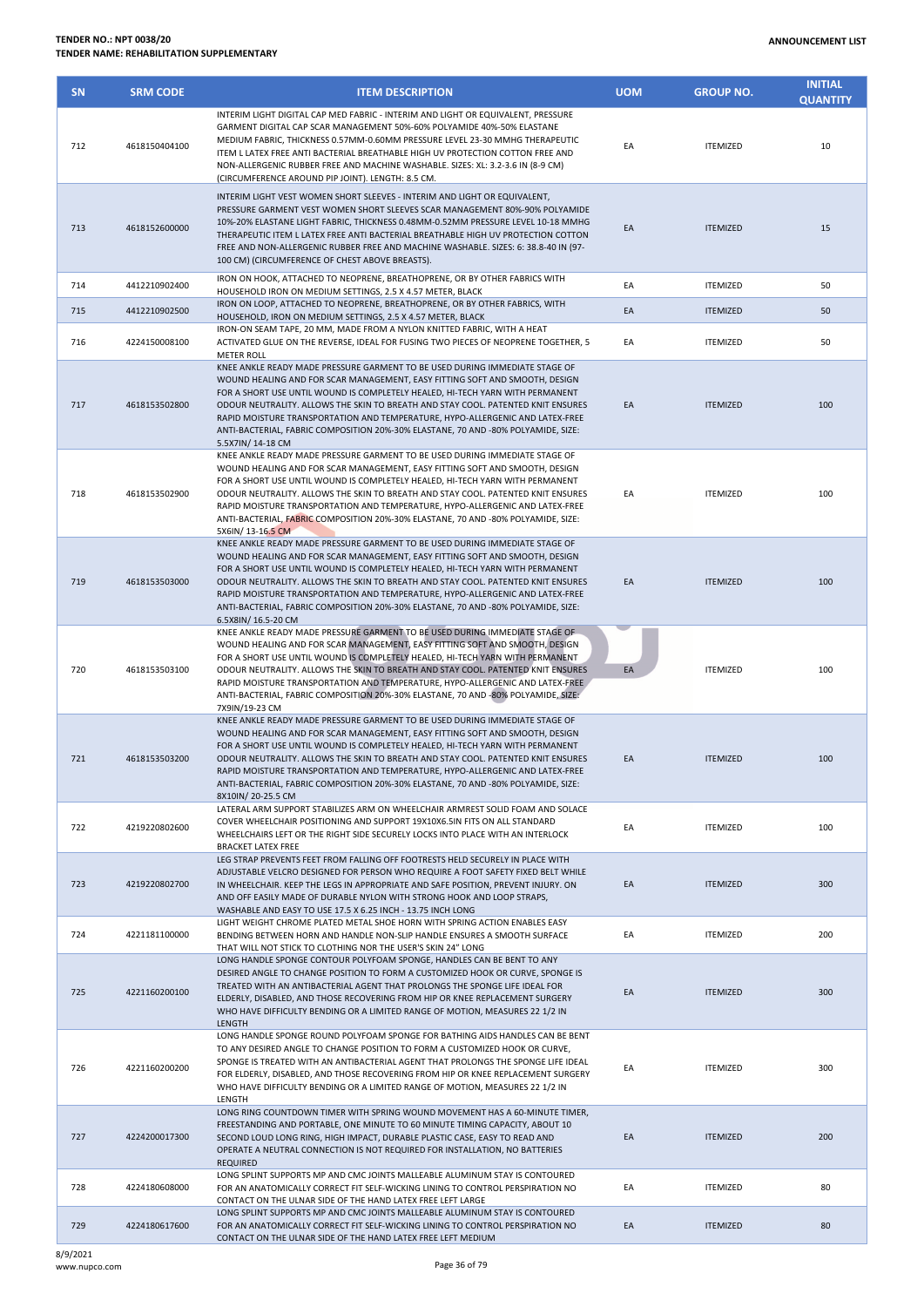| SN | SRM CODE | ITEM DESCRIPTION | UOM | GROUP NO. | INITIAL QUANTITY |
|---|---|---|---|---|---|
| 712 | 4618150404100 | INTERIM LIGHT DIGITAL CAP MED FABRIC - INTERIM AND LIGHT OR EQUIVALENT, PRESSURE GARMENT DIGITAL CAP SCAR MANAGEMENT 50%-60% POLYAMIDE 40%-50% ELASTANE MEDIUM FABRIC, THICKNESS 0.57MM-0.60MM PRESSURE LEVEL 23-30 MMHG THERAPEUTIC ITEM L LATEX FREE ANTI BACTERIAL BREATHABLE HIGH UV PROTECTION COTTON FREE AND NON-ALLERGENIC RUBBER FREE AND MACHINE WASHABLE. SIZES: XL: 3.2-3.6 IN (8-9 CM) (CIRCUMFERENCE AROUND PIP JOINT). LENGTH: 8.5 CM. | EA | ITEMIZED | 10 |
| 713 | 4618152600000 | INTERIM LIGHT VEST WOMEN SHORT SLEEVES - INTERIM AND LIGHT OR EQUIVALENT, PRESSURE GARMENT VEST WOMEN SHORT SLEEVES SCAR MANAGEMENT 80%-90% POLYAMIDE 10%-20% ELASTANE LIGHT FABRIC, THICKNESS 0.48MM-0.52MM PRESSURE LEVEL 10-18 MMHG THERAPEUTIC ITEM L LATEX FREE ANTI BACTERIAL BREATHABLE HIGH UV PROTECTION COTTON FREE AND NON-ALLERGENIC RUBBER FREE AND MACHINE WASHABLE. SIZES: 6: 38.8-40 IN (97-100 CM) (CIRCUMFERENCE OF CHEST ABOVE BREASTS). | EA | ITEMIZED | 15 |
| 714 | 4412210902400 | IRON ON HOOK, ATTACHED TO NEOPRENE, BREATHOPRENE, OR BY OTHER FABRICS WITH HOUSEHOLD IRON ON MEDIUM SETTINGS, 2.5 X 4.57 METER, BLACK | EA | ITEMIZED | 50 |
| 715 | 4412210902500 | IRON ON LOOP, ATTACHED TO NEOPRENE, BREATHOPRENE, OR BY OTHER FABRICS, WITH HOUSEHOLD, IRON ON MEDIUM SETTINGS, 2.5 X 4.57 METER, BLACK | EA | ITEMIZED | 50 |
| 716 | 4224150008100 | IRON-ON SEAM TAPE, 20 MM, MADE FROM A NYLON KNITTED FABRIC, WITH A HEAT ACTIVATED GLUE ON THE REVERSE, IDEAL FOR FUSING TWO PIECES OF NEOPRENE TOGETHER, 5 METER ROLL | EA | ITEMIZED | 50 |
| 717 | 4618153502800 | KNEE ANKLE READY MADE PRESSURE GARMENT TO BE USED DURING IMMEDIATE STAGE OF WOUND HEALING AND FOR SCAR MANAGEMENT, EASY FITTING SOFT AND SMOOTH, DESIGN FOR A SHORT USE UNTIL WOUND IS COMPLETELY HEALED, HI-TECH YARN WITH PERMANENT ODOUR NEUTRALITY. ALLOWS THE SKIN TO BREATH AND STAY COOL. PATENTED KNIT ENSURES RAPID MOISTURE TRANSPORTATION AND TEMPERATURE, HYPO-ALLERGENIC AND LATEX-FREE ANTI-BACTERIAL, FABRIC COMPOSITION 20%-30% ELASTANE, 70 AND -80% POLYAMIDE, SIZE: 5.5X7IN/ 14-18 CM | EA | ITEMIZED | 100 |
| 718 | 4618153502900 | KNEE ANKLE READY MADE PRESSURE GARMENT TO BE USED DURING IMMEDIATE STAGE OF WOUND HEALING AND FOR SCAR MANAGEMENT, EASY FITTING SOFT AND SMOOTH, DESIGN FOR A SHORT USE UNTIL WOUND IS COMPLETELY HEALED, HI-TECH YARN WITH PERMANENT ODOUR NEUTRALITY. ALLOWS THE SKIN TO BREATH AND STAY COOL. PATENTED KNIT ENSURES RAPID MOISTURE TRANSPORTATION AND TEMPERATURE, HYPO-ALLERGENIC AND LATEX-FREE ANTI-BACTERIAL, FABRIC COMPOSITION 20%-30% ELASTANE, 70 AND -80% POLYAMIDE, SIZE: 5X6IN/ 13-16.5 CM | EA | ITEMIZED | 100 |
| 719 | 4618153503000 | KNEE ANKLE READY MADE PRESSURE GARMENT TO BE USED DURING IMMEDIATE STAGE OF WOUND HEALING AND FOR SCAR MANAGEMENT, EASY FITTING SOFT AND SMOOTH, DESIGN FOR A SHORT USE UNTIL WOUND IS COMPLETELY HEALED, HI-TECH YARN WITH PERMANENT ODOUR NEUTRALITY. ALLOWS THE SKIN TO BREATH AND STAY COOL. PATENTED KNIT ENSURES RAPID MOISTURE TRANSPORTATION AND TEMPERATURE, HYPO-ALLERGENIC AND LATEX-FREE ANTI-BACTERIAL, FABRIC COMPOSITION 20%-30% ELASTANE, 70 AND -80% POLYAMIDE, SIZE: 6.5X8IN/ 16.5-20 CM | EA | ITEMIZED | 100 |
| 720 | 4618153503100 | KNEE ANKLE READY MADE PRESSURE GARMENT TO BE USED DURING IMMEDIATE STAGE OF WOUND HEALING AND FOR SCAR MANAGEMENT, EASY FITTING SOFT AND SMOOTH, DESIGN FOR A SHORT USE UNTIL WOUND IS COMPLETELY HEALED, HI-TECH YARN WITH PERMANENT ODOUR NEUTRALITY. ALLOWS THE SKIN TO BREATH AND STAY COOL. PATENTED KNIT ENSURES RAPID MOISTURE TRANSPORTATION AND TEMPERATURE, HYPO-ALLERGENIC AND LATEX-FREE ANTI-BACTERIAL, FABRIC COMPOSITION 20%-30% ELASTANE, 70 AND -80% POLYAMIDE, SIZE: 7X9IN/19-23 CM | EA | ITEMIZED | 100 |
| 721 | 4618153503200 | KNEE ANKLE READY MADE PRESSURE GARMENT TO BE USED DURING IMMEDIATE STAGE OF WOUND HEALING AND FOR SCAR MANAGEMENT, EASY FITTING SOFT AND SMOOTH, DESIGN FOR A SHORT USE UNTIL WOUND IS COMPLETELY HEALED, HI-TECH YARN WITH PERMANENT ODOUR NEUTRALITY. ALLOWS THE SKIN TO BREATH AND STAY COOL. PATENTED KNIT ENSURES RAPID MOISTURE TRANSPORTATION AND TEMPERATURE, HYPO-ALLERGENIC AND LATEX-FREE ANTI-BACTERIAL, FABRIC COMPOSITION 20%-30% ELASTANE, 70 AND -80% POLYAMIDE, SIZE: 8X10IN/ 20-25.5 CM | EA | ITEMIZED | 100 |
| 722 | 4219220802600 | LATERAL ARM SUPPORT STABILIZES ARM ON WHEELCHAIR ARMREST SOLID FOAM AND SOLACE COVER WHEELCHAIR POSITIONING AND SUPPORT 19X10X6.5IN FITS ON ALL STANDARD WHEELCHAIRS LEFT OR THE RIGHT SIDE SECURELY LOCKS INTO PLACE WITH AN INTERLOCK BRACKET LATEX FREE | EA | ITEMIZED | 100 |
| 723 | 4219220802700 | LEG STRAP PREVENTS FEET FROM FALLING OFF FOOTRESTS HELD SECURELY IN PLACE WITH ADJUSTABLE VELCRO DESIGNED FOR PERSON WHO REQUIRE A FOOT SAFETY FIXED BELT WHILE IN WHEELCHAIR. KEEP THE LEGS IN APPROPRIATE AND SAFE POSITION, PREVENT INJURY. ON AND OFF EASILY MADE OF DURABLE NYLON WITH STRONG HOOK AND LOOP STRAPS, WASHABLE AND EASY TO USE 17.5 X 6.25 INCH - 13.75 INCH LONG | EA | ITEMIZED | 300 |
| 724 | 4221181100000 | LIGHT WEIGHT CHROME PLATED METAL SHOE HORN WITH SPRING ACTION ENABLES EASY BENDING BETWEEN HORN AND HANDLE NON-SLIP HANDLE ENSURES A SMOOTH SURFACE THAT WILL NOT STICK TO CLOTHING NOR THE USER'S SKIN 24" LONG | EA | ITEMIZED | 200 |
| 725 | 4221160200100 | LONG HANDLE SPONGE CONTOUR POLYFOAM SPONGE, HANDLES CAN BE BENT TO ANY DESIRED ANGLE TO CHANGE POSITION TO FORM A CUSTOMIZED HOOK OR CURVE, SPONGE IS TREATED WITH AN ANTIBACTERIAL AGENT THAT PROLONGS THE SPONGE LIFE IDEAL FOR ELDERLY, DISABLED, AND THOSE RECOVERING FROM HIP OR KNEE REPLACEMENT SURGERY WHO HAVE DIFFICULTY BENDING OR A LIMITED RANGE OF MOTION, MEASURES 22 1/2 IN LENGTH | EA | ITEMIZED | 300 |
| 726 | 4221160200200 | LONG HANDLE SPONGE ROUND POLYFOAM SPONGE FOR BATHING AIDS HANDLES CAN BE BENT TO ANY DESIRED ANGLE TO CHANGE POSITION TO FORM A CUSTOMIZED HOOK OR CURVE, SPONGE IS TREATED WITH AN ANTIBACTERIAL AGENT THAT PROLONGS THE SPONGE LIFE IDEAL FOR ELDERLY, DISABLED, AND THOSE RECOVERING FROM HIP OR KNEE REPLACEMENT SURGERY WHO HAVE DIFFICULTY BENDING OR A LIMITED RANGE OF MOTION, MEASURES 22 1/2 IN LENGTH | EA | ITEMIZED | 300 |
| 727 | 4224200017300 | LONG RING COUNTDOWN TIMER WITH SPRING WOUND MOVEMENT HAS A 60-MINUTE TIMER, FREESTANDING AND PORTABLE, ONE MINUTE TO 60 MINUTE TIMING CAPACITY, ABOUT 10 SECOND LOUD LONG RING, HIGH IMPACT, DURABLE PLASTIC CASE, EASY TO READ AND OPERATE A NEUTRAL CONNECTION IS NOT REQUIRED FOR INSTALLATION, NO BATTERIES REQUIRED | EA | ITEMIZED | 200 |
| 728 | 4224180608000 | LONG SPLINT SUPPORTS MP AND CMC JOINTS MALLEABLE ALUMINUM STAY IS CONTOURED FOR AN ANATOMICALLY CORRECT FIT SELF-WICKING LINING TO CONTROL PERSPIRATION NO CONTACT ON THE ULNAR SIDE OF THE HAND LATEX FREE LEFT LARGE | EA | ITEMIZED | 80 |
| 729 | 4224180617600 | LONG SPLINT SUPPORTS MP AND CMC JOINTS MALLEABLE ALUMINUM STAY IS CONTOURED FOR AN ANATOMICALLY CORRECT FIT SELF-WICKING LINING TO CONTROL PERSPIRATION NO CONTACT ON THE ULNAR SIDE OF THE HAND LATEX FREE LEFT MEDIUM | EA | ITEMIZED | 80 |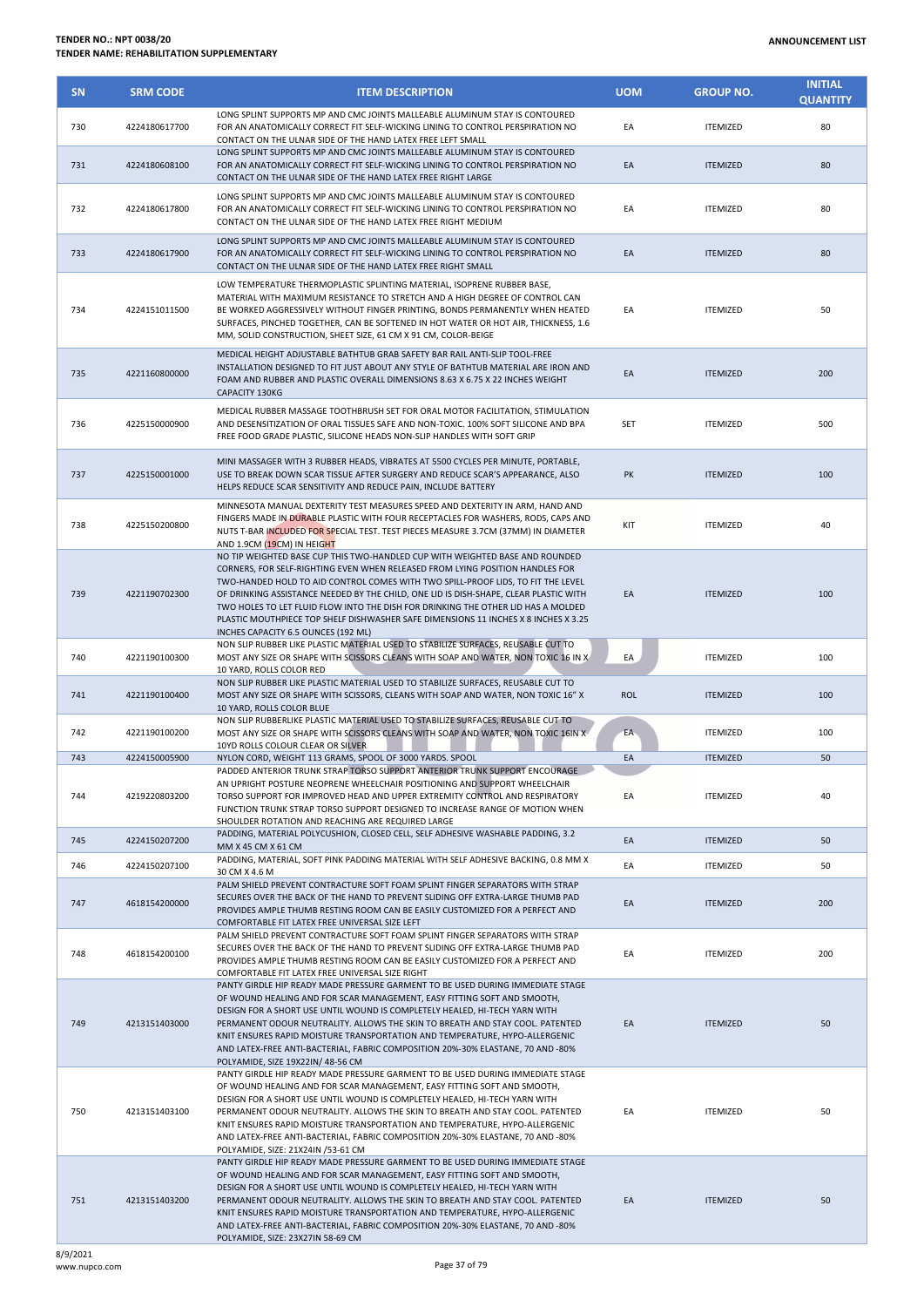| SN | SRM CODE | ITEM DESCRIPTION | UOM | GROUP NO. | INITIAL QUANTITY |
|---|---|---|---|---|---|
| 730 | 4224180617700 | LONG SPLINT SUPPORTS MP AND CMC JOINTS MALLEABLE ALUMINUM STAY IS CONTOURED FOR AN ANATOMICALLY CORRECT FIT SELF-WICKING LINING TO CONTROL PERSPIRATION NO CONTACT ON THE ULNAR SIDE OF THE HAND LATEX FREE LEFT SMALL | EA | ITEMIZED | 80 |
| 731 | 4224180608100 | LONG SPLINT SUPPORTS MP AND CMC JOINTS MALLEABLE ALUMINUM STAY IS CONTOURED FOR AN ANATOMICALLY CORRECT FIT SELF-WICKING LINING TO CONTROL PERSPIRATION NO CONTACT ON THE ULNAR SIDE OF THE HAND LATEX FREE RIGHT LARGE | EA | ITEMIZED | 80 |
| 732 | 4224180617800 | LONG SPLINT SUPPORTS MP AND CMC JOINTS MALLEABLE ALUMINUM STAY IS CONTOURED FOR AN ANATOMICALLY CORRECT FIT SELF-WICKING LINING TO CONTROL PERSPIRATION NO CONTACT ON THE ULNAR SIDE OF THE HAND LATEX FREE RIGHT MEDIUM | EA | ITEMIZED | 80 |
| 733 | 4224180617900 | LONG SPLINT SUPPORTS MP AND CMC JOINTS MALLEABLE ALUMINUM STAY IS CONTOURED FOR AN ANATOMICALLY CORRECT FIT SELF-WICKING LINING TO CONTROL PERSPIRATION NO CONTACT ON THE ULNAR SIDE OF THE HAND LATEX FREE RIGHT SMALL | EA | ITEMIZED | 80 |
| 734 | 4224151011500 | LOW TEMPERATURE THERMOPLASTIC SPLINTING MATERIAL, ISOPRENE RUBBER BASE, MATERIAL WITH MAXIMUM RESISTANCE TO STRETCH AND A HIGH DEGREE OF CONTROL CAN BE WORKED AGGRESSIVELY WITHOUT FINGER PRINTING, BONDS PERMANENTLY WHEN HEATED SURFACES, PINCHED TOGETHER, CAN BE SOFTENED IN HOT WATER OR HOT AIR, THICKNESS, 1.6 MM, SOLID CONSTRUCTION, SHEET SIZE, 61 CM X 91 CM, COLOR-BEIGE | EA | ITEMIZED | 50 |
| 735 | 4221160800000 | MEDICAL HEIGHT ADJUSTABLE BATHTUB GRAB SAFETY BAR RAIL ANTI-SLIP TOOL-FREE INSTALLATION DESIGNED TO FIT JUST ABOUT ANY STYLE OF BATHTUB MATERIAL ARE IRON AND FOAM AND RUBBER AND PLASTIC OVERALL DIMENSIONS 8.63 X 6.75 X 22 INCHES WEIGHT CAPACITY 130KG | EA | ITEMIZED | 200 |
| 736 | 4225150000900 | MEDICAL RUBBER MASSAGE TOOTHBRUSH SET FOR ORAL MOTOR FACILITATION, STIMULATION AND DESENSITIZATION OF ORAL TISSUES SAFE AND NON-TOXIC. 100% SOFT SILICONE AND BPA FREE FOOD GRADE PLASTIC, SILICONE HEADS NON-SLIP HANDLES WITH SOFT GRIP | SET | ITEMIZED | 500 |
| 737 | 4225150001000 | MINI MASSAGER WITH 3 RUBBER HEADS, VIBRATES AT 5500 CYCLES PER MINUTE, PORTABLE, USE TO BREAK DOWN SCAR TISSUE AFTER SURGERY AND REDUCE SCAR'S APPEARANCE, ALSO HELPS REDUCE SCAR SENSITIVITY AND REDUCE PAIN, INCLUDE BATTERY | PK | ITEMIZED | 100 |
| 738 | 4225150200800 | MINNESOTA MANUAL DEXTERITY TEST MEASURES SPEED AND DEXTERITY IN ARM, HAND AND FINGERS MADE IN DURABLE PLASTIC WITH FOUR RECEPTACLES FOR WASHERS, RODS, CAPS AND NUTS T-BAR INCLUDED FOR SPECIAL TEST. TEST PIECES MEASURE 3.7CM (37MM) IN DIAMETER AND 1.9CM (19CM) IN HEIGHT | KIT | ITEMIZED | 40 |
| 739 | 4221190702300 | NO TIP WEIGHTED BASE CUP THIS TWO-HANDLED CUP WITH WEIGHTED BASE AND ROUNDED CORNERS, FOR SELF-RIGHTING EVEN WHEN RELEASED FROM LYING POSITION HANDLES FOR TWO-HANDED HOLD TO AID CONTROL COMES WITH TWO SPILL-PROOF LIDS, TO FIT THE LEVEL OF DRINKING ASSISTANCE NEEDED BY THE CHILD, ONE LID IS DISH-SHAPE, CLEAR PLASTIC WITH TWO HOLES TO LET FLUID FLOW INTO THE DISH FOR DRINKING THE OTHER LID HAS A MOLDED PLASTIC MOUTHPIECE TOP SHELF DISHWASHER SAFE DIMENSIONS 11 INCHES X 8 INCHES X 3.25 INCHES CAPACITY 6.5 OUNCES (192 ML) | EA | ITEMIZED | 100 |
| 740 | 4221190100300 | NON SLIP RUBBER LIKE PLASTIC MATERIAL USED TO STABILIZE SURFACES, REUSABLE CUT TO MOST ANY SIZE OR SHAPE WITH SCISSORS CLEANS WITH SOAP AND WATER, NON TOXIC 16 IN X 10 YARD, ROLLS COLOR RED | EA | ITEMIZED | 100 |
| 741 | 4221190100400 | NON SLIP RUBBER LIKE PLASTIC MATERIAL USED TO STABILIZE SURFACES, REUSABLE CUT TO MOST ANY SIZE OR SHAPE WITH SCISSORS, CLEANS WITH SOAP AND WATER, NON TOXIC 16" X 10 YARD, ROLLS COLOR BLUE | ROL | ITEMIZED | 100 |
| 742 | 4221190100200 | NON SLIP RUBBERLIKE PLASTIC MATERIAL USED TO STABILIZE SURFACES, REUSABLE CUT TO MOST ANY SIZE OR SHAPE WITH SCISSORS CLEANS WITH SOAP AND WATER, NON TOXIC 16IN X 10YD ROLLS COLOUR CLEAR OR SILVER | EA | ITEMIZED | 100 |
| 743 | 4224150005900 | NYLON CORD, WEIGHT 113 GRAMS, SPOOL OF 3000 YARDS. SPOOL | EA | ITEMIZED | 50 |
| 744 | 4219220803200 | PADDED ANTERIOR TRUNK STRAP TORSO SUPPORT ANTERIOR TRUNK SUPPORT ENCOURAGE AN UPRIGHT POSTURE NEOPRENE WHEELCHAIR POSITIONING AND SUPPORT WHEELCHAIR TORSO SUPPORT FOR IMPROVED HEAD AND UPPER EXTREMITY CONTROL AND RESPIRATORY FUNCTION TRUNK STRAP TORSO SUPPORT DESIGNED TO INCREASE RANGE OF MOTION WHEN SHOULDER ROTATION AND REACHING ARE REQUIRED LARGE | EA | ITEMIZED | 40 |
| 745 | 4224150207200 | PADDING, MATERIAL POLYCUSHION, CLOSED CELL, SELF ADHESIVE WASHABLE PADDING, 3.2 MM X 45 CM X 61 CM | EA | ITEMIZED | 50 |
| 746 | 4224150207100 | PADDING, MATERIAL, SOFT PINK PADDING MATERIAL WITH SELF ADHESIVE BACKING, 0.8 MM X 30 CM X 4.6 M | EA | ITEMIZED | 50 |
| 747 | 4618154200000 | PALM SHIELD PREVENT CONTRACTURE SOFT FOAM SPLINT FINGER SEPARATORS WITH STRAP SECURES OVER THE BACK OF THE HAND TO PREVENT SLIDING OFF EXTRA-LARGE THUMB PAD PROVIDES AMPLE THUMB RESTING ROOM CAN BE EASILY CUSTOMIZED FOR A PERFECT AND COMFORTABLE FIT LATEX FREE UNIVERSAL SIZE LEFT | EA | ITEMIZED | 200 |
| 748 | 4618154200100 | PALM SHIELD PREVENT CONTRACTURE SOFT FOAM SPLINT FINGER SEPARATORS WITH STRAP SECURES OVER THE BACK OF THE HAND TO PREVENT SLIDING OFF EXTRA-LARGE THUMB PAD PROVIDES AMPLE THUMB RESTING ROOM CAN BE EASILY CUSTOMIZED FOR A PERFECT AND COMFORTABLE FIT LATEX FREE UNIVERSAL SIZE RIGHT | EA | ITEMIZED | 200 |
| 749 | 4213151403000 | PANTY GIRDLE HIP READY MADE PRESSURE GARMENT TO BE USED DURING IMMEDIATE STAGE OF WOUND HEALING AND FOR SCAR MANAGEMENT, EASY FITTING SOFT AND SMOOTH, DESIGN FOR A SHORT USE UNTIL WOUND IS COMPLETELY HEALED, HI-TECH YARN WITH PERMANENT ODOUR NEUTRALITY. ALLOWS THE SKIN TO BREATH AND STAY COOL. PATENTED KNIT ENSURES RAPID MOISTURE TRANSPORTATION AND TEMPERATURE, HYPO-ALLERGENIC AND LATEX-FREE ANTI-BACTERIAL, FABRIC COMPOSITION 20%-30% ELASTANE, 70 AND -80% POLYAMIDE, SIZE 19X22IN/ 48-56 CM | EA | ITEMIZED | 50 |
| 750 | 4213151403100 | PANTY GIRDLE HIP READY MADE PRESSURE GARMENT TO BE USED DURING IMMEDIATE STAGE OF WOUND HEALING AND FOR SCAR MANAGEMENT, EASY FITTING SOFT AND SMOOTH, DESIGN FOR A SHORT USE UNTIL WOUND IS COMPLETELY HEALED, HI-TECH YARN WITH PERMANENT ODOUR NEUTRALITY. ALLOWS THE SKIN TO BREATH AND STAY COOL. PATENTED KNIT ENSURES RAPID MOISTURE TRANSPORTATION AND TEMPERATURE, HYPO-ALLERGENIC AND LATEX-FREE ANTI-BACTERIAL, FABRIC COMPOSITION 20%-30% ELASTANE, 70 AND -80% POLYAMIDE, SIZE: 21X24IN /53-61 CM | EA | ITEMIZED | 50 |
| 751 | 4213151403200 | PANTY GIRDLE HIP READY MADE PRESSURE GARMENT TO BE USED DURING IMMEDIATE STAGE OF WOUND HEALING AND FOR SCAR MANAGEMENT, EASY FITTING SOFT AND SMOOTH, DESIGN FOR A SHORT USE UNTIL WOUND IS COMPLETELY HEALED, HI-TECH YARN WITH PERMANENT ODOUR NEUTRALITY. ALLOWS THE SKIN TO BREATH AND STAY COOL. PATENTED KNIT ENSURES RAPID MOISTURE TRANSPORTATION AND TEMPERATURE, HYPO-ALLERGENIC AND LATEX-FREE ANTI-BACTERIAL, FABRIC COMPOSITION 20%-30% ELASTANE, 70 AND -80% POLYAMIDE, SIZE: 23X27IN 58-69 CM | EA | ITEMIZED | 50 |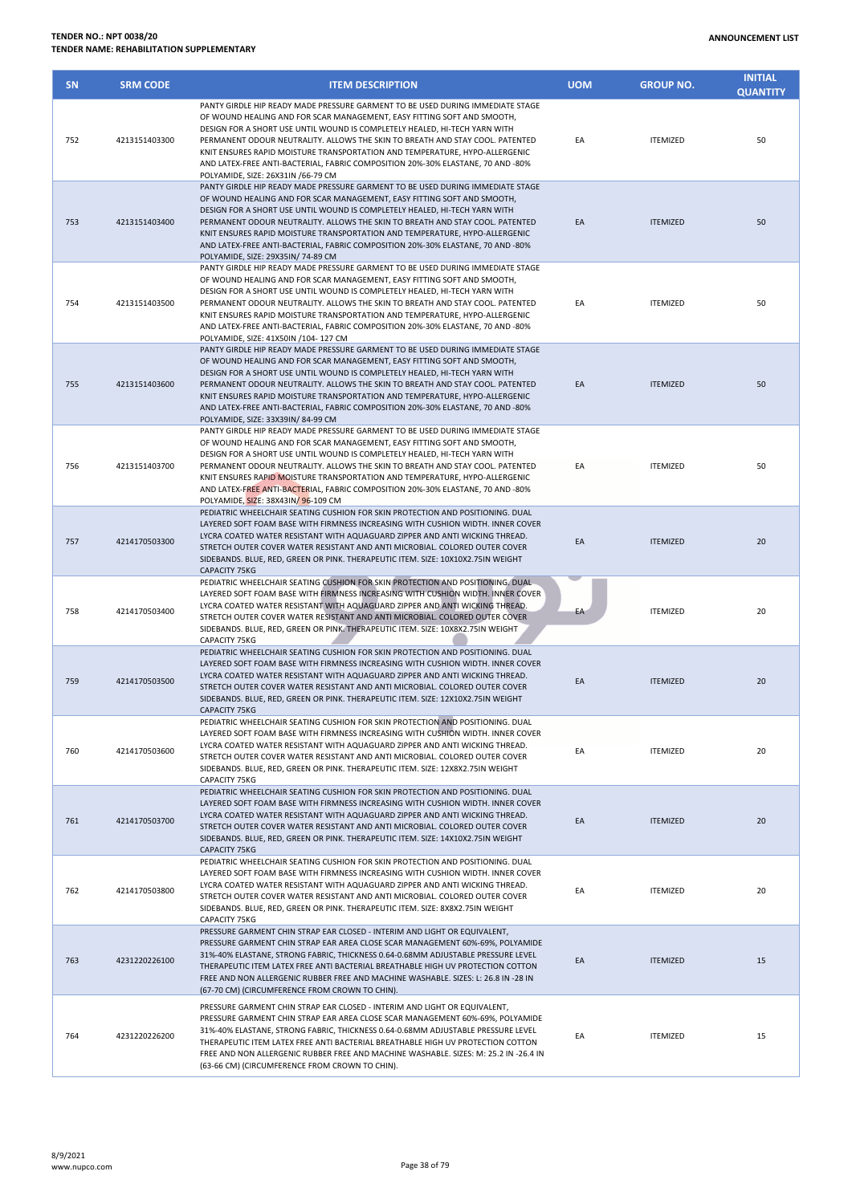| SN | SRM CODE | ITEM DESCRIPTION | UOM | GROUP NO. | INITIAL QUANTITY |
|---|---|---|---|---|---|
| 752 | 4213151403300 | PANTY GIRDLE HIP READY MADE PRESSURE GARMENT TO BE USED DURING IMMEDIATE STAGE OF WOUND HEALING AND FOR SCAR MANAGEMENT, EASY FITTING SOFT AND SMOOTH, DESIGN FOR A SHORT USE UNTIL WOUND IS COMPLETELY HEALED, HI-TECH YARN WITH PERMANENT ODOUR NEUTRALITY. ALLOWS THE SKIN TO BREATH AND STAY COOL. PATENTED KNIT ENSURES RAPID MOISTURE TRANSPORTATION AND TEMPERATURE, HYPO-ALLERGENIC AND LATEX-FREE ANTI-BACTERIAL, FABRIC COMPOSITION 20%-30% ELASTANE, 70 AND -80% POLYAMIDE, SIZE: 26X31IN /66-79 CM | EA | ITEMIZED | 50 |
| 753 | 4213151403400 | PANTY GIRDLE HIP READY MADE PRESSURE GARMENT TO BE USED DURING IMMEDIATE STAGE OF WOUND HEALING AND FOR SCAR MANAGEMENT, EASY FITTING SOFT AND SMOOTH, DESIGN FOR A SHORT USE UNTIL WOUND IS COMPLETELY HEALED, HI-TECH YARN WITH PERMANENT ODOUR NEUTRALITY. ALLOWS THE SKIN TO BREATH AND STAY COOL. PATENTED KNIT ENSURES RAPID MOISTURE TRANSPORTATION AND TEMPERATURE, HYPO-ALLERGENIC AND LATEX-FREE ANTI-BACTERIAL, FABRIC COMPOSITION 20%-30% ELASTANE, 70 AND -80% POLYAMIDE, SIZE: 29X35IN/ 74-89 CM | EA | ITEMIZED | 50 |
| 754 | 4213151403500 | PANTY GIRDLE HIP READY MADE PRESSURE GARMENT TO BE USED DURING IMMEDIATE STAGE OF WOUND HEALING AND FOR SCAR MANAGEMENT, EASY FITTING SOFT AND SMOOTH, DESIGN FOR A SHORT USE UNTIL WOUND IS COMPLETELY HEALED, HI-TECH YARN WITH PERMANENT ODOUR NEUTRALITY. ALLOWS THE SKIN TO BREATH AND STAY COOL. PATENTED KNIT ENSURES RAPID MOISTURE TRANSPORTATION AND TEMPERATURE, HYPO-ALLERGENIC AND LATEX-FREE ANTI-BACTERIAL, FABRIC COMPOSITION 20%-30% ELASTANE, 70 AND -80% POLYAMIDE, SIZE: 41X50IN /104- 127 CM | EA | ITEMIZED | 50 |
| 755 | 4213151403600 | PANTY GIRDLE HIP READY MADE PRESSURE GARMENT TO BE USED DURING IMMEDIATE STAGE OF WOUND HEALING AND FOR SCAR MANAGEMENT, EASY FITTING SOFT AND SMOOTH, DESIGN FOR A SHORT USE UNTIL WOUND IS COMPLETELY HEALED, HI-TECH YARN WITH PERMANENT ODOUR NEUTRALITY. ALLOWS THE SKIN TO BREATH AND STAY COOL. PATENTED KNIT ENSURES RAPID MOISTURE TRANSPORTATION AND TEMPERATURE, HYPO-ALLERGENIC AND LATEX-FREE ANTI-BACTERIAL, FABRIC COMPOSITION 20%-30% ELASTANE, 70 AND -80% POLYAMIDE, SIZE: 33X39IN/ 84-99 CM | EA | ITEMIZED | 50 |
| 756 | 4213151403700 | PANTY GIRDLE HIP READY MADE PRESSURE GARMENT TO BE USED DURING IMMEDIATE STAGE OF WOUND HEALING AND FOR SCAR MANAGEMENT, EASY FITTING SOFT AND SMOOTH, DESIGN FOR A SHORT USE UNTIL WOUND IS COMPLETELY HEALED, HI-TECH YARN WITH PERMANENT ODOUR NEUTRALITY. ALLOWS THE SKIN TO BREATH AND STAY COOL. PATENTED KNIT ENSURES RAPID MOISTURE TRANSPORTATION AND TEMPERATURE, HYPO-ALLERGENIC AND LATEX-FREE ANTI-BACTERIAL, FABRIC COMPOSITION 20%-30% ELASTANE, 70 AND -80% POLYAMIDE, SIZE: 38X43IN/ 96-109 CM | EA | ITEMIZED | 50 |
| 757 | 4214170503300 | PEDIATRIC WHEELCHAIR SEATING CUSHION FOR SKIN PROTECTION AND POSITIONING. DUAL LAYERED SOFT FOAM BASE WITH FIRMNESS INCREASING WITH CUSHION WIDTH. INNER COVER LYCRA COATED WATER RESISTANT WITH AQUAGUARD ZIPPER AND ANTI WICKING THREAD. STRETCH OUTER COVER WATER RESISTANT AND ANTI MICROBIAL. COLORED OUTER COVER SIDEBANDS. BLUE, RED, GREEN OR PINK. THERAPEUTIC ITEM. SIZE: 10X10X2.75IN WEIGHT CAPACITY 75KG | EA | ITEMIZED | 20 |
| 758 | 4214170503400 | PEDIATRIC WHEELCHAIR SEATING CUSHION FOR SKIN PROTECTION AND POSITIONING. DUAL LAYERED SOFT FOAM BASE WITH FIRMNESS INCREASING WITH CUSHION WIDTH. INNER COVER LYCRA COATED WATER RESISTANT WITH AQUAGUARD ZIPPER AND ANTI WICKING THREAD. STRETCH OUTER COVER WATER RESISTANT AND ANTI MICROBIAL. COLORED OUTER COVER SIDEBANDS. BLUE, RED, GREEN OR PINK. THERAPEUTIC ITEM. SIZE: 10X8X2.75IN WEIGHT CAPACITY 75KG | EA | ITEMIZED | 20 |
| 759 | 4214170503500 | PEDIATRIC WHEELCHAIR SEATING CUSHION FOR SKIN PROTECTION AND POSITIONING. DUAL LAYERED SOFT FOAM BASE WITH FIRMNESS INCREASING WITH CUSHION WIDTH. INNER COVER LYCRA COATED WATER RESISTANT WITH AQUAGUARD ZIPPER AND ANTI WICKING THREAD. STRETCH OUTER COVER WATER RESISTANT AND ANTI MICROBIAL. COLORED OUTER COVER SIDEBANDS. BLUE, RED, GREEN OR PINK. THERAPEUTIC ITEM. SIZE: 12X10X2.75IN WEIGHT CAPACITY 75KG | EA | ITEMIZED | 20 |
| 760 | 4214170503600 | PEDIATRIC WHEELCHAIR SEATING CUSHION FOR SKIN PROTECTION AND POSITIONING. DUAL LAYERED SOFT FOAM BASE WITH FIRMNESS INCREASING WITH CUSHION WIDTH. INNER COVER LYCRA COATED WATER RESISTANT WITH AQUAGUARD ZIPPER AND ANTI WICKING THREAD. STRETCH OUTER COVER WATER RESISTANT AND ANTI MICROBIAL. COLORED OUTER COVER SIDEBANDS. BLUE, RED, GREEN OR PINK. THERAPEUTIC ITEM. SIZE: 12X8X2.75IN WEIGHT CAPACITY 75KG | EA | ITEMIZED | 20 |
| 761 | 4214170503700 | PEDIATRIC WHEELCHAIR SEATING CUSHION FOR SKIN PROTECTION AND POSITIONING. DUAL LAYERED SOFT FOAM BASE WITH FIRMNESS INCREASING WITH CUSHION WIDTH. INNER COVER LYCRA COATED WATER RESISTANT WITH AQUAGUARD ZIPPER AND ANTI WICKING THREAD. STRETCH OUTER COVER WATER RESISTANT AND ANTI MICROBIAL. COLORED OUTER COVER SIDEBANDS. BLUE, RED, GREEN OR PINK. THERAPEUTIC ITEM. SIZE: 14X10X2.75IN WEIGHT CAPACITY 75KG | EA | ITEMIZED | 20 |
| 762 | 4214170503800 | PEDIATRIC WHEELCHAIR SEATING CUSHION FOR SKIN PROTECTION AND POSITIONING. DUAL LAYERED SOFT FOAM BASE WITH FIRMNESS INCREASING WITH CUSHION WIDTH. INNER COVER LYCRA COATED WATER RESISTANT WITH AQUAGUARD ZIPPER AND ANTI WICKING THREAD. STRETCH OUTER COVER WATER RESISTANT AND ANTI MICROBIAL. COLORED OUTER COVER SIDEBANDS. BLUE, RED, GREEN OR PINK. THERAPEUTIC ITEM. SIZE: 8X8X2.75IN WEIGHT CAPACITY 75KG | EA | ITEMIZED | 20 |
| 763 | 4231220226100 | PRESSURE GARMENT CHIN STRAP EAR CLOSED - INTERIM AND LIGHT OR EQUIVALENT, PRESSURE GARMENT CHIN STRAP EAR AREA CLOSE SCAR MANAGEMENT 60%-69%, POLYAMIDE 31%-40% ELASTANE, STRONG FABRIC, THICKNESS 0.64-0.68MM ADJUSTABLE PRESSURE LEVEL THERAPEUTIC ITEM LATEX FREE ANTI BACTERIAL BREATHABLE HIGH UV PROTECTION COTTON FREE AND NON ALLERGENIC RUBBER FREE AND MACHINE WASHABLE. SIZES: L: 26.8 IN -28 IN (67-70 CM) (CIRCUMFERENCE FROM CROWN TO CHIN). | EA | ITEMIZED | 15 |
| 764 | 4231220226200 | PRESSURE GARMENT CHIN STRAP EAR CLOSED - INTERIM AND LIGHT OR EQUIVALENT, PRESSURE GARMENT CHIN STRAP EAR AREA CLOSE SCAR MANAGEMENT 60%-69%, POLYAMIDE 31%-40% ELASTANE, STRONG FABRIC, THICKNESS 0.64-0.68MM ADJUSTABLE PRESSURE LEVEL THERAPEUTIC ITEM LATEX FREE ANTI BACTERIAL BREATHABLE HIGH UV PROTECTION COTTON FREE AND NON ALLERGENIC RUBBER FREE AND MACHINE WASHABLE. SIZES: M: 25.2 IN -26.4 IN (63-66 CM) (CIRCUMFERENCE FROM CROWN TO CHIN). | EA | ITEMIZED | 15 |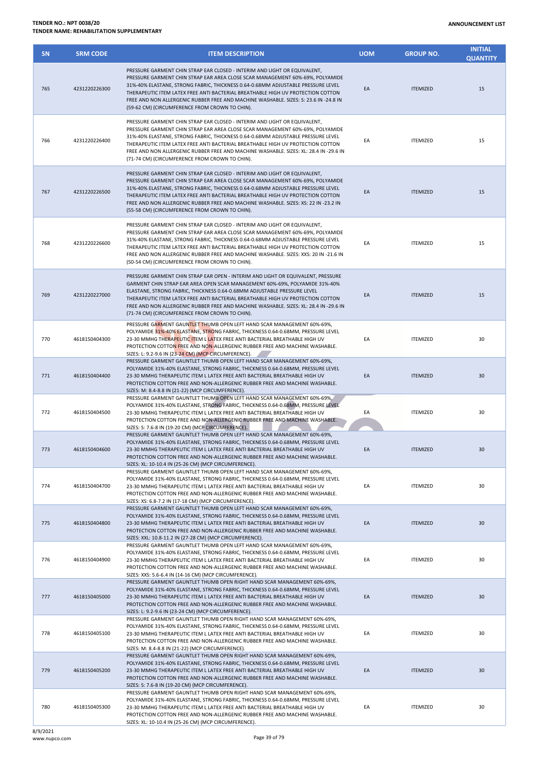**TENDER NO.: NPT 0038/20**
**TENDER NAME: REHABILITATION SUPPLEMENTARY**

**ANNOUNCEMENT LIST**

| SN | SRM CODE | ITEM DESCRIPTION | UOM | GROUP NO. | INITIAL QUANTITY |
|---|---|---|---|---|---|
| 765 | 4231220226300 | PRESSURE GARMENT CHIN STRAP EAR CLOSED - INTERIM AND LIGHT OR EQUIVALENT, PRESSURE GARMENT CHIN STRAP EAR AREA CLOSE SCAR MANAGEMENT 60%-69%, POLYAMIDE 31%-40% ELASTANE, STRONG FABRIC, THICKNESS 0.64-0.68MM ADJUSTABLE PRESSURE LEVEL THERAPEUTIC ITEM LATEX FREE ANTI BACTERIAL BREATHABLE HIGH UV PROTECTION COTTON FREE AND NON ALLERGENIC RUBBER FREE AND MACHINE WASHABLE. SIZES: S: 23.6 IN -24.8 IN (59-62 CM) (CIRCUMFERENCE FROM CROWN TO CHIN). | EA | ITEMIZED | 15 |
| 766 | 4231220226400 | PRESSURE GARMENT CHIN STRAP EAR CLOSED - INTERIM AND LIGHT OR EQUIVALENT, PRESSURE GARMENT CHIN STRAP EAR AREA CLOSE SCAR MANAGEMENT 60%-69%, POLYAMIDE 31%-40% ELASTANE, STRONG FABRIC, THICKNESS 0.64-0.68MM ADJUSTABLE PRESSURE LEVEL THERAPEUTIC ITEM LATEX FREE ANTI BACTERIAL BREATHABLE HIGH UV PROTECTION COTTON FREE AND NON ALLERGENIC RUBBER FREE AND MACHINE WASHABLE. SIZES: XL: 28.4 IN -29.6 IN (71-74 CM) (CIRCUMFERENCE FROM CROWN TO CHIN). | EA | ITEMIZED | 15 |
| 767 | 4231220226500 | PRESSURE GARMENT CHIN STRAP EAR CLOSED - INTERIM AND LIGHT OR EQUIVALENT, PRESSURE GARMENT CHIN STRAP EAR AREA CLOSE SCAR MANAGEMENT 60%-69%, POLYAMIDE 31%-40% ELASTANE, STRONG FABRIC, THICKNESS 0.64-0.68MM ADJUSTABLE PRESSURE LEVEL THERAPEUTIC ITEM LATEX FREE ANTI BACTERIAL BREATHABLE HIGH UV PROTECTION COTTON FREE AND NON ALLERGENIC RUBBER FREE AND MACHINE WASHABLE. SIZES: XS: 22 IN -23.2 IN (55-58 CM) (CIRCUMFERENCE FROM CROWN TO CHIN). | EA | ITEMIZED | 15 |
| 768 | 4231220226600 | PRESSURE GARMENT CHIN STRAP EAR CLOSED - INTERIM AND LIGHT OR EQUIVALENT, PRESSURE GARMENT CHIN STRAP EAR AREA CLOSE SCAR MANAGEMENT 60%-69%, POLYAMIDE 31%-40% ELASTANE, STRONG FABRIC, THICKNESS 0.64-0.68MM ADJUSTABLE PRESSURE LEVEL THERAPEUTIC ITEM LATEX FREE ANTI BACTERIAL BREATHABLE HIGH UV PROTECTION COTTON FREE AND NON ALLERGENIC RUBBER FREE AND MACHINE WASHABLE. SIZES: XXS: 20 IN -21.6 IN (50-54 CM) (CIRCUMFERENCE FROM CROWN TO CHIN). | EA | ITEMIZED | 15 |
| 769 | 4231220227000 | PRESSURE GARMENT CHIN STRAP EAR OPEN - INTERIM AND LIGHT OR EQUIVALENT, PRESSURE GARMENT CHIN STRAP EAR AREA OPEN SCAR MANAGEMENT 60%-69%, POLYAMIDE 31%-40% ELASTANE, STRONG FABRIC, THICKNESS 0.64-0.68MM ADJUSTABLE PRESSURE LEVEL THERAPEUTIC ITEM LATEX FREE ANTI BACTERIAL BREATHABLE HIGH UV PROTECTION COTTON FREE AND NON ALLERGENIC RUBBER FREE AND MACHINE WASHABLE. SIZES: XL: 28.4 IN -29.6 IN (71-74 CM) (CIRCUMFERENCE FROM CROWN TO CHIN). | EA | ITEMIZED | 15 |
| 770 | 4618150404300 | PRESSURE GARMENT GAUNTLET THUMB OPEN LEFT HAND SCAR MANAGEMENT 60%-69%, POLYAMIDE 31%-40% ELASTANE, STRONG FABRIC, THICKNESS 0.64-0.68MM, PRESSURE LEVEL 23-30 MMHG THERAPEUTIC ITEM L LATEX FREE ANTI BACTERIAL BREATHABLE HIGH UV PROTECTION COTTON FREE AND NON-ALLERGENIC RUBBER FREE AND MACHINE WASHABLE. SIZES: L: 9.2-9.6 IN (23-24 CM) (MCP CIRCUMFERENCE). | EA | ITEMIZED | 30 |
| 771 | 4618150404400 | PRESSURE GARMENT GAUNTLET THUMB OPEN LEFT HAND SCAR MANAGEMENT 60%-69%, POLYAMIDE 31%-40% ELASTANE, STRONG FABRIC, THICKNESS 0.64-0.68MM, PRESSURE LEVEL 23-30 MMHG THERAPEUTIC ITEM L LATEX FREE ANTI BACTERIAL BREATHABLE HIGH UV PROTECTION COTTON FREE AND NON-ALLERGENIC RUBBER FREE AND MACHINE WASHABLE. SIZES: M: 8.4-8.8 IN (21-22) (MCP CIRCUMFERENCE). | EA | ITEMIZED | 30 |
| 772 | 4618150404500 | PRESSURE GARMENT GAUNTLET THUMB OPEN LEFT HAND SCAR MANAGEMENT 60%-69%, POLYAMIDE 31%-40% ELASTANE, STRONG FABRIC, THICKNESS 0.64-0.68MM, PRESSURE LEVEL 23-30 MMHG THERAPEUTIC ITEM L LATEX FREE ANTI BACTERIAL BREATHABLE HIGH UV PROTECTION COTTON FREE AND NON-ALLERGENIC RUBBER FREE AND MACHINE WASHABLE. SIZES: S: 7.6-8 IN (19-20 CM) (MCP CIRCUMFERENCE). | EA | ITEMIZED | 30 |
| 773 | 4618150404600 | PRESSURE GARMENT GAUNTLET THUMB OPEN LEFT HAND SCAR MANAGEMENT 60%-69%, POLYAMIDE 31%-40% ELASTANE, STRONG FABRIC, THICKNESS 0.64-0.68MM, PRESSURE LEVEL 23-30 MMHG THERAPEUTIC ITEM L LATEX FREE ANTI BACTERIAL BREATHABLE HIGH UV PROTECTION COTTON FREE AND NON-ALLERGENIC RUBBER FREE AND MACHINE WASHABLE. SIZES: XL: 10-10.4 IN (25-26 CM) (MCP CIRCUMFERENCE). | EA | ITEMIZED | 30 |
| 774 | 4618150404700 | PRESSURE GARMENT GAUNTLET THUMB OPEN LEFT HAND SCAR MANAGEMENT 60%-69%, POLYAMIDE 31%-40% ELASTANE, STRONG FABRIC, THICKNESS 0.64-0.68MM, PRESSURE LEVEL 23-30 MMHG THERAPEUTIC ITEM L LATEX FREE ANTI BACTERIAL BREATHABLE HIGH UV PROTECTION COTTON FREE AND NON-ALLERGENIC RUBBER FREE AND MACHINE WASHABLE. SIZES: XS: 6.8-7.2 IN (17-18 CM) (MCP CIRCUMFERENCE). | EA | ITEMIZED | 30 |
| 775 | 4618150404800 | PRESSURE GARMENT GAUNTLET THUMB OPEN LEFT HAND SCAR MANAGEMENT 60%-69%, POLYAMIDE 31%-40% ELASTANE, STRONG FABRIC, THICKNESS 0.64-0.68MM, PRESSURE LEVEL 23-30 MMHG THERAPEUTIC ITEM L LATEX FREE ANTI BACTERIAL BREATHABLE HIGH UV PROTECTION COTTON FREE AND NON-ALLERGENIC RUBBER FREE AND MACHINE WASHABLE. SIZES: XXL: 10.8-11.2 IN (27-28 CM) (MCP CIRCUMFERENCE). | EA | ITEMIZED | 30 |
| 776 | 4618150404900 | PRESSURE GARMENT GAUNTLET THUMB OPEN LEFT HAND SCAR MANAGEMENT 60%-69%, POLYAMIDE 31%-40% ELASTANE, STRONG FABRIC, THICKNESS 0.64-0.68MM, PRESSURE LEVEL 23-30 MMHG THERAPEUTIC ITEM L LATEX FREE ANTI BACTERIAL BREATHABLE HIGH UV PROTECTION COTTON FREE AND NON-ALLERGENIC RUBBER FREE AND MACHINE WASHABLE. SIZES: XXS: 5.6-6.4 IN (14-16 CM) (MCP CIRCUMFERENCE). | EA | ITEMIZED | 30 |
| 777 | 4618150405000 | PRESSURE GARMENT GAUNTLET THUMB OPEN RIGHT HAND SCAR MANAGEMENT 60%-69%, POLYAMIDE 31%-40% ELASTANE, STRONG FABRIC, THICKNESS 0.64-0.68MM, PRESSURE LEVEL 23-30 MMHG THERAPEUTIC ITEM L LATEX FREE ANTI BACTERIAL BREATHABLE HIGH UV PROTECTION COTTON FREE AND NON-ALLERGENIC RUBBER FREE AND MACHINE WASHABLE. SIZES: L: 9.2-9.6 IN (23-24 CM) (MCP CIRCUMFERENCE). | EA | ITEMIZED | 30 |
| 778 | 4618150405100 | PRESSURE GARMENT GAUNTLET THUMB OPEN RIGHT HAND SCAR MANAGEMENT 60%-69%, POLYAMIDE 31%-40% ELASTANE, STRONG FABRIC, THICKNESS 0.64-0.68MM, PRESSURE LEVEL 23-30 MMHG THERAPEUTIC ITEM L LATEX FREE ANTI BACTERIAL BREATHABLE HIGH UV PROTECTION COTTON FREE AND NON-ALLERGENIC RUBBER FREE AND MACHINE WASHABLE. SIZES: M: 8.4-8.8 IN (21-22) (MCP CIRCUMFERENCE). | EA | ITEMIZED | 30 |
| 779 | 4618150405200 | PRESSURE GARMENT GAUNTLET THUMB OPEN RIGHT HAND SCAR MANAGEMENT 60%-69%, POLYAMIDE 31%-40% ELASTANE, STRONG FABRIC, THICKNESS 0.64-0.68MM, PRESSURE LEVEL 23-30 MMHG THERAPEUTIC ITEM L LATEX FREE ANTI BACTERIAL BREATHABLE HIGH UV PROTECTION COTTON FREE AND NON-ALLERGENIC RUBBER FREE AND MACHINE WASHABLE. SIZES: S: 7.6-8 IN (19-20 CM) (MCP CIRCUMFERENCE). | EA | ITEMIZED | 30 |
| 780 | 4618150405300 | PRESSURE GARMENT GAUNTLET THUMB OPEN RIGHT HAND SCAR MANAGEMENT 60%-69%, POLYAMIDE 31%-40% ELASTANE, STRONG FABRIC, THICKNESS 0.64-0.68MM, PRESSURE LEVEL 23-30 MMHG THERAPEUTIC ITEM L LATEX FREE ANTI BACTERIAL BREATHABLE HIGH UV PROTECTION COTTON FREE AND NON-ALLERGENIC RUBBER FREE AND MACHINE WASHABLE. SIZES: XL: 10-10.4 IN (25-26 CM) (MCP CIRCUMFERENCE). | EA | ITEMIZED | 30 |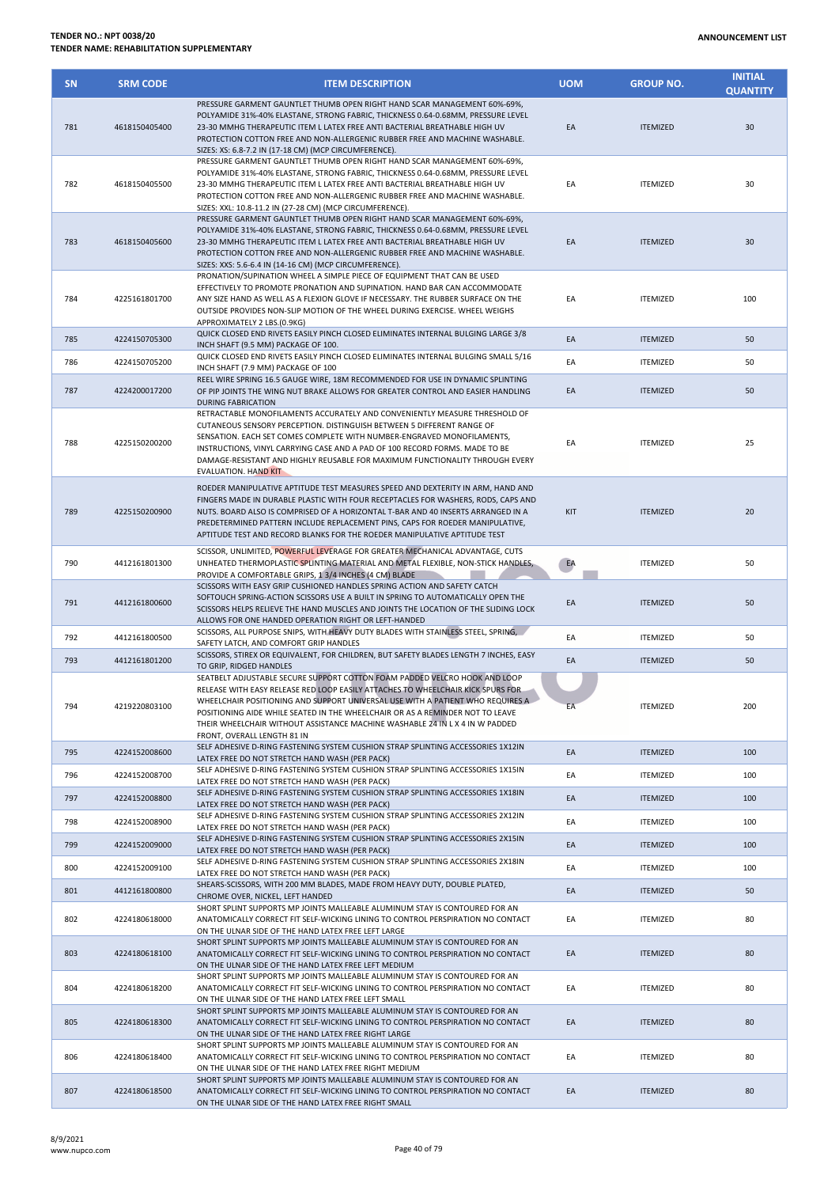**TENDER NO.: NPT 0038/20**
**TENDER NAME: REHABILITATION SUPPLEMENTARY**

**ANNOUNCEMENT LIST**

| SN | SRM CODE | ITEM DESCRIPTION | UOM | GROUP NO. | INITIAL QUANTITY |
|---|---|---|---|---|---|
| 781 | 4618150405400 | PRESSURE GARMENT GAUNTLET THUMB OPEN RIGHT HAND SCAR MANAGEMENT 60%-69%, POLYAMIDE 31%-40% ELASTANE, STRONG FABRIC, THICKNESS 0.64-0.68MM, PRESSURE LEVEL 23-30 MMHG THERAPEUTIC ITEM L LATEX FREE ANTI BACTERIAL BREATHABLE HIGH UV PROTECTION COTTON FREE AND NON-ALLERGENIC RUBBER FREE AND MACHINE WASHABLE. SIZES: XS: 6.8-7.2 IN (17-18 CM) (MCP CIRCUMFERENCE). | EA | ITEMIZED | 30 |
| 782 | 4618150405500 | PRESSURE GARMENT GAUNTLET THUMB OPEN RIGHT HAND SCAR MANAGEMENT 60%-69%, POLYAMIDE 31%-40% ELASTANE, STRONG FABRIC, THICKNESS 0.64-0.68MM, PRESSURE LEVEL 23-30 MMHG THERAPEUTIC ITEM L LATEX FREE ANTI BACTERIAL BREATHABLE HIGH UV PROTECTION COTTON FREE AND NON-ALLERGENIC RUBBER FREE AND MACHINE WASHABLE. SIZES: XXL: 10.8-11.2 IN (27-28 CM) (MCP CIRCUMFERENCE). | EA | ITEMIZED | 30 |
| 783 | 4618150405600 | PRESSURE GARMENT GAUNTLET THUMB OPEN RIGHT HAND SCAR MANAGEMENT 60%-69%, POLYAMIDE 31%-40% ELASTANE, STRONG FABRIC, THICKNESS 0.64-0.68MM, PRESSURE LEVEL 23-30 MMHG THERAPEUTIC ITEM L LATEX FREE ANTI BACTERIAL BREATHABLE HIGH UV PROTECTION COTTON FREE AND NON-ALLERGENIC RUBBER FREE AND MACHINE WASHABLE. SIZES: XXS: 5.6-6.4 IN (14-16 CM) (MCP CIRCUMFERENCE). | EA | ITEMIZED | 30 |
| 784 | 4225161801700 | PRONATION/SUPINATION WHEEL A SIMPLE PIECE OF EQUIPMENT THAT CAN BE USED EFFECTIVELY TO PROMOTE PRONATION AND SUPINATION. HAND BAR CAN ACCOMMODATE ANY SIZE HAND AS WELL AS A FLEXION GLOVE IF NECESSARY. THE RUBBER SURFACE ON THE OUTSIDE PROVIDES NON-SLIP MOTION OF THE WHEEL DURING EXERCISE. WHEEL WEIGHS APPROXIMATELY 2 LBS.(0.9KG) | EA | ITEMIZED | 100 |
| 785 | 4224150705300 | QUICK CLOSED END RIVETS EASILY PINCH CLOSED ELIMINATES INTERNAL BULGING LARGE 3/8 INCH SHAFT (9.5 MM) PACKAGE OF 100. | EA | ITEMIZED | 50 |
| 786 | 4224150705200 | QUICK CLOSED END RIVETS EASILY PINCH CLOSED ELIMINATES INTERNAL BULGING SMALL 5/16 INCH SHAFT (7.9 MM) PACKAGE OF 100 | EA | ITEMIZED | 50 |
| 787 | 4224200017200 | REEL WIRE SPRING 16.5 GAUGE WIRE, 18M RECOMMENDED FOR USE IN DYNAMIC SPLINTING OF PIP JOINTS THE WING NUT BRAKE ALLOWS FOR GREATER CONTROL AND EASIER HANDLING DURING FABRICATION | EA | ITEMIZED | 50 |
| 788 | 4225150200200 | RETRACTABLE MONOFILAMENTS ACCURATELY AND CONVENIENTLY MEASURE THRESHOLD OF CUTANEOUS SENSORY PERCEPTION. DISTINGUISH BETWEEN 5 DIFFERENT RANGE OF SENSATION. EACH SET COMES COMPLETE WITH NUMBER-ENGRAVED MONOFILAMENTS, INSTRUCTIONS, VINYL CARRYING CASE AND A PAD OF 100 RECORD FORMS. MADE TO BE DAMAGE-RESISTANT AND HIGHLY REUSABLE FOR MAXIMUM FUNCTIONALITY THROUGH EVERY EVALUATION. HAND KIT | EA | ITEMIZED | 25 |
| 789 | 4225150200900 | ROEDER MANIPULATIVE APTITUDE TEST MEASURES SPEED AND DEXTERITY IN ARM, HAND AND FINGERS MADE IN DURABLE PLASTIC WITH FOUR RECEPTACLES FOR WASHERS, RODS, CAPS AND NUTS. BOARD ALSO IS COMPRISED OF A HORIZONTAL T-BAR AND 40 INSERTS ARRANGED IN A PREDETERMINED PATTERN INCLUDE REPLACEMENT PINS, CAPS FOR ROEDER MANIPULATIVE, APTITUDE TEST AND RECORD BLANKS FOR THE ROEDER MANIPULATIVE APTITUDE TEST | KIT | ITEMIZED | 20 |
| 790 | 4412161801300 | SCISSOR, UNLIMITED, POWERFUL LEVERAGE FOR GREATER MECHANICAL ADVANTAGE, CUTS UNHEATED THERMOPLASTIC SPLINTING MATERIAL AND METAL FLEXIBLE, NON-STICK HANDLES, PROVIDE A COMFORTABLE GRIPS, 1 3/4 INCHES (4 CM) BLADE | EA | ITEMIZED | 50 |
| 791 | 4412161800600 | SCISSORS WITH EASY GRIP CUSHIONED HANDLES SPRING ACTION AND SAFETY CATCH SOFTOUCH SPRING-ACTION SCISSORS USE A BUILT IN SPRING TO AUTOMATICALLY OPEN THE SCISSORS HELPS RELIEVE THE HAND MUSCLES AND JOINTS THE LOCATION OF THE SLIDING LOCK ALLOWS FOR ONE HANDED OPERATION RIGHT OR LEFT-HANDED | EA | ITEMIZED | 50 |
| 792 | 4412161800500 | SCISSORS, ALL PURPOSE SNIPS, WITH HEAVY DUTY BLADES WITH STAINLESS STEEL, SPRING, SAFETY LATCH, AND COMFORT GRIP HANDLES | EA | ITEMIZED | 50 |
| 793 | 4412161801200 | SCISSORS, STIREX OR EQUIVALENT, FOR CHILDREN, BUT SAFETY BLADES LENGTH 7 INCHES, EASY TO GRIP, RIDGED HANDLES | EA | ITEMIZED | 50 |
| 794 | 4219220803100 | SEATBELT ADJUSTABLE SECURE SUPPORT COTTON FOAM PADDED VELCRO HOOK AND LOOP RELEASE WITH EASY RELEASE RED LOOP EASILY ATTACHES TO WHEELCHAIR KICK SPURS FOR WHEELCHAIR POSITIONING AND SUPPORT UNIVERSAL USE WITH A PATIENT WHO REQUIRES A POSITIONING AIDE WHILE SEATED IN THE WHEELCHAIR OR AS A REMINDER NOT TO LEAVE THEIR WHEELCHAIR WITHOUT ASSISTANCE MACHINE WASHABLE 24 IN L X 4 IN W PADDED FRONT, OVERALL LENGTH 81 IN | EA | ITEMIZED | 200 |
| 795 | 4224152008600 | SELF ADHESIVE D-RING FASTENING SYSTEM CUSHION STRAP SPLINTING ACCESSORIES 1X12IN LATEX FREE DO NOT STRETCH HAND WASH (PER PACK) | EA | ITEMIZED | 100 |
| 796 | 4224152008700 | SELF ADHESIVE D-RING FASTENING SYSTEM CUSHION STRAP SPLINTING ACCESSORIES 1X15IN LATEX FREE DO NOT STRETCH HAND WASH (PER PACK) | EA | ITEMIZED | 100 |
| 797 | 4224152008800 | SELF ADHESIVE D-RING FASTENING SYSTEM CUSHION STRAP SPLINTING ACCESSORIES 1X18IN LATEX FREE DO NOT STRETCH HAND WASH (PER PACK) | EA | ITEMIZED | 100 |
| 798 | 4224152008900 | SELF ADHESIVE D-RING FASTENING SYSTEM CUSHION STRAP SPLINTING ACCESSORIES 2X12IN LATEX FREE DO NOT STRETCH HAND WASH (PER PACK) | EA | ITEMIZED | 100 |
| 799 | 4224152009000 | SELF ADHESIVE D-RING FASTENING SYSTEM CUSHION STRAP SPLINTING ACCESSORIES 2X15IN LATEX FREE DO NOT STRETCH HAND WASH (PER PACK) | EA | ITEMIZED | 100 |
| 800 | 4224152009100 | SELF ADHESIVE D-RING FASTENING SYSTEM CUSHION STRAP SPLINTING ACCESSORIES 2X18IN LATEX FREE DO NOT STRETCH HAND WASH (PER PACK) | EA | ITEMIZED | 100 |
| 801 | 4412161800800 | SHEARS-SCISSORS, WITH 200 MM BLADES, MADE FROM HEAVY DUTY, DOUBLE PLATED, CHROME OVER, NICKEL, LEFT HANDED | EA | ITEMIZED | 50 |
| 802 | 4224180618000 | SHORT SPLINT SUPPORTS MP JOINTS MALLEABLE ALUMINUM STAY IS CONTOURED FOR AN ANATOMICALLY CORRECT FIT SELF-WICKING LINING TO CONTROL PERSPIRATION NO CONTACT ON THE ULNAR SIDE OF THE HAND LATEX FREE LEFT LARGE | EA | ITEMIZED | 80 |
| 803 | 4224180618100 | SHORT SPLINT SUPPORTS MP JOINTS MALLEABLE ALUMINUM STAY IS CONTOURED FOR AN ANATOMICALLY CORRECT FIT SELF-WICKING LINING TO CONTROL PERSPIRATION NO CONTACT ON THE ULNAR SIDE OF THE HAND LATEX FREE LEFT MEDIUM | EA | ITEMIZED | 80 |
| 804 | 4224180618200 | SHORT SPLINT SUPPORTS MP JOINTS MALLEABLE ALUMINUM STAY IS CONTOURED FOR AN ANATOMICALLY CORRECT FIT SELF-WICKING LINING TO CONTROL PERSPIRATION NO CONTACT ON THE ULNAR SIDE OF THE HAND LATEX FREE LEFT SMALL | EA | ITEMIZED | 80 |
| 805 | 4224180618300 | SHORT SPLINT SUPPORTS MP JOINTS MALLEABLE ALUMINUM STAY IS CONTOURED FOR AN ANATOMICALLY CORRECT FIT SELF-WICKING LINING TO CONTROL PERSPIRATION NO CONTACT ON THE ULNAR SIDE OF THE HAND LATEX FREE RIGHT LARGE | EA | ITEMIZED | 80 |
| 806 | 4224180618400 | SHORT SPLINT SUPPORTS MP JOINTS MALLEABLE ALUMINUM STAY IS CONTOURED FOR AN ANATOMICALLY CORRECT FIT SELF-WICKING LINING TO CONTROL PERSPIRATION NO CONTACT ON THE ULNAR SIDE OF THE HAND LATEX FREE RIGHT MEDIUM | EA | ITEMIZED | 80 |
| 807 | 4224180618500 | SHORT SPLINT SUPPORTS MP JOINTS MALLEABLE ALUMINUM STAY IS CONTOURED FOR AN ANATOMICALLY CORRECT FIT SELF-WICKING LINING TO CONTROL PERSPIRATION NO CONTACT ON THE ULNAR SIDE OF THE HAND LATEX FREE RIGHT SMALL | EA | ITEMIZED | 80 |

8/9/2021
www.nupco.com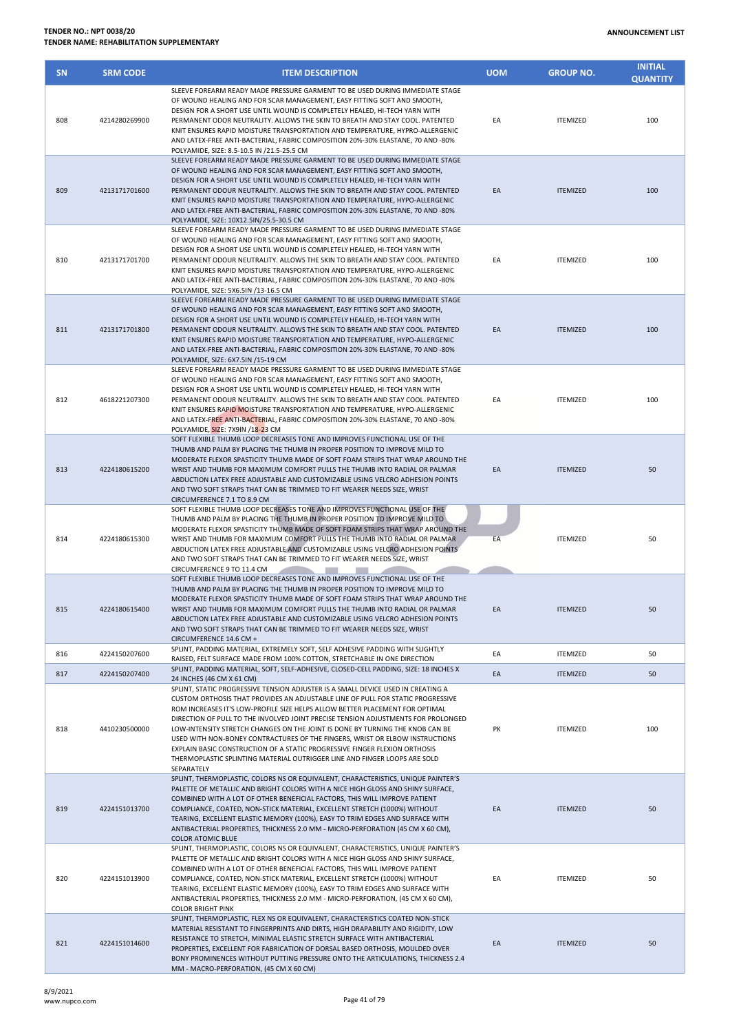| SN | SRM CODE | ITEM DESCRIPTION | UOM | GROUP NO. | INITIAL QUANTITY |
|---|---|---|---|---|---|
| 808 | 4214280269900 | SLEEVE FOREARM READY MADE PRESSURE GARMENT TO BE USED DURING IMMEDIATE STAGE OF WOUND HEALING AND FOR SCAR MANAGEMENT, EASY FITTING SOFT AND SMOOTH, DESIGN FOR A SHORT USE UNTIL WOUND IS COMPLETELY HEALED, HI-TECH YARN WITH PERMANENT ODOR NEUTRALITY. ALLOWS THE SKIN TO BREATH AND STAY COOL. PATENTED KNIT ENSURES RAPID MOISTURE TRANSPORTATION AND TEMPERATURE, HYPRO-ALLERGENIC AND LATEX-FREE ANTI-BACTERIAL, FABRIC COMPOSITION 20%-30% ELASTANE, 70 AND -80% POLYAMIDE, SIZE: 8.5-10.5 IN /21.5-25.5 CM | EA | ITEMIZED | 100 |
| 809 | 4213171701600 | SLEEVE FOREARM READY MADE PRESSURE GARMENT TO BE USED DURING IMMEDIATE STAGE OF WOUND HEALING AND FOR SCAR MANAGEMENT, EASY FITTING SOFT AND SMOOTH, DESIGN FOR A SHORT USE UNTIL WOUND IS COMPLETELY HEALED, HI-TECH YARN WITH PERMANENT ODOUR NEUTRALITY. ALLOWS THE SKIN TO BREATH AND STAY COOL. PATENTED KNIT ENSURES RAPID MOISTURE TRANSPORTATION AND TEMPERATURE, HYPO-ALLERGENIC AND LATEX-FREE ANTI-BACTERIAL, FABRIC COMPOSITION 20%-30% ELASTANE, 70 AND -80% POLYAMIDE, SIZE: 10X12.5IN/25.5-30.5 CM | EA | ITEMIZED | 100 |
| 810 | 4213171701700 | SLEEVE FOREARM READY MADE PRESSURE GARMENT TO BE USED DURING IMMEDIATE STAGE OF WOUND HEALING AND FOR SCAR MANAGEMENT, EASY FITTING SOFT AND SMOOTH, DESIGN FOR A SHORT USE UNTIL WOUND IS COMPLETELY HEALED, HI-TECH YARN WITH PERMANENT ODOUR NEUTRALITY. ALLOWS THE SKIN TO BREATH AND STAY COOL. PATENTED KNIT ENSURES RAPID MOISTURE TRANSPORTATION AND TEMPERATURE, HYPO-ALLERGENIC AND LATEX-FREE ANTI-BACTERIAL, FABRIC COMPOSITION 20%-30% ELASTANE, 70 AND -80% POLYAMIDE, SIZE: 5X6.5IN /13-16.5 CM | EA | ITEMIZED | 100 |
| 811 | 4213171701800 | SLEEVE FOREARM READY MADE PRESSURE GARMENT TO BE USED DURING IMMEDIATE STAGE OF WOUND HEALING AND FOR SCAR MANAGEMENT, EASY FITTING SOFT AND SMOOTH, DESIGN FOR A SHORT USE UNTIL WOUND IS COMPLETELY HEALED, HI-TECH YARN WITH PERMANENT ODOUR NEUTRALITY. ALLOWS THE SKIN TO BREATH AND STAY COOL. PATENTED KNIT ENSURES RAPID MOISTURE TRANSPORTATION AND TEMPERATURE, HYPO-ALLERGENIC AND LATEX-FREE ANTI-BACTERIAL, FABRIC COMPOSITION 20%-30% ELASTANE, 70 AND -80% POLYAMIDE, SIZE: 6X7.5IN /15-19 CM | EA | ITEMIZED | 100 |
| 812 | 4618221207300 | SLEEVE FOREARM READY MADE PRESSURE GARMENT TO BE USED DURING IMMEDIATE STAGE OF WOUND HEALING AND FOR SCAR MANAGEMENT, EASY FITTING SOFT AND SMOOTH, DESIGN FOR A SHORT USE UNTIL WOUND IS COMPLETELY HEALED, HI-TECH YARN WITH PERMANENT ODOUR NEUTRALITY. ALLOWS THE SKIN TO BREATH AND STAY COOL. PATENTED KNIT ENSURES RAPID MOISTURE TRANSPORTATION AND TEMPERATURE, HYPO-ALLERGENIC AND LATEX-FREE ANTI-BACTERIAL, FABRIC COMPOSITION 20%-30% ELASTANE, 70 AND -80% POLYAMIDE, SIZE: 7X9IN /18-23 CM | EA | ITEMIZED | 100 |
| 813 | 4224180615200 | SOFT FLEXIBLE THUMB LOOP DECREASES TONE AND IMPROVES FUNCTIONAL USE OF THE THUMB AND PALM BY PLACING THE THUMB IN PROPER POSITION TO IMPROVE MILD TO MODERATE FLEXOR SPASTICITY THUMB MADE OF SOFT FOAM STRIPS THAT WRAP AROUND THE WRIST AND THUMB FOR MAXIMUM COMFORT PULLS THE THUMB INTO RADIAL OR PALMAR ABDUCTION LATEX FREE ADJUSTABLE AND CUSTOMIZABLE USING VELCRO ADHESION POINTS AND TWO SOFT STRAPS THAT CAN BE TRIMMED TO FIT WEARER NEEDS SIZE, WRIST CIRCUMFERENCE 7.1 TO 8.9 CM | EA | ITEMIZED | 50 |
| 814 | 4224180615300 | SOFT FLEXIBLE THUMB LOOP DECREASES TONE AND IMPROVES FUNCTIONAL USE OF THE THUMB AND PALM BY PLACING THE THUMB IN PROPER POSITION TO IMPROVE MILD TO MODERATE FLEXOR SPASTICITY THUMB MADE OF SOFT FOAM STRIPS THAT WRAP AROUND THE WRIST AND THUMB FOR MAXIMUM COMFORT PULLS THE THUMB INTO RADIAL OR PALMAR ABDUCTION LATEX FREE ADJUSTABLE AND CUSTOMIZABLE USING VELCRO ADHESION POINTS AND TWO SOFT STRAPS THAT CAN BE TRIMMED TO FIT WEARER NEEDS SIZE, WRIST CIRCUMFERENCE 9 TO 11.4 CM | EA | ITEMIZED | 50 |
| 815 | 4224180615400 | SOFT FLEXIBLE THUMB LOOP DECREASES TONE AND IMPROVES FUNCTIONAL USE OF THE THUMB AND PALM BY PLACING THE THUMB IN PROPER POSITION TO IMPROVE MILD TO MODERATE FLEXOR SPASTICITY THUMB MADE OF SOFT FOAM STRIPS THAT WRAP AROUND THE WRIST AND THUMB FOR MAXIMUM COMFORT PULLS THE THUMB INTO RADIAL OR PALMAR ABDUCTION LATEX FREE ADJUSTABLE AND CUSTOMIZABLE USING VELCRO ADHESION POINTS AND TWO SOFT STRAPS THAT CAN BE TRIMMED TO FIT WEARER NEEDS SIZE, WRIST CIRCUMFERENCE 14.6 CM + | EA | ITEMIZED | 50 |
| 816 | 4224150207600 | SPLINT, PADDING MATERIAL, EXTREMELY SOFT, SELF ADHESIVE PADDING WITH SLIGHTLY RAISED, FELT SURFACE MADE FROM 100% COTTON, STRETCHABLE IN ONE DIRECTION | EA | ITEMIZED | 50 |
| 817 | 4224150207400 | SPLINT, PADDING MATERIAL, SOFT, SELF-ADHESIVE, CLOSED-CELL PADDING, SIZE: 18 INCHES X 24 INCHES (46 CM X 61 CM) | EA | ITEMIZED | 50 |
| 818 | 4410230500000 | SPLINT, STATIC PROGRESSIVE TENSION ADJUSTER IS A SMALL DEVICE USED IN CREATING A CUSTOM ORTHOSIS THAT PROVIDES AN ADJUSTABLE LINE OF PULL FOR STATIC PROGRESSIVE ROM INCREASES IT'S LOW-PROFILE SIZE HELPS ALLOW BETTER PLACEMENT FOR OPTIMAL DIRECTION OF PULL TO THE INVOLVED JOINT PRECISE TENSION ADJUSTMENTS FOR PROLONGED LOW-INTENSITY STRETCH CHANGES ON THE JOINT IS DONE BY TURNING THE KNOB CAN BE USED WITH NON-BONEY CONTRACTURES OF THE FINGERS, WRIST OR ELBOW INSTRUCTIONS EXPLAIN BASIC CONSTRUCTION OF A STATIC PROGRESSIVE FINGER FLEXION ORTHOSIS THERMOPLASTIC SPLINTING MATERIAL OUTRIGGER LINE AND FINGER LOOPS ARE SOLD SEPARATELY | PK | ITEMIZED | 100 |
| 819 | 4224151013700 | SPLINT, THERMOPLASTIC, COLORS NS OR EQUIVALENT, CHARACTERISTICS, UNIQUE PAINTER'S PALETTE OF METALLIC AND BRIGHT COLORS WITH A NICE HIGH GLOSS AND SHINY SURFACE, COMBINED WITH A LOT OF OTHER BENEFICIAL FACTORS, THIS WILL IMPROVE PATIENT COMPLIANCE, COATED, NON-STICK MATERIAL, EXCELLENT STRETCH (1000%) WITHOUT TEARING, EXCELLENT ELASTIC MEMORY (100%), EASY TO TRIM EDGES AND SURFACE WITH ANTIBACTERIAL PROPERTIES, THICKNESS 2.0 MM - MICRO-PERFORATION (45 CM X 60 CM), COLOR ATOMIC BLUE | EA | ITEMIZED | 50 |
| 820 | 4224151013900 | SPLINT, THERMOPLASTIC, COLORS NS OR EQUIVALENT, CHARACTERISTICS, UNIQUE PAINTER'S PALETTE OF METALLIC AND BRIGHT COLORS WITH A NICE HIGH GLOSS AND SHINY SURFACE, COMBINED WITH A LOT OF OTHER BENEFICIAL FACTORS, THIS WILL IMPROVE PATIENT COMPLIANCE, COATED, NON-STICK MATERIAL, EXCELLENT STRETCH (1000%) WITHOUT TEARING, EXCELLENT ELASTIC MEMORY (100%), EASY TO TRIM EDGES AND SURFACE WITH ANTIBACTERIAL PROPERTIES, THICKNESS 2.0 MM - MICRO-PERFORATION, (45 CM X 60 CM), COLOR BRIGHT PINK | EA | ITEMIZED | 50 |
| 821 | 4224151014600 | SPLINT, THERMOPLASTIC, FLEX NS OR EQUIVALENT, CHARACTERISTICS COATED NON-STICK MATERIAL RESISTANT TO FINGERPRINTS AND DIRTS, HIGH DRAPABILITY AND RIGIDITY, LOW RESISTANCE TO STRETCH, MINIMAL ELASTIC STRETCH SURFACE WITH ANTIBACTERIAL PROPERTIES, EXCELLENT FOR FABRICATION OF DORSAL BASED ORTHOSIS, MOULDED OVER BONY PROMINENCES WITHOUT PUTTING PRESSURE ONTO THE ARTICULATIONS, THICKNESS 2.4 MM - MACRO-PERFORATION, (45 CM X 60 CM) | EA | ITEMIZED | 50 |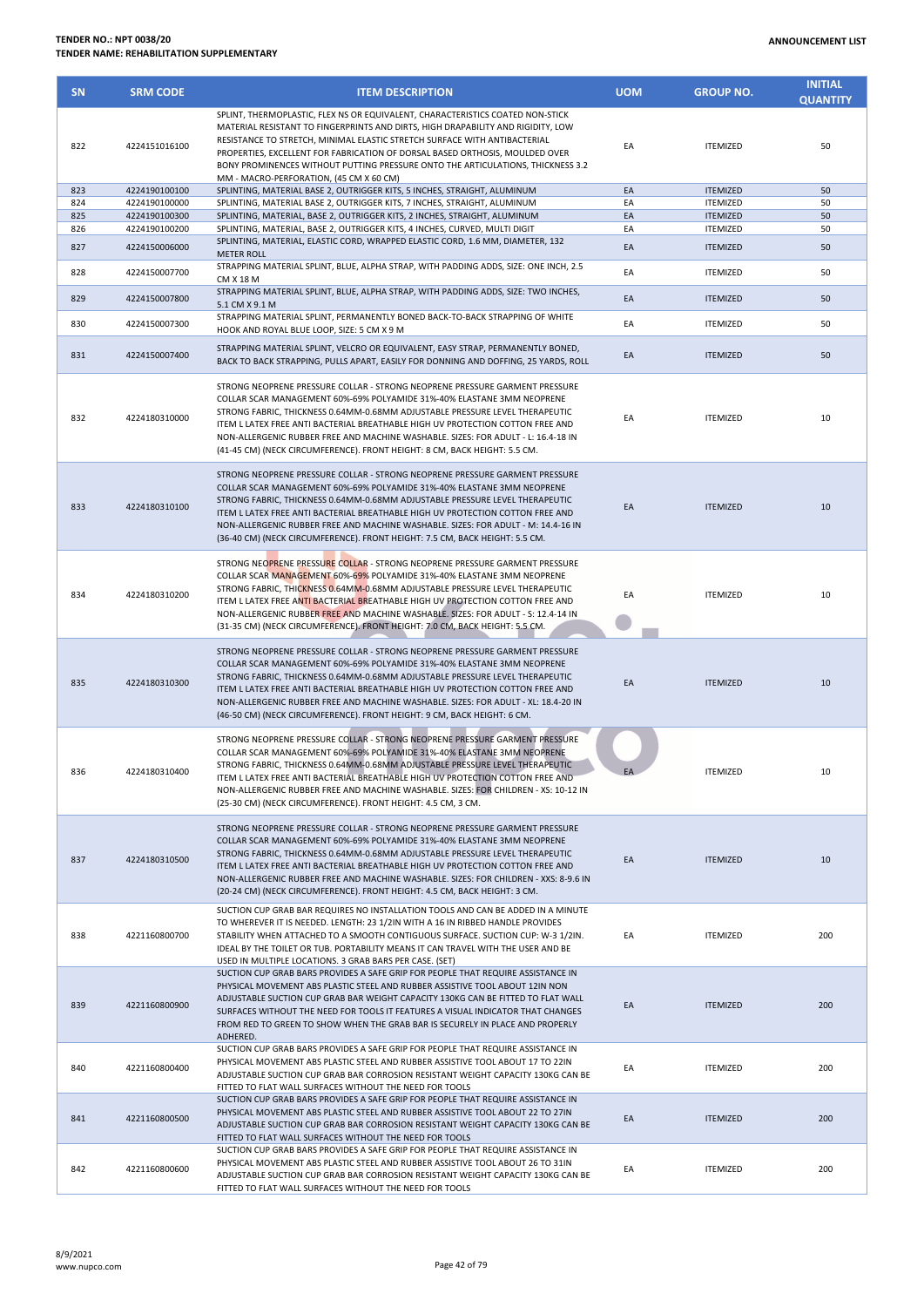**TENDER NO.: NPT 0038/20**
**TENDER NAME: REHABILITATION SUPPLEMENTARY**

**ANNOUNCEMENT LIST**

| SN | SRM CODE | ITEM DESCRIPTION | UOM | GROUP NO. | INITIAL QUANTITY |
|---|---|---|---|---|---|
| 822 | 4224151016100 | SPLINT, THERMOPLASTIC, FLEX NS OR EQUIVALENT, CHARACTERISTICS COATED NON-STICK MATERIAL RESISTANT TO FINGERPRINTS AND DIRTS, HIGH DRAPABILITY AND RIGIDITY, LOW RESISTANCE TO STRETCH, MINIMAL ELASTIC STRETCH SURFACE WITH ANTIBACTERIAL PROPERTIES, EXCELLENT FOR FABRICATION OF DORSAL BASED ORTHOSIS, MOULDED OVER BONY PROMINENCES WITHOUT PUTTING PRESSURE ONTO THE ARTICULATIONS, THICKNESS 3.2 MM - MACRO-PERFORATION, (45 CM X 60 CM) | EA | ITEMIZED | 50 |
| 823 | 4224190100100 | SPLINTING, MATERIAL BASE 2, OUTRIGGER KITS, 5 INCHES, STRAIGHT, ALUMINUM | EA | ITEMIZED | 50 |
| 824 | 4224190100000 | SPLINTING, MATERIAL BASE 2, OUTRIGGER KITS, 7 INCHES, STRAIGHT, ALUMINUM | EA | ITEMIZED | 50 |
| 825 | 4224190100300 | SPLINTING, MATERIAL, BASE 2, OUTRIGGER KITS, 2 INCHES, STRAIGHT, ALUMINUM | EA | ITEMIZED | 50 |
| 826 | 4224190100200 | SPLINTING, MATERIAL, BASE 2, OUTRIGGER KITS, 4 INCHES, CURVED, MULTI DIGIT | EA | ITEMIZED | 50 |
| 827 | 4224150006000 | SPLINTING, MATERIAL, ELASTIC CORD, WRAPPED ELASTIC CORD, 1.6 MM, DIAMETER, 132 METER ROLL | EA | ITEMIZED | 50 |
| 828 | 4224150007700 | STRAPPING MATERIAL SPLINT, BLUE, ALPHA STRAP, WITH PADDING ADDS, SIZE: ONE INCH, 2.5 CM X 18 M | EA | ITEMIZED | 50 |
| 829 | 4224150007800 | STRAPPING MATERIAL SPLINT, BLUE, ALPHA STRAP, WITH PADDING ADDS, SIZE: TWO INCHES, 5.1 CM X 9.1 M | EA | ITEMIZED | 50 |
| 830 | 4224150007300 | STRAPPING MATERIAL SPLINT, PERMANENTLY BONED BACK-TO-BACK STRAPPING OF WHITE HOOK AND ROYAL BLUE LOOP, SIZE: 5 CM X 9 M | EA | ITEMIZED | 50 |
| 831 | 4224150007400 | STRAPPING MATERIAL SPLINT, VELCRO OR EQUIVALENT, EASY STRAP, PERMANENTLY BONED, BACK TO BACK STRAPPING, PULLS APART, EASILY FOR DONNING AND DOFFING, 25 YARDS, ROLL | EA | ITEMIZED | 50 |
| 832 | 4224180310000 | STRONG NEOPRENE PRESSURE COLLAR - STRONG NEOPRENE PRESSURE GARMENT PRESSURE COLLAR SCAR MANAGEMENT 60%-69% POLYAMIDE 31%-40% ELASTANE 3MM NEOPRENE STRONG FABRIC, THICKNESS 0.64MM-0.68MM ADJUSTABLE PRESSURE LEVEL THERAPEUTIC ITEM L LATEX FREE ANTI BACTERIAL BREATHABLE HIGH UV PROTECTION COTTON FREE AND NON-ALLERGENIC RUBBER FREE AND MACHINE WASHABLE. SIZES: FOR ADULT - L: 16.4-18 IN (41-45 CM) (NECK CIRCUMFERENCE). FRONT HEIGHT: 8 CM, BACK HEIGHT: 5.5 CM. | EA | ITEMIZED | 10 |
| 833 | 4224180310100 | STRONG NEOPRENE PRESSURE COLLAR - STRONG NEOPRENE PRESSURE GARMENT PRESSURE COLLAR SCAR MANAGEMENT 60%-69% POLYAMIDE 31%-40% ELASTANE 3MM NEOPRENE STRONG FABRIC, THICKNESS 0.64MM-0.68MM ADJUSTABLE PRESSURE LEVEL THERAPEUTIC ITEM L LATEX FREE ANTI BACTERIAL BREATHABLE HIGH UV PROTECTION COTTON FREE AND NON-ALLERGENIC RUBBER FREE AND MACHINE WASHABLE. SIZES: FOR ADULT - M: 14.4-16 IN (36-40 CM) (NECK CIRCUMFERENCE). FRONT HEIGHT: 7.5 CM, BACK HEIGHT: 5.5 CM. | EA | ITEMIZED | 10 |
| 834 | 4224180310200 | STRONG NEOPRENE PRESSURE COLLAR - STRONG NEOPRENE PRESSURE GARMENT PRESSURE COLLAR SCAR MANAGEMENT 60%-69% POLYAMIDE 31%-40% ELASTANE 3MM NEOPRENE STRONG FABRIC, THICKNESS 0.64MM-0.68MM ADJUSTABLE PRESSURE LEVEL THERAPEUTIC ITEM L LATEX FREE ANTI BACTERIAL BREATHABLE HIGH UV PROTECTION COTTON FREE AND NON-ALLERGENIC RUBBER FREE AND MACHINE WASHABLE. SIZES: FOR ADULT - S: 12.4-14 IN (31-35 CM) (NECK CIRCUMFERENCE). FRONT HEIGHT: 7.0 CM, BACK HEIGHT: 5.5 CM. | EA | ITEMIZED | 10 |
| 835 | 4224180310300 | STRONG NEOPRENE PRESSURE COLLAR - STRONG NEOPRENE PRESSURE GARMENT PRESSURE COLLAR SCAR MANAGEMENT 60%-69% POLYAMIDE 31%-40% ELASTANE 3MM NEOPRENE STRONG FABRIC, THICKNESS 0.64MM-0.68MM ADJUSTABLE PRESSURE LEVEL THERAPEUTIC ITEM L LATEX FREE ANTI BACTERIAL BREATHABLE HIGH UV PROTECTION COTTON FREE AND NON-ALLERGENIC RUBBER FREE AND MACHINE WASHABLE. SIZES: FOR ADULT - XL: 18.4-20 IN (46-50 CM) (NECK CIRCUMFERENCE). FRONT HEIGHT: 9 CM, BACK HEIGHT: 6 CM. | EA | ITEMIZED | 10 |
| 836 | 4224180310400 | STRONG NEOPRENE PRESSURE COLLAR - STRONG NEOPRENE PRESSURE GARMENT PRESSURE COLLAR SCAR MANAGEMENT 60%-69% POLYAMIDE 31%-40% ELASTANE 3MM NEOPRENE STRONG FABRIC, THICKNESS 0.64MM-0.68MM ADJUSTABLE PRESSURE LEVEL THERAPEUTIC ITEM L LATEX FREE ANTI BACTERIAL BREATHABLE HIGH UV PROTECTION COTTON FREE AND NON-ALLERGENIC RUBBER FREE AND MACHINE WASHABLE. SIZES: FOR CHILDREN - XS: 10-12 IN (25-30 CM) (NECK CIRCUMFERENCE). FRONT HEIGHT: 4.5 CM, 3 CM. | EA | ITEMIZED | 10 |
| 837 | 4224180310500 | STRONG NEOPRENE PRESSURE COLLAR - STRONG NEOPRENE PRESSURE GARMENT PRESSURE COLLAR SCAR MANAGEMENT 60%-69% POLYAMIDE 31%-40% ELASTANE 3MM NEOPRENE STRONG FABRIC, THICKNESS 0.64MM-0.68MM ADJUSTABLE PRESSURE LEVEL THERAPEUTIC ITEM L LATEX FREE ANTI BACTERIAL BREATHABLE HIGH UV PROTECTION COTTON FREE AND NON-ALLERGENIC RUBBER FREE AND MACHINE WASHABLE. SIZES: FOR CHILDREN - XXS: 8-9.6 IN (20-24 CM) (NECK CIRCUMFERENCE). FRONT HEIGHT: 4.5 CM, BACK HEIGHT: 3 CM. | EA | ITEMIZED | 10 |
| 838 | 4221160800700 | SUCTION CUP GRAB BAR REQUIRES NO INSTALLATION TOOLS AND CAN BE ADDED IN A MINUTE TO WHEREVER IT IS NEEDED. LENGTH: 23 1/2IN WITH A 16 IN RIBBED HANDLE PROVIDES STABILITY WHEN ATTACHED TO A SMOOTH CONTIGUOUS SURFACE. SUCTION CUP: W-3 1/2IN. IDEAL BY THE TOILET OR TUB. PORTABILITY MEANS IT CAN TRAVEL WITH THE USER AND BE USED IN MULTIPLE LOCATIONS. 3 GRAB BARS PER CASE. (SET) | EA | ITEMIZED | 200 |
| 839 | 4221160800900 | SUCTION CUP GRAB BARS PROVIDES A SAFE GRIP FOR PEOPLE THAT REQUIRE ASSISTANCE IN PHYSICAL MOVEMENT ABS PLASTIC STEEL AND RUBBER ASSISTIVE TOOL ABOUT 12IN NON ADJUSTABLE SUCTION CUP GRAB BAR WEIGHT CAPACITY 130KG CAN BE FITTED TO FLAT WALL SURFACES WITHOUT THE NEED FOR TOOLS IT FEATURES A VISUAL INDICATOR THAT CHANGES FROM RED TO GREEN TO SHOW WHEN THE GRAB BAR IS SECURELY IN PLACE AND PROPERLY ADHERED. | EA | ITEMIZED | 200 |
| 840 | 4221160800400 | SUCTION CUP GRAB BARS PROVIDES A SAFE GRIP FOR PEOPLE THAT REQUIRE ASSISTANCE IN PHYSICAL MOVEMENT ABS PLASTIC STEEL AND RUBBER ASSISTIVE TOOL ABOUT 17 TO 22IN ADJUSTABLE SUCTION CUP GRAB BAR CORROSION RESISTANT WEIGHT CAPACITY 130KG CAN BE FITTED TO FLAT WALL SURFACES WITHOUT THE NEED FOR TOOLS | EA | ITEMIZED | 200 |
| 841 | 4221160800500 | SUCTION CUP GRAB BARS PROVIDES A SAFE GRIP FOR PEOPLE THAT REQUIRE ASSISTANCE IN PHYSICAL MOVEMENT ABS PLASTIC STEEL AND RUBBER ASSISTIVE TOOL ABOUT 22 TO 27IN ADJUSTABLE SUCTION CUP GRAB BAR CORROSION RESISTANT WEIGHT CAPACITY 130KG CAN BE FITTED TO FLAT WALL SURFACES WITHOUT THE NEED FOR TOOLS | EA | ITEMIZED | 200 |
| 842 | 4221160800600 | SUCTION CUP GRAB BARS PROVIDES A SAFE GRIP FOR PEOPLE THAT REQUIRE ASSISTANCE IN PHYSICAL MOVEMENT ABS PLASTIC STEEL AND RUBBER ASSISTIVE TOOL ABOUT 26 TO 31IN ADJUSTABLE SUCTION CUP GRAB BAR CORROSION RESISTANT WEIGHT CAPACITY 130KG CAN BE FITTED TO FLAT WALL SURFACES WITHOUT THE NEED FOR TOOLS | EA | ITEMIZED | 200 |

8/9/2021
www.nupco.com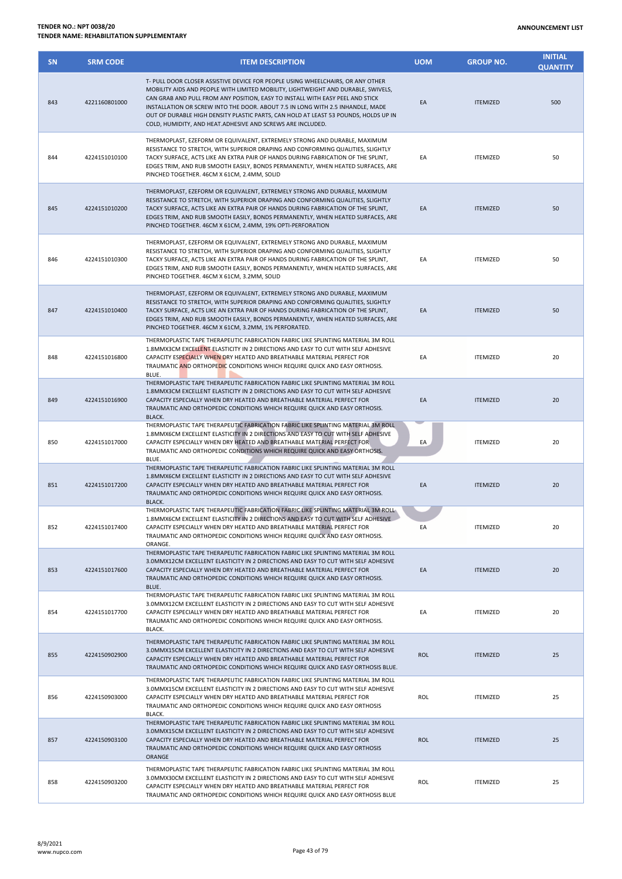**TENDER NO.: NPT 0038/20**
**TENDER NAME: REHABILITATION SUPPLEMENTARY**

**ANNOUNCEMENT LIST**

| SN | SRM CODE | ITEM DESCRIPTION | UOM | GROUP NO. | INITIAL QUANTITY |
|---|---|---|---|---|---|
| 843 | 4221160801000 | T- PULL DOOR CLOSER ASSISTIVE DEVICE FOR PEOPLE USING WHEELCHAIRS, OR ANY OTHER MOBILITY AIDS AND PEOPLE WITH LIMITED MOBILITY, LIGHTWEIGHT AND DURABLE, SWIVELS, CAN GRAB AND PULL FROM ANY POSITION, EASY TO INSTALL WITH EASY PEEL AND STICK INSTALLATION OR SCREW INTO THE DOOR. ABOUT 7.5 IN LONG WITH 2.5 INHANDLE, MADE OUT OF DURABLE HIGH DENSITY PLASTIC PARTS, CAN HOLD AT LEAST 53 POUNDS, HOLDS UP IN COLD, HUMIDITY, AND HEAT.ADHESIVE AND SCREWS ARE INCLUDED. | EA | ITEMIZED | 500 |
| 844 | 4224151010100 | THERMOPLAST, EZEFORM OR EQUIVALENT, EXTREMELY STRONG AND DURABLE, MAXIMUM RESISTANCE TO STRETCH, WITH SUPERIOR DRAPING AND CONFORMING QUALITIES, SLIGHTLY TACKY SURFACE, ACTS LIKE AN EXTRA PAIR OF HANDS DURING FABRICATION OF THE SPLINT, EDGES TRIM, AND RUB SMOOTH EASILY, BONDS PERMANENTLY, WHEN HEATED SURFACES, ARE PINCHED TOGETHER. 46CM X 61CM, 2.4MM, SOLID | EA | ITEMIZED | 50 |
| 845 | 4224151010200 | THERMOPLAST, EZEFORM OR EQUIVALENT, EXTREMELY STRONG AND DURABLE, MAXIMUM RESISTANCE TO STRETCH, WITH SUPERIOR DRAPING AND CONFORMING QUALITIES, SLIGHTLY TACKY SURFACE, ACTS LIKE AN EXTRA PAIR OF HANDS DURING FABRICATION OF THE SPLINT, EDGES TRIM, AND RUB SMOOTH EASILY, BONDS PERMANENTLY, WHEN HEATED SURFACES, ARE PINCHED TOGETHER. 46CM X 61CM, 2.4MM, 19% OPTI-PERFORATION | EA | ITEMIZED | 50 |
| 846 | 4224151010300 | THERMOPLAST, EZEFORM OR EQUIVALENT, EXTREMELY STRONG AND DURABLE, MAXIMUM RESISTANCE TO STRETCH, WITH SUPERIOR DRAPING AND CONFORMING QUALITIES, SLIGHTLY TACKY SURFACE, ACTS LIKE AN EXTRA PAIR OF HANDS DURING FABRICATION OF THE SPLINT, EDGES TRIM, AND RUB SMOOTH EASILY, BONDS PERMANENTLY, WHEN HEATED SURFACES, ARE PINCHED TOGETHER. 46CM X 61CM, 3.2MM, SOLID | EA | ITEMIZED | 50 |
| 847 | 4224151010400 | THERMOPLAST, EZEFORM OR EQUIVALENT, EXTREMELY STRONG AND DURABLE, MAXIMUM RESISTANCE TO STRETCH, WITH SUPERIOR DRAPING AND CONFORMING QUALITIES, SLIGHTLY TACKY SURFACE, ACTS LIKE AN EXTRA PAIR OF HANDS DURING FABRICATION OF THE SPLINT, EDGES TRIM, AND RUB SMOOTH EASILY, BONDS PERMANENTLY, WHEN HEATED SURFACES, ARE PINCHED TOGETHER. 46CM X 61CM, 3.2MM, 1% PERFORATED. | EA | ITEMIZED | 50 |
| 848 | 4224151016800 | THERMOPLASTIC TAPE THERAPEUTIC FABRICATION FABRIC LIKE SPLINTING MATERIAL 3M ROLL 1.8MMX3CM EXCELLENT ELASTICITY IN 2 DIRECTIONS AND EASY TO CUT WITH SELF ADHESIVE CAPACITY ESPECIALLY WHEN DRY HEATED AND BREATHABLE MATERIAL PERFECT FOR TRAUMATIC AND ORTHOPEDIC CONDITIONS WHICH REQUIRE QUICK AND EASY ORTHOSIS. BLUE. | EA | ITEMIZED | 20 |
| 849 | 4224151016900 | THERMOPLASTIC TAPE THERAPEUTIC FABRICATION FABRIC LIKE SPLINTING MATERIAL 3M ROLL 1.8MMX3CM EXCELLENT ELASTICITY IN 2 DIRECTIONS AND EASY TO CUT WITH SELF ADHESIVE CAPACITY ESPECIALLY WHEN DRY HEATED AND BREATHABLE MATERIAL PERFECT FOR TRAUMATIC AND ORTHOPEDIC CONDITIONS WHICH REQUIRE QUICK AND EASY ORTHOSIS. BLACK. | EA | ITEMIZED | 20 |
| 850 | 4224151017000 | THERMOPLASTIC TAPE THERAPEUTIC FABRICATION FABRIC LIKE SPLINTING MATERIAL 3M ROLL 1.8MMX6CM EXCELLENT ELASTICITY IN 2 DIRECTIONS AND EASY TO CUT WITH SELF ADHESIVE CAPACITY ESPECIALLY WHEN DRY HEATED AND BREATHABLE MATERIAL PERFECT FOR TRAUMATIC AND ORTHOPEDIC CONDITIONS WHICH REQUIRE QUICK AND EASY ORTHOSIS. BLUE. | EA | ITEMIZED | 20 |
| 851 | 4224151017200 | THERMOPLASTIC TAPE THERAPEUTIC FABRICATION FABRIC LIKE SPLINTING MATERIAL 3M ROLL 1.8MMX6CM EXCELLENT ELASTICITY IN 2 DIRECTIONS AND EASY TO CUT WITH SELF ADHESIVE CAPACITY ESPECIALLY WHEN DRY HEATED AND BREATHABLE MATERIAL PERFECT FOR TRAUMATIC AND ORTHOPEDIC CONDITIONS WHICH REQUIRE QUICK AND EASY ORTHOSIS. BLACK. | EA | ITEMIZED | 20 |
| 852 | 4224151017400 | THERMOPLASTIC TAPE THERAPEUTIC FABRICATION FABRIC LIKE SPLINTING MATERIAL 3M ROLL 1.8MMX6CM EXCELLENT ELASTICITY IN 2 DIRECTIONS AND EASY TO CUT WITH SELF ADHESIVE CAPACITY ESPECIALLY WHEN DRY HEATED AND BREATHABLE MATERIAL PERFECT FOR TRAUMATIC AND ORTHOPEDIC CONDITIONS WHICH REQUIRE QUICK AND EASY ORTHOSIS. ORANGE. | EA | ITEMIZED | 20 |
| 853 | 4224151017600 | THERMOPLASTIC TAPE THERAPEUTIC FABRICATION FABRIC LIKE SPLINTING MATERIAL 3M ROLL 3.0MMX12CM EXCELLENT ELASTICITY IN 2 DIRECTIONS AND EASY TO CUT WITH SELF ADHESIVE CAPACITY ESPECIALLY WHEN DRY HEATED AND BREATHABLE MATERIAL PERFECT FOR TRAUMATIC AND ORTHOPEDIC CONDITIONS WHICH REQUIRE QUICK AND EASY ORTHOSIS. BLUE. | EA | ITEMIZED | 20 |
| 854 | 4224151017700 | THERMOPLASTIC TAPE THERAPEUTIC FABRICATION FABRIC LIKE SPLINTING MATERIAL 3M ROLL 3.0MMX12CM EXCELLENT ELASTICITY IN 2 DIRECTIONS AND EASY TO CUT WITH SELF ADHESIVE CAPACITY ESPECIALLY WHEN DRY HEATED AND BREATHABLE MATERIAL PERFECT FOR TRAUMATIC AND ORTHOPEDIC CONDITIONS WHICH REQUIRE QUICK AND EASY ORTHOSIS. BLACK. | EA | ITEMIZED | 20 |
| 855 | 4224150902900 | THERMOPLASTIC TAPE THERAPEUTIC FABRICATION FABRIC LIKE SPLINTING MATERIAL 3M ROLL 3.0MMX15CM EXCELLENT ELASTICITY IN 2 DIRECTIONS AND EASY TO CUT WITH SELF ADHESIVE CAPACITY ESPECIALLY WHEN DRY HEATED AND BREATHABLE MATERIAL PERFECT FOR TRAUMATIC AND ORTHOPEDIC CONDITIONS WHICH REQUIRE QUICK AND EASY ORTHOSIS BLUE. | ROL | ITEMIZED | 25 |
| 856 | 4224150903000 | THERMOPLASTIC TAPE THERAPEUTIC FABRICATION FABRIC LIKE SPLINTING MATERIAL 3M ROLL 3.0MMX15CM EXCELLENT ELASTICITY IN 2 DIRECTIONS AND EASY TO CUT WITH SELF ADHESIVE CAPACITY ESPECIALLY WHEN DRY HEATED AND BREATHABLE MATERIAL PERFECT FOR TRAUMATIC AND ORTHOPEDIC CONDITIONS WHICH REQUIRE QUICK AND EASY ORTHOSIS BLACK. | ROL | ITEMIZED | 25 |
| 857 | 4224150903100 | THERMOPLASTIC TAPE THERAPEUTIC FABRICATION FABRIC LIKE SPLINTING MATERIAL 3M ROLL 3.0MMX15CM EXCELLENT ELASTICITY IN 2 DIRECTIONS AND EASY TO CUT WITH SELF ADHESIVE CAPACITY ESPECIALLY WHEN DRY HEATED AND BREATHABLE MATERIAL PERFECT FOR TRAUMATIC AND ORTHOPEDIC CONDITIONS WHICH REQUIRE QUICK AND EASY ORTHOSIS ORANGE | ROL | ITEMIZED | 25 |
| 858 | 4224150903200 | THERMOPLASTIC TAPE THERAPEUTIC FABRICATION FABRIC LIKE SPLINTING MATERIAL 3M ROLL 3.0MMX30CM EXCELLENT ELASTICITY IN 2 DIRECTIONS AND EASY TO CUT WITH SELF ADHESIVE CAPACITY ESPECIALLY WHEN DRY HEATED AND BREATHABLE MATERIAL PERFECT FOR TRAUMATIC AND ORTHOPEDIC CONDITIONS WHICH REQUIRE QUICK AND EASY ORTHOSIS BLUE | ROL | ITEMIZED | 25 |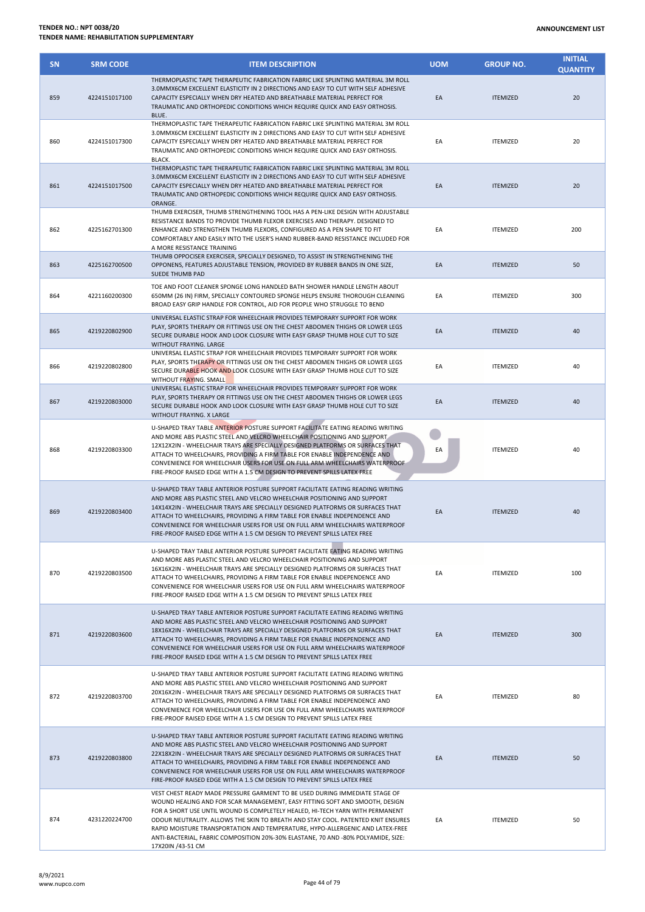**TENDER NO.: NPT 0038/20**
**TENDER NAME: REHABILITATION SUPPLEMENTARY**

**ANNOUNCEMENT LIST**

| SN | SRM CODE | ITEM DESCRIPTION | UOM | GROUP NO. | INITIAL QUANTITY |
|---|---|---|---|---|---|
| 859 | 4224151017100 | THERMOPLASTIC TAPE THERAPEUTIC FABRICATION FABRIC LIKE SPLINTING MATERIAL 3M ROLL 3.0MMX6CM EXCELLENT ELASTICITY IN 2 DIRECTIONS AND EASY TO CUT WITH SELF ADHESIVE CAPACITY ESPECIALLY WHEN DRY HEATED AND BREATHABLE MATERIAL PERFECT FOR TRAUMATIC AND ORTHOPEDIC CONDITIONS WHICH REQUIRE QUICK AND EASY ORTHOSIS. BLUE. | EA | ITEMIZED | 20 |
| 860 | 4224151017300 | THERMOPLASTIC TAPE THERAPEUTIC FABRICATION FABRIC LIKE SPLINTING MATERIAL 3M ROLL 3.0MMX6CM EXCELLENT ELASTICITY IN 2 DIRECTIONS AND EASY TO CUT WITH SELF ADHESIVE CAPACITY ESPECIALLY WHEN DRY HEATED AND BREATHABLE MATERIAL PERFECT FOR TRAUMATIC AND ORTHOPEDIC CONDITIONS WHICH REQUIRE QUICK AND EASY ORTHOSIS. BLACK. | EA | ITEMIZED | 20 |
| 861 | 4224151017500 | THERMOPLASTIC TAPE THERAPEUTIC FABRICATION FABRIC LIKE SPLINTING MATERIAL 3M ROLL 3.0MMX6CM EXCELLENT ELASTICITY IN 2 DIRECTIONS AND EASY TO CUT WITH SELF ADHESIVE CAPACITY ESPECIALLY WHEN DRY HEATED AND BREATHABLE MATERIAL PERFECT FOR TRAUMATIC AND ORTHOPEDIC CONDITIONS WHICH REQUIRE QUICK AND EASY ORTHOSIS. ORANGE. | EA | ITEMIZED | 20 |
| 862 | 4225162701300 | THUMB EXERCISER, THUMB STRENGTHENING TOOL HAS A PEN-LIKE DESIGN WITH ADJUSTABLE RESISTANCE BANDS TO PROVIDE THUMB FLEXOR EXERCISES AND THERAPY. DESIGNED TO ENHANCE AND STRENGTHEN THUMB FLEXORS, CONFIGURED AS A PEN SHAPE TO FIT COMFORTABLY AND EASILY INTO THE USER'S HAND RUBBER-BAND RESISTANCE INCLUDED FOR A MORE RESISTANCE TRAINING | EA | ITEMIZED | 200 |
| 863 | 4225162700500 | THUMB OPPOCISER EXERCISER, SPECIALLY DESIGNED, TO ASSIST IN STRENGTHENING THE OPPONENS, FEATURES ADJUSTABLE TENSION, PROVIDED BY RUBBER BANDS IN ONE SIZE, SUEDE THUMB PAD | EA | ITEMIZED | 50 |
| 864 | 4221160200300 | TOE AND FOOT CLEANER SPONGE LONG HANDLED BATH SHOWER HANDLE LENGTH ABOUT 650MM (26 IN) FIRM, SPECIALLY CONTOURED SPONGE HELPS ENSURE THOROUGH CLEANING BROAD EASY GRIP HANDLE FOR CONTROL, AID FOR PEOPLE WHO STRUGGLE TO BEND | EA | ITEMIZED | 300 |
| 865 | 4219220802900 | UNIVERSAL ELASTIC STRAP FOR WHEELCHAIR PROVIDES TEMPORARY SUPPORT FOR WORK PLAY, SPORTS THERAPY OR FITTINGS USE ON THE CHEST ABDOMEN THIGHS OR LOWER LEGS SECURE DURABLE HOOK AND LOOK CLOSURE WITH EASY GRASP THUMB HOLE CUT TO SIZE WITHOUT FRAYING. LARGE | EA | ITEMIZED | 40 |
| 866 | 4219220802800 | UNIVERSAL ELASTIC STRAP FOR WHEELCHAIR PROVIDES TEMPORARY SUPPORT FOR WORK PLAY, SPORTS THERAPY OR FITTINGS USE ON THE CHEST ABDOMEN THIGHS OR LOWER LEGS SECURE DURABLE HOOK AND LOOK CLOSURE WITH EASY GRASP THUMB HOLE CUT TO SIZE WITHOUT FRAYING. SMALL | EA | ITEMIZED | 40 |
| 867 | 4219220803000 | UNIVERSAL ELASTIC STRAP FOR WHEELCHAIR PROVIDES TEMPORARY SUPPORT FOR WORK PLAY, SPORTS THERAPY OR FITTINGS USE ON THE CHEST ABDOMEN THIGHS OR LOWER LEGS SECURE DURABLE HOOK AND LOOK CLOSURE WITH EASY GRASP THUMB HOLE CUT TO SIZE WITHOUT FRAYING. X LARGE | EA | ITEMIZED | 40 |
| 868 | 4219220803300 | U-SHAPED TRAY TABLE ANTERIOR POSTURE SUPPORT FACILITATE EATING READING WRITING AND MORE ABS PLASTIC STEEL AND VELCRO WHEELCHAIR POSITIONING AND SUPPORT 12X12X2IN - WHEELCHAIR TRAYS ARE SPECIALLY DESIGNED PLATFORMS OR SURFACES THAT ATTACH TO WHEELCHAIRS, PROVIDING A FIRM TABLE FOR ENABLE INDEPENDENCE AND CONVENIENCE FOR WHEELCHAIR USERS FOR USE ON FULL ARM WHEELCHAIRS WATERPROOF FIRE-PROOF RAISED EDGE WITH A 1.5 CM DESIGN TO PREVENT SPILLS LATEX FREE | EA | ITEMIZED | 40 |
| 869 | 4219220803400 | U-SHAPED TRAY TABLE ANTERIOR POSTURE SUPPORT FACILITATE EATING READING WRITING AND MORE ABS PLASTIC STEEL AND VELCRO WHEELCHAIR POSITIONING AND SUPPORT 14X14X2IN - WHEELCHAIR TRAYS ARE SPECIALLY DESIGNED PLATFORMS OR SURFACES THAT ATTACH TO WHEELCHAIRS, PROVIDING A FIRM TABLE FOR ENABLE INDEPENDENCE AND CONVENIENCE FOR WHEELCHAIR USERS FOR USE ON FULL ARM WHEELCHAIRS WATERPROOF FIRE-PROOF RAISED EDGE WITH A 1.5 CM DESIGN TO PREVENT SPILLS LATEX FREE | EA | ITEMIZED | 40 |
| 870 | 4219220803500 | U-SHAPED TRAY TABLE ANTERIOR POSTURE SUPPORT FACILITATE EATING READING WRITING AND MORE ABS PLASTIC STEEL AND VELCRO WHEELCHAIR POSITIONING AND SUPPORT 16X16X2IN - WHEELCHAIR TRAYS ARE SPECIALLY DESIGNED PLATFORMS OR SURFACES THAT ATTACH TO WHEELCHAIRS, PROVIDING A FIRM TABLE FOR ENABLE INDEPENDENCE AND CONVENIENCE FOR WHEELCHAIR USERS FOR USE ON FULL ARM WHEELCHAIRS WATERPROOF FIRE-PROOF RAISED EDGE WITH A 1.5 CM DESIGN TO PREVENT SPILLS LATEX FREE | EA | ITEMIZED | 100 |
| 871 | 4219220803600 | U-SHAPED TRAY TABLE ANTERIOR POSTURE SUPPORT FACILITATE EATING READING WRITING AND MORE ABS PLASTIC STEEL AND VELCRO WHEELCHAIR POSITIONING AND SUPPORT 18X16X2IN - WHEELCHAIR TRAYS ARE SPECIALLY DESIGNED PLATFORMS OR SURFACES THAT ATTACH TO WHEELCHAIRS, PROVIDING A FIRM TABLE FOR ENABLE INDEPENDENCE AND CONVENIENCE FOR WHEELCHAIR USERS FOR USE ON FULL ARM WHEELCHAIRS WATERPROOF FIRE-PROOF RAISED EDGE WITH A 1.5 CM DESIGN TO PREVENT SPILLS LATEX FREE | EA | ITEMIZED | 300 |
| 872 | 4219220803700 | U-SHAPED TRAY TABLE ANTERIOR POSTURE SUPPORT FACILITATE EATING READING WRITING AND MORE ABS PLASTIC STEEL AND VELCRO WHEELCHAIR POSITIONING AND SUPPORT 20X16X2IN - WHEELCHAIR TRAYS ARE SPECIALLY DESIGNED PLATFORMS OR SURFACES THAT ATTACH TO WHEELCHAIRS, PROVIDING A FIRM TABLE FOR ENABLE INDEPENDENCE AND CONVENIENCE FOR WHEELCHAIR USERS FOR USE ON FULL ARM WHEELCHAIRS WATERPROOF FIRE-PROOF RAISED EDGE WITH A 1.5 CM DESIGN TO PREVENT SPILLS LATEX FREE | EA | ITEMIZED | 80 |
| 873 | 4219220803800 | U-SHAPED TRAY TABLE ANTERIOR POSTURE SUPPORT FACILITATE EATING READING WRITING AND MORE ABS PLASTIC STEEL AND VELCRO WHEELCHAIR POSITIONING AND SUPPORT 22X18X2IN - WHEELCHAIR TRAYS ARE SPECIALLY DESIGNED PLATFORMS OR SURFACES THAT ATTACH TO WHEELCHAIRS, PROVIDING A FIRM TABLE FOR ENABLE INDEPENDENCE AND CONVENIENCE FOR WHEELCHAIR USERS FOR USE ON FULL ARM WHEELCHAIRS WATERPROOF FIRE-PROOF RAISED EDGE WITH A 1.5 CM DESIGN TO PREVENT SPILLS LATEX FREE | EA | ITEMIZED | 50 |
| 874 | 4231220224700 | VEST CHEST READY MADE PRESSURE GARMENT TO BE USED DURING IMMEDIATE STAGE OF WOUND HEALING AND FOR SCAR MANAGEMENT, EASY FITTING SOFT AND SMOOTH, DESIGN FOR A SHORT USE UNTIL WOUND IS COMPLETELY HEALED, HI-TECH YARN WITH PERMANENT ODOUR NEUTRALITY. ALLOWS THE SKIN TO BREATH AND STAY COOL. PATENTED KNIT ENSURES RAPID MOISTURE TRANSPORTATION AND TEMPERATURE, HYPO-ALLERGENIC AND LATEX-FREE ANTI-BACTERIAL, FABRIC COMPOSITION 20%-30% ELASTANE, 70 AND -80% POLYAMIDE, SIZE: 17X20IN /43-51 CM | EA | ITEMIZED | 50 |

8/9/2021
www.nupco.com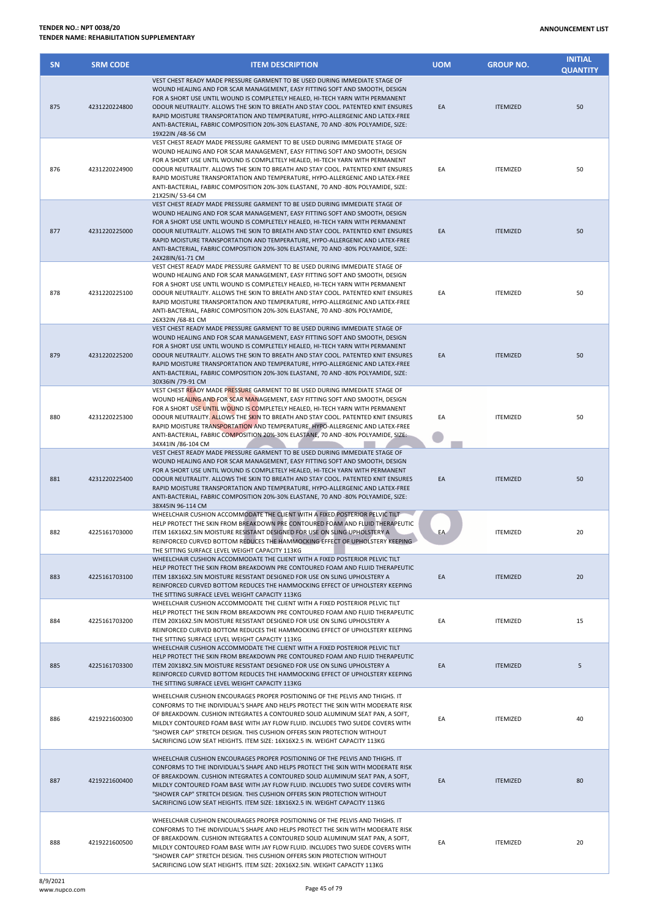| SN | SRM CODE | ITEM DESCRIPTION | UOM | GROUP NO. | INITIAL QUANTITY |
|---|---|---|---|---|---|
| 875 | 4231220224800 | VEST CHEST READY MADE PRESSURE GARMENT TO BE USED DURING IMMEDIATE STAGE OF WOUND HEALING AND FOR SCAR MANAGEMENT, EASY FITTING SOFT AND SMOOTH, DESIGN FOR A SHORT USE UNTIL WOUND IS COMPLETELY HEALED, HI-TECH YARN WITH PERMANENT ODOUR NEUTRALITY. ALLOWS THE SKIN TO BREATH AND STAY COOL. PATENTED KNIT ENSURES RAPID MOISTURE TRANSPORTATION AND TEMPERATURE, HYPO-ALLERGENIC AND LATEX-FREE ANTI-BACTERIAL, FABRIC COMPOSITION 20%-30% ELASTANE, 70 AND -80% POLYAMIDE, SIZE: 19X22IN /48-56 CM | EA | ITEMIZED | 50 |
| 876 | 4231220224900 | VEST CHEST READY MADE PRESSURE GARMENT TO BE USED DURING IMMEDIATE STAGE OF WOUND HEALING AND FOR SCAR MANAGEMENT, EASY FITTING SOFT AND SMOOTH, DESIGN FOR A SHORT USE UNTIL WOUND IS COMPLETELY HEALED, HI-TECH YARN WITH PERMANENT ODOUR NEUTRALITY. ALLOWS THE SKIN TO BREATH AND STAY COOL. PATENTED KNIT ENSURES RAPID MOISTURE TRANSPORTATION AND TEMPERATURE, HYPO-ALLERGENIC AND LATEX-FREE ANTI-BACTERIAL, FABRIC COMPOSITION 20%-30% ELASTANE, 70 AND -80% POLYAMIDE, SIZE: 21X25IN/ 53-64 CM | EA | ITEMIZED | 50 |
| 877 | 4231220225000 | VEST CHEST READY MADE PRESSURE GARMENT TO BE USED DURING IMMEDIATE STAGE OF WOUND HEALING AND FOR SCAR MANAGEMENT, EASY FITTING SOFT AND SMOOTH, DESIGN FOR A SHORT USE UNTIL WOUND IS COMPLETELY HEALED, HI-TECH YARN WITH PERMANENT ODOUR NEUTRALITY. ALLOWS THE SKIN TO BREATH AND STAY COOL. PATENTED KNIT ENSURES RAPID MOISTURE TRANSPORTATION AND TEMPERATURE, HYPO-ALLERGENIC AND LATEX-FREE ANTI-BACTERIAL, FABRIC COMPOSITION 20%-30% ELASTANE, 70 AND -80% POLYAMIDE, SIZE: 24X28IN/61-71 CM | EA | ITEMIZED | 50 |
| 878 | 4231220225100 | VEST CHEST READY MADE PRESSURE GARMENT TO BE USED DURING IMMEDIATE STAGE OF WOUND HEALING AND FOR SCAR MANAGEMENT, EASY FITTING SOFT AND SMOOTH, DESIGN FOR A SHORT USE UNTIL WOUND IS COMPLETELY HEALED, HI-TECH YARN WITH PERMANENT ODOUR NEUTRALITY. ALLOWS THE SKIN TO BREATH AND STAY COOL. PATENTED KNIT ENSURES RAPID MOISTURE TRANSPORTATION AND TEMPERATURE, HYPO-ALLERGENIC AND LATEX-FREE ANTI-BACTERIAL, FABRIC COMPOSITION 20%-30% ELASTANE, 70 AND -80% POLYAMIDE, 26X32IN /68-81 CM | EA | ITEMIZED | 50 |
| 879 | 4231220225200 | VEST CHEST READY MADE PRESSURE GARMENT TO BE USED DURING IMMEDIATE STAGE OF WOUND HEALING AND FOR SCAR MANAGEMENT, EASY FITTING SOFT AND SMOOTH, DESIGN FOR A SHORT USE UNTIL WOUND IS COMPLETELY HEALED, HI-TECH YARN WITH PERMANENT ODOUR NEUTRALITY. ALLOWS THE SKIN TO BREATH AND STAY COOL. PATENTED KNIT ENSURES RAPID MOISTURE TRANSPORTATION AND TEMPERATURE, HYPO-ALLERGENIC AND LATEX-FREE ANTI-BACTERIAL, FABRIC COMPOSITION 20%-30% ELASTANE, 70 AND -80% POLYAMIDE, SIZE: 30X36IN /79-91 CM | EA | ITEMIZED | 50 |
| 880 | 4231220225300 | VEST CHEST READY MADE PRESSURE GARMENT TO BE USED DURING IMMEDIATE STAGE OF WOUND HEALING AND FOR SCAR MANAGEMENT, EASY FITTING SOFT AND SMOOTH, DESIGN FOR A SHORT USE UNTIL WOUND IS COMPLETELY HEALED, HI-TECH YARN WITH PERMANENT ODOUR NEUTRALITY. ALLOWS THE SKIN TO BREATH AND STAY COOL. PATENTED KNIT ENSURES RAPID MOISTURE TRANSPORTATION AND TEMPERATURE, HYPO-ALLERGENIC AND LATEX-FREE ANTI-BACTERIAL, FABRIC COMPOSITION 20%-30% ELASTANE, 70 AND -80% POLYAMIDE, SIZE: 34X41IN /86-104 CM | EA | ITEMIZED | 50 |
| 881 | 4231220225400 | VEST CHEST READY MADE PRESSURE GARMENT TO BE USED DURING IMMEDIATE STAGE OF WOUND HEALING AND FOR SCAR MANAGEMENT, EASY FITTING SOFT AND SMOOTH, DESIGN FOR A SHORT USE UNTIL WOUND IS COMPLETELY HEALED, HI-TECH YARN WITH PERMANENT ODOUR NEUTRALITY. ALLOWS THE SKIN TO BREATH AND STAY COOL. PATENTED KNIT ENSURES RAPID MOISTURE TRANSPORTATION AND TEMPERATURE, HYPO-ALLERGENIC AND LATEX-FREE ANTI-BACTERIAL, FABRIC COMPOSITION 20%-30% ELASTANE, 70 AND -80% POLYAMIDE, SIZE: 38X45IN 96-114 CM | EA | ITEMIZED | 50 |
| 882 | 4225161703000 | WHEELCHAIR CUSHION ACCOMMODATE THE CLIENT WITH A FIXED POSTERIOR PELVIC TILT HELP PROTECT THE SKIN FROM BREAKDOWN PRE CONTOURED FOAM AND FLUID THERAPEUTIC ITEM 16X16X2.5IN MOISTURE RESISTANT DESIGNED FOR USE ON SLING UPHOLSTERY A REINFORCED CURVED BOTTOM REDUCES THE HAMMOCKING EFFECT OF UPHOLSTERY KEEPING THE SITTING SURFACE LEVEL WEIGHT CAPACITY 113KG | EA | ITEMIZED | 20 |
| 883 | 4225161703100 | WHEELCHAIR CUSHION ACCOMMODATE THE CLIENT WITH A FIXED POSTERIOR PELVIC TILT HELP PROTECT THE SKIN FROM BREAKDOWN PRE CONTOURED FOAM AND FLUID THERAPEUTIC ITEM 18X16X2.5IN MOISTURE RESISTANT DESIGNED FOR USE ON SLING UPHOLSTERY A REINFORCED CURVED BOTTOM REDUCES THE HAMMOCKING EFFECT OF UPHOLSTERY KEEPING THE SITTING SURFACE LEVEL WEIGHT CAPACITY 113KG | EA | ITEMIZED | 20 |
| 884 | 4225161703200 | WHEELCHAIR CUSHION ACCOMMODATE THE CLIENT WITH A FIXED POSTERIOR PELVIC TILT HELP PROTECT THE SKIN FROM BREAKDOWN PRE CONTOURED FOAM AND FLUID THERAPEUTIC ITEM 20X16X2.5IN MOISTURE RESISTANT DESIGNED FOR USE ON SLING UPHOLSTERY A REINFORCED CURVED BOTTOM REDUCES THE HAMMOCKING EFFECT OF UPHOLSTERY KEEPING THE SITTING SURFACE LEVEL WEIGHT CAPACITY 113KG | EA | ITEMIZED | 15 |
| 885 | 4225161703300 | WHEELCHAIR CUSHION ACCOMMODATE THE CLIENT WITH A FIXED POSTERIOR PELVIC TILT HELP PROTECT THE SKIN FROM BREAKDOWN PRE CONTOURED FOAM AND FLUID THERAPEUTIC ITEM 20X18X2.5IN MOISTURE RESISTANT DESIGNED FOR USE ON SLING UPHOLSTERY A REINFORCED CURVED BOTTOM REDUCES THE HAMMOCKING EFFECT OF UPHOLSTERY KEEPING THE SITTING SURFACE LEVEL WEIGHT CAPACITY 113KG | EA | ITEMIZED | 5 |
| 886 | 4219221600300 | WHEELCHAIR CUSHION ENCOURAGES PROPER POSITIONING OF THE PELVIS AND THIGHS. IT CONFORMS TO THE INDIVIDUAL'S SHAPE AND HELPS PROTECT THE SKIN WITH MODERATE RISK OF BREAKDOWN. CUSHION INTEGRATES A CONTOURED SOLID ALUMINUM SEAT PAN, A SOFT, MILDLY CONTOURED FOAM BASE WITH JAY FLOW FLUID. INCLUDES TWO SUEDE COVERS WITH "SHOWER CAP" STRETCH DESIGN. THIS CUSHION OFFERS SKIN PROTECTION WITHOUT SACRIFICING LOW SEAT HEIGHTS. ITEM SIZE: 16X16X2.5 IN. WEIGHT CAPACITY 113KG | EA | ITEMIZED | 40 |
| 887 | 4219221600400 | WHEELCHAIR CUSHION ENCOURAGES PROPER POSITIONING OF THE PELVIS AND THIGHS. IT CONFORMS TO THE INDIVIDUAL'S SHAPE AND HELPS PROTECT THE SKIN WITH MODERATE RISK OF BREAKDOWN. CUSHION INTEGRATES A CONTOURED SOLID ALUMINUM SEAT PAN, A SOFT, MILDLY CONTOURED FOAM BASE WITH JAY FLOW FLUID. INCLUDES TWO SUEDE COVERS WITH "SHOWER CAP" STRETCH DESIGN. THIS CUSHION OFFERS SKIN PROTECTION WITHOUT SACRIFICING LOW SEAT HEIGHTS. ITEM SIZE: 18X16X2.5 IN. WEIGHT CAPACITY 113KG | EA | ITEMIZED | 80 |
| 888 | 4219221600500 | WHEELCHAIR CUSHION ENCOURAGES PROPER POSITIONING OF THE PELVIS AND THIGHS. IT CONFORMS TO THE INDIVIDUAL'S SHAPE AND HELPS PROTECT THE SKIN WITH MODERATE RISK OF BREAKDOWN. CUSHION INTEGRATES A CONTOURED SOLID ALUMINUM SEAT PAN, A SOFT, MILDLY CONTOURED FOAM BASE WITH JAY FLOW FLUID. INCLUDES TWO SUEDE COVERS WITH "SHOWER CAP" STRETCH DESIGN. THIS CUSHION OFFERS SKIN PROTECTION WITHOUT SACRIFICING LOW SEAT HEIGHTS. ITEM SIZE: 20X16X2.5IN. WEIGHT CAPACITY 113KG | EA | ITEMIZED | 20 |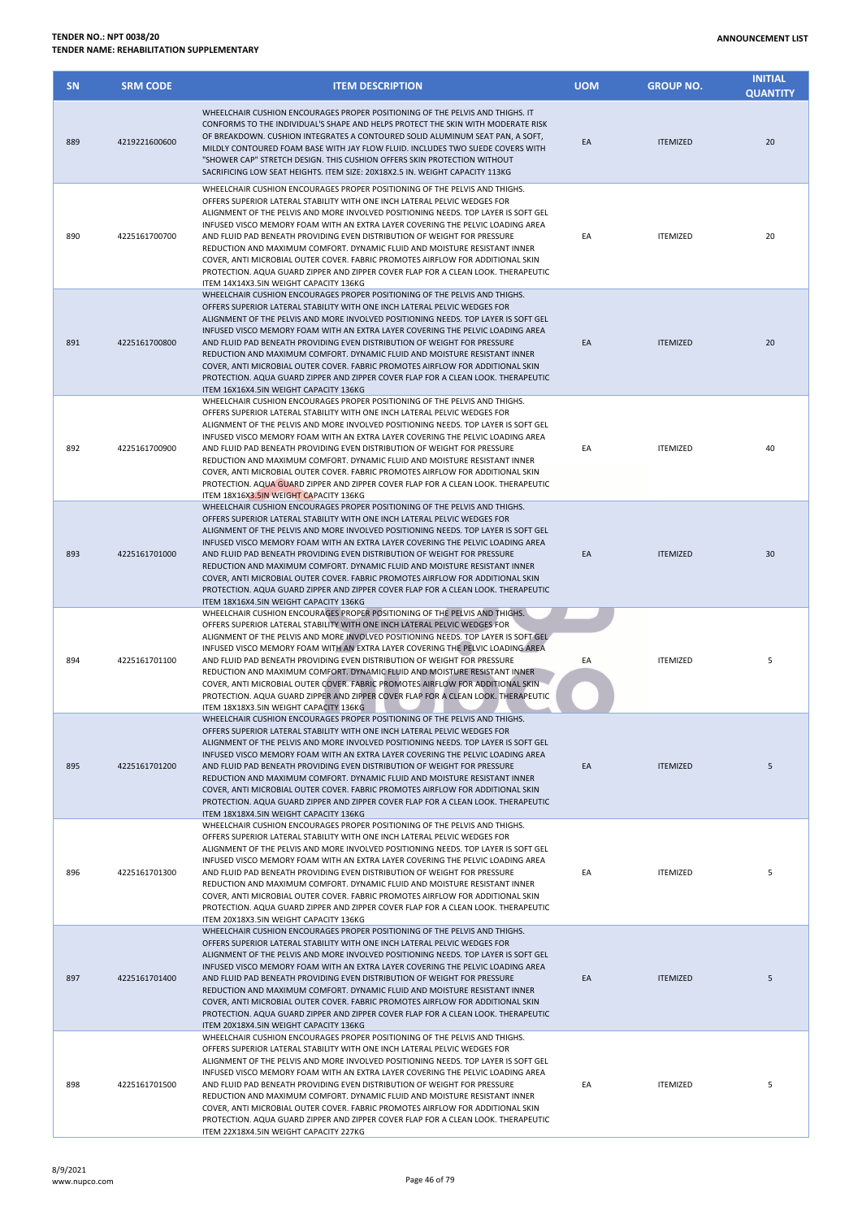**TENDER NO.: NPT 0038/20**
**TENDER NAME: REHABILITATION SUPPLEMENTARY**

**ANNOUNCEMENT LIST**

| SN | SRM CODE | ITEM DESCRIPTION | UOM | GROUP NO. | INITIAL QUANTITY |
|---|---|---|---|---|---|
| 889 | 4219221600600 | WHEELCHAIR CUSHION ENCOURAGES PROPER POSITIONING OF THE PELVIS AND THIGHS. IT CONFORMS TO THE INDIVIDUAL'S SHAPE AND HELPS PROTECT THE SKIN WITH MODERATE RISK OF BREAKDOWN. CUSHION INTEGRATES A CONTOURED SOLID ALUMINUM SEAT PAN, A SOFT, MILDLY CONTOURED FOAM BASE WITH JAY FLOW FLUID. INCLUDES TWO SUEDE COVERS WITH "SHOWER CAP" STRETCH DESIGN. THIS CUSHION OFFERS SKIN PROTECTION WITHOUT SACRIFICING LOW SEAT HEIGHTS. ITEM SIZE: 20X18X2.5 IN. WEIGHT CAPACITY 113KG | EA | ITEMIZED | 20 |
| 890 | 4225161700700 | WHEELCHAIR CUSHION ENCOURAGES PROPER POSITIONING OF THE PELVIS AND THIGHS. OFFERS SUPERIOR LATERAL STABILITY WITH ONE INCH LATERAL PELVIC WEDGES FOR ALIGNMENT OF THE PELVIS AND MORE INVOLVED POSITIONING NEEDS. TOP LAYER IS SOFT GEL INFUSED VISCO MEMORY FOAM WITH AN EXTRA LAYER COVERING THE PELVIC LOADING AREA AND FLUID PAD BENEATH PROVIDING EVEN DISTRIBUTION OF WEIGHT FOR PRESSURE REDUCTION AND MAXIMUM COMFORT. DYNAMIC FLUID AND MOISTURE RESISTANT INNER COVER, ANTI MICROBIAL OUTER COVER. FABRIC PROMOTES AIRFLOW FOR ADDITIONAL SKIN PROTECTION. AQUA GUARD ZIPPER AND ZIPPER COVER FLAP FOR A CLEAN LOOK. THERAPEUTIC ITEM 14X14X3.5IN WEIGHT CAPACITY 136KG | EA | ITEMIZED | 20 |
| 891 | 4225161700800 | WHEELCHAIR CUSHION ENCOURAGES PROPER POSITIONING OF THE PELVIS AND THIGHS. OFFERS SUPERIOR LATERAL STABILITY WITH ONE INCH LATERAL PELVIC WEDGES FOR ALIGNMENT OF THE PELVIS AND MORE INVOLVED POSITIONING NEEDS. TOP LAYER IS SOFT GEL INFUSED VISCO MEMORY FOAM WITH AN EXTRA LAYER COVERING THE PELVIC LOADING AREA AND FLUID PAD BENEATH PROVIDING EVEN DISTRIBUTION OF WEIGHT FOR PRESSURE REDUCTION AND MAXIMUM COMFORT. DYNAMIC FLUID AND MOISTURE RESISTANT INNER COVER, ANTI MICROBIAL OUTER COVER. FABRIC PROMOTES AIRFLOW FOR ADDITIONAL SKIN PROTECTION. AQUA GUARD ZIPPER AND ZIPPER COVER FLAP FOR A CLEAN LOOK. THERAPEUTIC ITEM 16X16X4.5IN WEIGHT CAPACITY 136KG | EA | ITEMIZED | 20 |
| 892 | 4225161700900 | WHEELCHAIR CUSHION ENCOURAGES PROPER POSITIONING OF THE PELVIS AND THIGHS. OFFERS SUPERIOR LATERAL STABILITY WITH ONE INCH LATERAL PELVIC WEDGES FOR ALIGNMENT OF THE PELVIS AND MORE INVOLVED POSITIONING NEEDS. TOP LAYER IS SOFT GEL INFUSED VISCO MEMORY FOAM WITH AN EXTRA LAYER COVERING THE PELVIC LOADING AREA AND FLUID PAD BENEATH PROVIDING EVEN DISTRIBUTION OF WEIGHT FOR PRESSURE REDUCTION AND MAXIMUM COMFORT. DYNAMIC FLUID AND MOISTURE RESISTANT INNER COVER, ANTI MICROBIAL OUTER COVER. FABRIC PROMOTES AIRFLOW FOR ADDITIONAL SKIN PROTECTION. AQUA GUARD ZIPPER AND ZIPPER COVER FLAP FOR A CLEAN LOOK. THERAPEUTIC ITEM 18X16X3.5IN WEIGHT CAPACITY 136KG | EA | ITEMIZED | 40 |
| 893 | 4225161701000 | WHEELCHAIR CUSHION ENCOURAGES PROPER POSITIONING OF THE PELVIS AND THIGHS. OFFERS SUPERIOR LATERAL STABILITY WITH ONE INCH LATERAL PELVIC WEDGES FOR ALIGNMENT OF THE PELVIS AND MORE INVOLVED POSITIONING NEEDS. TOP LAYER IS SOFT GEL INFUSED VISCO MEMORY FOAM WITH AN EXTRA LAYER COVERING THE PELVIC LOADING AREA AND FLUID PAD BENEATH PROVIDING EVEN DISTRIBUTION OF WEIGHT FOR PRESSURE REDUCTION AND MAXIMUM COMFORT. DYNAMIC FLUID AND MOISTURE RESISTANT INNER COVER, ANTI MICROBIAL OUTER COVER. FABRIC PROMOTES AIRFLOW FOR ADDITIONAL SKIN PROTECTION. AQUA GUARD ZIPPER AND ZIPPER COVER FLAP FOR A CLEAN LOOK. THERAPEUTIC ITEM 18X16X4.5IN WEIGHT CAPACITY 136KG | EA | ITEMIZED | 30 |
| 894 | 4225161701100 | WHEELCHAIR CUSHION ENCOURAGES PROPER POSITIONING OF THE PELVIS AND THIGHS. OFFERS SUPERIOR LATERAL STABILITY WITH ONE INCH LATERAL PELVIC WEDGES FOR ALIGNMENT OF THE PELVIS AND MORE INVOLVED POSITIONING NEEDS. TOP LAYER IS SOFT GEL INFUSED VISCO MEMORY FOAM WITH AN EXTRA LAYER COVERING THE PELVIC LOADING AREA AND FLUID PAD BENEATH PROVIDING EVEN DISTRIBUTION OF WEIGHT FOR PRESSURE REDUCTION AND MAXIMUM COMFORT. DYNAMIC FLUID AND MOISTURE RESISTANT INNER COVER, ANTI MICROBIAL OUTER COVER. FABRIC PROMOTES AIRFLOW FOR ADDITIONAL SKIN PROTECTION. AQUA GUARD ZIPPER AND ZIPPER COVER FLAP FOR A CLEAN LOOK. THERAPEUTIC ITEM 18X18X3.5IN WEIGHT CAPACITY 136KG | EA | ITEMIZED | 5 |
| 895 | 4225161701200 | WHEELCHAIR CUSHION ENCOURAGES PROPER POSITIONING OF THE PELVIS AND THIGHS. OFFERS SUPERIOR LATERAL STABILITY WITH ONE INCH LATERAL PELVIC WEDGES FOR ALIGNMENT OF THE PELVIS AND MORE INVOLVED POSITIONING NEEDS. TOP LAYER IS SOFT GEL INFUSED VISCO MEMORY FOAM WITH AN EXTRA LAYER COVERING THE PELVIC LOADING AREA AND FLUID PAD BENEATH PROVIDING EVEN DISTRIBUTION OF WEIGHT FOR PRESSURE REDUCTION AND MAXIMUM COMFORT. DYNAMIC FLUID AND MOISTURE RESISTANT INNER COVER, ANTI MICROBIAL OUTER COVER. FABRIC PROMOTES AIRFLOW FOR ADDITIONAL SKIN PROTECTION. AQUA GUARD ZIPPER AND ZIPPER COVER FLAP FOR A CLEAN LOOK. THERAPEUTIC ITEM 18X18X4.5IN WEIGHT CAPACITY 136KG | EA | ITEMIZED | 5 |
| 896 | 4225161701300 | WHEELCHAIR CUSHION ENCOURAGES PROPER POSITIONING OF THE PELVIS AND THIGHS. OFFERS SUPERIOR LATERAL STABILITY WITH ONE INCH LATERAL PELVIC WEDGES FOR ALIGNMENT OF THE PELVIS AND MORE INVOLVED POSITIONING NEEDS. TOP LAYER IS SOFT GEL INFUSED VISCO MEMORY FOAM WITH AN EXTRA LAYER COVERING THE PELVIC LOADING AREA AND FLUID PAD BENEATH PROVIDING EVEN DISTRIBUTION OF WEIGHT FOR PRESSURE REDUCTION AND MAXIMUM COMFORT. DYNAMIC FLUID AND MOISTURE RESISTANT INNER COVER, ANTI MICROBIAL OUTER COVER. FABRIC PROMOTES AIRFLOW FOR ADDITIONAL SKIN PROTECTION. AQUA GUARD ZIPPER AND ZIPPER COVER FLAP FOR A CLEAN LOOK. THERAPEUTIC ITEM 20X18X3.5IN WEIGHT CAPACITY 136KG | EA | ITEMIZED | 5 |
| 897 | 4225161701400 | WHEELCHAIR CUSHION ENCOURAGES PROPER POSITIONING OF THE PELVIS AND THIGHS. OFFERS SUPERIOR LATERAL STABILITY WITH ONE INCH LATERAL PELVIC WEDGES FOR ALIGNMENT OF THE PELVIS AND MORE INVOLVED POSITIONING NEEDS. TOP LAYER IS SOFT GEL INFUSED VISCO MEMORY FOAM WITH AN EXTRA LAYER COVERING THE PELVIC LOADING AREA AND FLUID PAD BENEATH PROVIDING EVEN DISTRIBUTION OF WEIGHT FOR PRESSURE REDUCTION AND MAXIMUM COMFORT. DYNAMIC FLUID AND MOISTURE RESISTANT INNER COVER, ANTI MICROBIAL OUTER COVER. FABRIC PROMOTES AIRFLOW FOR ADDITIONAL SKIN PROTECTION. AQUA GUARD ZIPPER AND ZIPPER COVER FLAP FOR A CLEAN LOOK. THERAPEUTIC ITEM 20X18X4.5IN WEIGHT CAPACITY 136KG | EA | ITEMIZED | 5 |
| 898 | 4225161701500 | WHEELCHAIR CUSHION ENCOURAGES PROPER POSITIONING OF THE PELVIS AND THIGHS. OFFERS SUPERIOR LATERAL STABILITY WITH ONE INCH LATERAL PELVIC WEDGES FOR ALIGNMENT OF THE PELVIS AND MORE INVOLVED POSITIONING NEEDS. TOP LAYER IS SOFT GEL INFUSED VISCO MEMORY FOAM WITH AN EXTRA LAYER COVERING THE PELVIC LOADING AREA AND FLUID PAD BENEATH PROVIDING EVEN DISTRIBUTION OF WEIGHT FOR PRESSURE REDUCTION AND MAXIMUM COMFORT. DYNAMIC FLUID AND MOISTURE RESISTANT INNER COVER, ANTI MICROBIAL OUTER COVER. FABRIC PROMOTES AIRFLOW FOR ADDITIONAL SKIN PROTECTION. AQUA GUARD ZIPPER AND ZIPPER COVER FLAP FOR A CLEAN LOOK. THERAPEUTIC ITEM 22X18X4.5IN WEIGHT CAPACITY 227KG | EA | ITEMIZED | 5 |

8/9/2021
www.nupco.com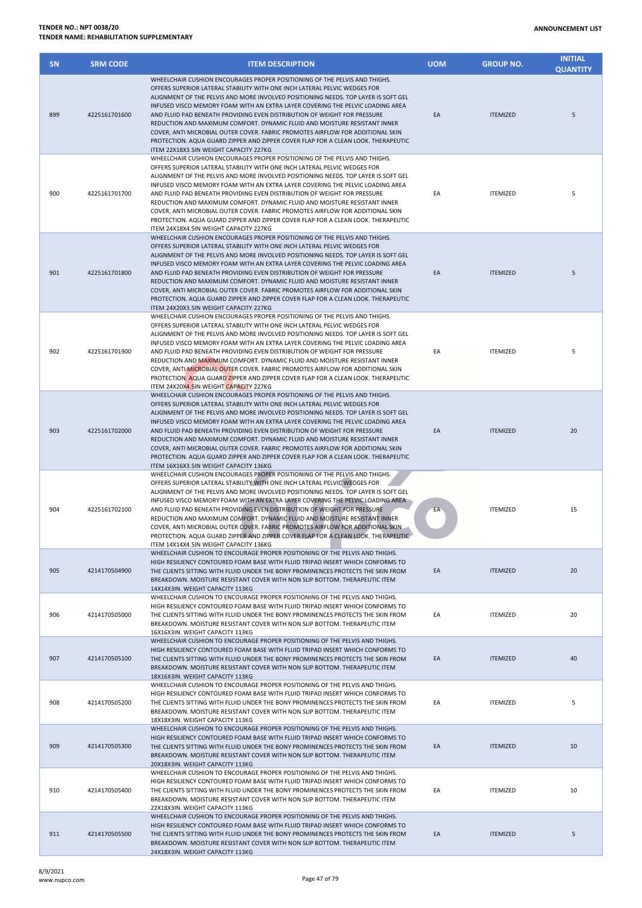**TENDER NO.: NPT 0038/20**
**TENDER NAME: REHABILITATION SUPPLEMENTARY**

**ANNOUNCEMENT LIST**

| SN | SRM CODE | ITEM DESCRIPTION | UOM | GROUP NO. | INITIAL QUANTITY |
|---|---|---|---|---|---|
| 899 | 4225161701600 | WHEELCHAIR CUSHION ENCOURAGES PROPER POSITIONING OF THE PELVIS AND THIGHS. OFFERS SUPERIOR LATERAL STABILITY WITH ONE INCH LATERAL PELVIC WEDGES FOR ALIGNMENT OF THE PELVIS AND MORE INVOLVED POSITIONING NEEDS. TOP LAYER IS SOFT GEL INFUSED VISCO MEMORY FOAM WITH AN EXTRA LAYER COVERING THE PELVIC LOADING AREA AND FLUID PAD BENEATH PROVIDING EVEN DISTRIBUTION OF WEIGHT FOR PRESSURE REDUCTION AND MAXIMUM COMFORT. DYNAMIC FLUID AND MOISTURE RESISTANT INNER COVER, ANTI MICROBIAL OUTER COVER. FABRIC PROMOTES AIRFLOW FOR ADDITIONAL SKIN PROTECTION. AQUA GUARD ZIPPER AND ZIPPER COVER FLAP FOR A CLEAN LOOK. THERAPEUTIC ITEM 22X18X3.5IN WEIGHT CAPACITY 227KG | EA | ITEMIZED | 5 |
| 900 | 4225161701700 | WHEELCHAIR CUSHION ENCOURAGES PROPER POSITIONING OF THE PELVIS AND THIGHS. OFFERS SUPERIOR LATERAL STABILITY WITH ONE INCH LATERAL PELVIC WEDGES FOR ALIGNMENT OF THE PELVIS AND MORE INVOLVED POSITIONING NEEDS. TOP LAYER IS SOFT GEL INFUSED VISCO MEMORY FOAM WITH AN EXTRA LAYER COVERING THE PELVIC LOADING AREA AND FLUID PAD BENEATH PROVIDING EVEN DISTRIBUTION OF WEIGHT FOR PRESSURE REDUCTION AND MAXIMUM COMFORT. DYNAMIC FLUID AND MOISTURE RESISTANT INNER COVER, ANTI MICROBIAL OUTER COVER. FABRIC PROMOTES AIRFLOW FOR ADDITIONAL SKIN PROTECTION. AQUA GUARD ZIPPER AND ZIPPER COVER FLAP FOR A CLEAN LOOK. THERAPEUTIC ITEM 24X18X4.5IN WEIGHT CAPACITY 227KG | EA | ITEMIZED | 5 |
| 901 | 4225161701800 | WHEELCHAIR CUSHION ENCOURAGES PROPER POSITIONING OF THE PELVIS AND THIGHS. OFFERS SUPERIOR LATERAL STABILITY WITH ONE INCH LATERAL PELVIC WEDGES FOR ALIGNMENT OF THE PELVIS AND MORE INVOLVED POSITIONING NEEDS. TOP LAYER IS SOFT GEL INFUSED VISCO MEMORY FOAM WITH AN EXTRA LAYER COVERING THE PELVIC LOADING AREA AND FLUID PAD BENEATH PROVIDING EVEN DISTRIBUTION OF WEIGHT FOR PRESSURE REDUCTION AND MAXIMUM COMFORT. DYNAMIC FLUID AND MOISTURE RESISTANT INNER COVER, ANTI MICROBIAL OUTER COVER. FABRIC PROMOTES AIRFLOW FOR ADDITIONAL SKIN PROTECTION. AQUA GUARD ZIPPER AND ZIPPER COVER FLAP FOR A CLEAN LOOK. THERAPEUTIC ITEM 24X20X3.5IN WEIGHT CAPACITY 227KG | EA | ITEMIZED | 5 |
| 902 | 4225161701900 | WHEELCHAIR CUSHION ENCOURAGES PROPER POSITIONING OF THE PELVIS AND THIGHS. OFFERS SUPERIOR LATERAL STABILITY WITH ONE INCH LATERAL PELVIC WEDGES FOR ALIGNMENT OF THE PELVIS AND MORE INVOLVED POSITIONING NEEDS. TOP LAYER IS SOFT GEL INFUSED VISCO MEMORY FOAM WITH AN EXTRA LAYER COVERING THE PELVIC LOADING AREA AND FLUID PAD BENEATH PROVIDING EVEN DISTRIBUTION OF WEIGHT FOR PRESSURE REDUCTION AND MAXIMUM COMFORT. DYNAMIC FLUID AND MOISTURE RESISTANT INNER COVER, ANTI MICROBIAL OUTER COVER. FABRIC PROMOTES AIRFLOW FOR ADDITIONAL SKIN PROTECTION. AQUA GUARD ZIPPER AND ZIPPER COVER FLAP FOR A CLEAN LOOK. THERAPEUTIC ITEM 24X20X4.5IN WEIGHT CAPACITY 227KG | EA | ITEMIZED | 5 |
| 903 | 4225161702000 | WHEELCHAIR CUSHION ENCOURAGES PROPER POSITIONING OF THE PELVIS AND THIGHS. OFFERS SUPERIOR LATERAL STABILITY WITH ONE INCH LATERAL PELVIC WEDGES FOR ALIGNMENT OF THE PELVIS AND MORE INVOLVED POSITIONING NEEDS. TOP LAYER IS SOFT GEL INFUSED VISCO MEMORY FOAM WITH AN EXTRA LAYER COVERING THE PELVIC LOADING AREA AND FLUID PAD BENEATH PROVIDING EVEN DISTRIBUTION OF WEIGHT FOR PRESSURE REDUCTION AND MAXIMUM COMFORT. DYNAMIC FLUID AND MOISTURE RESISTANT INNER COVER, ANTI MICROBIAL OUTER COVER. FABRIC PROMOTES AIRFLOW FOR ADDITIONAL SKIN PROTECTION. AQUA GUARD ZIPPER AND ZIPPER COVER FLAP FOR A CLEAN LOOK. THERAPEUTIC ITEM 16X16X3.5IN WEIGHT CAPACITY 136KG | EA | ITEMIZED | 20 |
| 904 | 4225161702100 | WHEELCHAIR CUSHION ENCOURAGES PROPER POSITIONING OF THE PELVIS AND THIGHS. OFFERS SUPERIOR LATERAL STABILITY WITH ONE INCH LATERAL PELVIC WEDGES FOR ALIGNMENT OF THE PELVIS AND MORE INVOLVED POSITIONING NEEDS. TOP LAYER IS SOFT GEL INFUSED VISCO MEMORY FOAM WITH AN EXTRA LAYER COVERING THE PELVIC LOADING AREA AND FLUID PAD BENEATH PROVIDING EVEN DISTRIBUTION OF WEIGHT FOR PRESSURE REDUCTION AND MAXIMUM COMFORT. DYNAMIC FLUID AND MOISTURE RESISTANT INNER COVER, ANTI MICROBIAL OUTER COVER. FABRIC PROMOTES AIRFLOW FOR ADDITIONAL SKIN PROTECTION. AQUA GUARD ZIPPER AND ZIPPER COVER FLAP FOR A CLEAN LOOK. THERAPEUTIC ITEM 14X14X4.5IN WEIGHT CAPACITY 136KG | EA | ITEMIZED | 15 |
| 905 | 4214170504900 | WHEELCHAIR CUSHION TO ENCOURAGE PROPER POSITIONING OF THE PELVIS AND THIGHS. HIGH RESILIENCY CONTOURED FOAM BASE WITH FLUID TRIPAD INSERT WHICH CONFORMS TO THE CLIENTS SITTING WITH FLUID UNDER THE BONY PROMINENCES PROTECTS THE SKIN FROM BREAKDOWN. MOISTURE RESISTANT COVER WITH NON SLIP BOTTOM. THERAPEUTIC ITEM 14X14X3IN. WEIGHT CAPACITY 113KG | EA | ITEMIZED | 20 |
| 906 | 4214170505000 | WHEELCHAIR CUSHION TO ENCOURAGE PROPER POSITIONING OF THE PELVIS AND THIGHS. HIGH RESILIENCY CONTOURED FOAM BASE WITH FLUID TRIPAD INSERT WHICH CONFORMS TO THE CLIENTS SITTING WITH FLUID UNDER THE BONY PROMINENCES PROTECTS THE SKIN FROM BREAKDOWN. MOISTURE RESISTANT COVER WITH NON SLIP BOTTOM. THERAPEUTIC ITEM 16X16X3IN. WEIGHT CAPACITY 113KG | EA | ITEMIZED | 20 |
| 907 | 4214170505100 | WHEELCHAIR CUSHION TO ENCOURAGE PROPER POSITIONING OF THE PELVIS AND THIGHS. HIGH RESILIENCY CONTOURED FOAM BASE WITH FLUID TRIPAD INSERT WHICH CONFORMS TO THE CLIENTS SITTING WITH FLUID UNDER THE BONY PROMINENCES PROTECTS THE SKIN FROM BREAKDOWN. MOISTURE RESISTANT COVER WITH NON SLIP BOTTOM. THERAPEUTIC ITEM 18X16X3IN. WEIGHT CAPACITY 113KG | EA | ITEMIZED | 40 |
| 908 | 4214170505200 | WHEELCHAIR CUSHION TO ENCOURAGE PROPER POSITIONING OF THE PELVIS AND THIGHS. HIGH RESILIENCY CONTOURED FOAM BASE WITH FLUID TRIPAD INSERT WHICH CONFORMS TO THE CLIENTS SITTING WITH FLUID UNDER THE BONY PROMINENCES PROTECTS THE SKIN FROM BREAKDOWN. MOISTURE RESISTANT COVER WITH NON SLIP BOTTOM. THERAPEUTIC ITEM 18X18X3IN. WEIGHT CAPACITY 113KG | EA | ITEMIZED | 5 |
| 909 | 4214170505300 | WHEELCHAIR CUSHION TO ENCOURAGE PROPER POSITIONING OF THE PELVIS AND THIGHS. HIGH RESILIENCY CONTOURED FOAM BASE WITH FLUID TRIPAD INSERT WHICH CONFORMS TO THE CLIENTS SITTING WITH FLUID UNDER THE BONY PROMINENCES PROTECTS THE SKIN FROM BREAKDOWN. MOISTURE RESISTANT COVER WITH NON SLIP BOTTOM. THERAPEUTIC ITEM 20X18X3IN. WEIGHT CAPACITY 113KG | EA | ITEMIZED | 10 |
| 910 | 4214170505400 | WHEELCHAIR CUSHION TO ENCOURAGE PROPER POSITIONING OF THE PELVIS AND THIGHS. HIGH RESILIENCY CONTOURED FOAM BASE WITH FLUID TRIPAD INSERT WHICH CONFORMS TO THE CLIENTS SITTING WITH FLUID UNDER THE BONY PROMINENCES PROTECTS THE SKIN FROM BREAKDOWN. MOISTURE RESISTANT COVER WITH NON SLIP BOTTOM. THERAPEUTIC ITEM 22X18X3IN. WEIGHT CAPACITY 113KG | EA | ITEMIZED | 10 |
| 911 | 4214170505500 | WHEELCHAIR CUSHION TO ENCOURAGE PROPER POSITIONING OF THE PELVIS AND THIGHS. HIGH RESILIENCY CONTOURED FOAM BASE WITH FLUID TRIPAD INSERT WHICH CONFORMS TO THE CLIENTS SITTING WITH FLUID UNDER THE BONY PROMINENCES PROTECTS THE SKIN FROM BREAKDOWN. MOISTURE RESISTANT COVER WITH NON SLIP BOTTOM. THERAPEUTIC ITEM 24X18X3IN. WEIGHT CAPACITY 113KG | EA | ITEMIZED | 5 |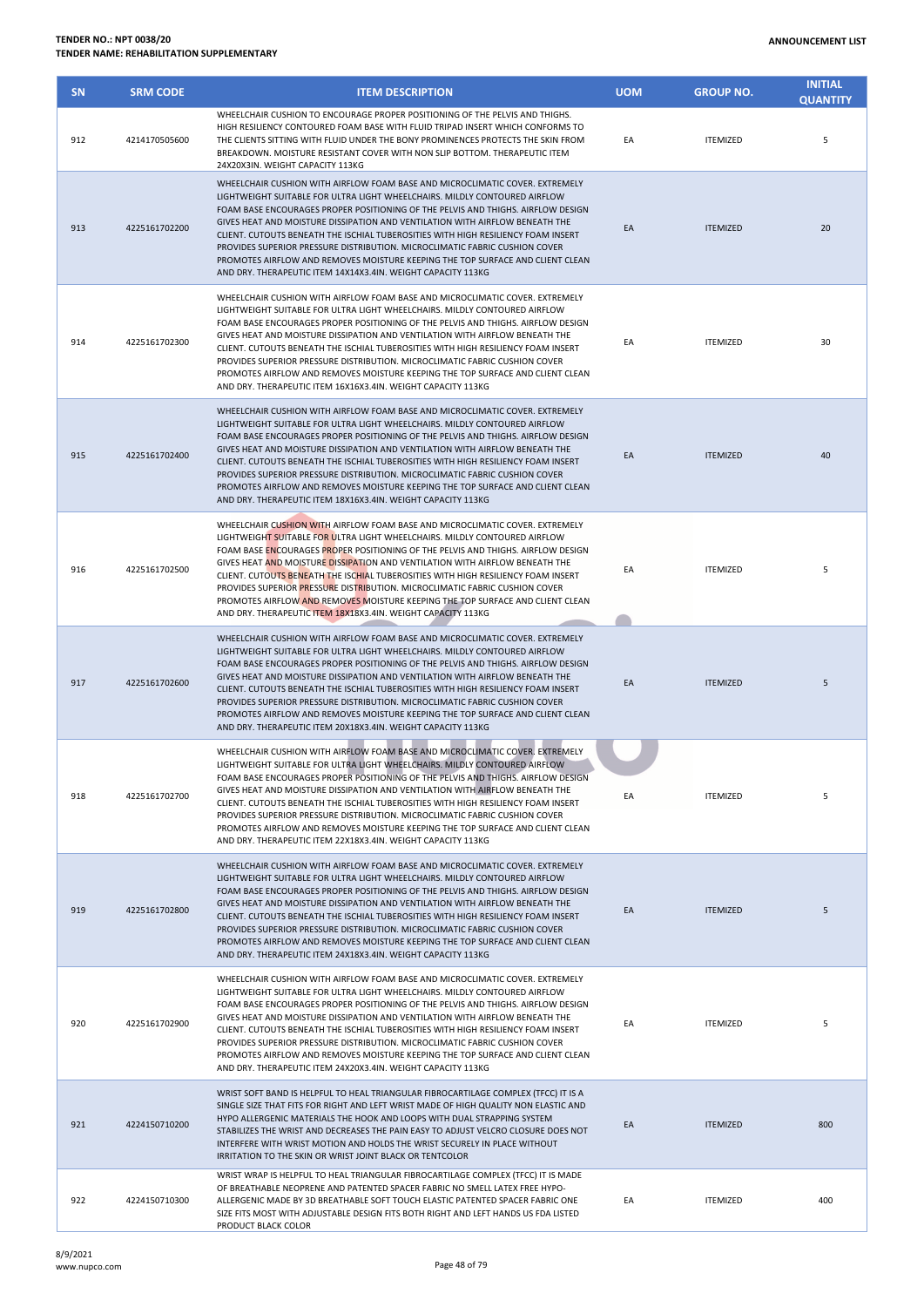| SN | SRM CODE | ITEM DESCRIPTION | UOM | GROUP NO. | INITIAL QUANTITY |
|---|---|---|---|---|---|
| 912 | 4214170505600 | WHEELCHAIR CUSHION TO ENCOURAGE PROPER POSITIONING OF THE PELVIS AND THIGHS. HIGH RESILIENCY CONTOURED FOAM BASE WITH FLUID TRIPAD INSERT WHICH CONFORMS TO THE CLIENTS SITTING WITH FLUID UNDER THE BONY PROMINENCES PROTECTS THE SKIN FROM BREAKDOWN. MOISTURE RESISTANT COVER WITH NON SLIP BOTTOM. THERAPEUTIC ITEM 24X20X3IN. WEIGHT CAPACITY 113KG | EA | ITEMIZED | 5 |
| 913 | 4225161702200 | WHEELCHAIR CUSHION WITH AIRFLOW FOAM BASE AND MICROCLIMATIC COVER. EXTREMELY LIGHTWEIGHT SUITABLE FOR ULTRA LIGHT WHEELCHAIRS. MILDLY CONTOURED AIRFLOW FOAM BASE ENCOURAGES PROPER POSITIONING OF THE PELVIS AND THIGHS. AIRFLOW DESIGN GIVES HEAT AND MOISTURE DISSIPATION AND VENTILATION WITH AIRFLOW BENEATH THE CLIENT. CUTOUTS BENEATH THE ISCHIAL TUBEROSITIES WITH HIGH RESILIENCY FOAM INSERT PROVIDES SUPERIOR PRESSURE DISTRIBUTION. MICROCLIMATIC FABRIC CUSHION COVER PROMOTES AIRFLOW AND REMOVES MOISTURE KEEPING THE TOP SURFACE AND CLIENT CLEAN AND DRY. THERAPEUTIC ITEM 14X14X3.4IN. WEIGHT CAPACITY 113KG | EA | ITEMIZED | 20 |
| 914 | 4225161702300 | WHEELCHAIR CUSHION WITH AIRFLOW FOAM BASE AND MICROCLIMATIC COVER. EXTREMELY LIGHTWEIGHT SUITABLE FOR ULTRA LIGHT WHEELCHAIRS. MILDLY CONTOURED AIRFLOW FOAM BASE ENCOURAGES PROPER POSITIONING OF THE PELVIS AND THIGHS. AIRFLOW DESIGN GIVES HEAT AND MOISTURE DISSIPATION AND VENTILATION WITH AIRFLOW BENEATH THE CLIENT. CUTOUTS BENEATH THE ISCHIAL TUBEROSITIES WITH HIGH RESILIENCY FOAM INSERT PROVIDES SUPERIOR PRESSURE DISTRIBUTION. MICROCLIMATIC FABRIC CUSHION COVER PROMOTES AIRFLOW AND REMOVES MOISTURE KEEPING THE TOP SURFACE AND CLIENT CLEAN AND DRY. THERAPEUTIC ITEM 16X16X3.4IN. WEIGHT CAPACITY 113KG | EA | ITEMIZED | 30 |
| 915 | 4225161702400 | WHEELCHAIR CUSHION WITH AIRFLOW FOAM BASE AND MICROCLIMATIC COVER. EXTREMELY LIGHTWEIGHT SUITABLE FOR ULTRA LIGHT WHEELCHAIRS. MILDLY CONTOURED AIRFLOW FOAM BASE ENCOURAGES PROPER POSITIONING OF THE PELVIS AND THIGHS. AIRFLOW DESIGN GIVES HEAT AND MOISTURE DISSIPATION AND VENTILATION WITH AIRFLOW BENEATH THE CLIENT. CUTOUTS BENEATH THE ISCHIAL TUBEROSITIES WITH HIGH RESILIENCY FOAM INSERT PROVIDES SUPERIOR PRESSURE DISTRIBUTION. MICROCLIMATIC FABRIC CUSHION COVER PROMOTES AIRFLOW AND REMOVES MOISTURE KEEPING THE TOP SURFACE AND CLIENT CLEAN AND DRY. THERAPEUTIC ITEM 18X16X3.4IN. WEIGHT CAPACITY 113KG | EA | ITEMIZED | 40 |
| 916 | 4225161702500 | WHEELCHAIR CUSHION WITH AIRFLOW FOAM BASE AND MICROCLIMATIC COVER. EXTREMELY LIGHTWEIGHT SUITABLE FOR ULTRA LIGHT WHEELCHAIRS. MILDLY CONTOURED AIRFLOW FOAM BASE ENCOURAGES PROPER POSITIONING OF THE PELVIS AND THIGHS. AIRFLOW DESIGN GIVES HEAT AND MOISTURE DISSIPATION AND VENTILATION WITH AIRFLOW BENEATH THE CLIENT. CUTOUTS BENEATH THE ISCHIAL TUBEROSITIES WITH HIGH RESILIENCY FOAM INSERT PROVIDES SUPERIOR PRESSURE DISTRIBUTION. MICROCLIMATIC FABRIC CUSHION COVER PROMOTES AIRFLOW AND REMOVES MOISTURE KEEPING THE TOP SURFACE AND CLIENT CLEAN AND DRY. THERAPEUTIC ITEM 18X18X3.4IN. WEIGHT CAPACITY 113KG | EA | ITEMIZED | 5 |
| 917 | 4225161702600 | WHEELCHAIR CUSHION WITH AIRFLOW FOAM BASE AND MICROCLIMATIC COVER. EXTREMELY LIGHTWEIGHT SUITABLE FOR ULTRA LIGHT WHEELCHAIRS. MILDLY CONTOURED AIRFLOW FOAM BASE ENCOURAGES PROPER POSITIONING OF THE PELVIS AND THIGHS. AIRFLOW DESIGN GIVES HEAT AND MOISTURE DISSIPATION AND VENTILATION WITH AIRFLOW BENEATH THE CLIENT. CUTOUTS BENEATH THE ISCHIAL TUBEROSITIES WITH HIGH RESILIENCY FOAM INSERT PROVIDES SUPERIOR PRESSURE DISTRIBUTION. MICROCLIMATIC FABRIC CUSHION COVER PROMOTES AIRFLOW AND REMOVES MOISTURE KEEPING THE TOP SURFACE AND CLIENT CLEAN AND DRY. THERAPEUTIC ITEM 20X18X3.4IN. WEIGHT CAPACITY 113KG | EA | ITEMIZED | 5 |
| 918 | 4225161702700 | WHEELCHAIR CUSHION WITH AIRFLOW FOAM BASE AND MICROCLIMATIC COVER. EXTREMELY LIGHTWEIGHT SUITABLE FOR ULTRA LIGHT WHEELCHAIRS. MILDLY CONTOURED AIRFLOW FOAM BASE ENCOURAGES PROPER POSITIONING OF THE PELVIS AND THIGHS. AIRFLOW DESIGN GIVES HEAT AND MOISTURE DISSIPATION AND VENTILATION WITH AIRFLOW BENEATH THE CLIENT. CUTOUTS BENEATH THE ISCHIAL TUBEROSITIES WITH HIGH RESILIENCY FOAM INSERT PROVIDES SUPERIOR PRESSURE DISTRIBUTION. MICROCLIMATIC FABRIC CUSHION COVER PROMOTES AIRFLOW AND REMOVES MOISTURE KEEPING THE TOP SURFACE AND CLIENT CLEAN AND DRY. THERAPEUTIC ITEM 22X18X3.4IN. WEIGHT CAPACITY 113KG | EA | ITEMIZED | 5 |
| 919 | 4225161702800 | WHEELCHAIR CUSHION WITH AIRFLOW FOAM BASE AND MICROCLIMATIC COVER. EXTREMELY LIGHTWEIGHT SUITABLE FOR ULTRA LIGHT WHEELCHAIRS. MILDLY CONTOURED AIRFLOW FOAM BASE ENCOURAGES PROPER POSITIONING OF THE PELVIS AND THIGHS. AIRFLOW DESIGN GIVES HEAT AND MOISTURE DISSIPATION AND VENTILATION WITH AIRFLOW BENEATH THE CLIENT. CUTOUTS BENEATH THE ISCHIAL TUBEROSITIES WITH HIGH RESILIENCY FOAM INSERT PROVIDES SUPERIOR PRESSURE DISTRIBUTION. MICROCLIMATIC FABRIC CUSHION COVER PROMOTES AIRFLOW AND REMOVES MOISTURE KEEPING THE TOP SURFACE AND CLIENT CLEAN AND DRY. THERAPEUTIC ITEM 24X18X3.4IN. WEIGHT CAPACITY 113KG | EA | ITEMIZED | 5 |
| 920 | 4225161702900 | WHEELCHAIR CUSHION WITH AIRFLOW FOAM BASE AND MICROCLIMATIC COVER. EXTREMELY LIGHTWEIGHT SUITABLE FOR ULTRA LIGHT WHEELCHAIRS. MILDLY CONTOURED AIRFLOW FOAM BASE ENCOURAGES PROPER POSITIONING OF THE PELVIS AND THIGHS. AIRFLOW DESIGN GIVES HEAT AND MOISTURE DISSIPATION AND VENTILATION WITH AIRFLOW BENEATH THE CLIENT. CUTOUTS BENEATH THE ISCHIAL TUBEROSITIES WITH HIGH RESILIENCY FOAM INSERT PROVIDES SUPERIOR PRESSURE DISTRIBUTION. MICROCLIMATIC FABRIC CUSHION COVER PROMOTES AIRFLOW AND REMOVES MOISTURE KEEPING THE TOP SURFACE AND CLIENT CLEAN AND DRY. THERAPEUTIC ITEM 24X20X3.4IN. WEIGHT CAPACITY 113KG | EA | ITEMIZED | 5 |
| 921 | 4224150710200 | WRIST SOFT BAND IS HELPFUL TO HEAL TRIANGULAR FIBROCARTILAGE COMPLEX (TFCC) IT IS A SINGLE SIZE THAT FITS FOR RIGHT AND LEFT WRIST MADE OF HIGH QUALITY NON ELASTIC AND HYPO ALLERGENIC MATERIALS THE HOOK AND LOOPS WITH DUAL STRAPPING SYSTEM STABILIZES THE WRIST AND DECREASES THE PAIN EASY TO ADJUST VELCRO CLOSURE DOES NOT INTERFERE WITH WRIST MOTION AND HOLDS THE WRIST SECURELY IN PLACE WITHOUT IRRITATION TO THE SKIN OR WRIST JOINT BLACK OR TENTCOLOR | EA | ITEMIZED | 800 |
| 922 | 4224150710300 | WRIST WRAP IS HELPFUL TO HEAL TRIANGULAR FIBROCARTILAGE COMPLEX (TFCC) IT IS MADE OF BREATHABLE NEOPRENE AND PATENTED SPACER FABRIC NO SMELL LATEX FREE HYPO-ALLERGENIC MADE BY 3D BREATHABLE SOFT TOUCH ELASTIC PATENTED SPACER FABRIC ONE SIZE FITS MOST WITH ADJUSTABLE DESIGN FITS BOTH RIGHT AND LEFT HANDS US FDA LISTED PRODUCT BLACK COLOR | EA | ITEMIZED | 400 |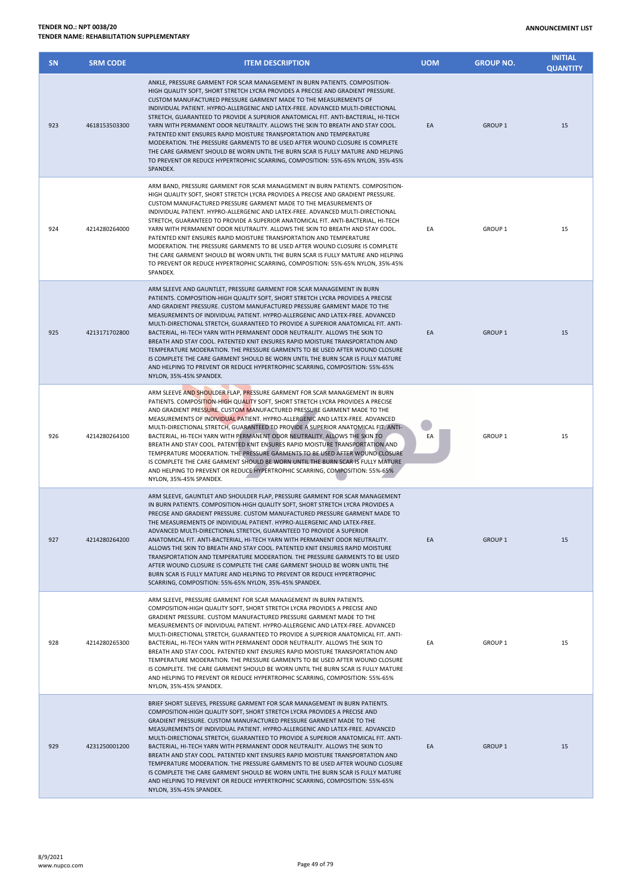| SN | SRM CODE | ITEM DESCRIPTION | UOM | GROUP NO. | INITIAL QUANTITY |
|---|---|---|---|---|---|
| 923 | 4618153503300 | ANKLE, PRESSURE GARMENT FOR SCAR MANAGEMENT IN BURN PATIENTS. COMPOSITION-HIGH QUALITY SOFT, SHORT STRETCH LYCRA PROVIDES A PRECISE AND GRADIENT PRESSURE. CUSTOM MANUFACTURED PRESSURE GARMENT MADE TO THE MEASUREMENTS OF INDIVIDUAL PATIENT. HYPRO-ALLERGENIC AND LATEX-FREE. ADVANCED MULTI-DIRECTIONAL STRETCH, GUARANTEED TO PROVIDE A SUPERIOR ANATOMICAL FIT. ANTI-BACTERIAL, HI-TECH YARN WITH PERMANENT ODOR NEUTRALITY. ALLOWS THE SKIN TO BREATH AND STAY COOL. PATENTED KNIT ENSURES RAPID MOISTURE TRANSPORTATION AND TEMPERATURE MODERATION. THE PRESSURE GARMENTS TO BE USED AFTER WOUND CLOSURE IS COMPLETE THE CARE GARMENT SHOULD BE WORN UNTIL THE BURN SCAR IS FULLY MATURE AND HELPING TO PREVENT OR REDUCE HYPERTROPHIC SCARRING, COMPOSITION: 55%-65% NYLON, 35%-45% SPANDEX. | EA | GROUP 1 | 15 |
| 924 | 4214280264000 | ARM BAND, PRESSURE GARMENT FOR SCAR MANAGEMENT IN BURN PATIENTS. COMPOSITION-HIGH QUALITY SOFT, SHORT STRETCH LYCRA PROVIDES A PRECISE AND GRADIENT PRESSURE. CUSTOM MANUFACTURED PRESSURE GARMENT MADE TO THE MEASUREMENTS OF INDIVIDUAL PATIENT. HYPRO-ALLERGENIC AND LATEX-FREE. ADVANCED MULTI-DIRECTIONAL STRETCH, GUARANTEED TO PROVIDE A SUPERIOR ANATOMICAL FIT. ANTI-BACTERIAL, HI-TECH YARN WITH PERMANENT ODOR NEUTRALITY. ALLOWS THE SKIN TO BREATH AND STAY COOL. PATENTED KNIT ENSURES RAPID MOISTURE TRANSPORTATION AND TEMPERATURE MODERATION. THE PRESSURE GARMENTS TO BE USED AFTER WOUND CLOSURE IS COMPLETE THE CARE GARMENT SHOULD BE WORN UNTIL THE BURN SCAR IS FULLY MATURE AND HELPING TO PREVENT OR REDUCE HYPERTROPHIC SCARRING, COMPOSITION: 55%-65% NYLON, 35%-45% SPANDEX. | EA | GROUP 1 | 15 |
| 925 | 4213171702800 | ARM SLEEVE AND GAUNTLET, PRESSURE GARMENT FOR SCAR MANAGEMENT IN BURN PATIENTS. COMPOSITION-HIGH QUALITY SOFT, SHORT STRETCH LYCRA PROVIDES A PRECISE AND GRADIENT PRESSURE. CUSTOM MANUFACTURED PRESSURE GARMENT MADE TO THE MEASUREMENTS OF INDIVIDUAL PATIENT. HYPRO-ALLERGENIC AND LATEX-FREE. ADVANCED MULTI-DIRECTIONAL STRETCH, GUARANTEED TO PROVIDE A SUPERIOR ANATOMICAL FIT. ANTI-BACTERIAL, HI-TECH YARN WITH PERMANENT ODOR NEUTRALITY. ALLOWS THE SKIN TO BREATH AND STAY COOL. PATENTED KNIT ENSURES RAPID MOISTURE TRANSPORTATION AND TEMPERATURE MODERATION. THE PRESSURE GARMENTS TO BE USED AFTER WOUND CLOSURE IS COMPLETE THE CARE GARMENT SHOULD BE WORN UNTIL THE BURN SCAR IS FULLY MATURE AND HELPING TO PREVENT OR REDUCE HYPERTROPHIC SCARRING, COMPOSITION: 55%-65% NYLON, 35%-45% SPANDEX. | EA | GROUP 1 | 15 |
| 926 | 4214280264100 | ARM SLEEVE AND SHOULDER FLAP, PRESSURE GARMENT FOR SCAR MANAGEMENT IN BURN PATIENTS. COMPOSITION-HIGH QUALITY SOFT, SHORT STRETCH LYCRA PROVIDES A PRECISE AND GRADIENT PRESSURE. CUSTOM MANUFACTURED PRESSURE GARMENT MADE TO THE MEASUREMENTS OF INDIVIDUAL PATIENT. HYPRO-ALLERGENIC AND LATEX-FREE. ADVANCED MULTI-DIRECTIONAL STRETCH, GUARANTEED TO PROVIDE A SUPERIOR ANATOMICAL FIT. ANTI-BACTERIAL, HI-TECH YARN WITH PERMANENT ODOR NEUTRALITY. ALLOWS THE SKIN TO BREATH AND STAY COOL. PATENTED KNIT ENSURES RAPID MOISTURE TRANSPORTATION AND TEMPERATURE MODERATION. THE PRESSURE GARMENTS TO BE USED AFTER WOUND CLOSURE IS COMPLETE THE CARE GARMENT SHOULD BE WORN UNTIL THE BURN SCAR IS FULLY MATURE AND HELPING TO PREVENT OR REDUCE HYPERTROPHIC SCARRING, COMPOSITION: 55%-65% NYLON, 35%-45% SPANDEX. | EA | GROUP 1 | 15 |
| 927 | 4214280264200 | ARM SLEEVE, GAUNTLET AND SHOULDER FLAP, PRESSURE GARMENT FOR SCAR MANAGEMENT IN BURN PATIENTS. COMPOSITION-HIGH QUALITY SOFT, SHORT STRETCH LYCRA PROVIDES A PRECISE AND GRADIENT PRESSURE. CUSTOM MANUFACTURED PRESSURE GARMENT MADE TO THE MEASUREMENTS OF INDIVIDUAL PATIENT. HYPRO-ALLERGENIC AND LATEX-FREE. ADVANCED MULTI-DIRECTIONAL STRETCH, GUARANTEED TO PROVIDE A SUPERIOR ANATOMICAL FIT. ANTI-BACTERIAL, HI-TECH YARN WITH PERMANENT ODOR NEUTRALITY. ALLOWS THE SKIN TO BREATH AND STAY COOL. PATENTED KNIT ENSURES RAPID MOISTURE TRANSPORTATION AND TEMPERATURE MODERATION. THE PRESSURE GARMENTS TO BE USED AFTER WOUND CLOSURE IS COMPLETE THE CARE GARMENT SHOULD BE WORN UNTIL THE BURN SCAR IS FULLY MATURE AND HELPING TO PREVENT OR REDUCE HYPERTROPHIC SCARRING, COMPOSITION: 55%-65% NYLON, 35%-45% SPANDEX. | EA | GROUP 1 | 15 |
| 928 | 4214280265300 | ARM SLEEVE, PRESSURE GARMENT FOR SCAR MANAGEMENT IN BURN PATIENTS. COMPOSITION-HIGH QUALITY SOFT, SHORT STRETCH LYCRA PROVIDES A PRECISE AND GRADIENT PRESSURE. CUSTOM MANUFACTURED PRESSURE GARMENT MADE TO THE MEASUREMENTS OF INDIVIDUAL PATIENT. HYPRO-ALLERGENIC AND LATEX-FREE. ADVANCED MULTI-DIRECTIONAL STRETCH, GUARANTEED TO PROVIDE A SUPERIOR ANATOMICAL FIT. ANTI-BACTERIAL, HI-TECH YARN WITH PERMANENT ODOR NEUTRALITY. ALLOWS THE SKIN TO BREATH AND STAY COOL. PATENTED KNIT ENSURES RAPID MOISTURE TRANSPORTATION AND TEMPERATURE MODERATION. THE PRESSURE GARMENTS TO BE USED AFTER WOUND CLOSURE IS COMPLETE. THE CARE GARMENT SHOULD BE WORN UNTIL THE BURN SCAR IS FULLY MATURE AND HELPING TO PREVENT OR REDUCE HYPERTROPHIC SCARRING, COMPOSITION: 55%-65% NYLON, 35%-45% SPANDEX. | EA | GROUP 1 | 15 |
| 929 | 4231250001200 | BRIEF SHORT SLEEVES, PRESSURE GARMENT FOR SCAR MANAGEMENT IN BURN PATIENTS. COMPOSITION-HIGH QUALITY SOFT, SHORT STRETCH LYCRA PROVIDES A PRECISE AND GRADIENT PRESSURE. CUSTOM MANUFACTURED PRESSURE GARMENT MADE TO THE MEASUREMENTS OF INDIVIDUAL PATIENT. HYPRO-ALLERGENIC AND LATEX-FREE. ADVANCED MULTI-DIRECTIONAL STRETCH, GUARANTEED TO PROVIDE A SUPERIOR ANATOMICAL FIT. ANTI-BACTERIAL, HI-TECH YARN WITH PERMANENT ODOR NEUTRALITY. ALLOWS THE SKIN TO BREATH AND STAY COOL. PATENTED KNIT ENSURES RAPID MOISTURE TRANSPORTATION AND TEMPERATURE MODERATION. THE PRESSURE GARMENTS TO BE USED AFTER WOUND CLOSURE IS COMPLETE THE CARE GARMENT SHOULD BE WORN UNTIL THE BURN SCAR IS FULLY MATURE AND HELPING TO PREVENT OR REDUCE HYPERTROPHIC SCARRING, COMPOSITION: 55%-65% NYLON, 35%-45% SPANDEX. | EA | GROUP 1 | 15 |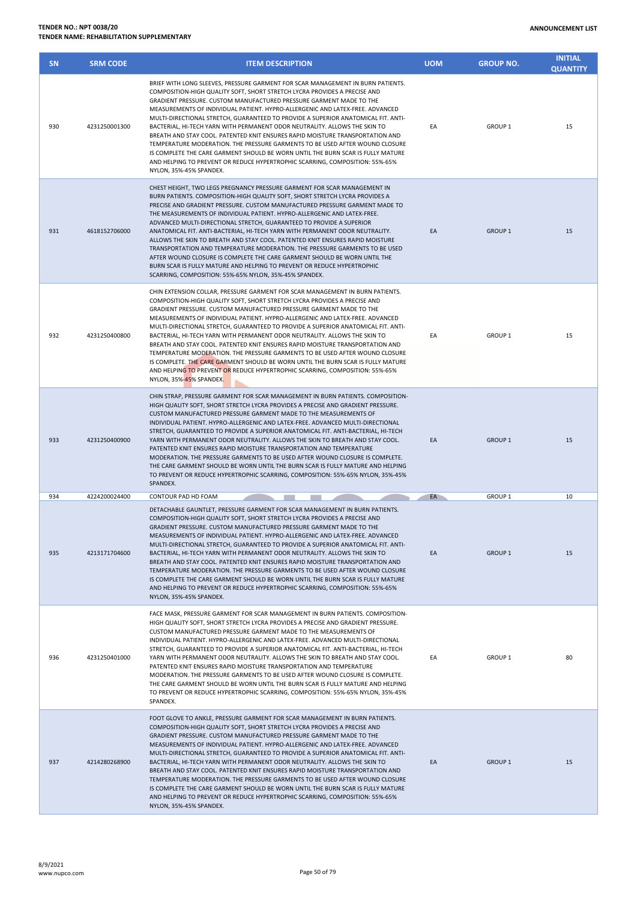| SN | SRM CODE | ITEM DESCRIPTION | UOM | GROUP NO. | INITIAL QUANTITY |
|---|---|---|---|---|---|
| 930 | 4231250001300 | BRIEF WITH LONG SLEEVES, PRESSURE GARMENT FOR SCAR MANAGEMENT IN BURN PATIENTS. COMPOSITION-HIGH QUALITY SOFT, SHORT STRETCH LYCRA PROVIDES A PRECISE AND GRADIENT PRESSURE. CUSTOM MANUFACTURED PRESSURE GARMENT MADE TO THE MEASUREMENTS OF INDIVIDUAL PATIENT. HYPRO-ALLERGENIC AND LATEX-FREE. ADVANCED MULTI-DIRECTIONAL STRETCH, GUARANTEED TO PROVIDE A SUPERIOR ANATOMICAL FIT. ANTI-BACTERIAL, HI-TECH YARN WITH PERMANENT ODOR NEUTRALITY. ALLOWS THE SKIN TO BREATH AND STAY COOL. PATENTED KNIT ENSURES RAPID MOISTURE TRANSPORTATION AND TEMPERATURE MODERATION. THE PRESSURE GARMENTS TO BE USED AFTER WOUND CLOSURE IS COMPLETE THE CARE GARMENT SHOULD BE WORN UNTIL THE BURN SCAR IS FULLY MATURE AND HELPING TO PREVENT OR REDUCE HYPERTROPHIC SCARRING, COMPOSITION: 55%-65% NYLON, 35%-45% SPANDEX. | EA | GROUP 1 | 15 |
| 931 | 4618152706000 | CHEST HEIGHT, TWO LEGS PREGNANCY PRESSURE GARMENT FOR SCAR MANAGEMENT IN BURN PATIENTS. COMPOSITION-HIGH QUALITY SOFT, SHORT STRETCH LYCRA PROVIDES A PRECISE AND GRADIENT PRESSURE. CUSTOM MANUFACTURED PRESSURE GARMENT MADE TO THE MEASUREMENTS OF INDIVIDUAL PATIENT. HYPRO-ALLERGENIC AND LATEX-FREE. ADVANCED MULTI-DIRECTIONAL STRETCH, GUARANTEED TO PROVIDE A SUPERIOR ANATOMICAL FIT. ANTI-BACTERIAL, HI-TECH YARN WITH PERMANENT ODOR NEUTRALITY. ALLOWS THE SKIN TO BREATH AND STAY COOL. PATENTED KNIT ENSURES RAPID MOISTURE TRANSPORTATION AND TEMPERATURE MODERATION. THE PRESSURE GARMENTS TO BE USED AFTER WOUND CLOSURE IS COMPLETE THE CARE GARMENT SHOULD BE WORN UNTIL THE BURN SCAR IS FULLY MATURE AND HELPING TO PREVENT OR REDUCE HYPERTROPHIC SCARRING, COMPOSITION: 55%-65% NYLON, 35%-45% SPANDEX. | EA | GROUP 1 | 15 |
| 932 | 4231250400800 | CHIN EXTENSION COLLAR, PRESSURE GARMENT FOR SCAR MANAGEMENT IN BURN PATIENTS. COMPOSITION-HIGH QUALITY SOFT, SHORT STRETCH LYCRA PROVIDES A PRECISE AND GRADIENT PRESSURE. CUSTOM MANUFACTURED PRESSURE GARMENT MADE TO THE MEASUREMENTS OF INDIVIDUAL PATIENT. HYPRO-ALLERGENIC AND LATEX-FREE. ADVANCED MULTI-DIRECTIONAL STRETCH, GUARANTEED TO PROVIDE A SUPERIOR ANATOMICAL FIT. ANTI-BACTERIAL, HI-TECH YARN WITH PERMANENT ODOR NEUTRALITY. ALLOWS THE SKIN TO BREATH AND STAY COOL. PATENTED KNIT ENSURES RAPID MOISTURE TRANSPORTATION AND TEMPERATURE MODERATION. THE PRESSURE GARMENTS TO BE USED AFTER WOUND CLOSURE IS COMPLETE. THE CARE GARMENT SHOULD BE WORN UNTIL THE BURN SCAR IS FULLY MATURE AND HELPING TO PREVENT OR REDUCE HYPERTROPHIC SCARRING, COMPOSITION: 55%-65% NYLON, 35%-45% SPANDEX. | EA | GROUP 1 | 15 |
| 933 | 4231250400900 | CHIN STRAP, PRESSURE GARMENT FOR SCAR MANAGEMENT IN BURN PATIENTS. COMPOSITION-HIGH QUALITY SOFT, SHORT STRETCH LYCRA PROVIDES A PRECISE AND GRADIENT PRESSURE. CUSTOM MANUFACTURED PRESSURE GARMENT MADE TO THE MEASUREMENTS OF INDIVIDUAL PATIENT. HYPRO-ALLERGENIC AND LATEX-FREE. ADVANCED MULTI-DIRECTIONAL STRETCH, GUARANTEED TO PROVIDE A SUPERIOR ANATOMICAL FIT. ANTI-BACTERIAL, HI-TECH YARN WITH PERMANENT ODOR NEUTRALITY. ALLOWS THE SKIN TO BREATH AND STAY COOL. PATENTED KNIT ENSURES RAPID MOISTURE TRANSPORTATION AND TEMPERATURE MODERATION. THE PRESSURE GARMENTS TO BE USED AFTER WOUND CLOSURE IS COMPLETE. THE CARE GARMENT SHOULD BE WORN UNTIL THE BURN SCAR IS FULLY MATURE AND HELPING TO PREVENT OR REDUCE HYPERTROPHIC SCARRING, COMPOSITION: 55%-65% NYLON, 35%-45% SPANDEX. | EA | GROUP 1 | 15 |
| 934 | 4224200024400 | CONTOUR PAD HD FOAM | EA | GROUP 1 | 10 |
| 935 | 4213171704600 | DETACHABLE GAUNTLET, PRESSURE GARMENT FOR SCAR MANAGEMENT IN BURN PATIENTS. COMPOSITION-HIGH QUALITY SOFT, SHORT STRETCH LYCRA PROVIDES A PRECISE AND GRADIENT PRESSURE. CUSTOM MANUFACTURED PRESSURE GARMENT MADE TO THE MEASUREMENTS OF INDIVIDUAL PATIENT. HYPRO-ALLERGENIC AND LATEX-FREE. ADVANCED MULTI-DIRECTIONAL STRETCH, GUARANTEED TO PROVIDE A SUPERIOR ANATOMICAL FIT. ANTI-BACTERIAL, HI-TECH YARN WITH PERMANENT ODOR NEUTRALITY. ALLOWS THE SKIN TO BREATH AND STAY COOL. PATENTED KNIT ENSURES RAPID MOISTURE TRANSPORTATION AND TEMPERATURE MODERATION. THE PRESSURE GARMENTS TO BE USED AFTER WOUND CLOSURE IS COMPLETE THE CARE GARMENT SHOULD BE WORN UNTIL THE BURN SCAR IS FULLY MATURE AND HELPING TO PREVENT OR REDUCE HYPERTROPHIC SCARRING, COMPOSITION: 55%-65% NYLON, 35%-45% SPANDEX. | EA | GROUP 1 | 15 |
| 936 | 4231250401000 | FACE MASK, PRESSURE GARMENT FOR SCAR MANAGEMENT IN BURN PATIENTS. COMPOSITION-HIGH QUALITY SOFT, SHORT STRETCH LYCRA PROVIDES A PRECISE AND GRADIENT PRESSURE. CUSTOM MANUFACTURED PRESSURE GARMENT MADE TO THE MEASUREMENTS OF INDIVIDUAL PATIENT. HYPRO-ALLERGENIC AND LATEX-FREE. ADVANCED MULTI-DIRECTIONAL STRETCH, GUARANTEED TO PROVIDE A SUPERIOR ANATOMICAL FIT. ANTI-BACTERIAL, HI-TECH YARN WITH PERMANENT ODOR NEUTRALITY. ALLOWS THE SKIN TO BREATH AND STAY COOL. PATENTED KNIT ENSURES RAPID MOISTURE TRANSPORTATION AND TEMPERATURE MODERATION. THE PRESSURE GARMENTS TO BE USED AFTER WOUND CLOSURE IS COMPLETE. THE CARE GARMENT SHOULD BE WORN UNTIL THE BURN SCAR IS FULLY MATURE AND HELPING TO PREVENT OR REDUCE HYPERTROPHIC SCARRING, COMPOSITION: 55%-65% NYLON, 35%-45% SPANDEX. | EA | GROUP 1 | 80 |
| 937 | 4214280268900 | FOOT GLOVE TO ANKLE, PRESSURE GARMENT FOR SCAR MANAGEMENT IN BURN PATIENTS. COMPOSITION-HIGH QUALITY SOFT, SHORT STRETCH LYCRA PROVIDES A PRECISE AND GRADIENT PRESSURE. CUSTOM MANUFACTURED PRESSURE GARMENT MADE TO THE MEASUREMENTS OF INDIVIDUAL PATIENT. HYPRO-ALLERGENIC AND LATEX-FREE. ADVANCED MULTI-DIRECTIONAL STRETCH, GUARANTEED TO PROVIDE A SUPERIOR ANATOMICAL FIT. ANTI-BACTERIAL, HI-TECH YARN WITH PERMANENT ODOR NEUTRALITY. ALLOWS THE SKIN TO BREATH AND STAY COOL. PATENTED KNIT ENSURES RAPID MOISTURE TRANSPORTATION AND TEMPERATURE MODERATION. THE PRESSURE GARMENTS TO BE USED AFTER WOUND CLOSURE IS COMPLETE THE CARE GARMENT SHOULD BE WORN UNTIL THE BURN SCAR IS FULLY MATURE AND HELPING TO PREVENT OR REDUCE HYPERTROPHIC SCARRING, COMPOSITION: 55%-65% NYLON, 35%-45% SPANDEX. | EA | GROUP 1 | 15 |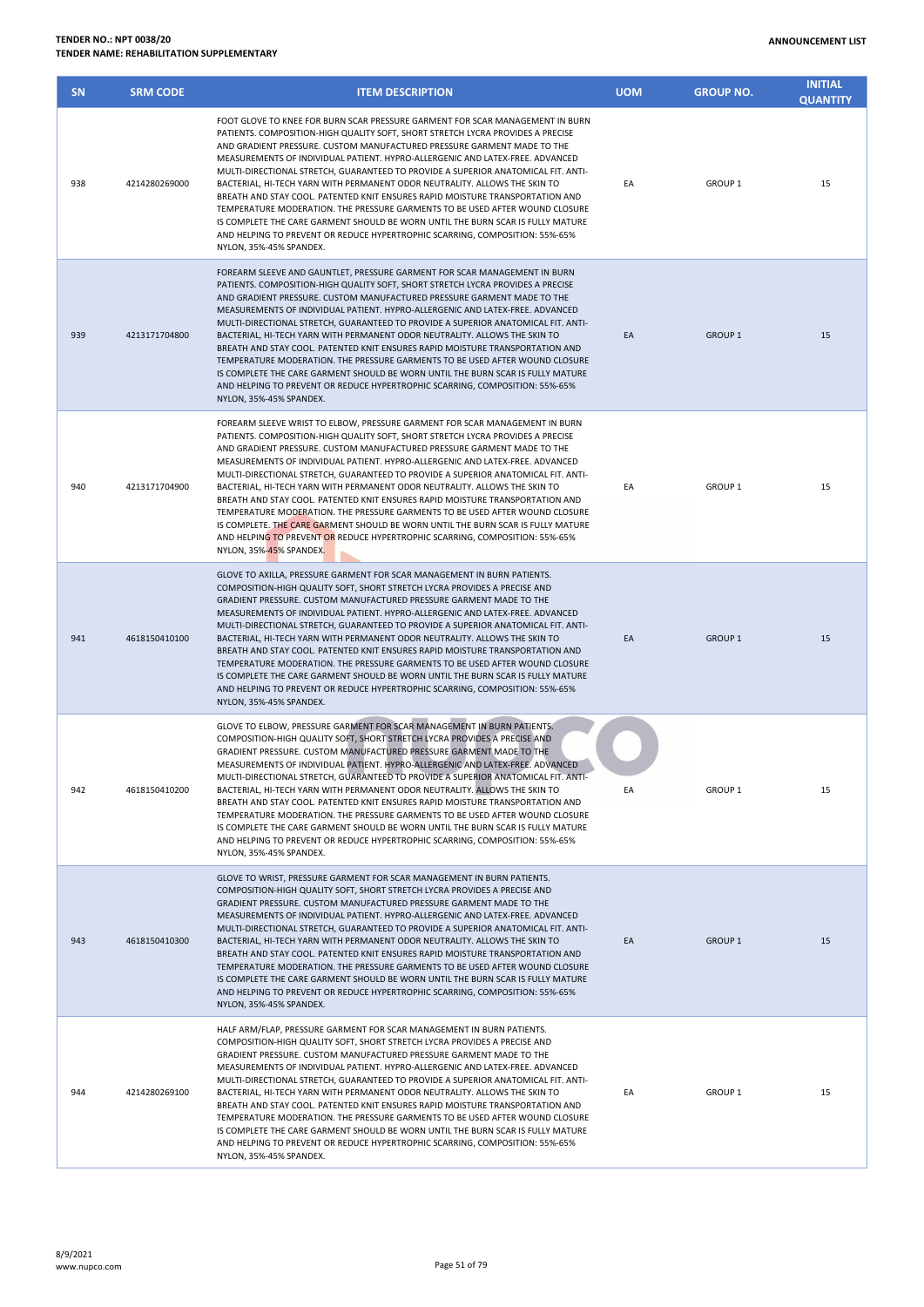| SN | SRM CODE | ITEM DESCRIPTION | UOM | GROUP NO. | INITIAL QUANTITY |
|---|---|---|---|---|---|
| 938 | 4214280269000 | FOOT GLOVE TO KNEE FOR BURN SCAR PRESSURE GARMENT FOR SCAR MANAGEMENT IN BURN PATIENTS. COMPOSITION-HIGH QUALITY SOFT, SHORT STRETCH LYCRA PROVIDES A PRECISE AND GRADIENT PRESSURE. CUSTOM MANUFACTURED PRESSURE GARMENT MADE TO THE MEASUREMENTS OF INDIVIDUAL PATIENT. HYPRO-ALLERGENIC AND LATEX-FREE. ADVANCED MULTI-DIRECTIONAL STRETCH, GUARANTEED TO PROVIDE A SUPERIOR ANATOMICAL FIT. ANTI-BACTERIAL, HI-TECH YARN WITH PERMANENT ODOR NEUTRALITY. ALLOWS THE SKIN TO BREATH AND STAY COOL. PATENTED KNIT ENSURES RAPID MOISTURE TRANSPORTATION AND TEMPERATURE MODERATION. THE PRESSURE GARMENTS TO BE USED AFTER WOUND CLOSURE IS COMPLETE THE CARE GARMENT SHOULD BE WORN UNTIL THE BURN SCAR IS FULLY MATURE AND HELPING TO PREVENT OR REDUCE HYPERTROPHIC SCARRING, COMPOSITION: 55%-65% NYLON, 35%-45% SPANDEX. | EA | GROUP 1 | 15 |
| 939 | 4213171704800 | FOREARM SLEEVE AND GAUNTLET, PRESSURE GARMENT FOR SCAR MANAGEMENT IN BURN PATIENTS. COMPOSITION-HIGH QUALITY SOFT, SHORT STRETCH LYCRA PROVIDES A PRECISE AND GRADIENT PRESSURE. CUSTOM MANUFACTURED PRESSURE GARMENT MADE TO THE MEASUREMENTS OF INDIVIDUAL PATIENT. HYPRO-ALLERGENIC AND LATEX-FREE. ADVANCED MULTI-DIRECTIONAL STRETCH, GUARANTEED TO PROVIDE A SUPERIOR ANATOMICAL FIT. ANTI-BACTERIAL, HI-TECH YARN WITH PERMANENT ODOR NEUTRALITY. ALLOWS THE SKIN TO BREATH AND STAY COOL. PATENTED KNIT ENSURES RAPID MOISTURE TRANSPORTATION AND TEMPERATURE MODERATION. THE PRESSURE GARMENTS TO BE USED AFTER WOUND CLOSURE IS COMPLETE THE CARE GARMENT SHOULD BE WORN UNTIL THE BURN SCAR IS FULLY MATURE AND HELPING TO PREVENT OR REDUCE HYPERTROPHIC SCARRING, COMPOSITION: 55%-65% NYLON, 35%-45% SPANDEX. | EA | GROUP 1 | 15 |
| 940 | 4213171704900 | FOREARM SLEEVE WRIST TO ELBOW, PRESSURE GARMENT FOR SCAR MANAGEMENT IN BURN PATIENTS. COMPOSITION-HIGH QUALITY SOFT, SHORT STRETCH LYCRA PROVIDES A PRECISE AND GRADIENT PRESSURE. CUSTOM MANUFACTURED PRESSURE GARMENT MADE TO THE MEASUREMENTS OF INDIVIDUAL PATIENT. HYPRO-ALLERGENIC AND LATEX-FREE. ADVANCED MULTI-DIRECTIONAL STRETCH, GUARANTEED TO PROVIDE A SUPERIOR ANATOMICAL FIT. ANTI-BACTERIAL, HI-TECH YARN WITH PERMANENT ODOR NEUTRALITY. ALLOWS THE SKIN TO BREATH AND STAY COOL. PATENTED KNIT ENSURES RAPID MOISTURE TRANSPORTATION AND TEMPERATURE MODERATION. THE PRESSURE GARMENTS TO BE USED AFTER WOUND CLOSURE IS COMPLETE. THE CARE GARMENT SHOULD BE WORN UNTIL THE BURN SCAR IS FULLY MATURE AND HELPING TO PREVENT OR REDUCE HYPERTROPHIC SCARRING, COMPOSITION: 55%-65% NYLON, 35%-45% SPANDEX. | EA | GROUP 1 | 15 |
| 941 | 4618150410100 | GLOVE TO AXILLA, PRESSURE GARMENT FOR SCAR MANAGEMENT IN BURN PATIENTS. COMPOSITION-HIGH QUALITY SOFT, SHORT STRETCH LYCRA PROVIDES A PRECISE AND GRADIENT PRESSURE. CUSTOM MANUFACTURED PRESSURE GARMENT MADE TO THE MEASUREMENTS OF INDIVIDUAL PATIENT. HYPRO-ALLERGENIC AND LATEX-FREE. ADVANCED MULTI-DIRECTIONAL STRETCH, GUARANTEED TO PROVIDE A SUPERIOR ANATOMICAL FIT. ANTI-BACTERIAL, HI-TECH YARN WITH PERMANENT ODOR NEUTRALITY. ALLOWS THE SKIN TO BREATH AND STAY COOL. PATENTED KNIT ENSURES RAPID MOISTURE TRANSPORTATION AND TEMPERATURE MODERATION. THE PRESSURE GARMENTS TO BE USED AFTER WOUND CLOSURE IS COMPLETE THE CARE GARMENT SHOULD BE WORN UNTIL THE BURN SCAR IS FULLY MATURE AND HELPING TO PREVENT OR REDUCE HYPERTROPHIC SCARRING, COMPOSITION: 55%-65% NYLON, 35%-45% SPANDEX. | EA | GROUP 1 | 15 |
| 942 | 4618150410200 | GLOVE TO ELBOW, PRESSURE GARMENT FOR SCAR MANAGEMENT IN BURN PATIENTS. COMPOSITION-HIGH QUALITY SOFT, SHORT STRETCH LYCRA PROVIDES A PRECISE AND GRADIENT PRESSURE. CUSTOM MANUFACTURED PRESSURE GARMENT MADE TO THE MEASUREMENTS OF INDIVIDUAL PATIENT. HYPRO-ALLERGENIC AND LATEX-FREE. ADVANCED MULTI-DIRECTIONAL STRETCH, GUARANTEED TO PROVIDE A SUPERIOR ANATOMICAL FIT. ANTI-BACTERIAL, HI-TECH YARN WITH PERMANENT ODOR NEUTRALITY. ALLOWS THE SKIN TO BREATH AND STAY COOL. PATENTED KNIT ENSURES RAPID MOISTURE TRANSPORTATION AND TEMPERATURE MODERATION. THE PRESSURE GARMENTS TO BE USED AFTER WOUND CLOSURE IS COMPLETE THE CARE GARMENT SHOULD BE WORN UNTIL THE BURN SCAR IS FULLY MATURE AND HELPING TO PREVENT OR REDUCE HYPERTROPHIC SCARRING, COMPOSITION: 55%-65% NYLON, 35%-45% SPANDEX. | EA | GROUP 1 | 15 |
| 943 | 4618150410300 | GLOVE TO WRIST, PRESSURE GARMENT FOR SCAR MANAGEMENT IN BURN PATIENTS. COMPOSITION-HIGH QUALITY SOFT, SHORT STRETCH LYCRA PROVIDES A PRECISE AND GRADIENT PRESSURE. CUSTOM MANUFACTURED PRESSURE GARMENT MADE TO THE MEASUREMENTS OF INDIVIDUAL PATIENT. HYPRO-ALLERGENIC AND LATEX-FREE. ADVANCED MULTI-DIRECTIONAL STRETCH, GUARANTEED TO PROVIDE A SUPERIOR ANATOMICAL FIT. ANTI-BACTERIAL, HI-TECH YARN WITH PERMANENT ODOR NEUTRALITY. ALLOWS THE SKIN TO BREATH AND STAY COOL. PATENTED KNIT ENSURES RAPID MOISTURE TRANSPORTATION AND TEMPERATURE MODERATION. THE PRESSURE GARMENTS TO BE USED AFTER WOUND CLOSURE IS COMPLETE THE CARE GARMENT SHOULD BE WORN UNTIL THE BURN SCAR IS FULLY MATURE AND HELPING TO PREVENT OR REDUCE HYPERTROPHIC SCARRING, COMPOSITION: 55%-65% NYLON, 35%-45% SPANDEX. | EA | GROUP 1 | 15 |
| 944 | 4214280269100 | HALF ARM/FLAP, PRESSURE GARMENT FOR SCAR MANAGEMENT IN BURN PATIENTS. COMPOSITION-HIGH QUALITY SOFT, SHORT STRETCH LYCRA PROVIDES A PRECISE AND GRADIENT PRESSURE. CUSTOM MANUFACTURED PRESSURE GARMENT MADE TO THE MEASUREMENTS OF INDIVIDUAL PATIENT. HYPRO-ALLERGENIC AND LATEX-FREE. ADVANCED MULTI-DIRECTIONAL STRETCH, GUARANTEED TO PROVIDE A SUPERIOR ANATOMICAL FIT. ANTI-BACTERIAL, HI-TECH YARN WITH PERMANENT ODOR NEUTRALITY. ALLOWS THE SKIN TO BREATH AND STAY COOL. PATENTED KNIT ENSURES RAPID MOISTURE TRANSPORTATION AND TEMPERATURE MODERATION. THE PRESSURE GARMENTS TO BE USED AFTER WOUND CLOSURE IS COMPLETE THE CARE GARMENT SHOULD BE WORN UNTIL THE BURN SCAR IS FULLY MATURE AND HELPING TO PREVENT OR REDUCE HYPERTROPHIC SCARRING, COMPOSITION: 55%-65% NYLON, 35%-45% SPANDEX. | EA | GROUP 1 | 15 |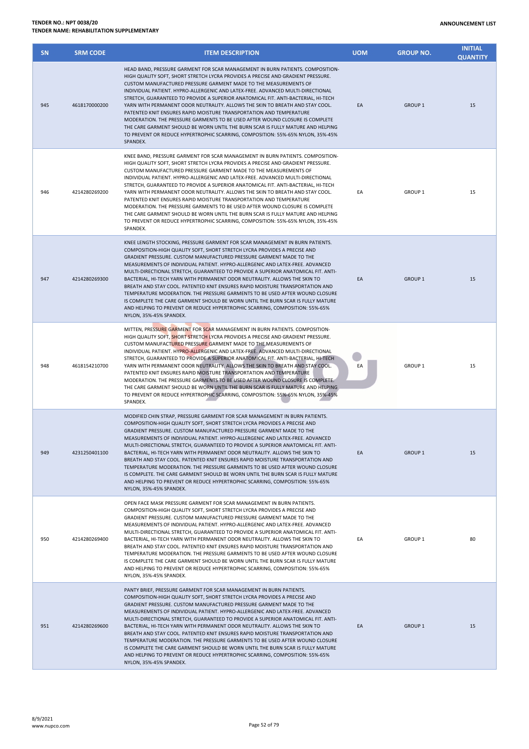| SN | SRM CODE | ITEM DESCRIPTION | UOM | GROUP NO. | INITIAL QUANTITY |
|---|---|---|---|---|---|
| 945 | 4618170000200 | HEAD BAND, PRESSURE GARMENT FOR SCAR MANAGEMENT IN BURN PATIENTS. COMPOSITION-HIGH QUALITY SOFT, SHORT STRETCH LYCRA PROVIDES A PRECISE AND GRADIENT PRESSURE. CUSTOM MANUFACTURED PRESSURE GARMENT MADE TO THE MEASUREMENTS OF INDIVIDUAL PATIENT. HYPRO-ALLERGENIC AND LATEX-FREE. ADVANCED MULTI-DIRECTIONAL STRETCH, GUARANTEED TO PROVIDE A SUPERIOR ANATOMICAL FIT. ANTI-BACTERIAL, HI-TECH YARN WITH PERMANENT ODOR NEUTRALITY. ALLOWS THE SKIN TO BREATH AND STAY COOL. PATENTED KNIT ENSURES RAPID MOISTURE TRANSPORTATION AND TEMPERATURE MODERATION. THE PRESSURE GARMENTS TO BE USED AFTER WOUND CLOSURE IS COMPLETE THE CARE GARMENT SHOULD BE WORN UNTIL THE BURN SCAR IS FULLY MATURE AND HELPING TO PREVENT OR REDUCE HYPERTROPHIC SCARRING, COMPOSITION: 55%-65% NYLON, 35%-45% SPANDEX. | EA | GROUP 1 | 15 |
| 946 | 4214280269200 | KNEE BAND, PRESSURE GARMENT FOR SCAR MANAGEMENT IN BURN PATIENTS. COMPOSITION-HIGH QUALITY SOFT, SHORT STRETCH LYCRA PROVIDES A PRECISE AND GRADIENT PRESSURE. CUSTOM MANUFACTURED PRESSURE GARMENT MADE TO THE MEASUREMENTS OF INDIVIDUAL PATIENT. HYPRO-ALLERGENIC AND LATEX-FREE. ADVANCED MULTI-DIRECTIONAL STRETCH, GUARANTEED TO PROVIDE A SUPERIOR ANATOMICAL FIT. ANTI-BACTERIAL, HI-TECH YARN WITH PERMANENT ODOR NEUTRALITY. ALLOWS THE SKIN TO BREATH AND STAY COOL. PATENTED KNIT ENSURES RAPID MOISTURE TRANSPORTATION AND TEMPERATURE MODERATION. THE PRESSURE GARMENTS TO BE USED AFTER WOUND CLOSURE IS COMPLETE THE CARE GARMENT SHOULD BE WORN UNTIL THE BURN SCAR IS FULLY MATURE AND HELPING TO PREVENT OR REDUCE HYPERTROPHIC SCARRING, COMPOSITION: 55%-65% NYLON, 35%-45% SPANDEX. | EA | GROUP 1 | 15 |
| 947 | 4214280269300 | KNEE LENGTH STOCKING, PRESSURE GARMENT FOR SCAR MANAGEMENT IN BURN PATIENTS. COMPOSITION-HIGH QUALITY SOFT, SHORT STRETCH LYCRA PROVIDES A PRECISE AND GRADIENT PRESSURE. CUSTOM MANUFACTURED PRESSURE GARMENT MADE TO THE MEASUREMENTS OF INDIVIDUAL PATIENT. HYPRO-ALLERGENIC AND LATEX-FREE. ADVANCED MULTI-DIRECTIONAL STRETCH, GUARANTEED TO PROVIDE A SUPERIOR ANATOMICAL FIT. ANTI-BACTERIAL, HI-TECH YARN WITH PERMANENT ODOR NEUTRALITY. ALLOWS THE SKIN TO BREATH AND STAY COOL. PATENTED KNIT ENSURES RAPID MOISTURE TRANSPORTATION AND TEMPERATURE MODERATION. THE PRESSURE GARMENTS TO BE USED AFTER WOUND CLOSURE IS COMPLETE THE CARE GARMENT SHOULD BE WORN UNTIL THE BURN SCAR IS FULLY MATURE AND HELPING TO PREVENT OR REDUCE HYPERTROPHIC SCARRING, COMPOSITION: 55%-65% NYLON, 35%-45% SPANDEX. | EA | GROUP 1 | 15 |
| 948 | 4618154210700 | MITTEN, PRESSURE GARMENT FOR SCAR MANAGEMENT IN BURN PATIENTS. COMPOSITION-HIGH QUALITY SOFT, SHORT STRETCH LYCRA PROVIDES A PRECISE AND GRADIENT PRESSURE. CUSTOM MANUFACTURED PRESSURE GARMENT MADE TO THE MEASUREMENTS OF INDIVIDUAL PATIENT. HYPRO-ALLERGENIC AND LATEX-FREE. ADVANCED MULTI-DIRECTIONAL STRETCH, GUARANTEED TO PROVIDE A SUPERIOR ANATOMICAL FIT. ANTI-BACTERIAL, HI-TECH YARN WITH PERMANENT ODOR NEUTRALITY. ALLOWS THE SKIN TO BREATH AND STAY COOL. PATENTED KNIT ENSURES RAPID MOISTURE TRANSPORTATION AND TEMPERATURE MODERATION. THE PRESSURE GARMENTS TO BE USED AFTER WOUND CLOSURE IS COMPLETE. THE CARE GARMENT SHOULD BE WORN UNTIL THE BURN SCAR IS FULLY MATURE AND HELPING TO PREVENT OR REDUCE HYPERTROPHIC SCARRING, COMPOSITION: 55%-65% NYLON, 35%-45% SPANDEX. | EA | GROUP 1 | 15 |
| 949 | 4231250401100 | MODIFIED CHIN STRAP, PRESSURE GARMENT FOR SCAR MANAGEMENT IN BURN PATIENTS. COMPOSITION-HIGH QUALITY SOFT, SHORT STRETCH LYCRA PROVIDES A PRECISE AND GRADIENT PRESSURE. CUSTOM MANUFACTURED PRESSURE GARMENT MADE TO THE MEASUREMENTS OF INDIVIDUAL PATIENT. HYPRO-ALLERGENIC AND LATEX-FREE. ADVANCED MULTI-DIRECTIONAL STRETCH, GUARANTEED TO PROVIDE A SUPERIOR ANATOMICAL FIT. ANTI-BACTERIAL, HI-TECH YARN WITH PERMANENT ODOR NEUTRALITY. ALLOWS THE SKIN TO BREATH AND STAY COOL. PATENTED KNIT ENSURES RAPID MOISTURE TRANSPORTATION AND TEMPERATURE MODERATION. THE PRESSURE GARMENTS TO BE USED AFTER WOUND CLOSURE IS COMPLETE. THE CARE GARMENT SHOULD BE WORN UNTIL THE BURN SCAR IS FULLY MATURE AND HELPING TO PREVENT OR REDUCE HYPERTROPHIC SCARRING, COMPOSITION: 55%-65% NYLON, 35%-45% SPANDEX. | EA | GROUP 1 | 15 |
| 950 | 4214280269400 | OPEN FACE MASK PRESSURE GARMENT FOR SCAR MANAGEMENT IN BURN PATIENTS. COMPOSITION-HIGH QUALITY SOFT, SHORT STRETCH LYCRA PROVIDES A PRECISE AND GRADIENT PRESSURE. CUSTOM MANUFACTURED PRESSURE GARMENT MADE TO THE MEASUREMENTS OF INDIVIDUAL PATIENT. HYPRO-ALLERGENIC AND LATEX-FREE. ADVANCED MULTI-DIRECTIONAL STRETCH, GUARANTEED TO PROVIDE A SUPERIOR ANATOMICAL FIT. ANTI-BACTERIAL, HI-TECH YARN WITH PERMANENT ODOR NEUTRALITY. ALLOWS THE SKIN TO BREATH AND STAY COOL. PATENTED KNIT ENSURES RAPID MOISTURE TRANSPORTATION AND TEMPERATURE MODERATION. THE PRESSURE GARMENTS TO BE USED AFTER WOUND CLOSURE IS COMPLETE THE CARE GARMENT SHOULD BE WORN UNTIL THE BURN SCAR IS FULLY MATURE AND HELPING TO PREVENT OR REDUCE HYPERTROPHIC SCARRING, COMPOSITION: 55%-65% NYLON, 35%-45% SPANDEX. | EA | GROUP 1 | 80 |
| 951 | 4214280269600 | PANTY BRIEF, PRESSURE GARMENT FOR SCAR MANAGEMENT IN BURN PATIENTS. COMPOSITION-HIGH QUALITY SOFT, SHORT STRETCH LYCRA PROVIDES A PRECISE AND GRADIENT PRESSURE. CUSTOM MANUFACTURED PRESSURE GARMENT MADE TO THE MEASUREMENTS OF INDIVIDUAL PATIENT. HYPRO-ALLERGENIC AND LATEX-FREE. ADVANCED MULTI-DIRECTIONAL STRETCH, GUARANTEED TO PROVIDE A SUPERIOR ANATOMICAL FIT. ANTI-BACTERIAL, HI-TECH YARN WITH PERMANENT ODOR NEUTRALITY. ALLOWS THE SKIN TO BREATH AND STAY COOL. PATENTED KNIT ENSURES RAPID MOISTURE TRANSPORTATION AND TEMPERATURE MODERATION. THE PRESSURE GARMENTS TO BE USED AFTER WOUND CLOSURE IS COMPLETE THE CARE GARMENT SHOULD BE WORN UNTIL THE BURN SCAR IS FULLY MATURE AND HELPING TO PREVENT OR REDUCE HYPERTROPHIC SCARRING, COMPOSITION: 55%-65% NYLON, 35%-45% SPANDEX. | EA | GROUP 1 | 15 |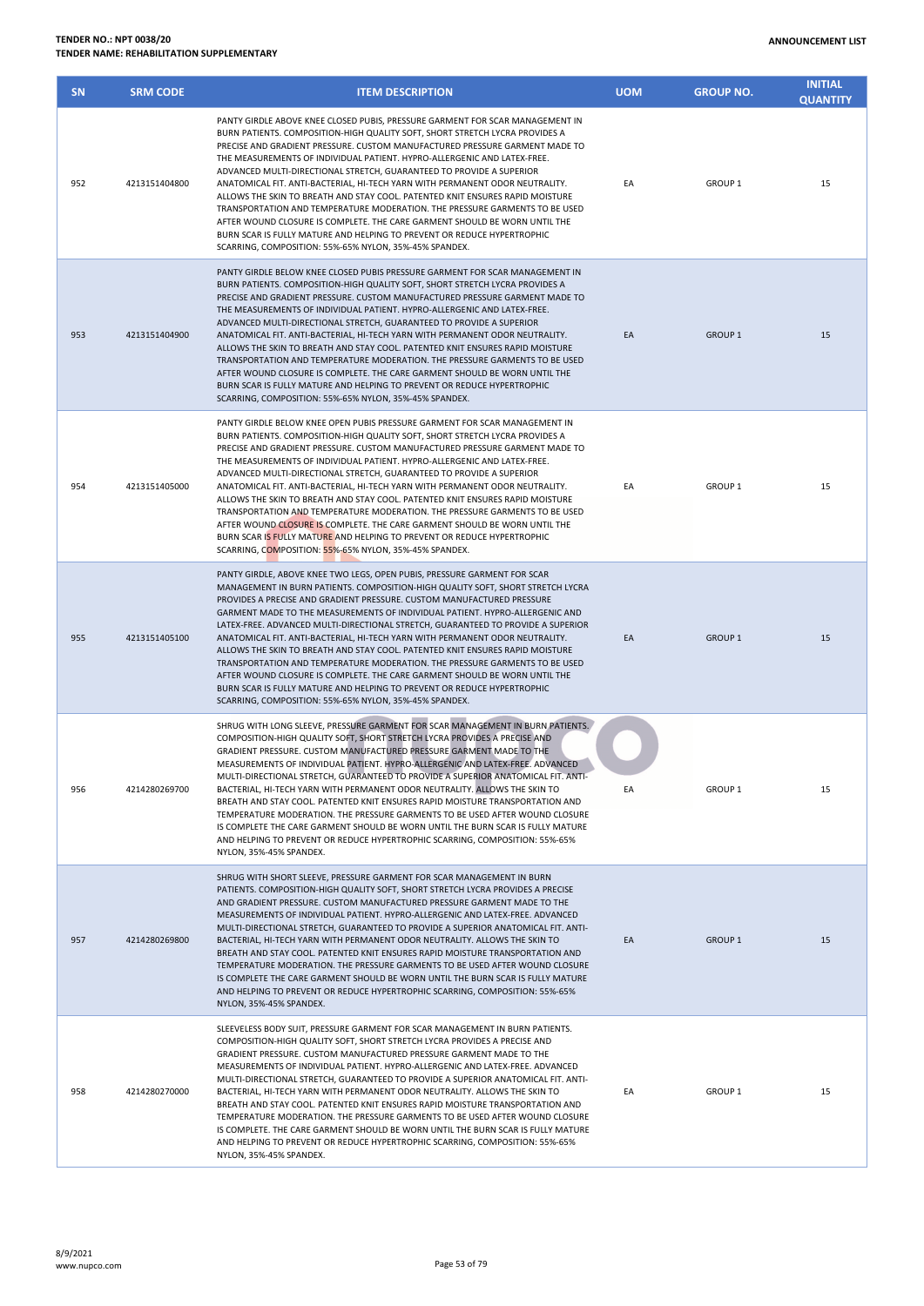| SN | SRM CODE | ITEM DESCRIPTION | UOM | GROUP NO. | INITIAL QUANTITY |
|---|---|---|---|---|---|
| 952 | 4213151404800 | PANTY GIRDLE ABOVE KNEE CLOSED PUBIS, PRESSURE GARMENT FOR SCAR MANAGEMENT IN BURN PATIENTS. COMPOSITION-HIGH QUALITY SOFT, SHORT STRETCH LYCRA PROVIDES A PRECISE AND GRADIENT PRESSURE. CUSTOM MANUFACTURED PRESSURE GARMENT MADE TO THE MEASUREMENTS OF INDIVIDUAL PATIENT. HYPRO-ALLERGENIC AND LATEX-FREE. ADVANCED MULTI-DIRECTIONAL STRETCH, GUARANTEED TO PROVIDE A SUPERIOR ANATOMICAL FIT. ANTI-BACTERIAL, HI-TECH YARN WITH PERMANENT ODOR NEUTRALITY. ALLOWS THE SKIN TO BREATH AND STAY COOL. PATENTED KNIT ENSURES RAPID MOISTURE TRANSPORTATION AND TEMPERATURE MODERATION. THE PRESSURE GARMENTS TO BE USED AFTER WOUND CLOSURE IS COMPLETE. THE CARE GARMENT SHOULD BE WORN UNTIL THE BURN SCAR IS FULLY MATURE AND HELPING TO PREVENT OR REDUCE HYPERTROPHIC SCARRING, COMPOSITION: 55%-65% NYLON, 35%-45% SPANDEX. | EA | GROUP 1 | 15 |
| 953 | 4213151404900 | PANTY GIRDLE BELOW KNEE CLOSED PUBIS PRESSURE GARMENT FOR SCAR MANAGEMENT IN BURN PATIENTS. COMPOSITION-HIGH QUALITY SOFT, SHORT STRETCH LYCRA PROVIDES A PRECISE AND GRADIENT PRESSURE. CUSTOM MANUFACTURED PRESSURE GARMENT MADE TO THE MEASUREMENTS OF INDIVIDUAL PATIENT. HYPRO-ALLERGENIC AND LATEX-FREE. ADVANCED MULTI-DIRECTIONAL STRETCH, GUARANTEED TO PROVIDE A SUPERIOR ANATOMICAL FIT. ANTI-BACTERIAL, HI-TECH YARN WITH PERMANENT ODOR NEUTRALITY. ALLOWS THE SKIN TO BREATH AND STAY COOL. PATENTED KNIT ENSURES RAPID MOISTURE TRANSPORTATION AND TEMPERATURE MODERATION. THE PRESSURE GARMENTS TO BE USED AFTER WOUND CLOSURE IS COMPLETE. THE CARE GARMENT SHOULD BE WORN UNTIL THE BURN SCAR IS FULLY MATURE AND HELPING TO PREVENT OR REDUCE HYPERTROPHIC SCARRING, COMPOSITION: 55%-65% NYLON, 35%-45% SPANDEX. | EA | GROUP 1 | 15 |
| 954 | 4213151405000 | PANTY GIRDLE BELOW KNEE OPEN PUBIS PRESSURE GARMENT FOR SCAR MANAGEMENT IN BURN PATIENTS. COMPOSITION-HIGH QUALITY SOFT, SHORT STRETCH LYCRA PROVIDES A PRECISE AND GRADIENT PRESSURE. CUSTOM MANUFACTURED PRESSURE GARMENT MADE TO THE MEASUREMENTS OF INDIVIDUAL PATIENT. HYPRO-ALLERGENIC AND LATEX-FREE. ADVANCED MULTI-DIRECTIONAL STRETCH, GUARANTEED TO PROVIDE A SUPERIOR ANATOMICAL FIT. ANTI-BACTERIAL, HI-TECH YARN WITH PERMANENT ODOR NEUTRALITY. ALLOWS THE SKIN TO BREATH AND STAY COOL. PATENTED KNIT ENSURES RAPID MOISTURE TRANSPORTATION AND TEMPERATURE MODERATION. THE PRESSURE GARMENTS TO BE USED AFTER WOUND CLOSURE IS COMPLETE. THE CARE GARMENT SHOULD BE WORN UNTIL THE BURN SCAR IS FULLY MATURE AND HELPING TO PREVENT OR REDUCE HYPERTROPHIC SCARRING, COMPOSITION: 55%-65% NYLON, 35%-45% SPANDEX. | EA | GROUP 1 | 15 |
| 955 | 4213151405100 | PANTY GIRDLE, ABOVE KNEE TWO LEGS, OPEN PUBIS, PRESSURE GARMENT FOR SCAR MANAGEMENT IN BURN PATIENTS. COMPOSITION-HIGH QUALITY SOFT, SHORT STRETCH LYCRA PROVIDES A PRECISE AND GRADIENT PRESSURE. CUSTOM MANUFACTURED PRESSURE GARMENT MADE TO THE MEASUREMENTS OF INDIVIDUAL PATIENT. HYPRO-ALLERGENIC AND LATEX-FREE. ADVANCED MULTI-DIRECTIONAL STRETCH, GUARANTEED TO PROVIDE A SUPERIOR ANATOMICAL FIT. ANTI-BACTERIAL, HI-TECH YARN WITH PERMANENT ODOR NEUTRALITY. ALLOWS THE SKIN TO BREATH AND STAY COOL. PATENTED KNIT ENSURES RAPID MOISTURE TRANSPORTATION AND TEMPERATURE MODERATION. THE PRESSURE GARMENTS TO BE USED AFTER WOUND CLOSURE IS COMPLETE. THE CARE GARMENT SHOULD BE WORN UNTIL THE BURN SCAR IS FULLY MATURE AND HELPING TO PREVENT OR REDUCE HYPERTROPHIC SCARRING, COMPOSITION: 55%-65% NYLON, 35%-45% SPANDEX. | EA | GROUP 1 | 15 |
| 956 | 4214280269700 | SHRUG WITH LONG SLEEVE, PRESSURE GARMENT FOR SCAR MANAGEMENT IN BURN PATIENTS. COMPOSITION-HIGH QUALITY SOFT, SHORT STRETCH LYCRA PROVIDES A PRECISE AND GRADIENT PRESSURE. CUSTOM MANUFACTURED PRESSURE GARMENT MADE TO THE MEASUREMENTS OF INDIVIDUAL PATIENT. HYPRO-ALLERGENIC AND LATEX-FREE. ADVANCED MULTI-DIRECTIONAL STRETCH, GUARANTEED TO PROVIDE A SUPERIOR ANATOMICAL FIT. ANTI-BACTERIAL, HI-TECH YARN WITH PERMANENT ODOR NEUTRALITY. ALLOWS THE SKIN TO BREATH AND STAY COOL. PATENTED KNIT ENSURES RAPID MOISTURE TRANSPORTATION AND TEMPERATURE MODERATION. THE PRESSURE GARMENTS TO BE USED AFTER WOUND CLOSURE IS COMPLETE THE CARE GARMENT SHOULD BE WORN UNTIL THE BURN SCAR IS FULLY MATURE AND HELPING TO PREVENT OR REDUCE HYPERTROPHIC SCARRING, COMPOSITION: 55%-65% NYLON, 35%-45% SPANDEX. | EA | GROUP 1 | 15 |
| 957 | 4214280269800 | SHRUG WITH SHORT SLEEVE, PRESSURE GARMENT FOR SCAR MANAGEMENT IN BURN PATIENTS. COMPOSITION-HIGH QUALITY SOFT, SHORT STRETCH LYCRA PROVIDES A PRECISE AND GRADIENT PRESSURE. CUSTOM MANUFACTURED PRESSURE GARMENT MADE TO THE MEASUREMENTS OF INDIVIDUAL PATIENT. HYPRO-ALLERGENIC AND LATEX-FREE. ADVANCED MULTI-DIRECTIONAL STRETCH, GUARANTEED TO PROVIDE A SUPERIOR ANATOMICAL FIT. ANTI-BACTERIAL, HI-TECH YARN WITH PERMANENT ODOR NEUTRALITY. ALLOWS THE SKIN TO BREATH AND STAY COOL. PATENTED KNIT ENSURES RAPID MOISTURE TRANSPORTATION AND TEMPERATURE MODERATION. THE PRESSURE GARMENTS TO BE USED AFTER WOUND CLOSURE IS COMPLETE THE CARE GARMENT SHOULD BE WORN UNTIL THE BURN SCAR IS FULLY MATURE AND HELPING TO PREVENT OR REDUCE HYPERTROPHIC SCARRING, COMPOSITION: 55%-65% NYLON, 35%-45% SPANDEX. | EA | GROUP 1 | 15 |
| 958 | 4214280270000 | SLEEVELESS BODY SUIT, PRESSURE GARMENT FOR SCAR MANAGEMENT IN BURN PATIENTS. COMPOSITION-HIGH QUALITY SOFT, SHORT STRETCH LYCRA PROVIDES A PRECISE AND GRADIENT PRESSURE. CUSTOM MANUFACTURED PRESSURE GARMENT MADE TO THE MEASUREMENTS OF INDIVIDUAL PATIENT. HYPRO-ALLERGENIC AND LATEX-FREE. ADVANCED MULTI-DIRECTIONAL STRETCH, GUARANTEED TO PROVIDE A SUPERIOR ANATOMICAL FIT. ANTI-BACTERIAL, HI-TECH YARN WITH PERMANENT ODOR NEUTRALITY. ALLOWS THE SKIN TO BREATH AND STAY COOL. PATENTED KNIT ENSURES RAPID MOISTURE TRANSPORTATION AND TEMPERATURE MODERATION. THE PRESSURE GARMENTS TO BE USED AFTER WOUND CLOSURE IS COMPLETE. THE CARE GARMENT SHOULD BE WORN UNTIL THE BURN SCAR IS FULLY MATURE AND HELPING TO PREVENT OR REDUCE HYPERTROPHIC SCARRING, COMPOSITION: 55%-65% NYLON, 35%-45% SPANDEX. | EA | GROUP 1 | 15 |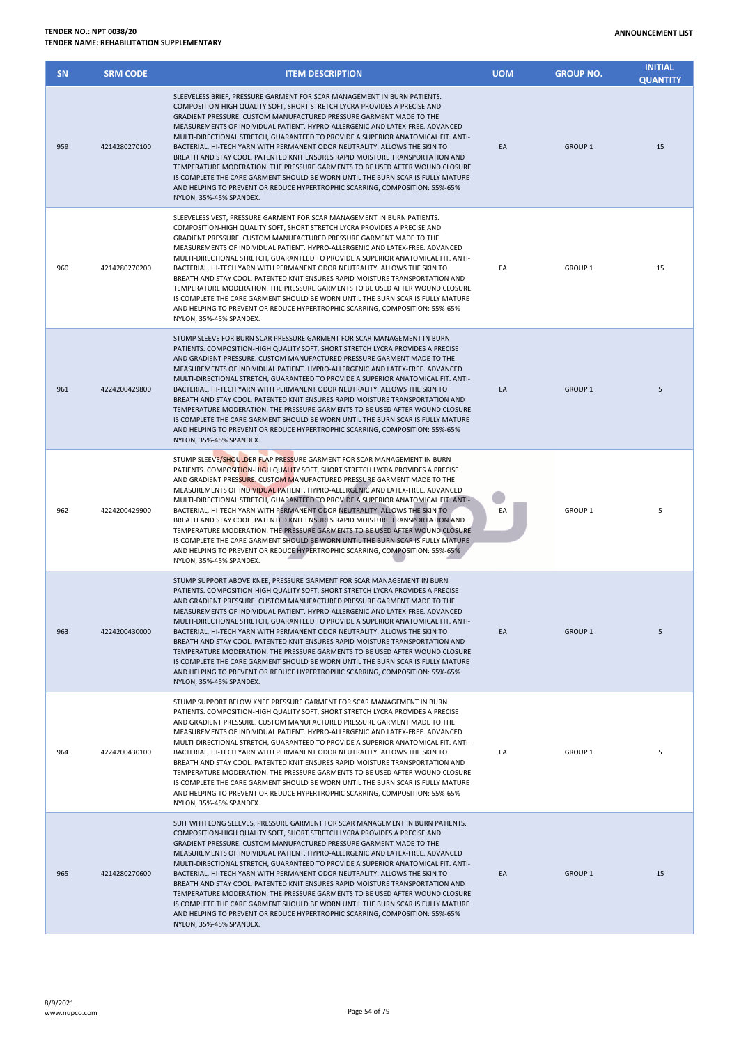| SN | SRM CODE | ITEM DESCRIPTION | UOM | GROUP NO. | INITIAL QUANTITY |
|---|---|---|---|---|---|
| 959 | 4214280270100 | SLEEVELESS BRIEF, PRESSURE GARMENT FOR SCAR MANAGEMENT IN BURN PATIENTS. COMPOSITION-HIGH QUALITY SOFT, SHORT STRETCH LYCRA PROVIDES A PRECISE AND GRADIENT PRESSURE. CUSTOM MANUFACTURED PRESSURE GARMENT MADE TO THE MEASUREMENTS OF INDIVIDUAL PATIENT. HYPRO-ALLERGENIC AND LATEX-FREE. ADVANCED MULTI-DIRECTIONAL STRETCH, GUARANTEED TO PROVIDE A SUPERIOR ANATOMICAL FIT. ANTI-BACTERIAL, HI-TECH YARN WITH PERMANENT ODOR NEUTRALITY. ALLOWS THE SKIN TO BREATH AND STAY COOL. PATENTED KNIT ENSURES RAPID MOISTURE TRANSPORTATION AND TEMPERATURE MODERATION. THE PRESSURE GARMENTS TO BE USED AFTER WOUND CLOSURE IS COMPLETE THE CARE GARMENT SHOULD BE WORN UNTIL THE BURN SCAR IS FULLY MATURE AND HELPING TO PREVENT OR REDUCE HYPERTROPHIC SCARRING, COMPOSITION: 55%-65% NYLON, 35%-45% SPANDEX. | EA | GROUP 1 | 15 |
| 960 | 4214280270200 | SLEEVELESS VEST, PRESSURE GARMENT FOR SCAR MANAGEMENT IN BURN PATIENTS. COMPOSITION-HIGH QUALITY SOFT, SHORT STRETCH LYCRA PROVIDES A PRECISE AND GRADIENT PRESSURE. CUSTOM MANUFACTURED PRESSURE GARMENT MADE TO THE MEASUREMENTS OF INDIVIDUAL PATIENT. HYPRO-ALLERGENIC AND LATEX-FREE. ADVANCED MULTI-DIRECTIONAL STRETCH, GUARANTEED TO PROVIDE A SUPERIOR ANATOMICAL FIT. ANTI-BACTERIAL, HI-TECH YARN WITH PERMANENT ODOR NEUTRALITY. ALLOWS THE SKIN TO BREATH AND STAY COOL. PATENTED KNIT ENSURES RAPID MOISTURE TRANSPORTATION AND TEMPERATURE MODERATION. THE PRESSURE GARMENTS TO BE USED AFTER WOUND CLOSURE IS COMPLETE THE CARE GARMENT SHOULD BE WORN UNTIL THE BURN SCAR IS FULLY MATURE AND HELPING TO PREVENT OR REDUCE HYPERTROPHIC SCARRING, COMPOSITION: 55%-65% NYLON, 35%-45% SPANDEX. | EA | GROUP 1 | 15 |
| 961 | 4224200429800 | STUMP SLEEVE FOR BURN SCAR PRESSURE GARMENT FOR SCAR MANAGEMENT IN BURN PATIENTS. COMPOSITION-HIGH QUALITY SOFT, SHORT STRETCH LYCRA PROVIDES A PRECISE AND GRADIENT PRESSURE. CUSTOM MANUFACTURED PRESSURE GARMENT MADE TO THE MEASUREMENTS OF INDIVIDUAL PATIENT. HYPRO-ALLERGENIC AND LATEX-FREE. ADVANCED MULTI-DIRECTIONAL STRETCH, GUARANTEED TO PROVIDE A SUPERIOR ANATOMICAL FIT. ANTI-BACTERIAL, HI-TECH YARN WITH PERMANENT ODOR NEUTRALITY. ALLOWS THE SKIN TO BREATH AND STAY COOL. PATENTED KNIT ENSURES RAPID MOISTURE TRANSPORTATION AND TEMPERATURE MODERATION. THE PRESSURE GARMENTS TO BE USED AFTER WOUND CLOSURE IS COMPLETE THE CARE GARMENT SHOULD BE WORN UNTIL THE BURN SCAR IS FULLY MATURE AND HELPING TO PREVENT OR REDUCE HYPERTROPHIC SCARRING, COMPOSITION: 55%-65% NYLON, 35%-45% SPANDEX. | EA | GROUP 1 | 5 |
| 962 | 4224200429900 | STUMP SLEEVE/SHOULDER FLAP PRESSURE GARMENT FOR SCAR MANAGEMENT IN BURN PATIENTS. COMPOSITION-HIGH QUALITY SOFT, SHORT STRETCH LYCRA PROVIDES A PRECISE AND GRADIENT PRESSURE. CUSTOM MANUFACTURED PRESSURE GARMENT MADE TO THE MEASUREMENTS OF INDIVIDUAL PATIENT. HYPRO-ALLERGENIC AND LATEX-FREE. ADVANCED MULTI-DIRECTIONAL STRETCH, GUARANTEED TO PROVIDE A SUPERIOR ANATOMICAL FIT. ANTI-BACTERIAL, HI-TECH YARN WITH PERMANENT ODOR NEUTRALITY. ALLOWS THE SKIN TO BREATH AND STAY COOL. PATENTED KNIT ENSURES RAPID MOISTURE TRANSPORTATION AND TEMPERATURE MODERATION. THE PRESSURE GARMENTS TO BE USED AFTER WOUND CLOSURE IS COMPLETE THE CARE GARMENT SHOULD BE WORN UNTIL THE BURN SCAR IS FULLY MATURE AND HELPING TO PREVENT OR REDUCE HYPERTROPHIC SCARRING, COMPOSITION: 55%-65% NYLON, 35%-45% SPANDEX. | EA | GROUP 1 | 5 |
| 963 | 4224200430000 | STUMP SUPPORT ABOVE KNEE, PRESSURE GARMENT FOR SCAR MANAGEMENT IN BURN PATIENTS. COMPOSITION-HIGH QUALITY SOFT, SHORT STRETCH LYCRA PROVIDES A PRECISE AND GRADIENT PRESSURE. CUSTOM MANUFACTURED PRESSURE GARMENT MADE TO THE MEASUREMENTS OF INDIVIDUAL PATIENT. HYPRO-ALLERGENIC AND LATEX-FREE. ADVANCED MULTI-DIRECTIONAL STRETCH, GUARANTEED TO PROVIDE A SUPERIOR ANATOMICAL FIT. ANTI-BACTERIAL, HI-TECH YARN WITH PERMANENT ODOR NEUTRALITY. ALLOWS THE SKIN TO BREATH AND STAY COOL. PATENTED KNIT ENSURES RAPID MOISTURE TRANSPORTATION AND TEMPERATURE MODERATION. THE PRESSURE GARMENTS TO BE USED AFTER WOUND CLOSURE IS COMPLETE THE CARE GARMENT SHOULD BE WORN UNTIL THE BURN SCAR IS FULLY MATURE AND HELPING TO PREVENT OR REDUCE HYPERTROPHIC SCARRING, COMPOSITION: 55%-65% NYLON, 35%-45% SPANDEX. | EA | GROUP 1 | 5 |
| 964 | 4224200430100 | STUMP SUPPORT BELOW KNEE PRESSURE GARMENT FOR SCAR MANAGEMENT IN BURN PATIENTS. COMPOSITION-HIGH QUALITY SOFT, SHORT STRETCH LYCRA PROVIDES A PRECISE AND GRADIENT PRESSURE. CUSTOM MANUFACTURED PRESSURE GARMENT MADE TO THE MEASUREMENTS OF INDIVIDUAL PATIENT. HYPRO-ALLERGENIC AND LATEX-FREE. ADVANCED MULTI-DIRECTIONAL STRETCH, GUARANTEED TO PROVIDE A SUPERIOR ANATOMICAL FIT. ANTI-BACTERIAL, HI-TECH YARN WITH PERMANENT ODOR NEUTRALITY. ALLOWS THE SKIN TO BREATH AND STAY COOL. PATENTED KNIT ENSURES RAPID MOISTURE TRANSPORTATION AND TEMPERATURE MODERATION. THE PRESSURE GARMENTS TO BE USED AFTER WOUND CLOSURE IS COMPLETE THE CARE GARMENT SHOULD BE WORN UNTIL THE BURN SCAR IS FULLY MATURE AND HELPING TO PREVENT OR REDUCE HYPERTROPHIC SCARRING, COMPOSITION: 55%-65% NYLON, 35%-45% SPANDEX. | EA | GROUP 1 | 5 |
| 965 | 4214280270600 | SUIT WITH LONG SLEEVES, PRESSURE GARMENT FOR SCAR MANAGEMENT IN BURN PATIENTS. COMPOSITION-HIGH QUALITY SOFT, SHORT STRETCH LYCRA PROVIDES A PRECISE AND GRADIENT PRESSURE. CUSTOM MANUFACTURED PRESSURE GARMENT MADE TO THE MEASUREMENTS OF INDIVIDUAL PATIENT. HYPRO-ALLERGENIC AND LATEX-FREE. ADVANCED MULTI-DIRECTIONAL STRETCH, GUARANTEED TO PROVIDE A SUPERIOR ANATOMICAL FIT. ANTI-BACTERIAL, HI-TECH YARN WITH PERMANENT ODOR NEUTRALITY. ALLOWS THE SKIN TO BREATH AND STAY COOL. PATENTED KNIT ENSURES RAPID MOISTURE TRANSPORTATION AND TEMPERATURE MODERATION. THE PRESSURE GARMENTS TO BE USED AFTER WOUND CLOSURE IS COMPLETE THE CARE GARMENT SHOULD BE WORN UNTIL THE BURN SCAR IS FULLY MATURE AND HELPING TO PREVENT OR REDUCE HYPERTROPHIC SCARRING, COMPOSITION: 55%-65% NYLON, 35%-45% SPANDEX. | EA | GROUP 1 | 15 |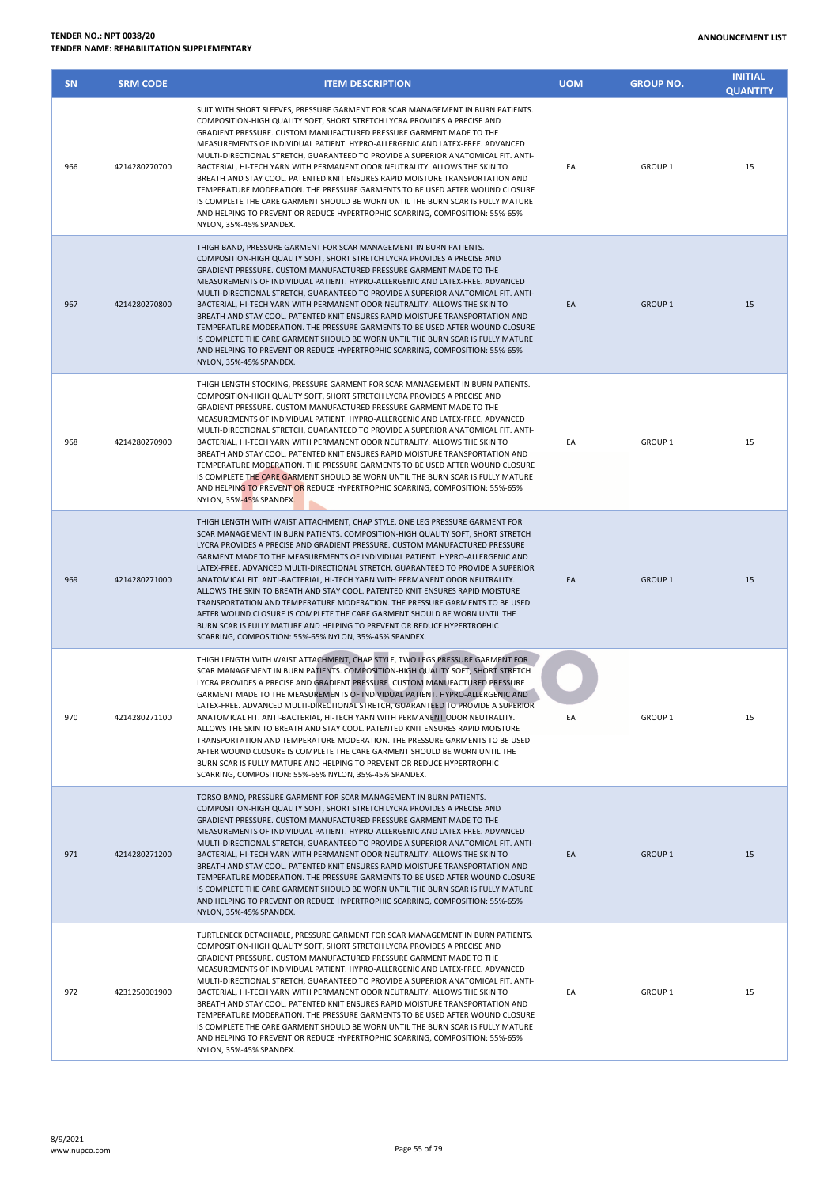| SN | SRM CODE | ITEM DESCRIPTION | UOM | GROUP NO. | INITIAL QUANTITY |
|---|---|---|---|---|---|
| 966 | 4214280270700 | SUIT WITH SHORT SLEEVES, PRESSURE GARMENT FOR SCAR MANAGEMENT IN BURN PATIENTS. COMPOSITION-HIGH QUALITY SOFT, SHORT STRETCH LYCRA PROVIDES A PRECISE AND GRADIENT PRESSURE. CUSTOM MANUFACTURED PRESSURE GARMENT MADE TO THE MEASUREMENTS OF INDIVIDUAL PATIENT. HYPRO-ALLERGENIC AND LATEX-FREE. ADVANCED MULTI-DIRECTIONAL STRETCH, GUARANTEED TO PROVIDE A SUPERIOR ANATOMICAL FIT. ANTI-BACTERIAL, HI-TECH YARN WITH PERMANENT ODOR NEUTRALITY. ALLOWS THE SKIN TO BREATH AND STAY COOL. PATENTED KNIT ENSURES RAPID MOISTURE TRANSPORTATION AND TEMPERATURE MODERATION. THE PRESSURE GARMENTS TO BE USED AFTER WOUND CLOSURE IS COMPLETE THE CARE GARMENT SHOULD BE WORN UNTIL THE BURN SCAR IS FULLY MATURE AND HELPING TO PREVENT OR REDUCE HYPERTROPHIC SCARRING, COMPOSITION: 55%-65% NYLON, 35%-45% SPANDEX. | EA | GROUP 1 | 15 |
| 967 | 4214280270800 | THIGH BAND, PRESSURE GARMENT FOR SCAR MANAGEMENT IN BURN PATIENTS. COMPOSITION-HIGH QUALITY SOFT, SHORT STRETCH LYCRA PROVIDES A PRECISE AND GRADIENT PRESSURE. CUSTOM MANUFACTURED PRESSURE GARMENT MADE TO THE MEASUREMENTS OF INDIVIDUAL PATIENT. HYPRO-ALLERGENIC AND LATEX-FREE. ADVANCED MULTI-DIRECTIONAL STRETCH, GUARANTEED TO PROVIDE A SUPERIOR ANATOMICAL FIT. ANTI-BACTERIAL, HI-TECH YARN WITH PERMANENT ODOR NEUTRALITY. ALLOWS THE SKIN TO BREATH AND STAY COOL. PATENTED KNIT ENSURES RAPID MOISTURE TRANSPORTATION AND TEMPERATURE MODERATION. THE PRESSURE GARMENTS TO BE USED AFTER WOUND CLOSURE IS COMPLETE THE CARE GARMENT SHOULD BE WORN UNTIL THE BURN SCAR IS FULLY MATURE AND HELPING TO PREVENT OR REDUCE HYPERTROPHIC SCARRING, COMPOSITION: 55%-65% NYLON, 35%-45% SPANDEX. | EA | GROUP 1 | 15 |
| 968 | 4214280270900 | THIGH LENGTH STOCKING, PRESSURE GARMENT FOR SCAR MANAGEMENT IN BURN PATIENTS. COMPOSITION-HIGH QUALITY SOFT, SHORT STRETCH LYCRA PROVIDES A PRECISE AND GRADIENT PRESSURE. CUSTOM MANUFACTURED PRESSURE GARMENT MADE TO THE MEASUREMENTS OF INDIVIDUAL PATIENT. HYPRO-ALLERGENIC AND LATEX-FREE. ADVANCED MULTI-DIRECTIONAL STRETCH, GUARANTEED TO PROVIDE A SUPERIOR ANATOMICAL FIT. ANTI-BACTERIAL, HI-TECH YARN WITH PERMANENT ODOR NEUTRALITY. ALLOWS THE SKIN TO BREATH AND STAY COOL. PATENTED KNIT ENSURES RAPID MOISTURE TRANSPORTATION AND TEMPERATURE MODERATION. THE PRESSURE GARMENTS TO BE USED AFTER WOUND CLOSURE IS COMPLETE THE CARE GARMENT SHOULD BE WORN UNTIL THE BURN SCAR IS FULLY MATURE AND HELPING TO PREVENT OR REDUCE HYPERTROPHIC SCARRING, COMPOSITION: 55%-65% NYLON, 35%-45% SPANDEX. | EA | GROUP 1 | 15 |
| 969 | 4214280271000 | THIGH LENGTH WITH WAIST ATTACHMENT, CHAP STYLE, ONE LEG PRESSURE GARMENT FOR SCAR MANAGEMENT IN BURN PATIENTS. COMPOSITION-HIGH QUALITY SOFT, SHORT STRETCH LYCRA PROVIDES A PRECISE AND GRADIENT PRESSURE. CUSTOM MANUFACTURED PRESSURE GARMENT MADE TO THE MEASUREMENTS OF INDIVIDUAL PATIENT. HYPRO-ALLERGENIC AND LATEX-FREE. ADVANCED MULTI-DIRECTIONAL STRETCH, GUARANTEED TO PROVIDE A SUPERIOR ANATOMICAL FIT. ANTI-BACTERIAL, HI-TECH YARN WITH PERMANENT ODOR NEUTRALITY. ALLOWS THE SKIN TO BREATH AND STAY COOL. PATENTED KNIT ENSURES RAPID MOISTURE TRANSPORTATION AND TEMPERATURE MODERATION. THE PRESSURE GARMENTS TO BE USED AFTER WOUND CLOSURE IS COMPLETE THE CARE GARMENT SHOULD BE WORN UNTIL THE BURN SCAR IS FULLY MATURE AND HELPING TO PREVENT OR REDUCE HYPERTROPHIC SCARRING, COMPOSITION: 55%-65% NYLON, 35%-45% SPANDEX. | EA | GROUP 1 | 15 |
| 970 | 4214280271100 | THIGH LENGTH WITH WAIST ATTACHMENT, CHAP STYLE, TWO LEGS PRESSURE GARMENT FOR SCAR MANAGEMENT IN BURN PATIENTS. COMPOSITION-HIGH QUALITY SOFT, SHORT STRETCH LYCRA PROVIDES A PRECISE AND GRADIENT PRESSURE. CUSTOM MANUFACTURED PRESSURE GARMENT MADE TO THE MEASUREMENTS OF INDIVIDUAL PATIENT. HYPRO-ALLERGENIC AND LATEX-FREE. ADVANCED MULTI-DIRECTIONAL STRETCH, GUARANTEED TO PROVIDE A SUPERIOR ANATOMICAL FIT. ANTI-BACTERIAL, HI-TECH YARN WITH PERMANENT ODOR NEUTRALITY. ALLOWS THE SKIN TO BREATH AND STAY COOL. PATENTED KNIT ENSURES RAPID MOISTURE TRANSPORTATION AND TEMPERATURE MODERATION. THE PRESSURE GARMENTS TO BE USED AFTER WOUND CLOSURE IS COMPLETE THE CARE GARMENT SHOULD BE WORN UNTIL THE BURN SCAR IS FULLY MATURE AND HELPING TO PREVENT OR REDUCE HYPERTROPHIC SCARRING, COMPOSITION: 55%-65% NYLON, 35%-45% SPANDEX. | EA | GROUP 1 | 15 |
| 971 | 4214280271200 | TORSO BAND, PRESSURE GARMENT FOR SCAR MANAGEMENT IN BURN PATIENTS. COMPOSITION-HIGH QUALITY SOFT, SHORT STRETCH LYCRA PROVIDES A PRECISE AND GRADIENT PRESSURE. CUSTOM MANUFACTURED PRESSURE GARMENT MADE TO THE MEASUREMENTS OF INDIVIDUAL PATIENT. HYPRO-ALLERGENIC AND LATEX-FREE. ADVANCED MULTI-DIRECTIONAL STRETCH, GUARANTEED TO PROVIDE A SUPERIOR ANATOMICAL FIT. ANTI-BACTERIAL, HI-TECH YARN WITH PERMANENT ODOR NEUTRALITY. ALLOWS THE SKIN TO BREATH AND STAY COOL. PATENTED KNIT ENSURES RAPID MOISTURE TRANSPORTATION AND TEMPERATURE MODERATION. THE PRESSURE GARMENTS TO BE USED AFTER WOUND CLOSURE IS COMPLETE THE CARE GARMENT SHOULD BE WORN UNTIL THE BURN SCAR IS FULLY MATURE AND HELPING TO PREVENT OR REDUCE HYPERTROPHIC SCARRING, COMPOSITION: 55%-65% NYLON, 35%-45% SPANDEX. | EA | GROUP 1 | 15 |
| 972 | 4231250001900 | TURTLENECK DETACHABLE, PRESSURE GARMENT FOR SCAR MANAGEMENT IN BURN PATIENTS. COMPOSITION-HIGH QUALITY SOFT, SHORT STRETCH LYCRA PROVIDES A PRECISE AND GRADIENT PRESSURE. CUSTOM MANUFACTURED PRESSURE GARMENT MADE TO THE MEASUREMENTS OF INDIVIDUAL PATIENT. HYPRO-ALLERGENIC AND LATEX-FREE. ADVANCED MULTI-DIRECTIONAL STRETCH, GUARANTEED TO PROVIDE A SUPERIOR ANATOMICAL FIT. ANTI-BACTERIAL, HI-TECH YARN WITH PERMANENT ODOR NEUTRALITY. ALLOWS THE SKIN TO BREATH AND STAY COOL. PATENTED KNIT ENSURES RAPID MOISTURE TRANSPORTATION AND TEMPERATURE MODERATION. THE PRESSURE GARMENTS TO BE USED AFTER WOUND CLOSURE IS COMPLETE THE CARE GARMENT SHOULD BE WORN UNTIL THE BURN SCAR IS FULLY MATURE AND HELPING TO PREVENT OR REDUCE HYPERTROPHIC SCARRING, COMPOSITION: 55%-65% NYLON, 35%-45% SPANDEX. | EA | GROUP 1 | 15 |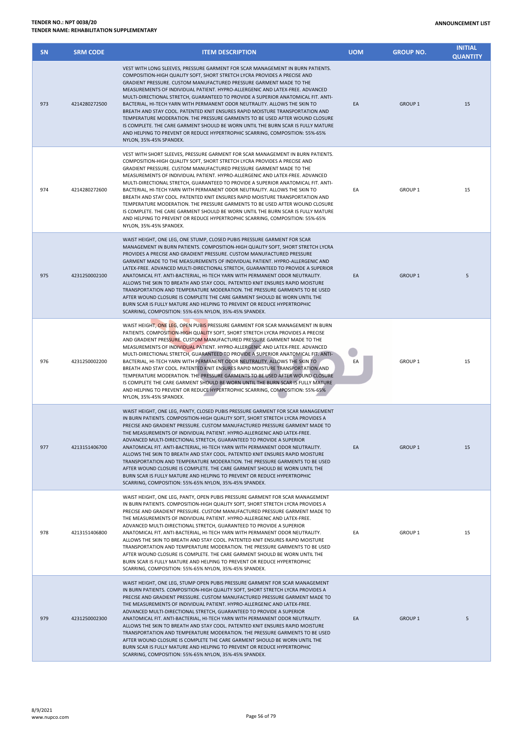**TENDER NO.: NPT 0038/20**
**TENDER NAME: REHABILITATION SUPPLEMENTARY**

**ANNOUNCEMENT LIST**

| SN | SRM CODE | ITEM DESCRIPTION | UOM | GROUP NO. | INITIAL QUANTITY |
|---|---|---|---|---|---|
| 973 | 4214280272500 | VEST WITH LONG SLEEVES, PRESSURE GARMENT FOR SCAR MANAGEMENT IN BURN PATIENTS. COMPOSITION-HIGH QUALITY SOFT, SHORT STRETCH LYCRA PROVIDES A PRECISE AND GRADIENT PRESSURE. CUSTOM MANUFACTURED PRESSURE GARMENT MADE TO THE MEASUREMENTS OF INDIVIDUAL PATIENT. HYPRO-ALLERGENIC AND LATEX-FREE. ADVANCED MULTI-DIRECTIONAL STRETCH, GUARANTEED TO PROVIDE A SUPERIOR ANATOMICAL FIT. ANTI-BACTERIAL, HI-TECH YARN WITH PERMANENT ODOR NEUTRALITY. ALLOWS THE SKIN TO BREATH AND STAY COOL. PATENTED KNIT ENSURES RAPID MOISTURE TRANSPORTATION AND TEMPERATURE MODERATION. THE PRESSURE GARMENTS TO BE USED AFTER WOUND CLOSURE IS COMPLETE. THE CARE GARMENT SHOULD BE WORN UNTIL THE BURN SCAR IS FULLY MATURE AND HELPING TO PREVENT OR REDUCE HYPERTROPHIC SCARRING, COMPOSITION: 55%-65% NYLON, 35%-45% SPANDEX. | EA | GROUP 1 | 15 |
| 974 | 4214280272600 | VEST WITH SHORT SLEEVES, PRESSURE GARMENT FOR SCAR MANAGEMENT IN BURN PATIENTS. COMPOSITION-HIGH QUALITY SOFT, SHORT STRETCH LYCRA PROVIDES A PRECISE AND GRADIENT PRESSURE. CUSTOM MANUFACTURED PRESSURE GARMENT MADE TO THE MEASUREMENTS OF INDIVIDUAL PATIENT. HYPRO-ALLERGENIC AND LATEX-FREE. ADVANCED MULTI-DIRECTIONAL STRETCH, GUARANTEED TO PROVIDE A SUPERIOR ANATOMICAL FIT. ANTI-BACTERIAL, HI-TECH YARN WITH PERMANENT ODOR NEUTRALITY. ALLOWS THE SKIN TO BREATH AND STAY COOL. PATENTED KNIT ENSURES RAPID MOISTURE TRANSPORTATION AND TEMPERATURE MODERATION. THE PRESSURE GARMENTS TO BE USED AFTER WOUND CLOSURE IS COMPLETE. THE CARE GARMENT SHOULD BE WORN UNTIL THE BURN SCAR IS FULLY MATURE AND HELPING TO PREVENT OR REDUCE HYPERTROPHIC SCARRING, COMPOSITION: 55%-65% NYLON, 35%-45% SPANDEX. | EA | GROUP 1 | 15 |
| 975 | 4231250002100 | WAIST HEIGHT, ONE LEG, ONE STUMP, CLOSED PUBIS PRESSURE GARMENT FOR SCAR MANAGEMENT IN BURN PATIENTS. COMPOSITION-HIGH QUALITY SOFT, SHORT STRETCH LYCRA PROVIDES A PRECISE AND GRADIENT PRESSURE. CUSTOM MANUFACTURED PRESSURE GARMENT MADE TO THE MEASUREMENTS OF INDIVIDUAL PATIENT. HYPRO-ALLERGENIC AND LATEX-FREE. ADVANCED MULTI-DIRECTIONAL STRETCH, GUARANTEED TO PROVIDE A SUPERIOR ANATOMICAL FIT. ANTI-BACTERIAL, HI-TECH YARN WITH PERMANENT ODOR NEUTRALITY. ALLOWS THE SKIN TO BREATH AND STAY COOL. PATENTED KNIT ENSURES RAPID MOISTURE TRANSPORTATION AND TEMPERATURE MODERATION. THE PRESSURE GARMENTS TO BE USED AFTER WOUND CLOSURE IS COMPLETE THE CARE GARMENT SHOULD BE WORN UNTIL THE BURN SCAR IS FULLY MATURE AND HELPING TO PREVENT OR REDUCE HYPERTROPHIC SCARRING, COMPOSITION: 55%-65% NYLON, 35%-45% SPANDEX. | EA | GROUP 1 | 5 |
| 976 | 4231250002200 | WAIST HEIGHT, ONE LEG, OPEN PUBIS PRESSURE GARMENT FOR SCAR MANAGEMENT IN BURN PATIENTS. COMPOSITION-HIGH QUALITY SOFT, SHORT STRETCH LYCRA PROVIDES A PRECISE AND GRADIENT PRESSURE. CUSTOM MANUFACTURED PRESSURE GARMENT MADE TO THE MEASUREMENTS OF INDIVIDUAL PATIENT. HYPRO-ALLERGENIC AND LATEX-FREE. ADVANCED MULTI-DIRECTIONAL STRETCH, GUARANTEED TO PROVIDE A SUPERIOR ANATOMICAL FIT. ANTI-BACTERIAL, HI-TECH YARN WITH PERMANENT ODOR NEUTRALITY. ALLOWS THE SKIN TO BREATH AND STAY COOL. PATENTED KNIT ENSURES RAPID MOISTURE TRANSPORTATION AND TEMPERATURE MODERATION. THE PRESSURE GARMENTS TO BE USED AFTER WOUND CLOSURE IS COMPLETE THE CARE GARMENT SHOULD BE WORN UNTIL THE BURN SCAR IS FULLY MATURE AND HELPING TO PREVENT OR REDUCE HYPERTROPHIC SCARRING, COMPOSITION: 55%-65% NYLON, 35%-45% SPANDEX. | EA | GROUP 1 | 15 |
| 977 | 4213151406700 | WAIST HEIGHT, ONE LEG, PANTY, CLOSED PUBIS PRESSURE GARMENT FOR SCAR MANAGEMENT IN BURN PATIENTS. COMPOSITION-HIGH QUALITY SOFT, SHORT STRETCH LYCRA PROVIDES A PRECISE AND GRADIENT PRESSURE. CUSTOM MANUFACTURED PRESSURE GARMENT MADE TO THE MEASUREMENTS OF INDIVIDUAL PATIENT. HYPRO-ALLERGENIC AND LATEX-FREE. ADVANCED MULTI-DIRECTIONAL STRETCH, GUARANTEED TO PROVIDE A SUPERIOR ANATOMICAL FIT. ANTI-BACTERIAL, HI-TECH YARN WITH PERMANENT ODOR NEUTRALITY. ALLOWS THE SKIN TO BREATH AND STAY COOL. PATENTED KNIT ENSURES RAPID MOISTURE TRANSPORTATION AND TEMPERATURE MODERATION. THE PRESSURE GARMENTS TO BE USED AFTER WOUND CLOSURE IS COMPLETE. THE CARE GARMENT SHOULD BE WORN UNTIL THE BURN SCAR IS FULLY MATURE AND HELPING TO PREVENT OR REDUCE HYPERTROPHIC SCARRING, COMPOSITION: 55%-65% NYLON, 35%-45% SPANDEX. | EA | GROUP 1 | 15 |
| 978 | 4213151406800 | WAIST HEIGHT, ONE LEG, PANTY, OPEN PUBIS PRESSURE GARMENT FOR SCAR MANAGEMENT IN BURN PATIENTS. COMPOSITION-HIGH QUALITY SOFT, SHORT STRETCH LYCRA PROVIDES A PRECISE AND GRADIENT PRESSURE. CUSTOM MANUFACTURED PRESSURE GARMENT MADE TO THE MEASUREMENTS OF INDIVIDUAL PATIENT. HYPRO-ALLERGENIC AND LATEX-FREE. ADVANCED MULTI-DIRECTIONAL STRETCH, GUARANTEED TO PROVIDE A SUPERIOR ANATOMICAL FIT. ANTI-BACTERIAL, HI-TECH YARN WITH PERMANENT ODOR NEUTRALITY. ALLOWS THE SKIN TO BREATH AND STAY COOL. PATENTED KNIT ENSURES RAPID MOISTURE TRANSPORTATION AND TEMPERATURE MODERATION. THE PRESSURE GARMENTS TO BE USED AFTER WOUND CLOSURE IS COMPLETE. THE CARE GARMENT SHOULD BE WORN UNTIL THE BURN SCAR IS FULLY MATURE AND HELPING TO PREVENT OR REDUCE HYPERTROPHIC SCARRING, COMPOSITION: 55%-65% NYLON, 35%-45% SPANDEX. | EA | GROUP 1 | 15 |
| 979 | 4231250002300 | WAIST HEIGHT, ONE LEG, STUMP OPEN PUBIS PRESSURE GARMENT FOR SCAR MANAGEMENT IN BURN PATIENTS. COMPOSITION-HIGH QUALITY SOFT, SHORT STRETCH LYCRA PROVIDES A PRECISE AND GRADIENT PRESSURE. CUSTOM MANUFACTURED PRESSURE GARMENT MADE TO THE MEASUREMENTS OF INDIVIDUAL PATIENT. HYPRO-ALLERGENIC AND LATEX-FREE. ADVANCED MULTI-DIRECTIONAL STRETCH, GUARANTEED TO PROVIDE A SUPERIOR ANATOMICAL FIT. ANTI-BACTERIAL, HI-TECH YARN WITH PERMANENT ODOR NEUTRALITY. ALLOWS THE SKIN TO BREATH AND STAY COOL. PATENTED KNIT ENSURES RAPID MOISTURE TRANSPORTATION AND TEMPERATURE MODERATION. THE PRESSURE GARMENTS TO BE USED AFTER WOUND CLOSURE IS COMPLETE THE CARE GARMENT SHOULD BE WORN UNTIL THE BURN SCAR IS FULLY MATURE AND HELPING TO PREVENT OR REDUCE HYPERTROPHIC SCARRING, COMPOSITION: 55%-65% NYLON, 35%-45% SPANDEX. | EA | GROUP 1 | 5 |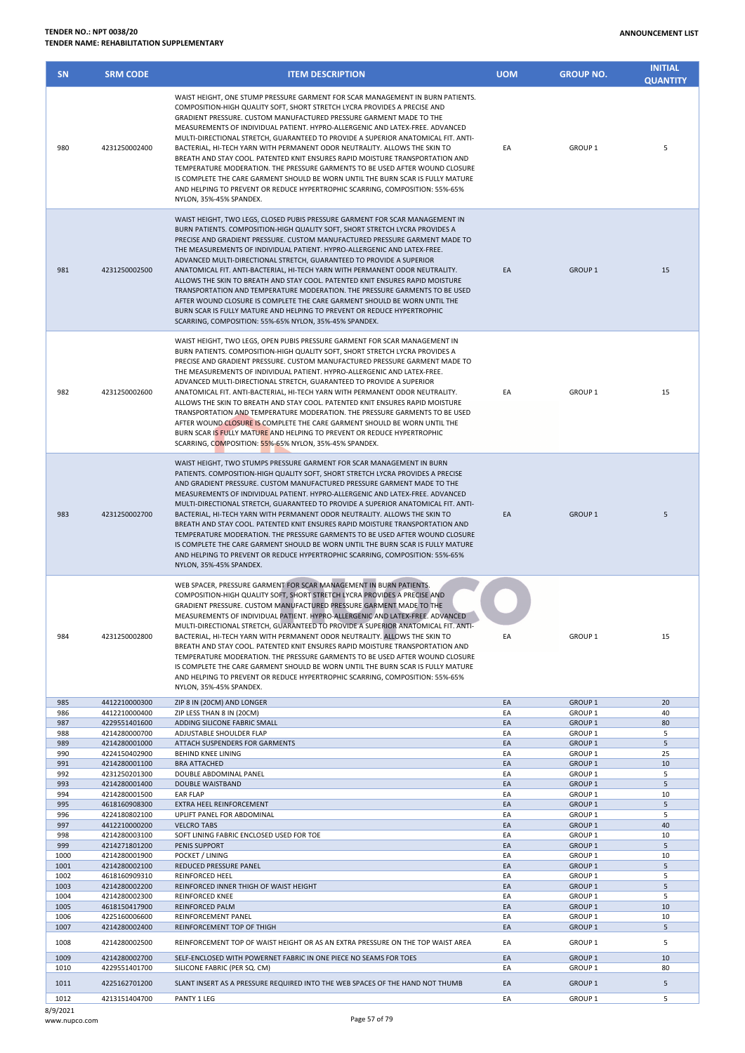| SN | SRM CODE | ITEM DESCRIPTION | UOM | GROUP NO. | INITIAL QUANTITY |
|---|---|---|---|---|---|
| 980 | 4231250002400 | WAIST HEIGHT, ONE STUMP PRESSURE GARMENT FOR SCAR MANAGEMENT IN BURN PATIENTS. COMPOSITION-HIGH QUALITY SOFT, SHORT STRETCH LYCRA PROVIDES A PRECISE AND GRADIENT PRESSURE. CUSTOM MANUFACTURED PRESSURE GARMENT MADE TO THE MEASUREMENTS OF INDIVIDUAL PATIENT. HYPRO-ALLERGENIC AND LATEX-FREE. ADVANCED MULTI-DIRECTIONAL STRETCH, GUARANTEED TO PROVIDE A SUPERIOR ANATOMICAL FIT. ANTI-BACTERIAL, HI-TECH YARN WITH PERMANENT ODOR NEUTRALITY. ALLOWS THE SKIN TO BREATH AND STAY COOL. PATENTED KNIT ENSURES RAPID MOISTURE TRANSPORTATION AND TEMPERATURE MODERATION. THE PRESSURE GARMENTS TO BE USED AFTER WOUND CLOSURE IS COMPLETE THE CARE GARMENT SHOULD BE WORN UNTIL THE BURN SCAR IS FULLY MATURE AND HELPING TO PREVENT OR REDUCE HYPERTROPHIC SCARRING, COMPOSITION: 55%-65% NYLON, 35%-45% SPANDEX. | EA | GROUP 1 | 5 |
| 981 | 4231250002500 | WAIST HEIGHT, TWO LEGS, CLOSED PUBIS PRESSURE GARMENT FOR SCAR MANAGEMENT IN BURN PATIENTS. COMPOSITION-HIGH QUALITY SOFT, SHORT STRETCH LYCRA PROVIDES A PRECISE AND GRADIENT PRESSURE. CUSTOM MANUFACTURED PRESSURE GARMENT MADE TO THE MEASUREMENTS OF INDIVIDUAL PATIENT. HYPRO-ALLERGENIC AND LATEX-FREE. ADVANCED MULTI-DIRECTIONAL STRETCH, GUARANTEED TO PROVIDE A SUPERIOR ANATOMICAL FIT. ANTI-BACTERIAL, HI-TECH YARN WITH PERMANENT ODOR NEUTRALITY. ALLOWS THE SKIN TO BREATH AND STAY COOL. PATENTED KNIT ENSURES RAPID MOISTURE TRANSPORTATION AND TEMPERATURE MODERATION. THE PRESSURE GARMENTS TO BE USED AFTER WOUND CLOSURE IS COMPLETE THE CARE GARMENT SHOULD BE WORN UNTIL THE BURN SCAR IS FULLY MATURE AND HELPING TO PREVENT OR REDUCE HYPERTROPHIC SCARRING, COMPOSITION: 55%-65% NYLON, 35%-45% SPANDEX. | EA | GROUP 1 | 15 |
| 982 | 4231250002600 | WAIST HEIGHT, TWO LEGS, OPEN PUBIS PRESSURE GARMENT FOR SCAR MANAGEMENT IN BURN PATIENTS. COMPOSITION-HIGH QUALITY SOFT, SHORT STRETCH LYCRA PROVIDES A PRECISE AND GRADIENT PRESSURE. CUSTOM MANUFACTURED PRESSURE GARMENT MADE TO THE MEASUREMENTS OF INDIVIDUAL PATIENT. HYPRO-ALLERGENIC AND LATEX-FREE. ADVANCED MULTI-DIRECTIONAL STRETCH, GUARANTEED TO PROVIDE A SUPERIOR ANATOMICAL FIT. ANTI-BACTERIAL, HI-TECH YARN WITH PERMANENT ODOR NEUTRALITY. ALLOWS THE SKIN TO BREATH AND STAY COOL. PATENTED KNIT ENSURES RAPID MOISTURE TRANSPORTATION AND TEMPERATURE MODERATION. THE PRESSURE GARMENTS TO BE USED AFTER WOUND CLOSURE IS COMPLETE THE CARE GARMENT SHOULD BE WORN UNTIL THE BURN SCAR IS FULLY MATURE AND HELPING TO PREVENT OR REDUCE HYPERTROPHIC SCARRING, COMPOSITION: 55%-65% NYLON, 35%-45% SPANDEX. | EA | GROUP 1 | 15 |
| 983 | 4231250002700 | WAIST HEIGHT, TWO STUMPS PRESSURE GARMENT FOR SCAR MANAGEMENT IN BURN PATIENTS. COMPOSITION-HIGH QUALITY SOFT, SHORT STRETCH LYCRA PROVIDES A PRECISE AND GRADIENT PRESSURE. CUSTOM MANUFACTURED PRESSURE GARMENT MADE TO THE MEASUREMENTS OF INDIVIDUAL PATIENT. HYPRO-ALLERGENIC AND LATEX-FREE. ADVANCED MULTI-DIRECTIONAL STRETCH, GUARANTEED TO PROVIDE A SUPERIOR ANATOMICAL FIT. ANTI-BACTERIAL, HI-TECH YARN WITH PERMANENT ODOR NEUTRALITY. ALLOWS THE SKIN TO BREATH AND STAY COOL. PATENTED KNIT ENSURES RAPID MOISTURE TRANSPORTATION AND TEMPERATURE MODERATION. THE PRESSURE GARMENTS TO BE USED AFTER WOUND CLOSURE IS COMPLETE THE CARE GARMENT SHOULD BE WORN UNTIL THE BURN SCAR IS FULLY MATURE AND HELPING TO PREVENT OR REDUCE HYPERTROPHIC SCARRING, COMPOSITION: 55%-65% NYLON, 35%-45% SPANDEX. | EA | GROUP 1 | 5 |
| 984 | 4231250002800 | WEB SPACER, PRESSURE GARMENT FOR SCAR MANAGEMENT IN BURN PATIENTS. COMPOSITION-HIGH QUALITY SOFT, SHORT STRETCH LYCRA PROVIDES A PRECISE AND GRADIENT PRESSURE. CUSTOM MANUFACTURED PRESSURE GARMENT MADE TO THE MEASUREMENTS OF INDIVIDUAL PATIENT. HYPRO-ALLERGENIC AND LATEX-FREE. ADVANCED MULTI-DIRECTIONAL STRETCH, GUARANTEED TO PROVIDE A SUPERIOR ANATOMICAL FIT. ANTI-BACTERIAL, HI-TECH YARN WITH PERMANENT ODOR NEUTRALITY. ALLOWS THE SKIN TO BREATH AND STAY COOL. PATENTED KNIT ENSURES RAPID MOISTURE TRANSPORTATION AND TEMPERATURE MODERATION. THE PRESSURE GARMENTS TO BE USED AFTER WOUND CLOSURE IS COMPLETE THE CARE GARMENT SHOULD BE WORN UNTIL THE BURN SCAR IS FULLY MATURE AND HELPING TO PREVENT OR REDUCE HYPERTROPHIC SCARRING, COMPOSITION: 55%-65% NYLON, 35%-45% SPANDEX. | EA | GROUP 1 | 15 |
| 985 | 4412210000300 | ZIP 8 IN (20CM) AND LONGER | EA | GROUP 1 | 20 |
| 986 | 4412210000400 | ZIP LESS THAN 8 IN (20CM) | EA | GROUP 1 | 40 |
| 987 | 4229551401600 | ADDING SILICONE FABRIC SMALL | EA | GROUP 1 | 80 |
| 988 | 4214280000700 | ADJUSTABLE SHOULDER FLAP | EA | GROUP 1 | 5 |
| 989 | 4214280001000 | ATTACH SUSPENDERS FOR GARMENTS | EA | GROUP 1 | 5 |
| 990 | 4224150402900 | BEHIND KNEE LINING | EA | GROUP 1 | 25 |
| 991 | 4214280001100 | BRA ATTACHED | EA | GROUP 1 | 10 |
| 992 | 4231250201300 | DOUBLE ABDOMINAL PANEL | EA | GROUP 1 | 5 |
| 993 | 4214280001400 | DOUBLE WAISTBAND | EA | GROUP 1 | 5 |
| 994 | 4214280001500 | EAR FLAP | EA | GROUP 1 | 10 |
| 995 | 4618160908300 | EXTRA HEEL REINFORCEMENT | EA | GROUP 1 | 5 |
| 996 | 4224180802100 | UPLIFT PANEL FOR ABDOMINAL | EA | GROUP 1 | 5 |
| 997 | 4412210000200 | VELCRO TABS | EA | GROUP 1 | 40 |
| 998 | 4214280003100 | SOFT LINING FABRIC ENCLOSED USED FOR TOE | EA | GROUP 1 | 10 |
| 999 | 4214271801200 | PENIS SUPPORT | EA | GROUP 1 | 5 |
| 1000 | 4214280001900 | POCKET / LINING | EA | GROUP 1 | 10 |
| 1001 | 4214280002100 | REDUCED PRESSURE PANEL | EA | GROUP 1 | 5 |
| 1002 | 4618160909310 | REINFORCED HEEL | EA | GROUP 1 | 5 |
| 1003 | 4214280002200 | REINFORCED INNER THIGH OF WAIST HEIGHT | EA | GROUP 1 | 5 |
| 1004 | 4214280002300 | REINFORCED KNEE | EA | GROUP 1 | 5 |
| 1005 | 4618150417900 | REINFORCED PALM | EA | GROUP 1 | 10 |
| 1006 | 4225160006600 | REINFORCEMENT PANEL | EA | GROUP 1 | 10 |
| 1007 | 4214280002400 | REINFORCEMENT TOP OF THIGH | EA | GROUP 1 | 5 |
| 1008 | 4214280002500 | REINFORCEMENT TOP OF WAIST HEIGHT OR AS AN EXTRA PRESSURE ON THE TOP WAIST AREA | EA | GROUP 1 | 5 |
| 1009 | 4214280002700 | SELF-ENCLOSED WITH POWERNET FABRIC IN ONE PIECE NO SEAMS FOR TOES | EA | GROUP 1 | 10 |
| 1010 | 4229551401700 | SILICONE FABRIC (PER SQ. CM) | EA | GROUP 1 | 80 |
| 1011 | 4225162701200 | SLANT INSERT AS A PRESSURE REQUIRED INTO THE WEB SPACES OF THE HAND NOT THUMB | EA | GROUP 1 | 5 |
| 1012 | 4213151404700 | PANTY 1 LEG | EA | GROUP 1 | 5 |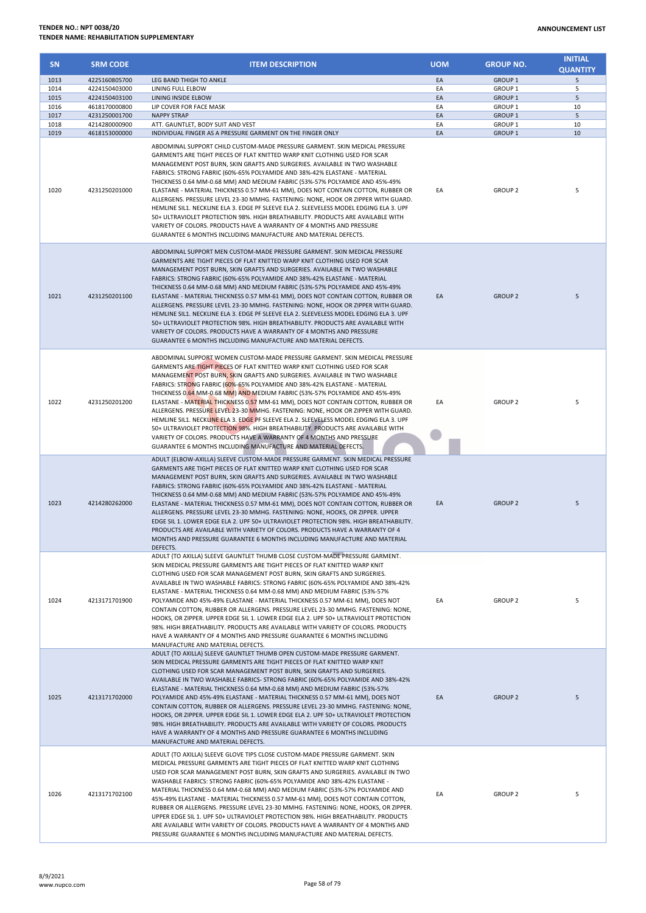**TENDER NO.: NPT 0038/20**
**TENDER NAME: REHABILITATION SUPPLEMENTARY**

**ANNOUNCEMENT LIST**

| SN | SRM CODE | ITEM DESCRIPTION | UOM | GROUP NO. | INITIAL QUANTITY |
|---|---|---|---|---|---|
| 1013 | 4225160805700 | LEG BAND THIGH TO ANKLE | EA | GROUP 1 | 5 |
| 1014 | 4224150403000 | LINING FULL ELBOW | EA | GROUP 1 | 5 |
| 1015 | 4224150403100 | LINING INSIDE ELBOW | EA | GROUP 1 | 5 |
| 1016 | 4618170000800 | LIP COVER FOR FACE MASK | EA | GROUP 1 | 10 |
| 1017 | 4231250001700 | NAPPY STRAP | EA | GROUP 1 | 5 |
| 1018 | 4214280000900 | ATT. GAUNTLET, BODY SUIT AND VEST | EA | GROUP 1 | 10 |
| 1019 | 4618153000000 | INDIVIDUAL FINGER AS A PRESSURE GARMENT ON THE FINGER ONLY | EA | GROUP 1 | 10 |
| 1020 | 4231250201000 | ABDOMINAL SUPPORT CHILD CUSTOM-MADE PRESSURE GARMENT. SKIN MEDICAL PRESSURE GARMENTS ARE TIGHT PIECES OF FLAT KNITTED WARP KNIT CLOTHING USED FOR SCAR MANAGEMENT POST BURN, SKIN GRAFTS AND SURGERIES. AVAILABLE IN TWO WASHABLE FABRICS: STRONG FABRIC (60%-65% POLYAMIDE AND 38%-42% ELASTANE - MATERIAL THICKNESS 0.64 MM-0.68 MM) AND MEDIUM FABRIC (53%-57% POLYAMIDE AND 45%-49% ELASTANE - MATERIAL THICKNESS 0.57 MM-61 MM), DOES NOT CONTAIN COTTON, RUBBER OR ALLERGENS. PRESSURE LEVEL 23-30 MMHG. FASTENING: NONE, HOOK OR ZIPPER WITH GUARD. HEMLINE SIL1. NECKLINE ELA 3. EDGE PF SLEEVE ELA 2. SLEEVELESS MODEL EDGING ELA 3. UPF 50+ ULTRAVIOLET PROTECTION 98%. HIGH BREATHABILITY. PRODUCTS ARE AVAILABLE WITH VARIETY OF COLORS. PRODUCTS HAVE A WARRANTY OF 4 MONTHS AND PRESSURE GUARANTEE 6 MONTHS INCLUDING MANUFACTURE AND MATERIAL DEFECTS. | EA | GROUP 2 | 5 |
| 1021 | 4231250201100 | ABDOMINAL SUPPORT MEN CUSTOM-MADE PRESSURE GARMENT. SKIN MEDICAL PRESSURE GARMENTS ARE TIGHT PIECES OF FLAT KNITTED WARP KNIT CLOTHING USED FOR SCAR MANAGEMENT POST BURN, SKIN GRAFTS AND SURGERIES. AVAILABLE IN TWO WASHABLE FABRICS: STRONG FABRIC (60%-65% POLYAMIDE AND 38%-42% ELASTANE - MATERIAL THICKNESS 0.64 MM-0.68 MM) AND MEDIUM FABRIC (53%-57% POLYAMIDE AND 45%-49% ELASTANE - MATERIAL THICKNESS 0.57 MM-61 MM), DOES NOT CONTAIN COTTON, RUBBER OR ALLERGENS. PRESSURE LEVEL 23-30 MMHG. FASTENING: NONE, HOOK OR ZIPPER WITH GUARD. HEMLINE SIL1. NECKLINE ELA 3. EDGE PF SLEEVE ELA 2. SLEEVELESS MODEL EDGING ELA 3. UPF 50+ ULTRAVIOLET PROTECTION 98%. HIGH BREATHABILITY. PRODUCTS ARE AVAILABLE WITH VARIETY OF COLORS. PRODUCTS HAVE A WARRANTY OF 4 MONTHS AND PRESSURE GUARANTEE 6 MONTHS INCLUDING MANUFACTURE AND MATERIAL DEFECTS. | EA | GROUP 2 | 5 |
| 1022 | 4231250201200 | ABDOMINAL SUPPORT WOMEN CUSTOM-MADE PRESSURE GARMENT. SKIN MEDICAL PRESSURE GARMENTS ARE TIGHT PIECES OF FLAT KNITTED WARP KNIT CLOTHING USED FOR SCAR MANAGEMENT POST BURN, SKIN GRAFTS AND SURGERIES. AVAILABLE IN TWO WASHABLE FABRICS: STRONG FABRIC (60%-65% POLYAMIDE AND 38%-42% ELASTANE - MATERIAL THICKNESS 0.64 MM-0.68 MM) AND MEDIUM FABRIC (53%-57% POLYAMIDE AND 45%-49% ELASTANE - MATERIAL THICKNESS 0.57 MM-61 MM), DOES NOT CONTAIN COTTON, RUBBER OR ALLERGENS. PRESSURE LEVEL 23-30 MMHG. FASTENING: NONE, HOOK OR ZIPPER WITH GUARD. HEMLINE SIL1. NECKLINE ELA 3. EDGE PF SLEEVE ELA 2. SLEEVELESS MODEL EDGING ELA 3. UPF 50+ ULTRAVIOLET PROTECTION 98%. HIGH BREATHABILITY. PRODUCTS ARE AVAILABLE WITH VARIETY OF COLORS. PRODUCTS HAVE A WARRANTY OF 4 MONTHS AND PRESSURE GUARANTEE 6 MONTHS INCLUDING MANUFACTURE AND MATERIAL DEFECTS. | EA | GROUP 2 | 5 |
| 1023 | 4214280262000 | ADULT (ELBOW-AXILLA) SLEEVE CUSTOM-MADE PRESSURE GARMENT. SKIN MEDICAL PRESSURE GARMENTS ARE TIGHT PIECES OF FLAT KNITTED WARP KNIT CLOTHING USED FOR SCAR MANAGEMENT POST BURN, SKIN GRAFTS AND SURGERIES. AVAILABLE IN TWO WASHABLE FABRICS: STRONG FABRIC (60%-65% POLYAMIDE AND 38%-42% ELASTANE - MATERIAL THICKNESS 0.64 MM-0.68 MM) AND MEDIUM FABRIC (53%-57% POLYAMIDE AND 45%-49% ELASTANE - MATERIAL THICKNESS 0.57 MM-61 MM), DOES NOT CONTAIN COTTON, RUBBER OR ALLERGENS. PRESSURE LEVEL 23-30 MMHG. FASTENING: NONE, HOOKS, OR ZIPPER. UPPER EDGE SIL 1. LOWER EDGE ELA 2. UPF 50+ ULTRAVIOLET PROTECTION 98%. HIGH BREATHABILITY. PRODUCTS ARE AVAILABLE WITH VARIETY OF COLORS. PRODUCTS HAVE A WARRANTY OF 4 MONTHS AND PRESSURE GUARANTEE 6 MONTHS INCLUDING MANUFACTURE AND MATERIAL DEFECTS. | EA | GROUP 2 | 5 |
| 1024 | 4213171701900 | ADULT (TO AXILLA) SLEEVE GAUNTLET THUMB CLOSE CUSTOM-MADE PRESSURE GARMENT. SKIN MEDICAL PRESSURE GARMENTS ARE TIGHT PIECES OF FLAT KNITTED WARP KNIT CLOTHING USED FOR SCAR MANAGEMENT POST BURN, SKIN GRAFTS AND SURGERIES. AVAILABLE IN TWO WASHABLE FABRICS: STRONG FABRIC (60%-65% POLYAMIDE AND 38%-42% ELASTANE - MATERIAL THICKNESS 0.64 MM-0.68 MM) AND MEDIUM FABRIC (53%-57% POLYAMIDE AND 45%-49% ELASTANE - MATERIAL THICKNESS 0.57 MM-61 MM), DOES NOT CONTAIN COTTON, RUBBER OR ALLERGENS. PRESSURE LEVEL 23-30 MMHG. FASTENING: NONE, HOOKS, OR ZIPPER. UPPER EDGE SIL 1. LOWER EDGE ELA 2. UPF 50+ ULTRAVIOLET PROTECTION 98%. HIGH BREATHABILITY. PRODUCTS ARE AVAILABLE WITH VARIETY OF COLORS. PRODUCTS HAVE A WARRANTY OF 4 MONTHS AND PRESSURE GUARANTEE 6 MONTHS INCLUDING MANUFACTURE AND MATERIAL DEFECTS. | EA | GROUP 2 | 5 |
| 1025 | 4213171702000 | ADULT (TO AXILLA) SLEEVE GAUNTLET THUMB OPEN CUSTOM-MADE PRESSURE GARMENT. SKIN MEDICAL PRESSURE GARMENTS ARE TIGHT PIECES OF FLAT KNITTED WARP KNIT CLOTHING USED FOR SCAR MANAGEMENT POST BURN, SKIN GRAFTS AND SURGERIES. AVAILABLE IN TWO WASHABLE FABRICS- STRONG FABRIC (60%-65% POLYAMIDE AND 38%-42% ELASTANE - MATERIAL THICKNESS 0.64 MM-0.68 MM) AND MEDIUM FABRIC (53%-57% POLYAMIDE AND 45%-49% ELASTANE - MATERIAL THICKNESS 0.57 MM-61 MM), DOES NOT CONTAIN COTTON, RUBBER OR ALLERGENS. PRESSURE LEVEL 23-30 MMHG. FASTENING: NONE, HOOKS, OR ZIPPER. UPPER EDGE SIL 1. LOWER EDGE ELA 2. UPF 50+ ULTRAVIOLET PROTECTION 98%. HIGH BREATHABILITY. PRODUCTS ARE AVAILABLE WITH VARIETY OF COLORS. PRODUCTS HAVE A WARRANTY OF 4 MONTHS AND PRESSURE GUARANTEE 6 MONTHS INCLUDING MANUFACTURE AND MATERIAL DEFECTS. | EA | GROUP 2 | 5 |
| 1026 | 4213171702100 | ADULT (TO AXILLA) SLEEVE GLOVE TIPS CLOSE CUSTOM-MADE PRESSURE GARMENT. SKIN MEDICAL PRESSURE GARMENTS ARE TIGHT PIECES OF FLAT KNITTED WARP KNIT CLOTHING USED FOR SCAR MANAGEMENT POST BURN, SKIN GRAFTS AND SURGERIES. AVAILABLE IN TWO WASHABLE FABRICS: STRONG FABRIC (60%-65% POLYAMIDE AND 38%-42% ELASTANE - MATERIAL THICKNESS 0.64 MM-0.68 MM) AND MEDIUM FABRIC (53%-57% POLYAMIDE AND 45%-49% ELASTANE - MATERIAL THICKNESS 0.57 MM-61 MM), DOES NOT CONTAIN COTTON, RUBBER OR ALLERGENS. PRESSURE LEVEL 23-30 MMHG. FASTENING: NONE, HOOKS, OR ZIPPER. UPPER EDGE SIL 1. UPF 50+ ULTRAVIOLET PROTECTION 98%. HIGH BREATHABILITY. PRODUCTS ARE AVAILABLE WITH VARIETY OF COLORS. PRODUCTS HAVE A WARRANTY OF 4 MONTHS AND PRESSURE GUARANTEE 6 MONTHS INCLUDING MANUFACTURE AND MATERIAL DEFECTS. | EA | GROUP 2 | 5 |

8/9/2021
www.nupco.com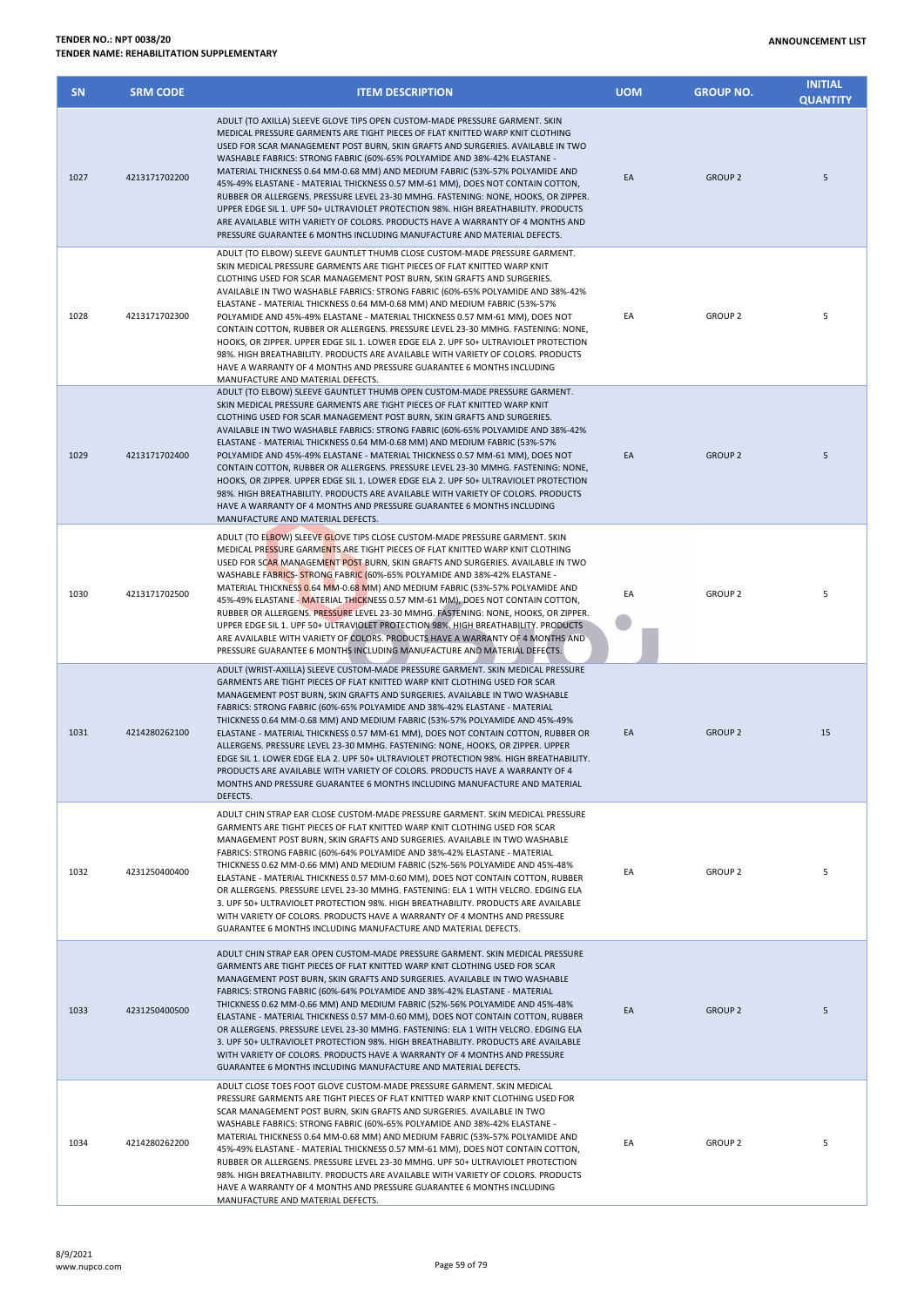| SN | SRM CODE | ITEM DESCRIPTION | UOM | GROUP NO. | INITIAL QUANTITY |
|---|---|---|---|---|---|
| 1027 | 4213171702200 | ADULT (TO AXILLA) SLEEVE GLOVE TIPS OPEN CUSTOM-MADE PRESSURE GARMENT. SKIN MEDICAL PRESSURE GARMENTS ARE TIGHT PIECES OF FLAT KNITTED WARP KNIT CLOTHING USED FOR SCAR MANAGEMENT POST BURN, SKIN GRAFTS AND SURGERIES. AVAILABLE IN TWO WASHABLE FABRICS: STRONG FABRIC (60%-65% POLYAMIDE AND 38%-42% ELASTANE - MATERIAL THICKNESS 0.64 MM-0.68 MM) AND MEDIUM FABRIC (53%-57% POLYAMIDE AND 45%-49% ELASTANE - MATERIAL THICKNESS 0.57 MM-61 MM), DOES NOT CONTAIN COTTON, RUBBER OR ALLERGENS. PRESSURE LEVEL 23-30 MMHG. FASTENING: NONE, HOOKS, OR ZIPPER. UPPER EDGE SIL 1. UPF 50+ ULTRAVIOLET PROTECTION 98%. HIGH BREATHABILITY. PRODUCTS ARE AVAILABLE WITH VARIETY OF COLORS. PRODUCTS HAVE A WARRANTY OF 4 MONTHS AND PRESSURE GUARANTEE 6 MONTHS INCLUDING MANUFACTURE AND MATERIAL DEFECTS. | EA | GROUP 2 | 5 |
| 1028 | 4213171702300 | ADULT (TO ELBOW) SLEEVE GAUNTLET THUMB CLOSE CUSTOM-MADE PRESSURE GARMENT. SKIN MEDICAL PRESSURE GARMENTS ARE TIGHT PIECES OF FLAT KNITTED WARP KNIT CLOTHING USED FOR SCAR MANAGEMENT POST BURN, SKIN GRAFTS AND SURGERIES. AVAILABLE IN TWO WASHABLE FABRICS: STRONG FABRIC (60%-65% POLYAMIDE AND 38%-42% ELASTANE - MATERIAL THICKNESS 0.64 MM-0.68 MM) AND MEDIUM FABRIC (53%-57% POLYAMIDE AND 45%-49% ELASTANE - MATERIAL THICKNESS 0.57 MM-61 MM), DOES NOT CONTAIN COTTON, RUBBER OR ALLERGENS. PRESSURE LEVEL 23-30 MMHG. FASTENING: NONE, HOOKS, OR ZIPPER. UPPER EDGE SIL 1. LOWER EDGE ELA 2. UPF 50+ ULTRAVIOLET PROTECTION 98%. HIGH BREATHABILITY. PRODUCTS ARE AVAILABLE WITH VARIETY OF COLORS. PRODUCTS HAVE A WARRANTY OF 4 MONTHS AND PRESSURE GUARANTEE 6 MONTHS INCLUDING MANUFACTURE AND MATERIAL DEFECTS. | EA | GROUP 2 | 5 |
| 1029 | 4213171702400 | ADULT (TO ELBOW) SLEEVE GAUNTLET THUMB OPEN CUSTOM-MADE PRESSURE GARMENT. SKIN MEDICAL PRESSURE GARMENTS ARE TIGHT PIECES OF FLAT KNITTED WARP KNIT CLOTHING USED FOR SCAR MANAGEMENT POST BURN, SKIN GRAFTS AND SURGERIES. AVAILABLE IN TWO WASHABLE FABRICS: STRONG FABRIC (60%-65% POLYAMIDE AND 38%-42% ELASTANE - MATERIAL THICKNESS 0.64 MM-0.68 MM) AND MEDIUM FABRIC (53%-57% POLYAMIDE AND 45%-49% ELASTANE - MATERIAL THICKNESS 0.57 MM-61 MM), DOES NOT CONTAIN COTTON, RUBBER OR ALLERGENS. PRESSURE LEVEL 23-30 MMHG. FASTENING: NONE, HOOKS, OR ZIPPER. UPPER EDGE SIL 1. LOWER EDGE ELA 2. UPF 50+ ULTRAVIOLET PROTECTION 98%. HIGH BREATHABILITY. PRODUCTS ARE AVAILABLE WITH VARIETY OF COLORS. PRODUCTS HAVE A WARRANTY OF 4 MONTHS AND PRESSURE GUARANTEE 6 MONTHS INCLUDING MANUFACTURE AND MATERIAL DEFECTS. | EA | GROUP 2 | 5 |
| 1030 | 4213171702500 | ADULT (TO ELBOW) SLEEVE GLOVE TIPS CLOSE CUSTOM-MADE PRESSURE GARMENT. SKIN MEDICAL PRESSURE GARMENTS ARE TIGHT PIECES OF FLAT KNITTED WARP KNIT CLOTHING USED FOR SCAR MANAGEMENT POST BURN, SKIN GRAFTS AND SURGERIES. AVAILABLE IN TWO WASHABLE FABRICS: STRONG FABRIC (60%-65% POLYAMIDE AND 38%-42% ELASTANE - MATERIAL THICKNESS 0.64 MM-0.68 MM) AND MEDIUM FABRIC (53%-57% POLYAMIDE AND 45%-49% ELASTANE - MATERIAL THICKNESS 0.57 MM-61 MM), DOES NOT CONTAIN COTTON, RUBBER OR ALLERGENS. PRESSURE LEVEL 23-30 MMHG. FASTENING: NONE, HOOKS, OR ZIPPER. UPPER EDGE SIL 1. UPF 50+ ULTRAVIOLET PROTECTION 98%. HIGH BREATHABILITY. PRODUCTS ARE AVAILABLE WITH VARIETY OF COLORS. PRODUCTS HAVE A WARRANTY OF 4 MONTHS AND PRESSURE GUARANTEE 6 MONTHS INCLUDING MANUFACTURE AND MATERIAL DEFECTS. | EA | GROUP 2 | 5 |
| 1031 | 4214280262100 | ADULT (WRIST-AXILLA) SLEEVE CUSTOM-MADE PRESSURE GARMENT. SKIN MEDICAL PRESSURE GARMENTS ARE TIGHT PIECES OF FLAT KNITTED WARP KNIT CLOTHING USED FOR SCAR MANAGEMENT POST BURN, SKIN GRAFTS AND SURGERIES. AVAILABLE IN TWO WASHABLE FABRICS: STRONG FABRIC (60%-65% POLYAMIDE AND 38%-42% ELASTANE - MATERIAL THICKNESS 0.64 MM-0.68 MM) AND MEDIUM FABRIC (53%-57% POLYAMIDE AND 45%-49% ELASTANE - MATERIAL THICKNESS 0.57 MM-61 MM), DOES NOT CONTAIN COTTON, RUBBER OR ALLERGENS. PRESSURE LEVEL 23-30 MMHG. FASTENING: NONE, HOOKS, OR ZIPPER. UPPER EDGE SIL 1. LOWER EDGE ELA 2. UPF 50+ ULTRAVIOLET PROTECTION 98%. HIGH BREATHABILITY. PRODUCTS ARE AVAILABLE WITH VARIETY OF COLORS. PRODUCTS HAVE A WARRANTY OF 4 MONTHS AND PRESSURE GUARANTEE 6 MONTHS INCLUDING MANUFACTURE AND MATERIAL DEFECTS. | EA | GROUP 2 | 15 |
| 1032 | 4231250400400 | ADULT CHIN STRAP EAR CLOSE CUSTOM-MADE PRESSURE GARMENT. SKIN MEDICAL PRESSURE GARMENTS ARE TIGHT PIECES OF FLAT KNITTED WARP KNIT CLOTHING USED FOR SCAR MANAGEMENT POST BURN, SKIN GRAFTS AND SURGERIES. AVAILABLE IN TWO WASHABLE FABRICS: STRONG FABRIC (60%-64% POLYAMIDE AND 38%-42% ELASTANE - MATERIAL THICKNESS 0.62 MM-0.66 MM) AND MEDIUM FABRIC (52%-56% POLYAMIDE AND 45%-48% ELASTANE - MATERIAL THICKNESS 0.57 MM-0.60 MM), DOES NOT CONTAIN COTTON, RUBBER OR ALLERGENS. PRESSURE LEVEL 23-30 MMHG. FASTENING: ELA 1 WITH VELCRO. EDGING ELA 3. UPF 50+ ULTRAVIOLET PROTECTION 98%. HIGH BREATHABILITY. PRODUCTS ARE AVAILABLE WITH VARIETY OF COLORS. PRODUCTS HAVE A WARRANTY OF 4 MONTHS AND PRESSURE GUARANTEE 6 MONTHS INCLUDING MANUFACTURE AND MATERIAL DEFECTS. | EA | GROUP 2 | 5 |
| 1033 | 4231250400500 | ADULT CHIN STRAP EAR OPEN CUSTOM-MADE PRESSURE GARMENT. SKIN MEDICAL PRESSURE GARMENTS ARE TIGHT PIECES OF FLAT KNITTED WARP KNIT CLOTHING USED FOR SCAR MANAGEMENT POST BURN, SKIN GRAFTS AND SURGERIES. AVAILABLE IN TWO WASHABLE FABRICS: STRONG FABRIC (60%-64% POLYAMIDE AND 38%-42% ELASTANE - MATERIAL THICKNESS 0.62 MM-0.66 MM) AND MEDIUM FABRIC (52%-56% POLYAMIDE AND 45%-48% ELASTANE - MATERIAL THICKNESS 0.57 MM-0.60 MM), DOES NOT CONTAIN COTTON, RUBBER OR ALLERGENS. PRESSURE LEVEL 23-30 MMHG. FASTENING: ELA 1 WITH VELCRO. EDGING ELA 3. UPF 50+ ULTRAVIOLET PROTECTION 98%. HIGH BREATHABILITY. PRODUCTS ARE AVAILABLE WITH VARIETY OF COLORS. PRODUCTS HAVE A WARRANTY OF 4 MONTHS AND PRESSURE GUARANTEE 6 MONTHS INCLUDING MANUFACTURE AND MATERIAL DEFECTS. | EA | GROUP 2 | 5 |
| 1034 | 4214280262200 | ADULT CLOSE TOES FOOT GLOVE CUSTOM-MADE PRESSURE GARMENT. SKIN MEDICAL PRESSURE GARMENTS ARE TIGHT PIECES OF FLAT KNITTED WARP KNIT CLOTHING USED FOR SCAR MANAGEMENT POST BURN, SKIN GRAFTS AND SURGERIES. AVAILABLE IN TWO WASHABLE FABRICS: STRONG FABRIC (60%-65% POLYAMIDE AND 38%-42% ELASTANE - MATERIAL THICKNESS 0.64 MM-0.68 MM) AND MEDIUM FABRIC (53%-57% POLYAMIDE AND 45%-49% ELASTANE - MATERIAL THICKNESS 0.57 MM-61 MM), DOES NOT CONTAIN COTTON, RUBBER OR ALLERGENS. PRESSURE LEVEL 23-30 MMHG. UPF 50+ ULTRAVIOLET PROTECTION 98%. HIGH BREATHABILITY. PRODUCTS ARE AVAILABLE WITH VARIETY OF COLORS. PRODUCTS HAVE A WARRANTY OF 4 MONTHS AND PRESSURE GUARANTEE 6 MONTHS INCLUDING MANUFACTURE AND MATERIAL DEFECTS. | EA | GROUP 2 | 5 |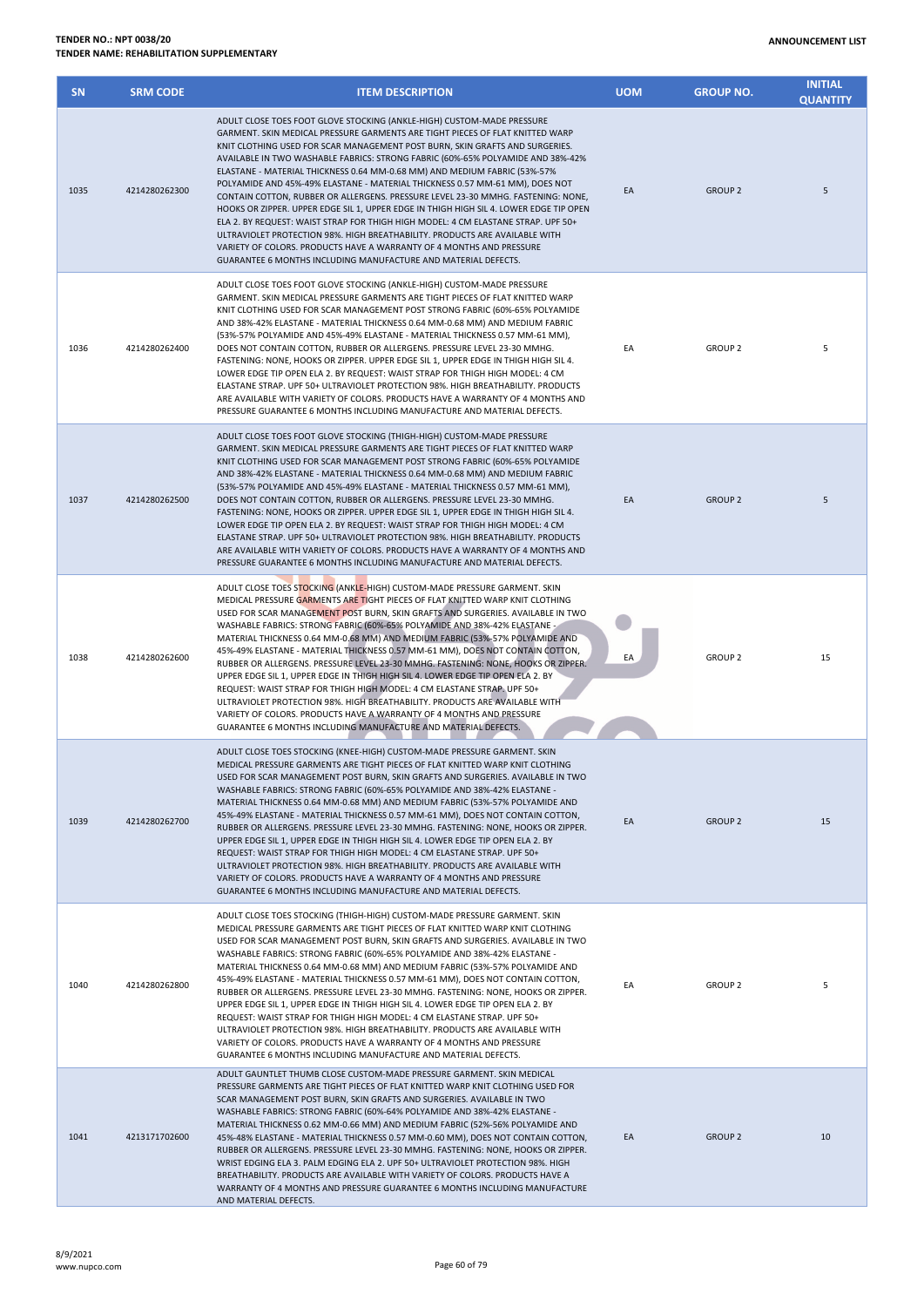**TENDER NO.: NPT 0038/20**
**TENDER NAME: REHABILITATION SUPPLEMENTARY**

**ANNOUNCEMENT LIST**

| SN | SRM CODE | ITEM DESCRIPTION | UOM | GROUP NO. | INITIAL QUANTITY |
|---|---|---|---|---|---|
| 1035 | 4214280262300 | ADULT CLOSE TOES FOOT GLOVE STOCKING (ANKLE-HIGH) CUSTOM-MADE PRESSURE GARMENT. SKIN MEDICAL PRESSURE GARMENTS ARE TIGHT PIECES OF FLAT KNITTED WARP KNIT CLOTHING USED FOR SCAR MANAGEMENT POST BURN, SKIN GRAFTS AND SURGERIES. AVAILABLE IN TWO WASHABLE FABRICS: STRONG FABRIC (60%-65% POLYAMIDE AND 38%-42% ELASTANE - MATERIAL THICKNESS 0.64 MM-0.68 MM) AND MEDIUM FABRIC (53%-57% POLYAMIDE AND 45%-49% ELASTANE - MATERIAL THICKNESS 0.57 MM-61 MM), DOES NOT CONTAIN COTTON, RUBBER OR ALLERGENS. PRESSURE LEVEL 23-30 MMHG. FASTENING: NONE, HOOKS OR ZIPPER. UPPER EDGE SIL 1, UPPER EDGE IN THIGH HIGH SIL 4. LOWER EDGE TIP OPEN ELA 2. BY REQUEST: WAIST STRAP FOR THIGH HIGH MODEL: 4 CM ELASTANE STRAP. UPF 50+ ULTRAVIOLET PROTECTION 98%. HIGH BREATHABILITY. PRODUCTS ARE AVAILABLE WITH VARIETY OF COLORS. PRODUCTS HAVE A WARRANTY OF 4 MONTHS AND PRESSURE GUARANTEE 6 MONTHS INCLUDING MANUFACTURE AND MATERIAL DEFECTS. | EA | GROUP 2 | 5 |
| 1036 | 4214280262400 | ADULT CLOSE TOES FOOT GLOVE STOCKING (ANKLE-HIGH) CUSTOM-MADE PRESSURE GARMENT. SKIN MEDICAL PRESSURE GARMENTS ARE TIGHT PIECES OF FLAT KNITTED WARP KNIT CLOTHING USED FOR SCAR MANAGEMENT POST STRONG FABRIC (60%-65% POLYAMIDE AND 38%-42% ELASTANE - MATERIAL THICKNESS 0.64 MM-0.68 MM) AND MEDIUM FABRIC (53%-57% POLYAMIDE AND 45%-49% ELASTANE - MATERIAL THICKNESS 0.57 MM-61 MM), DOES NOT CONTAIN COTTON, RUBBER OR ALLERGENS. PRESSURE LEVEL 23-30 MMHG. FASTENING: NONE, HOOKS OR ZIPPER. UPPER EDGE SIL 1, UPPER EDGE IN THIGH HIGH SIL 4. LOWER EDGE TIP OPEN ELA 2. BY REQUEST: WAIST STRAP FOR THIGH HIGH MODEL: 4 CM ELASTANE STRAP. UPF 50+ ULTRAVIOLET PROTECTION 98%. HIGH BREATHABILITY. PRODUCTS ARE AVAILABLE WITH VARIETY OF COLORS. PRODUCTS HAVE A WARRANTY OF 4 MONTHS AND PRESSURE GUARANTEE 6 MONTHS INCLUDING MANUFACTURE AND MATERIAL DEFECTS. | EA | GROUP 2 | 5 |
| 1037 | 4214280262500 | ADULT CLOSE TOES FOOT GLOVE STOCKING (THIGH-HIGH) CUSTOM-MADE PRESSURE GARMENT. SKIN MEDICAL PRESSURE GARMENTS ARE TIGHT PIECES OF FLAT KNITTED WARP KNIT CLOTHING USED FOR SCAR MANAGEMENT POST STRONG FABRIC (60%-65% POLYAMIDE AND 38%-42% ELASTANE - MATERIAL THICKNESS 0.64 MM-0.68 MM) AND MEDIUM FABRIC (53%-57% POLYAMIDE AND 45%-49% ELASTANE - MATERIAL THICKNESS 0.57 MM-61 MM), DOES NOT CONTAIN COTTON, RUBBER OR ALLERGENS. PRESSURE LEVEL 23-30 MMHG. FASTENING: NONE, HOOKS OR ZIPPER. UPPER EDGE SIL 1, UPPER EDGE IN THIGH HIGH SIL 4. LOWER EDGE TIP OPEN ELA 2. BY REQUEST: WAIST STRAP FOR THIGH HIGH MODEL: 4 CM ELASTANE STRAP. UPF 50+ ULTRAVIOLET PROTECTION 98%. HIGH BREATHABILITY. PRODUCTS ARE AVAILABLE WITH VARIETY OF COLORS. PRODUCTS HAVE A WARRANTY OF 4 MONTHS AND PRESSURE GUARANTEE 6 MONTHS INCLUDING MANUFACTURE AND MATERIAL DEFECTS. | EA | GROUP 2 | 5 |
| 1038 | 4214280262600 | ADULT CLOSE TOES STOCKING (ANKLE-HIGH) CUSTOM-MADE PRESSURE GARMENT. SKIN MEDICAL PRESSURE GARMENTS ARE TIGHT PIECES OF FLAT KNITTED WARP KNIT CLOTHING USED FOR SCAR MANAGEMENT POST BURN, SKIN GRAFTS AND SURGERIES. AVAILABLE IN TWO WASHABLE FABRICS: STRONG FABRIC (60%-65% POLYAMIDE AND 38%-42% ELASTANE - MATERIAL THICKNESS 0.64 MM-0.68 MM) AND MEDIUM FABRIC (53%-57% POLYAMIDE AND 45%-49% ELASTANE - MATERIAL THICKNESS 0.57 MM-61 MM), DOES NOT CONTAIN COTTON, RUBBER OR ALLERGENS. PRESSURE LEVEL 23-30 MMHG. FASTENING: NONE, HOOKS OR ZIPPER. UPPER EDGE SIL 1, UPPER EDGE IN THIGH HIGH SIL 4. LOWER EDGE TIP OPEN ELA 2. BY REQUEST: WAIST STRAP FOR THIGH HIGH MODEL: 4 CM ELASTANE STRAP. UPF 50+ ULTRAVIOLET PROTECTION 98%. HIGH BREATHABILITY. PRODUCTS ARE AVAILABLE WITH VARIETY OF COLORS. PRODUCTS HAVE A WARRANTY OF 4 MONTHS AND PRESSURE GUARANTEE 6 MONTHS INCLUDING MANUFACTURE AND MATERIAL DEFECTS. | EA | GROUP 2 | 15 |
| 1039 | 4214280262700 | ADULT CLOSE TOES STOCKING (KNEE-HIGH) CUSTOM-MADE PRESSURE GARMENT. SKIN MEDICAL PRESSURE GARMENTS ARE TIGHT PIECES OF FLAT KNITTED WARP KNIT CLOTHING USED FOR SCAR MANAGEMENT POST BURN, SKIN GRAFTS AND SURGERIES. AVAILABLE IN TWO WASHABLE FABRICS: STRONG FABRIC (60%-65% POLYAMIDE AND 38%-42% ELASTANE - MATERIAL THICKNESS 0.64 MM-0.68 MM) AND MEDIUM FABRIC (53%-57% POLYAMIDE AND 45%-49% ELASTANE - MATERIAL THICKNESS 0.57 MM-61 MM), DOES NOT CONTAIN COTTON, RUBBER OR ALLERGENS. PRESSURE LEVEL 23-30 MMHG. FASTENING: NONE, HOOKS OR ZIPPER. UPPER EDGE SIL 1, UPPER EDGE IN THIGH HIGH SIL 4. LOWER EDGE TIP OPEN ELA 2. BY REQUEST: WAIST STRAP FOR THIGH HIGH MODEL: 4 CM ELASTANE STRAP. UPF 50+ ULTRAVIOLET PROTECTION 98%. HIGH BREATHABILITY. PRODUCTS ARE AVAILABLE WITH VARIETY OF COLORS. PRODUCTS HAVE A WARRANTY OF 4 MONTHS AND PRESSURE GUARANTEE 6 MONTHS INCLUDING MANUFACTURE AND MATERIAL DEFECTS. | EA | GROUP 2 | 15 |
| 1040 | 4214280262800 | ADULT CLOSE TOES STOCKING (THIGH-HIGH) CUSTOM-MADE PRESSURE GARMENT. SKIN MEDICAL PRESSURE GARMENTS ARE TIGHT PIECES OF FLAT KNITTED WARP KNIT CLOTHING USED FOR SCAR MANAGEMENT POST BURN, SKIN GRAFTS AND SURGERIES. AVAILABLE IN TWO WASHABLE FABRICS: STRONG FABRIC (60%-65% POLYAMIDE AND 38%-42% ELASTANE - MATERIAL THICKNESS 0.64 MM-0.68 MM) AND MEDIUM FABRIC (53%-57% POLYAMIDE AND 45%-49% ELASTANE - MATERIAL THICKNESS 0.57 MM-61 MM), DOES NOT CONTAIN COTTON, RUBBER OR ALLERGENS. PRESSURE LEVEL 23-30 MMHG. FASTENING: NONE, HOOKS OR ZIPPER. UPPER EDGE SIL 1, UPPER EDGE IN THIGH HIGH SIL 4. LOWER EDGE TIP OPEN ELA 2. BY REQUEST: WAIST STRAP FOR THIGH HIGH MODEL: 4 CM ELASTANE STRAP. UPF 50+ ULTRAVIOLET PROTECTION 98%. HIGH BREATHABILITY. PRODUCTS ARE AVAILABLE WITH VARIETY OF COLORS. PRODUCTS HAVE A WARRANTY OF 4 MONTHS AND PRESSURE GUARANTEE 6 MONTHS INCLUDING MANUFACTURE AND MATERIAL DEFECTS. | EA | GROUP 2 | 5 |
| 1041 | 4213171702600 | ADULT GAUNTLET THUMB CLOSE CUSTOM-MADE PRESSURE GARMENT. SKIN MEDICAL PRESSURE GARMENTS ARE TIGHT PIECES OF FLAT KNITTED WARP KNIT CLOTHING USED FOR SCAR MANAGEMENT POST BURN, SKIN GRAFTS AND SURGERIES. AVAILABLE IN TWO WASHABLE FABRICS: STRONG FABRIC (60%-64% POLYAMIDE AND 38%-42% ELASTANE - MATERIAL THICKNESS 0.62 MM-0.66 MM) AND MEDIUM FABRIC (52%-56% POLYAMIDE AND 45%-48% ELASTANE - MATERIAL THICKNESS 0.57 MM-0.60 MM), DOES NOT CONTAIN COTTON, RUBBER OR ALLERGENS. PRESSURE LEVEL 23-30 MMHG. FASTENING: NONE, HOOKS OR ZIPPER. WRIST EDGING ELA 3. PALM EDGING ELA 2. UPF 50+ ULTRAVIOLET PROTECTION 98%. HIGH BREATHABILITY. PRODUCTS ARE AVAILABLE WITH VARIETY OF COLORS. PRODUCTS HAVE A WARRANTY OF 4 MONTHS AND PRESSURE GUARANTEE 6 MONTHS INCLUDING MANUFACTURE AND MATERIAL DEFECTS. | EA | GROUP 2 | 10 |

8/9/2021
www.nupco.com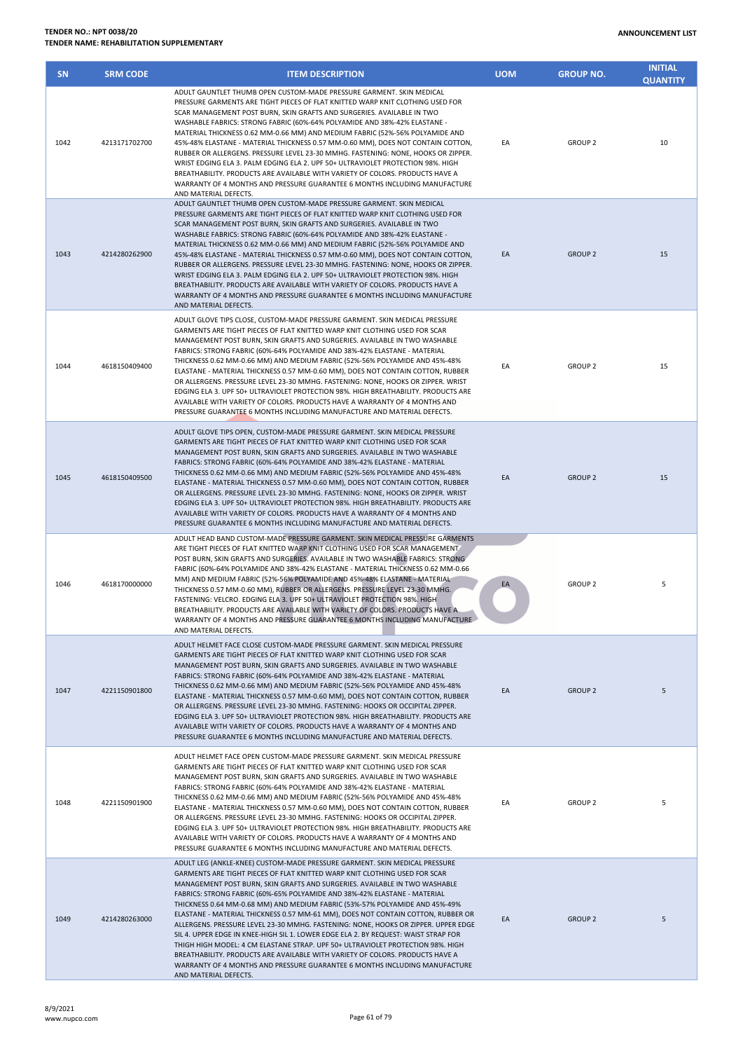**TENDER NO.: NPT 0038/20**
**TENDER NAME: REHABILITATION SUPPLEMENTARY**

**ANNOUNCEMENT LIST**

| SN | SRM CODE | ITEM DESCRIPTION | UOM | GROUP NO. | INITIAL QUANTITY |
|---|---|---|---|---|---|
| 1042 | 4213171702700 | ADULT GAUNTLET THUMB OPEN CUSTOM-MADE PRESSURE GARMENT. SKIN MEDICAL PRESSURE GARMENTS ARE TIGHT PIECES OF FLAT KNITTED WARP KNIT CLOTHING USED FOR SCAR MANAGEMENT POST BURN, SKIN GRAFTS AND SURGERIES. AVAILABLE IN TWO WASHABLE FABRICS: STRONG FABRIC (60%-64% POLYAMIDE AND 38%-42% ELASTANE - MATERIAL THICKNESS 0.62 MM-0.66 MM) AND MEDIUM FABRIC (52%-56% POLYAMIDE AND 45%-48% ELASTANE - MATERIAL THICKNESS 0.57 MM-0.60 MM), DOES NOT CONTAIN COTTON, RUBBER OR ALLERGENS. PRESSURE LEVEL 23-30 MMHG. FASTENING: NONE, HOOKS OR ZIPPER. WRIST EDGING ELA 3. PALM EDGING ELA 2. UPF 50+ ULTRAVIOLET PROTECTION 98%. HIGH BREATHABILITY. PRODUCTS ARE AVAILABLE WITH VARIETY OF COLORS. PRODUCTS HAVE A WARRANTY OF 4 MONTHS AND PRESSURE GUARANTEE 6 MONTHS INCLUDING MANUFACTURE AND MATERIAL DEFECTS. | EA | GROUP 2 | 10 |
| 1043 | 4214280262900 | ADULT GAUNTLET THUMB OPEN CUSTOM-MADE PRESSURE GARMENT. SKIN MEDICAL PRESSURE GARMENTS ARE TIGHT PIECES OF FLAT KNITTED WARP KNIT CLOTHING USED FOR SCAR MANAGEMENT POST BURN, SKIN GRAFTS AND SURGERIES. AVAILABLE IN TWO WASHABLE FABRICS: STRONG FABRIC (60%-64% POLYAMIDE AND 38%-42% ELASTANE - MATERIAL THICKNESS 0.62 MM-0.66 MM) AND MEDIUM FABRIC (52%-56% POLYAMIDE AND 45%-48% ELASTANE - MATERIAL THICKNESS 0.57 MM-0.60 MM), DOES NOT CONTAIN COTTON, RUBBER OR ALLERGENS. PRESSURE LEVEL 23-30 MMHG. FASTENING: NONE, HOOKS OR ZIPPER. WRIST EDGING ELA 3. PALM EDGING ELA 2. UPF 50+ ULTRAVIOLET PROTECTION 98%. HIGH BREATHABILITY. PRODUCTS ARE AVAILABLE WITH VARIETY OF COLORS. PRODUCTS HAVE A WARRANTY OF 4 MONTHS AND PRESSURE GUARANTEE 6 MONTHS INCLUDING MANUFACTURE AND MATERIAL DEFECTS. | EA | GROUP 2 | 15 |
| 1044 | 4618150409400 | ADULT GLOVE TIPS CLOSE, CUSTOM-MADE PRESSURE GARMENT. SKIN MEDICAL PRESSURE GARMENTS ARE TIGHT PIECES OF FLAT KNITTED WARP KNIT CLOTHING USED FOR SCAR MANAGEMENT POST BURN, SKIN GRAFTS AND SURGERIES. AVAILABLE IN TWO WASHABLE FABRICS: STRONG FABRIC (60%-64% POLYAMIDE AND 38%-42% ELASTANE - MATERIAL THICKNESS 0.62 MM-0.66 MM) AND MEDIUM FABRIC (52%-56% POLYAMIDE AND 45%-48% ELASTANE - MATERIAL THICKNESS 0.57 MM-0.60 MM), DOES NOT CONTAIN COTTON, RUBBER OR ALLERGENS. PRESSURE LEVEL 23-30 MMHG. FASTENING: NONE, HOOKS OR ZIPPER. WRIST EDGING ELA 3. UPF 50+ ULTRAVIOLET PROTECTION 98%. HIGH BREATHABILITY. PRODUCTS ARE AVAILABLE WITH VARIETY OF COLORS. PRODUCTS HAVE A WARRANTY OF 4 MONTHS AND PRESSURE GUARANTEE 6 MONTHS INCLUDING MANUFACTURE AND MATERIAL DEFECTS. | EA | GROUP 2 | 15 |
| 1045 | 4618150409500 | ADULT GLOVE TIPS OPEN, CUSTOM-MADE PRESSURE GARMENT. SKIN MEDICAL PRESSURE GARMENTS ARE TIGHT PIECES OF FLAT KNITTED WARP KNIT CLOTHING USED FOR SCAR MANAGEMENT POST BURN, SKIN GRAFTS AND SURGERIES. AVAILABLE IN TWO WASHABLE FABRICS: STRONG FABRIC (60%-64% POLYAMIDE AND 38%-42% ELASTANE - MATERIAL THICKNESS 0.62 MM-0.66 MM) AND MEDIUM FABRIC (52%-56% POLYAMIDE AND 45%-48% ELASTANE - MATERIAL THICKNESS 0.57 MM-0.60 MM), DOES NOT CONTAIN COTTON, RUBBER OR ALLERGENS. PRESSURE LEVEL 23-30 MMHG. FASTENING: NONE, HOOKS OR ZIPPER. WRIST EDGING ELA 3. UPF 50+ ULTRAVIOLET PROTECTION 98%. HIGH BREATHABILITY. PRODUCTS ARE AVAILABLE WITH VARIETY OF COLORS. PRODUCTS HAVE A WARRANTY OF 4 MONTHS AND PRESSURE GUARANTEE 6 MONTHS INCLUDING MANUFACTURE AND MATERIAL DEFECTS. | EA | GROUP 2 | 15 |
| 1046 | 4618170000000 | ADULT HEAD BAND CUSTOM-MADE PRESSURE GARMENT. SKIN MEDICAL PRESSURE GARMENTS ARE TIGHT PIECES OF FLAT KNITTED WARP KNIT CLOTHING USED FOR SCAR MANAGEMENT POST BURN, SKIN GRAFTS AND SURGERIES. AVAILABLE IN TWO WASHABLE FABRICS: STRONG FABRIC (60%-64% POLYAMIDE AND 38%-42% ELASTANE - MATERIAL THICKNESS 0.62 MM-0.66 MM) AND MEDIUM FABRIC (52%-56% POLYAMIDE AND 45%-48% ELASTANE - MATERIAL THICKNESS 0.57 MM-0.60 MM), RUBBER OR ALLERGENS. PRESSURE LEVEL 23-30 MMHG. FASTENING: VELCRO. EDGING ELA 3. UPF 50+ ULTRAVIOLET PROTECTION 98%. HIGH BREATHABILITY. PRODUCTS ARE AVAILABLE WITH VARIETY OF COLORS. PRODUCTS HAVE A WARRANTY OF 4 MONTHS AND PRESSURE GUARANTEE 6 MONTHS INCLUDING MANUFACTURE AND MATERIAL DEFECTS. | EA | GROUP 2 | 5 |
| 1047 | 4221150901800 | ADULT HELMET FACE CLOSE CUSTOM-MADE PRESSURE GARMENT. SKIN MEDICAL PRESSURE GARMENTS ARE TIGHT PIECES OF FLAT KNITTED WARP KNIT CLOTHING USED FOR SCAR MANAGEMENT POST BURN, SKIN GRAFTS AND SURGERIES. AVAILABLE IN TWO WASHABLE FABRICS: STRONG FABRIC (60%-64% POLYAMIDE AND 38%-42% ELASTANE - MATERIAL THICKNESS 0.62 MM-0.66 MM) AND MEDIUM FABRIC (52%-56% POLYAMIDE AND 45%-48% ELASTANE - MATERIAL THICKNESS 0.57 MM-0.60 MM), DOES NOT CONTAIN COTTON, RUBBER OR ALLERGENS. PRESSURE LEVEL 23-30 MMHG. FASTENING: HOOKS OR OCCIPITAL ZIPPER. EDGING ELA 3. UPF 50+ ULTRAVIOLET PROTECTION 98%. HIGH BREATHABILITY. PRODUCTS ARE AVAILABLE WITH VARIETY OF COLORS. PRODUCTS HAVE A WARRANTY OF 4 MONTHS AND PRESSURE GUARANTEE 6 MONTHS INCLUDING MANUFACTURE AND MATERIAL DEFECTS. | EA | GROUP 2 | 5 |
| 1048 | 4221150901900 | ADULT HELMET FACE OPEN CUSTOM-MADE PRESSURE GARMENT. SKIN MEDICAL PRESSURE GARMENTS ARE TIGHT PIECES OF FLAT KNITTED WARP KNIT CLOTHING USED FOR SCAR MANAGEMENT POST BURN, SKIN GRAFTS AND SURGERIES. AVAILABLE IN TWO WASHABLE FABRICS: STRONG FABRIC (60%-64% POLYAMIDE AND 38%-42% ELASTANE - MATERIAL THICKNESS 0.62 MM-0.66 MM) AND MEDIUM FABRIC (52%-56% POLYAMIDE AND 45%-48% ELASTANE - MATERIAL THICKNESS 0.57 MM-0.60 MM), DOES NOT CONTAIN COTTON, RUBBER OR ALLERGENS. PRESSURE LEVEL 23-30 MMHG. FASTENING: HOOKS OR OCCIPITAL ZIPPER. EDGING ELA 3. UPF 50+ ULTRAVIOLET PROTECTION 98%. HIGH BREATHABILITY. PRODUCTS ARE AVAILABLE WITH VARIETY OF COLORS. PRODUCTS HAVE A WARRANTY OF 4 MONTHS AND PRESSURE GUARANTEE 6 MONTHS INCLUDING MANUFACTURE AND MATERIAL DEFECTS. | EA | GROUP 2 | 5 |
| 1049 | 4214280263000 | ADULT LEG (ANKLE-KNEE) CUSTOM-MADE PRESSURE GARMENT. SKIN MEDICAL PRESSURE GARMENTS ARE TIGHT PIECES OF FLAT KNITTED WARP KNIT CLOTHING USED FOR SCAR MANAGEMENT POST BURN, SKIN GRAFTS AND SURGERIES. AVAILABLE IN TWO WASHABLE FABRICS: STRONG FABRIC (60%-65% POLYAMIDE AND 38%-42% ELASTANE - MATERIAL THICKNESS 0.64 MM-0.68 MM) AND MEDIUM FABRIC (53%-57% POLYAMIDE AND 45%-49% ELASTANE - MATERIAL THICKNESS 0.57 MM-61 MM), DOES NOT CONTAIN COTTON, RUBBER OR ALLERGENS. PRESSURE LEVEL 23-30 MMHG. FASTENING: NONE, HOOKS OR ZIPPER. UPPER EDGE SIL 4. UPPER EDGE IN KNEE-HIGH SIL 1. LOWER EDGE ELA 2. BY REQUEST: WAIST STRAP FOR THIGH HIGH MODEL: 4 CM ELASTANE STRAP. UPF 50+ ULTRAVIOLET PROTECTION 98%. HIGH BREATHABILITY. PRODUCTS ARE AVAILABLE WITH VARIETY OF COLORS. PRODUCTS HAVE A WARRANTY OF 4 MONTHS AND PRESSURE GUARANTEE 6 MONTHS INCLUDING MANUFACTURE AND MATERIAL DEFECTS. | EA | GROUP 2 | 5 |

8/9/2021
www.nupco.com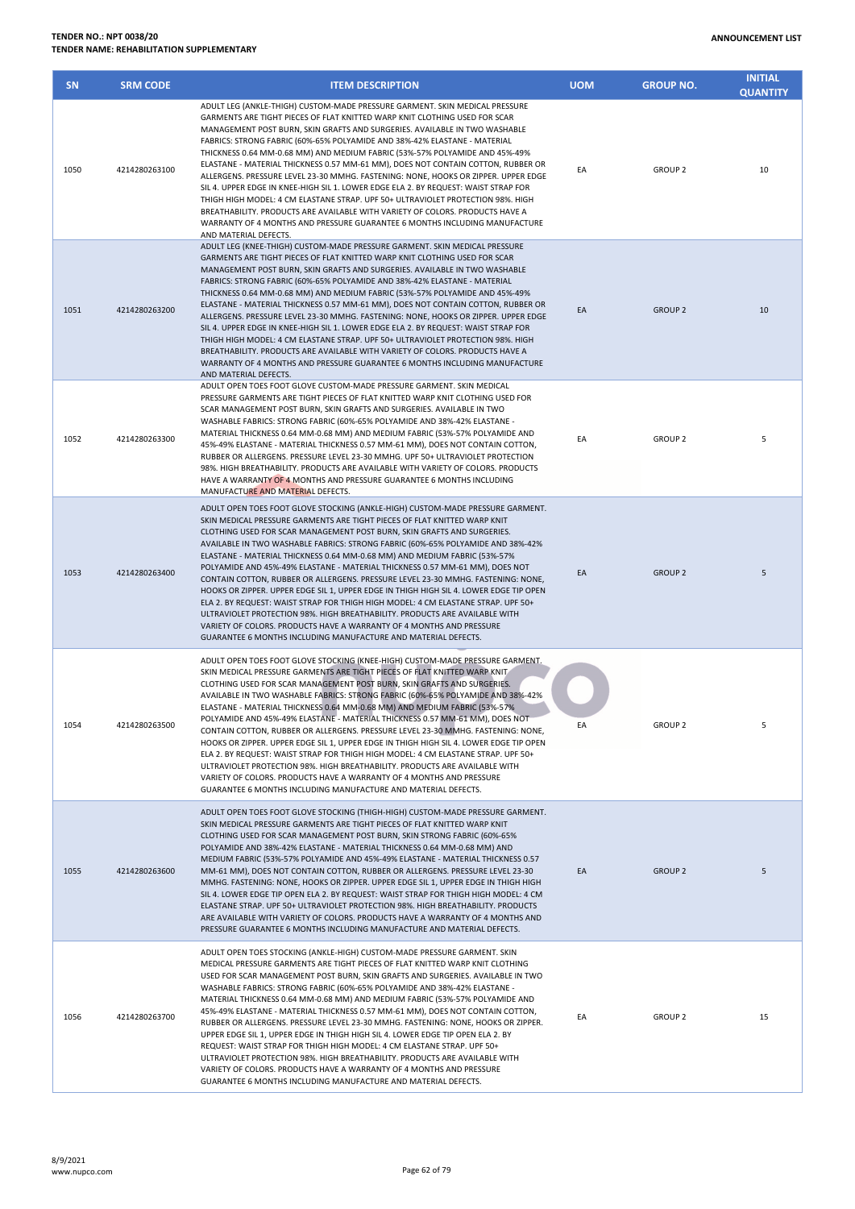| SN | SRM CODE | ITEM DESCRIPTION | UOM | GROUP NO. | INITIAL QUANTITY |
|---|---|---|---|---|---|
| 1050 | 4214280263100 | ADULT LEG (ANKLE-THIGH) CUSTOM-MADE PRESSURE GARMENT. SKIN MEDICAL PRESSURE GARMENTS ARE TIGHT PIECES OF FLAT KNITTED WARP KNIT CLOTHING USED FOR SCAR MANAGEMENT POST BURN, SKIN GRAFTS AND SURGERIES. AVAILABLE IN TWO WASHABLE FABRICS: STRONG FABRIC (60%-65% POLYAMIDE AND 38%-42% ELASTANE - MATERIAL THICKNESS 0.64 MM-0.68 MM) AND MEDIUM FABRIC (53%-57% POLYAMIDE AND 45%-49% ELASTANE - MATERIAL THICKNESS 0.57 MM-61 MM), DOES NOT CONTAIN COTTON, RUBBER OR ALLERGENS. PRESSURE LEVEL 23-30 MMHG. FASTENING: NONE, HOOKS OR ZIPPER. UPPER EDGE SIL 4. UPPER EDGE IN KNEE-HIGH SIL 1. LOWER EDGE ELA 2. BY REQUEST: WAIST STRAP FOR THIGH HIGH MODEL: 4 CM ELASTANE STRAP. UPF 50+ ULTRAVIOLET PROTECTION 98%. HIGH BREATHABILITY. PRODUCTS ARE AVAILABLE WITH VARIETY OF COLORS. PRODUCTS HAVE A WARRANTY OF 4 MONTHS AND PRESSURE GUARANTEE 6 MONTHS INCLUDING MANUFACTURE AND MATERIAL DEFECTS. | EA | GROUP 2 | 10 |
| 1051 | 4214280263200 | ADULT LEG (KNEE-THIGH) CUSTOM-MADE PRESSURE GARMENT. SKIN MEDICAL PRESSURE GARMENTS ARE TIGHT PIECES OF FLAT KNITTED WARP KNIT CLOTHING USED FOR SCAR MANAGEMENT POST BURN, SKIN GRAFTS AND SURGERIES. AVAILABLE IN TWO WASHABLE FABRICS: STRONG FABRIC (60%-65% POLYAMIDE AND 38%-42% ELASTANE - MATERIAL THICKNESS 0.64 MM-0.68 MM) AND MEDIUM FABRIC (53%-57% POLYAMIDE AND 45%-49% ELASTANE - MATERIAL THICKNESS 0.57 MM-61 MM), DOES NOT CONTAIN COTTON, RUBBER OR ALLERGENS. PRESSURE LEVEL 23-30 MMHG. FASTENING: NONE, HOOKS OR ZIPPER. UPPER EDGE SIL 4. UPPER EDGE IN KNEE-HIGH SIL 1. LOWER EDGE ELA 2. BY REQUEST: WAIST STRAP FOR THIGH HIGH MODEL: 4 CM ELASTANE STRAP. UPF 50+ ULTRAVIOLET PROTECTION 98%. HIGH BREATHABILITY. PRODUCTS ARE AVAILABLE WITH VARIETY OF COLORS. PRODUCTS HAVE A WARRANTY OF 4 MONTHS AND PRESSURE GUARANTEE 6 MONTHS INCLUDING MANUFACTURE AND MATERIAL DEFECTS. | EA | GROUP 2 | 10 |
| 1052 | 4214280263300 | ADULT OPEN TOES FOOT GLOVE CUSTOM-MADE PRESSURE GARMENT. SKIN MEDICAL PRESSURE GARMENTS ARE TIGHT PIECES OF FLAT KNITTED WARP KNIT CLOTHING USED FOR SCAR MANAGEMENT POST BURN, SKIN GRAFTS AND SURGERIES. AVAILABLE IN TWO WASHABLE FABRICS: STRONG FABRIC (60%-65% POLYAMIDE AND 38%-42% ELASTANE - MATERIAL THICKNESS 0.64 MM-0.68 MM) AND MEDIUM FABRIC (53%-57% POLYAMIDE AND 45%-49% ELASTANE - MATERIAL THICKNESS 0.57 MM-61 MM), DOES NOT CONTAIN COTTON, RUBBER OR ALLERGENS. PRESSURE LEVEL 23-30 MMHG. UPF 50+ ULTRAVIOLET PROTECTION 98%. HIGH BREATHABILITY. PRODUCTS ARE AVAILABLE WITH VARIETY OF COLORS. PRODUCTS HAVE A WARRANTY OF 4 MONTHS AND PRESSURE GUARANTEE 6 MONTHS INCLUDING MANUFACTURE AND MATERIAL DEFECTS. | EA | GROUP 2 | 5 |
| 1053 | 4214280263400 | ADULT OPEN TOES FOOT GLOVE STOCKING (ANKLE-HIGH) CUSTOM-MADE PRESSURE GARMENT. SKIN MEDICAL PRESSURE GARMENTS ARE TIGHT PIECES OF FLAT KNITTED WARP KNIT CLOTHING USED FOR SCAR MANAGEMENT POST BURN, SKIN GRAFTS AND SURGERIES. AVAILABLE IN TWO WASHABLE FABRICS: STRONG FABRIC (60%-65% POLYAMIDE AND 38%-42% ELASTANE - MATERIAL THICKNESS 0.64 MM-0.68 MM) AND MEDIUM FABRIC (53%-57% POLYAMIDE AND 45%-49% ELASTANE - MATERIAL THICKNESS 0.57 MM-61 MM), DOES NOT CONTAIN COTTON, RUBBER OR ALLERGENS. PRESSURE LEVEL 23-30 MMHG. FASTENING: NONE, HOOKS OR ZIPPER. UPPER EDGE SIL 1, UPPER EDGE IN THIGH HIGH SIL 4. LOWER EDGE TIP OPEN ELA 2. BY REQUEST: WAIST STRAP FOR THIGH HIGH MODEL: 4 CM ELASTANE STRAP. UPF 50+ ULTRAVIOLET PROTECTION 98%. HIGH BREATHABILITY. PRODUCTS ARE AVAILABLE WITH VARIETY OF COLORS. PRODUCTS HAVE A WARRANTY OF 4 MONTHS AND PRESSURE GUARANTEE 6 MONTHS INCLUDING MANUFACTURE AND MATERIAL DEFECTS. | EA | GROUP 2 | 5 |
| 1054 | 4214280263500 | ADULT OPEN TOES FOOT GLOVE STOCKING (KNEE-HIGH) CUSTOM-MADE PRESSURE GARMENT. SKIN MEDICAL PRESSURE GARMENTS ARE TIGHT PIECES OF FLAT KNITTED WARP KNIT CLOTHING USED FOR SCAR MANAGEMENT POST BURN, SKIN GRAFTS AND SURGERIES. AVAILABLE IN TWO WASHABLE FABRICS: STRONG FABRIC (60%-65% POLYAMIDE AND 38%-42% ELASTANE - MATERIAL THICKNESS 0.64 MM-0.68 MM) AND MEDIUM FABRIC (53%-57% POLYAMIDE AND 45%-49% ELASTANE - MATERIAL THICKNESS 0.57 MM-61 MM), DOES NOT CONTAIN COTTON, RUBBER OR ALLERGENS. PRESSURE LEVEL 23-30 MMHG. FASTENING: NONE, HOOKS OR ZIPPER. UPPER EDGE SIL 1, UPPER EDGE IN THIGH HIGH SIL 4. LOWER EDGE TIP OPEN ELA 2. BY REQUEST: WAIST STRAP FOR THIGH HIGH MODEL: 4 CM ELASTANE STRAP. UPF 50+ ULTRAVIOLET PROTECTION 98%. HIGH BREATHABILITY. PRODUCTS ARE AVAILABLE WITH VARIETY OF COLORS. PRODUCTS HAVE A WARRANTY OF 4 MONTHS AND PRESSURE GUARANTEE 6 MONTHS INCLUDING MANUFACTURE AND MATERIAL DEFECTS. | EA | GROUP 2 | 5 |
| 1055 | 4214280263600 | ADULT OPEN TOES FOOT GLOVE STOCKING (THIGH-HIGH) CUSTOM-MADE PRESSURE GARMENT. SKIN MEDICAL PRESSURE GARMENTS ARE TIGHT PIECES OF FLAT KNITTED WARP KNIT CLOTHING USED FOR SCAR MANAGEMENT POST BURN, SKIN STRONG FABRIC (60%-65% POLYAMIDE AND 38%-42% ELASTANE - MATERIAL THICKNESS 0.64 MM-0.68 MM) AND MEDIUM FABRIC (53%-57% POLYAMIDE AND 45%-49% ELASTANE - MATERIAL THICKNESS 0.57 MM-61 MM), DOES NOT CONTAIN COTTON, RUBBER OR ALLERGENS. PRESSURE LEVEL 23-30 MMHG. FASTENING: NONE, HOOKS OR ZIPPER. UPPER EDGE SIL 1, UPPER EDGE IN THIGH HIGH SIL 4. LOWER EDGE TIP OPEN ELA 2. BY REQUEST: WAIST STRAP FOR THIGH HIGH MODEL: 4 CM ELASTANE STRAP. UPF 50+ ULTRAVIOLET PROTECTION 98%. HIGH BREATHABILITY. PRODUCTS ARE AVAILABLE WITH VARIETY OF COLORS. PRODUCTS HAVE A WARRANTY OF 4 MONTHS AND PRESSURE GUARANTEE 6 MONTHS INCLUDING MANUFACTURE AND MATERIAL DEFECTS. | EA | GROUP 2 | 5 |
| 1056 | 4214280263700 | ADULT OPEN TOES STOCKING (ANKLE-HIGH) CUSTOM-MADE PRESSURE GARMENT. SKIN MEDICAL PRESSURE GARMENTS ARE TIGHT PIECES OF FLAT KNITTED WARP KNIT CLOTHING USED FOR SCAR MANAGEMENT POST BURN, SKIN GRAFTS AND SURGERIES. AVAILABLE IN TWO WASHABLE FABRICS: STRONG FABRIC (60%-65% POLYAMIDE AND 38%-42% ELASTANE - MATERIAL THICKNESS 0.64 MM-0.68 MM) AND MEDIUM FABRIC (53%-57% POLYAMIDE AND 45%-49% ELASTANE - MATERIAL THICKNESS 0.57 MM-61 MM), DOES NOT CONTAIN COTTON, RUBBER OR ALLERGENS. PRESSURE LEVEL 23-30 MMHG. FASTENING: NONE, HOOKS OR ZIPPER. UPPER EDGE SIL 1, UPPER EDGE IN THIGH HIGH SIL 4. LOWER EDGE TIP OPEN ELA 2. BY REQUEST: WAIST STRAP FOR THIGH HIGH MODEL: 4 CM ELASTANE STRAP. UPF 50+ ULTRAVIOLET PROTECTION 98%. HIGH BREATHABILITY. PRODUCTS ARE AVAILABLE WITH VARIETY OF COLORS. PRODUCTS HAVE A WARRANTY OF 4 MONTHS AND PRESSURE GUARANTEE 6 MONTHS INCLUDING MANUFACTURE AND MATERIAL DEFECTS. | EA | GROUP 2 | 15 |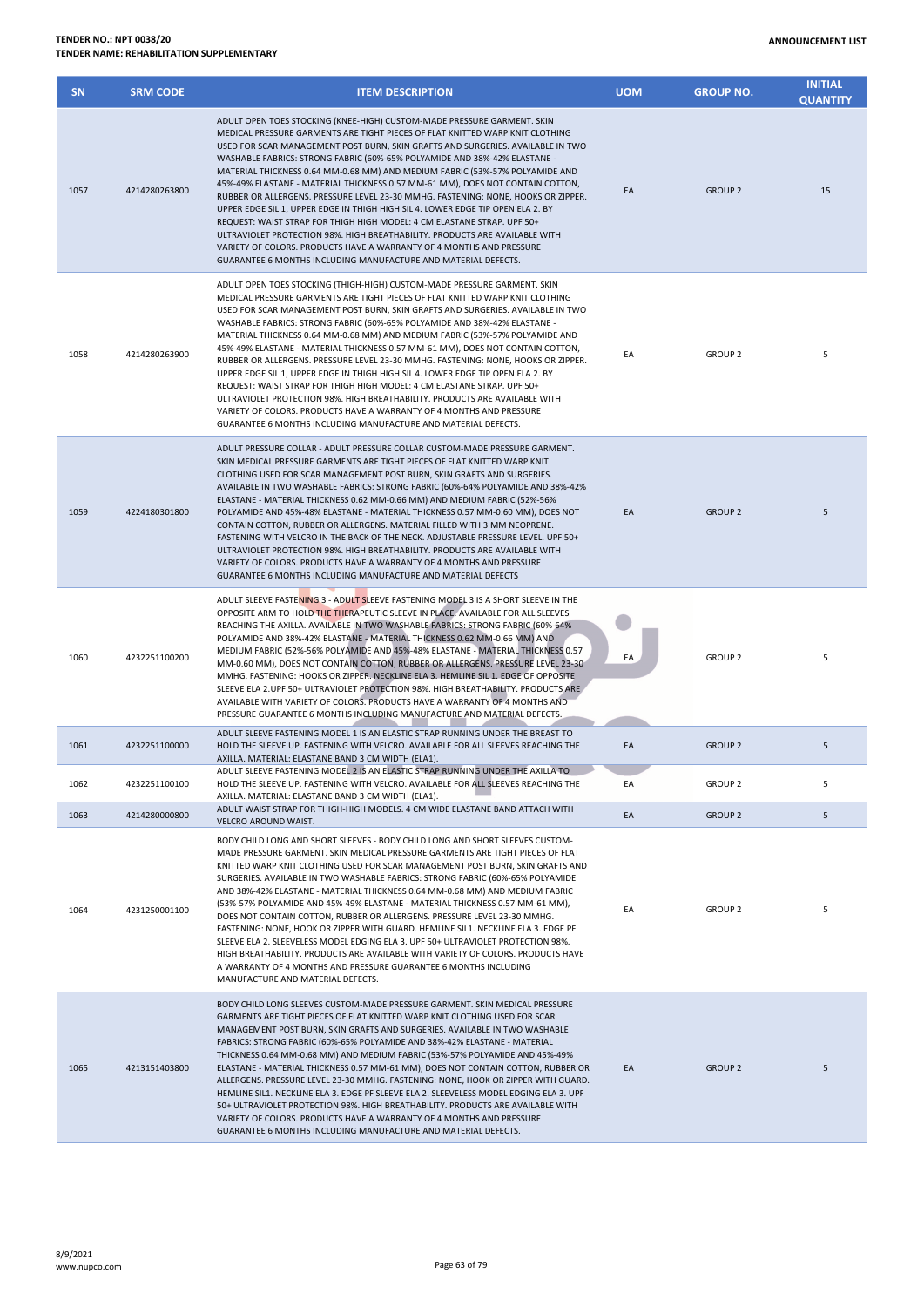| SN | SRM CODE | ITEM DESCRIPTION | UOM | GROUP NO. | INITIAL QUANTITY |
|---|---|---|---|---|---|
| 1057 | 4214280263800 | ADULT OPEN TOES STOCKING (KNEE-HIGH) CUSTOM-MADE PRESSURE GARMENT. SKIN MEDICAL PRESSURE GARMENTS ARE TIGHT PIECES OF FLAT KNITTED WARP KNIT CLOTHING USED FOR SCAR MANAGEMENT POST BURN, SKIN GRAFTS AND SURGERIES. AVAILABLE IN TWO WASHABLE FABRICS: STRONG FABRIC (60%-65% POLYAMIDE AND 38%-42% ELASTANE - MATERIAL THICKNESS 0.64 MM-0.68 MM) AND MEDIUM FABRIC (53%-57% POLYAMIDE AND 45%-49% ELASTANE - MATERIAL THICKNESS 0.57 MM-61 MM), DOES NOT CONTAIN COTTON, RUBBER OR ALLERGENS. PRESSURE LEVEL 23-30 MMHG. FASTENING: NONE, HOOKS OR ZIPPER. UPPER EDGE SIL 1, UPPER EDGE IN THIGH HIGH SIL 4. LOWER EDGE TIP OPEN ELA 2. BY REQUEST: WAIST STRAP FOR THIGH HIGH MODEL: 4 CM ELASTANE STRAP. UPF 50+ ULTRAVIOLET PROTECTION 98%. HIGH BREATHABILITY. PRODUCTS ARE AVAILABLE WITH VARIETY OF COLORS. PRODUCTS HAVE A WARRANTY OF 4 MONTHS AND PRESSURE GUARANTEE 6 MONTHS INCLUDING MANUFACTURE AND MATERIAL DEFECTS. | EA | GROUP 2 | 15 |
| 1058 | 4214280263900 | ADULT OPEN TOES STOCKING (THIGH-HIGH) CUSTOM-MADE PRESSURE GARMENT. SKIN MEDICAL PRESSURE GARMENTS ARE TIGHT PIECES OF FLAT KNITTED WARP KNIT CLOTHING USED FOR SCAR MANAGEMENT POST BURN, SKIN GRAFTS AND SURGERIES. AVAILABLE IN TWO WASHABLE FABRICS: STRONG FABRIC (60%-65% POLYAMIDE AND 38%-42% ELASTANE - MATERIAL THICKNESS 0.64 MM-0.68 MM) AND MEDIUM FABRIC (53%-57% POLYAMIDE AND 45%-49% ELASTANE - MATERIAL THICKNESS 0.57 MM-61 MM), DOES NOT CONTAIN COTTON, RUBBER OR ALLERGENS. PRESSURE LEVEL 23-30 MMHG. FASTENING: NONE, HOOKS OR ZIPPER. UPPER EDGE SIL 1, UPPER EDGE IN THIGH HIGH SIL 4. LOWER EDGE TIP OPEN ELA 2. BY REQUEST: WAIST STRAP FOR THIGH HIGH MODEL: 4 CM ELASTANE STRAP. UPF 50+ ULTRAVIOLET PROTECTION 98%. HIGH BREATHABILITY. PRODUCTS ARE AVAILABLE WITH VARIETY OF COLORS. PRODUCTS HAVE A WARRANTY OF 4 MONTHS AND PRESSURE GUARANTEE 6 MONTHS INCLUDING MANUFACTURE AND MATERIAL DEFECTS. | EA | GROUP 2 | 5 |
| 1059 | 4224180301800 | ADULT PRESSURE COLLAR - ADULT PRESSURE COLLAR CUSTOM-MADE PRESSURE GARMENT. SKIN MEDICAL PRESSURE GARMENTS ARE TIGHT PIECES OF FLAT KNITTED WARP KNIT CLOTHING USED FOR SCAR MANAGEMENT POST BURN, SKIN GRAFTS AND SURGERIES. AVAILABLE IN TWO WASHABLE FABRICS: STRONG FABRIC (60%-64% POLYAMIDE AND 38%-42% ELASTANE - MATERIAL THICKNESS 0.62 MM-0.66 MM) AND MEDIUM FABRIC (52%-56% POLYAMIDE AND 45%-48% ELASTANE - MATERIAL THICKNESS 0.57 MM-0.60 MM), DOES NOT CONTAIN COTTON, RUBBER OR ALLERGENS. MATERIAL FILLED WITH 3 MM NEOPRENE. FASTENING WITH VELCRO IN THE BACK OF THE NECK. ADJUSTABLE PRESSURE LEVEL. UPF 50+ ULTRAVIOLET PROTECTION 98%. HIGH BREATHABILITY. PRODUCTS ARE AVAILABLE WITH VARIETY OF COLORS. PRODUCTS HAVE A WARRANTY OF 4 MONTHS AND PRESSURE GUARANTEE 6 MONTHS INCLUDING MANUFACTURE AND MATERIAL DEFECTS | EA | GROUP 2 | 5 |
| 1060 | 4232251100200 | ADULT SLEEVE FASTENING 3 - ADULT SLEEVE FASTENING MODEL 3 IS A SHORT SLEEVE IN THE OPPOSITE ARM TO HOLD THE THERAPEUTIC SLEEVE IN PLACE. AVAILABLE FOR ALL SLEEVES REACHING THE AXILLA. AVAILABLE IN TWO WASHABLE FABRICS: STRONG FABRIC (60%-64% POLYAMIDE AND 38%-42% ELASTANE - MATERIAL THICKNESS 0.62 MM-0.66 MM) AND MEDIUM FABRIC (52%-56% POLYAMIDE AND 45%-48% ELASTANE - MATERIAL THICKNESS 0.57 MM-0.60 MM), DOES NOT CONTAIN COTTON, RUBBER OR ALLERGENS. PRESSURE LEVEL 23-30 MMHG. FASTENING: HOOKS OR ZIPPER. NECKLINE ELA 3. HEMLINE SIL 1. EDGE OF OPPOSITE SLEEVE ELA 2.UPF 50+ ULTRAVIOLET PROTECTION 98%. HIGH BREATHABILITY. PRODUCTS ARE AVAILABLE WITH VARIETY OF COLORS. PRODUCTS HAVE A WARRANTY OF 4 MONTHS AND PRESSURE GUARANTEE 6 MONTHS INCLUDING MANUFACTURE AND MATERIAL DEFECTS. | EA | GROUP 2 | 5 |
| 1061 | 4232251100000 | ADULT SLEEVE FASTENING MODEL 1 IS AN ELASTIC STRAP RUNNING UNDER THE BREAST TO HOLD THE SLEEVE UP. FASTENING WITH VELCRO. AVAILABLE FOR ALL SLEEVES REACHING THE AXILLA. MATERIAL: ELASTANE BAND 3 CM WIDTH (ELA1). | EA | GROUP 2 | 5 |
| 1062 | 4232251100100 | ADULT SLEEVE FASTENING MODEL 2 IS AN ELASTIC STRAP RUNNING UNDER THE AXILLA TO HOLD THE SLEEVE UP. FASTENING WITH VELCRO. AVAILABLE FOR ALL SLEEVES REACHING THE AXILLA. MATERIAL: ELASTANE BAND 3 CM WIDTH (ELA1). | EA | GROUP 2 | 5 |
| 1063 | 4214280000800 | ADULT WAIST STRAP FOR THIGH-HIGH MODELS. 4 CM WIDE ELASTANE BAND ATTACH WITH VELCRO AROUND WAIST. | EA | GROUP 2 | 5 |
| 1064 | 4231250001100 | BODY CHILD LONG AND SHORT SLEEVES - BODY CHILD LONG AND SHORT SLEEVES CUSTOM-MADE PRESSURE GARMENT. SKIN MEDICAL PRESSURE GARMENTS ARE TIGHT PIECES OF FLAT KNITTED WARP KNIT CLOTHING USED FOR SCAR MANAGEMENT POST BURN, SKIN GRAFTS AND SURGERIES. AVAILABLE IN TWO WASHABLE FABRICS: STRONG FABRIC (60%-65% POLYAMIDE AND 38%-42% ELASTANE - MATERIAL THICKNESS 0.64 MM-0.68 MM) AND MEDIUM FABRIC (53%-57% POLYAMIDE AND 45%-49% ELASTANE - MATERIAL THICKNESS 0.57 MM-61 MM), DOES NOT CONTAIN COTTON, RUBBER OR ALLERGENS. PRESSURE LEVEL 23-30 MMHG. FASTENING: NONE, HOOK OR ZIPPER WITH GUARD. HEMLINE SIL1. NECKLINE ELA 3. EDGE PF SLEEVE ELA 2. SLEEVELESS MODEL EDGING ELA 3. UPF 50+ ULTRAVIOLET PROTECTION 98%. HIGH BREATHABILITY. PRODUCTS ARE AVAILABLE WITH VARIETY OF COLORS. PRODUCTS HAVE A WARRANTY OF 4 MONTHS AND PRESSURE GUARANTEE 6 MONTHS INCLUDING MANUFACTURE AND MATERIAL DEFECTS. | EA | GROUP 2 | 5 |
| 1065 | 4213151403800 | BODY CHILD LONG SLEEVES CUSTOM-MADE PRESSURE GARMENT. SKIN MEDICAL PRESSURE GARMENTS ARE TIGHT PIECES OF FLAT KNITTED WARP KNIT CLOTHING USED FOR SCAR MANAGEMENT POST BURN, SKIN GRAFTS AND SURGERIES. AVAILABLE IN TWO WASHABLE FABRICS: STRONG FABRIC (60%-65% POLYAMIDE AND 38%-42% ELASTANE - MATERIAL THICKNESS 0.64 MM-0.68 MM) AND MEDIUM FABRIC (53%-57% POLYAMIDE AND 45%-49% ELASTANE - MATERIAL THICKNESS 0.57 MM-61 MM), DOES NOT CONTAIN COTTON, RUBBER OR ALLERGENS. PRESSURE LEVEL 23-30 MMHG. FASTENING: NONE, HOOK OR ZIPPER WITH GUARD. HEMLINE SIL1. NECKLINE ELA 3. EDGE PF SLEEVE ELA 2. SLEEVELESS MODEL EDGING ELA 3. UPF 50+ ULTRAVIOLET PROTECTION 98%. HIGH BREATHABILITY. PRODUCTS ARE AVAILABLE WITH VARIETY OF COLORS. PRODUCTS HAVE A WARRANTY OF 4 MONTHS AND PRESSURE GUARANTEE 6 MONTHS INCLUDING MANUFACTURE AND MATERIAL DEFECTS. | EA | GROUP 2 | 5 |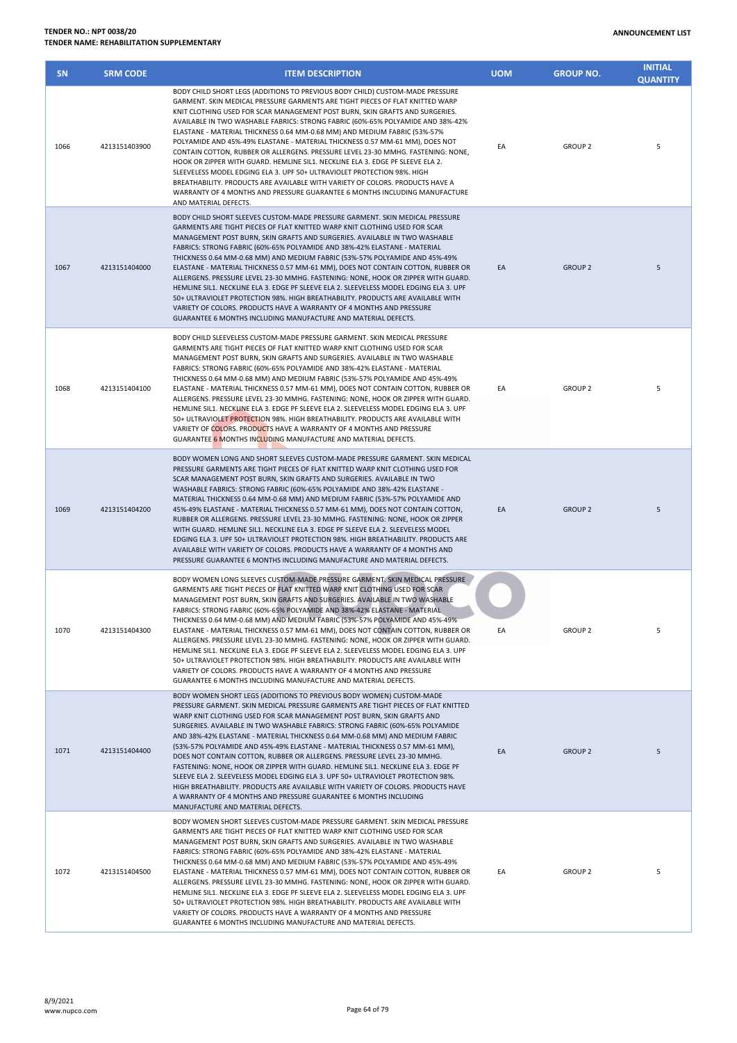TENDER NO.: NPT 0038/20
TENDER NAME: REHABILITATION SUPPLEMENTARY

ANNOUNCEMENT LIST

| SN | SRM CODE | ITEM DESCRIPTION | UOM | GROUP NO. | INITIAL QUANTITY |
|---|---|---|---|---|---|
| 1066 | 4213151403900 | BODY CHILD SHORT LEGS (ADDITIONS TO PREVIOUS BODY CHILD) CUSTOM-MADE PRESSURE GARMENT. SKIN MEDICAL PRESSURE GARMENTS ARE TIGHT PIECES OF FLAT KNITTED WARP KNIT CLOTHING USED FOR SCAR MANAGEMENT POST BURN, SKIN GRAFTS AND SURGERIES. AVAILABLE IN TWO WASHABLE FABRICS: STRONG FABRIC (60%-65% POLYAMIDE AND 38%-42% ELASTANE - MATERIAL THICKNESS 0.64 MM-0.68 MM) AND MEDIUM FABRIC (53%-57% POLYAMIDE AND 45%-49% ELASTANE - MATERIAL THICKNESS 0.57 MM-61 MM), DOES NOT CONTAIN COTTON, RUBBER OR ALLERGENS. PRESSURE LEVEL 23-30 MMHG. FASTENING: NONE, HOOK OR ZIPPER WITH GUARD. HEMLINE SIL1. NECKLINE ELA 3. EDGE PF SLEEVE ELA 2. SLEEVELESS MODEL EDGING ELA 3. UPF 50+ ULTRAVIOLET PROTECTION 98%. HIGH BREATHABILITY. PRODUCTS ARE AVAILABLE WITH VARIETY OF COLORS. PRODUCTS HAVE A WARRANTY OF 4 MONTHS AND PRESSURE GUARANTEE 6 MONTHS INCLUDING MANUFACTURE AND MATERIAL DEFECTS. | EA | GROUP 2 | 5 |
| 1067 | 4213151404000 | BODY CHILD SHORT SLEEVES CUSTOM-MADE PRESSURE GARMENT. SKIN MEDICAL PRESSURE GARMENTS ARE TIGHT PIECES OF FLAT KNITTED WARP KNIT CLOTHING USED FOR SCAR MANAGEMENT POST BURN, SKIN GRAFTS AND SURGERIES. AVAILABLE IN TWO WASHABLE FABRICS: STRONG FABRIC (60%-65% POLYAMIDE AND 38%-42% ELASTANE - MATERIAL THICKNESS 0.64 MM-0.68 MM) AND MEDIUM FABRIC (53%-57% POLYAMIDE AND 45%-49% ELASTANE - MATERIAL THICKNESS 0.57 MM-61 MM), DOES NOT CONTAIN COTTON, RUBBER OR ALLERGENS. PRESSURE LEVEL 23-30 MMHG. FASTENING: NONE, HOOK OR ZIPPER WITH GUARD. HEMLINE SIL1. NECKLINE ELA 3. EDGE PF SLEEVE ELA 2. SLEEVELESS MODEL EDGING ELA 3. UPF 50+ ULTRAVIOLET PROTECTION 98%. HIGH BREATHABILITY. PRODUCTS ARE AVAILABLE WITH VARIETY OF COLORS. PRODUCTS HAVE A WARRANTY OF 4 MONTHS AND PRESSURE GUARANTEE 6 MONTHS INCLUDING MANUFACTURE AND MATERIAL DEFECTS. | EA | GROUP 2 | 5 |
| 1068 | 4213151404100 | BODY CHILD SLEEVELESS CUSTOM-MADE PRESSURE GARMENT. SKIN MEDICAL PRESSURE GARMENTS ARE TIGHT PIECES OF FLAT KNITTED WARP KNIT CLOTHING USED FOR SCAR MANAGEMENT POST BURN, SKIN GRAFTS AND SURGERIES. AVAILABLE IN TWO WASHABLE FABRICS: STRONG FABRIC (60%-65% POLYAMIDE AND 38%-42% ELASTANE - MATERIAL THICKNESS 0.64 MM-0.68 MM) AND MEDIUM FABRIC (53%-57% POLYAMIDE AND 45%-49% ELASTANE - MATERIAL THICKNESS 0.57 MM-61 MM), DOES NOT CONTAIN COTTON, RUBBER OR ALLERGENS. PRESSURE LEVEL 23-30 MMHG. FASTENING: NONE, HOOK OR ZIPPER WITH GUARD. HEMLINE SIL1. NECKLINE ELA 3. EDGE PF SLEEVE ELA 2. SLEEVELESS MODEL EDGING ELA 3. UPF 50+ ULTRAVIOLET PROTECTION 98%. HIGH BREATHABILITY. PRODUCTS ARE AVAILABLE WITH VARIETY OF COLORS. PRODUCTS HAVE A WARRANTY OF 4 MONTHS AND PRESSURE GUARANTEE 6 MONTHS INCLUDING MANUFACTURE AND MATERIAL DEFECTS. | EA | GROUP 2 | 5 |
| 1069 | 4213151404200 | BODY WOMEN LONG AND SHORT SLEEVES CUSTOM-MADE PRESSURE GARMENT. SKIN MEDICAL PRESSURE GARMENTS ARE TIGHT PIECES OF FLAT KNITTED WARP KNIT CLOTHING USED FOR SCAR MANAGEMENT POST BURN, SKIN GRAFTS AND SURGERIES. AVAILABLE IN TWO WASHABLE FABRICS: STRONG FABRIC (60%-65% POLYAMIDE AND 38%-42% ELASTANE - MATERIAL THICKNESS 0.64 MM-0.68 MM) AND MEDIUM FABRIC (53%-57% POLYAMIDE AND 45%-49% ELASTANE - MATERIAL THICKNESS 0.57 MM-61 MM), DOES NOT CONTAIN COTTON, RUBBER OR ALLERGENS. PRESSURE LEVEL 23-30 MMHG. FASTENING: NONE, HOOK OR ZIPPER WITH GUARD. HEMLINE SIL1. NECKLINE ELA 3. EDGE PF SLEEVE ELA 2. SLEEVELESS MODEL EDGING ELA 3. UPF 50+ ULTRAVIOLET PROTECTION 98%. HIGH BREATHABILITY. PRODUCTS ARE AVAILABLE WITH VARIETY OF COLORS. PRODUCTS HAVE A WARRANTY OF 4 MONTHS AND PRESSURE GUARANTEE 6 MONTHS INCLUDING MANUFACTURE AND MATERIAL DEFECTS. | EA | GROUP 2 | 5 |
| 1070 | 4213151404300 | BODY WOMEN LONG SLEEVES CUSTOM-MADE PRESSURE GARMENT. SKIN MEDICAL PRESSURE GARMENTS ARE TIGHT PIECES OF FLAT KNITTED WARP KNIT CLOTHING USED FOR SCAR MANAGEMENT POST BURN, SKIN GRAFTS AND SURGERIES. AVAILABLE IN TWO WASHABLE FABRICS: STRONG FABRIC (60%-65% POLYAMIDE AND 38%-42% ELASTANE - MATERIAL THICKNESS 0.64 MM-0.68 MM) AND MEDIUM FABRIC (53%-57% POLYAMIDE AND 45%-49% ELASTANE - MATERIAL THICKNESS 0.57 MM-61 MM), DOES NOT CONTAIN COTTON, RUBBER OR ALLERGENS. PRESSURE LEVEL 23-30 MMHG. FASTENING: NONE, HOOK OR ZIPPER WITH GUARD. HEMLINE SIL1. NECKLINE ELA 3. EDGE PF SLEEVE ELA 2. SLEEVELESS MODEL EDGING ELA 3. UPF 50+ ULTRAVIOLET PROTECTION 98%. HIGH BREATHABILITY. PRODUCTS ARE AVAILABLE WITH VARIETY OF COLORS. PRODUCTS HAVE A WARRANTY OF 4 MONTHS AND PRESSURE GUARANTEE 6 MONTHS INCLUDING MANUFACTURE AND MATERIAL DEFECTS. | EA | GROUP 2 | 5 |
| 1071 | 4213151404400 | BODY WOMEN SHORT LEGS (ADDITIONS TO PREVIOUS BODY WOMEN) CUSTOM-MADE PRESSURE GARMENT. SKIN MEDICAL PRESSURE GARMENTS ARE TIGHT PIECES OF FLAT KNITTED WARP KNIT CLOTHING USED FOR SCAR MANAGEMENT POST BURN, SKIN GRAFTS AND SURGERIES. AVAILABLE IN TWO WASHABLE FABRICS: STRONG FABRIC (60%-65% POLYAMIDE AND 38%-42% ELASTANE - MATERIAL THICKNESS 0.64 MM-0.68 MM) AND MEDIUM FABRIC (53%-57% POLYAMIDE AND 45%-49% ELASTANE - MATERIAL THICKNESS 0.57 MM-61 MM), DOES NOT CONTAIN COTTON, RUBBER OR ALLERGENS. PRESSURE LEVEL 23-30 MMHG. FASTENING: NONE, HOOK OR ZIPPER WITH GUARD. HEMLINE SIL1. NECKLINE ELA 3. EDGE PF SLEEVE ELA 2. SLEEVELESS MODEL EDGING ELA 3. UPF 50+ ULTRAVIOLET PROTECTION 98%. HIGH BREATHABILITY. PRODUCTS ARE AVAILABLE WITH VARIETY OF COLORS. PRODUCTS HAVE A WARRANTY OF 4 MONTHS AND PRESSURE GUARANTEE 6 MONTHS INCLUDING MANUFACTURE AND MATERIAL DEFECTS. | EA | GROUP 2 | 5 |
| 1072 | 4213151404500 | BODY WOMEN SHORT SLEEVES CUSTOM-MADE PRESSURE GARMENT. SKIN MEDICAL PRESSURE GARMENTS ARE TIGHT PIECES OF FLAT KNITTED WARP KNIT CLOTHING USED FOR SCAR MANAGEMENT POST BURN, SKIN GRAFTS AND SURGERIES. AVAILABLE IN TWO WASHABLE FABRICS: STRONG FABRIC (60%-65% POLYAMIDE AND 38%-42% ELASTANE - MATERIAL THICKNESS 0.64 MM-0.68 MM) AND MEDIUM FABRIC (53%-57% POLYAMIDE AND 45%-49% ELASTANE - MATERIAL THICKNESS 0.57 MM-61 MM), DOES NOT CONTAIN COTTON, RUBBER OR ALLERGENS. PRESSURE LEVEL 23-30 MMHG. FASTENING: NONE, HOOK OR ZIPPER WITH GUARD. HEMLINE SIL1. NECKLINE ELA 3. EDGE PF SLEEVE ELA 2. SLEEVELESS MODEL EDGING ELA 3. UPF 50+ ULTRAVIOLET PROTECTION 98%. HIGH BREATHABILITY. PRODUCTS ARE AVAILABLE WITH VARIETY OF COLORS. PRODUCTS HAVE A WARRANTY OF 4 MONTHS AND PRESSURE GUARANTEE 6 MONTHS INCLUDING MANUFACTURE AND MATERIAL DEFECTS. | EA | GROUP 2 | 5 |

8/9/2021
www.nupco.com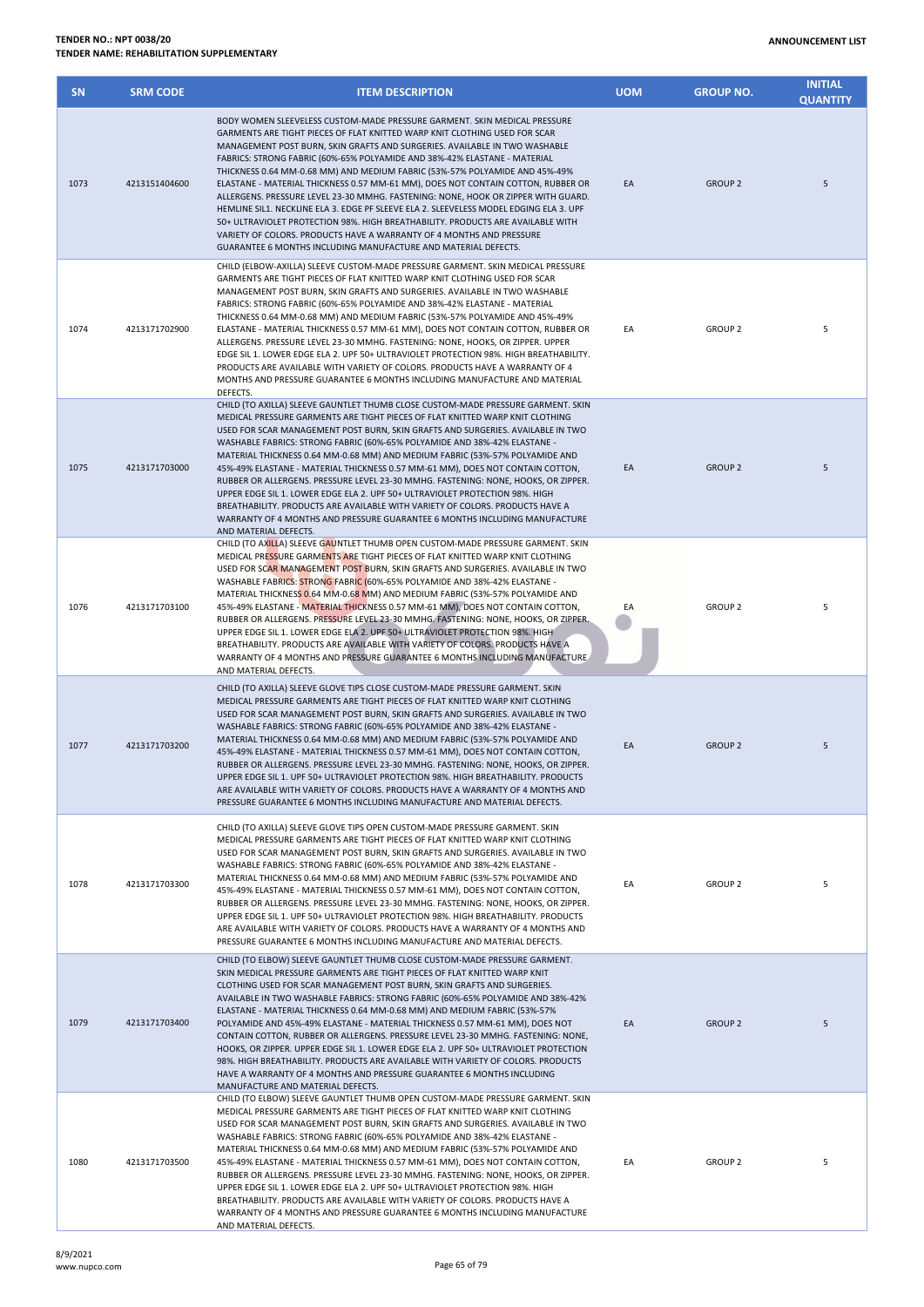**TENDER NO.: NPT 0038/20**
**TENDER NAME: REHABILITATION SUPPLEMENTARY**

**ANNOUNCEMENT LIST**

| SN | SRM CODE | ITEM DESCRIPTION | UOM | GROUP NO. | INITIAL QUANTITY |
|---|---|---|---|---|---|
| 1073 | 4213151404600 | BODY WOMEN SLEEVELESS CUSTOM-MADE PRESSURE GARMENT. SKIN MEDICAL PRESSURE GARMENTS ARE TIGHT PIECES OF FLAT KNITTED WARP KNIT CLOTHING USED FOR SCAR MANAGEMENT POST BURN, SKIN GRAFTS AND SURGERIES. AVAILABLE IN TWO WASHABLE FABRICS: STRONG FABRIC (60%-65% POLYAMIDE AND 38%-42% ELASTANE - MATERIAL THICKNESS 0.64 MM-0.68 MM) AND MEDIUM FABRIC (53%-57% POLYAMIDE AND 45%-49% ELASTANE - MATERIAL THICKNESS 0.57 MM-61 MM), DOES NOT CONTAIN COTTON, RUBBER OR ALLERGENS. PRESSURE LEVEL 23-30 MMHG. FASTENING: NONE, HOOK OR ZIPPER WITH GUARD. HEMLINE SIL1. NECKLINE ELA 3. EDGE PF SLEEVE ELA 2. SLEEVELESS MODEL EDGING ELA 3. UPF 50+ ULTRAVIOLET PROTECTION 98%. HIGH BREATHABILITY. PRODUCTS ARE AVAILABLE WITH VARIETY OF COLORS. PRODUCTS HAVE A WARRANTY OF 4 MONTHS AND PRESSURE GUARANTEE 6 MONTHS INCLUDING MANUFACTURE AND MATERIAL DEFECTS. | EA | GROUP 2 | 5 |
| 1074 | 4213171702900 | CHILD (ELBOW-AXILLA) SLEEVE CUSTOM-MADE PRESSURE GARMENT. SKIN MEDICAL PRESSURE GARMENTS ARE TIGHT PIECES OF FLAT KNITTED WARP KNIT CLOTHING USED FOR SCAR MANAGEMENT POST BURN, SKIN GRAFTS AND SURGERIES. AVAILABLE IN TWO WASHABLE FABRICS: STRONG FABRIC (60%-65% POLYAMIDE AND 38%-42% ELASTANE - MATERIAL THICKNESS 0.64 MM-0.68 MM) AND MEDIUM FABRIC (53%-57% POLYAMIDE AND 45%-49% ELASTANE - MATERIAL THICKNESS 0.57 MM-61 MM), DOES NOT CONTAIN COTTON, RUBBER OR ALLERGENS. PRESSURE LEVEL 23-30 MMHG. FASTENING: NONE, HOOKS, OR ZIPPER. UPPER EDGE SIL 1. LOWER EDGE ELA 2. UPF 50+ ULTRAVIOLET PROTECTION 98%. HIGH BREATHABILITY. PRODUCTS ARE AVAILABLE WITH VARIETY OF COLORS. PRODUCTS HAVE A WARRANTY OF 4 MONTHS AND PRESSURE GUARANTEE 6 MONTHS INCLUDING MANUFACTURE AND MATERIAL DEFECTS. | EA | GROUP 2 | 5 |
| 1075 | 4213171703000 | CHILD (TO AXILLA) SLEEVE GAUNTLET THUMB CLOSE CUSTOM-MADE PRESSURE GARMENT. SKIN MEDICAL PRESSURE GARMENTS ARE TIGHT PIECES OF FLAT KNITTED WARP KNIT CLOTHING USED FOR SCAR MANAGEMENT POST BURN, SKIN GRAFTS AND SURGERIES. AVAILABLE IN TWO WASHABLE FABRICS: STRONG FABRIC (60%-65% POLYAMIDE AND 38%-42% ELASTANE - MATERIAL THICKNESS 0.64 MM-0.68 MM) AND MEDIUM FABRIC (53%-57% POLYAMIDE AND 45%-49% ELASTANE - MATERIAL THICKNESS 0.57 MM-61 MM), DOES NOT CONTAIN COTTON, RUBBER OR ALLERGENS. PRESSURE LEVEL 23-30 MMHG. FASTENING: NONE, HOOKS, OR ZIPPER. UPPER EDGE SIL 1. LOWER EDGE ELA 2. UPF 50+ ULTRAVIOLET PROTECTION 98%. HIGH BREATHABILITY. PRODUCTS ARE AVAILABLE WITH VARIETY OF COLORS. PRODUCTS HAVE A WARRANTY OF 4 MONTHS AND PRESSURE GUARANTEE 6 MONTHS INCLUDING MANUFACTURE AND MATERIAL DEFECTS. | EA | GROUP 2 | 5 |
| 1076 | 4213171703100 | CHILD (TO AXILLA) SLEEVE GAUNTLET THUMB OPEN CUSTOM-MADE PRESSURE GARMENT. SKIN MEDICAL PRESSURE GARMENTS ARE TIGHT PIECES OF FLAT KNITTED WARP KNIT CLOTHING USED FOR SCAR MANAGEMENT POST BURN, SKIN GRAFTS AND SURGERIES. AVAILABLE IN TWO WASHABLE FABRICS: STRONG FABRIC (60%-65% POLYAMIDE AND 38%-42% ELASTANE - MATERIAL THICKNESS 0.64 MM-0.68 MM) AND MEDIUM FABRIC (53%-57% POLYAMIDE AND 45%-49% ELASTANE - MATERIAL THICKNESS 0.57 MM-61 MM), DOES NOT CONTAIN COTTON, RUBBER OR ALLERGENS. PRESSURE LEVEL 23-30 MMHG. FASTENING: NONE, HOOKS, OR ZIPPER. UPPER EDGE SIL 1. LOWER EDGE ELA 2. UPF 50+ ULTRAVIOLET PROTECTION 98%. HIGH BREATHABILITY. PRODUCTS ARE AVAILABLE WITH VARIETY OF COLORS. PRODUCTS HAVE A WARRANTY OF 4 MONTHS AND PRESSURE GUARANTEE 6 MONTHS INCLUDING MANUFACTURE AND MATERIAL DEFECTS. | EA | GROUP 2 | 5 |
| 1077 | 4213171703200 | CHILD (TO AXILLA) SLEEVE GLOVE TIPS CLOSE CUSTOM-MADE PRESSURE GARMENT. SKIN MEDICAL PRESSURE GARMENTS ARE TIGHT PIECES OF FLAT KNITTED WARP KNIT CLOTHING USED FOR SCAR MANAGEMENT POST BURN, SKIN GRAFTS AND SURGERIES. AVAILABLE IN TWO WASHABLE FABRICS: STRONG FABRIC (60%-65% POLYAMIDE AND 38%-42% ELASTANE - MATERIAL THICKNESS 0.64 MM-0.68 MM) AND MEDIUM FABRIC (53%-57% POLYAMIDE AND 45%-49% ELASTANE - MATERIAL THICKNESS 0.57 MM-61 MM), DOES NOT CONTAIN COTTON, RUBBER OR ALLERGENS. PRESSURE LEVEL 23-30 MMHG. FASTENING: NONE, HOOKS, OR ZIPPER. UPPER EDGE SIL 1. UPF 50+ ULTRAVIOLET PROTECTION 98%. HIGH BREATHABILITY. PRODUCTS ARE AVAILABLE WITH VARIETY OF COLORS. PRODUCTS HAVE A WARRANTY OF 4 MONTHS AND PRESSURE GUARANTEE 6 MONTHS INCLUDING MANUFACTURE AND MATERIAL DEFECTS. | EA | GROUP 2 | 5 |
| 1078 | 4213171703300 | CHILD (TO AXILLA) SLEEVE GLOVE TIPS OPEN CUSTOM-MADE PRESSURE GARMENT. SKIN MEDICAL PRESSURE GARMENTS ARE TIGHT PIECES OF FLAT KNITTED WARP KNIT CLOTHING USED FOR SCAR MANAGEMENT POST BURN, SKIN GRAFTS AND SURGERIES. AVAILABLE IN TWO WASHABLE FABRICS: STRONG FABRIC (60%-65% POLYAMIDE AND 38%-42% ELASTANE - MATERIAL THICKNESS 0.64 MM-0.68 MM) AND MEDIUM FABRIC (53%-57% POLYAMIDE AND 45%-49% ELASTANE - MATERIAL THICKNESS 0.57 MM-61 MM), DOES NOT CONTAIN COTTON, RUBBER OR ALLERGENS. PRESSURE LEVEL 23-30 MMHG. FASTENING: NONE, HOOKS, OR ZIPPER. UPPER EDGE SIL 1. UPF 50+ ULTRAVIOLET PROTECTION 98%. HIGH BREATHABILITY. PRODUCTS ARE AVAILABLE WITH VARIETY OF COLORS. PRODUCTS HAVE A WARRANTY OF 4 MONTHS AND PRESSURE GUARANTEE 6 MONTHS INCLUDING MANUFACTURE AND MATERIAL DEFECTS. | EA | GROUP 2 | 5 |
| 1079 | 4213171703400 | CHILD (TO ELBOW) SLEEVE GAUNTLET THUMB CLOSE CUSTOM-MADE PRESSURE GARMENT. SKIN MEDICAL PRESSURE GARMENTS ARE TIGHT PIECES OF FLAT KNITTED WARP KNIT CLOTHING USED FOR SCAR MANAGEMENT POST BURN, SKIN GRAFTS AND SURGERIES. AVAILABLE IN TWO WASHABLE FABRICS: STRONG FABRIC (60%-65% POLYAMIDE AND 38%-42% ELASTANE - MATERIAL THICKNESS 0.64 MM-0.68 MM) AND MEDIUM FABRIC (53%-57% POLYAMIDE AND 45%-49% ELASTANE - MATERIAL THICKNESS 0.57 MM-61 MM), DOES NOT CONTAIN COTTON, RUBBER OR ALLERGENS. PRESSURE LEVEL 23-30 MMHG. FASTENING: NONE, HOOKS, OR ZIPPER. UPPER EDGE SIL 1. LOWER EDGE ELA 2. UPF 50+ ULTRAVIOLET PROTECTION 98%. HIGH BREATHABILITY. PRODUCTS ARE AVAILABLE WITH VARIETY OF COLORS. PRODUCTS HAVE A WARRANTY OF 4 MONTHS AND PRESSURE GUARANTEE 6 MONTHS INCLUDING MANUFACTURE AND MATERIAL DEFECTS. | EA | GROUP 2 | 5 |
| 1080 | 4213171703500 | CHILD (TO ELBOW) SLEEVE GAUNTLET THUMB OPEN CUSTOM-MADE PRESSURE GARMENT. SKIN MEDICAL PRESSURE GARMENTS ARE TIGHT PIECES OF FLAT KNITTED WARP KNIT CLOTHING USED FOR SCAR MANAGEMENT POST BURN, SKIN GRAFTS AND SURGERIES. AVAILABLE IN TWO WASHABLE FABRICS: STRONG FABRIC (60%-65% POLYAMIDE AND 38%-42% ELASTANE - MATERIAL THICKNESS 0.64 MM-0.68 MM) AND MEDIUM FABRIC (53%-57% POLYAMIDE AND 45%-49% ELASTANE - MATERIAL THICKNESS 0.57 MM-61 MM), DOES NOT CONTAIN COTTON, RUBBER OR ALLERGENS. PRESSURE LEVEL 23-30 MMHG. FASTENING: NONE, HOOKS, OR ZIPPER. UPPER EDGE SIL 1. LOWER EDGE ELA 2. UPF 50+ ULTRAVIOLET PROTECTION 98%. HIGH BREATHABILITY. PRODUCTS ARE AVAILABLE WITH VARIETY OF COLORS. PRODUCTS HAVE A WARRANTY OF 4 MONTHS AND PRESSURE GUARANTEE 6 MONTHS INCLUDING MANUFACTURE AND MATERIAL DEFECTS. | EA | GROUP 2 | 5 |

8/9/2021
www.nupco.com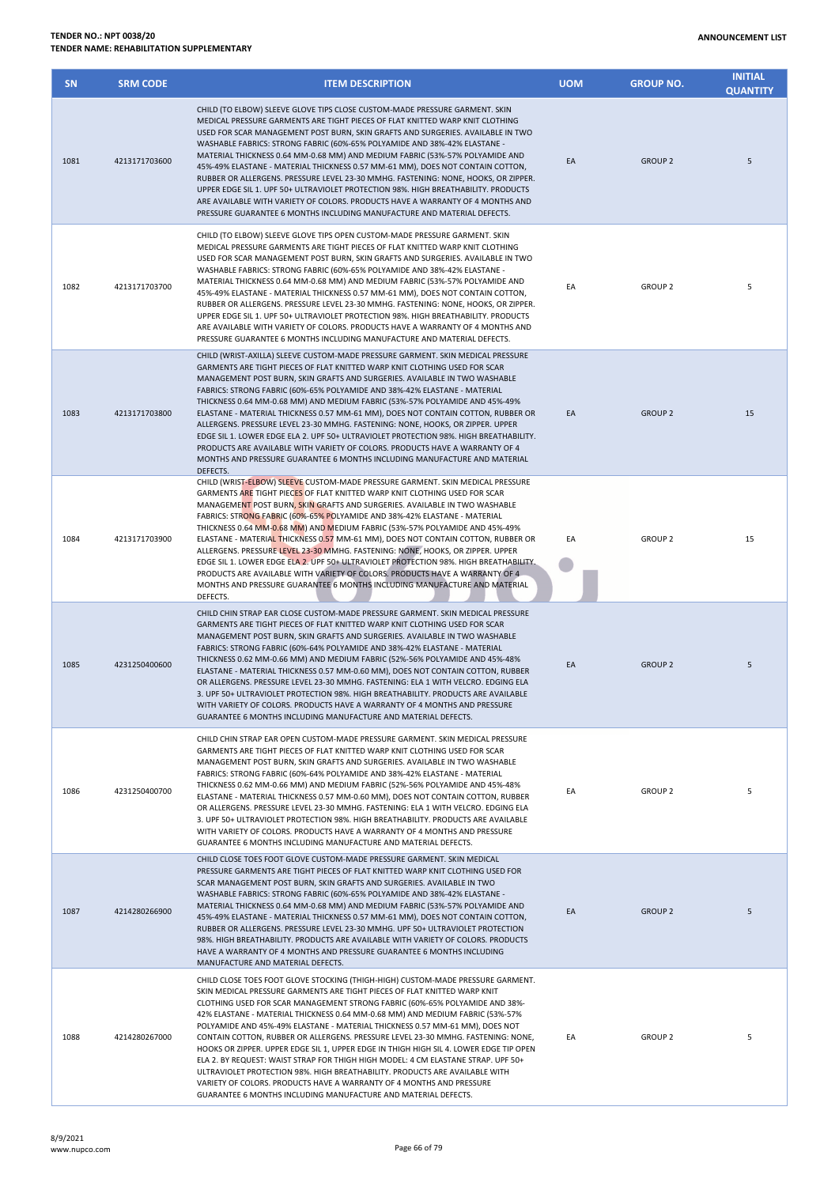| SN | SRM CODE | ITEM DESCRIPTION | UOM | GROUP NO. | INITIAL QUANTITY |
|---|---|---|---|---|---|
| 1081 | 4213171703600 | CHILD (TO ELBOW) SLEEVE GLOVE TIPS CLOSE CUSTOM-MADE PRESSURE GARMENT. SKIN MEDICAL PRESSURE GARMENTS ARE TIGHT PIECES OF FLAT KNITTED WARP KNIT CLOTHING USED FOR SCAR MANAGEMENT POST BURN, SKIN GRAFTS AND SURGERIES. AVAILABLE IN TWO WASHABLE FABRICS: STRONG FABRIC (60%-65% POLYAMIDE AND 38%-42% ELASTANE - MATERIAL THICKNESS 0.64 MM-0.68 MM) AND MEDIUM FABRIC (53%-57% POLYAMIDE AND 45%-49% ELASTANE - MATERIAL THICKNESS 0.57 MM-61 MM), DOES NOT CONTAIN COTTON, RUBBER OR ALLERGENS. PRESSURE LEVEL 23-30 MMHG. FASTENING: NONE, HOOKS, OR ZIPPER. UPPER EDGE SIL 1. UPF 50+ ULTRAVIOLET PROTECTION 98%. HIGH BREATHABILITY. PRODUCTS ARE AVAILABLE WITH VARIETY OF COLORS. PRODUCTS HAVE A WARRANTY OF 4 MONTHS AND PRESSURE GUARANTEE 6 MONTHS INCLUDING MANUFACTURE AND MATERIAL DEFECTS. | EA | GROUP 2 | 5 |
| 1082 | 4213171703700 | CHILD (TO ELBOW) SLEEVE GLOVE TIPS OPEN CUSTOM-MADE PRESSURE GARMENT. SKIN MEDICAL PRESSURE GARMENTS ARE TIGHT PIECES OF FLAT KNITTED WARP KNIT CLOTHING USED FOR SCAR MANAGEMENT POST BURN, SKIN GRAFTS AND SURGERIES. AVAILABLE IN TWO WASHABLE FABRICS: STRONG FABRIC (60%-65% POLYAMIDE AND 38%-42% ELASTANE - MATERIAL THICKNESS 0.64 MM-0.68 MM) AND MEDIUM FABRIC (53%-57% POLYAMIDE AND 45%-49% ELASTANE - MATERIAL THICKNESS 0.57 MM-61 MM), DOES NOT CONTAIN COTTON, RUBBER OR ALLERGENS. PRESSURE LEVEL 23-30 MMHG. FASTENING: NONE, HOOKS, OR ZIPPER. UPPER EDGE SIL 1. UPF 50+ ULTRAVIOLET PROTECTION 98%. HIGH BREATHABILITY. PRODUCTS ARE AVAILABLE WITH VARIETY OF COLORS. PRODUCTS HAVE A WARRANTY OF 4 MONTHS AND PRESSURE GUARANTEE 6 MONTHS INCLUDING MANUFACTURE AND MATERIAL DEFECTS. | EA | GROUP 2 | 5 |
| 1083 | 4213171703800 | CHILD (WRIST-AXILLA) SLEEVE CUSTOM-MADE PRESSURE GARMENT. SKIN MEDICAL PRESSURE GARMENTS ARE TIGHT PIECES OF FLAT KNITTED WARP KNIT CLOTHING USED FOR SCAR MANAGEMENT POST BURN, SKIN GRAFTS AND SURGERIES. AVAILABLE IN TWO WASHABLE FABRICS: STRONG FABRIC (60%-65% POLYAMIDE AND 38%-42% ELASTANE - MATERIAL THICKNESS 0.64 MM-0.68 MM) AND MEDIUM FABRIC (53%-57% POLYAMIDE AND 45%-49% ELASTANE - MATERIAL THICKNESS 0.57 MM-61 MM), DOES NOT CONTAIN COTTON, RUBBER OR ALLERGENS. PRESSURE LEVEL 23-30 MMHG. FASTENING: NONE, HOOKS, OR ZIPPER. UPPER EDGE SIL 1. LOWER EDGE ELA 2. UPF 50+ ULTRAVIOLET PROTECTION 98%. HIGH BREATHABILITY. PRODUCTS ARE AVAILABLE WITH VARIETY OF COLORS. PRODUCTS HAVE A WARRANTY OF 4 MONTHS AND PRESSURE GUARANTEE 6 MONTHS INCLUDING MANUFACTURE AND MATERIAL DEFECTS. | EA | GROUP 2 | 15 |
| 1084 | 4213171703900 | CHILD (WRIST-ELBOW) SLEEVE CUSTOM-MADE PRESSURE GARMENT. SKIN MEDICAL PRESSURE GARMENTS ARE TIGHT PIECES OF FLAT KNITTED WARP KNIT CLOTHING USED FOR SCAR MANAGEMENT POST BURN, SKIN GRAFTS AND SURGERIES. AVAILABLE IN TWO WASHABLE FABRICS: STRONG FABRIC (60%-65% POLYAMIDE AND 38%-42% ELASTANE - MATERIAL THICKNESS 0.64 MM-0.68 MM) AND MEDIUM FABRIC (53%-57% POLYAMIDE AND 45%-49% ELASTANE - MATERIAL THICKNESS 0.57 MM-61 MM), DOES NOT CONTAIN COTTON, RUBBER OR ALLERGENS. PRESSURE LEVEL 23-30 MMHG. FASTENING: NONE, HOOKS, OR ZIPPER. UPPER EDGE SIL 1. LOWER EDGE ELA 2. UPF 50+ ULTRAVIOLET PROTECTION 98%. HIGH BREATHABILITY. PRODUCTS ARE AVAILABLE WITH VARIETY OF COLORS. PRODUCTS HAVE A WARRANTY OF 4 MONTHS AND PRESSURE GUARANTEE 6 MONTHS INCLUDING MANUFACTURE AND MATERIAL DEFECTS. | EA | GROUP 2 | 15 |
| 1085 | 4231250400600 | CHILD CHIN STRAP EAR CLOSE CUSTOM-MADE PRESSURE GARMENT. SKIN MEDICAL PRESSURE GARMENTS ARE TIGHT PIECES OF FLAT KNITTED WARP KNIT CLOTHING USED FOR SCAR MANAGEMENT POST BURN, SKIN GRAFTS AND SURGERIES. AVAILABLE IN TWO WASHABLE FABRICS: STRONG FABRIC (60%-64% POLYAMIDE AND 38%-42% ELASTANE - MATERIAL THICKNESS 0.62 MM-0.66 MM) AND MEDIUM FABRIC (52%-56% POLYAMIDE AND 45%-48% ELASTANE - MATERIAL THICKNESS 0.57 MM-0.60 MM), DOES NOT CONTAIN COTTON, RUBBER OR ALLERGENS. PRESSURE LEVEL 23-30 MMHG. FASTENING: ELA 1 WITH VELCRO. EDGING ELA 3. UPF 50+ ULTRAVIOLET PROTECTION 98%. HIGH BREATHABILITY. PRODUCTS ARE AVAILABLE WITH VARIETY OF COLORS. PRODUCTS HAVE A WARRANTY OF 4 MONTHS AND PRESSURE GUARANTEE 6 MONTHS INCLUDING MANUFACTURE AND MATERIAL DEFECTS. | EA | GROUP 2 | 5 |
| 1086 | 4231250400700 | CHILD CHIN STRAP EAR OPEN CUSTOM-MADE PRESSURE GARMENT. SKIN MEDICAL PRESSURE GARMENTS ARE TIGHT PIECES OF FLAT KNITTED WARP KNIT CLOTHING USED FOR SCAR MANAGEMENT POST BURN, SKIN GRAFTS AND SURGERIES. AVAILABLE IN TWO WASHABLE FABRICS: STRONG FABRIC (60%-64% POLYAMIDE AND 38%-42% ELASTANE - MATERIAL THICKNESS 0.62 MM-0.66 MM) AND MEDIUM FABRIC (52%-56% POLYAMIDE AND 45%-48% ELASTANE - MATERIAL THICKNESS 0.57 MM-0.60 MM), DOES NOT CONTAIN COTTON, RUBBER OR ALLERGENS. PRESSURE LEVEL 23-30 MMHG. FASTENING: ELA 1 WITH VELCRO. EDGING ELA 3. UPF 50+ ULTRAVIOLET PROTECTION 98%. HIGH BREATHABILITY. PRODUCTS ARE AVAILABLE WITH VARIETY OF COLORS. PRODUCTS HAVE A WARRANTY OF 4 MONTHS AND PRESSURE GUARANTEE 6 MONTHS INCLUDING MANUFACTURE AND MATERIAL DEFECTS. | EA | GROUP 2 | 5 |
| 1087 | 4214280266900 | CHILD CLOSE TOES FOOT GLOVE CUSTOM-MADE PRESSURE GARMENT. SKIN MEDICAL PRESSURE GARMENTS ARE TIGHT PIECES OF FLAT KNITTED WARP KNIT CLOTHING USED FOR SCAR MANAGEMENT POST BURN, SKIN GRAFTS AND SURGERIES. AVAILABLE IN TWO WASHABLE FABRICS: STRONG FABRIC (60%-65% POLYAMIDE AND 38%-42% ELASTANE - MATERIAL THICKNESS 0.64 MM-0.68 MM) AND MEDIUM FABRIC (53%-57% POLYAMIDE AND 45%-49% ELASTANE - MATERIAL THICKNESS 0.57 MM-61 MM), DOES NOT CONTAIN COTTON, RUBBER OR ALLERGENS. PRESSURE LEVEL 23-30 MMHG. UPF 50+ ULTRAVIOLET PROTECTION 98%. HIGH BREATHABILITY. PRODUCTS ARE AVAILABLE WITH VARIETY OF COLORS. PRODUCTS HAVE A WARRANTY OF 4 MONTHS AND PRESSURE GUARANTEE 6 MONTHS INCLUDING MANUFACTURE AND MATERIAL DEFECTS. | EA | GROUP 2 | 5 |
| 1088 | 4214280267000 | CHILD CLOSE TOES FOOT GLOVE STOCKING (THIGH-HIGH) CUSTOM-MADE PRESSURE GARMENT. SKIN MEDICAL PRESSURE GARMENTS ARE TIGHT PIECES OF FLAT KNITTED WARP KNIT CLOTHING USED FOR SCAR MANAGEMENT STRONG FABRIC (60%-65% POLYAMIDE AND 38%-42% ELASTANE - MATERIAL THICKNESS 0.64 MM-0.68 MM) AND MEDIUM FABRIC (53%-57% POLYAMIDE AND 45%-49% ELASTANE - MATERIAL THICKNESS 0.57 MM-61 MM), DOES NOT CONTAIN COTTON, RUBBER OR ALLERGENS. PRESSURE LEVEL 23-30 MMHG. FASTENING: NONE, HOOKS OR ZIPPER. UPPER EDGE SIL 1, UPPER EDGE IN THIGH HIGH SIL 4. LOWER EDGE TIP OPEN ELA 2. BY REQUEST: WAIST STRAP FOR THIGH HIGH MODEL: 4 CM ELASTANE STRAP. UPF 50+ ULTRAVIOLET PROTECTION 98%. HIGH BREATHABILITY. PRODUCTS ARE AVAILABLE WITH VARIETY OF COLORS. PRODUCTS HAVE A WARRANTY OF 4 MONTHS AND PRESSURE GUARANTEE 6 MONTHS INCLUDING MANUFACTURE AND MATERIAL DEFECTS. | EA | GROUP 2 | 5 |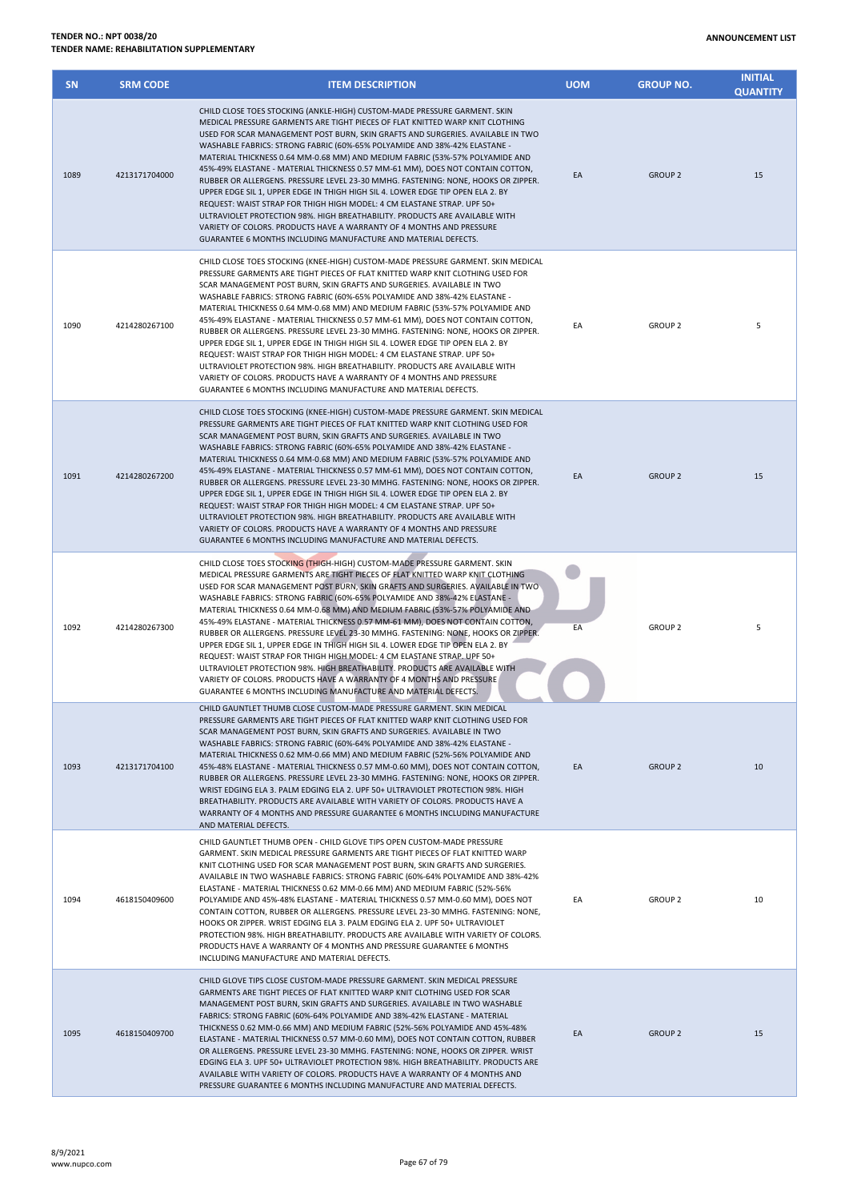| SN | SRM CODE | ITEM DESCRIPTION | UOM | GROUP NO. | INITIAL QUANTITY |
|---|---|---|---|---|---|
| 1089 | 4213171704000 | CHILD CLOSE TOES STOCKING (ANKLE-HIGH) CUSTOM-MADE PRESSURE GARMENT. SKIN MEDICAL PRESSURE GARMENTS ARE TIGHT PIECES OF FLAT KNITTED WARP KNIT CLOTHING USED FOR SCAR MANAGEMENT POST BURN, SKIN GRAFTS AND SURGERIES. AVAILABLE IN TWO WASHABLE FABRICS: STRONG FABRIC (60%-65% POLYAMIDE AND 38%-42% ELASTANE - MATERIAL THICKNESS 0.64 MM-0.68 MM) AND MEDIUM FABRIC (53%-57% POLYAMIDE AND 45%-49% ELASTANE - MATERIAL THICKNESS 0.57 MM-61 MM), DOES NOT CONTAIN COTTON, RUBBER OR ALLERGENS. PRESSURE LEVEL 23-30 MMHG. FASTENING: NONE, HOOKS OR ZIPPER. UPPER EDGE SIL 1, UPPER EDGE IN THIGH HIGH SIL 4. LOWER EDGE TIP OPEN ELA 2. BY REQUEST: WAIST STRAP FOR THIGH HIGH MODEL: 4 CM ELASTANE STRAP. UPF 50+ ULTRAVIOLET PROTECTION 98%. HIGH BREATHABILITY. PRODUCTS ARE AVAILABLE WITH VARIETY OF COLORS. PRODUCTS HAVE A WARRANTY OF 4 MONTHS AND PRESSURE GUARANTEE 6 MONTHS INCLUDING MANUFACTURE AND MATERIAL DEFECTS. | EA | GROUP 2 | 15 |
| 1090 | 4214280267100 | CHILD CLOSE TOES STOCKING (KNEE-HIGH) CUSTOM-MADE PRESSURE GARMENT. SKIN MEDICAL PRESSURE GARMENTS ARE TIGHT PIECES OF FLAT KNITTED WARP KNIT CLOTHING USED FOR SCAR MANAGEMENT POST BURN, SKIN GRAFTS AND SURGERIES. AVAILABLE IN TWO WASHABLE FABRICS: STRONG FABRIC (60%-65% POLYAMIDE AND 38%-42% ELASTANE - MATERIAL THICKNESS 0.64 MM-0.68 MM) AND MEDIUM FABRIC (53%-57% POLYAMIDE AND 45%-49% ELASTANE - MATERIAL THICKNESS 0.57 MM-61 MM), DOES NOT CONTAIN COTTON, RUBBER OR ALLERGENS. PRESSURE LEVEL 23-30 MMHG. FASTENING: NONE, HOOKS OR ZIPPER. UPPER EDGE SIL 1, UPPER EDGE IN THIGH HIGH SIL 4. LOWER EDGE TIP OPEN ELA 2. BY REQUEST: WAIST STRAP FOR THIGH HIGH MODEL: 4 CM ELASTANE STRAP. UPF 50+ ULTRAVIOLET PROTECTION 98%. HIGH BREATHABILITY. PRODUCTS ARE AVAILABLE WITH VARIETY OF COLORS. PRODUCTS HAVE A WARRANTY OF 4 MONTHS AND PRESSURE GUARANTEE 6 MONTHS INCLUDING MANUFACTURE AND MATERIAL DEFECTS. | EA | GROUP 2 | 5 |
| 1091 | 4214280267200 | CHILD CLOSE TOES STOCKING (KNEE-HIGH) CUSTOM-MADE PRESSURE GARMENT. SKIN MEDICAL PRESSURE GARMENTS ARE TIGHT PIECES OF FLAT KNITTED WARP KNIT CLOTHING USED FOR SCAR MANAGEMENT POST BURN, SKIN GRAFTS AND SURGERIES. AVAILABLE IN TWO WASHABLE FABRICS: STRONG FABRIC (60%-65% POLYAMIDE AND 38%-42% ELASTANE - MATERIAL THICKNESS 0.64 MM-0.68 MM) AND MEDIUM FABRIC (53%-57% POLYAMIDE AND 45%-49% ELASTANE - MATERIAL THICKNESS 0.57 MM-61 MM), DOES NOT CONTAIN COTTON, RUBBER OR ALLERGENS. PRESSURE LEVEL 23-30 MMHG. FASTENING: NONE, HOOKS OR ZIPPER. UPPER EDGE SIL 1, UPPER EDGE IN THIGH HIGH SIL 4. LOWER EDGE TIP OPEN ELA 2. BY REQUEST: WAIST STRAP FOR THIGH HIGH MODEL: 4 CM ELASTANE STRAP. UPF 50+ ULTRAVIOLET PROTECTION 98%. HIGH BREATHABILITY. PRODUCTS ARE AVAILABLE WITH VARIETY OF COLORS. PRODUCTS HAVE A WARRANTY OF 4 MONTHS AND PRESSURE GUARANTEE 6 MONTHS INCLUDING MANUFACTURE AND MATERIAL DEFECTS. | EA | GROUP 2 | 15 |
| 1092 | 4214280267300 | CHILD CLOSE TOES STOCKING (THIGH-HIGH) CUSTOM-MADE PRESSURE GARMENT. SKIN MEDICAL PRESSURE GARMENTS ARE TIGHT PIECES OF FLAT KNITTED WARP KNIT CLOTHING USED FOR SCAR MANAGEMENT POST BURN, SKIN GRAFTS AND SURGERIES. AVAILABLE IN TWO WASHABLE FABRICS: STRONG FABRIC (60%-65% POLYAMIDE AND 38%-42% ELASTANE - MATERIAL THICKNESS 0.64 MM-0.68 MM) AND MEDIUM FABRIC (53%-57% POLYAMIDE AND 45%-49% ELASTANE - MATERIAL THICKNESS 0.57 MM-61 MM), DOES NOT CONTAIN COTTON, RUBBER OR ALLERGENS. PRESSURE LEVEL 23-30 MMHG. FASTENING: NONE, HOOKS OR ZIPPER. UPPER EDGE SIL 1, UPPER EDGE IN THIGH HIGH SIL 4. LOWER EDGE TIP OPEN ELA 2. BY REQUEST: WAIST STRAP FOR THIGH HIGH MODEL: 4 CM ELASTANE STRAP. UPF 50+ ULTRAVIOLET PROTECTION 98%. HIGH BREATHABILITY. PRODUCTS ARE AVAILABLE WITH VARIETY OF COLORS. PRODUCTS HAVE A WARRANTY OF 4 MONTHS AND PRESSURE GUARANTEE 6 MONTHS INCLUDING MANUFACTURE AND MATERIAL DEFECTS. | EA | GROUP 2 | 5 |
| 1093 | 4213171704100 | CHILD GAUNTLET THUMB CLOSE CUSTOM-MADE PRESSURE GARMENT. SKIN MEDICAL PRESSURE GARMENTS ARE TIGHT PIECES OF FLAT KNITTED WARP KNIT CLOTHING USED FOR SCAR MANAGEMENT POST BURN, SKIN GRAFTS AND SURGERIES. AVAILABLE IN TWO WASHABLE FABRICS: STRONG FABRIC (60%-64% POLYAMIDE AND 38%-42% ELASTANE - MATERIAL THICKNESS 0.62 MM-0.66 MM) AND MEDIUM FABRIC (52%-56% POLYAMIDE AND 45%-48% ELASTANE - MATERIAL THICKNESS 0.57 MM-0.60 MM), DOES NOT CONTAIN COTTON, RUBBER OR ALLERGENS. PRESSURE LEVEL 23-30 MMHG. FASTENING: NONE, HOOKS OR ZIPPER. WRIST EDGING ELA 3. PALM EDGING ELA 2. UPF 50+ ULTRAVIOLET PROTECTION 98%. HIGH BREATHABILITY. PRODUCTS ARE AVAILABLE WITH VARIETY OF COLORS. PRODUCTS HAVE A WARRANTY OF 4 MONTHS AND PRESSURE GUARANTEE 6 MONTHS INCLUDING MANUFACTURE AND MATERIAL DEFECTS. | EA | GROUP 2 | 10 |
| 1094 | 4618150409600 | CHILD GAUNTLET THUMB OPEN - CHILD GLOVE TIPS OPEN CUSTOM-MADE PRESSURE GARMENT. SKIN MEDICAL PRESSURE GARMENTS ARE TIGHT PIECES OF FLAT KNITTED WARP KNIT CLOTHING USED FOR SCAR MANAGEMENT POST BURN, SKIN GRAFTS AND SURGERIES. AVAILABLE IN TWO WASHABLE FABRICS: STRONG FABRIC (60%-64% POLYAMIDE AND 38%-42% ELASTANE - MATERIAL THICKNESS 0.62 MM-0.66 MM) AND MEDIUM FABRIC (52%-56% POLYAMIDE AND 45%-48% ELASTANE - MATERIAL THICKNESS 0.57 MM-0.60 MM), DOES NOT CONTAIN COTTON, RUBBER OR ALLERGENS. PRESSURE LEVEL 23-30 MMHG. FASTENING: NONE, HOOKS OR ZIPPER. WRIST EDGING ELA 3. PALM EDGING ELA 2. UPF 50+ ULTRAVIOLET PROTECTION 98%. HIGH BREATHABILITY. PRODUCTS ARE AVAILABLE WITH VARIETY OF COLORS. PRODUCTS HAVE A WARRANTY OF 4 MONTHS AND PRESSURE GUARANTEE 6 MONTHS INCLUDING MANUFACTURE AND MATERIAL DEFECTS. | EA | GROUP 2 | 10 |
| 1095 | 4618150409700 | CHILD GLOVE TIPS CLOSE CUSTOM-MADE PRESSURE GARMENT. SKIN MEDICAL PRESSURE GARMENTS ARE TIGHT PIECES OF FLAT KNITTED WARP KNIT CLOTHING USED FOR SCAR MANAGEMENT POST BURN, SKIN GRAFTS AND SURGERIES. AVAILABLE IN TWO WASHABLE FABRICS: STRONG FABRIC (60%-64% POLYAMIDE AND 38%-42% ELASTANE - MATERIAL THICKNESS 0.62 MM-0.66 MM) AND MEDIUM FABRIC (52%-56% POLYAMIDE AND 45%-48% ELASTANE - MATERIAL THICKNESS 0.57 MM-0.60 MM), DOES NOT CONTAIN COTTON, RUBBER OR ALLERGENS. PRESSURE LEVEL 23-30 MMHG. FASTENING: NONE, HOOKS OR ZIPPER. WRIST EDGING ELA 3. UPF 50+ ULTRAVIOLET PROTECTION 98%. HIGH BREATHABILITY. PRODUCTS ARE AVAILABLE WITH VARIETY OF COLORS. PRODUCTS HAVE A WARRANTY OF 4 MONTHS AND PRESSURE GUARANTEE 6 MONTHS INCLUDING MANUFACTURE AND MATERIAL DEFECTS. | EA | GROUP 2 | 15 |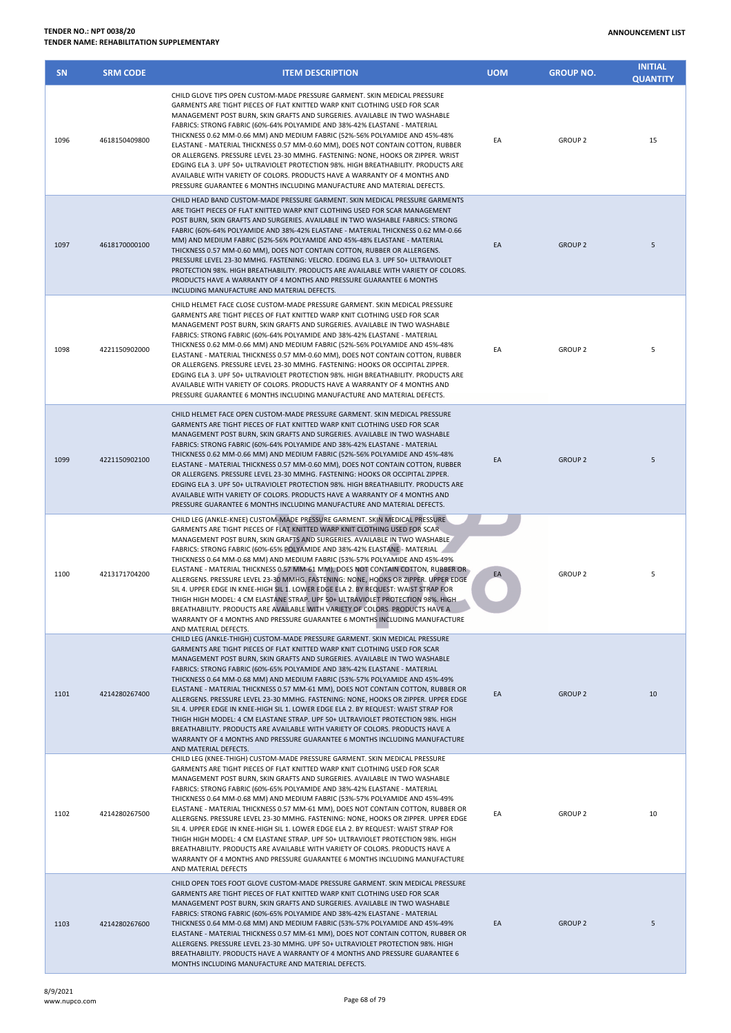**TENDER NO.: NPT 0038/20**
**TENDER NAME: REHABILITATION SUPPLEMENTARY**

**ANNOUNCEMENT LIST**

| SN | SRM CODE | ITEM DESCRIPTION | UOM | GROUP NO. | INITIAL QUANTITY |
|---|---|---|---|---|---|
| 1096 | 4618150409800 | CHILD GLOVE TIPS OPEN CUSTOM-MADE PRESSURE GARMENT. SKIN MEDICAL PRESSURE GARMENTS ARE TIGHT PIECES OF FLAT KNITTED WARP KNIT CLOTHING USED FOR SCAR MANAGEMENT POST BURN, SKIN GRAFTS AND SURGERIES. AVAILABLE IN TWO WASHABLE FABRICS: STRONG FABRIC (60%-64% POLYAMIDE AND 38%-42% ELASTANE - MATERIAL THICKNESS 0.62 MM-0.66 MM) AND MEDIUM FABRIC (52%-56% POLYAMIDE AND 45%-48% ELASTANE - MATERIAL THICKNESS 0.57 MM-0.60 MM), DOES NOT CONTAIN COTTON, RUBBER OR ALLERGENS. PRESSURE LEVEL 23-30 MMHG. FASTENING: NONE, HOOKS OR ZIPPER. WRIST EDGING ELA 3. UPF 50+ ULTRAVIOLET PROTECTION 98%. HIGH BREATHABILITY. PRODUCTS ARE AVAILABLE WITH VARIETY OF COLORS. PRODUCTS HAVE A WARRANTY OF 4 MONTHS AND PRESSURE GUARANTEE 6 MONTHS INCLUDING MANUFACTURE AND MATERIAL DEFECTS. | EA | GROUP 2 | 15 |
| 1097 | 4618170000100 | CHILD HEAD BAND CUSTOM-MADE PRESSURE GARMENT. SKIN MEDICAL PRESSURE GARMENTS ARE TIGHT PIECES OF FLAT KNITTED WARP KNIT CLOTHING USED FOR SCAR MANAGEMENT POST BURN, SKIN GRAFTS AND SURGERIES. AVAILABLE IN TWO WASHABLE FABRICS: STRONG FABRIC (60%-64% POLYAMIDE AND 38%-42% ELASTANE - MATERIAL THICKNESS 0.62 MM-0.66 MM) AND MEDIUM FABRIC (52%-56% POLYAMIDE AND 45%-48% ELASTANE - MATERIAL THICKNESS 0.57 MM-0.60 MM), DOES NOT CONTAIN COTTON, RUBBER OR ALLERGENS. PRESSURE LEVEL 23-30 MMHG. FASTENING: VELCRO. EDGING ELA 3. UPF 50+ ULTRAVIOLET PROTECTION 98%. HIGH BREATHABILITY. PRODUCTS ARE AVAILABLE WITH VARIETY OF COLORS. PRODUCTS HAVE A WARRANTY OF 4 MONTHS AND PRESSURE GUARANTEE 6 MONTHS INCLUDING MANUFACTURE AND MATERIAL DEFECTS. | EA | GROUP 2 | 5 |
| 1098 | 4221150902000 | CHILD HELMET FACE CLOSE CUSTOM-MADE PRESSURE GARMENT. SKIN MEDICAL PRESSURE GARMENTS ARE TIGHT PIECES OF FLAT KNITTED WARP KNIT CLOTHING USED FOR SCAR MANAGEMENT POST BURN, SKIN GRAFTS AND SURGERIES. AVAILABLE IN TWO WASHABLE FABRICS: STRONG FABRIC (60%-64% POLYAMIDE AND 38%-42% ELASTANE - MATERIAL THICKNESS 0.62 MM-0.66 MM) AND MEDIUM FABRIC (52%-56% POLYAMIDE AND 45%-48% ELASTANE - MATERIAL THICKNESS 0.57 MM-0.60 MM), DOES NOT CONTAIN COTTON, RUBBER OR ALLERGENS. PRESSURE LEVEL 23-30 MMHG. FASTENING: HOOKS OR OCCIPITAL ZIPPER. EDGING ELA 3. UPF 50+ ULTRAVIOLET PROTECTION 98%. HIGH BREATHABILITY. PRODUCTS ARE AVAILABLE WITH VARIETY OF COLORS. PRODUCTS HAVE A WARRANTY OF 4 MONTHS AND PRESSURE GUARANTEE 6 MONTHS INCLUDING MANUFACTURE AND MATERIAL DEFECTS. | EA | GROUP 2 | 5 |
| 1099 | 4221150902100 | CHILD HELMET FACE OPEN CUSTOM-MADE PRESSURE GARMENT. SKIN MEDICAL PRESSURE GARMENTS ARE TIGHT PIECES OF FLAT KNITTED WARP KNIT CLOTHING USED FOR SCAR MANAGEMENT POST BURN, SKIN GRAFTS AND SURGERIES. AVAILABLE IN TWO WASHABLE FABRICS: STRONG FABRIC (60%-64% POLYAMIDE AND 38%-42% ELASTANE - MATERIAL THICKNESS 0.62 MM-0.66 MM) AND MEDIUM FABRIC (52%-56% POLYAMIDE AND 45%-48% ELASTANE - MATERIAL THICKNESS 0.57 MM-0.60 MM), DOES NOT CONTAIN COTTON, RUBBER OR ALLERGENS. PRESSURE LEVEL 23-30 MMHG. FASTENING: HOOKS OR OCCIPITAL ZIPPER. EDGING ELA 3. UPF 50+ ULTRAVIOLET PROTECTION 98%. HIGH BREATHABILITY. PRODUCTS ARE AVAILABLE WITH VARIETY OF COLORS. PRODUCTS HAVE A WARRANTY OF 4 MONTHS AND PRESSURE GUARANTEE 6 MONTHS INCLUDING MANUFACTURE AND MATERIAL DEFECTS. | EA | GROUP 2 | 5 |
| 1100 | 4213171704200 | CHILD LEG (ANKLE-KNEE) CUSTOM-MADE PRESSURE GARMENT. SKIN MEDICAL PRESSURE GARMENTS ARE TIGHT PIECES OF FLAT KNITTED WARP KNIT CLOTHING USED FOR SCAR MANAGEMENT POST BURN, SKIN GRAFTS AND SURGERIES. AVAILABLE IN TWO WASHABLE FABRICS: STRONG FABRIC (60%-65% POLYAMIDE AND 38%-42% ELASTANE - MATERIAL THICKNESS 0.64 MM-0.68 MM) AND MEDIUM FABRIC (53%-57% POLYAMIDE AND 45%-49% ELASTANE - MATERIAL THICKNESS 0.57 MM-61 MM), DOES NOT CONTAIN COTTON, RUBBER OR ALLERGENS. PRESSURE LEVEL 23-30 MMHG. FASTENING: NONE, HOOKS OR ZIPPER. UPPER EDGE SIL 4. UPPER EDGE IN KNEE-HIGH SIL 1. LOWER EDGE ELA 2. BY REQUEST: WAIST STRAP FOR THIGH HIGH MODEL: 4 CM ELASTANE STRAP. UPF 50+ ULTRAVIOLET PROTECTION 98%. HIGH BREATHABILITY. PRODUCTS ARE AVAILABLE WITH VARIETY OF COLORS. PRODUCTS HAVE A WARRANTY OF 4 MONTHS AND PRESSURE GUARANTEE 6 MONTHS INCLUDING MANUFACTURE AND MATERIAL DEFECTS. | EA | GROUP 2 | 5 |
| 1101 | 4214280267400 | CHILD LEG (ANKLE-THIGH) CUSTOM-MADE PRESSURE GARMENT. SKIN MEDICAL PRESSURE GARMENTS ARE TIGHT PIECES OF FLAT KNITTED WARP KNIT CLOTHING USED FOR SCAR MANAGEMENT POST BURN, SKIN GRAFTS AND SURGERIES. AVAILABLE IN TWO WASHABLE FABRICS: STRONG FABRIC (60%-65% POLYAMIDE AND 38%-42% ELASTANE - MATERIAL THICKNESS 0.64 MM-0.68 MM) AND MEDIUM FABRIC (53%-57% POLYAMIDE AND 45%-49% ELASTANE - MATERIAL THICKNESS 0.57 MM-61 MM), DOES NOT CONTAIN COTTON, RUBBER OR ALLERGENS. PRESSURE LEVEL 23-30 MMHG. FASTENING: NONE, HOOKS OR ZIPPER. UPPER EDGE SIL 4. UPPER EDGE IN KNEE-HIGH SIL 1. LOWER EDGE ELA 2. BY REQUEST: WAIST STRAP FOR THIGH HIGH MODEL: 4 CM ELASTANE STRAP. UPF 50+ ULTRAVIOLET PROTECTION 98%. HIGH BREATHABILITY. PRODUCTS ARE AVAILABLE WITH VARIETY OF COLORS. PRODUCTS HAVE A WARRANTY OF 4 MONTHS AND PRESSURE GUARANTEE 6 MONTHS INCLUDING MANUFACTURE AND MATERIAL DEFECTS. | EA | GROUP 2 | 10 |
| 1102 | 4214280267500 | CHILD LEG (KNEE-THIGH) CUSTOM-MADE PRESSURE GARMENT. SKIN MEDICAL PRESSURE GARMENTS ARE TIGHT PIECES OF FLAT KNITTED WARP KNIT CLOTHING USED FOR SCAR MANAGEMENT POST BURN, SKIN GRAFTS AND SURGERIES. AVAILABLE IN TWO WASHABLE FABRICS: STRONG FABRIC (60%-65% POLYAMIDE AND 38%-42% ELASTANE - MATERIAL THICKNESS 0.64 MM-0.68 MM) AND MEDIUM FABRIC (53%-57% POLYAMIDE AND 45%-49% ELASTANE - MATERIAL THICKNESS 0.57 MM-61 MM), DOES NOT CONTAIN COTTON, RUBBER OR ALLERGENS. PRESSURE LEVEL 23-30 MMHG. FASTENING: NONE, HOOKS OR ZIPPER. UPPER EDGE SIL 4. UPPER EDGE IN KNEE-HIGH SIL 1. LOWER EDGE ELA 2. BY REQUEST: WAIST STRAP FOR THIGH HIGH MODEL: 4 CM ELASTANE STRAP. UPF 50+ ULTRAVIOLET PROTECTION 98%. HIGH BREATHABILITY. PRODUCTS ARE AVAILABLE WITH VARIETY OF COLORS. PRODUCTS HAVE A WARRANTY OF 4 MONTHS AND PRESSURE GUARANTEE 6 MONTHS INCLUDING MANUFACTURE AND MATERIAL DEFECTS | EA | GROUP 2 | 10 |
| 1103 | 4214280267600 | CHILD OPEN TOES FOOT GLOVE CUSTOM-MADE PRESSURE GARMENT. SKIN MEDICAL PRESSURE GARMENTS ARE TIGHT PIECES OF FLAT KNITTED WARP KNIT CLOTHING USED FOR SCAR MANAGEMENT POST BURN, SKIN GRAFTS AND SURGERIES. AVAILABLE IN TWO WASHABLE FABRICS: STRONG FABRIC (60%-65% POLYAMIDE AND 38%-42% ELASTANE - MATERIAL THICKNESS 0.64 MM-0.68 MM) AND MEDIUM FABRIC (53%-57% POLYAMIDE AND 45%-49% ELASTANE - MATERIAL THICKNESS 0.57 MM-61 MM), DOES NOT CONTAIN COTTON, RUBBER OR ALLERGENS. PRESSURE LEVEL 23-30 MMHG. UPF 50+ ULTRAVIOLET PROTECTION 98%. HIGH BREATHABILITY. PRODUCTS HAVE A WARRANTY OF 4 MONTHS AND PRESSURE GUARANTEE 6 MONTHS INCLUDING MANUFACTURE AND MATERIAL DEFECTS. | EA | GROUP 2 | 5 |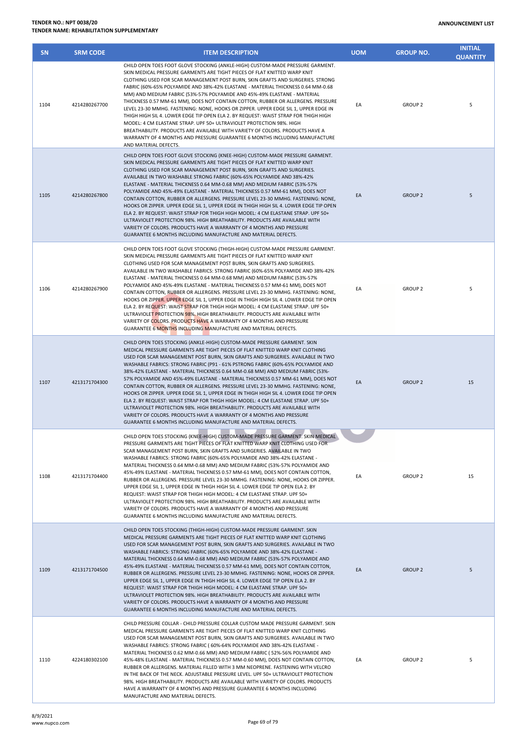| SN | SRM CODE | ITEM DESCRIPTION | UOM | GROUP NO. | INITIAL QUANTITY |
|---|---|---|---|---|---|
| 1104 | 4214280267700 | CHILD OPEN TOES FOOT GLOVE STOCKING (ANKLE-HIGH) CUSTOM-MADE PRESSURE GARMENT. SKIN MEDICAL PRESSURE GARMENTS ARE TIGHT PIECES OF FLAT KNITTED WARP KNIT CLOTHING USED FOR SCAR MANAGEMENT POST BURN, SKIN GRAFTS AND SURGERIES. STRONG FABRIC (60%-65% POLYAMIDE AND 38%-42% ELASTANE - MATERIAL THICKNESS 0.64 MM-0.68 MM) AND MEDIUM FABRIC (53%-57% POLYAMIDE AND 45%-49% ELASTANE - MATERIAL THICKNESS 0.57 MM-61 MM), DOES NOT CONTAIN COTTON, RUBBER OR ALLERGENS. PRESSURE LEVEL 23-30 MMHG. FASTENING: NONE, HOOKS OR ZIPPER. UPPER EDGE SIL 1, UPPER EDGE IN THIGH HIGH SIL 4. LOWER EDGE TIP OPEN ELA 2. BY REQUEST: WAIST STRAP FOR THIGH HIGH MODEL: 4 CM ELASTANE STRAP. UPF 50+ ULTRAVIOLET PROTECTION 98%. HIGH BREATHABILITY. PRODUCTS ARE AVAILABLE WITH VARIETY OF COLORS. PRODUCTS HAVE A WARRANTY OF 4 MONTHS AND PRESSURE GUARANTEE 6 MONTHS INCLUDING MANUFACTURE AND MATERIAL DEFECTS. | EA | GROUP 2 | 5 |
| 1105 | 4214280267800 | CHILD OPEN TOES FOOT GLOVE STOCKING (KNEE-HIGH) CUSTOM-MADE PRESSURE GARMENT. SKIN MEDICAL PRESSURE GARMENTS ARE TIGHT PIECES OF FLAT KNITTED WARP KNIT CLOTHING USED FOR SCAR MANAGEMENT POST BURN, SKIN GRAFTS AND SURGERIES. AVAILABLE IN TWO WASHABLE STRONG FABRIC (60%-65% POLYAMIDE AND 38%-42% ELASTANE - MATERIAL THICKNESS 0.64 MM-0.68 MM) AND MEDIUM FABRIC (53%-57% POLYAMIDE AND 45%-49% ELASTANE - MATERIAL THICKNESS 0.57 MM-61 MM), DOES NOT CONTAIN COTTON, RUBBER OR ALLERGENS. PRESSURE LEVEL 23-30 MMHG. FASTENING: NONE, HOOKS OR ZIPPER. UPPER EDGE SIL 1, UPPER EDGE IN THIGH HIGH SIL 4. LOWER EDGE TIP OPEN ELA 2. BY REQUEST: WAIST STRAP FOR THIGH HIGH MODEL: 4 CM ELASTANE STRAP. UPF 50+ ULTRAVIOLET PROTECTION 98%. HIGH BREATHABILITY. PRODUCTS ARE AVAILABLE WITH VARIETY OF COLORS. PRODUCTS HAVE A WARRANTY OF 4 MONTHS AND PRESSURE GUARANTEE 6 MONTHS INCLUDING MANUFACTURE AND MATERIAL DEFECTS. | EA | GROUP 2 | 5 |
| 1106 | 4214280267900 | CHILD OPEN TOES FOOT GLOVE STOCKING (THIGH-HIGH) CUSTOM-MADE PRESSURE GARMENT. SKIN MEDICAL PRESSURE GARMENTS ARE TIGHT PIECES OF FLAT KNITTED WARP KNIT CLOTHING USED FOR SCAR MANAGEMENT POST BURN, SKIN GRAFTS AND SURGERIES. AVAILABLE IN TWO WASHABLE FABRICS: STRONG FABRIC (60%-65% POLYAMIDE AND 38%-42% ELASTANE - MATERIAL THICKNESS 0.64 MM-0.68 MM) AND MEDIUM FABRIC (53%-57% POLYAMIDE AND 45%-49% ELASTANE - MATERIAL THICKNESS 0.57 MM-61 MM), DOES NOT CONTAIN COTTON, RUBBER OR ALLERGENS. PRESSURE LEVEL 23-30 MMHG. FASTENING: NONE, HOOKS OR ZIPPER. UPPER EDGE SIL 1, UPPER EDGE IN THIGH HIGH SIL 4. LOWER EDGE TIP OPEN ELA 2. BY REQUEST: WAIST STRAP FOR THIGH HIGH MODEL: 4 CM ELASTANE STRAP. UPF 50+ ULTRAVIOLET PROTECTION 98%. HIGH BREATHABILITY. PRODUCTS ARE AVAILABLE WITH VARIETY OF COLORS. PRODUCTS HAVE A WARRANTY OF 4 MONTHS AND PRESSURE GUARANTEE 6 MONTHS INCLUDING MANUFACTURE AND MATERIAL DEFECTS. | EA | GROUP 2 | 5 |
| 1107 | 4213171704300 | CHILD OPEN TOES STOCKING (ANKLE-HIGH) CUSTOM-MADE PRESSURE GARMENT. SKIN MEDICAL PRESSURE GARMENTS ARE TIGHT PIECES OF FLAT KNITTED WARP KNIT CLOTHING USED FOR SCAR MANAGEMENT POST BURN, SKIN GRAFTS AND SURGERIES. AVAILABLE IN TWO WASHABLE FABRICS: STRONG FABRIC (P91 - 61% PSTRONG FABRIC (60%-65% POLYAMIDE AND 38%-42% ELASTANE - MATERIAL THICKNESS 0.64 MM-0.68 MM) AND MEDIUM FABRIC (53%-57% POLYAMIDE AND 45%-49% ELASTANE - MATERIAL THICKNESS 0.57 MM-61 MM), DOES NOT CONTAIN COTTON, RUBBER OR ALLERGENS. PRESSURE LEVEL 23-30 MMHG. FASTENING: NONE, HOOKS OR ZIPPER. UPPER EDGE SIL 1, UPPER EDGE IN THIGH HIGH SIL 4. LOWER EDGE TIP OPEN ELA 2. BY REQUEST: WAIST STRAP FOR THIGH HIGH MODEL: 4 CM ELASTANE STRAP. UPF 50+ ULTRAVIOLET PROTECTION 98%. HIGH BREATHABILITY. PRODUCTS ARE AVAILABLE WITH VARIETY OF COLORS. PRODUCTS HAVE A WARRANTY OF 4 MONTHS AND PRESSURE GUARANTEE 6 MONTHS INCLUDING MANUFACTURE AND MATERIAL DEFECTS. | EA | GROUP 2 | 15 |
| 1108 | 4213171704400 | CHILD OPEN TOES STOCKING (KNEE-HIGH) CUSTOM-MADE PRESSURE GARMENT. SKIN MEDICAL PRESSURE GARMENTS ARE TIGHT PIECES OF FLAT KNITTED WARP KNIT CLOTHING USED FOR SCAR MANAGEMENT POST BURN, SKIN GRAFTS AND SURGERIES. AVAILABLE IN TWO WASHABLE FABRICS: STRONG FABRIC (60%-65% POLYAMIDE AND 38%-42% ELASTANE - MATERIAL THICKNESS 0.64 MM-0.68 MM) AND MEDIUM FABRIC (53%-57% POLYAMIDE AND 45%-49% ELASTANE - MATERIAL THICKNESS 0.57 MM-61 MM), DOES NOT CONTAIN COTTON, RUBBER OR ALLERGENS. PRESSURE LEVEL 23-30 MMHG. FASTENING: NONE, HOOKS OR ZIPPER. UPPER EDGE SIL 1, UPPER EDGE IN THIGH HIGH SIL 4. LOWER EDGE TIP OPEN ELA 2. BY REQUEST: WAIST STRAP FOR THIGH HIGH MODEL: 4 CM ELASTANE STRAP. UPF 50+ ULTRAVIOLET PROTECTION 98%. HIGH BREATHABILITY. PRODUCTS ARE AVAILABLE WITH VARIETY OF COLORS. PRODUCTS HAVE A WARRANTY OF 4 MONTHS AND PRESSURE GUARANTEE 6 MONTHS INCLUDING MANUFACTURE AND MATERIAL DEFECTS. | EA | GROUP 2 | 15 |
| 1109 | 4213171704500 | CHILD OPEN TOES STOCKING (THIGH-HIGH) CUSTOM-MADE PRESSURE GARMENT. SKIN MEDICAL PRESSURE GARMENTS ARE TIGHT PIECES OF FLAT KNITTED WARP KNIT CLOTHING USED FOR SCAR MANAGEMENT POST BURN, SKIN GRAFTS AND SURGERIES. AVAILABLE IN TWO WASHABLE FABRICS: STRONG FABRIC (60%-65% POLYAMIDE AND 38%-42% ELASTANE - MATERIAL THICKNESS 0.64 MM-0.68 MM) AND MEDIUM FABRIC (53%-57% POLYAMIDE AND 45%-49% ELASTANE - MATERIAL THICKNESS 0.57 MM-61 MM), DOES NOT CONTAIN COTTON, RUBBER OR ALLERGENS. PRESSURE LEVEL 23-30 MMHG. FASTENING: NONE, HOOKS OR ZIPPER. UPPER EDGE SIL 1, UPPER EDGE IN THIGH HIGH SIL 4. LOWER EDGE TIP OPEN ELA 2. BY REQUEST: WAIST STRAP FOR THIGH HIGH MODEL: 4 CM ELASTANE STRAP. UPF 50+ ULTRAVIOLET PROTECTION 98%. HIGH BREATHABILITY. PRODUCTS ARE AVAILABLE WITH VARIETY OF COLORS. PRODUCTS HAVE A WARRANTY OF 4 MONTHS AND PRESSURE GUARANTEE 6 MONTHS INCLUDING MANUFACTURE AND MATERIAL DEFECTS. | EA | GROUP 2 | 5 |
| 1110 | 4224180302100 | CHILD PRESSURE COLLAR - CHILD PRESSURE COLLAR CUSTOM MADE PRESSURE GARMENT. SKIN MEDICAL PRESSURE GARMENTS ARE TIGHT PIECES OF FLAT KNITTED WARP KNIT CLOTHING USED FOR SCAR MANAGEMENT POST BURN, SKIN GRAFTS AND SURGERIES. AVAILABLE IN TWO WASHABLE FABRICS: STRONG FABRIC ( 60%-64% POLYAMIDE AND 38%-42% ELASTANE - MATERIAL THICKNESS 0.62 MM-0.66 MM) AND MEDIUM FABRIC ( 52%-56% POLYAMIDE AND 45%-48% ELASTANE - MATERIAL THICKNESS 0.57 MM-0.60 MM), DOES NOT CONTAIN COTTON, RUBBER OR ALLERGENS. MATERIAL FILLED WITH 3 MM NEOPRENE. FASTENING WITH VELCRO IN THE BACK OF THE NECK. ADJUSTABLE PRESSURE LEVEL. UPF 50+ ULTRAVIOLET PROTECTION 98%. HIGH BREATHABILITY. PRODUCTS ARE AVAILABLE WITH VARIETY OF COLORS. PRODUCTS HAVE A WARRANTY OF 4 MONTHS AND PRESSURE GUARANTEE 6 MONTHS INCLUDING MANUFACTURE AND MATERIAL DEFECTS. | EA | GROUP 2 | 5 |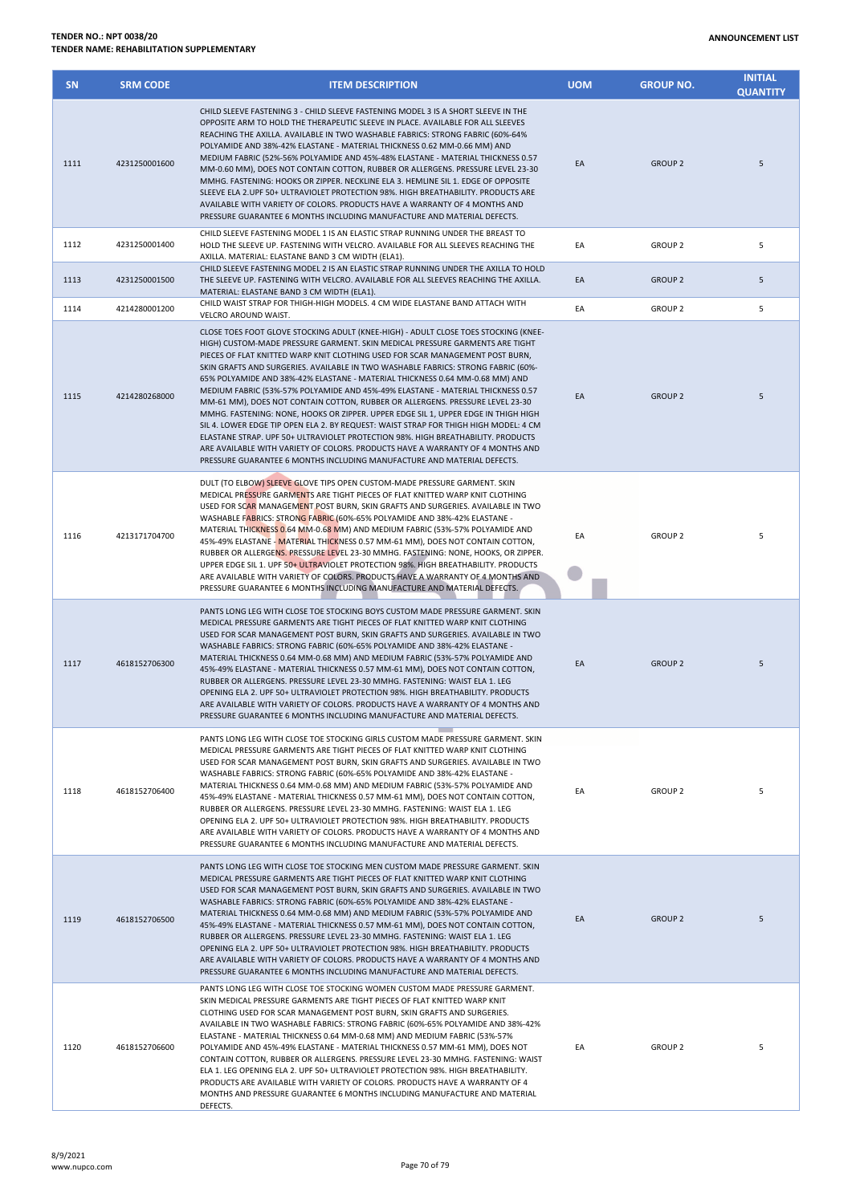| SN | SRM CODE | ITEM DESCRIPTION | UOM | GROUP NO. | INITIAL QUANTITY |
|---|---|---|---|---|---|
| 1111 | 4231250001600 | CHILD SLEEVE FASTENING 3 - CHILD SLEEVE FASTENING MODEL 3 IS A SHORT SLEEVE IN THE OPPOSITE ARM TO HOLD THE THERAPEUTIC SLEEVE IN PLACE. AVAILABLE FOR ALL SLEEVES REACHING THE AXILLA. AVAILABLE IN TWO WASHABLE FABRICS: STRONG FABRIC (60%-64% POLYAMIDE AND 38%-42% ELASTANE - MATERIAL THICKNESS 0.62 MM-0.66 MM) AND MEDIUM FABRIC (52%-56% POLYAMIDE AND 45%-48% ELASTANE - MATERIAL THICKNESS 0.57 MM-0.60 MM), DOES NOT CONTAIN COTTON, RUBBER OR ALLERGENS. PRESSURE LEVEL 23-30 MMHG. FASTENING: HOOKS OR ZIPPER. NECKLINE ELA 3. HEMLINE SIL 1. EDGE OF OPPOSITE SLEEVE ELA 2.UPF 50+ ULTRAVIOLET PROTECTION 98%. HIGH BREATHABILITY. PRODUCTS ARE AVAILABLE WITH VARIETY OF COLORS. PRODUCTS HAVE A WARRANTY OF 4 MONTHS AND PRESSURE GUARANTEE 6 MONTHS INCLUDING MANUFACTURE AND MATERIAL DEFECTS. | EA | GROUP 2 | 5 |
| 1112 | 4231250001400 | CHILD SLEEVE FASTENING MODEL 1 IS AN ELASTIC STRAP RUNNING UNDER THE BREAST TO HOLD THE SLEEVE UP. FASTENING WITH VELCRO. AVAILABLE FOR ALL SLEEVES REACHING THE AXILLA. MATERIAL: ELASTANE BAND 3 CM WIDTH (ELA1). | EA | GROUP 2 | 5 |
| 1113 | 4231250001500 | CHILD SLEEVE FASTENING MODEL 2 IS AN ELASTIC STRAP RUNNING UNDER THE AXILLA TO HOLD THE SLEEVE UP. FASTENING WITH VELCRO. AVAILABLE FOR ALL SLEEVES REACHING THE AXILLA. MATERIAL: ELASTANE BAND 3 CM WIDTH (ELA1). | EA | GROUP 2 | 5 |
| 1114 | 4214280001200 | CHILD WAIST STRAP FOR THIGH-HIGH MODELS. 4 CM WIDE ELASTANE BAND ATTACH WITH VELCRO AROUND WAIST. | EA | GROUP 2 | 5 |
| 1115 | 4214280268000 | CLOSE TOES FOOT GLOVE STOCKING ADULT (KNEE-HIGH) - ADULT CLOSE TOES STOCKING (KNEE-HIGH) CUSTOM-MADE PRESSURE GARMENT. SKIN MEDICAL PRESSURE GARMENTS ARE TIGHT PIECES OF FLAT KNITTED WARP KNIT CLOTHING USED FOR SCAR MANAGEMENT POST BURN, SKIN GRAFTS AND SURGERIES. AVAILABLE IN TWO WASHABLE FABRICS: STRONG FABRIC (60%-65% POLYAMIDE AND 38%-42% ELASTANE - MATERIAL THICKNESS 0.64 MM-0.68 MM) AND MEDIUM FABRIC (53%-57% POLYAMIDE AND 45%-49% ELASTANE - MATERIAL THICKNESS 0.57 MM-61 MM), DOES NOT CONTAIN COTTON, RUBBER OR ALLERGENS. PRESSURE LEVEL 23-30 MMHG. FASTENING: NONE, HOOKS OR ZIPPER. UPPER EDGE SIL 1, UPPER EDGE IN THIGH HIGH SIL 4. LOWER EDGE TIP OPEN ELA 2. BY REQUEST: WAIST STRAP FOR THIGH HIGH MODEL: 4 CM ELASTANE STRAP. UPF 50+ ULTRAVIOLET PROTECTION 98%. HIGH BREATHABILITY. PRODUCTS ARE AVAILABLE WITH VARIETY OF COLORS. PRODUCTS HAVE A WARRANTY OF 4 MONTHS AND PRESSURE GUARANTEE 6 MONTHS INCLUDING MANUFACTURE AND MATERIAL DEFECTS. | EA | GROUP 2 | 5 |
| 1116 | 4213171704700 | DULT (TO ELBOW) SLEEVE GLOVE TIPS OPEN CUSTOM-MADE PRESSURE GARMENT. SKIN MEDICAL PRESSURE GARMENTS ARE TIGHT PIECES OF FLAT KNITTED WARP KNIT CLOTHING USED FOR SCAR MANAGEMENT POST BURN, SKIN GRAFTS AND SURGERIES. AVAILABLE IN TWO WASHABLE FABRICS: STRONG FABRIC (60%-65% POLYAMIDE AND 38%-42% ELASTANE - MATERIAL THICKNESS 0.64 MM-0.68 MM) AND MEDIUM FABRIC (53%-57% POLYAMIDE AND 45%-49% ELASTANE - MATERIAL THICKNESS 0.57 MM-61 MM), DOES NOT CONTAIN COTTON, RUBBER OR ALLERGENS. PRESSURE LEVEL 23-30 MMHG. FASTENING: NONE, HOOKS, OR ZIPPER. UPPER EDGE SIL 1. UPF 50+ ULTRAVIOLET PROTECTION 98%. HIGH BREATHABILITY. PRODUCTS ARE AVAILABLE WITH VARIETY OF COLORS. PRODUCTS HAVE A WARRANTY OF 4 MONTHS AND PRESSURE GUARANTEE 6 MONTHS INCLUDING MANUFACTURE AND MATERIAL DEFECTS. | EA | GROUP 2 | 5 |
| 1117 | 4618152706300 | PANTS LONG LEG WITH CLOSE TOE STOCKING BOYS CUSTOM MADE PRESSURE GARMENT. SKIN MEDICAL PRESSURE GARMENTS ARE TIGHT PIECES OF FLAT KNITTED WARP KNIT CLOTHING USED FOR SCAR MANAGEMENT POST BURN, SKIN GRAFTS AND SURGERIES. AVAILABLE IN TWO WASHABLE FABRICS: STRONG FABRIC (60%-65% POLYAMIDE AND 38%-42% ELASTANE - MATERIAL THICKNESS 0.64 MM-0.68 MM) AND MEDIUM FABRIC (53%-57% POLYAMIDE AND 45%-49% ELASTANE - MATERIAL THICKNESS 0.57 MM-61 MM), DOES NOT CONTAIN COTTON, RUBBER OR ALLERGENS. PRESSURE LEVEL 23-30 MMHG. FASTENING: WAIST ELA 1. LEG OPENING ELA 2. UPF 50+ ULTRAVIOLET PROTECTION 98%. HIGH BREATHABILITY. PRODUCTS ARE AVAILABLE WITH VARIETY OF COLORS. PRODUCTS HAVE A WARRANTY OF 4 MONTHS AND PRESSURE GUARANTEE 6 MONTHS INCLUDING MANUFACTURE AND MATERIAL DEFECTS. | EA | GROUP 2 | 5 |
| 1118 | 4618152706400 | PANTS LONG LEG WITH CLOSE TOE STOCKING GIRLS CUSTOM MADE PRESSURE GARMENT. SKIN MEDICAL PRESSURE GARMENTS ARE TIGHT PIECES OF FLAT KNITTED WARP KNIT CLOTHING USED FOR SCAR MANAGEMENT POST BURN, SKIN GRAFTS AND SURGERIES. AVAILABLE IN TWO WASHABLE FABRICS: STRONG FABRIC (60%-65% POLYAMIDE AND 38%-42% ELASTANE - MATERIAL THICKNESS 0.64 MM-0.68 MM) AND MEDIUM FABRIC (53%-57% POLYAMIDE AND 45%-49% ELASTANE - MATERIAL THICKNESS 0.57 MM-61 MM), DOES NOT CONTAIN COTTON, RUBBER OR ALLERGENS. PRESSURE LEVEL 23-30 MMHG. FASTENING: WAIST ELA 1. LEG OPENING ELA 2. UPF 50+ ULTRAVIOLET PROTECTION 98%. HIGH BREATHABILITY. PRODUCTS ARE AVAILABLE WITH VARIETY OF COLORS. PRODUCTS HAVE A WARRANTY OF 4 MONTHS AND PRESSURE GUARANTEE 6 MONTHS INCLUDING MANUFACTURE AND MATERIAL DEFECTS. | EA | GROUP 2 | 5 |
| 1119 | 4618152706500 | PANTS LONG LEG WITH CLOSE TOE STOCKING MEN CUSTOM MADE PRESSURE GARMENT. SKIN MEDICAL PRESSURE GARMENTS ARE TIGHT PIECES OF FLAT KNITTED WARP KNIT CLOTHING USED FOR SCAR MANAGEMENT POST BURN, SKIN GRAFTS AND SURGERIES. AVAILABLE IN TWO WASHABLE FABRICS: STRONG FABRIC (60%-65% POLYAMIDE AND 38%-42% ELASTANE - MATERIAL THICKNESS 0.64 MM-0.68 MM) AND MEDIUM FABRIC (53%-57% POLYAMIDE AND 45%-49% ELASTANE - MATERIAL THICKNESS 0.57 MM-61 MM), DOES NOT CONTAIN COTTON, RUBBER OR ALLERGENS. PRESSURE LEVEL 23-30 MMHG. FASTENING: WAIST ELA 1. LEG OPENING ELA 2. UPF 50+ ULTRAVIOLET PROTECTION 98%. HIGH BREATHABILITY. PRODUCTS ARE AVAILABLE WITH VARIETY OF COLORS. PRODUCTS HAVE A WARRANTY OF 4 MONTHS AND PRESSURE GUARANTEE 6 MONTHS INCLUDING MANUFACTURE AND MATERIAL DEFECTS. | EA | GROUP 2 | 5 |
| 1120 | 4618152706600 | PANTS LONG LEG WITH CLOSE TOE STOCKING WOMEN CUSTOM MADE PRESSURE GARMENT. SKIN MEDICAL PRESSURE GARMENTS ARE TIGHT PIECES OF FLAT KNITTED WARP KNIT CLOTHING USED FOR SCAR MANAGEMENT POST BURN, SKIN GRAFTS AND SURGERIES. AVAILABLE IN TWO WASHABLE FABRICS: STRONG FABRIC (60%-65% POLYAMIDE AND 38%-42% ELASTANE - MATERIAL THICKNESS 0.64 MM-0.68 MM) AND MEDIUM FABRIC (53%-57% POLYAMIDE AND 45%-49% ELASTANE - MATERIAL THICKNESS 0.57 MM-61 MM), DOES NOT CONTAIN COTTON, RUBBER OR ALLERGENS. PRESSURE LEVEL 23-30 MMHG. FASTENING: WAIST ELA 1. LEG OPENING ELA 2. UPF 50+ ULTRAVIOLET PROTECTION 98%. HIGH BREATHABILITY. PRODUCTS ARE AVAILABLE WITH VARIETY OF COLORS. PRODUCTS HAVE A WARRANTY OF 4 MONTHS AND PRESSURE GUARANTEE 6 MONTHS INCLUDING MANUFACTURE AND MATERIAL DEFECTS. | EA | GROUP 2 | 5 |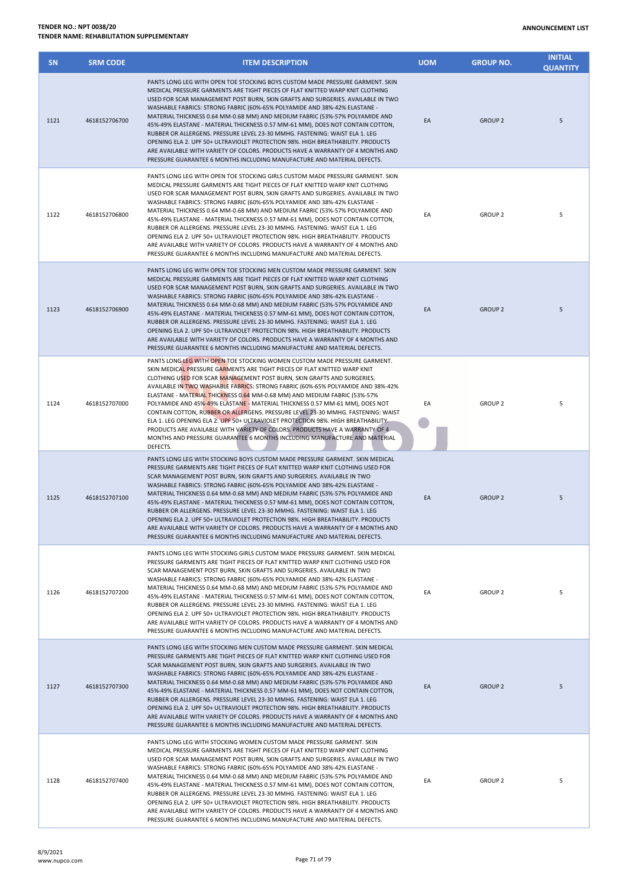| SN | SRM CODE | ITEM DESCRIPTION | UOM | GROUP NO. | INITIAL QUANTITY |
|---|---|---|---|---|---|
| 1121 | 4618152706700 | PANTS LONG LEG WITH OPEN TOE STOCKING BOYS CUSTOM MADE PRESSURE GARMENT. SKIN MEDICAL PRESSURE GARMENTS ARE TIGHT PIECES OF FLAT KNITTED WARP KNIT CLOTHING USED FOR SCAR MANAGEMENT POST BURN, SKIN GRAFTS AND SURGERIES. AVAILABLE IN TWO WASHABLE FABRICS: STRONG FABRIC (60%-65% POLYAMIDE AND 38%-42% ELASTANE - MATERIAL THICKNESS 0.64 MM-0.68 MM) AND MEDIUM FABRIC (53%-57% POLYAMIDE AND 45%-49% ELASTANE - MATERIAL THICKNESS 0.57 MM-61 MM), DOES NOT CONTAIN COTTON, RUBBER OR ALLERGENS. PRESSURE LEVEL 23-30 MMHG. FASTENING: WAIST ELA 1. LEG OPENING ELA 2. UPF 50+ ULTRAVIOLET PROTECTION 98%. HIGH BREATHABILITY. PRODUCTS ARE AVAILABLE WITH VARIETY OF COLORS. PRODUCTS HAVE A WARRANTY OF 4 MONTHS AND PRESSURE GUARANTEE 6 MONTHS INCLUDING MANUFACTURE AND MATERIAL DEFECTS. | EA | GROUP 2 | 5 |
| 1122 | 4618152706800 | PANTS LONG LEG WITH OPEN TOE STOCKING GIRLS CUSTOM MADE PRESSURE GARMENT. SKIN MEDICAL PRESSURE GARMENTS ARE TIGHT PIECES OF FLAT KNITTED WARP KNIT CLOTHING USED FOR SCAR MANAGEMENT POST BURN, SKIN GRAFTS AND SURGERIES. AVAILABLE IN TWO WASHABLE FABRICS: STRONG FABRIC (60%-65% POLYAMIDE AND 38%-42% ELASTANE - MATERIAL THICKNESS 0.64 MM-0.68 MM) AND MEDIUM FABRIC (53%-57% POLYAMIDE AND 45%-49% ELASTANE - MATERIAL THICKNESS 0.57 MM-61 MM), DOES NOT CONTAIN COTTON, RUBBER OR ALLERGENS. PRESSURE LEVEL 23-30 MMHG. FASTENING: WAIST ELA 1. LEG OPENING ELA 2. UPF 50+ ULTRAVIOLET PROTECTION 98%. HIGH BREATHABILITY. PRODUCTS ARE AVAILABLE WITH VARIETY OF COLORS. PRODUCTS HAVE A WARRANTY OF 4 MONTHS AND PRESSURE GUARANTEE 6 MONTHS INCLUDING MANUFACTURE AND MATERIAL DEFECTS. | EA | GROUP 2 | 5 |
| 1123 | 4618152706900 | PANTS LONG LEG WITH OPEN TOE STOCKING MEN CUSTOM MADE PRESSURE GARMENT. SKIN MEDICAL PRESSURE GARMENTS ARE TIGHT PIECES OF FLAT KNITTED WARP KNIT CLOTHING USED FOR SCAR MANAGEMENT POST BURN, SKIN GRAFTS AND SURGERIES. AVAILABLE IN TWO WASHABLE FABRICS: STRONG FABRIC (60%-65% POLYAMIDE AND 38%-42% ELASTANE - MATERIAL THICKNESS 0.64 MM-0.68 MM) AND MEDIUM FABRIC (53%-57% POLYAMIDE AND 45%-49% ELASTANE - MATERIAL THICKNESS 0.57 MM-61 MM), DOES NOT CONTAIN COTTON, RUBBER OR ALLERGENS. PRESSURE LEVEL 23-30 MMHG. FASTENING: WAIST ELA 1. LEG OPENING ELA 2. UPF 50+ ULTRAVIOLET PROTECTION 98%. HIGH BREATHABILITY. PRODUCTS ARE AVAILABLE WITH VARIETY OF COLORS. PRODUCTS HAVE A WARRANTY OF 4 MONTHS AND PRESSURE GUARANTEE 6 MONTHS INCLUDING MANUFACTURE AND MATERIAL DEFECTS. | EA | GROUP 2 | 5 |
| 1124 | 4618152707000 | PANTS LONG LEG WITH OPEN TOE STOCKING WOMEN CUSTOM MADE PRESSURE GARMENT. SKIN MEDICAL PRESSURE GARMENTS ARE TIGHT PIECES OF FLAT KNITTED WARP KNIT CLOTHING USED FOR SCAR MANAGEMENT POST BURN, SKIN GRAFTS AND SURGERIES. AVAILABLE IN TWO WASHABLE FABRICS: STRONG FABRIC (60%-65% POLYAMIDE AND 38%-42% ELASTANE - MATERIAL THICKNESS 0.64 MM-0.68 MM) AND MEDIUM FABRIC (53%-57% POLYAMIDE AND 45%-49% ELASTANE - MATERIAL THICKNESS 0.57 MM-61 MM), DOES NOT CONTAIN COTTON, RUBBER OR ALLERGENS. PRESSURE LEVEL 23-30 MMHG. FASTENING: WAIST ELA 1. LEG OPENING ELA 2. UPF 50+ ULTRAVIOLET PROTECTION 98%. HIGH BREATHABILITY. PRODUCTS ARE AVAILABLE WITH VARIETY OF COLORS. PRODUCTS HAVE A WARRANTY OF 4 MONTHS AND PRESSURE GUARANTEE 6 MONTHS INCLUDING MANUFACTURE AND MATERIAL DEFECTS. | EA | GROUP 2 | 5 |
| 1125 | 4618152707100 | PANTS LONG LEG WITH STOCKING BOYS CUSTOM MADE PRESSURE GARMENT. SKIN MEDICAL PRESSURE GARMENTS ARE TIGHT PIECES OF FLAT KNITTED WARP KNIT CLOTHING USED FOR SCAR MANAGEMENT POST BURN, SKIN GRAFTS AND SURGERIES. AVAILABLE IN TWO WASHABLE FABRICS: STRONG FABRIC (60%-65% POLYAMIDE AND 38%-42% ELASTANE - MATERIAL THICKNESS 0.64 MM-0.68 MM) AND MEDIUM FABRIC (53%-57% POLYAMIDE AND 45%-49% ELASTANE - MATERIAL THICKNESS 0.57 MM-61 MM), DOES NOT CONTAIN COTTON, RUBBER OR ALLERGENS. PRESSURE LEVEL 23-30 MMHG. FASTENING: WAIST ELA 1. LEG OPENING ELA 2. UPF 50+ ULTRAVIOLET PROTECTION 98%. HIGH BREATHABILITY. PRODUCTS ARE AVAILABLE WITH VARIETY OF COLORS. PRODUCTS HAVE A WARRANTY OF 4 MONTHS AND PRESSURE GUARANTEE 6 MONTHS INCLUDING MANUFACTURE AND MATERIAL DEFECTS. | EA | GROUP 2 | 5 |
| 1126 | 4618152707200 | PANTS LONG LEG WITH STOCKING GIRLS CUSTOM MADE PRESSURE GARMENT. SKIN MEDICAL PRESSURE GARMENTS ARE TIGHT PIECES OF FLAT KNITTED WARP KNIT CLOTHING USED FOR SCAR MANAGEMENT POST BURN, SKIN GRAFTS AND SURGERIES. AVAILABLE IN TWO WASHABLE FABRICS: STRONG FABRIC (60%-65% POLYAMIDE AND 38%-42% ELASTANE - MATERIAL THICKNESS 0.64 MM-0.68 MM) AND MEDIUM FABRIC (53%-57% POLYAMIDE AND 45%-49% ELASTANE - MATERIAL THICKNESS 0.57 MM-61 MM), DOES NOT CONTAIN COTTON, RUBBER OR ALLERGENS. PRESSURE LEVEL 23-30 MMHG. FASTENING: WAIST ELA 1. LEG OPENING ELA 2. UPF 50+ ULTRAVIOLET PROTECTION 98%. HIGH BREATHABILITY. PRODUCTS ARE AVAILABLE WITH VARIETY OF COLORS. PRODUCTS HAVE A WARRANTY OF 4 MONTHS AND PRESSURE GUARANTEE 6 MONTHS INCLUDING MANUFACTURE AND MATERIAL DEFECTS. | EA | GROUP 2 | 5 |
| 1127 | 4618152707300 | PANTS LONG LEG WITH STOCKING MEN CUSTOM MADE PRESSURE GARMENT. SKIN MEDICAL PRESSURE GARMENTS ARE TIGHT PIECES OF FLAT KNITTED WARP KNIT CLOTHING USED FOR SCAR MANAGEMENT POST BURN, SKIN GRAFTS AND SURGERIES. AVAILABLE IN TWO WASHABLE FABRICS: STRONG FABRIC (60%-65% POLYAMIDE AND 38%-42% ELASTANE - MATERIAL THICKNESS 0.64 MM-0.68 MM) AND MEDIUM FABRIC (53%-57% POLYAMIDE AND 45%-49% ELASTANE - MATERIAL THICKNESS 0.57 MM-61 MM), DOES NOT CONTAIN COTTON, RUBBER OR ALLERGENS. PRESSURE LEVEL 23-30 MMHG. FASTENING: WAIST ELA 1. LEG OPENING ELA 2. UPF 50+ ULTRAVIOLET PROTECTION 98%. HIGH BREATHABILITY. PRODUCTS ARE AVAILABLE WITH VARIETY OF COLORS. PRODUCTS HAVE A WARRANTY OF 4 MONTHS AND PRESSURE GUARANTEE 6 MONTHS INCLUDING MANUFACTURE AND MATERIAL DEFECTS. | EA | GROUP 2 | 5 |
| 1128 | 4618152707400 | PANTS LONG LEG WITH STOCKING WOMEN CUSTOM MADE PRESSURE GARMENT. SKIN MEDICAL PRESSURE GARMENTS ARE TIGHT PIECES OF FLAT KNITTED WARP KNIT CLOTHING USED FOR SCAR MANAGEMENT POST BURN, SKIN GRAFTS AND SURGERIES. AVAILABLE IN TWO WASHABLE FABRICS: STRONG FABRIC (60%-65% POLYAMIDE AND 38%-42% ELASTANE - MATERIAL THICKNESS 0.64 MM-0.68 MM) AND MEDIUM FABRIC (53%-57% POLYAMIDE AND 45%-49% ELASTANE - MATERIAL THICKNESS 0.57 MM-61 MM), DOES NOT CONTAIN COTTON, RUBBER OR ALLERGENS. PRESSURE LEVEL 23-30 MMHG. FASTENING: WAIST ELA 1. LEG OPENING ELA 2. UPF 50+ ULTRAVIOLET PROTECTION 98%. HIGH BREATHABILITY. PRODUCTS ARE AVAILABLE WITH VARIETY OF COLORS. PRODUCTS HAVE A WARRANTY OF 4 MONTHS AND PRESSURE GUARANTEE 6 MONTHS INCLUDING MANUFACTURE AND MATERIAL DEFECTS. | EA | GROUP 2 | 5 |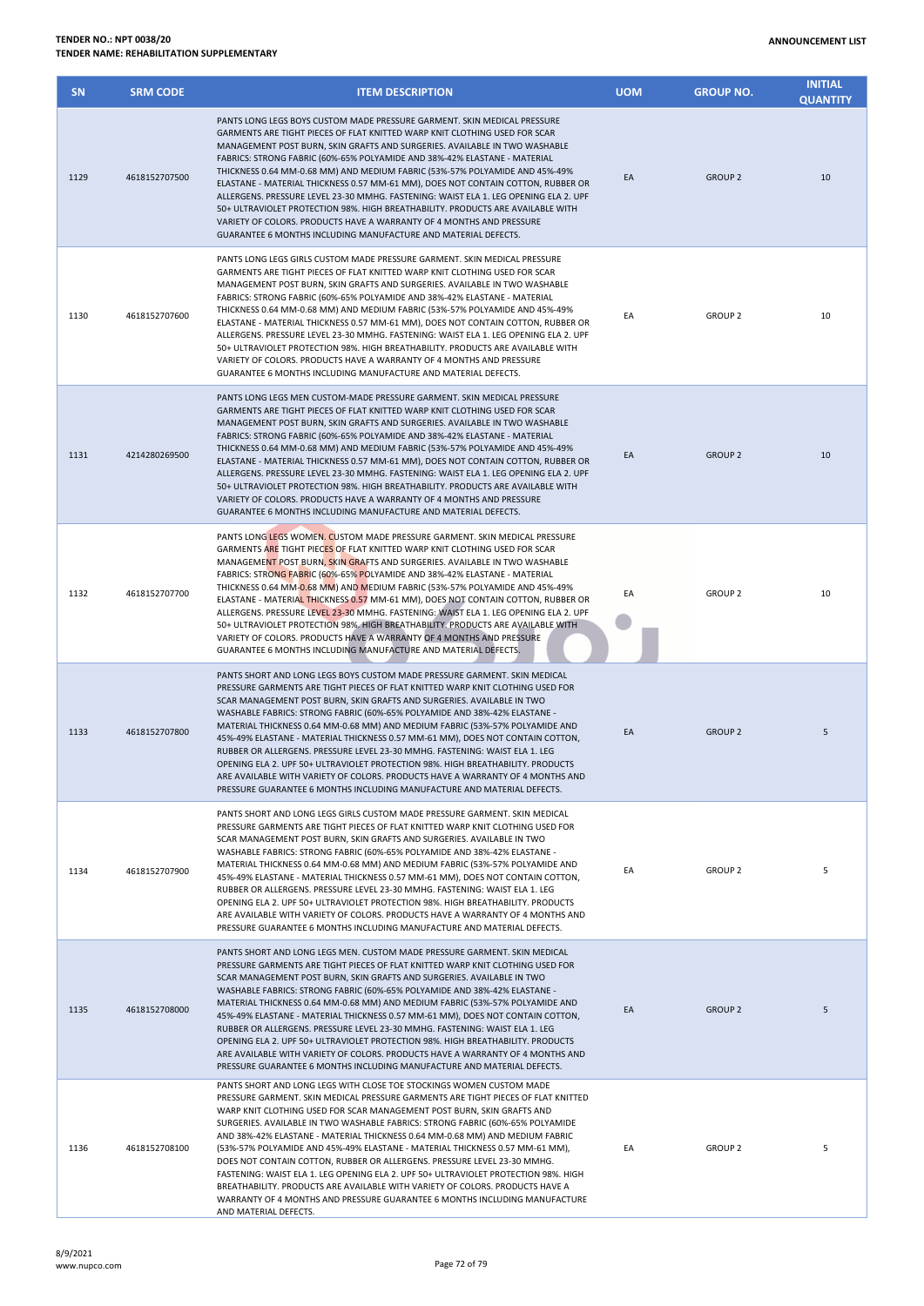**TENDER NO.: NPT 0038/20**
**TENDER NAME: REHABILITATION SUPPLEMENTARY**

**ANNOUNCEMENT LIST**

| SN | SRM CODE | ITEM DESCRIPTION | UOM | GROUP NO. | INITIAL QUANTITY |
|---|---|---|---|---|---|
| 1129 | 4618152707500 | PANTS LONG LEGS BOYS CUSTOM MADE PRESSURE GARMENT. SKIN MEDICAL PRESSURE GARMENTS ARE TIGHT PIECES OF FLAT KNITTED WARP KNIT CLOTHING USED FOR SCAR MANAGEMENT POST BURN, SKIN GRAFTS AND SURGERIES. AVAILABLE IN TWO WASHABLE FABRICS: STRONG FABRIC (60%-65% POLYAMIDE AND 38%-42% ELASTANE - MATERIAL THICKNESS 0.64 MM-0.68 MM) AND MEDIUM FABRIC (53%-57% POLYAMIDE AND 45%-49% ELASTANE - MATERIAL THICKNESS 0.57 MM-61 MM), DOES NOT CONTAIN COTTON, RUBBER OR ALLERGENS. PRESSURE LEVEL 23-30 MMHG. FASTENING: WAIST ELA 1. LEG OPENING ELA 2. UPF 50+ ULTRAVIOLET PROTECTION 98%. HIGH BREATHABILITY. PRODUCTS ARE AVAILABLE WITH VARIETY OF COLORS. PRODUCTS HAVE A WARRANTY OF 4 MONTHS AND PRESSURE GUARANTEE 6 MONTHS INCLUDING MANUFACTURE AND MATERIAL DEFECTS. | EA | GROUP 2 | 10 |
| 1130 | 4618152707600 | PANTS LONG LEGS GIRLS CUSTOM MADE PRESSURE GARMENT. SKIN MEDICAL PRESSURE GARMENTS ARE TIGHT PIECES OF FLAT KNITTED WARP KNIT CLOTHING USED FOR SCAR MANAGEMENT POST BURN, SKIN GRAFTS AND SURGERIES. AVAILABLE IN TWO WASHABLE FABRICS: STRONG FABRIC (60%-65% POLYAMIDE AND 38%-42% ELASTANE - MATERIAL THICKNESS 0.64 MM-0.68 MM) AND MEDIUM FABRIC (53%-57% POLYAMIDE AND 45%-49% ELASTANE - MATERIAL THICKNESS 0.57 MM-61 MM), DOES NOT CONTAIN COTTON, RUBBER OR ALLERGENS. PRESSURE LEVEL 23-30 MMHG. FASTENING: WAIST ELA 1. LEG OPENING ELA 2. UPF 50+ ULTRAVIOLET PROTECTION 98%. HIGH BREATHABILITY. PRODUCTS ARE AVAILABLE WITH VARIETY OF COLORS. PRODUCTS HAVE A WARRANTY OF 4 MONTHS AND PRESSURE GUARANTEE 6 MONTHS INCLUDING MANUFACTURE AND MATERIAL DEFECTS. | EA | GROUP 2 | 10 |
| 1131 | 4214280269500 | PANTS LONG LEGS MEN CUSTOM-MADE PRESSURE GARMENT. SKIN MEDICAL PRESSURE GARMENTS ARE TIGHT PIECES OF FLAT KNITTED WARP KNIT CLOTHING USED FOR SCAR MANAGEMENT POST BURN, SKIN GRAFTS AND SURGERIES. AVAILABLE IN TWO WASHABLE FABRICS: STRONG FABRIC (60%-65% POLYAMIDE AND 38%-42% ELASTANE - MATERIAL THICKNESS 0.64 MM-0.68 MM) AND MEDIUM FABRIC (53%-57% POLYAMIDE AND 45%-49% ELASTANE - MATERIAL THICKNESS 0.57 MM-61 MM), DOES NOT CONTAIN COTTON, RUBBER OR ALLERGENS. PRESSURE LEVEL 23-30 MMHG. FASTENING: WAIST ELA 1. LEG OPENING ELA 2. UPF 50+ ULTRAVIOLET PROTECTION 98%. HIGH BREATHABILITY. PRODUCTS ARE AVAILABLE WITH VARIETY OF COLORS. PRODUCTS HAVE A WARRANTY OF 4 MONTHS AND PRESSURE GUARANTEE 6 MONTHS INCLUDING MANUFACTURE AND MATERIAL DEFECTS. | EA | GROUP 2 | 10 |
| 1132 | 4618152707700 | PANTS LONG LEGS WOMEN. CUSTOM MADE PRESSURE GARMENT. SKIN MEDICAL PRESSURE GARMENTS ARE TIGHT PIECES OF FLAT KNITTED WARP KNIT CLOTHING USED FOR SCAR MANAGEMENT POST BURN, SKIN GRAFTS AND SURGERIES. AVAILABLE IN TWO WASHABLE FABRICS: STRONG FABRIC (60%-65% POLYAMIDE AND 38%-42% ELASTANE - MATERIAL THICKNESS 0.64 MM-0.68 MM) AND MEDIUM FABRIC (53%-57% POLYAMIDE AND 45%-49% ELASTANE - MATERIAL THICKNESS 0.57 MM-61 MM), DOES NOT CONTAIN COTTON, RUBBER OR ALLERGENS. PRESSURE LEVEL 23-30 MMHG. FASTENING: WAIST ELA 1. LEG OPENING ELA 2. UPF 50+ ULTRAVIOLET PROTECTION 98%. HIGH BREATHABILITY. PRODUCTS ARE AVAILABLE WITH VARIETY OF COLORS. PRODUCTS HAVE A WARRANTY OF 4 MONTHS AND PRESSURE GUARANTEE 6 MONTHS INCLUDING MANUFACTURE AND MATERIAL DEFECTS. | EA | GROUP 2 | 10 |
| 1133 | 4618152707800 | PANTS SHORT AND LONG LEGS BOYS CUSTOM MADE PRESSURE GARMENT. SKIN MEDICAL PRESSURE GARMENTS ARE TIGHT PIECES OF FLAT KNITTED WARP KNIT CLOTHING USED FOR SCAR MANAGEMENT POST BURN, SKIN GRAFTS AND SURGERIES. AVAILABLE IN TWO WASHABLE FABRICS: STRONG FABRIC (60%-65% POLYAMIDE AND 38%-42% ELASTANE - MATERIAL THICKNESS 0.64 MM-0.68 MM) AND MEDIUM FABRIC (53%-57% POLYAMIDE AND 45%-49% ELASTANE - MATERIAL THICKNESS 0.57 MM-61 MM), DOES NOT CONTAIN COTTON, RUBBER OR ALLERGENS. PRESSURE LEVEL 23-30 MMHG. FASTENING: WAIST ELA 1. LEG OPENING ELA 2. UPF 50+ ULTRAVIOLET PROTECTION 98%. HIGH BREATHABILITY. PRODUCTS ARE AVAILABLE WITH VARIETY OF COLORS. PRODUCTS HAVE A WARRANTY OF 4 MONTHS AND PRESSURE GUARANTEE 6 MONTHS INCLUDING MANUFACTURE AND MATERIAL DEFECTS. | EA | GROUP 2 | 5 |
| 1134 | 4618152707900 | PANTS SHORT AND LONG LEGS GIRLS CUSTOM MADE PRESSURE GARMENT. SKIN MEDICAL PRESSURE GARMENTS ARE TIGHT PIECES OF FLAT KNITTED WARP KNIT CLOTHING USED FOR SCAR MANAGEMENT POST BURN, SKIN GRAFTS AND SURGERIES. AVAILABLE IN TWO WASHABLE FABRICS: STRONG FABRIC (60%-65% POLYAMIDE AND 38%-42% ELASTANE - MATERIAL THICKNESS 0.64 MM-0.68 MM) AND MEDIUM FABRIC (53%-57% POLYAMIDE AND 45%-49% ELASTANE - MATERIAL THICKNESS 0.57 MM-61 MM), DOES NOT CONTAIN COTTON, RUBBER OR ALLERGENS. PRESSURE LEVEL 23-30 MMHG. FASTENING: WAIST ELA 1. LEG OPENING ELA 2. UPF 50+ ULTRAVIOLET PROTECTION 98%. HIGH BREATHABILITY. PRODUCTS ARE AVAILABLE WITH VARIETY OF COLORS. PRODUCTS HAVE A WARRANTY OF 4 MONTHS AND PRESSURE GUARANTEE 6 MONTHS INCLUDING MANUFACTURE AND MATERIAL DEFECTS. | EA | GROUP 2 | 5 |
| 1135 | 4618152708000 | PANTS SHORT AND LONG LEGS MEN. CUSTOM MADE PRESSURE GARMENT. SKIN MEDICAL PRESSURE GARMENTS ARE TIGHT PIECES OF FLAT KNITTED WARP KNIT CLOTHING USED FOR SCAR MANAGEMENT POST BURN, SKIN GRAFTS AND SURGERIES. AVAILABLE IN TWO WASHABLE FABRICS: STRONG FABRIC (60%-65% POLYAMIDE AND 38%-42% ELASTANE - MATERIAL THICKNESS 0.64 MM-0.68 MM) AND MEDIUM FABRIC (53%-57% POLYAMIDE AND 45%-49% ELASTANE - MATERIAL THICKNESS 0.57 MM-61 MM), DOES NOT CONTAIN COTTON, RUBBER OR ALLERGENS. PRESSURE LEVEL 23-30 MMHG. FASTENING: WAIST ELA 1. LEG OPENING ELA 2. UPF 50+ ULTRAVIOLET PROTECTION 98%. HIGH BREATHABILITY. PRODUCTS ARE AVAILABLE WITH VARIETY OF COLORS. PRODUCTS HAVE A WARRANTY OF 4 MONTHS AND PRESSURE GUARANTEE 6 MONTHS INCLUDING MANUFACTURE AND MATERIAL DEFECTS. | EA | GROUP 2 | 5 |
| 1136 | 4618152708100 | PANTS SHORT AND LONG LEGS WITH CLOSE TOE STOCKINGS WOMEN CUSTOM MADE PRESSURE GARMENT. SKIN MEDICAL PRESSURE GARMENTS ARE TIGHT PIECES OF FLAT KNITTED WARP KNIT CLOTHING USED FOR SCAR MANAGEMENT POST BURN, SKIN GRAFTS AND SURGERIES. AVAILABLE IN TWO WASHABLE FABRICS: STRONG FABRIC (60%-65% POLYAMIDE AND 38%-42% ELASTANE - MATERIAL THICKNESS 0.64 MM-0.68 MM) AND MEDIUM FABRIC (53%-57% POLYAMIDE AND 45%-49% ELASTANE - MATERIAL THICKNESS 0.57 MM-61 MM), DOES NOT CONTAIN COTTON, RUBBER OR ALLERGENS. PRESSURE LEVEL 23-30 MMHG. FASTENING: WAIST ELA 1. LEG OPENING ELA 2. UPF 50+ ULTRAVIOLET PROTECTION 98%. HIGH BREATHABILITY. PRODUCTS ARE AVAILABLE WITH VARIETY OF COLORS. PRODUCTS HAVE A WARRANTY OF 4 MONTHS AND PRESSURE GUARANTEE 6 MONTHS INCLUDING MANUFACTURE AND MATERIAL DEFECTS. | EA | GROUP 2 | 5 |

8/9/2021
www.nupco.com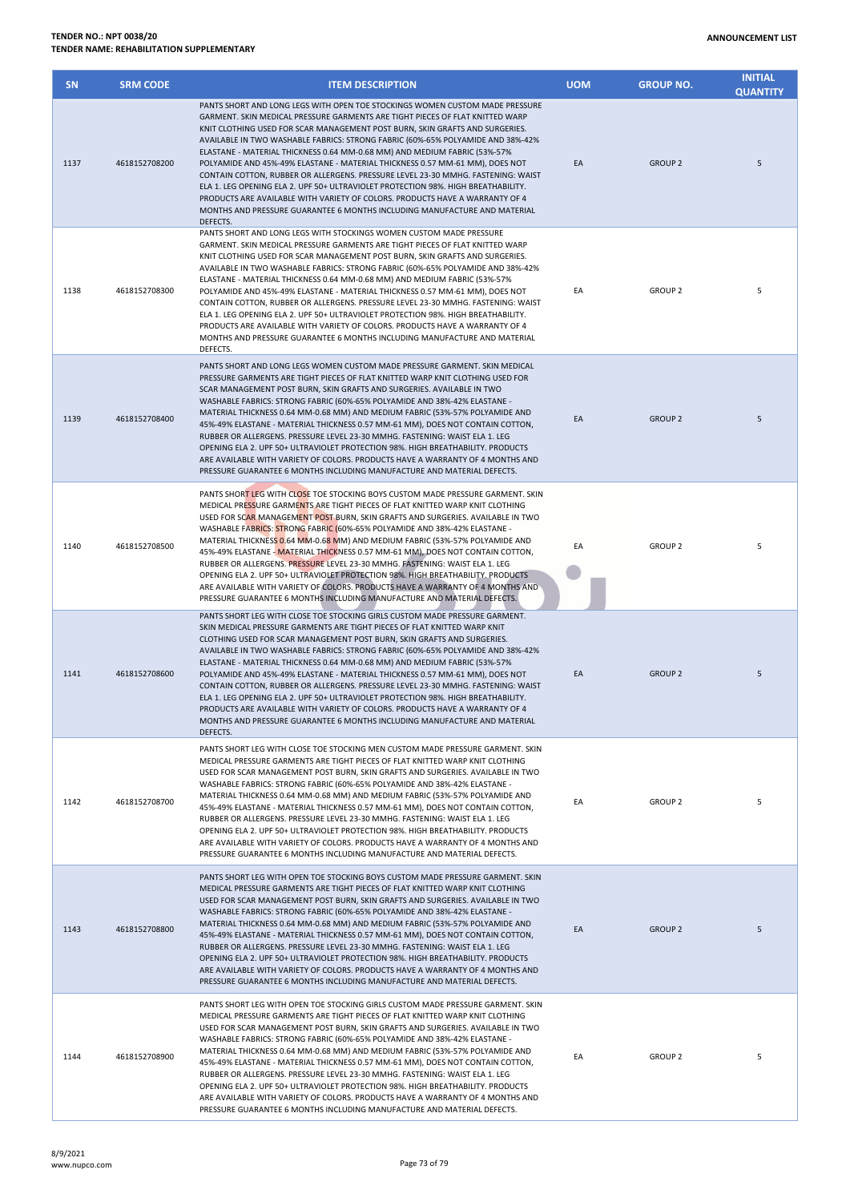| SN | SRM CODE | ITEM DESCRIPTION | UOM | GROUP NO. | INITIAL QUANTITY |
|---|---|---|---|---|---|
| 1137 | 4618152708200 | PANTS SHORT AND LONG LEGS WITH OPEN TOE STOCKINGS WOMEN CUSTOM MADE PRESSURE GARMENT. SKIN MEDICAL PRESSURE GARMENTS ARE TIGHT PIECES OF FLAT KNITTED WARP KNIT CLOTHING USED FOR SCAR MANAGEMENT POST BURN, SKIN GRAFTS AND SURGERIES. AVAILABLE IN TWO WASHABLE FABRICS: STRONG FABRIC (60%-65% POLYAMIDE AND 38%-42% ELASTANE - MATERIAL THICKNESS 0.64 MM-0.68 MM) AND MEDIUM FABRIC (53%-57% POLYAMIDE AND 45%-49% ELASTANE - MATERIAL THICKNESS 0.57 MM-61 MM), DOES NOT CONTAIN COTTON, RUBBER OR ALLERGENS. PRESSURE LEVEL 23-30 MMHG. FASTENING: WAIST ELA 1. LEG OPENING ELA 2. UPF 50+ ULTRAVIOLET PROTECTION 98%. HIGH BREATHABILITY. PRODUCTS ARE AVAILABLE WITH VARIETY OF COLORS. PRODUCTS HAVE A WARRANTY OF 4 MONTHS AND PRESSURE GUARANTEE 6 MONTHS INCLUDING MANUFACTURE AND MATERIAL DEFECTS. | EA | GROUP 2 | 5 |
| 1138 | 4618152708300 | PANTS SHORT AND LONG LEGS WITH STOCKINGS WOMEN CUSTOM MADE PRESSURE GARMENT. SKIN MEDICAL PRESSURE GARMENTS ARE TIGHT PIECES OF FLAT KNITTED WARP KNIT CLOTHING USED FOR SCAR MANAGEMENT POST BURN, SKIN GRAFTS AND SURGERIES. AVAILABLE IN TWO WASHABLE FABRICS: STRONG FABRIC (60%-65% POLYAMIDE AND 38%-42% ELASTANE - MATERIAL THICKNESS 0.64 MM-0.68 MM) AND MEDIUM FABRIC (53%-57% POLYAMIDE AND 45%-49% ELASTANE - MATERIAL THICKNESS 0.57 MM-61 MM), DOES NOT CONTAIN COTTON, RUBBER OR ALLERGENS. PRESSURE LEVEL 23-30 MMHG. FASTENING: WAIST ELA 1. LEG OPENING ELA 2. UPF 50+ ULTRAVIOLET PROTECTION 98%. HIGH BREATHABILITY. PRODUCTS ARE AVAILABLE WITH VARIETY OF COLORS. PRODUCTS HAVE A WARRANTY OF 4 MONTHS AND PRESSURE GUARANTEE 6 MONTHS INCLUDING MANUFACTURE AND MATERIAL DEFECTS. | EA | GROUP 2 | 5 |
| 1139 | 4618152708400 | PANTS SHORT AND LONG LEGS WOMEN CUSTOM MADE PRESSURE GARMENT. SKIN MEDICAL PRESSURE GARMENTS ARE TIGHT PIECES OF FLAT KNITTED WARP KNIT CLOTHING USED FOR SCAR MANAGEMENT POST BURN, SKIN GRAFTS AND SURGERIES. AVAILABLE IN TWO WASHABLE FABRICS: STRONG FABRIC (60%-65% POLYAMIDE AND 38%-42% ELASTANE - MATERIAL THICKNESS 0.64 MM-0.68 MM) AND MEDIUM FABRIC (53%-57% POLYAMIDE AND 45%-49% ELASTANE - MATERIAL THICKNESS 0.57 MM-61 MM), DOES NOT CONTAIN COTTON, RUBBER OR ALLERGENS. PRESSURE LEVEL 23-30 MMHG. FASTENING: WAIST ELA 1. LEG OPENING ELA 2. UPF 50+ ULTRAVIOLET PROTECTION 98%. HIGH BREATHABILITY. PRODUCTS ARE AVAILABLE WITH VARIETY OF COLORS. PRODUCTS HAVE A WARRANTY OF 4 MONTHS AND PRESSURE GUARANTEE 6 MONTHS INCLUDING MANUFACTURE AND MATERIAL DEFECTS. | EA | GROUP 2 | 5 |
| 1140 | 4618152708500 | PANTS SHORT LEG WITH CLOSE TOE STOCKING BOYS CUSTOM MADE PRESSURE GARMENT. SKIN MEDICAL PRESSURE GARMENTS ARE TIGHT PIECES OF FLAT KNITTED WARP KNIT CLOTHING USED FOR SCAR MANAGEMENT POST BURN, SKIN GRAFTS AND SURGERIES. AVAILABLE IN TWO WASHABLE FABRICS: STRONG FABRIC (60%-65% POLYAMIDE AND 38%-42% ELASTANE - MATERIAL THICKNESS 0.64 MM-0.68 MM) AND MEDIUM FABRIC (53%-57% POLYAMIDE AND 45%-49% ELASTANE - MATERIAL THICKNESS 0.57 MM-61 MM), DOES NOT CONTAIN COTTON, RUBBER OR ALLERGENS. PRESSURE LEVEL 23-30 MMHG. FASTENING: WAIST ELA 1. LEG OPENING ELA 2. UPF 50+ ULTRAVIOLET PROTECTION 98%. HIGH BREATHABILITY. PRODUCTS ARE AVAILABLE WITH VARIETY OF COLORS. PRODUCTS HAVE A WARRANTY OF 4 MONTHS AND PRESSURE GUARANTEE 6 MONTHS INCLUDING MANUFACTURE AND MATERIAL DEFECTS. | EA | GROUP 2 | 5 |
| 1141 | 4618152708600 | PANTS SHORT LEG WITH CLOSE TOE STOCKING GIRLS CUSTOM MADE PRESSURE GARMENT. SKIN MEDICAL PRESSURE GARMENTS ARE TIGHT PIECES OF FLAT KNITTED WARP KNIT CLOTHING USED FOR SCAR MANAGEMENT POST BURN, SKIN GRAFTS AND SURGERIES. AVAILABLE IN TWO WASHABLE FABRICS: STRONG FABRIC (60%-65% POLYAMIDE AND 38%-42% ELASTANE - MATERIAL THICKNESS 0.64 MM-0.68 MM) AND MEDIUM FABRIC (53%-57% POLYAMIDE AND 45%-49% ELASTANE - MATERIAL THICKNESS 0.57 MM-61 MM), DOES NOT CONTAIN COTTON, RUBBER OR ALLERGENS. PRESSURE LEVEL 23-30 MMHG. FASTENING: WAIST ELA 1. LEG OPENING ELA 2. UPF 50+ ULTRAVIOLET PROTECTION 98%. HIGH BREATHABILITY. PRODUCTS ARE AVAILABLE WITH VARIETY OF COLORS. PRODUCTS HAVE A WARRANTY OF 4 MONTHS AND PRESSURE GUARANTEE 6 MONTHS INCLUDING MANUFACTURE AND MATERIAL DEFECTS. | EA | GROUP 2 | 5 |
| 1142 | 4618152708700 | PANTS SHORT LEG WITH CLOSE TOE STOCKING MEN CUSTOM MADE PRESSURE GARMENT. SKIN MEDICAL PRESSURE GARMENTS ARE TIGHT PIECES OF FLAT KNITTED WARP KNIT CLOTHING USED FOR SCAR MANAGEMENT POST BURN, SKIN GRAFTS AND SURGERIES. AVAILABLE IN TWO WASHABLE FABRICS: STRONG FABRIC (60%-65% POLYAMIDE AND 38%-42% ELASTANE - MATERIAL THICKNESS 0.64 MM-0.68 MM) AND MEDIUM FABRIC (53%-57% POLYAMIDE AND 45%-49% ELASTANE - MATERIAL THICKNESS 0.57 MM-61 MM), DOES NOT CONTAIN COTTON, RUBBER OR ALLERGENS. PRESSURE LEVEL 23-30 MMHG. FASTENING: WAIST ELA 1. LEG OPENING ELA 2. UPF 50+ ULTRAVIOLET PROTECTION 98%. HIGH BREATHABILITY. PRODUCTS ARE AVAILABLE WITH VARIETY OF COLORS. PRODUCTS HAVE A WARRANTY OF 4 MONTHS AND PRESSURE GUARANTEE 6 MONTHS INCLUDING MANUFACTURE AND MATERIAL DEFECTS. | EA | GROUP 2 | 5 |
| 1143 | 4618152708800 | PANTS SHORT LEG WITH OPEN TOE STOCKING BOYS CUSTOM MADE PRESSURE GARMENT. SKIN MEDICAL PRESSURE GARMENTS ARE TIGHT PIECES OF FLAT KNITTED WARP KNIT CLOTHING USED FOR SCAR MANAGEMENT POST BURN, SKIN GRAFTS AND SURGERIES. AVAILABLE IN TWO WASHABLE FABRICS: STRONG FABRIC (60%-65% POLYAMIDE AND 38%-42% ELASTANE - MATERIAL THICKNESS 0.64 MM-0.68 MM) AND MEDIUM FABRIC (53%-57% POLYAMIDE AND 45%-49% ELASTANE - MATERIAL THICKNESS 0.57 MM-61 MM), DOES NOT CONTAIN COTTON, RUBBER OR ALLERGENS. PRESSURE LEVEL 23-30 MMHG. FASTENING: WAIST ELA 1. LEG OPENING ELA 2. UPF 50+ ULTRAVIOLET PROTECTION 98%. HIGH BREATHABILITY. PRODUCTS ARE AVAILABLE WITH VARIETY OF COLORS. PRODUCTS HAVE A WARRANTY OF 4 MONTHS AND PRESSURE GUARANTEE 6 MONTHS INCLUDING MANUFACTURE AND MATERIAL DEFECTS. | EA | GROUP 2 | 5 |
| 1144 | 4618152708900 | PANTS SHORT LEG WITH OPEN TOE STOCKING GIRLS CUSTOM MADE PRESSURE GARMENT. SKIN MEDICAL PRESSURE GARMENTS ARE TIGHT PIECES OF FLAT KNITTED WARP KNIT CLOTHING USED FOR SCAR MANAGEMENT POST BURN, SKIN GRAFTS AND SURGERIES. AVAILABLE IN TWO WASHABLE FABRICS: STRONG FABRIC (60%-65% POLYAMIDE AND 38%-42% ELASTANE - MATERIAL THICKNESS 0.64 MM-0.68 MM) AND MEDIUM FABRIC (53%-57% POLYAMIDE AND 45%-49% ELASTANE - MATERIAL THICKNESS 0.57 MM-61 MM), DOES NOT CONTAIN COTTON, RUBBER OR ALLERGENS. PRESSURE LEVEL 23-30 MMHG. FASTENING: WAIST ELA 1. LEG OPENING ELA 2. UPF 50+ ULTRAVIOLET PROTECTION 98%. HIGH BREATHABILITY. PRODUCTS ARE AVAILABLE WITH VARIETY OF COLORS. PRODUCTS HAVE A WARRANTY OF 4 MONTHS AND PRESSURE GUARANTEE 6 MONTHS INCLUDING MANUFACTURE AND MATERIAL DEFECTS. | EA | GROUP 2 | 5 |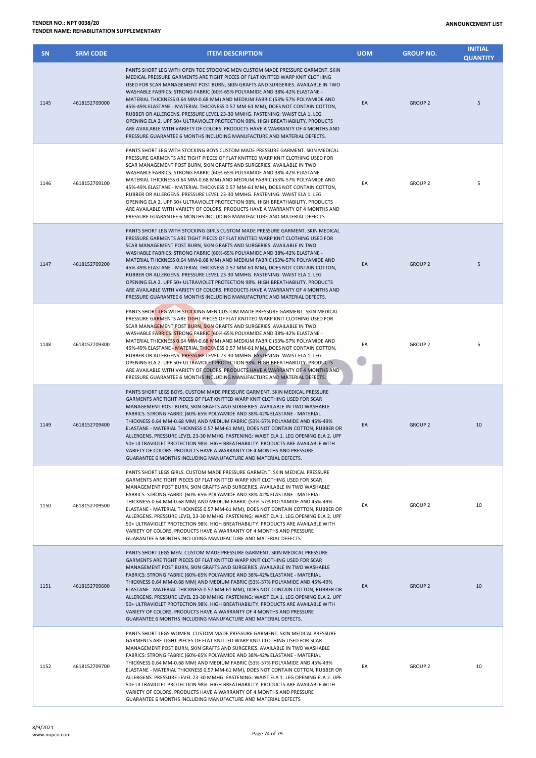**TENDER NO.: NPT 0038/20**
**TENDER NAME: REHABILITATION SUPPLEMENTARY**

**ANNOUNCEMENT LIST**

| SN | SRM CODE | ITEM DESCRIPTION | UOM | GROUP NO. | INITIAL QUANTITY |
|---|---|---|---|---|---|
| 1145 | 4618152709000 | PANTS SHORT LEG WITH OPEN TOE STOCKING MEN CUSTOM MADE PRESSURE GARMENT. SKIN MEDICAL PRESSURE GARMENTS ARE TIGHT PIECES OF FLAT KNITTED WARP KNIT CLOTHING USED FOR SCAR MANAGEMENT POST BURN, SKIN GRAFTS AND SURGERIES. AVAILABLE IN TWO WASHABLE FABRICS: STRONG FABRIC (60%-65% POLYAMIDE AND 38%-42% ELASTANE - MATERIAL THICKNESS 0.64 MM-0.68 MM) AND MEDIUM FABRIC (53%-57% POLYAMIDE AND 45%-49% ELASTANE - MATERIAL THICKNESS 0.57 MM-61 MM), DOES NOT CONTAIN COTTON, RUBBER OR ALLERGENS. PRESSURE LEVEL 23-30 MMHG. FASTENING: WAIST ELA 1. LEG OPENING ELA 2. UPF 50+ ULTRAVIOLET PROTECTION 98%. HIGH BREATHABILITY. PRODUCTS ARE AVAILABLE WITH VARIETY OF COLORS. PRODUCTS HAVE A WARRANTY OF 4 MONTHS AND PRESSURE GUARANTEE 6 MONTHS INCLUDING MANUFACTURE AND MATERIAL DEFECTS. | EA | GROUP 2 | 5 |
| 1146 | 4618152709100 | PANTS SHORT LEG WITH STOCKING BOYS CUSTOM MADE PRESSURE GARMENT. SKIN MEDICAL PRESSURE GARMENTS ARE TIGHT PIECES OF FLAT KNITTED WARP KNIT CLOTHING USED FOR SCAR MANAGEMENT POST BURN, SKIN GRAFTS AND SURGERIES. AVAILABLE IN TWO WASHABLE FABRICS: STRONG FABRIC (60%-65% POLYAMIDE AND 38%-42% ELASTANE - MATERIAL THICKNESS 0.64 MM-0.68 MM) AND MEDIUM FABRIC (53%-57% POLYAMIDE AND 45%-49% ELASTANE - MATERIAL THICKNESS 0.57 MM-61 MM), DOES NOT CONTAIN COTTON, RUBBER OR ALLERGENS. PRESSURE LEVEL 23-30 MMHG. FASTENING: WAIST ELA 1. LEG OPENING ELA 2. UPF 50+ ULTRAVIOLET PROTECTION 98%. HIGH BREATHABILITY. PRODUCTS ARE AVAILABLE WITH VARIETY OF COLORS. PRODUCTS HAVE A WARRANTY OF 4 MONTHS AND PRESSURE GUARANTEE 6 MONTHS INCLUDING MANUFACTURE AND MATERIAL DEFECTS. | EA | GROUP 2 | 5 |
| 1147 | 4618152709200 | PANTS SHORT LEG WITH STOCKING GIRLS CUSTOM MADE PRESSURE GARMENT. SKIN MEDICAL PRESSURE GARMENTS ARE TIGHT PIECES OF FLAT KNITTED WARP KNIT CLOTHING USED FOR SCAR MANAGEMENT POST BURN, SKIN GRAFTS AND SURGERIES. AVAILABLE IN TWO WASHABLE FABRICS: STRONG FABRIC (60%-65% POLYAMIDE AND 38%-42% ELASTANE - MATERIAL THICKNESS 0.64 MM-0.68 MM) AND MEDIUM FABRIC (53%-57% POLYAMIDE AND 45%-49% ELASTANE - MATERIAL THICKNESS 0.57 MM-61 MM), DOES NOT CONTAIN COTTON, RUBBER OR ALLERGENS. PRESSURE LEVEL 23-30 MMHG. FASTENING: WAIST ELA 1. LEG OPENING ELA 2. UPF 50+ ULTRAVIOLET PROTECTION 98%. HIGH BREATHABILITY. PRODUCTS ARE AVAILABLE WITH VARIETY OF COLORS. PRODUCTS HAVE A WARRANTY OF 4 MONTHS AND PRESSURE GUARANTEE 6 MONTHS INCLUDING MANUFACTURE AND MATERIAL DEFECTS. | EA | GROUP 2 | 5 |
| 1148 | 4618152709300 | PANTS SHORT LEG WITH STOCKING MEN CUSTOM MADE PRESSURE GARMENT. SKIN MEDICAL PRESSURE GARMENTS ARE TIGHT PIECES OF FLAT KNITTED WARP KNIT CLOTHING USED FOR SCAR MANAGEMENT POST BURN, SKIN GRAFTS AND SURGERIES. AVAILABLE IN TWO WASHABLE FABRICS: STRONG FABRIC (60%-65% POLYAMIDE AND 38%-42% ELASTANE - MATERIAL THICKNESS 0.64 MM-0.68 MM) AND MEDIUM FABRIC (53%-57% POLYAMIDE AND 45%-49% ELASTANE - MATERIAL THICKNESS 0.57 MM-61 MM), DOES NOT CONTAIN COTTON, RUBBER OR ALLERGENS. PRESSURE LEVEL 23-30 MMHG. FASTENING: WAIST ELA 1. LEG OPENING ELA 2. UPF 50+ ULTRAVIOLET PROTECTION 98%. HIGH BREATHABILITY. PRODUCTS ARE AVAILABLE WITH VARIETY OF COLORS. PRODUCTS HAVE A WARRANTY OF 4 MONTHS AND PRESSURE GUARANTEE 6 MONTHS INCLUDING MANUFACTURE AND MATERIAL DEFECTS. | EA | GROUP 2 | 5 |
| 1149 | 4618152709400 | PANTS SHORT LEGS BOYS. CUSTOM MADE PRESSURE GARMENT. SKIN MEDICAL PRESSURE GARMENTS ARE TIGHT PIECES OF FLAT KNITTED WARP KNIT CLOTHING USED FOR SCAR MANAGEMENT POST BURN, SKIN GRAFTS AND SURGERIES. AVAILABLE IN TWO WASHABLE FABRICS: STRONG FABRIC (60%-65% POLYAMIDE AND 38%-42% ELASTANE - MATERIAL THICKNESS 0.64 MM-0.68 MM) AND MEDIUM FABRIC (53%-57% POLYAMIDE AND 45%-49% ELASTANE - MATERIAL THICKNESS 0.57 MM-61 MM), DOES NOT CONTAIN COTTON, RUBBER OR ALLERGENS. PRESSURE LEVEL 23-30 MMHG. FASTENING: WAIST ELA 1. LEG OPENING ELA 2. UPF 50+ ULTRAVIOLET PROTECTION 98%. HIGH BREATHABILITY. PRODUCTS ARE AVAILABLE WITH VARIETY OF COLORS. PRODUCTS HAVE A WARRANTY OF 4 MONTHS AND PRESSURE GUARANTEE 6 MONTHS INCLUDING MANUFACTURE AND MATERIAL DEFECTS. | EA | GROUP 2 | 10 |
| 1150 | 4618152709500 | PANTS SHORT LEGS GIRLS. CUSTOM MADE PRESSURE GARMENT. SKIN MEDICAL PRESSURE GARMENTS ARE TIGHT PIECES OF FLAT KNITTED WARP KNIT CLOTHING USED FOR SCAR MANAGEMENT POST BURN, SKIN GRAFTS AND SURGERIES. AVAILABLE IN TWO WASHABLE FABRICS: STRONG FABRIC (60%-65% POLYAMIDE AND 38%-42% ELASTANE - MATERIAL THICKNESS 0.64 MM-0.68 MM) AND MEDIUM FABRIC (53%-57% POLYAMIDE AND 45%-49% ELASTANE - MATERIAL THICKNESS 0.57 MM-61 MM), DOES NOT CONTAIN COTTON, RUBBER OR ALLERGENS. PRESSURE LEVEL 23-30 MMHG. FASTENING: WAIST ELA 1. LEG OPENING ELA 2. UPF 50+ ULTRAVIOLET PROTECTION 98%. HIGH BREATHABILITY. PRODUCTS ARE AVAILABLE WITH VARIETY OF COLORS. PRODUCTS HAVE A WARRANTY OF 4 MONTHS AND PRESSURE GUARANTEE 6 MONTHS INCLUDING MANUFACTURE AND MATERIAL DEFECTS. | EA | GROUP 2 | 10 |
| 1151 | 4618152709600 | PANTS SHORT LEGS MEN. CUSTOM MADE PRESSURE GARMENT. SKIN MEDICAL PRESSURE GARMENTS ARE TIGHT PIECES OF FLAT KNITTED WARP KNIT CLOTHING USED FOR SCAR MANAGEMENT POST BURN, SKIN GRAFTS AND SURGERIES. AVAILABLE IN TWO WASHABLE FABRICS: STRONG FABRIC (60%-65% POLYAMIDE AND 38%-42% ELASTANE - MATERIAL THICKNESS 0.64 MM-0.68 MM) AND MEDIUM FABRIC (53%-57% POLYAMIDE AND 45%-49% ELASTANE - MATERIAL THICKNESS 0.57 MM-61 MM), DOES NOT CONTAIN COTTON, RUBBER OR ALLERGENS. PRESSURE LEVEL 23-30 MMHG. FASTENING: WAIST ELA 1. LEG OPENING ELA 2. UPF 50+ ULTRAVIOLET PROTECTION 98%. HIGH BREATHABILITY. PRODUCTS ARE AVAILABLE WITH VARIETY OF COLORS. PRODUCTS HAVE A WARRANTY OF 4 MONTHS AND PRESSURE GUARANTEE 6 MONTHS INCLUDING MANUFACTURE AND MATERIAL DEFECTS. | EA | GROUP 2 | 10 |
| 1152 | 4618152709700 | PANTS SHORT LEGS WOMEN. CUSTOM MADE PRESSURE GARMENT. SKIN MEDICAL PRESSURE GARMENTS ARE TIGHT PIECES OF FLAT KNITTED WARP KNIT CLOTHING USED FOR SCAR MANAGEMENT POST BURN, SKIN GRAFTS AND SURGERIES. AVAILABLE IN TWO WASHABLE FABRICS: STRONG FABRIC (60%-65% POLYAMIDE AND 38%-42% ELASTANE - MATERIAL THICKNESS 0.64 MM-0.68 MM) AND MEDIUM FABRIC (53%-57% POLYAMIDE AND 45%-49% ELASTANE - MATERIAL THICKNESS 0.57 MM-61 MM), DOES NOT CONTAIN COTTON, RUBBER OR ALLERGENS. PRESSURE LEVEL 23-30 MMHG. FASTENING: WAIST ELA 1. LEG OPENING ELA 2. UPF 50+ ULTRAVIOLET PROTECTION 98%. HIGH BREATHABILITY. PRODUCTS ARE AVAILABLE WITH VARIETY OF COLORS. PRODUCTS HAVE A WARRANTY OF 4 MONTHS AND PRESSURE GUARANTEE 6 MONTHS INCLUDING MANUFACTURE AND MATERIAL DEFECTS | EA | GROUP 2 | 10 |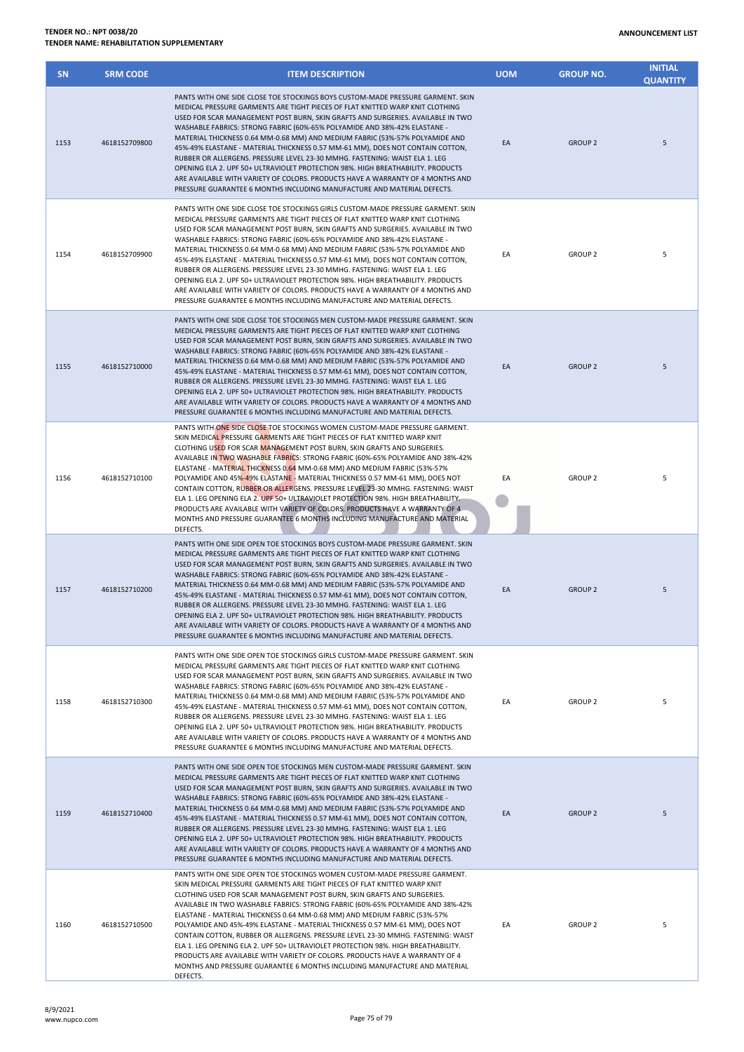| SN | SRM CODE | ITEM DESCRIPTION | UOM | GROUP NO. | INITIAL QUANTITY |
|---|---|---|---|---|---|
| 1153 | 4618152709800 | PANTS WITH ONE SIDE CLOSE TOE STOCKINGS BOYS CUSTOM-MADE PRESSURE GARMENT. SKIN MEDICAL PRESSURE GARMENTS ARE TIGHT PIECES OF FLAT KNITTED WARP KNIT CLOTHING USED FOR SCAR MANAGEMENT POST BURN, SKIN GRAFTS AND SURGERIES. AVAILABLE IN TWO WASHABLE FABRICS: STRONG FABRIC (60%-65% POLYAMIDE AND 38%-42% ELASTANE - MATERIAL THICKNESS 0.64 MM-0.68 MM) AND MEDIUM FABRIC (53%-57% POLYAMIDE AND 45%-49% ELASTANE - MATERIAL THICKNESS 0.57 MM-61 MM), DOES NOT CONTAIN COTTON, RUBBER OR ALLERGENS. PRESSURE LEVEL 23-30 MMHG. FASTENING: WAIST ELA 1. LEG OPENING ELA 2. UPF 50+ ULTRAVIOLET PROTECTION 98%. HIGH BREATHABILITY. PRODUCTS ARE AVAILABLE WITH VARIETY OF COLORS. PRODUCTS HAVE A WARRANTY OF 4 MONTHS AND PRESSURE GUARANTEE 6 MONTHS INCLUDING MANUFACTURE AND MATERIAL DEFECTS. | EA | GROUP 2 | 5 |
| 1154 | 4618152709900 | PANTS WITH ONE SIDE CLOSE TOE STOCKINGS GIRLS CUSTOM-MADE PRESSURE GARMENT. SKIN MEDICAL PRESSURE GARMENTS ARE TIGHT PIECES OF FLAT KNITTED WARP KNIT CLOTHING USED FOR SCAR MANAGEMENT POST BURN, SKIN GRAFTS AND SURGERIES. AVAILABLE IN TWO WASHABLE FABRICS: STRONG FABRIC (60%-65% POLYAMIDE AND 38%-42% ELASTANE - MATERIAL THICKNESS 0.64 MM-0.68 MM) AND MEDIUM FABRIC (53%-57% POLYAMIDE AND 45%-49% ELASTANE - MATERIAL THICKNESS 0.57 MM-61 MM), DOES NOT CONTAIN COTTON, RUBBER OR ALLERGENS. PRESSURE LEVEL 23-30 MMHG. FASTENING: WAIST ELA 1. LEG OPENING ELA 2. UPF 50+ ULTRAVIOLET PROTECTION 98%. HIGH BREATHABILITY. PRODUCTS ARE AVAILABLE WITH VARIETY OF COLORS. PRODUCTS HAVE A WARRANTY OF 4 MONTHS AND PRESSURE GUARANTEE 6 MONTHS INCLUDING MANUFACTURE AND MATERIAL DEFECTS. | EA | GROUP 2 | 5 |
| 1155 | 4618152710000 | PANTS WITH ONE SIDE CLOSE TOE STOCKINGS MEN CUSTOM-MADE PRESSURE GARMENT. SKIN MEDICAL PRESSURE GARMENTS ARE TIGHT PIECES OF FLAT KNITTED WARP KNIT CLOTHING USED FOR SCAR MANAGEMENT POST BURN, SKIN GRAFTS AND SURGERIES. AVAILABLE IN TWO WASHABLE FABRICS: STRONG FABRIC (60%-65% POLYAMIDE AND 38%-42% ELASTANE - MATERIAL THICKNESS 0.64 MM-0.68 MM) AND MEDIUM FABRIC (53%-57% POLYAMIDE AND 45%-49% ELASTANE - MATERIAL THICKNESS 0.57 MM-61 MM), DOES NOT CONTAIN COTTON, RUBBER OR ALLERGENS. PRESSURE LEVEL 23-30 MMHG. FASTENING: WAIST ELA 1. LEG OPENING ELA 2. UPF 50+ ULTRAVIOLET PROTECTION 98%. HIGH BREATHABILITY. PRODUCTS ARE AVAILABLE WITH VARIETY OF COLORS. PRODUCTS HAVE A WARRANTY OF 4 MONTHS AND PRESSURE GUARANTEE 6 MONTHS INCLUDING MANUFACTURE AND MATERIAL DEFECTS. | EA | GROUP 2 | 5 |
| 1156 | 4618152710100 | PANTS WITH ONE SIDE CLOSE TOE STOCKINGS WOMEN CUSTOM-MADE PRESSURE GARMENT. SKIN MEDICAL PRESSURE GARMENTS ARE TIGHT PIECES OF FLAT KNITTED WARP KNIT CLOTHING USED FOR SCAR MANAGEMENT POST BURN, SKIN GRAFTS AND SURGERIES. AVAILABLE IN TWO WASHABLE FABRICS: STRONG FABRIC (60%-65% POLYAMIDE AND 38%-42% ELASTANE - MATERIAL THICKNESS 0.64 MM-0.68 MM) AND MEDIUM FABRIC (53%-57% POLYAMIDE AND 45%-49% ELASTANE - MATERIAL THICKNESS 0.57 MM-61 MM), DOES NOT CONTAIN COTTON, RUBBER OR ALLERGENS. PRESSURE LEVEL 23-30 MMHG. FASTENING: WAIST ELA 1. LEG OPENING ELA 2. UPF 50+ ULTRAVIOLET PROTECTION 98%. HIGH BREATHABILITY. PRODUCTS ARE AVAILABLE WITH VARIETY OF COLORS. PRODUCTS HAVE A WARRANTY OF 4 MONTHS AND PRESSURE GUARANTEE 6 MONTHS INCLUDING MANUFACTURE AND MATERIAL DEFECTS. | EA | GROUP 2 | 5 |
| 1157 | 4618152710200 | PANTS WITH ONE SIDE OPEN TOE STOCKINGS BOYS CUSTOM-MADE PRESSURE GARMENT. SKIN MEDICAL PRESSURE GARMENTS ARE TIGHT PIECES OF FLAT KNITTED WARP KNIT CLOTHING USED FOR SCAR MANAGEMENT POST BURN, SKIN GRAFTS AND SURGERIES. AVAILABLE IN TWO WASHABLE FABRICS: STRONG FABRIC (60%-65% POLYAMIDE AND 38%-42% ELASTANE - MATERIAL THICKNESS 0.64 MM-0.68 MM) AND MEDIUM FABRIC (53%-57% POLYAMIDE AND 45%-49% ELASTANE - MATERIAL THICKNESS 0.57 MM-61 MM), DOES NOT CONTAIN COTTON, RUBBER OR ALLERGENS. PRESSURE LEVEL 23-30 MMHG. FASTENING: WAIST ELA 1. LEG OPENING ELA 2. UPF 50+ ULTRAVIOLET PROTECTION 98%. HIGH BREATHABILITY. PRODUCTS ARE AVAILABLE WITH VARIETY OF COLORS. PRODUCTS HAVE A WARRANTY OF 4 MONTHS AND PRESSURE GUARANTEE 6 MONTHS INCLUDING MANUFACTURE AND MATERIAL DEFECTS. | EA | GROUP 2 | 5 |
| 1158 | 4618152710300 | PANTS WITH ONE SIDE OPEN TOE STOCKINGS GIRLS CUSTOM-MADE PRESSURE GARMENT. SKIN MEDICAL PRESSURE GARMENTS ARE TIGHT PIECES OF FLAT KNITTED WARP KNIT CLOTHING USED FOR SCAR MANAGEMENT POST BURN, SKIN GRAFTS AND SURGERIES. AVAILABLE IN TWO WASHABLE FABRICS: STRONG FABRIC (60%-65% POLYAMIDE AND 38%-42% ELASTANE - MATERIAL THICKNESS 0.64 MM-0.68 MM) AND MEDIUM FABRIC (53%-57% POLYAMIDE AND 45%-49% ELASTANE - MATERIAL THICKNESS 0.57 MM-61 MM), DOES NOT CONTAIN COTTON, RUBBER OR ALLERGENS. PRESSURE LEVEL 23-30 MMHG. FASTENING: WAIST ELA 1. LEG OPENING ELA 2. UPF 50+ ULTRAVIOLET PROTECTION 98%. HIGH BREATHABILITY. PRODUCTS ARE AVAILABLE WITH VARIETY OF COLORS. PRODUCTS HAVE A WARRANTY OF 4 MONTHS AND PRESSURE GUARANTEE 6 MONTHS INCLUDING MANUFACTURE AND MATERIAL DEFECTS. | EA | GROUP 2 | 5 |
| 1159 | 4618152710400 | PANTS WITH ONE SIDE OPEN TOE STOCKINGS MEN CUSTOM-MADE PRESSURE GARMENT. SKIN MEDICAL PRESSURE GARMENTS ARE TIGHT PIECES OF FLAT KNITTED WARP KNIT CLOTHING USED FOR SCAR MANAGEMENT POST BURN, SKIN GRAFTS AND SURGERIES. AVAILABLE IN TWO WASHABLE FABRICS: STRONG FABRIC (60%-65% POLYAMIDE AND 38%-42% ELASTANE - MATERIAL THICKNESS 0.64 MM-0.68 MM) AND MEDIUM FABRIC (53%-57% POLYAMIDE AND 45%-49% ELASTANE - MATERIAL THICKNESS 0.57 MM-61 MM), DOES NOT CONTAIN COTTON, RUBBER OR ALLERGENS. PRESSURE LEVEL 23-30 MMHG. FASTENING: WAIST ELA 1. LEG OPENING ELA 2. UPF 50+ ULTRAVIOLET PROTECTION 98%. HIGH BREATHABILITY. PRODUCTS ARE AVAILABLE WITH VARIETY OF COLORS. PRODUCTS HAVE A WARRANTY OF 4 MONTHS AND PRESSURE GUARANTEE 6 MONTHS INCLUDING MANUFACTURE AND MATERIAL DEFECTS. | EA | GROUP 2 | 5 |
| 1160 | 4618152710500 | PANTS WITH ONE SIDE OPEN TOE STOCKINGS WOMEN CUSTOM-MADE PRESSURE GARMENT. SKIN MEDICAL PRESSURE GARMENTS ARE TIGHT PIECES OF FLAT KNITTED WARP KNIT CLOTHING USED FOR SCAR MANAGEMENT POST BURN, SKIN GRAFTS AND SURGERIES. AVAILABLE IN TWO WASHABLE FABRICS: STRONG FABRIC (60%-65% POLYAMIDE AND 38%-42% ELASTANE - MATERIAL THICKNESS 0.64 MM-0.68 MM) AND MEDIUM FABRIC (53%-57% POLYAMIDE AND 45%-49% ELASTANE - MATERIAL THICKNESS 0.57 MM-61 MM), DOES NOT CONTAIN COTTON, RUBBER OR ALLERGENS. PRESSURE LEVEL 23-30 MMHG. FASTENING: WAIST ELA 1. LEG OPENING ELA 2. UPF 50+ ULTRAVIOLET PROTECTION 98%. HIGH BREATHABILITY. PRODUCTS ARE AVAILABLE WITH VARIETY OF COLORS. PRODUCTS HAVE A WARRANTY OF 4 MONTHS AND PRESSURE GUARANTEE 6 MONTHS INCLUDING MANUFACTURE AND MATERIAL DEFECTS. | EA | GROUP 2 | 5 |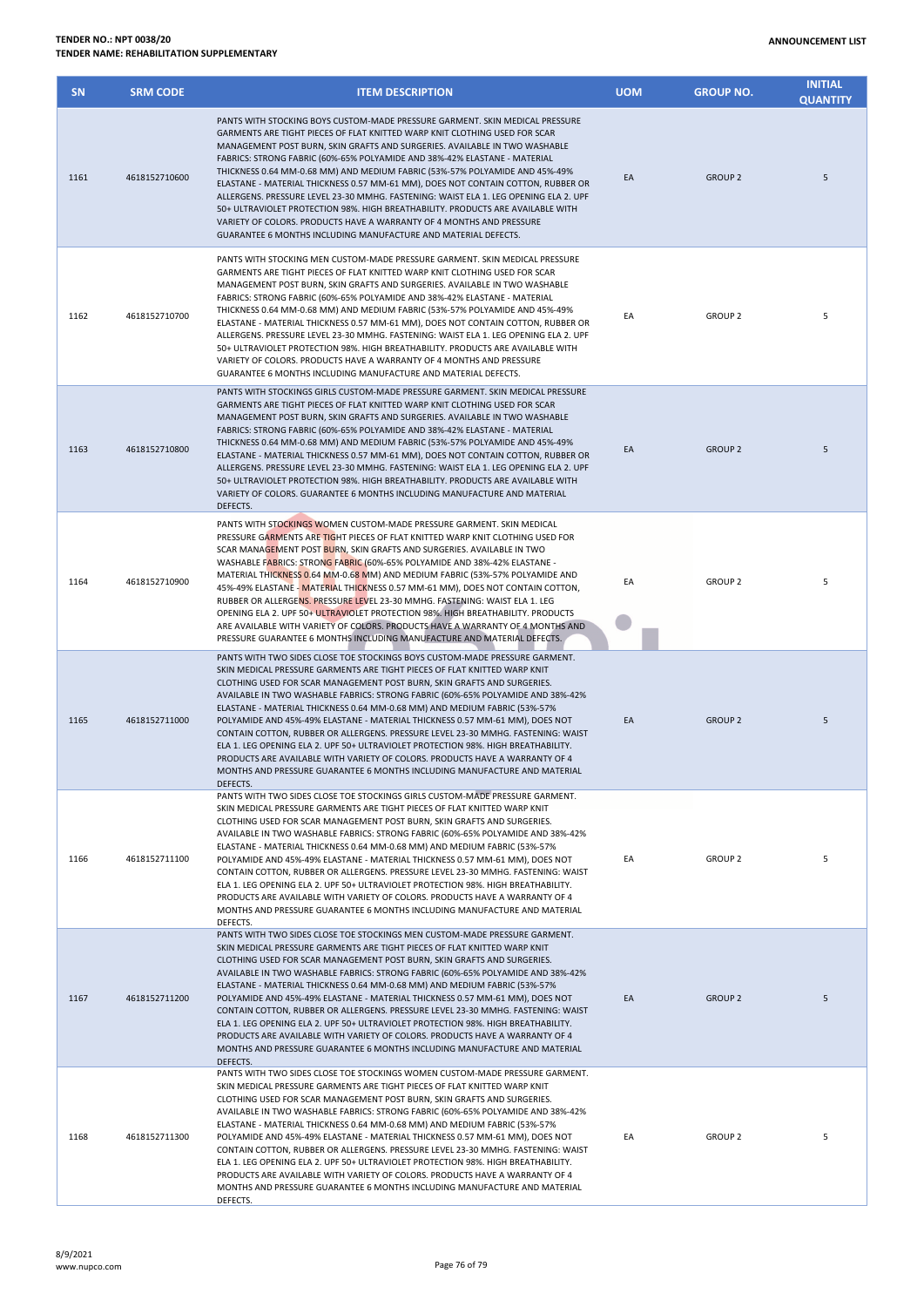| SN | SRM CODE | ITEM DESCRIPTION | UOM | GROUP NO. | INITIAL QUANTITY |
|---|---|---|---|---|---|
| 1161 | 4618152710600 | PANTS WITH STOCKING BOYS CUSTOM-MADE PRESSURE GARMENT. SKIN MEDICAL PRESSURE GARMENTS ARE TIGHT PIECES OF FLAT KNITTED WARP KNIT CLOTHING USED FOR SCAR MANAGEMENT POST BURN, SKIN GRAFTS AND SURGERIES. AVAILABLE IN TWO WASHABLE FABRICS: STRONG FABRIC (60%-65% POLYAMIDE AND 38%-42% ELASTANE - MATERIAL THICKNESS 0.64 MM-0.68 MM) AND MEDIUM FABRIC (53%-57% POLYAMIDE AND 45%-49% ELASTANE - MATERIAL THICKNESS 0.57 MM-61 MM), DOES NOT CONTAIN COTTON, RUBBER OR ALLERGENS. PRESSURE LEVEL 23-30 MMHG. FASTENING: WAIST ELA 1. LEG OPENING ELA 2. UPF 50+ ULTRAVIOLET PROTECTION 98%. HIGH BREATHABILITY. PRODUCTS ARE AVAILABLE WITH VARIETY OF COLORS. PRODUCTS HAVE A WARRANTY OF 4 MONTHS AND PRESSURE GUARANTEE 6 MONTHS INCLUDING MANUFACTURE AND MATERIAL DEFECTS. | EA | GROUP 2 | 5 |
| 1162 | 4618152710700 | PANTS WITH STOCKING MEN CUSTOM-MADE PRESSURE GARMENT. SKIN MEDICAL PRESSURE GARMENTS ARE TIGHT PIECES OF FLAT KNITTED WARP KNIT CLOTHING USED FOR SCAR MANAGEMENT POST BURN, SKIN GRAFTS AND SURGERIES. AVAILABLE IN TWO WASHABLE FABRICS: STRONG FABRIC (60%-65% POLYAMIDE AND 38%-42% ELASTANE - MATERIAL THICKNESS 0.64 MM-0.68 MM) AND MEDIUM FABRIC (53%-57% POLYAMIDE AND 45%-49% ELASTANE - MATERIAL THICKNESS 0.57 MM-61 MM), DOES NOT CONTAIN COTTON, RUBBER OR ALLERGENS. PRESSURE LEVEL 23-30 MMHG. FASTENING: WAIST ELA 1. LEG OPENING ELA 2. UPF 50+ ULTRAVIOLET PROTECTION 98%. HIGH BREATHABILITY. PRODUCTS ARE AVAILABLE WITH VARIETY OF COLORS. PRODUCTS HAVE A WARRANTY OF 4 MONTHS AND PRESSURE GUARANTEE 6 MONTHS INCLUDING MANUFACTURE AND MATERIAL DEFECTS. | EA | GROUP 2 | 5 |
| 1163 | 4618152710800 | PANTS WITH STOCKINGS GIRLS CUSTOM-MADE PRESSURE GARMENT. SKIN MEDICAL PRESSURE GARMENTS ARE TIGHT PIECES OF FLAT KNITTED WARP KNIT CLOTHING USED FOR SCAR MANAGEMENT POST BURN, SKIN GRAFTS AND SURGERIES. AVAILABLE IN TWO WASHABLE FABRICS: STRONG FABRIC (60%-65% POLYAMIDE AND 38%-42% ELASTANE - MATERIAL THICKNESS 0.64 MM-0.68 MM) AND MEDIUM FABRIC (53%-57% POLYAMIDE AND 45%-49% ELASTANE - MATERIAL THICKNESS 0.57 MM-61 MM), DOES NOT CONTAIN COTTON, RUBBER OR ALLERGENS. PRESSURE LEVEL 23-30 MMHG. FASTENING: WAIST ELA 1. LEG OPENING ELA 2. UPF 50+ ULTRAVIOLET PROTECTION 98%. HIGH BREATHABILITY. PRODUCTS ARE AVAILABLE WITH VARIETY OF COLORS. GUARANTEE 6 MONTHS INCLUDING MANUFACTURE AND MATERIAL DEFECTS. | EA | GROUP 2 | 5 |
| 1164 | 4618152710900 | PANTS WITH STOCKINGS WOMEN CUSTOM-MADE PRESSURE GARMENT. SKIN MEDICAL PRESSURE GARMENTS ARE TIGHT PIECES OF FLAT KNITTED WARP KNIT CLOTHING USED FOR SCAR MANAGEMENT POST BURN, SKIN GRAFTS AND SURGERIES. AVAILABLE IN TWO WASHABLE FABRICS: STRONG FABRIC (60%-65% POLYAMIDE AND 38%-42% ELASTANE - MATERIAL THICKNESS 0.64 MM-0.68 MM) AND MEDIUM FABRIC (53%-57% POLYAMIDE AND 45%-49% ELASTANE - MATERIAL THICKNESS 0.57 MM-61 MM), DOES NOT CONTAIN COTTON, RUBBER OR ALLERGENS. PRESSURE LEVEL 23-30 MMHG. FASTENING: WAIST ELA 1. LEG OPENING ELA 2. UPF 50+ ULTRAVIOLET PROTECTION 98%. HIGH BREATHABILITY. PRODUCTS ARE AVAILABLE WITH VARIETY OF COLORS. PRODUCTS HAVE A WARRANTY OF 4 MONTHS AND PRESSURE GUARANTEE 6 MONTHS INCLUDING MANUFACTURE AND MATERIAL DEFECTS. | EA | GROUP 2 | 5 |
| 1165 | 4618152711000 | PANTS WITH TWO SIDES CLOSE TOE STOCKINGS BOYS CUSTOM-MADE PRESSURE GARMENT. SKIN MEDICAL PRESSURE GARMENTS ARE TIGHT PIECES OF FLAT KNITTED WARP KNIT CLOTHING USED FOR SCAR MANAGEMENT POST BURN, SKIN GRAFTS AND SURGERIES. AVAILABLE IN TWO WASHABLE FABRICS: STRONG FABRIC (60%-65% POLYAMIDE AND 38%-42% ELASTANE - MATERIAL THICKNESS 0.64 MM-0.68 MM) AND MEDIUM FABRIC (53%-57% POLYAMIDE AND 45%-49% ELASTANE - MATERIAL THICKNESS 0.57 MM-61 MM), DOES NOT CONTAIN COTTON, RUBBER OR ALLERGENS. PRESSURE LEVEL 23-30 MMHG. FASTENING: WAIST ELA 1. LEG OPENING ELA 2. UPF 50+ ULTRAVIOLET PROTECTION 98%. HIGH BREATHABILITY. PRODUCTS ARE AVAILABLE WITH VARIETY OF COLORS. PRODUCTS HAVE A WARRANTY OF 4 MONTHS AND PRESSURE GUARANTEE 6 MONTHS INCLUDING MANUFACTURE AND MATERIAL DEFECTS. | EA | GROUP 2 | 5 |
| 1166 | 4618152711100 | PANTS WITH TWO SIDES CLOSE TOE STOCKINGS GIRLS CUSTOM-MADE PRESSURE GARMENT. SKIN MEDICAL PRESSURE GARMENTS ARE TIGHT PIECES OF FLAT KNITTED WARP KNIT CLOTHING USED FOR SCAR MANAGEMENT POST BURN, SKIN GRAFTS AND SURGERIES. AVAILABLE IN TWO WASHABLE FABRICS: STRONG FABRIC (60%-65% POLYAMIDE AND 38%-42% ELASTANE - MATERIAL THICKNESS 0.64 MM-0.68 MM) AND MEDIUM FABRIC (53%-57% POLYAMIDE AND 45%-49% ELASTANE - MATERIAL THICKNESS 0.57 MM-61 MM), DOES NOT CONTAIN COTTON, RUBBER OR ALLERGENS. PRESSURE LEVEL 23-30 MMHG. FASTENING: WAIST ELA 1. LEG OPENING ELA 2. UPF 50+ ULTRAVIOLET PROTECTION 98%. HIGH BREATHABILITY. PRODUCTS ARE AVAILABLE WITH VARIETY OF COLORS. PRODUCTS HAVE A WARRANTY OF 4 MONTHS AND PRESSURE GUARANTEE 6 MONTHS INCLUDING MANUFACTURE AND MATERIAL DEFECTS. | EA | GROUP 2 | 5 |
| 1167 | 4618152711200 | PANTS WITH TWO SIDES CLOSE TOE STOCKINGS MEN CUSTOM-MADE PRESSURE GARMENT. SKIN MEDICAL PRESSURE GARMENTS ARE TIGHT PIECES OF FLAT KNITTED WARP KNIT CLOTHING USED FOR SCAR MANAGEMENT POST BURN, SKIN GRAFTS AND SURGERIES. AVAILABLE IN TWO WASHABLE FABRICS: STRONG FABRIC (60%-65% POLYAMIDE AND 38%-42% ELASTANE - MATERIAL THICKNESS 0.64 MM-0.68 MM) AND MEDIUM FABRIC (53%-57% POLYAMIDE AND 45%-49% ELASTANE - MATERIAL THICKNESS 0.57 MM-61 MM), DOES NOT CONTAIN COTTON, RUBBER OR ALLERGENS. PRESSURE LEVEL 23-30 MMHG. FASTENING: WAIST ELA 1. LEG OPENING ELA 2. UPF 50+ ULTRAVIOLET PROTECTION 98%. HIGH BREATHABILITY. PRODUCTS ARE AVAILABLE WITH VARIETY OF COLORS. PRODUCTS HAVE A WARRANTY OF 4 MONTHS AND PRESSURE GUARANTEE 6 MONTHS INCLUDING MANUFACTURE AND MATERIAL DEFECTS. | EA | GROUP 2 | 5 |
| 1168 | 4618152711300 | PANTS WITH TWO SIDES CLOSE TOE STOCKINGS WOMEN CUSTOM-MADE PRESSURE GARMENT. SKIN MEDICAL PRESSURE GARMENTS ARE TIGHT PIECES OF FLAT KNITTED WARP KNIT CLOTHING USED FOR SCAR MANAGEMENT POST BURN, SKIN GRAFTS AND SURGERIES. AVAILABLE IN TWO WASHABLE FABRICS: STRONG FABRIC (60%-65% POLYAMIDE AND 38%-42% ELASTANE - MATERIAL THICKNESS 0.64 MM-0.68 MM) AND MEDIUM FABRIC (53%-57% POLYAMIDE AND 45%-49% ELASTANE - MATERIAL THICKNESS 0.57 MM-61 MM), DOES NOT CONTAIN COTTON, RUBBER OR ALLERGENS. PRESSURE LEVEL 23-30 MMHG. FASTENING: WAIST ELA 1. LEG OPENING ELA 2. UPF 50+ ULTRAVIOLET PROTECTION 98%. HIGH BREATHABILITY. PRODUCTS ARE AVAILABLE WITH VARIETY OF COLORS. PRODUCTS HAVE A WARRANTY OF 4 MONTHS AND PRESSURE GUARANTEE 6 MONTHS INCLUDING MANUFACTURE AND MATERIAL DEFECTS. | EA | GROUP 2 | 5 |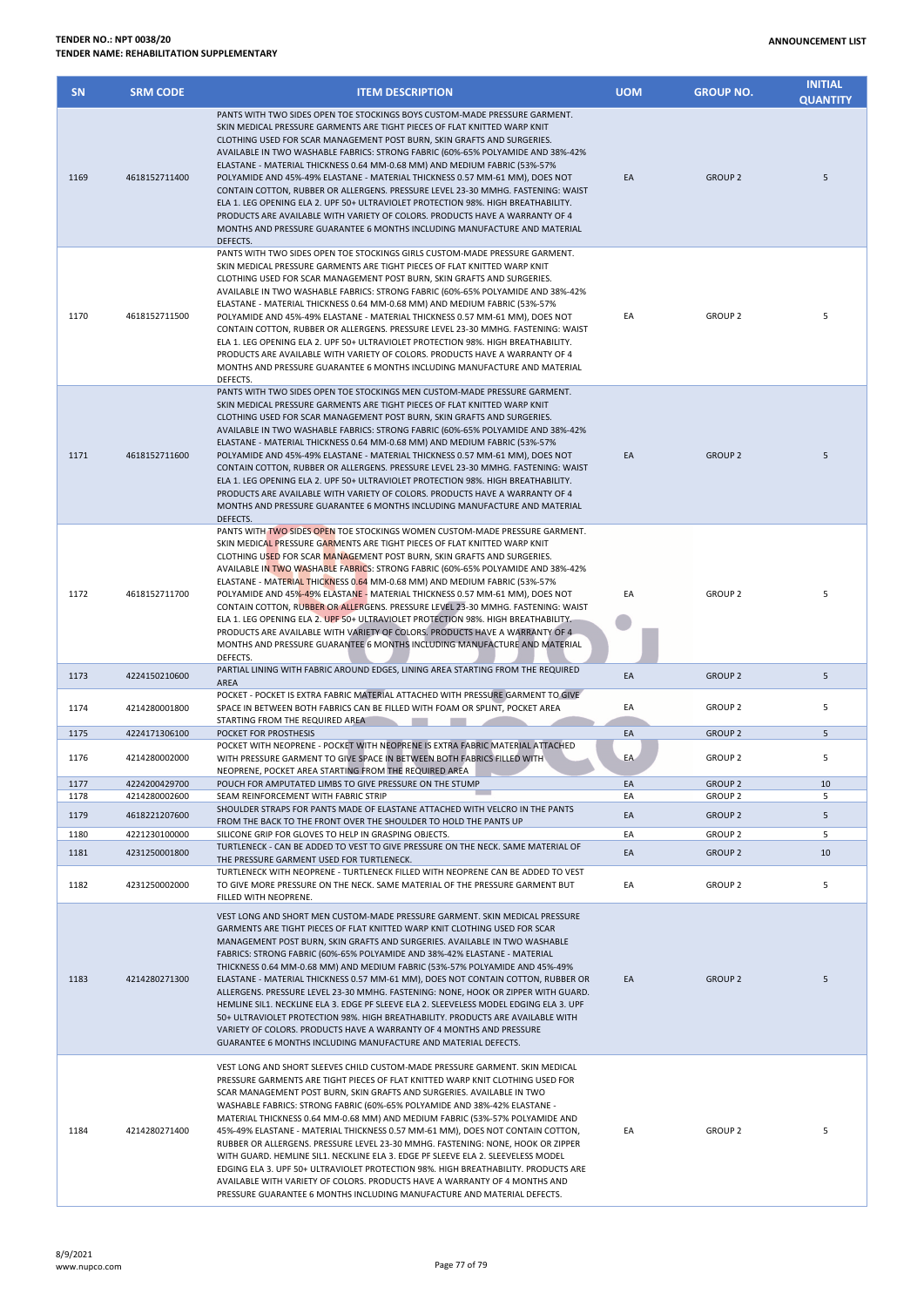| SN | SRM CODE | ITEM DESCRIPTION | UOM | GROUP NO. | INITIAL QUANTITY |
|---|---|---|---|---|---|
| 1169 | 4618152711400 | PANTS WITH TWO SIDES OPEN TOE STOCKINGS BOYS CUSTOM-MADE PRESSURE GARMENT. SKIN MEDICAL PRESSURE GARMENTS ARE TIGHT PIECES OF FLAT KNITTED WARP KNIT CLOTHING USED FOR SCAR MANAGEMENT POST BURN, SKIN GRAFTS AND SURGERIES. AVAILABLE IN TWO WASHABLE FABRICS: STRONG FABRIC (60%-65% POLYAMIDE AND 38%-42% ELASTANE - MATERIAL THICKNESS 0.64 MM-0.68 MM) AND MEDIUM FABRIC (53%-57% POLYAMIDE AND 45%-49% ELASTANE - MATERIAL THICKNESS 0.57 MM-61 MM), DOES NOT CONTAIN COTTON, RUBBER OR ALLERGENS. PRESSURE LEVEL 23-30 MMHG. FASTENING: WAIST ELA 1. LEG OPENING ELA 2. UPF 50+ ULTRAVIOLET PROTECTION 98%. HIGH BREATHABILITY. PRODUCTS ARE AVAILABLE WITH VARIETY OF COLORS. PRODUCTS HAVE A WARRANTY OF 4 MONTHS AND PRESSURE GUARANTEE 6 MONTHS INCLUDING MANUFACTURE AND MATERIAL DEFECTS. | EA | GROUP 2 | 5 |
| 1170 | 4618152711500 | PANTS WITH TWO SIDES OPEN TOE STOCKINGS GIRLS CUSTOM-MADE PRESSURE GARMENT. SKIN MEDICAL PRESSURE GARMENTS ARE TIGHT PIECES OF FLAT KNITTED WARP KNIT CLOTHING USED FOR SCAR MANAGEMENT POST BURN, SKIN GRAFTS AND SURGERIES. AVAILABLE IN TWO WASHABLE FABRICS: STRONG FABRIC (60%-65% POLYAMIDE AND 38%-42% ELASTANE - MATERIAL THICKNESS 0.64 MM-0.68 MM) AND MEDIUM FABRIC (53%-57% POLYAMIDE AND 45%-49% ELASTANE - MATERIAL THICKNESS 0.57 MM-61 MM), DOES NOT CONTAIN COTTON, RUBBER OR ALLERGENS. PRESSURE LEVEL 23-30 MMHG. FASTENING: WAIST ELA 1. LEG OPENING ELA 2. UPF 50+ ULTRAVIOLET PROTECTION 98%. HIGH BREATHABILITY. PRODUCTS ARE AVAILABLE WITH VARIETY OF COLORS. PRODUCTS HAVE A WARRANTY OF 4 MONTHS AND PRESSURE GUARANTEE 6 MONTHS INCLUDING MANUFACTURE AND MATERIAL DEFECTS. | EA | GROUP 2 | 5 |
| 1171 | 4618152711600 | PANTS WITH TWO SIDES OPEN TOE STOCKINGS MEN CUSTOM-MADE PRESSURE GARMENT. SKIN MEDICAL PRESSURE GARMENTS ARE TIGHT PIECES OF FLAT KNITTED WARP KNIT CLOTHING USED FOR SCAR MANAGEMENT POST BURN, SKIN GRAFTS AND SURGERIES. AVAILABLE IN TWO WASHABLE FABRICS: STRONG FABRIC (60%-65% POLYAMIDE AND 38%-42% ELASTANE - MATERIAL THICKNESS 0.64 MM-0.68 MM) AND MEDIUM FABRIC (53%-57% POLYAMIDE AND 45%-49% ELASTANE - MATERIAL THICKNESS 0.57 MM-61 MM), DOES NOT CONTAIN COTTON, RUBBER OR ALLERGENS. PRESSURE LEVEL 23-30 MMHG. FASTENING: WAIST ELA 1. LEG OPENING ELA 2. UPF 50+ ULTRAVIOLET PROTECTION 98%. HIGH BREATHABILITY. PRODUCTS ARE AVAILABLE WITH VARIETY OF COLORS. PRODUCTS HAVE A WARRANTY OF 4 MONTHS AND PRESSURE GUARANTEE 6 MONTHS INCLUDING MANUFACTURE AND MATERIAL DEFECTS. | EA | GROUP 2 | 5 |
| 1172 | 4618152711700 | PANTS WITH TWO SIDES OPEN TOE STOCKINGS WOMEN CUSTOM-MADE PRESSURE GARMENT. SKIN MEDICAL PRESSURE GARMENTS ARE TIGHT PIECES OF FLAT KNITTED WARP KNIT CLOTHING USED FOR SCAR MANAGEMENT POST BURN, SKIN GRAFTS AND SURGERIES. AVAILABLE IN TWO WASHABLE FABRICS: STRONG FABRIC (60%-65% POLYAMIDE AND 38%-42% ELASTANE - MATERIAL THICKNESS 0.64 MM-0.68 MM) AND MEDIUM FABRIC (53%-57% POLYAMIDE AND 45%-49% ELASTANE - MATERIAL THICKNESS 0.57 MM-61 MM), DOES NOT CONTAIN COTTON, RUBBER OR ALLERGENS. PRESSURE LEVEL 23-30 MMHG. FASTENING: WAIST ELA 1. LEG OPENING ELA 2. UPF 50+ ULTRAVIOLET PROTECTION 98%. HIGH BREATHABILITY. PRODUCTS ARE AVAILABLE WITH VARIETY OF COLORS. PRODUCTS HAVE A WARRANTY OF 4 MONTHS AND PRESSURE GUARANTEE 6 MONTHS INCLUDING MANUFACTURE AND MATERIAL DEFECTS. | EA | GROUP 2 | 5 |
| 1173 | 4224150210600 | PARTIAL LINING WITH FABRIC AROUND EDGES, LINING AREA STARTING FROM THE REQUIRED AREA | EA | GROUP 2 | 5 |
| 1174 | 4214280001800 | POCKET - POCKET IS EXTRA FABRIC MATERIAL ATTACHED WITH PRESSURE GARMENT TO GIVE SPACE IN BETWEEN BOTH FABRICS CAN BE FILLED WITH FOAM OR SPLINT, POCKET AREA STARTING FROM THE REQUIRED AREA | EA | GROUP 2 | 5 |
| 1175 | 4224171306100 | POCKET FOR PROSTHESIS | EA | GROUP 2 | 5 |
| 1176 | 4214280002000 | POCKET WITH NEOPRENE - POCKET WITH NEOPRENE IS EXTRA FABRIC MATERIAL ATTACHED WITH PRESSURE GARMENT TO GIVE SPACE IN BETWEEN BOTH FABRICS FILLED WITH NEOPRENE, POCKET AREA STARTING FROM THE REQUIRED AREA | EA | GROUP 2 | 5 |
| 1177 | 4224200429700 | POUCH FOR AMPUTATED LIMBS TO GIVE PRESSURE ON THE STUMP | EA | GROUP 2 | 10 |
| 1178 | 4214280002600 | SEAM REINFORCEMENT WITH FABRIC STRIP | EA | GROUP 2 | 5 |
| 1179 | 4618221207600 | SHOULDER STRAPS FOR PANTS MADE OF ELASTANE ATTACHED WITH VELCRO IN THE PANTS FROM THE BACK TO THE FRONT OVER THE SHOULDER TO HOLD THE PANTS UP | EA | GROUP 2 | 5 |
| 1180 | 4221230100000 | SILICONE GRIP FOR GLOVES TO HELP IN GRASPING OBJECTS. | EA | GROUP 2 | 5 |
| 1181 | 4231250001800 | TURTLENECK - CAN BE ADDED TO VEST TO GIVE PRESSURE ON THE NECK. SAME MATERIAL OF THE PRESSURE GARMENT USED FOR TURTLENECK. | EA | GROUP 2 | 10 |
| 1182 | 4231250002000 | TURTLENECK WITH NEOPRENE - TURTLENECK FILLED WITH NEOPRENE CAN BE ADDED TO VEST TO GIVE MORE PRESSURE ON THE NECK. SAME MATERIAL OF THE PRESSURE GARMENT BUT FILLED WITH NEOPRENE. | EA | GROUP 2 | 5 |
| 1183 | 4214280271300 | VEST LONG AND SHORT MEN CUSTOM-MADE PRESSURE GARMENT. SKIN MEDICAL PRESSURE GARMENTS ARE TIGHT PIECES OF FLAT KNITTED WARP KNIT CLOTHING USED FOR SCAR MANAGEMENT POST BURN, SKIN GRAFTS AND SURGERIES. AVAILABLE IN TWO WASHABLE FABRICS: STRONG FABRIC (60%-65% POLYAMIDE AND 38%-42% ELASTANE - MATERIAL THICKNESS 0.64 MM-0.68 MM) AND MEDIUM FABRIC (53%-57% POLYAMIDE AND 45%-49% ELASTANE - MATERIAL THICKNESS 0.57 MM-61 MM), DOES NOT CONTAIN COTTON, RUBBER OR ALLERGENS. PRESSURE LEVEL 23-30 MMHG. FASTENING: NONE, HOOK OR ZIPPER WITH GUARD. HEMLINE SIL1. NECKLINE ELA 3. EDGE PF SLEEVE ELA 2. SLEEVELESS MODEL EDGING ELA 3. UPF 50+ ULTRAVIOLET PROTECTION 98%. HIGH BREATHABILITY. PRODUCTS ARE AVAILABLE WITH VARIETY OF COLORS. PRODUCTS HAVE A WARRANTY OF 4 MONTHS AND PRESSURE GUARANTEE 6 MONTHS INCLUDING MANUFACTURE AND MATERIAL DEFECTS. | EA | GROUP 2 | 5 |
| 1184 | 4214280271400 | VEST LONG AND SHORT SLEEVES CHILD CUSTOM-MADE PRESSURE GARMENT. SKIN MEDICAL PRESSURE GARMENTS ARE TIGHT PIECES OF FLAT KNITTED WARP KNIT CLOTHING USED FOR SCAR MANAGEMENT POST BURN, SKIN GRAFTS AND SURGERIES. AVAILABLE IN TWO WASHABLE FABRICS: STRONG FABRIC (60%-65% POLYAMIDE AND 38%-42% ELASTANE - MATERIAL THICKNESS 0.64 MM-0.68 MM) AND MEDIUM FABRIC (53%-57% POLYAMIDE AND 45%-49% ELASTANE - MATERIAL THICKNESS 0.57 MM-61 MM), DOES NOT CONTAIN COTTON, RUBBER OR ALLERGENS. PRESSURE LEVEL 23-30 MMHG. FASTENING: NONE, HOOK OR ZIPPER WITH GUARD. HEMLINE SIL1. NECKLINE ELA 3. EDGE PF SLEEVE ELA 2. SLEEVELESS MODEL EDGING ELA 3. UPF 50+ ULTRAVIOLET PROTECTION 98%. HIGH BREATHABILITY. PRODUCTS ARE AVAILABLE WITH VARIETY OF COLORS. PRODUCTS HAVE A WARRANTY OF 4 MONTHS AND PRESSURE GUARANTEE 6 MONTHS INCLUDING MANUFACTURE AND MATERIAL DEFECTS. | EA | GROUP 2 | 5 |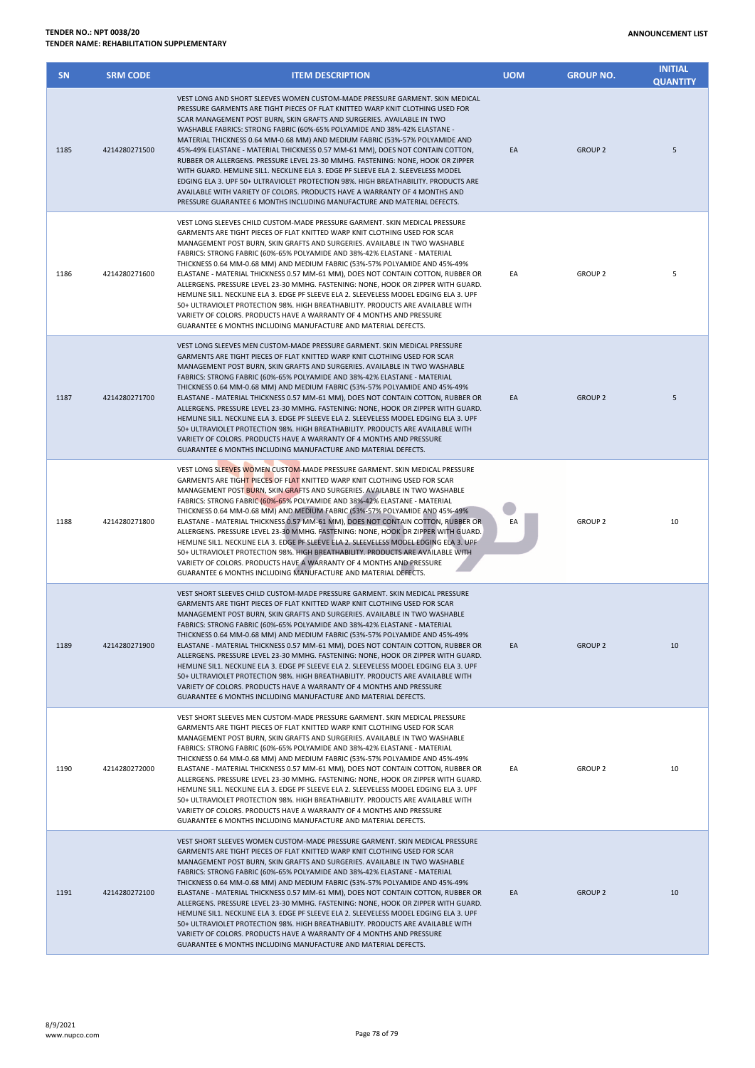**TENDER NO.: NPT 0038/20**
**TENDER NAME: REHABILITATION SUPPLEMENTARY**

**ANNOUNCEMENT LIST**

| SN | SRM CODE | ITEM DESCRIPTION | UOM | GROUP NO. | INITIAL QUANTITY |
|---|---|---|---|---|---|
| 1185 | 4214280271500 | VEST LONG AND SHORT SLEEVES WOMEN CUSTOM-MADE PRESSURE GARMENT. SKIN MEDICAL PRESSURE GARMENTS ARE TIGHT PIECES OF FLAT KNITTED WARP KNIT CLOTHING USED FOR SCAR MANAGEMENT POST BURN, SKIN GRAFTS AND SURGERIES. AVAILABLE IN TWO WASHABLE FABRICS: STRONG FABRIC (60%-65% POLYAMIDE AND 38%-42% ELASTANE - MATERIAL THICKNESS 0.64 MM-0.68 MM) AND MEDIUM FABRIC (53%-57% POLYAMIDE AND 45%-49% ELASTANE - MATERIAL THICKNESS 0.57 MM-61 MM), DOES NOT CONTAIN COTTON, RUBBER OR ALLERGENS. PRESSURE LEVEL 23-30 MMHG. FASTENING: NONE, HOOK OR ZIPPER WITH GUARD. HEMLINE SIL1. NECKLINE ELA 3. EDGE PF SLEEVE ELA 2. SLEEVELESS MODEL EDGING ELA 3. UPF 50+ ULTRAVIOLET PROTECTION 98%. HIGH BREATHABILITY. PRODUCTS ARE AVAILABLE WITH VARIETY OF COLORS. PRODUCTS HAVE A WARRANTY OF 4 MONTHS AND PRESSURE GUARANTEE 6 MONTHS INCLUDING MANUFACTURE AND MATERIAL DEFECTS. | EA | GROUP 2 | 5 |
| 1186 | 4214280271600 | VEST LONG SLEEVES CHILD CUSTOM-MADE PRESSURE GARMENT. SKIN MEDICAL PRESSURE GARMENTS ARE TIGHT PIECES OF FLAT KNITTED WARP KNIT CLOTHING USED FOR SCAR MANAGEMENT POST BURN, SKIN GRAFTS AND SURGERIES. AVAILABLE IN TWO WASHABLE FABRICS: STRONG FABRIC (60%-65% POLYAMIDE AND 38%-42% ELASTANE - MATERIAL THICKNESS 0.64 MM-0.68 MM) AND MEDIUM FABRIC (53%-57% POLYAMIDE AND 45%-49% ELASTANE - MATERIAL THICKNESS 0.57 MM-61 MM), DOES NOT CONTAIN COTTON, RUBBER OR ALLERGENS. PRESSURE LEVEL 23-30 MMHG. FASTENING: NONE, HOOK OR ZIPPER WITH GUARD. HEMLINE SIL1. NECKLINE ELA 3. EDGE PF SLEEVE ELA 2. SLEEVELESS MODEL EDGING ELA 3. UPF 50+ ULTRAVIOLET PROTECTION 98%. HIGH BREATHABILITY. PRODUCTS ARE AVAILABLE WITH VARIETY OF COLORS. PRODUCTS HAVE A WARRANTY OF 4 MONTHS AND PRESSURE GUARANTEE 6 MONTHS INCLUDING MANUFACTURE AND MATERIAL DEFECTS. | EA | GROUP 2 | 5 |
| 1187 | 4214280271700 | VEST LONG SLEEVES MEN CUSTOM-MADE PRESSURE GARMENT. SKIN MEDICAL PRESSURE GARMENTS ARE TIGHT PIECES OF FLAT KNITTED WARP KNIT CLOTHING USED FOR SCAR MANAGEMENT POST BURN, SKIN GRAFTS AND SURGERIES. AVAILABLE IN TWO WASHABLE FABRICS: STRONG FABRIC (60%-65% POLYAMIDE AND 38%-42% ELASTANE - MATERIAL THICKNESS 0.64 MM-0.68 MM) AND MEDIUM FABRIC (53%-57% POLYAMIDE AND 45%-49% ELASTANE - MATERIAL THICKNESS 0.57 MM-61 MM), DOES NOT CONTAIN COTTON, RUBBER OR ALLERGENS. PRESSURE LEVEL 23-30 MMHG. FASTENING: NONE, HOOK OR ZIPPER WITH GUARD. HEMLINE SIL1. NECKLINE ELA 3. EDGE PF SLEEVE ELA 2. SLEEVELESS MODEL EDGING ELA 3. UPF 50+ ULTRAVIOLET PROTECTION 98%. HIGH BREATHABILITY. PRODUCTS ARE AVAILABLE WITH VARIETY OF COLORS. PRODUCTS HAVE A WARRANTY OF 4 MONTHS AND PRESSURE GUARANTEE 6 MONTHS INCLUDING MANUFACTURE AND MATERIAL DEFECTS. | EA | GROUP 2 | 5 |
| 1188 | 4214280271800 | VEST LONG SLEEVES WOMEN CUSTOM-MADE PRESSURE GARMENT. SKIN MEDICAL PRESSURE GARMENTS ARE TIGHT PIECES OF FLAT KNITTED WARP KNIT CLOTHING USED FOR SCAR MANAGEMENT POST BURN, SKIN GRAFTS AND SURGERIES. AVAILABLE IN TWO WASHABLE FABRICS: STRONG FABRIC (60%-65% POLYAMIDE AND 38%-42% ELASTANE - MATERIAL THICKNESS 0.64 MM-0.68 MM) AND MEDIUM FABRIC (53%-57% POLYAMIDE AND 45%-49% ELASTANE - MATERIAL THICKNESS 0.57 MM-61 MM), DOES NOT CONTAIN COTTON, RUBBER OR ALLERGENS. PRESSURE LEVEL 23-30 MMHG. FASTENING: NONE, HOOK OR ZIPPER WITH GUARD. HEMLINE SIL1. NECKLINE ELA 3. EDGE PF SLEEVE ELA 2. SLEEVELESS MODEL EDGING ELA 3. UPF 50+ ULTRAVIOLET PROTECTION 98%. HIGH BREATHABILITY. PRODUCTS ARE AVAILABLE WITH VARIETY OF COLORS. PRODUCTS HAVE A WARRANTY OF 4 MONTHS AND PRESSURE GUARANTEE 6 MONTHS INCLUDING MANUFACTURE AND MATERIAL DEFECTS. | EA | GROUP 2 | 10 |
| 1189 | 4214280271900 | VEST SHORT SLEEVES CHILD CUSTOM-MADE PRESSURE GARMENT. SKIN MEDICAL PRESSURE GARMENTS ARE TIGHT PIECES OF FLAT KNITTED WARP KNIT CLOTHING USED FOR SCAR MANAGEMENT POST BURN, SKIN GRAFTS AND SURGERIES. AVAILABLE IN TWO WASHABLE FABRICS: STRONG FABRIC (60%-65% POLYAMIDE AND 38%-42% ELASTANE - MATERIAL THICKNESS 0.64 MM-0.68 MM) AND MEDIUM FABRIC (53%-57% POLYAMIDE AND 45%-49% ELASTANE - MATERIAL THICKNESS 0.57 MM-61 MM), DOES NOT CONTAIN COTTON, RUBBER OR ALLERGENS. PRESSURE LEVEL 23-30 MMHG. FASTENING: NONE, HOOK OR ZIPPER WITH GUARD. HEMLINE SIL1. NECKLINE ELA 3. EDGE PF SLEEVE ELA 2. SLEEVELESS MODEL EDGING ELA 3. UPF 50+ ULTRAVIOLET PROTECTION 98%. HIGH BREATHABILITY. PRODUCTS ARE AVAILABLE WITH VARIETY OF COLORS. PRODUCTS HAVE A WARRANTY OF 4 MONTHS AND PRESSURE GUARANTEE 6 MONTHS INCLUDING MANUFACTURE AND MATERIAL DEFECTS. | EA | GROUP 2 | 10 |
| 1190 | 4214280272000 | VEST SHORT SLEEVES MEN CUSTOM-MADE PRESSURE GARMENT. SKIN MEDICAL PRESSURE GARMENTS ARE TIGHT PIECES OF FLAT KNITTED WARP KNIT CLOTHING USED FOR SCAR MANAGEMENT POST BURN, SKIN GRAFTS AND SURGERIES. AVAILABLE IN TWO WASHABLE FABRICS: STRONG FABRIC (60%-65% POLYAMIDE AND 38%-42% ELASTANE - MATERIAL THICKNESS 0.64 MM-0.68 MM) AND MEDIUM FABRIC (53%-57% POLYAMIDE AND 45%-49% ELASTANE - MATERIAL THICKNESS 0.57 MM-61 MM), DOES NOT CONTAIN COTTON, RUBBER OR ALLERGENS. PRESSURE LEVEL 23-30 MMHG. FASTENING: NONE, HOOK OR ZIPPER WITH GUARD. HEMLINE SIL1. NECKLINE ELA 3. EDGE PF SLEEVE ELA 2. SLEEVELESS MODEL EDGING ELA 3. UPF 50+ ULTRAVIOLET PROTECTION 98%. HIGH BREATHABILITY. PRODUCTS ARE AVAILABLE WITH VARIETY OF COLORS. PRODUCTS HAVE A WARRANTY OF 4 MONTHS AND PRESSURE GUARANTEE 6 MONTHS INCLUDING MANUFACTURE AND MATERIAL DEFECTS. | EA | GROUP 2 | 10 |
| 1191 | 4214280272100 | VEST SHORT SLEEVES WOMEN CUSTOM-MADE PRESSURE GARMENT. SKIN MEDICAL PRESSURE GARMENTS ARE TIGHT PIECES OF FLAT KNITTED WARP KNIT CLOTHING USED FOR SCAR MANAGEMENT POST BURN, SKIN GRAFTS AND SURGERIES. AVAILABLE IN TWO WASHABLE FABRICS: STRONG FABRIC (60%-65% POLYAMIDE AND 38%-42% ELASTANE - MATERIAL THICKNESS 0.64 MM-0.68 MM) AND MEDIUM FABRIC (53%-57% POLYAMIDE AND 45%-49% ELASTANE - MATERIAL THICKNESS 0.57 MM-61 MM), DOES NOT CONTAIN COTTON, RUBBER OR ALLERGENS. PRESSURE LEVEL 23-30 MMHG. FASTENING: NONE, HOOK OR ZIPPER WITH GUARD. HEMLINE SIL1. NECKLINE ELA 3. EDGE PF SLEEVE ELA 2. SLEEVELESS MODEL EDGING ELA 3. UPF 50+ ULTRAVIOLET PROTECTION 98%. HIGH BREATHABILITY. PRODUCTS ARE AVAILABLE WITH VARIETY OF COLORS. PRODUCTS HAVE A WARRANTY OF 4 MONTHS AND PRESSURE GUARANTEE 6 MONTHS INCLUDING MANUFACTURE AND MATERIAL DEFECTS. | EA | GROUP 2 | 10 |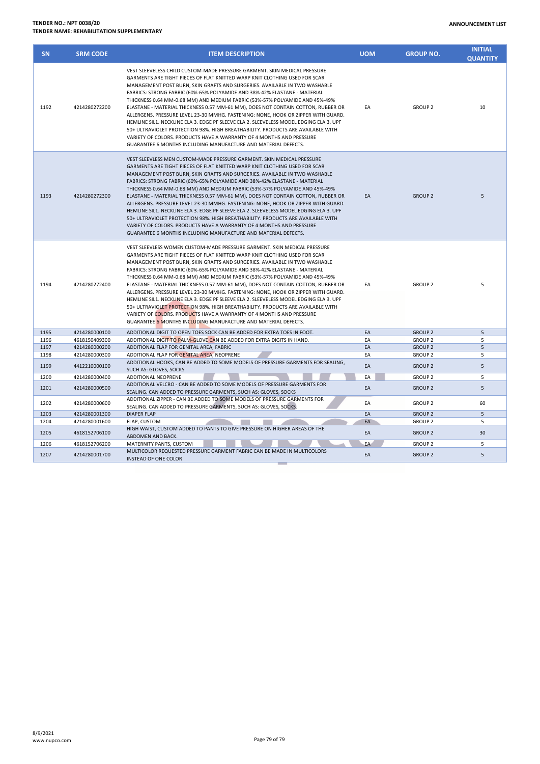**TENDER NO.: NPT 0038/20**
**TENDER NAME: REHABILITATION SUPPLEMENTARY**

**ANNOUNCEMENT LIST**

| SN | SRM CODE | ITEM DESCRIPTION | UOM | GROUP NO. | INITIAL QUANTITY |
|---|---|---|---|---|---|
| 1192 | 4214280272200 | VEST SLEEVELESS CHILD CUSTOM-MADE PRESSURE GARMENT. SKIN MEDICAL PRESSURE GARMENTS ARE TIGHT PIECES OF FLAT KNITTED WARP KNIT CLOTHING USED FOR SCAR MANAGEMENT POST BURN, SKIN GRAFTS AND SURGERIES. AVAILABLE IN TWO WASHABLE FABRICS: STRONG FABRIC (60%-65% POLYAMIDE AND 38%-42% ELASTANE - MATERIAL THICKNESS 0.64 MM-0.68 MM) AND MEDIUM FABRIC (53%-57% POLYAMIDE AND 45%-49% ELASTANE - MATERIAL THICKNESS 0.57 MM-61 MM), DOES NOT CONTAIN COTTON, RUBBER OR ALLERGENS. PRESSURE LEVEL 23-30 MMHG. FASTENING: NONE, HOOK OR ZIPPER WITH GUARD. HEMLINE SIL1. NECKLINE ELA 3. EDGE PF SLEEVE ELA 2. SLEEVELESS MODEL EDGING ELA 3. UPF 50+ ULTRAVIOLET PROTECTION 98%. HIGH BREATHABILITY. PRODUCTS ARE AVAILABLE WITH VARIETY OF COLORS. PRODUCTS HAVE A WARRANTY OF 4 MONTHS AND PRESSURE GUARANTEE 6 MONTHS INCLUDING MANUFACTURE AND MATERIAL DEFECTS. | EA | GROUP 2 | 10 |
| 1193 | 4214280272300 | VEST SLEEVLESS MEN CUSTOM-MADE PRESSURE GARMENT. SKIN MEDICAL PRESSURE GARMENTS ARE TIGHT PIECES OF FLAT KNITTED WARP KNIT CLOTHING USED FOR SCAR MANAGEMENT POST BURN, SKIN GRAFTS AND SURGERIES. AVAILABLE IN TWO WASHABLE FABRICS: STRONG FABRIC (60%-65% POLYAMIDE AND 38%-42% ELASTANE - MATERIAL THICKNESS 0.64 MM-0.68 MM) AND MEDIUM FABRIC (53%-57% POLYAMIDE AND 45%-49% ELASTANE - MATERIAL THICKNESS 0.57 MM-61 MM), DOES NOT CONTAIN COTTON, RUBBER OR ALLERGENS. PRESSURE LEVEL 23-30 MMHG. FASTENING: NONE, HOOK OR ZIPPER WITH GUARD. HEMLINE SIL1. NECKLINE ELA 3. EDGE PF SLEEVE ELA 2. SLEEVELESS MODEL EDGING ELA 3. UPF 50+ ULTRAVIOLET PROTECTION 98%. HIGH BREATHABILITY. PRODUCTS ARE AVAILABLE WITH VARIETY OF COLORS. PRODUCTS HAVE A WARRANTY OF 4 MONTHS AND PRESSURE GUARANTEE 6 MONTHS INCLUDING MANUFACTURE AND MATERIAL DEFECTS. | EA | GROUP 2 | 5 |
| 1194 | 4214280272400 | VEST SLEEVLESS WOMEN CUSTOM-MADE PRESSURE GARMENT. SKIN MEDICAL PRESSURE GARMENTS ARE TIGHT PIECES OF FLAT KNITTED WARP KNIT CLOTHING USED FOR SCAR MANAGEMENT POST BURN, SKIN GRAFTS AND SURGERIES. AVAILABLE IN TWO WASHABLE FABRICS: STRONG FABRIC (60%-65% POLYAMIDE AND 38%-42% ELASTANE - MATERIAL THICKNESS 0.64 MM-0.68 MM) AND MEDIUM FABRIC (53%-57% POLYAMIDE AND 45%-49% ELASTANE - MATERIAL THICKNESS 0.57 MM-61 MM), DOES NOT CONTAIN COTTON, RUBBER OR ALLERGENS. PRESSURE LEVEL 23-30 MMHG. FASTENING: NONE, HOOK OR ZIPPER WITH GUARD. HEMLINE SIL1. NECKLINE ELA 3. EDGE PF SLEEVE ELA 2. SLEEVELESS MODEL EDGING ELA 3. UPF 50+ ULTRAVIOLET PROTECTION 98%. HIGH BREATHABILITY. PRODUCTS ARE AVAILABLE WITH VARIETY OF COLORS. PRODUCTS HAVE A WARRANTY OF 4 MONTHS AND PRESSURE GUARANTEE 6 MONTHS INCLUDING MANUFACTURE AND MATERIAL DEFECTS. | EA | GROUP 2 | 5 |
| 1195 | 4214280000100 | ADDITIONAL DIGIT TO OPEN TOES SOCK CAN BE ADDED FOR EXTRA TOES IN FOOT. | EA | GROUP 2 | 5 |
| 1196 | 4618150409300 | ADDITIONAL DIGIT TO PALM-GLOVE CAN BE ADDED FOR EXTRA DIGITS IN HAND. | EA | GROUP 2 | 5 |
| 1197 | 4214280000200 | ADDITIONAL FLAP FOR GENITAL AREA, FABRIC | EA | GROUP 2 | 5 |
| 1198 | 4214280000300 | ADDITIONAL FLAP FOR GENITAL AREA, NEOPRENE | EA | GROUP 2 | 5 |
| 1199 | 4412210000100 | ADDITIONAL HOOKS, CAN BE ADDED TO SOME MODELS OF PRESSURE GARMENTS FOR SEALING, SUCH AS: GLOVES, SOCKS | EA | GROUP 2 | 5 |
| 1200 | 4214280000400 | ADDITIONAL NEOPRENE | EA | GROUP 2 | 5 |
| 1201 | 4214280000500 | ADDITIONAL VELCRO - CAN BE ADDED TO SOME MODELS OF PRESSURE GARMENTS FOR SEALING. CAN ADDED TO PRESSURE GARMENTS, SUCH AS: GLOVES, SOCKS | EA | GROUP 2 | 5 |
| 1202 | 4214280000600 | ADDITIONAL ZIPPER - CAN BE ADDED TO SOME MODELS OF PRESSURE GARMENTS FOR SEALING. CAN ADDED TO PRESSURE GARMENTS, SUCH AS: GLOVES, SOCKS. | EA | GROUP 2 | 60 |
| 1203 | 4214280001300 | DIAPER FLAP | EA | GROUP 2 | 5 |
| 1204 | 4214280001600 | FLAP, CUSTOM | EA | GROUP 2 | 5 |
| 1205 | 4618152706100 | HIGH WAIST, CUSTOM ADDED TO PANTS TO GIVE PRESSURE ON HIGHER AREAS OF THE ABDOMEN AND BACK. | EA | GROUP 2 | 30 |
| 1206 | 4618152706200 | MATERNITY PANTS, CUSTOM | EA | GROUP 2 | 5 |
| 1207 | 4214280001700 | MULTICOLOR REQUESTED PRESSURE GARMENT FABRIC CAN BE MADE IN MULTICOLORS INSTEAD OF ONE COLOR | EA | GROUP 2 | 5 |

8/9/2021
www.nupco.com